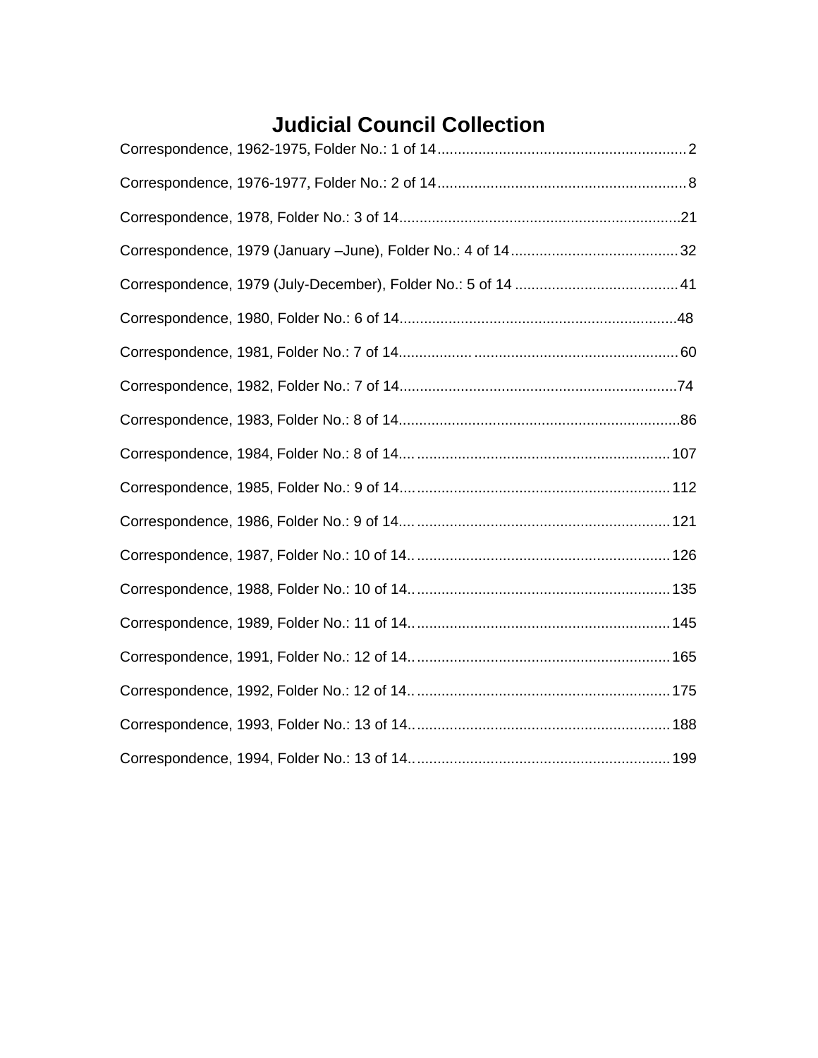# Judicial Council Collection

Correspondence, 1962-1975, Folder No.: 1 of 14 .......... 2

Correspondence, 1976-1977, Folder No.: 2 of 14 .......... 8

Correspondence, 1978, Folder No.: 3 of 14 .......... 21

Correspondence, 1979 (January –June), Folder No.: 4 of 14 .......... 32

Correspondence, 1979 (July-December), Folder No.: 5 of 14 .......... 41

Correspondence, 1980, Folder No.: 6 of 14 .......... 48

Correspondence, 1981, Folder No.: 7 of 14 .......... 60

Correspondence, 1982, Folder No.: 7 of 14 .......... 74

Correspondence, 1983, Folder No.: 8 of 14 .......... 86

Correspondence, 1984, Folder No.: 8 of 14 .......... 107

Correspondence, 1985, Folder No.: 9 of 14 .......... 112

Correspondence, 1986, Folder No.: 9 of 14 .......... 121

Correspondence, 1987, Folder No.: 10 of 14 .......... 126

Correspondence, 1988, Folder No.: 10 of 14 .......... 135

Correspondence, 1989, Folder No.: 11 of 14 .......... 145

Correspondence, 1991, Folder No.: 12 of 14 .......... 165

Correspondence, 1992, Folder No.: 12 of 14 .......... 175

Correspondence, 1993, Folder No.: 13 of 14 .......... 188

Correspondence, 1994, Folder No.: 13 of 14 .......... 199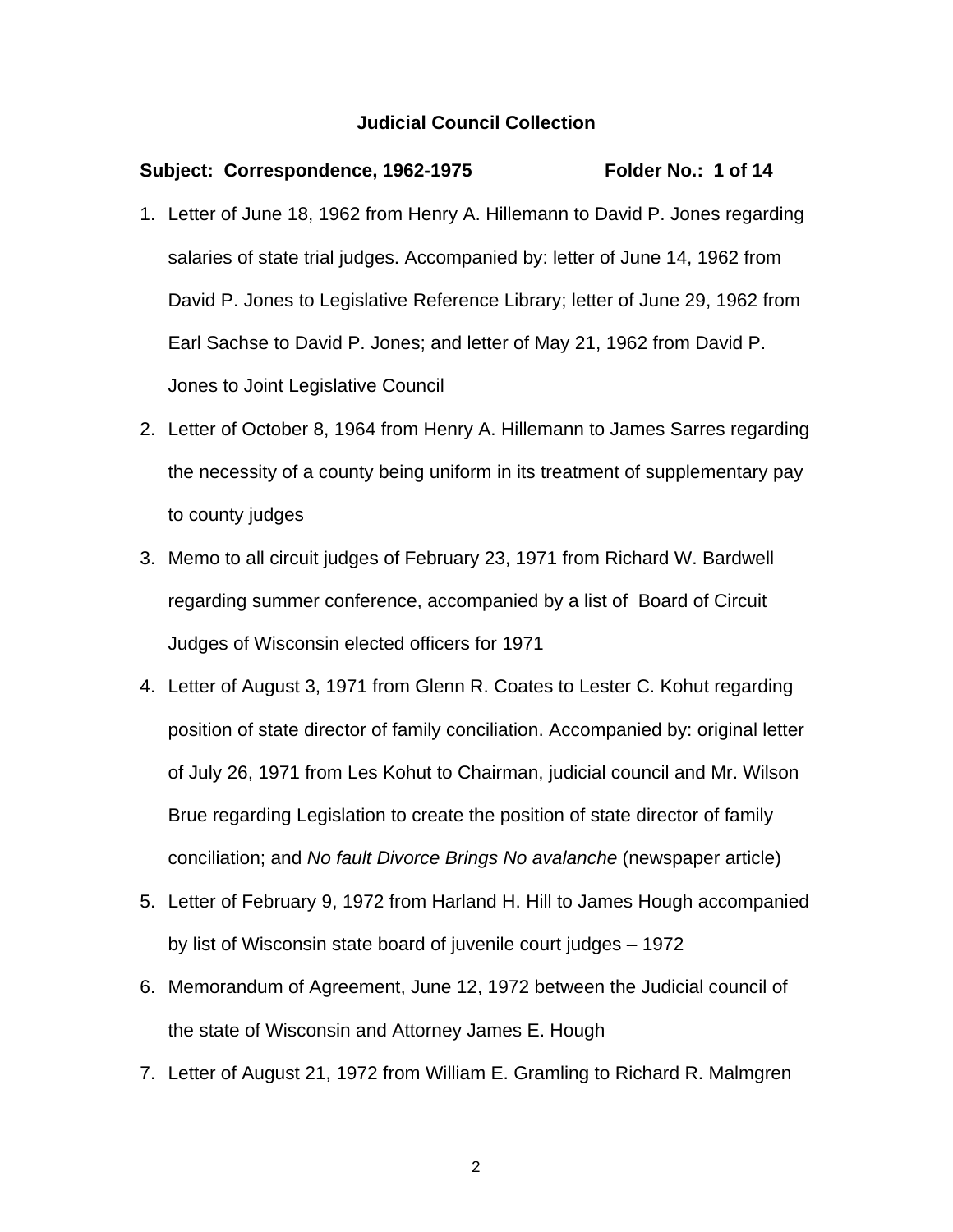**Judicial Council Collection**

**Subject: Correspondence, 1962-1975** **Folder No.: 1 of 14**

1. Letter of June 18, 1962 from Henry A. Hillemann to David P. Jones regarding salaries of state trial judges. Accompanied by: letter of June 14, 1962 from David P. Jones to Legislative Reference Library; letter of June 29, 1962 from Earl Sachse to David P. Jones; and letter of May 21, 1962 from David P. Jones to Joint Legislative Council
2. Letter of October 8, 1964 from Henry A. Hillemann to James Sarres regarding the necessity of a county being uniform in its treatment of supplementary pay to county judges
3. Memo to all circuit judges of February 23, 1971 from Richard W. Bardwell regarding summer conference, accompanied by a list of Board of Circuit Judges of Wisconsin elected officers for 1971
4. Letter of August 3, 1971 from Glenn R. Coates to Lester C. Kohut regarding position of state director of family conciliation. Accompanied by: original letter of July 26, 1971 from Les Kohut to Chairman, judicial council and Mr. Wilson Brue regarding Legislation to create the position of state director of family conciliation; and *No fault Divorce Brings No avalanche* (newspaper article)
5. Letter of February 9, 1972 from Harland H. Hill to James Hough accompanied by list of Wisconsin state board of juvenile court judges – 1972
6. Memorandum of Agreement, June 12, 1972 between the Judicial council of the state of Wisconsin and Attorney James E. Hough
7. Letter of August 21, 1972 from William E. Gramling to Richard R. Malmgren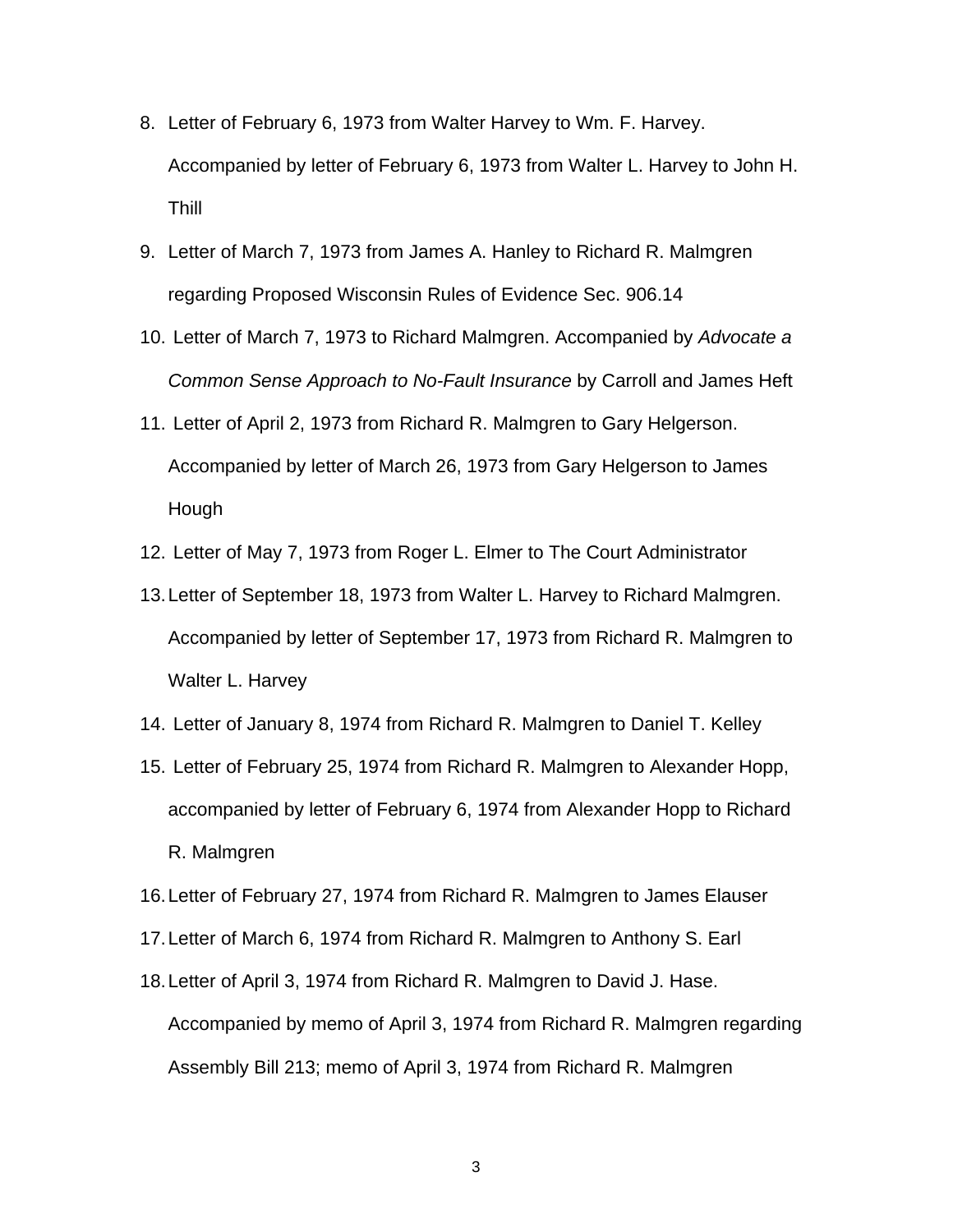8. Letter of February 6, 1973 from Walter Harvey to Wm. F. Harvey. Accompanied by letter of February 6, 1973 from Walter L. Harvey to John H. Thill
9. Letter of March 7, 1973 from James A. Hanley to Richard R. Malmgren regarding Proposed Wisconsin Rules of Evidence Sec. 906.14
10. Letter of March 7, 1973 to Richard Malmgren. Accompanied by *Advocate a Common Sense Approach to No-Fault Insurance* by Carroll and James Heft
11. Letter of April 2, 1973 from Richard R. Malmgren to Gary Helgerson. Accompanied by letter of March 26, 1973 from Gary Helgerson to James Hough
12. Letter of May 7, 1973 from Roger L. Elmer to The Court Administrator
13. Letter of September 18, 1973 from Walter L. Harvey to Richard Malmgren. Accompanied by letter of September 17, 1973 from Richard R. Malmgren to Walter L. Harvey
14. Letter of January 8, 1974 from Richard R. Malmgren to Daniel T. Kelley
15. Letter of February 25, 1974 from Richard R. Malmgren to Alexander Hopp, accompanied by letter of February 6, 1974 from Alexander Hopp to Richard R. Malmgren
16. Letter of February 27, 1974 from Richard R. Malmgren to James Elauser
17. Letter of March 6, 1974 from Richard R. Malmgren to Anthony S. Earl
18. Letter of April 3, 1974 from Richard R. Malmgren to David J. Hase. Accompanied by memo of April 3, 1974 from Richard R. Malmgren regarding Assembly Bill 213; memo of April 3, 1974 from Richard R. Malmgren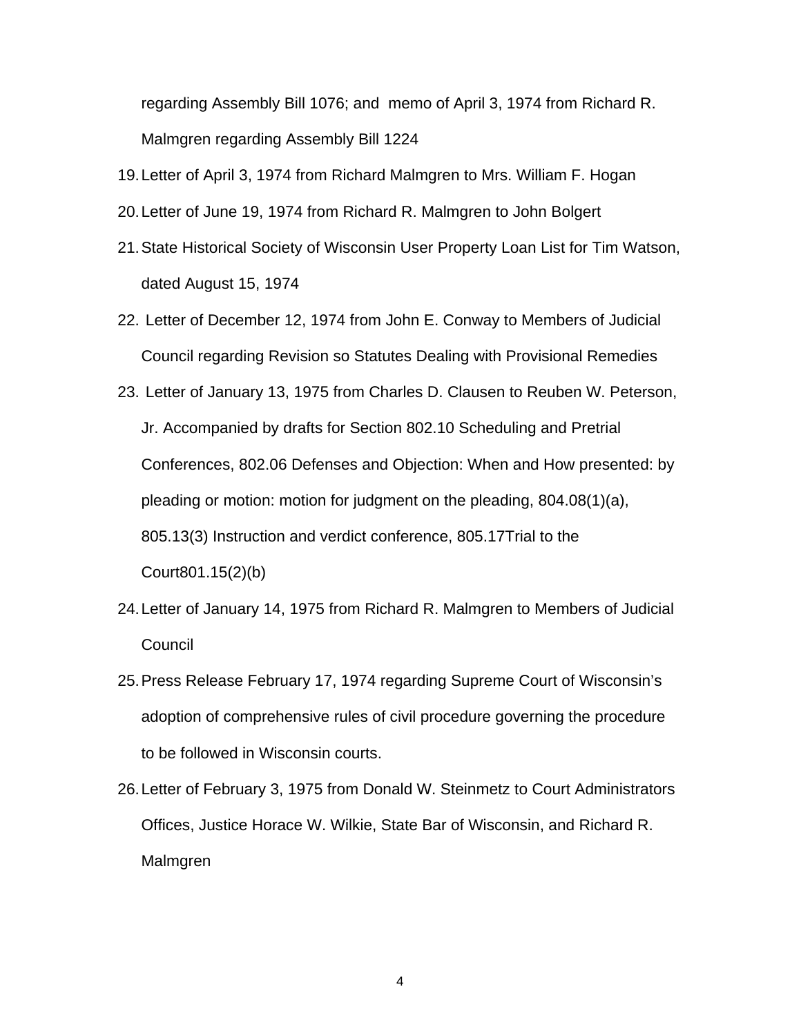regarding Assembly Bill 1076; and memo of April 3, 1974 from Richard R. Malmgren regarding Assembly Bill 1224

19. Letter of April 3, 1974 from Richard Malmgren to Mrs. William F. Hogan
20. Letter of June 19, 1974 from Richard R. Malmgren to John Bolgert
21. State Historical Society of Wisconsin User Property Loan List for Tim Watson, dated August 15, 1974
22. Letter of December 12, 1974 from John E. Conway to Members of Judicial Council regarding Revision so Statutes Dealing with Provisional Remedies
23. Letter of January 13, 1975 from Charles D. Clausen to Reuben W. Peterson, Jr. Accompanied by drafts for Section 802.10 Scheduling and Pretrial Conferences, 802.06 Defenses and Objection: When and How presented: by pleading or motion: motion for judgment on the pleading, 804.08(1)(a), 805.13(3) Instruction and verdict conference, 805.17Trial to the Court801.15(2)(b)
24. Letter of January 14, 1975 from Richard R. Malmgren to Members of Judicial Council
25. Press Release February 17, 1974 regarding Supreme Court of Wisconsin's adoption of comprehensive rules of civil procedure governing the procedure to be followed in Wisconsin courts.
26. Letter of February 3, 1975 from Donald W. Steinmetz to Court Administrators Offices, Justice Horace W. Wilkie, State Bar of Wisconsin, and Richard R. Malmgren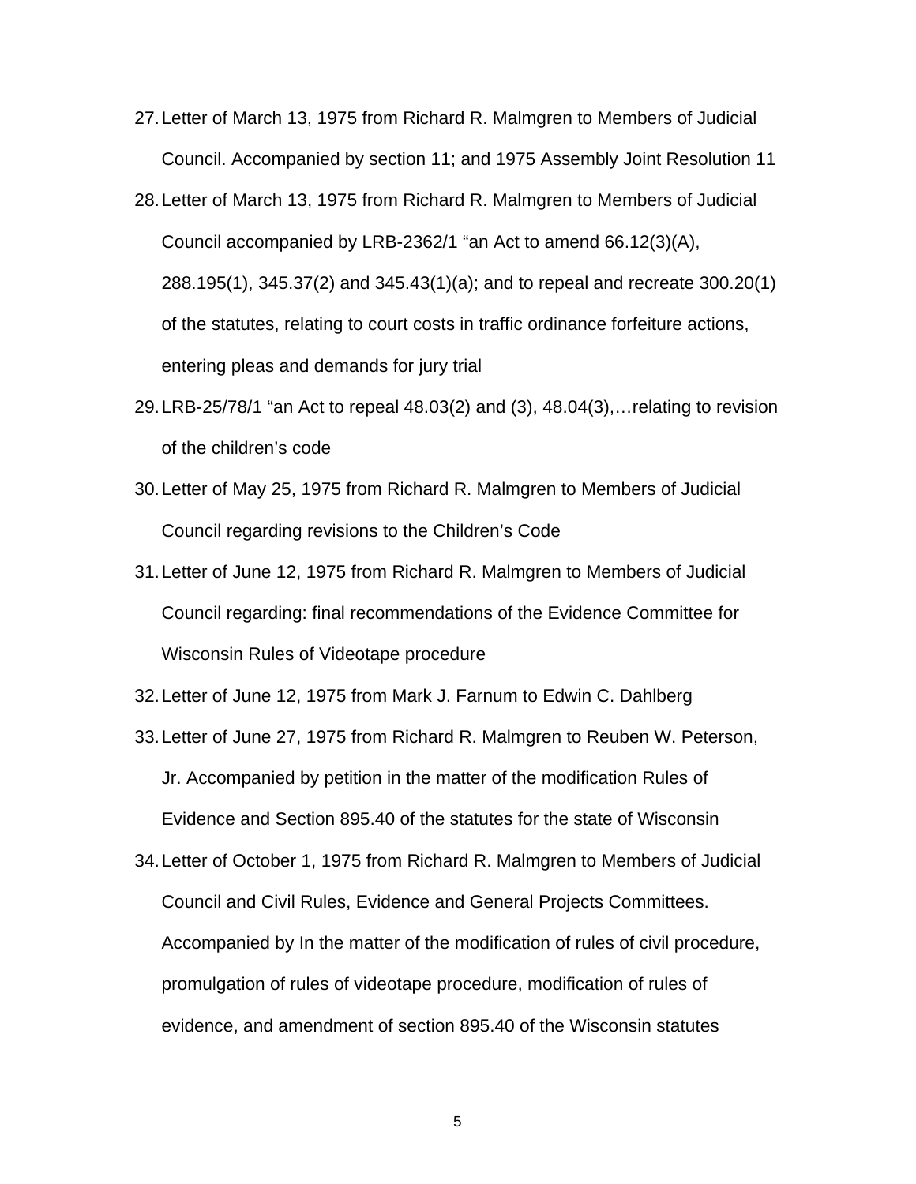27. Letter of March 13, 1975 from Richard R. Malmgren to Members of Judicial Council. Accompanied by section 11; and 1975 Assembly Joint Resolution 11
28. Letter of March 13, 1975 from Richard R. Malmgren to Members of Judicial Council accompanied by LRB-2362/1 "an Act to amend 66.12(3)(A), 288.195(1), 345.37(2) and 345.43(1)(a); and to repeal and recreate 300.20(1) of the statutes, relating to court costs in traffic ordinance forfeiture actions, entering pleas and demands for jury trial
29. LRB-25/78/1 "an Act to repeal 48.03(2) and (3), 48.04(3),…relating to revision of the children's code
30. Letter of May 25, 1975 from Richard R. Malmgren to Members of Judicial Council regarding revisions to the Children's Code
31. Letter of June 12, 1975 from Richard R. Malmgren to Members of Judicial Council regarding: final recommendations of the Evidence Committee for Wisconsin Rules of Videotape procedure
32. Letter of June 12, 1975 from Mark J. Farnum to Edwin C. Dahlberg
33. Letter of June 27, 1975 from Richard R. Malmgren to Reuben W. Peterson, Jr. Accompanied by petition in the matter of the modification Rules of Evidence and Section 895.40 of the statutes for the state of Wisconsin
34. Letter of October 1, 1975 from Richard R. Malmgren to Members of Judicial Council and Civil Rules, Evidence and General Projects Committees. Accompanied by In the matter of the modification of rules of civil procedure, promulgation of rules of videotape procedure, modification of rules of evidence, and amendment of section 895.40 of the Wisconsin statutes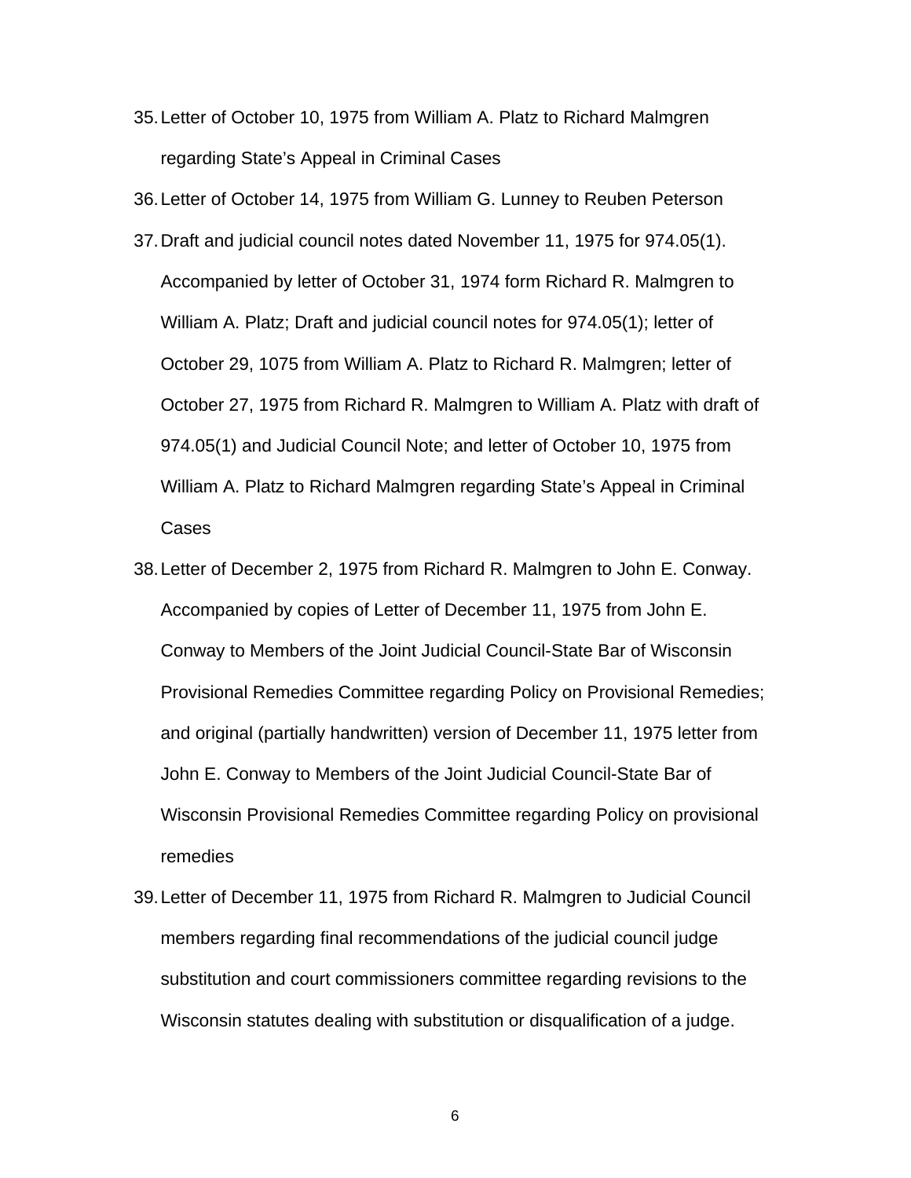35. Letter of October 10, 1975 from William A. Platz to Richard Malmgren regarding State's Appeal in Criminal Cases
36. Letter of October 14, 1975 from William G. Lunney to Reuben Peterson
37. Draft and judicial council notes dated November 11, 1975 for 974.05(1). Accompanied by letter of October 31, 1974 form Richard R. Malmgren to William A. Platz; Draft and judicial council notes for 974.05(1); letter of October 29, 1075 from William A. Platz to Richard R. Malmgren; letter of October 27, 1975 from Richard R. Malmgren to William A. Platz with draft of 974.05(1) and Judicial Council Note; and letter of October 10, 1975 from William A. Platz to Richard Malmgren regarding State's Appeal in Criminal Cases
38. Letter of December 2, 1975 from Richard R. Malmgren to John E. Conway. Accompanied by copies of Letter of December 11, 1975 from John E. Conway to Members of the Joint Judicial Council-State Bar of Wisconsin Provisional Remedies Committee regarding Policy on Provisional Remedies; and original (partially handwritten) version of December 11, 1975 letter from John E. Conway to Members of the Joint Judicial Council-State Bar of Wisconsin Provisional Remedies Committee regarding Policy on provisional remedies
39. Letter of December 11, 1975 from Richard R. Malmgren to Judicial Council members regarding final recommendations of the judicial council judge substitution and court commissioners committee regarding revisions to the Wisconsin statutes dealing with substitution or disqualification of a judge.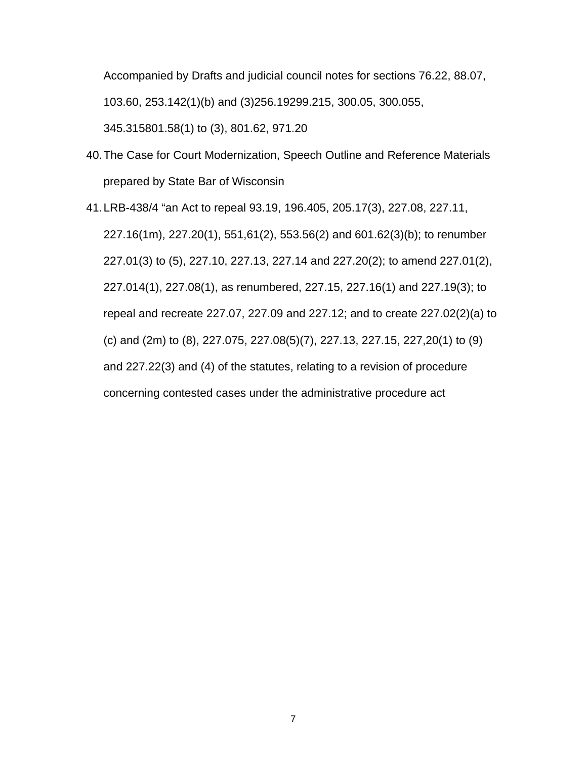Accompanied by Drafts and judicial council notes for sections 76.22, 88.07, 103.60, 253.142(1)(b) and (3)256.19299.215, 300.05, 300.055, 345.315801.58(1) to (3), 801.62, 971.20

40. The Case for Court Modernization, Speech Outline and Reference Materials prepared by State Bar of Wisconsin
41. LRB-438/4 “an Act to repeal 93.19, 196.405, 205.17(3), 227.08, 227.11, 227.16(1m), 227.20(1), 551,61(2), 553.56(2) and 601.62(3)(b); to renumber 227.01(3) to (5), 227.10, 227.13, 227.14 and 227.20(2); to amend 227.01(2), 227.014(1), 227.08(1), as renumbered, 227.15, 227.16(1) and 227.19(3); to repeal and recreate 227.07, 227.09 and 227.12; and to create 227.02(2)(a) to (c) and (2m) to (8), 227.075, 227.08(5)(7), 227.13, 227.15, 227,20(1) to (9) and 227.22(3) and (4) of the statutes, relating to a revision of procedure concerning contested cases under the administrative procedure act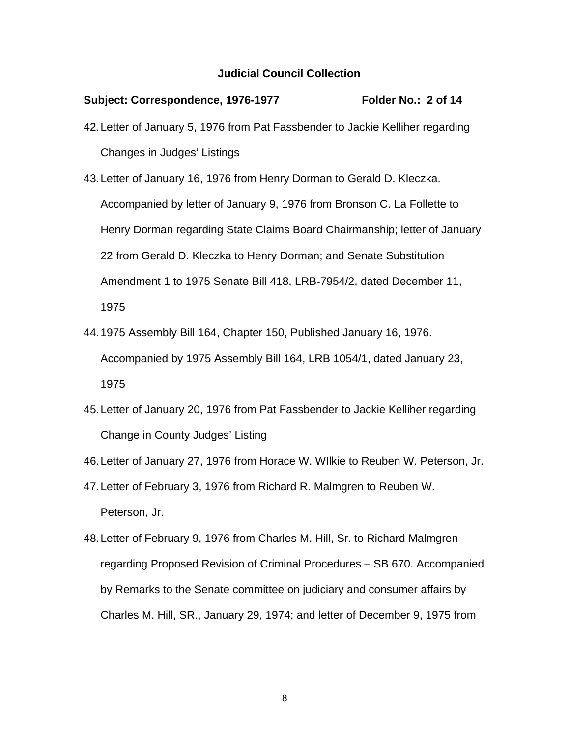**Judicial Council Collection**

**Subject: Correspondence, 1976-1977 Folder No.: 2 of 14**

42. Letter of January 5, 1976 from Pat Fassbender to Jackie Kelliher regarding Changes in Judges' Listings
43. Letter of January 16, 1976 from Henry Dorman to Gerald D. Kleczka. Accompanied by letter of January 9, 1976 from Bronson C. La Follette to Henry Dorman regarding State Claims Board Chairmanship; letter of January 22 from Gerald D. Kleczka to Henry Dorman; and Senate Substitution Amendment 1 to 1975 Senate Bill 418, LRB-7954/2, dated December 11, 1975
44. 1975 Assembly Bill 164, Chapter 150, Published January 16, 1976. Accompanied by 1975 Assembly Bill 164, LRB 1054/1, dated January 23, 1975
45. Letter of January 20, 1976 from Pat Fassbender to Jackie Kelliher regarding Change in County Judges' Listing
46. Letter of January 27, 1976 from Horace W. WIlkie to Reuben W. Peterson, Jr.
47. Letter of February 3, 1976 from Richard R. Malmgren to Reuben W. Peterson, Jr.
48. Letter of February 9, 1976 from Charles M. Hill, Sr. to Richard Malmgren regarding Proposed Revision of Criminal Procedures – SB 670. Accompanied by Remarks to the Senate committee on judiciary and consumer affairs by Charles M. Hill, SR., January 29, 1974; and letter of December 9, 1975 from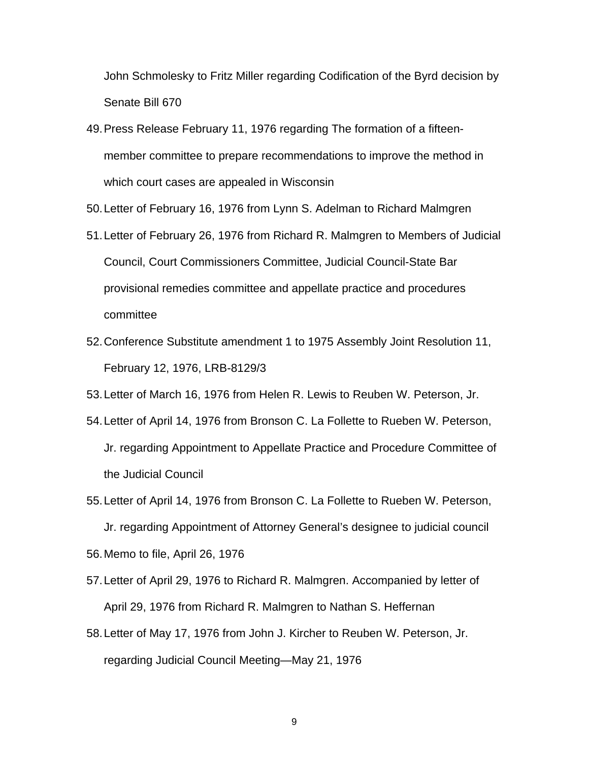John Schmolesky to Fritz Miller regarding Codification of the Byrd decision by Senate Bill 670

49. Press Release February 11, 1976 regarding The formation of a fifteen-member committee to prepare recommendations to improve the method in which court cases are appealed in Wisconsin
50. Letter of February 16, 1976 from Lynn S. Adelman to Richard Malmgren
51. Letter of February 26, 1976 from Richard R. Malmgren to Members of Judicial Council, Court Commissioners Committee, Judicial Council-State Bar provisional remedies committee and appellate practice and procedures committee
52. Conference Substitute amendment 1 to 1975 Assembly Joint Resolution 11, February 12, 1976, LRB-8129/3
53. Letter of March 16, 1976 from Helen R. Lewis to Reuben W. Peterson, Jr.
54. Letter of April 14, 1976 from Bronson C. La Follette to Rueben W. Peterson, Jr. regarding Appointment to Appellate Practice and Procedure Committee of the Judicial Council
55. Letter of April 14, 1976 from Bronson C. La Follette to Rueben W. Peterson, Jr. regarding Appointment of Attorney General's designee to judicial council
56. Memo to file, April 26, 1976
57. Letter of April 29, 1976 to Richard R. Malmgren. Accompanied by letter of April 29, 1976 from Richard R. Malmgren to Nathan S. Heffernan
58. Letter of May 17, 1976 from John J. Kircher to Reuben W. Peterson, Jr. regarding Judicial Council Meeting—May 21, 1976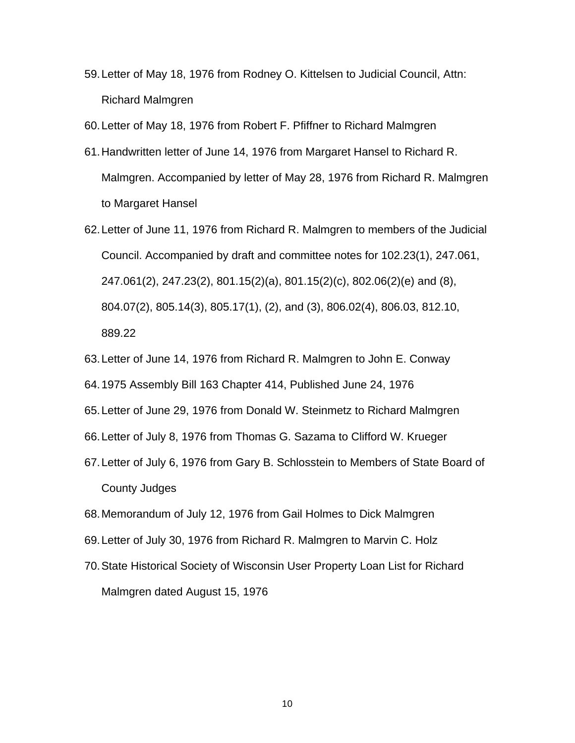59. Letter of May 18, 1976 from Rodney O. Kittelsen to Judicial Council, Attn: Richard Malmgren
60. Letter of May 18, 1976 from Robert F. Pfiffner to Richard Malmgren
61. Handwritten letter of June 14, 1976 from Margaret Hansel to Richard R. Malmgren. Accompanied by letter of May 28, 1976 from Richard R. Malmgren to Margaret Hansel
62. Letter of June 11, 1976 from Richard R. Malmgren to members of the Judicial Council. Accompanied by draft and committee notes for 102.23(1), 247.061, 247.061(2), 247.23(2), 801.15(2)(a), 801.15(2)(c), 802.06(2)(e) and (8), 804.07(2), 805.14(3), 805.17(1), (2), and (3), 806.02(4), 806.03, 812.10, 889.22
63. Letter of June 14, 1976 from Richard R. Malmgren to John E. Conway
64. 1975 Assembly Bill 163 Chapter 414, Published June 24, 1976
65. Letter of June 29, 1976 from Donald W. Steinmetz to Richard Malmgren
66. Letter of July 8, 1976 from Thomas G. Sazama to Clifford W. Krueger
67. Letter of July 6, 1976 from Gary B. Schlosstein to Members of State Board of County Judges
68. Memorandum of July 12, 1976 from Gail Holmes to Dick Malmgren
69. Letter of July 30, 1976 from Richard R. Malmgren to Marvin C. Holz
70. State Historical Society of Wisconsin User Property Loan List for Richard Malmgren dated August 15, 1976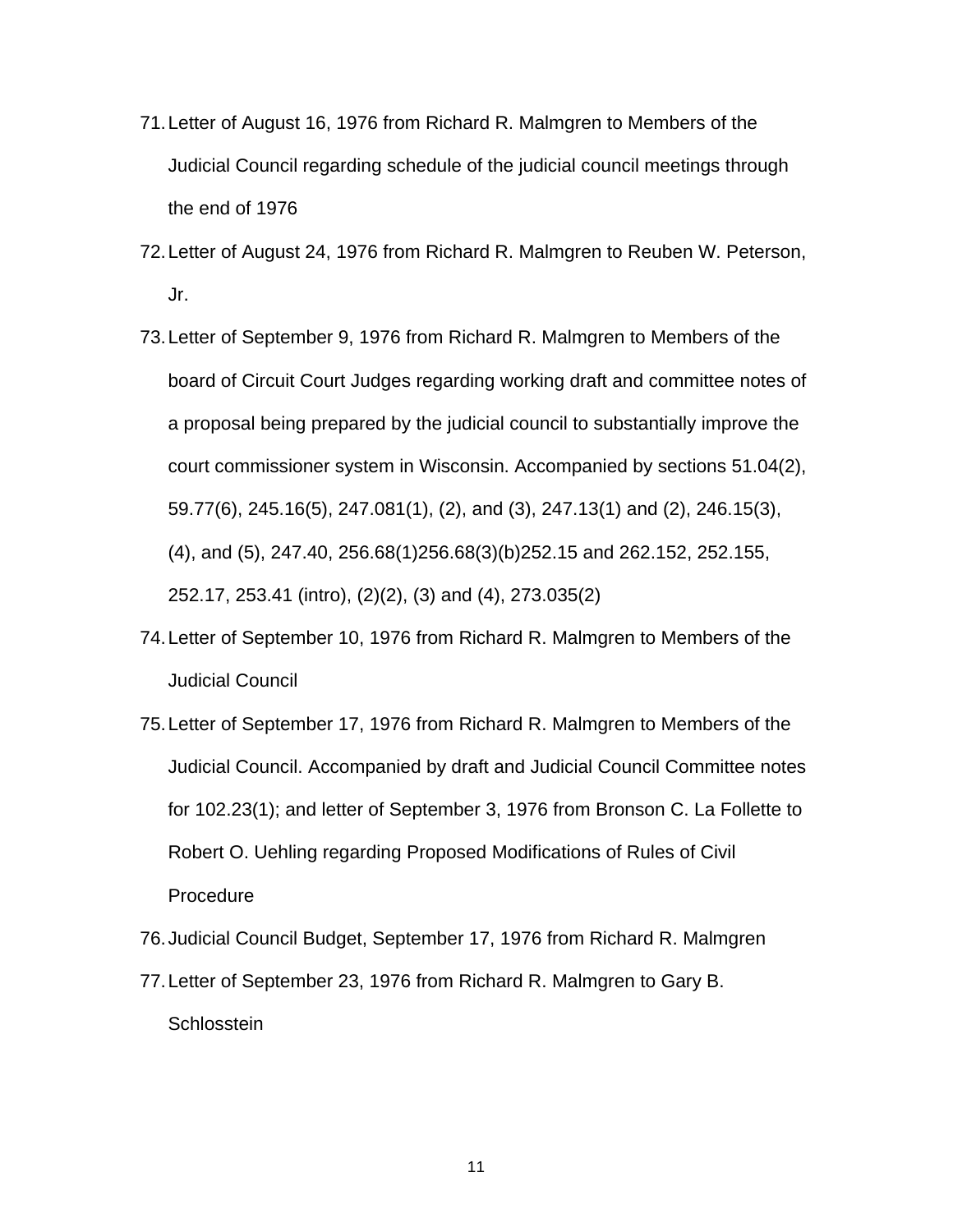71. Letter of August 16, 1976 from Richard R. Malmgren to Members of the Judicial Council regarding schedule of the judicial council meetings through the end of 1976
72. Letter of August 24, 1976 from Richard R. Malmgren to Reuben W. Peterson, Jr.
73. Letter of September 9, 1976 from Richard R. Malmgren to Members of the board of Circuit Court Judges regarding working draft and committee notes of a proposal being prepared by the judicial council to substantially improve the court commissioner system in Wisconsin. Accompanied by sections 51.04(2), 59.77(6), 245.16(5), 247.081(1), (2), and (3), 247.13(1) and (2), 246.15(3), (4), and (5), 247.40, 256.68(1)256.68(3)(b)252.15 and 262.152, 252.155, 252.17, 253.41 (intro), (2)(2), (3) and (4), 273.035(2)
74. Letter of September 10, 1976 from Richard R. Malmgren to Members of the Judicial Council
75. Letter of September 17, 1976 from Richard R. Malmgren to Members of the Judicial Council. Accompanied by draft and Judicial Council Committee notes for 102.23(1); and letter of September 3, 1976 from Bronson C. La Follette to Robert O. Uehling regarding Proposed Modifications of Rules of Civil Procedure
76. Judicial Council Budget, September 17, 1976 from Richard R. Malmgren
77. Letter of September 23, 1976 from Richard R. Malmgren to Gary B. Schlosstein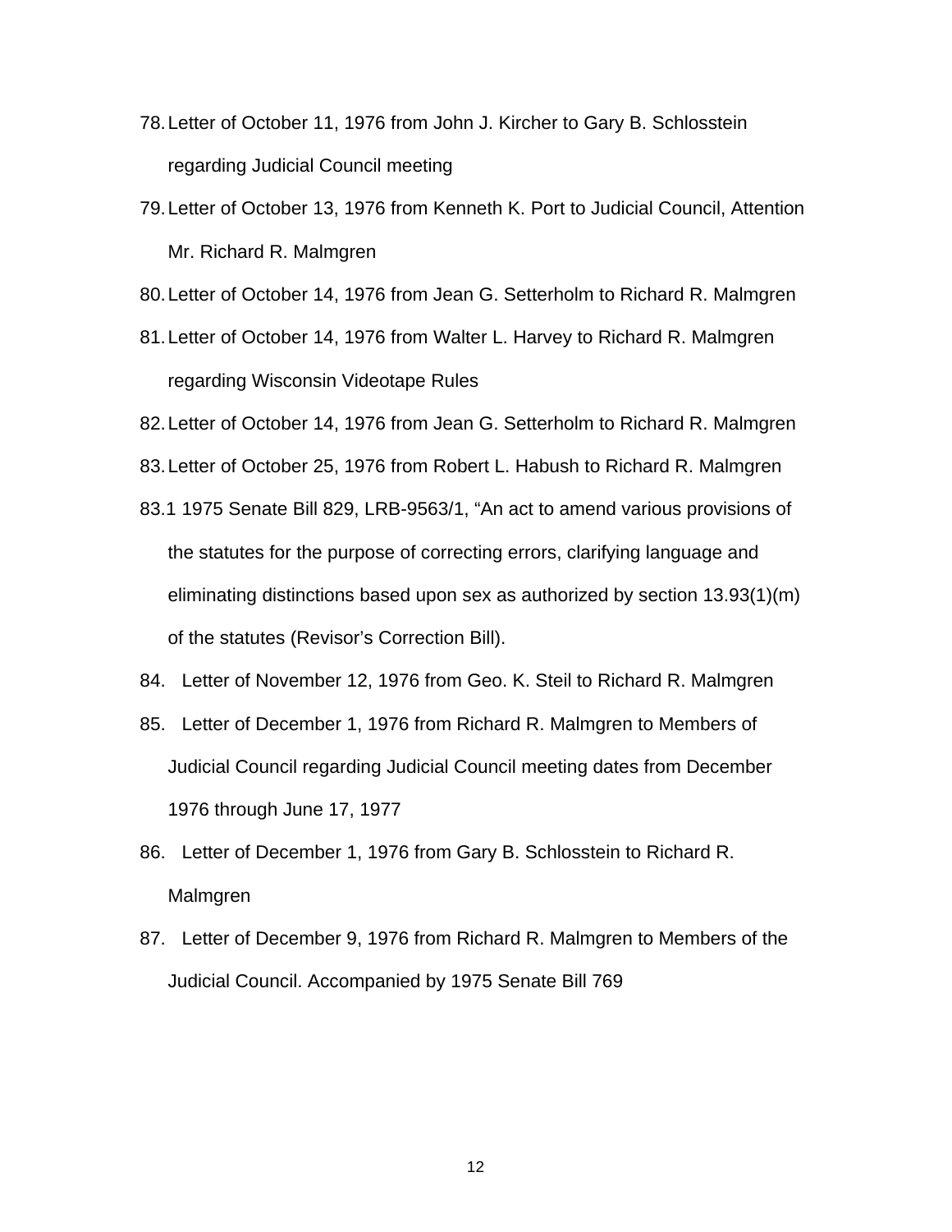78. Letter of October 11, 1976 from John J. Kircher to Gary B. Schlosstein regarding Judicial Council meeting

79. Letter of October 13, 1976 from Kenneth K. Port to Judicial Council, Attention Mr. Richard R. Malmgren

80. Letter of October 14, 1976 from Jean G. Setterholm to Richard R. Malmgren

81. Letter of October 14, 1976 from Walter L. Harvey to Richard R. Malmgren regarding Wisconsin Videotape Rules

82. Letter of October 14, 1976 from Jean G. Setterholm to Richard R. Malmgren

83. Letter of October 25, 1976 from Robert L. Habush to Richard R. Malmgren

83.1 1975 Senate Bill 829, LRB-9563/1, "An act to amend various provisions of the statutes for the purpose of correcting errors, clarifying language and eliminating distinctions based upon sex as authorized by section 13.93(1)(m) of the statutes (Revisor's Correction Bill).

84. Letter of November 12, 1976 from Geo. K. Steil to Richard R. Malmgren

85. Letter of December 1, 1976 from Richard R. Malmgren to Members of Judicial Council regarding Judicial Council meeting dates from December 1976 through June 17, 1977

86. Letter of December 1, 1976 from Gary B. Schlosstein to Richard R. Malmgren

87. Letter of December 9, 1976 from Richard R. Malmgren to Members of the Judicial Council. Accompanied by 1975 Senate Bill 769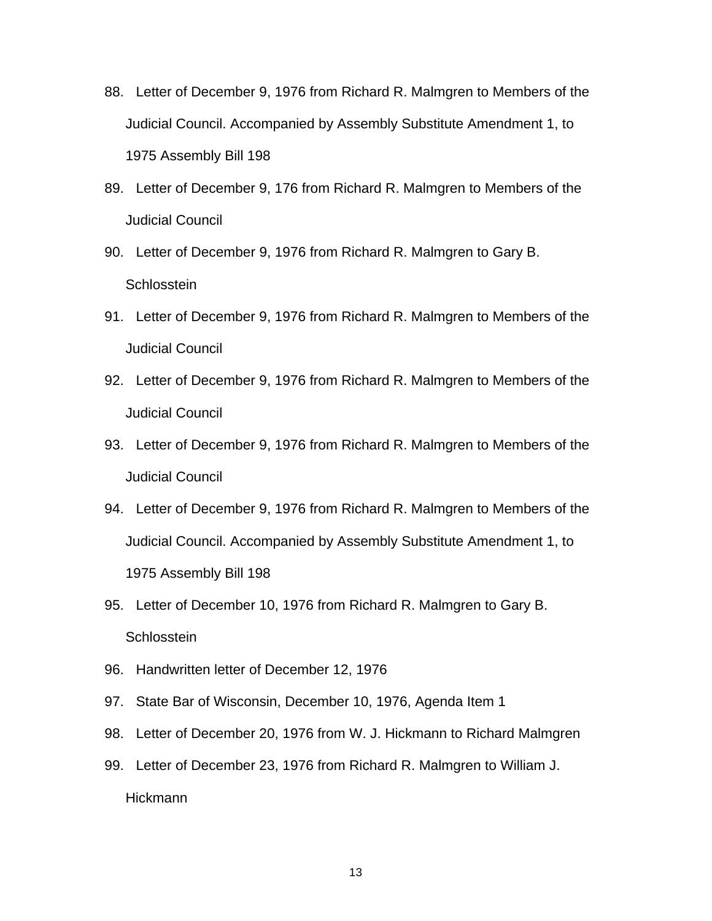88. Letter of December 9, 1976 from Richard R. Malmgren to Members of the Judicial Council. Accompanied by Assembly Substitute Amendment 1, to 1975 Assembly Bill 198
89. Letter of December 9, 176 from Richard R. Malmgren to Members of the Judicial Council
90. Letter of December 9, 1976 from Richard R. Malmgren to Gary B. Schlosstein
91. Letter of December 9, 1976 from Richard R. Malmgren to Members of the Judicial Council
92. Letter of December 9, 1976 from Richard R. Malmgren to Members of the Judicial Council
93. Letter of December 9, 1976 from Richard R. Malmgren to Members of the Judicial Council
94. Letter of December 9, 1976 from Richard R. Malmgren to Members of the Judicial Council. Accompanied by Assembly Substitute Amendment 1, to 1975 Assembly Bill 198
95. Letter of December 10, 1976 from Richard R. Malmgren to Gary B. Schlosstein
96. Handwritten letter of December 12, 1976
97. State Bar of Wisconsin, December 10, 1976, Agenda Item 1
98. Letter of December 20, 1976 from W. J. Hickmann to Richard Malmgren
99. Letter of December 23, 1976 from Richard R. Malmgren to William J. Hickmann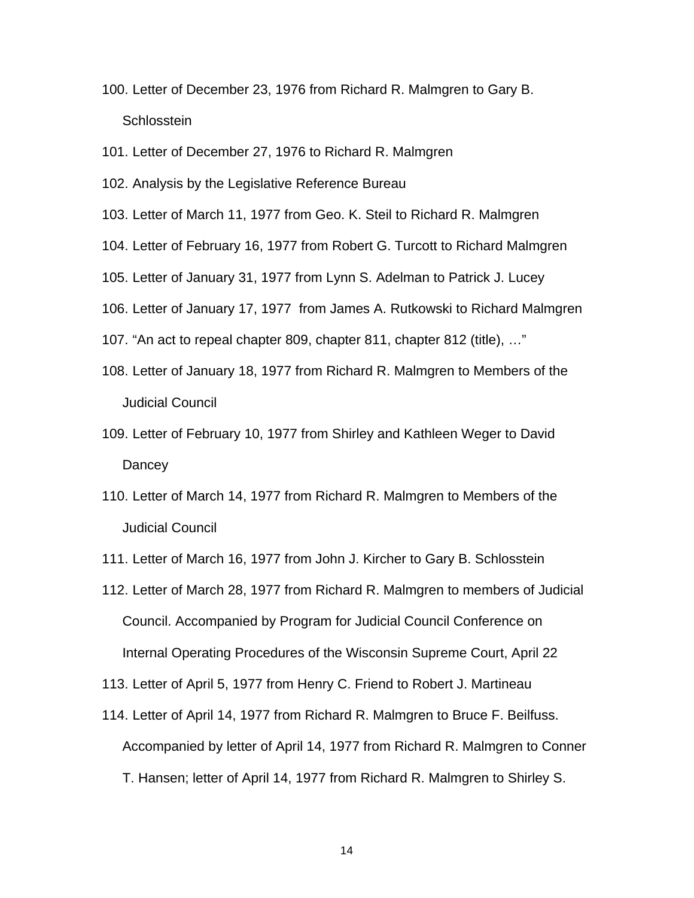100. Letter of December 23, 1976 from Richard R. Malmgren to Gary B. Schlosstein
101. Letter of December 27, 1976 to Richard R. Malmgren
102. Analysis by the Legislative Reference Bureau
103. Letter of March 11, 1977 from Geo. K. Steil to Richard R. Malmgren
104. Letter of February 16, 1977 from Robert G. Turcott to Richard Malmgren
105. Letter of January 31, 1977 from Lynn S. Adelman to Patrick J. Lucey
106. Letter of January 17, 1977 from James A. Rutkowski to Richard Malmgren
107. "An act to repeal chapter 809, chapter 811, chapter 812 (title), …"
108. Letter of January 18, 1977 from Richard R. Malmgren to Members of the Judicial Council
109. Letter of February 10, 1977 from Shirley and Kathleen Weger to David Dancey
110. Letter of March 14, 1977 from Richard R. Malmgren to Members of the Judicial Council
111. Letter of March 16, 1977 from John J. Kircher to Gary B. Schlosstein
112. Letter of March 28, 1977 from Richard R. Malmgren to members of Judicial Council. Accompanied by Program for Judicial Council Conference on Internal Operating Procedures of the Wisconsin Supreme Court, April 22
113. Letter of April 5, 1977 from Henry C. Friend to Robert J. Martineau
114. Letter of April 14, 1977 from Richard R. Malmgren to Bruce F. Beilfuss. Accompanied by letter of April 14, 1977 from Richard R. Malmgren to Conner T. Hansen; letter of April 14, 1977 from Richard R. Malmgren to Shirley S.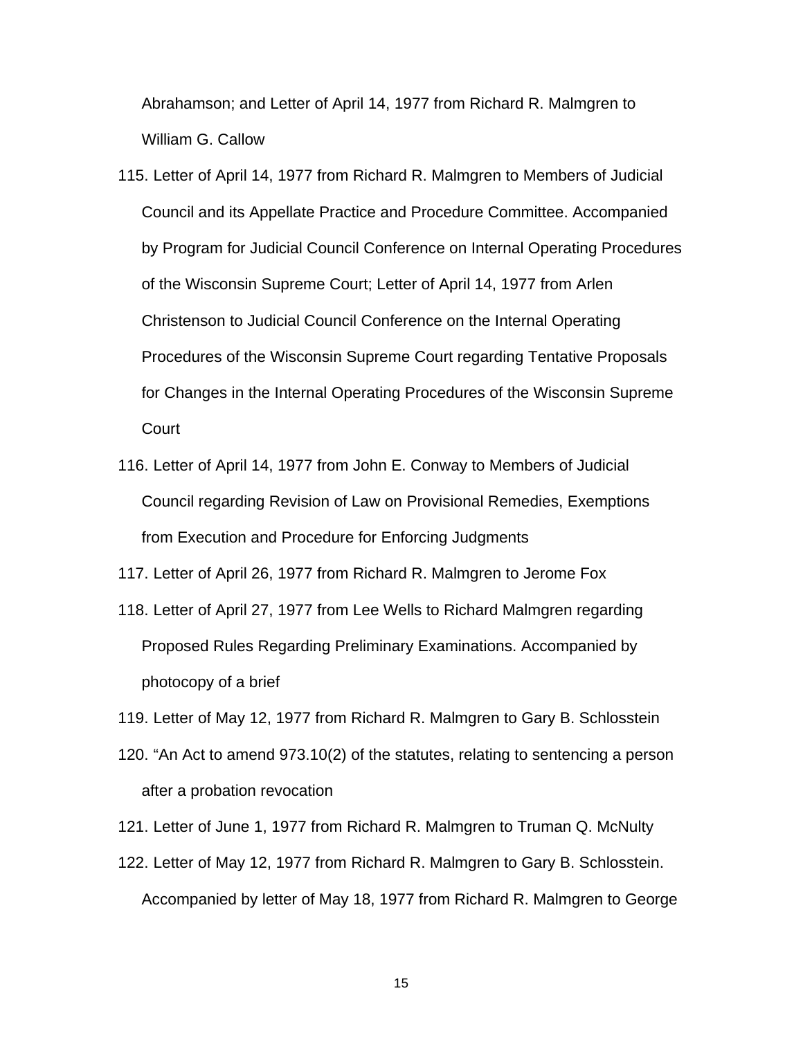Abrahamson; and Letter of April 14, 1977 from Richard R. Malmgren to William G. Callow

115. Letter of April 14, 1977 from Richard R. Malmgren to Members of Judicial Council and its Appellate Practice and Procedure Committee. Accompanied by Program for Judicial Council Conference on Internal Operating Procedures of the Wisconsin Supreme Court; Letter of April 14, 1977 from Arlen Christenson to Judicial Council Conference on the Internal Operating Procedures of the Wisconsin Supreme Court regarding Tentative Proposals for Changes in the Internal Operating Procedures of the Wisconsin Supreme Court
116. Letter of April 14, 1977 from John E. Conway to Members of Judicial Council regarding Revision of Law on Provisional Remedies, Exemptions from Execution and Procedure for Enforcing Judgments
117. Letter of April 26, 1977 from Richard R. Malmgren to Jerome Fox
118. Letter of April 27, 1977 from Lee Wells to Richard Malmgren regarding Proposed Rules Regarding Preliminary Examinations. Accompanied by photocopy of a brief
119. Letter of May 12, 1977 from Richard R. Malmgren to Gary B. Schlosstein
120. "An Act to amend 973.10(2) of the statutes, relating to sentencing a person after a probation revocation
121. Letter of June 1, 1977 from Richard R. Malmgren to Truman Q. McNulty
122. Letter of May 12, 1977 from Richard R. Malmgren to Gary B. Schlosstein. Accompanied by letter of May 18, 1977 from Richard R. Malmgren to George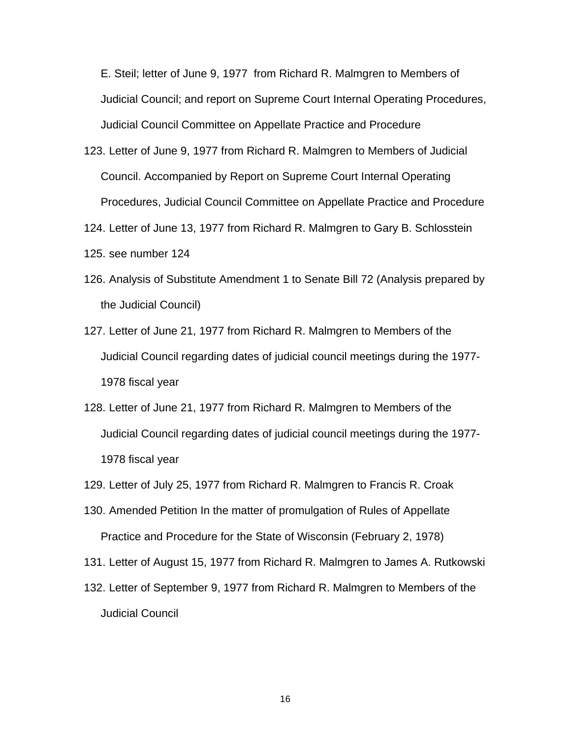E. Steil; letter of June 9, 1977 from Richard R. Malmgren to Members of Judicial Council; and report on Supreme Court Internal Operating Procedures, Judicial Council Committee on Appellate Practice and Procedure

123. Letter of June 9, 1977 from Richard R. Malmgren to Members of Judicial Council. Accompanied by Report on Supreme Court Internal Operating Procedures, Judicial Council Committee on Appellate Practice and Procedure
124. Letter of June 13, 1977 from Richard R. Malmgren to Gary B. Schlosstein
125. see number 124
126. Analysis of Substitute Amendment 1 to Senate Bill 72 (Analysis prepared by the Judicial Council)
127. Letter of June 21, 1977 from Richard R. Malmgren to Members of the Judicial Council regarding dates of judicial council meetings during the 1977-1978 fiscal year
128. Letter of June 21, 1977 from Richard R. Malmgren to Members of the Judicial Council regarding dates of judicial council meetings during the 1977-1978 fiscal year
129. Letter of July 25, 1977 from Richard R. Malmgren to Francis R. Croak
130. Amended Petition In the matter of promulgation of Rules of Appellate Practice and Procedure for the State of Wisconsin (February 2, 1978)
131. Letter of August 15, 1977 from Richard R. Malmgren to James A. Rutkowski
132. Letter of September 9, 1977 from Richard R. Malmgren to Members of the Judicial Council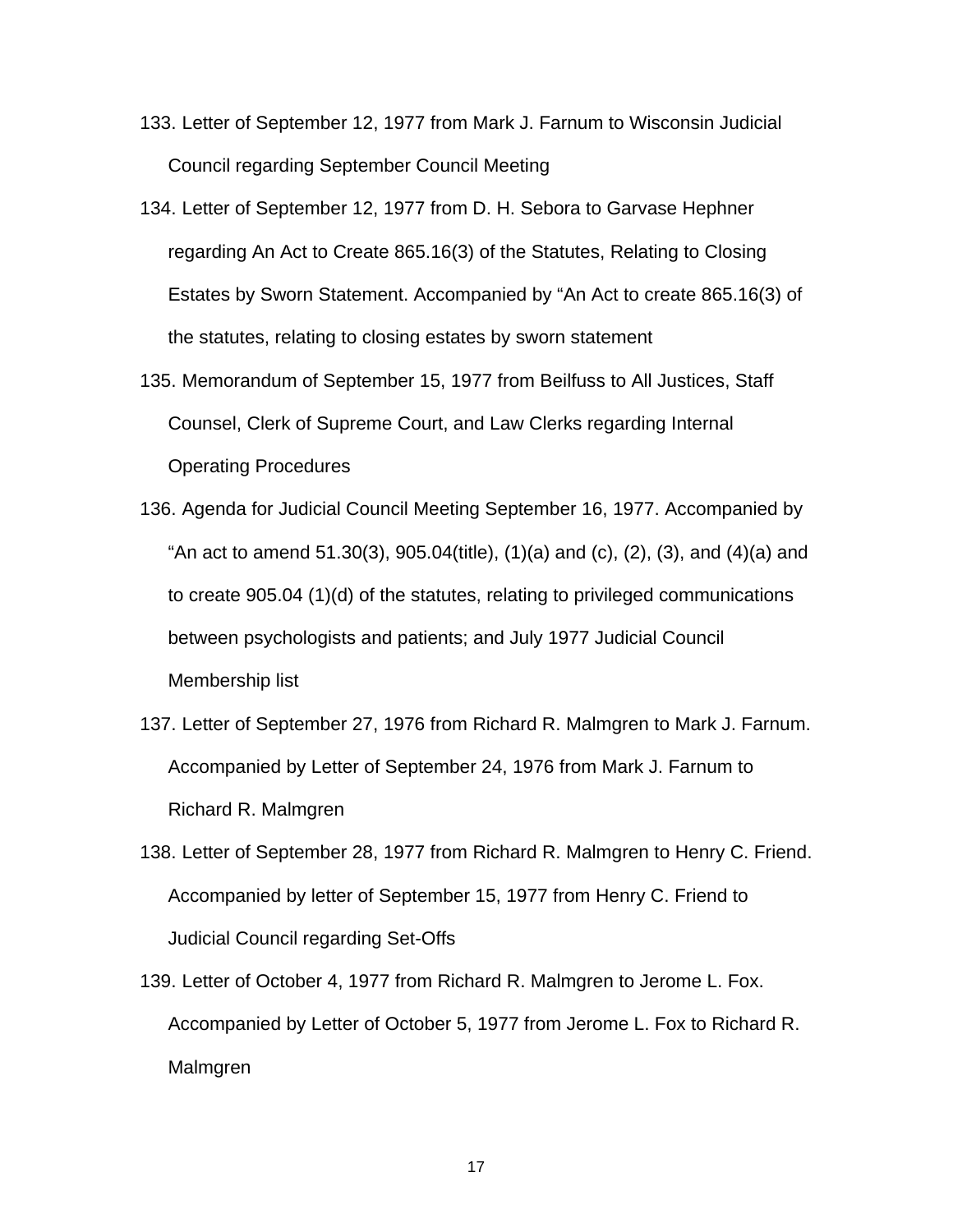133. Letter of September 12, 1977 from Mark J. Farnum to Wisconsin Judicial Council regarding September Council Meeting

134. Letter of September 12, 1977 from D. H. Sebora to Garvase Hephner regarding An Act to Create 865.16(3) of the Statutes, Relating to Closing Estates by Sworn Statement. Accompanied by “An Act to create 865.16(3) of the statutes, relating to closing estates by sworn statement

135. Memorandum of September 15, 1977 from Beilfuss to All Justices, Staff Counsel, Clerk of Supreme Court, and Law Clerks regarding Internal Operating Procedures

136. Agenda for Judicial Council Meeting September 16, 1977. Accompanied by “An act to amend 51.30(3), 905.04(title), (1)(a) and (c), (2), (3), and (4)(a) and to create 905.04 (1)(d) of the statutes, relating to privileged communications between psychologists and patients; and July 1977 Judicial Council Membership list

137. Letter of September 27, 1976 from Richard R. Malmgren to Mark J. Farnum. Accompanied by Letter of September 24, 1976 from Mark J. Farnum to Richard R. Malmgren

138. Letter of September 28, 1977 from Richard R. Malmgren to Henry C. Friend. Accompanied by letter of September 15, 1977 from Henry C. Friend to Judicial Council regarding Set-Offs

139. Letter of October 4, 1977 from Richard R. Malmgren to Jerome L. Fox. Accompanied by Letter of October 5, 1977 from Jerome L. Fox to Richard R. Malmgren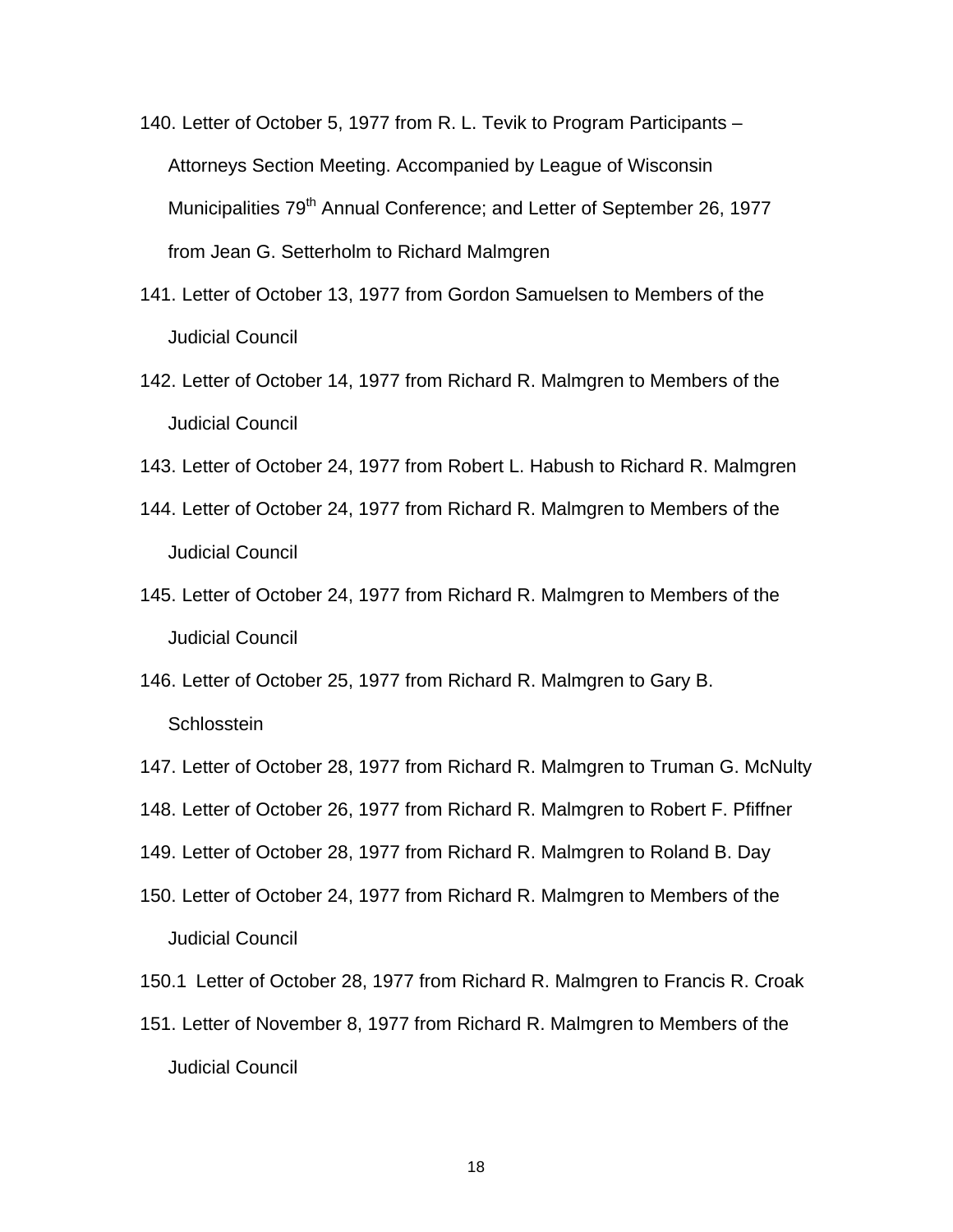140. Letter of October 5, 1977 from R. L. Tevik to Program Participants – Attorneys Section Meeting. Accompanied by League of Wisconsin Municipalities 79th Annual Conference; and Letter of September 26, 1977 from Jean G. Setterholm to Richard Malmgren

141. Letter of October 13, 1977 from Gordon Samuelsen to Members of the Judicial Council

142. Letter of October 14, 1977 from Richard R. Malmgren to Members of the Judicial Council

143. Letter of October 24, 1977 from Robert L. Habush to Richard R. Malmgren

144. Letter of October 24, 1977 from Richard R. Malmgren to Members of the Judicial Council

145. Letter of October 24, 1977 from Richard R. Malmgren to Members of the Judicial Council

146. Letter of October 25, 1977 from Richard R. Malmgren to Gary B. Schlosstein

147. Letter of October 28, 1977 from Richard R. Malmgren to Truman G. McNulty

148. Letter of October 26, 1977 from Richard R. Malmgren to Robert F. Pfiffner

149. Letter of October 28, 1977 from Richard R. Malmgren to Roland B. Day

150. Letter of October 24, 1977 from Richard R. Malmgren to Members of the Judicial Council

150.1 Letter of October 28, 1977 from Richard R. Malmgren to Francis R. Croak

151. Letter of November 8, 1977 from Richard R. Malmgren to Members of the Judicial Council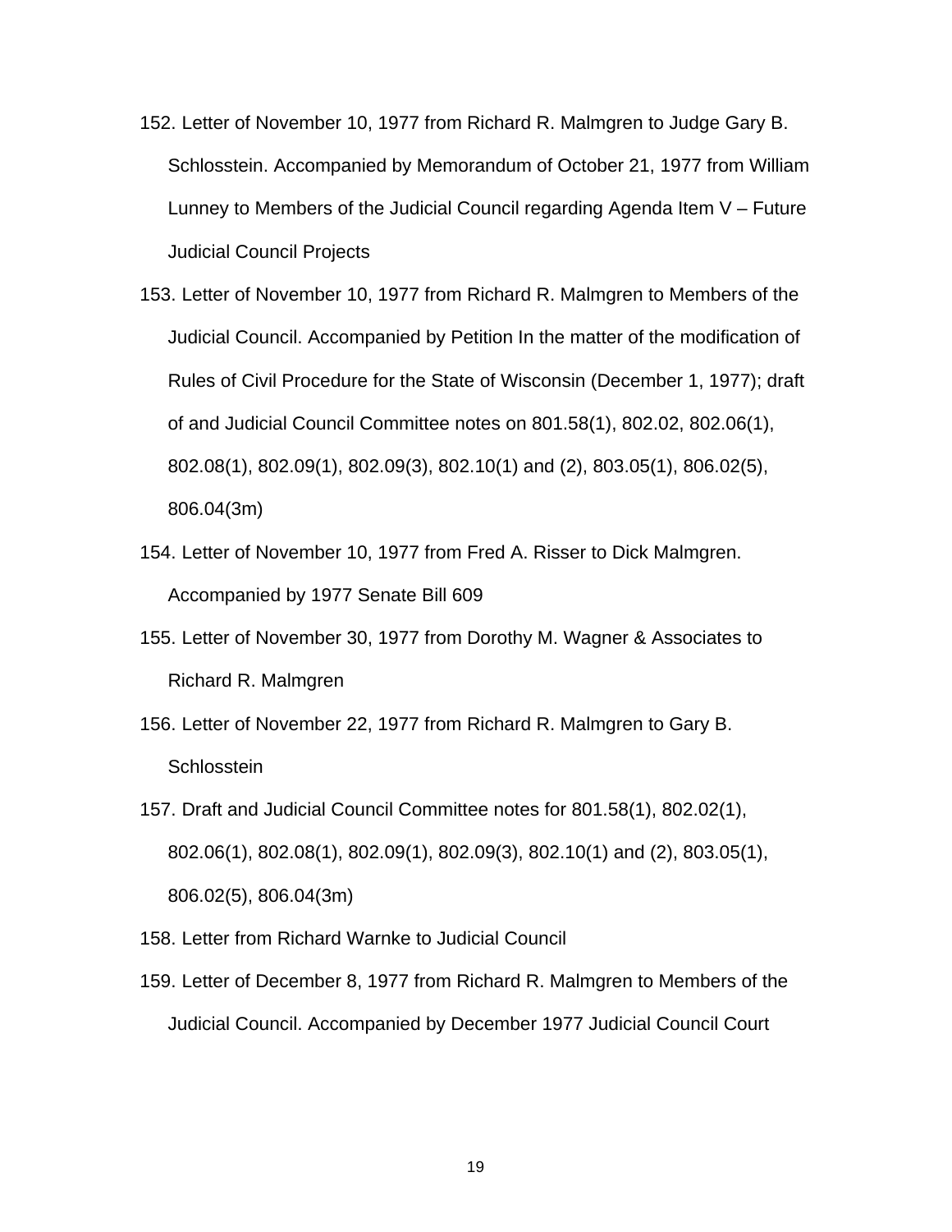152. Letter of November 10, 1977 from Richard R. Malmgren to Judge Gary B. Schlosstein. Accompanied by Memorandum of October 21, 1977 from William Lunney to Members of the Judicial Council regarding Agenda Item V – Future Judicial Council Projects
153. Letter of November 10, 1977 from Richard R. Malmgren to Members of the Judicial Council. Accompanied by Petition In the matter of the modification of Rules of Civil Procedure for the State of Wisconsin (December 1, 1977); draft of and Judicial Council Committee notes on 801.58(1), 802.02, 802.06(1), 802.08(1), 802.09(1), 802.09(3), 802.10(1) and (2), 803.05(1), 806.02(5), 806.04(3m)
154. Letter of November 10, 1977 from Fred A. Risser to Dick Malmgren. Accompanied by 1977 Senate Bill 609
155. Letter of November 30, 1977 from Dorothy M. Wagner & Associates to Richard R. Malmgren
156. Letter of November 22, 1977 from Richard R. Malmgren to Gary B. Schlosstein
157. Draft and Judicial Council Committee notes for 801.58(1), 802.02(1), 802.06(1), 802.08(1), 802.09(1), 802.09(3), 802.10(1) and (2), 803.05(1), 806.02(5), 806.04(3m)
158. Letter from Richard Warnke to Judicial Council
159. Letter of December 8, 1977 from Richard R. Malmgren to Members of the Judicial Council. Accompanied by December 1977 Judicial Council Court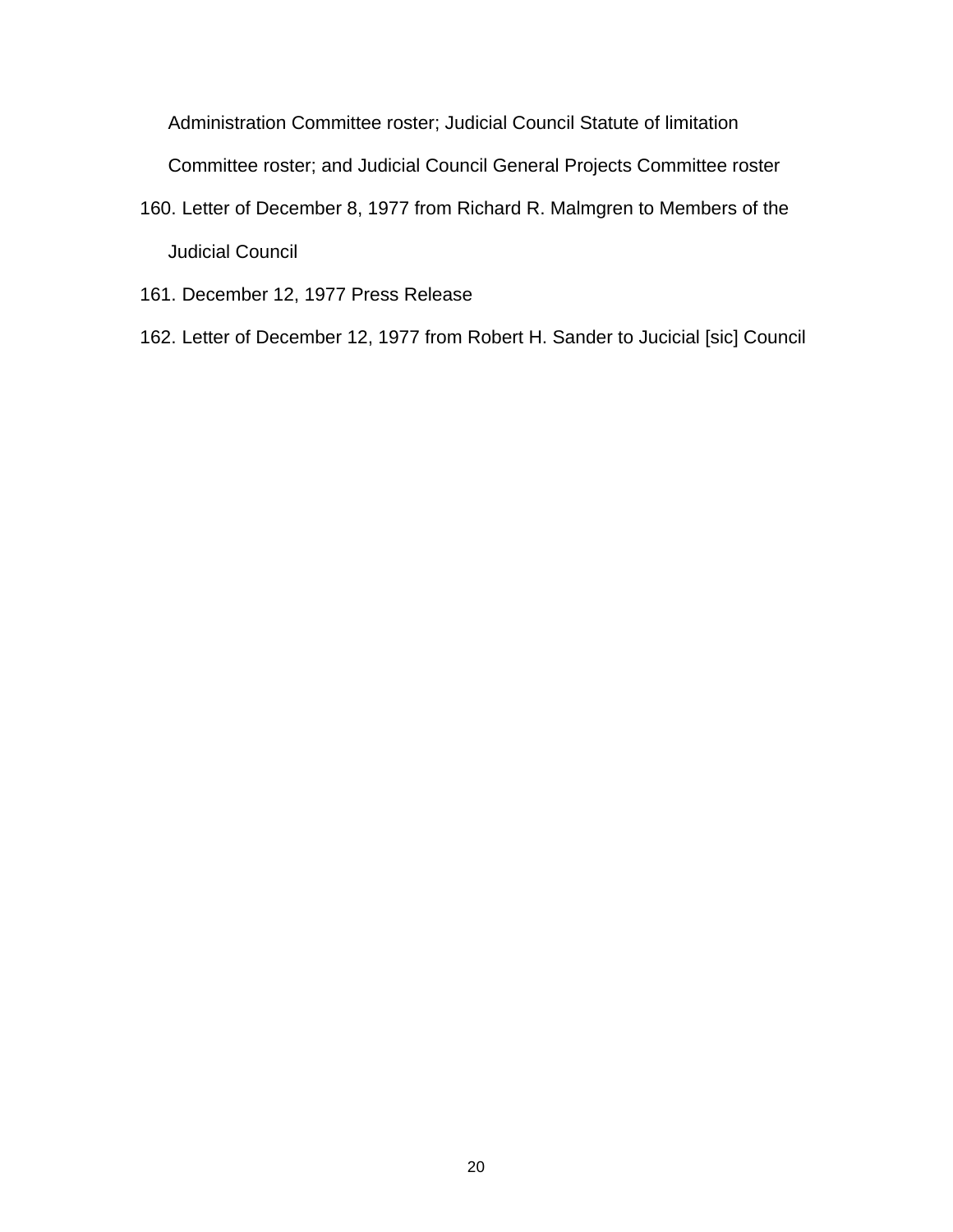Administration Committee roster; Judicial Council Statute of limitation Committee roster; and Judicial Council General Projects Committee roster

160. Letter of December 8, 1977 from Richard R. Malmgren to Members of the Judicial Council

161. December 12, 1977 Press Release

162. Letter of December 12, 1977 from Robert H. Sander to Jucicial [sic] Council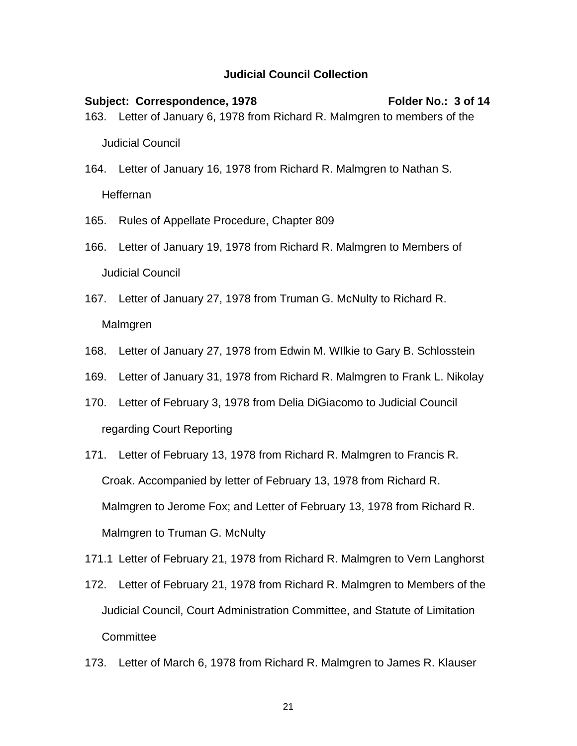**Judicial Council Collection**

**Subject: Correspondence, 1978** **Folder No.: 3 of 14**

163. Letter of January 6, 1978 from Richard R. Malmgren to members of the Judicial Council

164. Letter of January 16, 1978 from Richard R. Malmgren to Nathan S. Heffernan

165. Rules of Appellate Procedure, Chapter 809

166. Letter of January 19, 1978 from Richard R. Malmgren to Members of Judicial Council

167. Letter of January 27, 1978 from Truman G. McNulty to Richard R. Malmgren

168. Letter of January 27, 1978 from Edwin M. WIlkie to Gary B. Schlosstein

169. Letter of January 31, 1978 from Richard R. Malmgren to Frank L. Nikolay

170. Letter of February 3, 1978 from Delia DiGiacomo to Judicial Council regarding Court Reporting

171. Letter of February 13, 1978 from Richard R. Malmgren to Francis R. Croak. Accompanied by letter of February 13, 1978 from Richard R. Malmgren to Jerome Fox; and Letter of February 13, 1978 from Richard R. Malmgren to Truman G. McNulty

171.1 Letter of February 21, 1978 from Richard R. Malmgren to Vern Langhorst

172. Letter of February 21, 1978 from Richard R. Malmgren to Members of the Judicial Council, Court Administration Committee, and Statute of Limitation Committee

173. Letter of March 6, 1978 from Richard R. Malmgren to James R. Klauser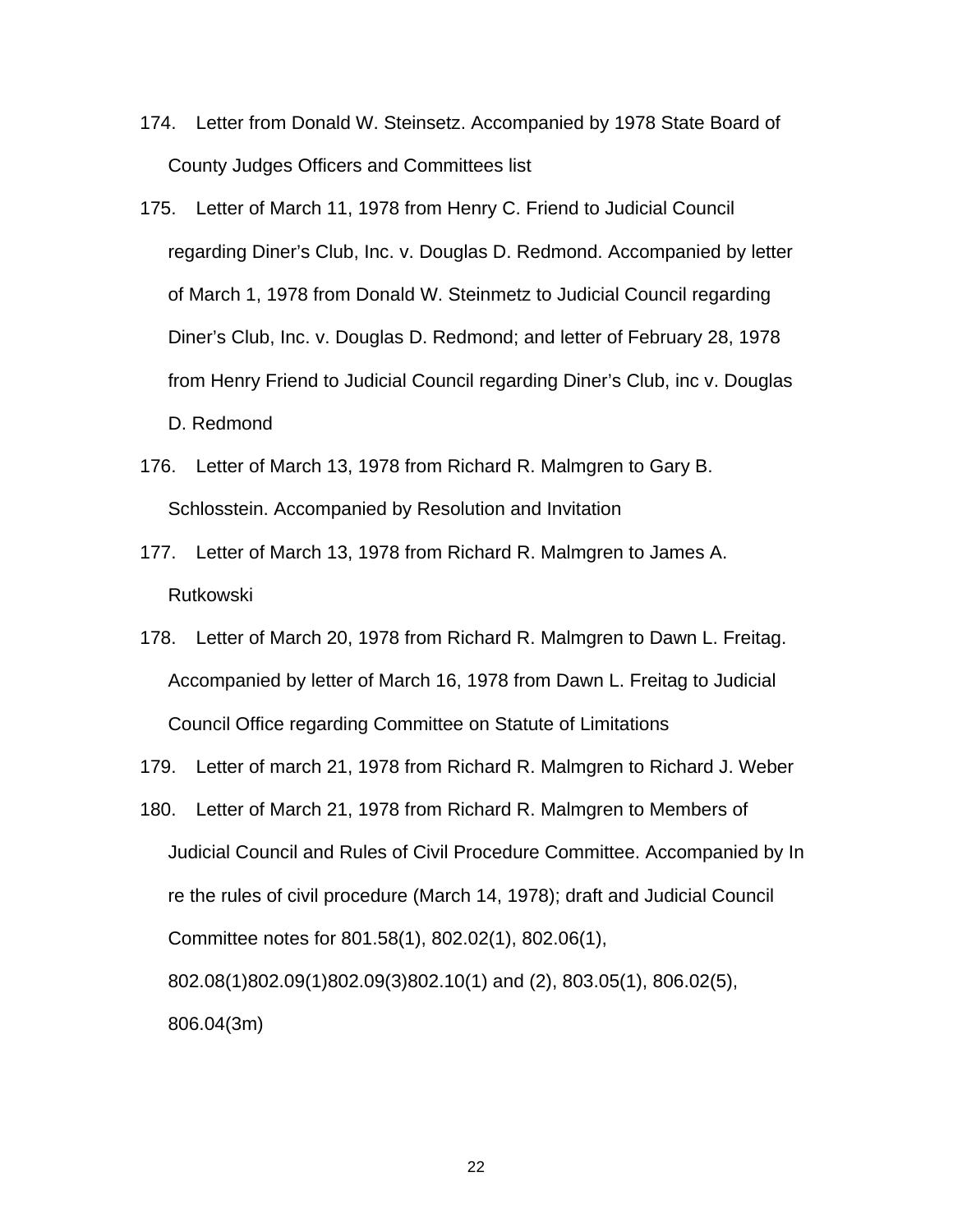174. Letter from Donald W. Steinsetz. Accompanied by 1978 State Board of County Judges Officers and Committees list

175. Letter of March 11, 1978 from Henry C. Friend to Judicial Council regarding Diner's Club, Inc. v. Douglas D. Redmond. Accompanied by letter of March 1, 1978 from Donald W. Steinmetz to Judicial Council regarding Diner's Club, Inc. v. Douglas D. Redmond; and letter of February 28, 1978 from Henry Friend to Judicial Council regarding Diner's Club, inc v. Douglas D. Redmond

176. Letter of March 13, 1978 from Richard R. Malmgren to Gary B. Schlosstein. Accompanied by Resolution and Invitation

177. Letter of March 13, 1978 from Richard R. Malmgren to James A. Rutkowski

178. Letter of March 20, 1978 from Richard R. Malmgren to Dawn L. Freitag. Accompanied by letter of March 16, 1978 from Dawn L. Freitag to Judicial Council Office regarding Committee on Statute of Limitations

179. Letter of march 21, 1978 from Richard R. Malmgren to Richard J. Weber

180. Letter of March 21, 1978 from Richard R. Malmgren to Members of Judicial Council and Rules of Civil Procedure Committee. Accompanied by In re the rules of civil procedure (March 14, 1978); draft and Judicial Council Committee notes for 801.58(1), 802.02(1), 802.06(1), 802.08(1)802.09(1)802.09(3)802.10(1) and (2), 803.05(1), 806.02(5), 806.04(3m)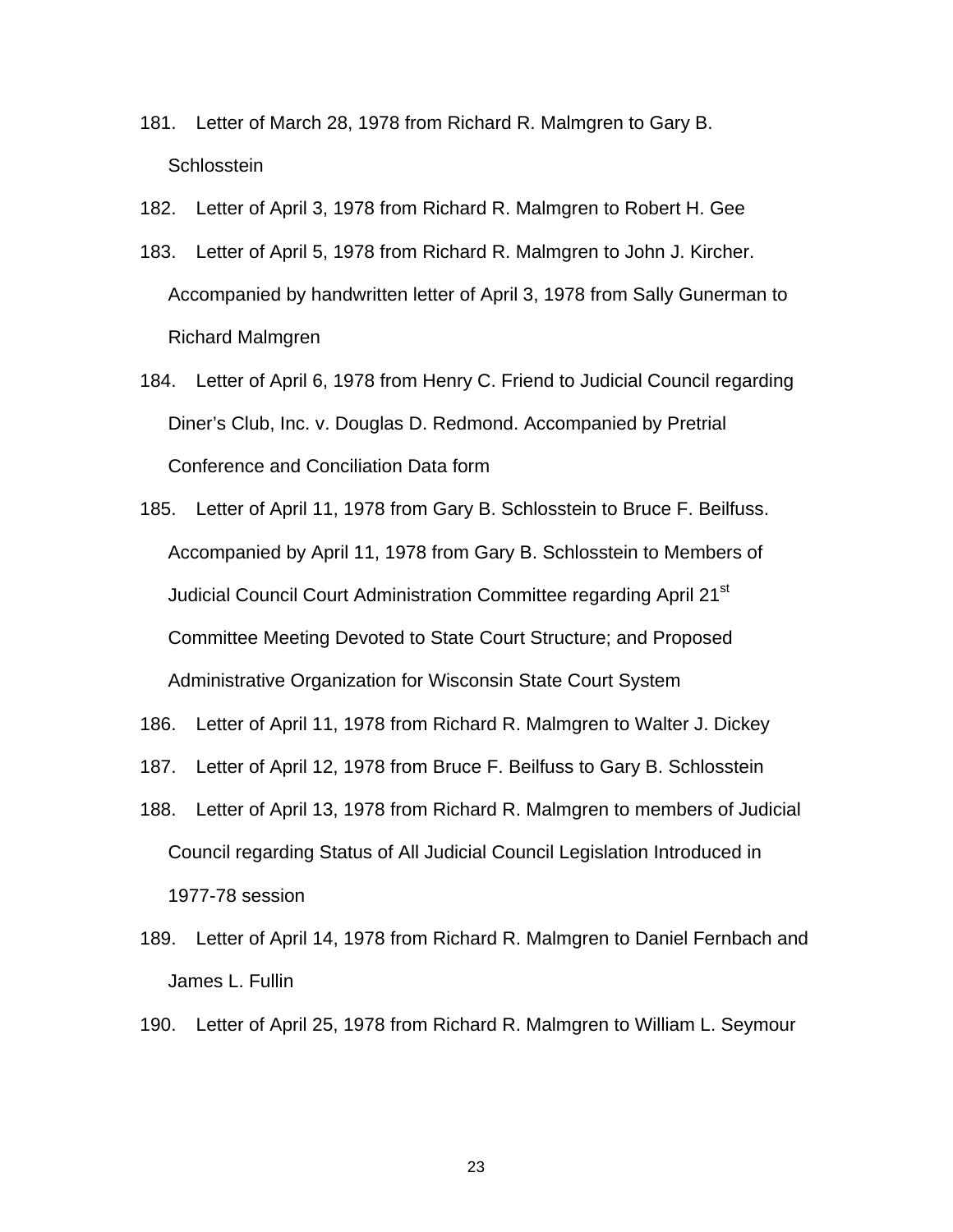181. Letter of March 28, 1978 from Richard R. Malmgren to Gary B. Schlosstein

182. Letter of April 3, 1978 from Richard R. Malmgren to Robert H. Gee

183. Letter of April 5, 1978 from Richard R. Malmgren to John J. Kircher. Accompanied by handwritten letter of April 3, 1978 from Sally Gunerman to Richard Malmgren

184. Letter of April 6, 1978 from Henry C. Friend to Judicial Council regarding Diner's Club, Inc. v. Douglas D. Redmond. Accompanied by Pretrial Conference and Conciliation Data form

185. Letter of April 11, 1978 from Gary B. Schlosstein to Bruce F. Beilfuss. Accompanied by April 11, 1978 from Gary B. Schlosstein to Members of Judicial Council Court Administration Committee regarding April 21st Committee Meeting Devoted to State Court Structure; and Proposed Administrative Organization for Wisconsin State Court System

186. Letter of April 11, 1978 from Richard R. Malmgren to Walter J. Dickey

187. Letter of April 12, 1978 from Bruce F. Beilfuss to Gary B. Schlosstein

188. Letter of April 13, 1978 from Richard R. Malmgren to members of Judicial Council regarding Status of All Judicial Council Legislation Introduced in 1977-78 session

189. Letter of April 14, 1978 from Richard R. Malmgren to Daniel Fernbach and James L. Fullin

190. Letter of April 25, 1978 from Richard R. Malmgren to William L. Seymour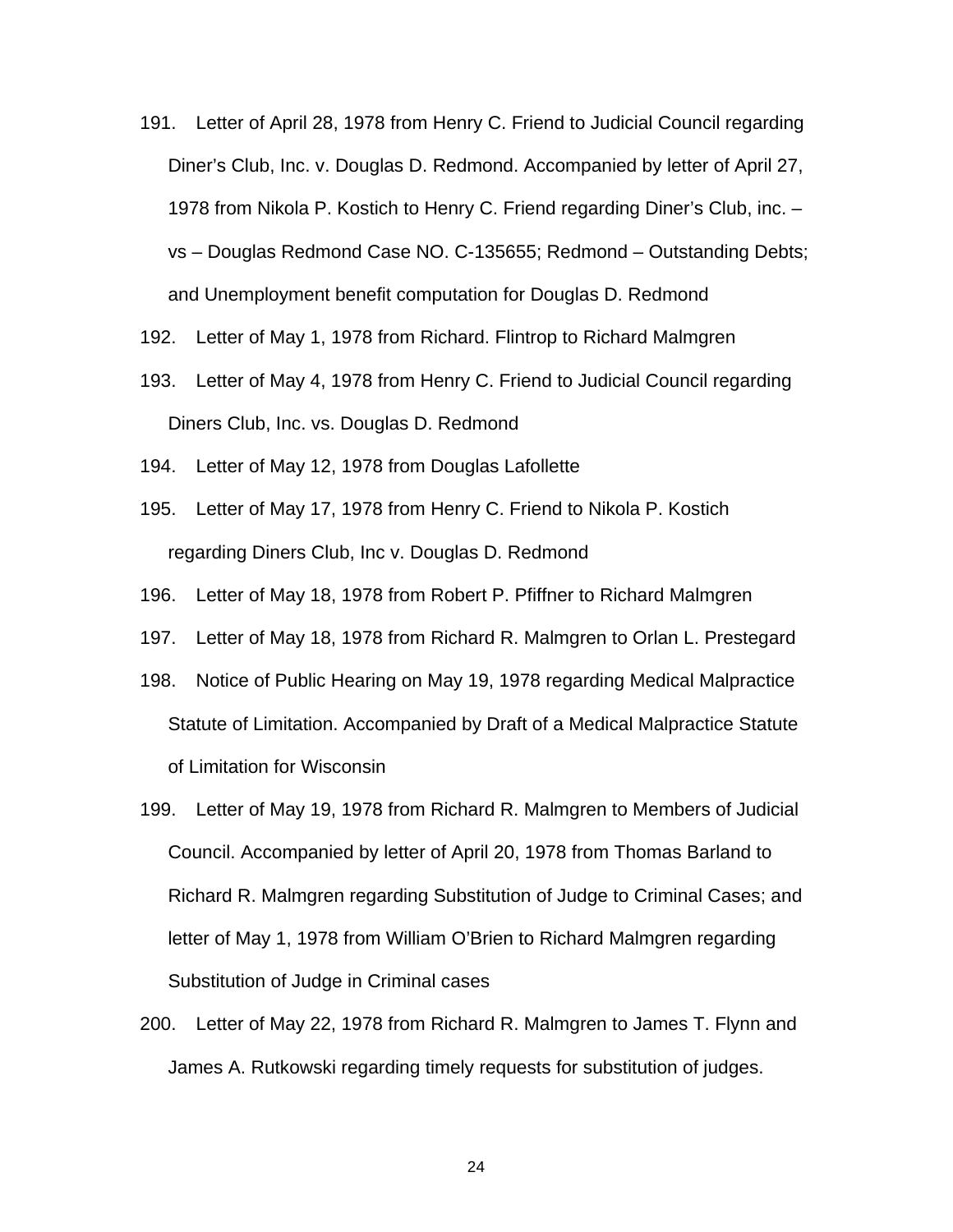191. Letter of April 28, 1978 from Henry C. Friend to Judicial Council regarding Diner's Club, Inc. v. Douglas D. Redmond. Accompanied by letter of April 27, 1978 from Nikola P. Kostich to Henry C. Friend regarding Diner's Club, inc. – vs – Douglas Redmond Case NO. C-135655; Redmond – Outstanding Debts; and Unemployment benefit computation for Douglas D. Redmond

192. Letter of May 1, 1978 from Richard. Flintrop to Richard Malmgren

193. Letter of May 4, 1978 from Henry C. Friend to Judicial Council regarding Diners Club, Inc. vs. Douglas D. Redmond

194. Letter of May 12, 1978 from Douglas Lafollette

195. Letter of May 17, 1978 from Henry C. Friend to Nikola P. Kostich regarding Diners Club, Inc v. Douglas D. Redmond

196. Letter of May 18, 1978 from Robert P. Pfiffner to Richard Malmgren

197. Letter of May 18, 1978 from Richard R. Malmgren to Orlan L. Prestegard

198. Notice of Public Hearing on May 19, 1978 regarding Medical Malpractice Statute of Limitation. Accompanied by Draft of a Medical Malpractice Statute of Limitation for Wisconsin

199. Letter of May 19, 1978 from Richard R. Malmgren to Members of Judicial Council. Accompanied by letter of April 20, 1978 from Thomas Barland to Richard R. Malmgren regarding Substitution of Judge to Criminal Cases; and letter of May 1, 1978 from William O'Brien to Richard Malmgren regarding Substitution of Judge in Criminal cases

200. Letter of May 22, 1978 from Richard R. Malmgren to James T. Flynn and James A. Rutkowski regarding timely requests for substitution of judges.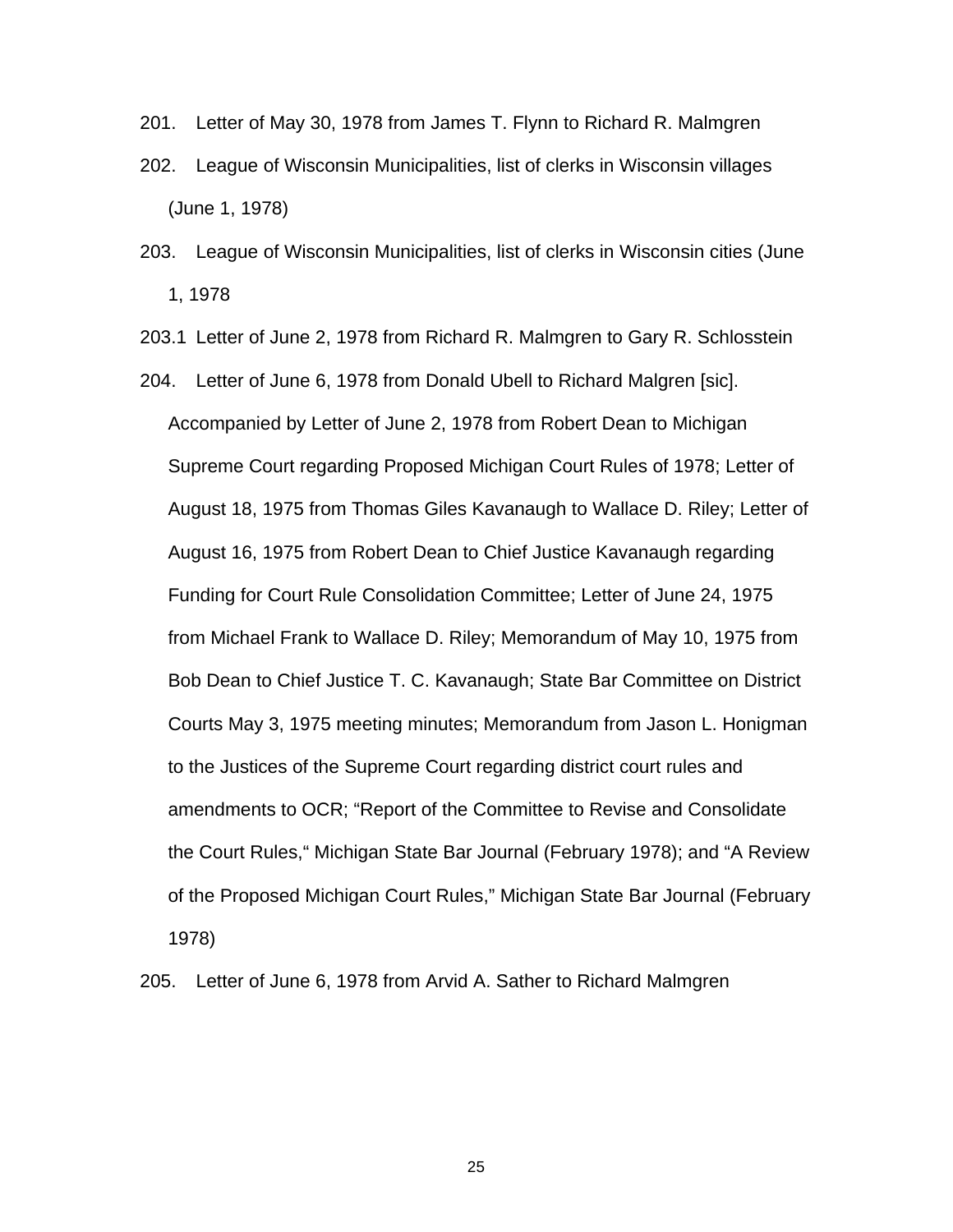201. Letter of May 30, 1978 from James T. Flynn to Richard R. Malmgren

202. League of Wisconsin Municipalities, list of clerks in Wisconsin villages (June 1, 1978)

203. League of Wisconsin Municipalities, list of clerks in Wisconsin cities (June 1, 1978

203.1 Letter of June 2, 1978 from Richard R. Malmgren to Gary R. Schlosstein

204. Letter of June 6, 1978 from Donald Ubell to Richard Malgren [sic]. Accompanied by Letter of June 2, 1978 from Robert Dean to Michigan Supreme Court regarding Proposed Michigan Court Rules of 1978; Letter of August 18, 1975 from Thomas Giles Kavanaugh to Wallace D. Riley; Letter of August 16, 1975 from Robert Dean to Chief Justice Kavanaugh regarding Funding for Court Rule Consolidation Committee; Letter of June 24, 1975 from Michael Frank to Wallace D. Riley; Memorandum of May 10, 1975 from Bob Dean to Chief Justice T. C. Kavanaugh; State Bar Committee on District Courts May 3, 1975 meeting minutes; Memorandum from Jason L. Honigman to the Justices of the Supreme Court regarding district court rules and amendments to OCR; "Report of the Committee to Revise and Consolidate the Court Rules," Michigan State Bar Journal (February 1978); and "A Review of the Proposed Michigan Court Rules," Michigan State Bar Journal (February 1978)

205. Letter of June 6, 1978 from Arvid A. Sather to Richard Malmgren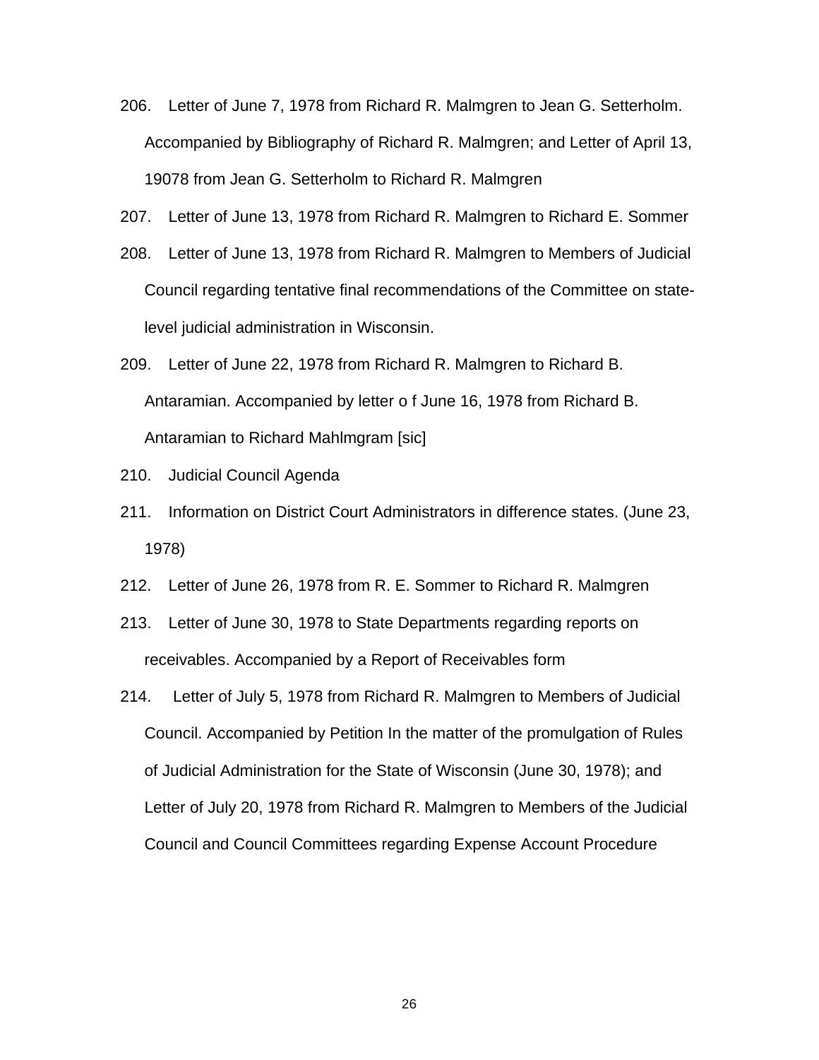206. Letter of June 7, 1978 from Richard R. Malmgren to Jean G. Setterholm. Accompanied by Bibliography of Richard R. Malmgren; and Letter of April 13, 19078 from Jean G. Setterholm to Richard R. Malmgren

207. Letter of June 13, 1978 from Richard R. Malmgren to Richard E. Sommer

208. Letter of June 13, 1978 from Richard R. Malmgren to Members of Judicial Council regarding tentative final recommendations of the Committee on state-level judicial administration in Wisconsin.

209. Letter of June 22, 1978 from Richard R. Malmgren to Richard B. Antaramian. Accompanied by letter o f June 16, 1978 from Richard B. Antaramian to Richard Mahlmgram [sic]

210. Judicial Council Agenda

211. Information on District Court Administrators in difference states. (June 23, 1978)

212. Letter of June 26, 1978 from R. E. Sommer to Richard R. Malmgren

213. Letter of June 30, 1978 to State Departments regarding reports on receivables. Accompanied by a Report of Receivables form

214. Letter of July 5, 1978 from Richard R. Malmgren to Members of Judicial Council. Accompanied by Petition In the matter of the promulgation of Rules of Judicial Administration for the State of Wisconsin (June 30, 1978); and Letter of July 20, 1978 from Richard R. Malmgren to Members of the Judicial Council and Council Committees regarding Expense Account Procedure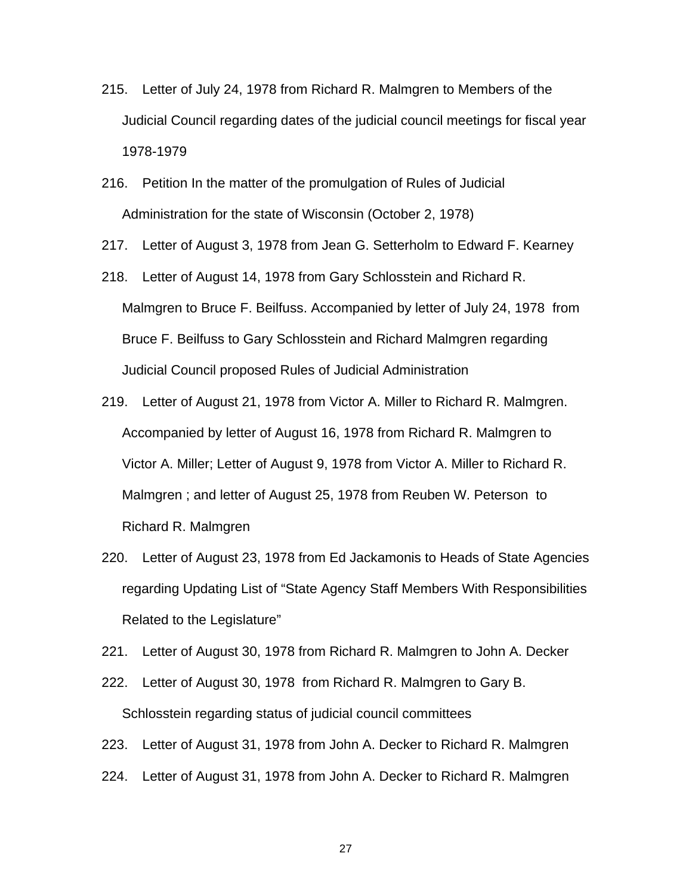215. Letter of July 24, 1978 from Richard R. Malmgren to Members of the Judicial Council regarding dates of the judicial council meetings for fiscal year 1978-1979

216. Petition In the matter of the promulgation of Rules of Judicial Administration for the state of Wisconsin (October 2, 1978)

217. Letter of August 3, 1978 from Jean G. Setterholm to Edward F. Kearney

218. Letter of August 14, 1978 from Gary Schlosstein and Richard R. Malmgren to Bruce F. Beilfuss. Accompanied by letter of July 24, 1978 from Bruce F. Beilfuss to Gary Schlosstein and Richard Malmgren regarding Judicial Council proposed Rules of Judicial Administration

219. Letter of August 21, 1978 from Victor A. Miller to Richard R. Malmgren. Accompanied by letter of August 16, 1978 from Richard R. Malmgren to Victor A. Miller; Letter of August 9, 1978 from Victor A. Miller to Richard R. Malmgren ; and letter of August 25, 1978 from Reuben W. Peterson to Richard R. Malmgren

220. Letter of August 23, 1978 from Ed Jackamonis to Heads of State Agencies regarding Updating List of "State Agency Staff Members With Responsibilities Related to the Legislature"

221. Letter of August 30, 1978 from Richard R. Malmgren to John A. Decker

222. Letter of August 30, 1978 from Richard R. Malmgren to Gary B. Schlosstein regarding status of judicial council committees

223. Letter of August 31, 1978 from John A. Decker to Richard R. Malmgren

224. Letter of August 31, 1978 from John A. Decker to Richard R. Malmgren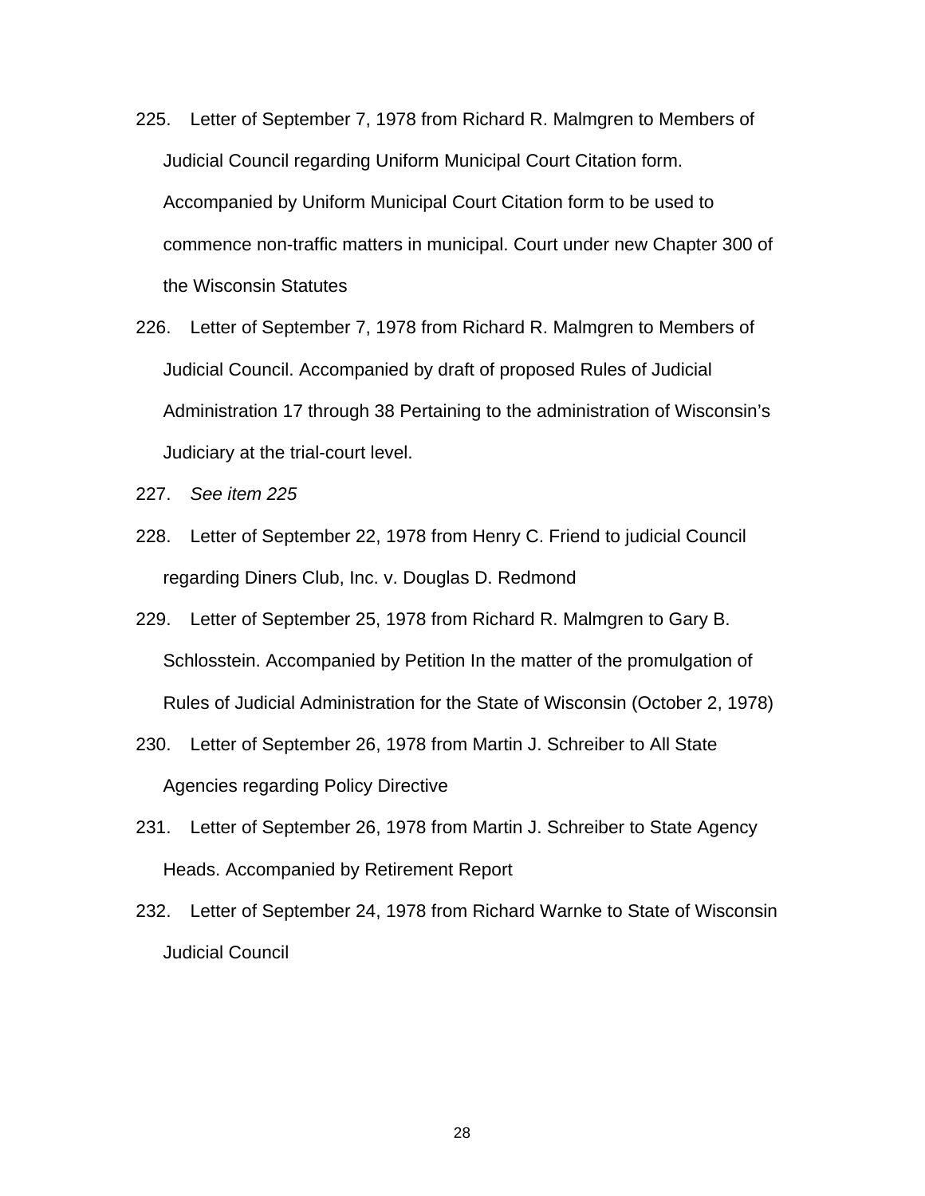225. Letter of September 7, 1978 from Richard R. Malmgren to Members of Judicial Council regarding Uniform Municipal Court Citation form. Accompanied by Uniform Municipal Court Citation form to be used to commence non-traffic matters in municipal. Court under new Chapter 300 of the Wisconsin Statutes

226. Letter of September 7, 1978 from Richard R. Malmgren to Members of Judicial Council. Accompanied by draft of proposed Rules of Judicial Administration 17 through 38 Pertaining to the administration of Wisconsin's Judiciary at the trial-court level.

227. *See item 225*

228. Letter of September 22, 1978 from Henry C. Friend to judicial Council regarding Diners Club, Inc. v. Douglas D. Redmond

229. Letter of September 25, 1978 from Richard R. Malmgren to Gary B. Schlosstein. Accompanied by Petition In the matter of the promulgation of Rules of Judicial Administration for the State of Wisconsin (October 2, 1978)

230. Letter of September 26, 1978 from Martin J. Schreiber to All State Agencies regarding Policy Directive

231. Letter of September 26, 1978 from Martin J. Schreiber to State Agency Heads. Accompanied by Retirement Report

232. Letter of September 24, 1978 from Richard Warnke to State of Wisconsin Judicial Council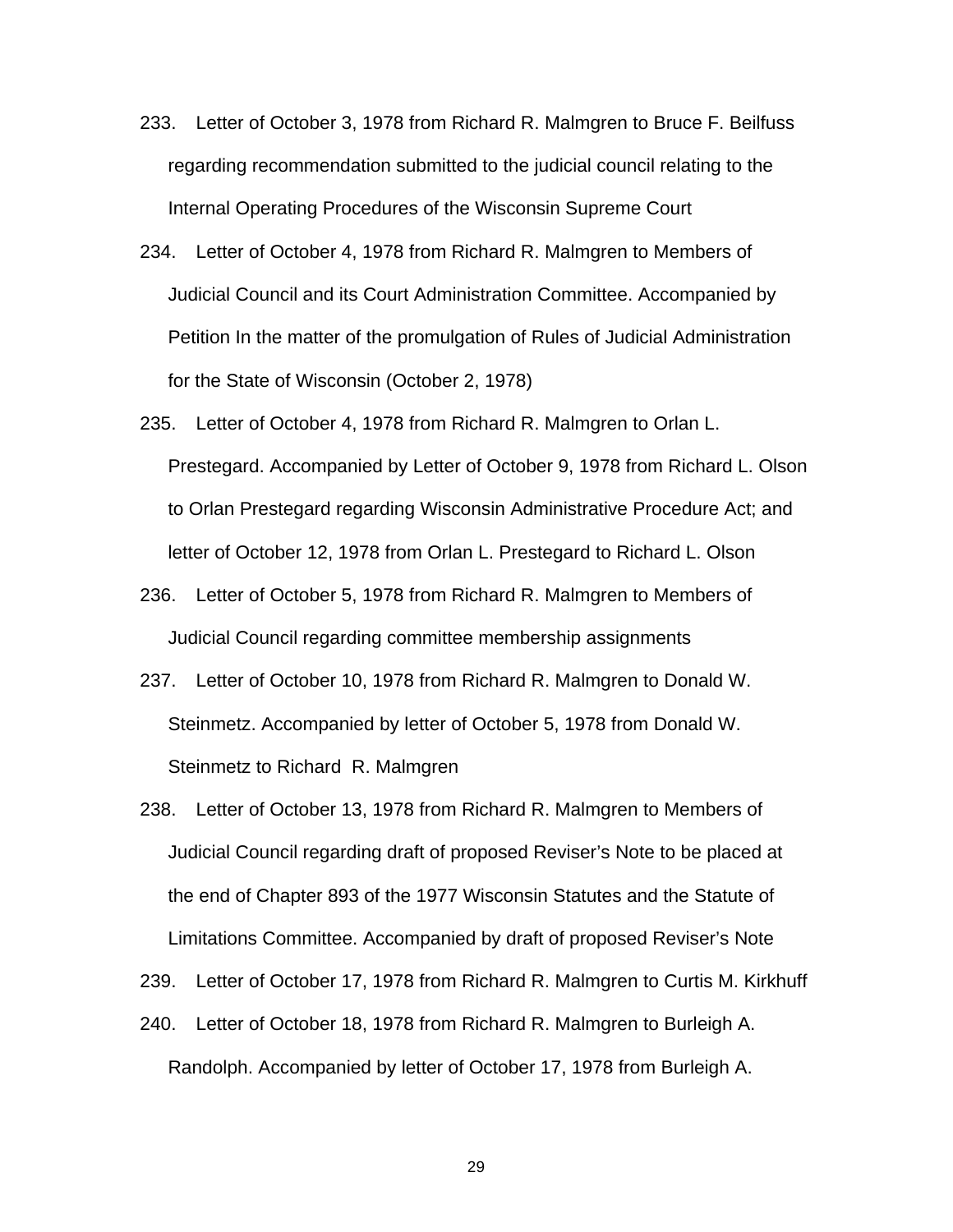233. Letter of October 3, 1978 from Richard R. Malmgren to Bruce F. Beilfuss regarding recommendation submitted to the judicial council relating to the Internal Operating Procedures of the Wisconsin Supreme Court

234. Letter of October 4, 1978 from Richard R. Malmgren to Members of Judicial Council and its Court Administration Committee. Accompanied by Petition In the matter of the promulgation of Rules of Judicial Administration for the State of Wisconsin (October 2, 1978)

235. Letter of October 4, 1978 from Richard R. Malmgren to Orlan L. Prestegard. Accompanied by Letter of October 9, 1978 from Richard L. Olson to Orlan Prestegard regarding Wisconsin Administrative Procedure Act; and letter of October 12, 1978 from Orlan L. Prestegard to Richard L. Olson

236. Letter of October 5, 1978 from Richard R. Malmgren to Members of Judicial Council regarding committee membership assignments

237. Letter of October 10, 1978 from Richard R. Malmgren to Donald W. Steinmetz. Accompanied by letter of October 5, 1978 from Donald W. Steinmetz to Richard R. Malmgren

238. Letter of October 13, 1978 from Richard R. Malmgren to Members of Judicial Council regarding draft of proposed Reviser's Note to be placed at the end of Chapter 893 of the 1977 Wisconsin Statutes and the Statute of Limitations Committee. Accompanied by draft of proposed Reviser's Note

239. Letter of October 17, 1978 from Richard R. Malmgren to Curtis M. Kirkhuff

240. Letter of October 18, 1978 from Richard R. Malmgren to Burleigh A. Randolph. Accompanied by letter of October 17, 1978 from Burleigh A.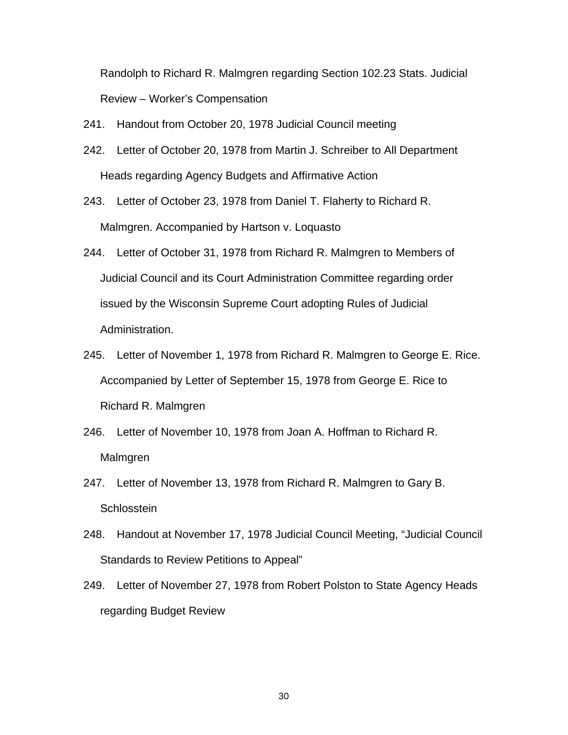Randolph to Richard R. Malmgren regarding Section 102.23 Stats. Judicial Review – Worker's Compensation

241. Handout from October 20, 1978 Judicial Council meeting

242. Letter of October 20, 1978 from Martin J. Schreiber to All Department Heads regarding Agency Budgets and Affirmative Action

243. Letter of October 23, 1978 from Daniel T. Flaherty to Richard R. Malmgren. Accompanied by Hartson v. Loquasto

244. Letter of October 31, 1978 from Richard R. Malmgren to Members of Judicial Council and its Court Administration Committee regarding order issued by the Wisconsin Supreme Court adopting Rules of Judicial Administration.

245. Letter of November 1, 1978 from Richard R. Malmgren to George E. Rice. Accompanied by Letter of September 15, 1978 from George E. Rice to Richard R. Malmgren

246. Letter of November 10, 1978 from Joan A. Hoffman to Richard R. Malmgren

247. Letter of November 13, 1978 from Richard R. Malmgren to Gary B. Schlosstein

248. Handout at November 17, 1978 Judicial Council Meeting, "Judicial Council Standards to Review Petitions to Appeal"

249. Letter of November 27, 1978 from Robert Polston to State Agency Heads regarding Budget Review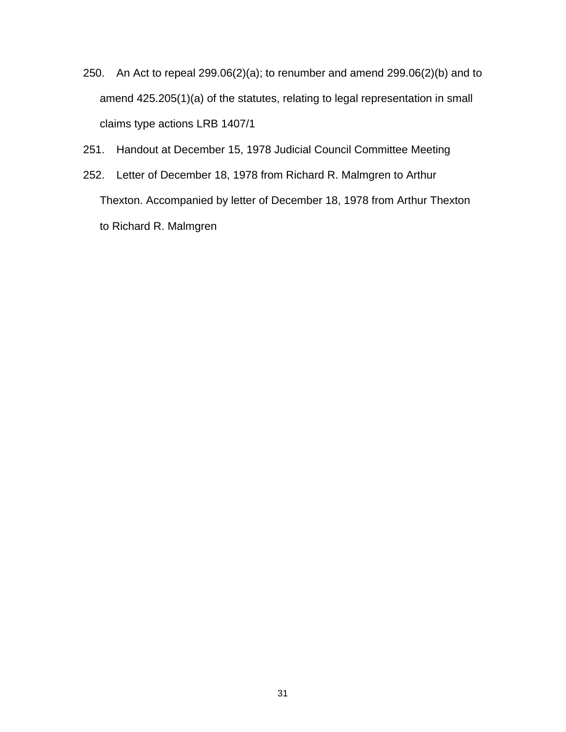250. An Act to repeal 299.06(2)(a); to renumber and amend 299.06(2)(b) and to amend 425.205(1)(a) of the statutes, relating to legal representation in small claims type actions LRB 1407/1

251. Handout at December 15, 1978 Judicial Council Committee Meeting

252. Letter of December 18, 1978 from Richard R. Malmgren to Arthur Thexton. Accompanied by letter of December 18, 1978 from Arthur Thexton to Richard R. Malmgren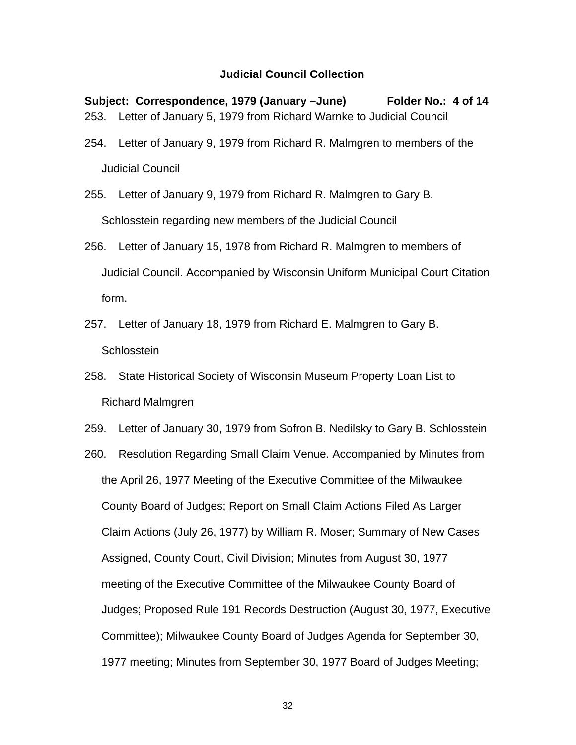## Judicial Council Collection

**Subject: Correspondence, 1979 (January –June)　　　Folder No.: 4 of 14**

253. Letter of January 5, 1979 from Richard Warnke to Judicial Council

254. Letter of January 9, 1979 from Richard R. Malmgren to members of the Judicial Council

255. Letter of January 9, 1979 from Richard R. Malmgren to Gary B. Schlosstein regarding new members of the Judicial Council

256. Letter of January 15, 1978 from Richard R. Malmgren to members of Judicial Council. Accompanied by Wisconsin Uniform Municipal Court Citation form.

257. Letter of January 18, 1979 from Richard E. Malmgren to Gary B. Schlosstein

258. State Historical Society of Wisconsin Museum Property Loan List to Richard Malmgren

259. Letter of January 30, 1979 from Sofron B. Nedilsky to Gary B. Schlosstein

260. Resolution Regarding Small Claim Venue. Accompanied by Minutes from the April 26, 1977 Meeting of the Executive Committee of the Milwaukee County Board of Judges; Report on Small Claim Actions Filed As Larger Claim Actions (July 26, 1977) by William R. Moser; Summary of New Cases Assigned, County Court, Civil Division; Minutes from August 30, 1977 meeting of the Executive Committee of the Milwaukee County Board of Judges; Proposed Rule 191 Records Destruction (August 30, 1977, Executive Committee); Milwaukee County Board of Judges Agenda for September 30, 1977 meeting; Minutes from September 30, 1977 Board of Judges Meeting;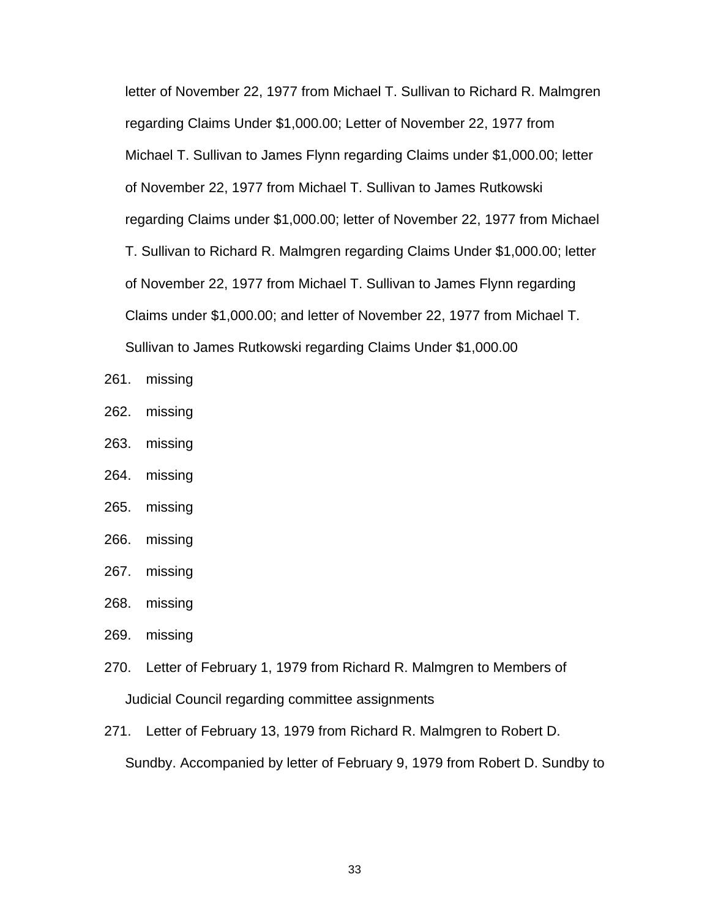letter of November 22, 1977 from Michael T. Sullivan to Richard R. Malmgren regarding Claims Under $1,000.00; Letter of November 22, 1977 from Michael T. Sullivan to James Flynn regarding Claims under $1,000.00; letter of November 22, 1977 from Michael T. Sullivan to James Rutkowski regarding Claims under $1,000.00; letter of November 22, 1977 from Michael T. Sullivan to Richard R. Malmgren regarding Claims Under $1,000.00; letter of November 22, 1977 from Michael T. Sullivan to James Flynn regarding Claims under $1,000.00; and letter of November 22, 1977 from Michael T. Sullivan to James Rutkowski regarding Claims Under $1,000.00

261. missing
262. missing
263. missing
264. missing
265. missing
266. missing
267. missing
268. missing
269. missing
270. Letter of February 1, 1979 from Richard R. Malmgren to Members of Judicial Council regarding committee assignments
271. Letter of February 13, 1979 from Richard R. Malmgren to Robert D. Sundby. Accompanied by letter of February 9, 1979 from Robert D. Sundby to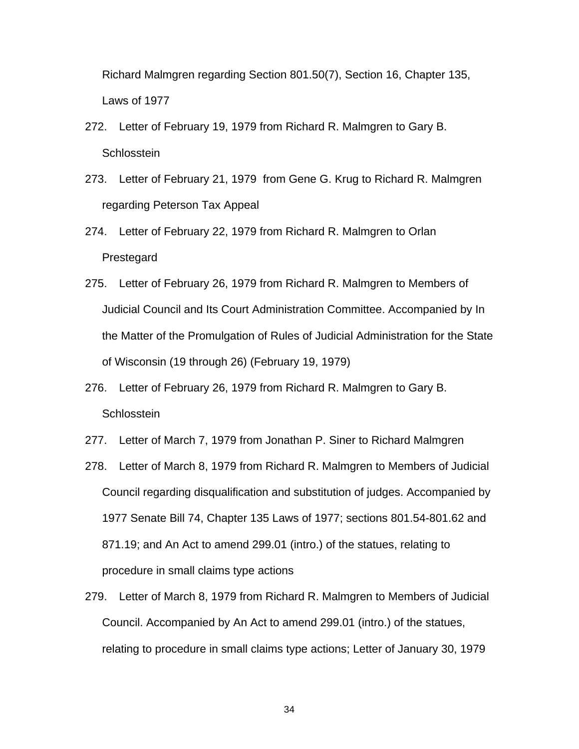Richard Malmgren regarding Section 801.50(7), Section 16, Chapter 135, Laws of 1977

272. Letter of February 19, 1979 from Richard R. Malmgren to Gary B. Schlosstein

273. Letter of February 21, 1979 from Gene G. Krug to Richard R. Malmgren regarding Peterson Tax Appeal

274. Letter of February 22, 1979 from Richard R. Malmgren to Orlan Prestegard

275. Letter of February 26, 1979 from Richard R. Malmgren to Members of Judicial Council and Its Court Administration Committee. Accompanied by In the Matter of the Promulgation of Rules of Judicial Administration for the State of Wisconsin (19 through 26) (February 19, 1979)

276. Letter of February 26, 1979 from Richard R. Malmgren to Gary B. Schlosstein

277. Letter of March 7, 1979 from Jonathan P. Siner to Richard Malmgren

278. Letter of March 8, 1979 from Richard R. Malmgren to Members of Judicial Council regarding disqualification and substitution of judges. Accompanied by 1977 Senate Bill 74, Chapter 135 Laws of 1977; sections 801.54-801.62 and 871.19; and An Act to amend 299.01 (intro.) of the statues, relating to procedure in small claims type actions

279. Letter of March 8, 1979 from Richard R. Malmgren to Members of Judicial Council. Accompanied by An Act to amend 299.01 (intro.) of the statues, relating to procedure in small claims type actions; Letter of January 30, 1979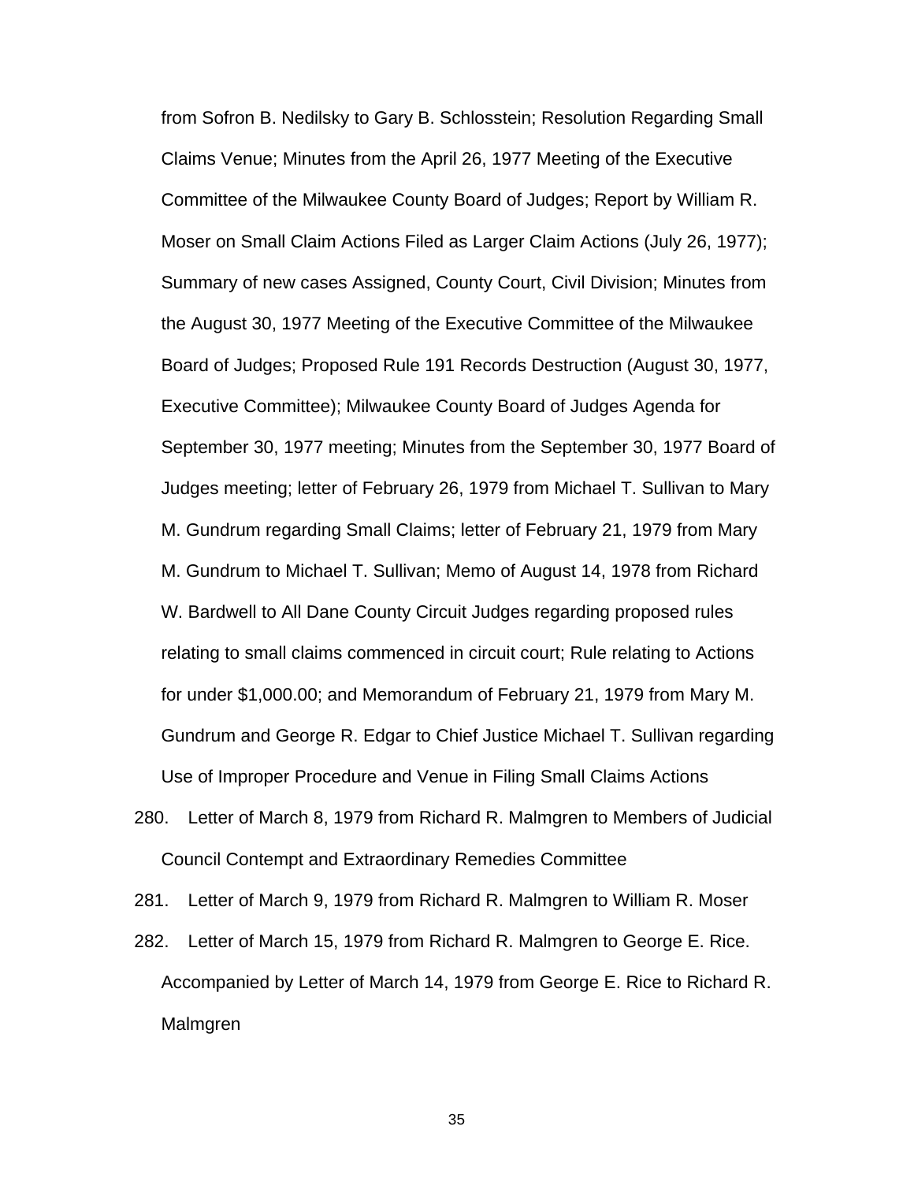from Sofron B. Nedilsky to Gary B. Schlosstein; Resolution Regarding Small Claims Venue; Minutes from the April 26, 1977 Meeting of the Executive Committee of the Milwaukee County Board of Judges; Report by William R. Moser on Small Claim Actions Filed as Larger Claim Actions (July 26, 1977); Summary of new cases Assigned, County Court, Civil Division; Minutes from the August 30, 1977 Meeting of the Executive Committee of the Milwaukee Board of Judges; Proposed Rule 191 Records Destruction (August 30, 1977, Executive Committee); Milwaukee County Board of Judges Agenda for September 30, 1977 meeting; Minutes from the September 30, 1977 Board of Judges meeting; letter of February 26, 1979 from Michael T. Sullivan to Mary M. Gundrum regarding Small Claims; letter of February 21, 1979 from Mary M. Gundrum to Michael T. Sullivan; Memo of August 14, 1978 from Richard W. Bardwell to All Dane County Circuit Judges regarding proposed rules relating to small claims commenced in circuit court; Rule relating to Actions for under $1,000.00; and Memorandum of February 21, 1979 from Mary M. Gundrum and George R. Edgar to Chief Justice Michael T. Sullivan regarding Use of Improper Procedure and Venue in Filing Small Claims Actions

280. Letter of March 8, 1979 from Richard R. Malmgren to Members of Judicial Council Contempt and Extraordinary Remedies Committee

281. Letter of March 9, 1979 from Richard R. Malmgren to William R. Moser

282. Letter of March 15, 1979 from Richard R. Malmgren to George E. Rice. Accompanied by Letter of March 14, 1979 from George E. Rice to Richard R. Malmgren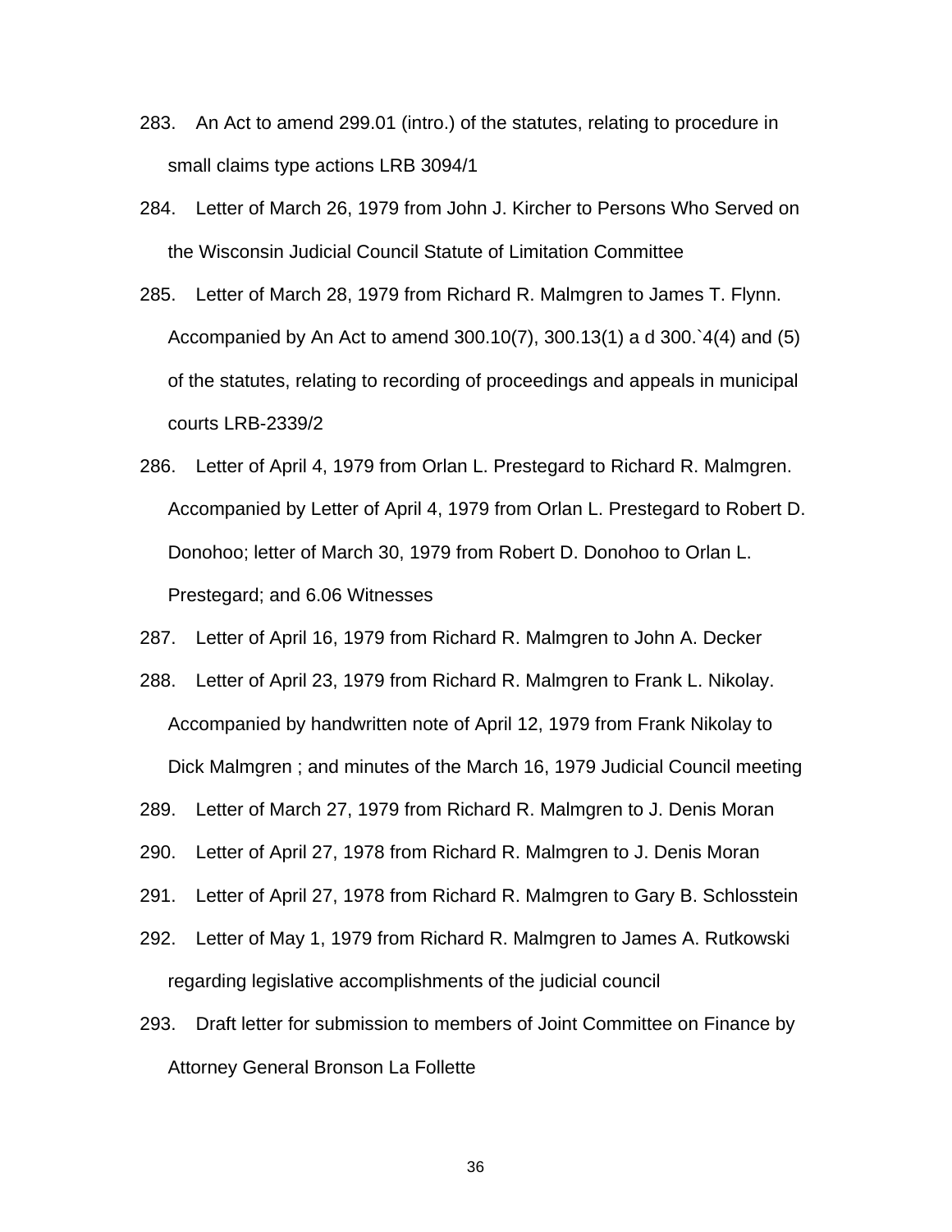283. An Act to amend 299.01 (intro.) of the statutes, relating to procedure in small claims type actions LRB 3094/1

284. Letter of March 26, 1979 from John J. Kircher to Persons Who Served on the Wisconsin Judicial Council Statute of Limitation Committee

285. Letter of March 28, 1979 from Richard R. Malmgren to James T. Flynn. Accompanied by An Act to amend 300.10(7), 300.13(1) a d 300.`4(4) and (5) of the statutes, relating to recording of proceedings and appeals in municipal courts LRB-2339/2

286. Letter of April 4, 1979 from Orlan L. Prestegard to Richard R. Malmgren. Accompanied by Letter of April 4, 1979 from Orlan L. Prestegard to Robert D. Donohoo; letter of March 30, 1979 from Robert D. Donohoo to Orlan L. Prestegard; and 6.06 Witnesses

287. Letter of April 16, 1979 from Richard R. Malmgren to John A. Decker

288. Letter of April 23, 1979 from Richard R. Malmgren to Frank L. Nikolay. Accompanied by handwritten note of April 12, 1979 from Frank Nikolay to Dick Malmgren ; and minutes of the March 16, 1979 Judicial Council meeting

289. Letter of March 27, 1979 from Richard R. Malmgren to J. Denis Moran

290. Letter of April 27, 1978 from Richard R. Malmgren to J. Denis Moran

291. Letter of April 27, 1978 from Richard R. Malmgren to Gary B. Schlosstein

292. Letter of May 1, 1979 from Richard R. Malmgren to James A. Rutkowski regarding legislative accomplishments of the judicial council

293. Draft letter for submission to members of Joint Committee on Finance by Attorney General Bronson La Follette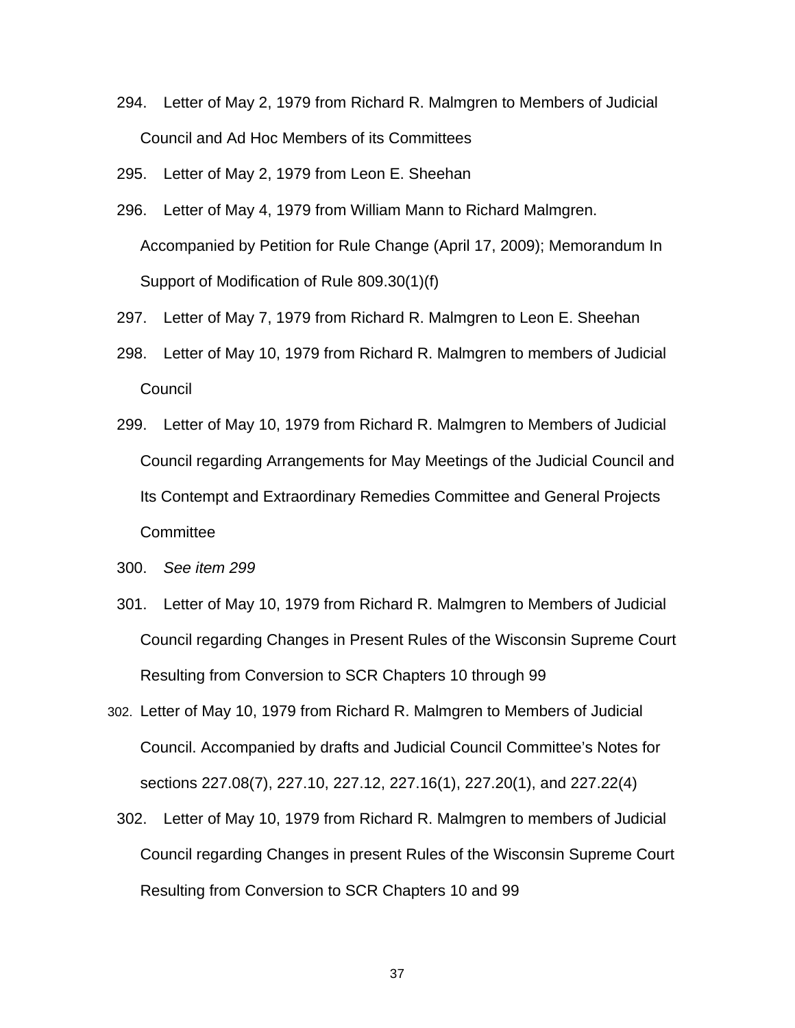294. Letter of May 2, 1979 from Richard R. Malmgren to Members of Judicial Council and Ad Hoc Members of its Committees

295. Letter of May 2, 1979 from Leon E. Sheehan

296. Letter of May 4, 1979 from William Mann to Richard Malmgren. Accompanied by Petition for Rule Change (April 17, 2009); Memorandum In Support of Modification of Rule 809.30(1)(f)

297. Letter of May 7, 1979 from Richard R. Malmgren to Leon E. Sheehan

298. Letter of May 10, 1979 from Richard R. Malmgren to members of Judicial Council

299. Letter of May 10, 1979 from Richard R. Malmgren to Members of Judicial Council regarding Arrangements for May Meetings of the Judicial Council and Its Contempt and Extraordinary Remedies Committee and General Projects Committee

300. *See item 299*

301. Letter of May 10, 1979 from Richard R. Malmgren to Members of Judicial Council regarding Changes in Present Rules of the Wisconsin Supreme Court Resulting from Conversion to SCR Chapters 10 through 99

302. Letter of May 10, 1979 from Richard R. Malmgren to Members of Judicial Council. Accompanied by drafts and Judicial Council Committee's Notes for sections 227.08(7), 227.10, 227.12, 227.16(1), 227.20(1), and 227.22(4)

302. Letter of May 10, 1979 from Richard R. Malmgren to members of Judicial Council regarding Changes in present Rules of the Wisconsin Supreme Court Resulting from Conversion to SCR Chapters 10 and 99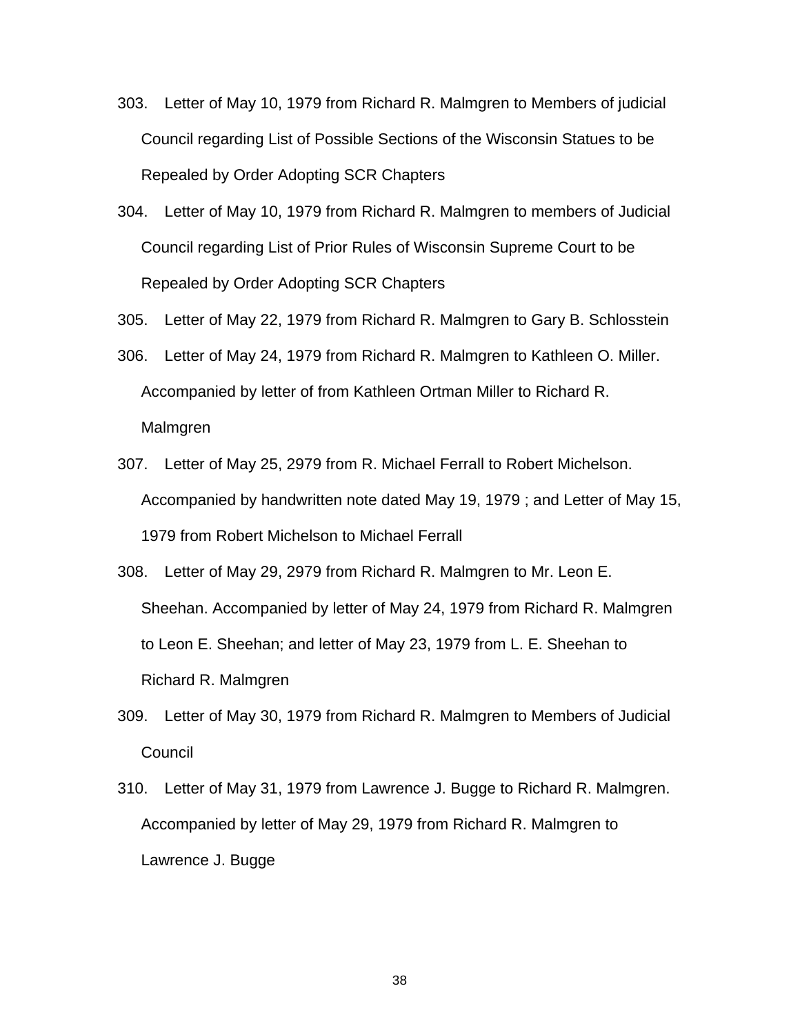303. Letter of May 10, 1979 from Richard R. Malmgren to Members of judicial Council regarding List of Possible Sections of the Wisconsin Statues to be Repealed by Order Adopting SCR Chapters

304. Letter of May 10, 1979 from Richard R. Malmgren to members of Judicial Council regarding List of Prior Rules of Wisconsin Supreme Court to be Repealed by Order Adopting SCR Chapters

305. Letter of May 22, 1979 from Richard R. Malmgren to Gary B. Schlosstein

306. Letter of May 24, 1979 from Richard R. Malmgren to Kathleen O. Miller. Accompanied by letter of from Kathleen Ortman Miller to Richard R. Malmgren

307. Letter of May 25, 2979 from R. Michael Ferrall to Robert Michelson. Accompanied by handwritten note dated May 19, 1979 ; and Letter of May 15, 1979 from Robert Michelson to Michael Ferrall

308. Letter of May 29, 2979 from Richard R. Malmgren to Mr. Leon E. Sheehan. Accompanied by letter of May 24, 1979 from Richard R. Malmgren to Leon E. Sheehan; and letter of May 23, 1979 from L. E. Sheehan to Richard R. Malmgren

309. Letter of May 30, 1979 from Richard R. Malmgren to Members of Judicial Council

310. Letter of May 31, 1979 from Lawrence J. Bugge to Richard R. Malmgren. Accompanied by letter of May 29, 1979 from Richard R. Malmgren to Lawrence J. Bugge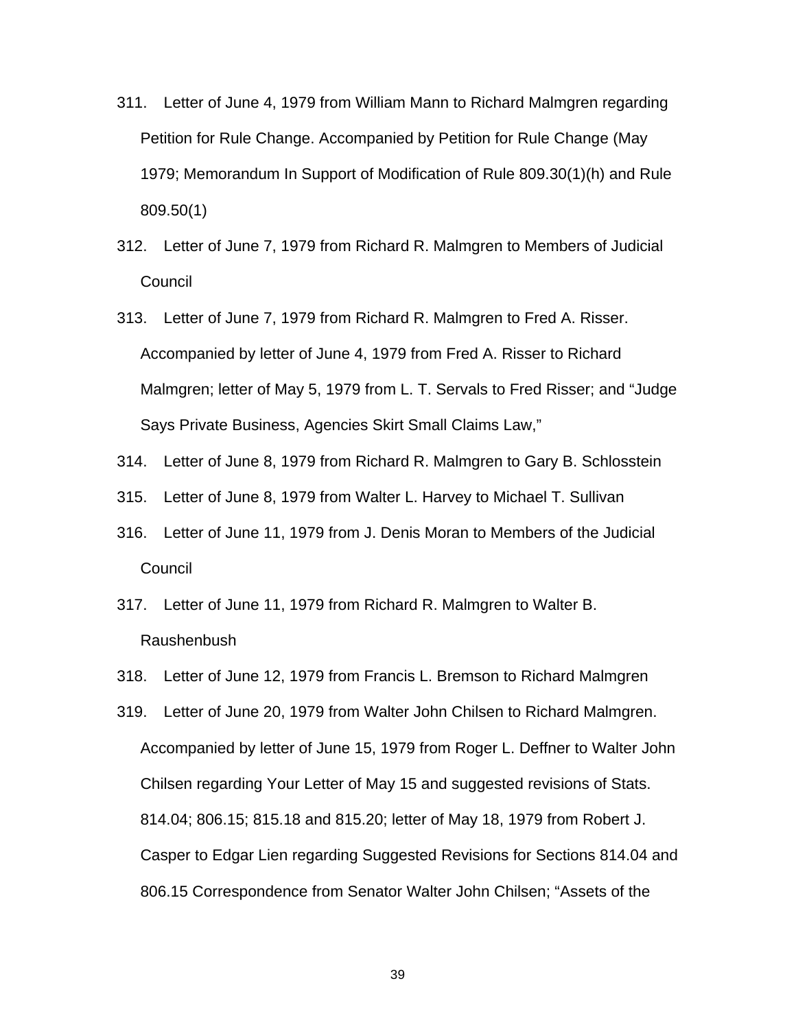311. Letter of June 4, 1979 from William Mann to Richard Malmgren regarding Petition for Rule Change. Accompanied by Petition for Rule Change (May 1979; Memorandum In Support of Modification of Rule 809.30(1)(h) and Rule 809.50(1)

312. Letter of June 7, 1979 from Richard R. Malmgren to Members of Judicial Council

313. Letter of June 7, 1979 from Richard R. Malmgren to Fred A. Risser. Accompanied by letter of June 4, 1979 from Fred A. Risser to Richard Malmgren; letter of May 5, 1979 from L. T. Servals to Fred Risser; and "Judge Says Private Business, Agencies Skirt Small Claims Law,"

314. Letter of June 8, 1979 from Richard R. Malmgren to Gary B. Schlosstein

315. Letter of June 8, 1979 from Walter L. Harvey to Michael T. Sullivan

316. Letter of June 11, 1979 from J. Denis Moran to Members of the Judicial Council

317. Letter of June 11, 1979 from Richard R. Malmgren to Walter B. Raushenbush

318. Letter of June 12, 1979 from Francis L. Bremson to Richard Malmgren

319. Letter of June 20, 1979 from Walter John Chilsen to Richard Malmgren. Accompanied by letter of June 15, 1979 from Roger L. Deffner to Walter John Chilsen regarding Your Letter of May 15 and suggested revisions of Stats. 814.04; 806.15; 815.18 and 815.20; letter of May 18, 1979 from Robert J. Casper to Edgar Lien regarding Suggested Revisions for Sections 814.04 and 806.15 Correspondence from Senator Walter John Chilsen; "Assets of the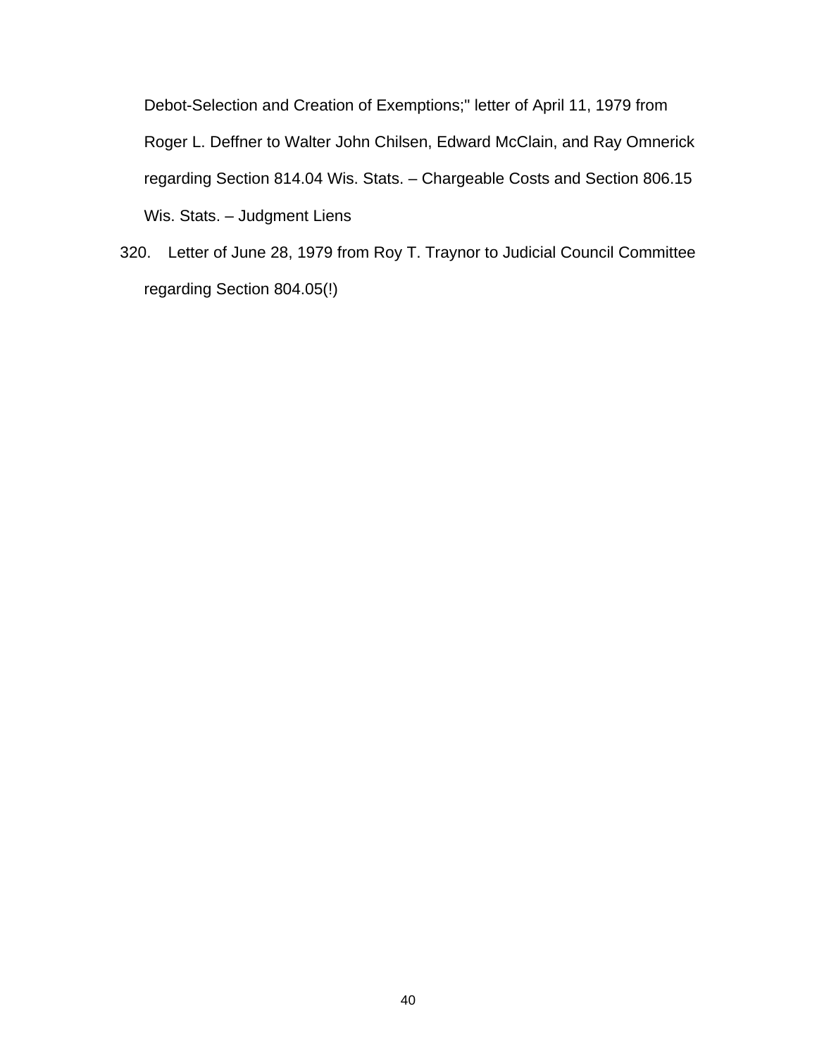Debot-Selection and Creation of Exemptions;" letter of April 11, 1979 from Roger L. Deffner to Walter John Chilsen, Edward McClain, and Ray Omnerick regarding Section 814.04 Wis. Stats. – Chargeable Costs and Section 806.15 Wis. Stats. – Judgment Liens

320. Letter of June 28, 1979 from Roy T. Traynor to Judicial Council Committee regarding Section 804.05(!)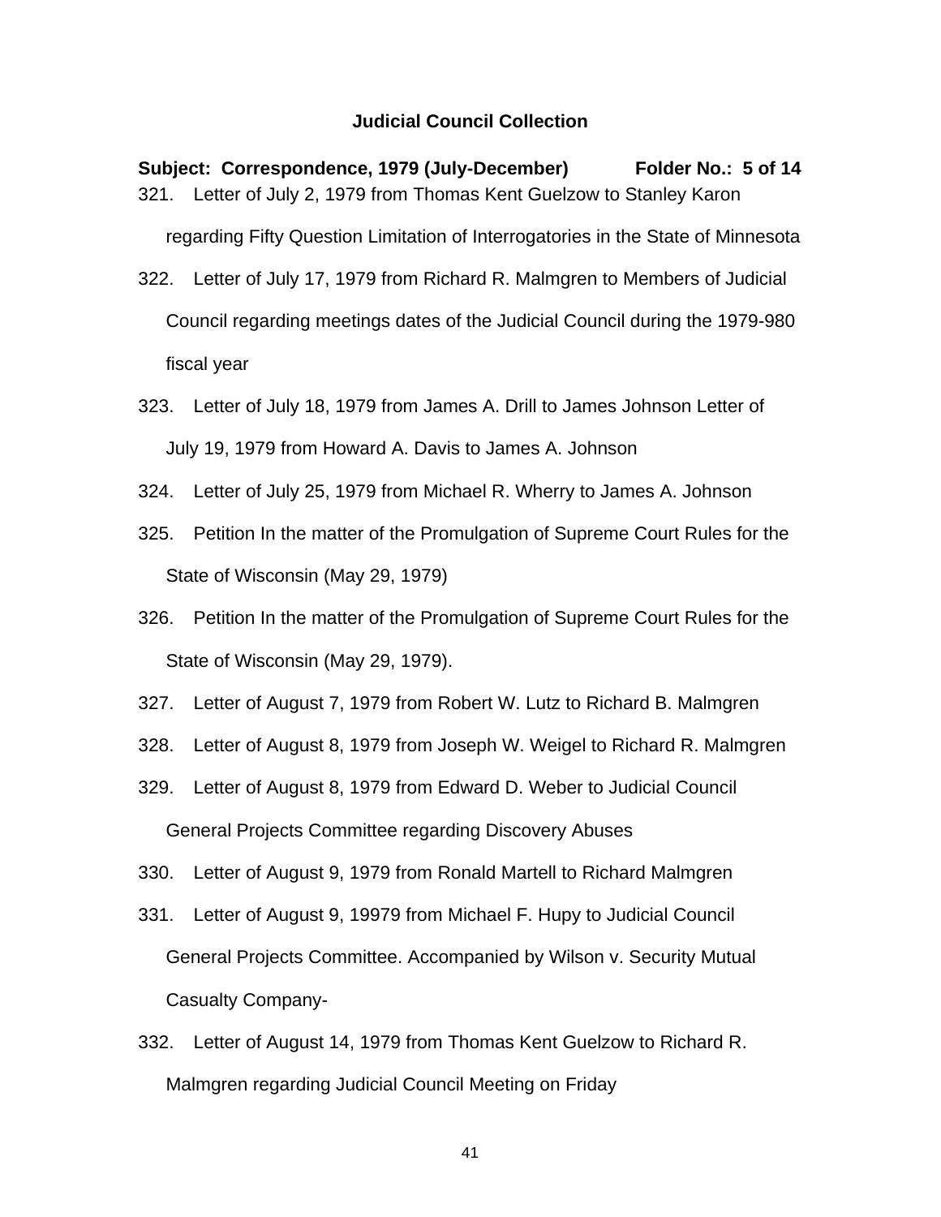## Judicial Council Collection

**Subject: Correspondence, 1979 (July-December) Folder No.: 5 of 14**

321. Letter of July 2, 1979 from Thomas Kent Guelzow to Stanley Karon regarding Fifty Question Limitation of Interrogatories in the State of Minnesota

322. Letter of July 17, 1979 from Richard R. Malmgren to Members of Judicial Council regarding meetings dates of the Judicial Council during the 1979-980 fiscal year

323. Letter of July 18, 1979 from James A. Drill to James Johnson Letter of July 19, 1979 from Howard A. Davis to James A. Johnson

324. Letter of July 25, 1979 from Michael R. Wherry to James A. Johnson

325. Petition In the matter of the Promulgation of Supreme Court Rules for the State of Wisconsin (May 29, 1979)

326. Petition In the matter of the Promulgation of Supreme Court Rules for the State of Wisconsin (May 29, 1979).

327. Letter of August 7, 1979 from Robert W. Lutz to Richard B. Malmgren

328. Letter of August 8, 1979 from Joseph W. Weigel to Richard R. Malmgren

329. Letter of August 8, 1979 from Edward D. Weber to Judicial Council General Projects Committee regarding Discovery Abuses

330. Letter of August 9, 1979 from Ronald Martell to Richard Malmgren

331. Letter of August 9, 19979 from Michael F. Hupy to Judicial Council General Projects Committee. Accompanied by Wilson v. Security Mutual Casualty Company-

332. Letter of August 14, 1979 from Thomas Kent Guelzow to Richard R. Malmgren regarding Judicial Council Meeting on Friday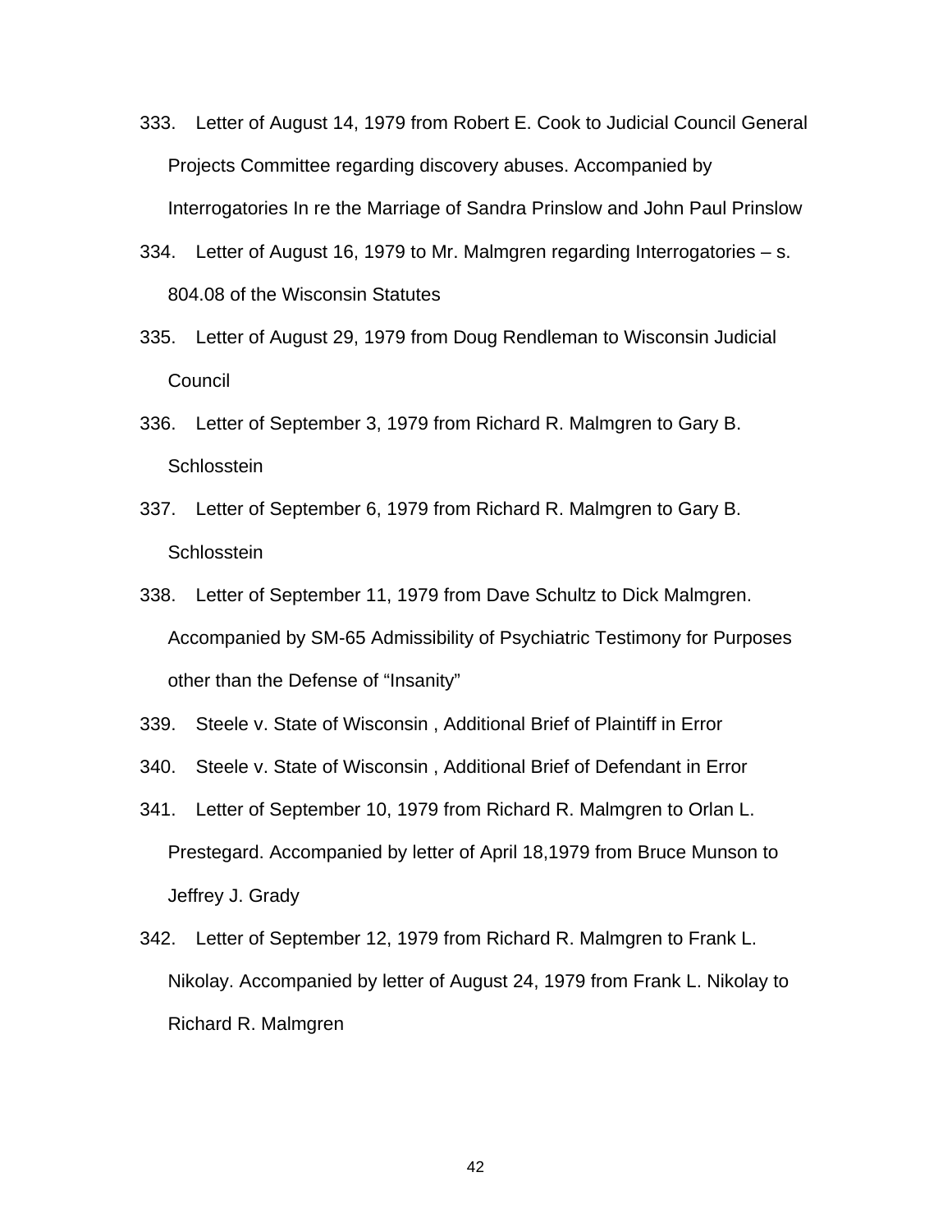333. Letter of August 14, 1979 from Robert E. Cook to Judicial Council General Projects Committee regarding discovery abuses. Accompanied by Interrogatories In re the Marriage of Sandra Prinslow and John Paul Prinslow

334. Letter of August 16, 1979 to Mr. Malmgren regarding Interrogatories – s. 804.08 of the Wisconsin Statutes

335. Letter of August 29, 1979 from Doug Rendleman to Wisconsin Judicial Council

336. Letter of September 3, 1979 from Richard R. Malmgren to Gary B. Schlosstein

337. Letter of September 6, 1979 from Richard R. Malmgren to Gary B. Schlosstein

338. Letter of September 11, 1979 from Dave Schultz to Dick Malmgren. Accompanied by SM-65 Admissibility of Psychiatric Testimony for Purposes other than the Defense of "Insanity"

339. Steele v. State of Wisconsin , Additional Brief of Plaintiff in Error

340. Steele v. State of Wisconsin , Additional Brief of Defendant in Error

341. Letter of September 10, 1979 from Richard R. Malmgren to Orlan L. Prestegard. Accompanied by letter of April 18,1979 from Bruce Munson to Jeffrey J. Grady

342. Letter of September 12, 1979 from Richard R. Malmgren to Frank L. Nikolay. Accompanied by letter of August 24, 1979 from Frank L. Nikolay to Richard R. Malmgren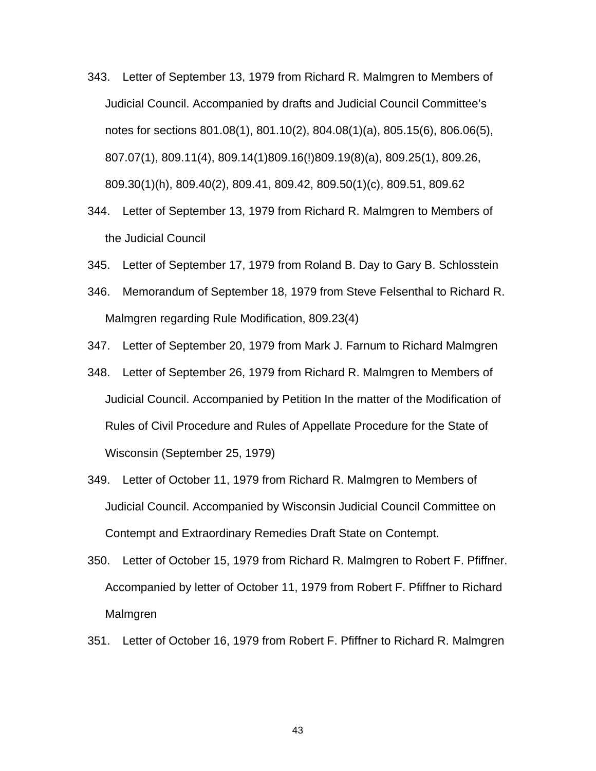343. Letter of September 13, 1979 from Richard R. Malmgren to Members of Judicial Council. Accompanied by drafts and Judicial Council Committee's notes for sections 801.08(1), 801.10(2), 804.08(1)(a), 805.15(6), 806.06(5), 807.07(1), 809.11(4), 809.14(1)809.16(!)809.19(8)(a), 809.25(1), 809.26, 809.30(1)(h), 809.40(2), 809.41, 809.42, 809.50(1)(c), 809.51, 809.62

344. Letter of September 13, 1979 from Richard R. Malmgren to Members of the Judicial Council

345. Letter of September 17, 1979 from Roland B. Day to Gary B. Schlosstein

346. Memorandum of September 18, 1979 from Steve Felsenthal to Richard R. Malmgren regarding Rule Modification, 809.23(4)

347. Letter of September 20, 1979 from Mark J. Farnum to Richard Malmgren

348. Letter of September 26, 1979 from Richard R. Malmgren to Members of Judicial Council. Accompanied by Petition In the matter of the Modification of Rules of Civil Procedure and Rules of Appellate Procedure for the State of Wisconsin (September 25, 1979)

349. Letter of October 11, 1979 from Richard R. Malmgren to Members of Judicial Council. Accompanied by Wisconsin Judicial Council Committee on Contempt and Extraordinary Remedies Draft State on Contempt.

350. Letter of October 15, 1979 from Richard R. Malmgren to Robert F. Pfiffner. Accompanied by letter of October 11, 1979 from Robert F. Pfiffner to Richard Malmgren

351. Letter of October 16, 1979 from Robert F. Pfiffner to Richard R. Malmgren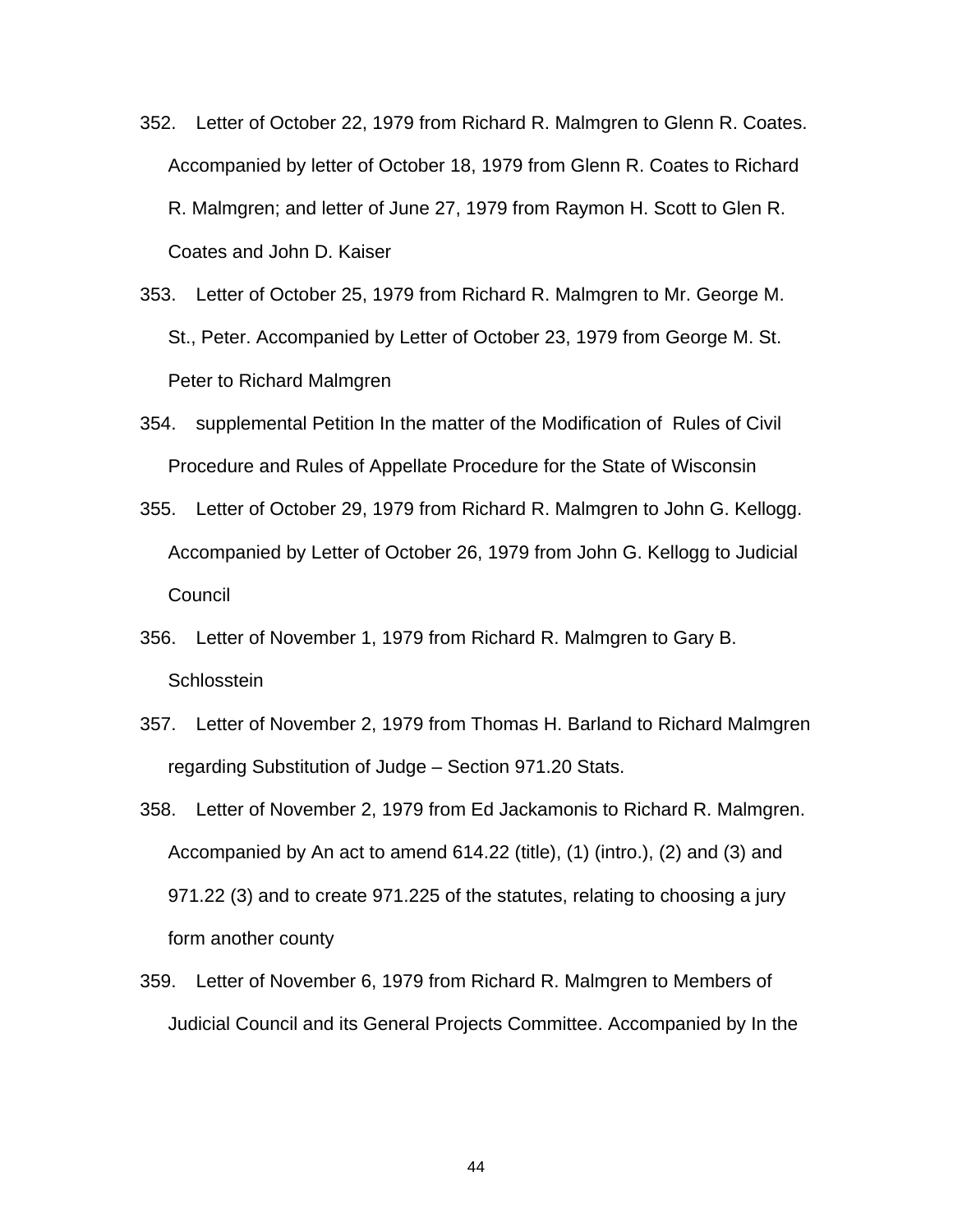352. Letter of October 22, 1979 from Richard R. Malmgren to Glenn R. Coates. Accompanied by letter of October 18, 1979 from Glenn R. Coates to Richard R. Malmgren; and letter of June 27, 1979 from Raymon H. Scott to Glen R. Coates and John D. Kaiser

353. Letter of October 25, 1979 from Richard R. Malmgren to Mr. George M. St., Peter. Accompanied by Letter of October 23, 1979 from George M. St. Peter to Richard Malmgren

354. supplemental Petition In the matter of the Modification of Rules of Civil Procedure and Rules of Appellate Procedure for the State of Wisconsin

355. Letter of October 29, 1979 from Richard R. Malmgren to John G. Kellogg. Accompanied by Letter of October 26, 1979 from John G. Kellogg to Judicial Council

356. Letter of November 1, 1979 from Richard R. Malmgren to Gary B. Schlosstein

357. Letter of November 2, 1979 from Thomas H. Barland to Richard Malmgren regarding Substitution of Judge – Section 971.20 Stats.

358. Letter of November 2, 1979 from Ed Jackamonis to Richard R. Malmgren. Accompanied by An act to amend 614.22 (title), (1) (intro.), (2) and (3) and 971.22 (3) and to create 971.225 of the statutes, relating to choosing a jury form another county

359. Letter of November 6, 1979 from Richard R. Malmgren to Members of Judicial Council and its General Projects Committee. Accompanied by In the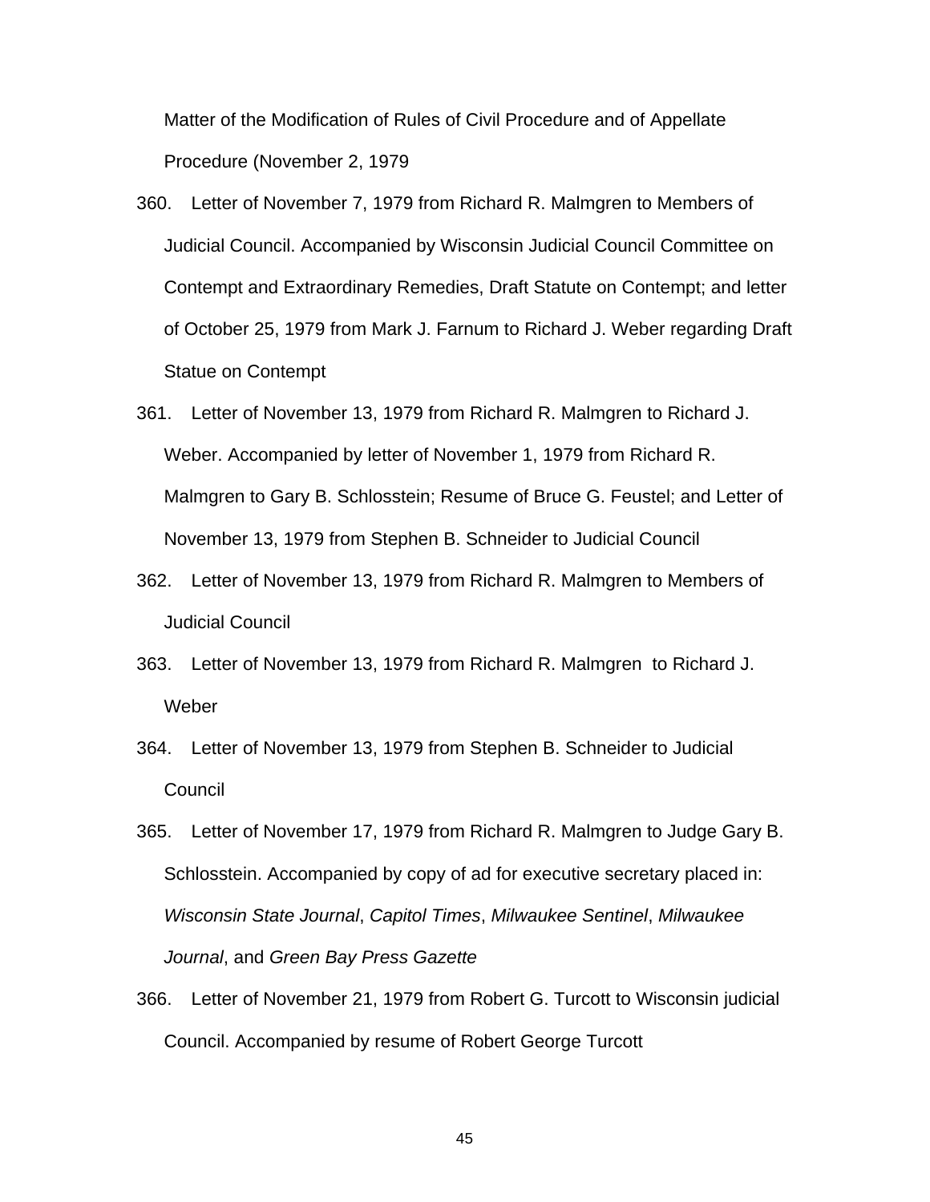Matter of the Modification of Rules of Civil Procedure and of Appellate Procedure (November 2, 1979

360. Letter of November 7, 1979 from Richard R. Malmgren to Members of Judicial Council. Accompanied by Wisconsin Judicial Council Committee on Contempt and Extraordinary Remedies, Draft Statute on Contempt; and letter of October 25, 1979 from Mark J. Farnum to Richard J. Weber regarding Draft Statue on Contempt

361. Letter of November 13, 1979 from Richard R. Malmgren to Richard J. Weber. Accompanied by letter of November 1, 1979 from Richard R. Malmgren to Gary B. Schlosstein; Resume of Bruce G. Feustel; and Letter of November 13, 1979 from Stephen B. Schneider to Judicial Council

362. Letter of November 13, 1979 from Richard R. Malmgren to Members of Judicial Council

363. Letter of November 13, 1979 from Richard R. Malmgren to Richard J. Weber

364. Letter of November 13, 1979 from Stephen B. Schneider to Judicial Council

365. Letter of November 17, 1979 from Richard R. Malmgren to Judge Gary B. Schlosstein. Accompanied by copy of ad for executive secretary placed in: *Wisconsin State Journal*, *Capitol Times*, *Milwaukee Sentinel*, *Milwaukee Journal*, and *Green Bay Press Gazette*

366. Letter of November 21, 1979 from Robert G. Turcott to Wisconsin judicial Council. Accompanied by resume of Robert George Turcott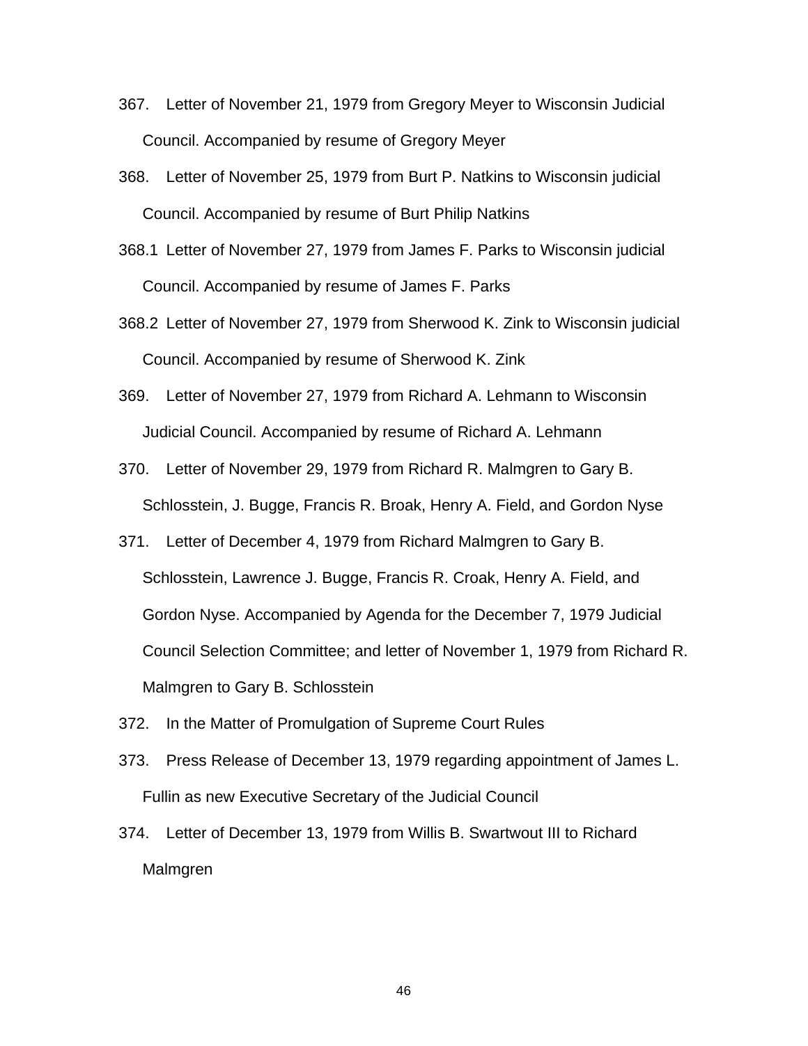367. Letter of November 21, 1979 from Gregory Meyer to Wisconsin Judicial Council. Accompanied by resume of Gregory Meyer

368. Letter of November 25, 1979 from Burt P. Natkins to Wisconsin judicial Council. Accompanied by resume of Burt Philip Natkins

368.1 Letter of November 27, 1979 from James F. Parks to Wisconsin judicial Council. Accompanied by resume of James F. Parks

368.2 Letter of November 27, 1979 from Sherwood K. Zink to Wisconsin judicial Council. Accompanied by resume of Sherwood K. Zink

369. Letter of November 27, 1979 from Richard A. Lehmann to Wisconsin Judicial Council. Accompanied by resume of Richard A. Lehmann

370. Letter of November 29, 1979 from Richard R. Malmgren to Gary B. Schlosstein, J. Bugge, Francis R. Broak, Henry A. Field, and Gordon Nyse

371. Letter of December 4, 1979 from Richard Malmgren to Gary B. Schlosstein, Lawrence J. Bugge, Francis R. Croak, Henry A. Field, and Gordon Nyse. Accompanied by Agenda for the December 7, 1979 Judicial Council Selection Committee; and letter of November 1, 1979 from Richard R. Malmgren to Gary B. Schlosstein

372. In the Matter of Promulgation of Supreme Court Rules

373. Press Release of December 13, 1979 regarding appointment of James L. Fullin as new Executive Secretary of the Judicial Council

374. Letter of December 13, 1979 from Willis B. Swartwout III to Richard Malmgren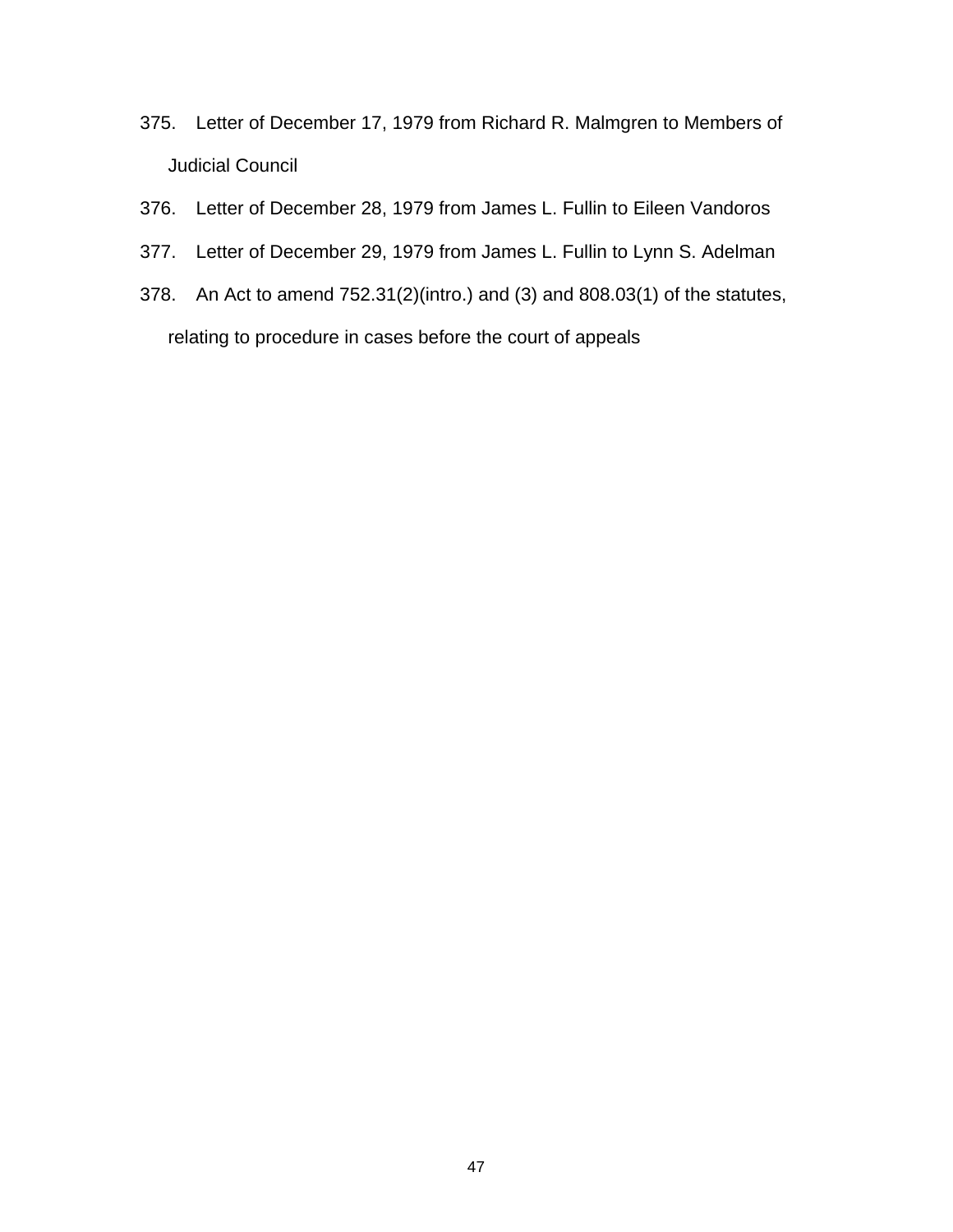375. Letter of December 17, 1979 from Richard R. Malmgren to Members of Judicial Council

376. Letter of December 28, 1979 from James L. Fullin to Eileen Vandoros

377. Letter of December 29, 1979 from James L. Fullin to Lynn S. Adelman

378. An Act to amend 752.31(2)(intro.) and (3) and 808.03(1) of the statutes, relating to procedure in cases before the court of appeals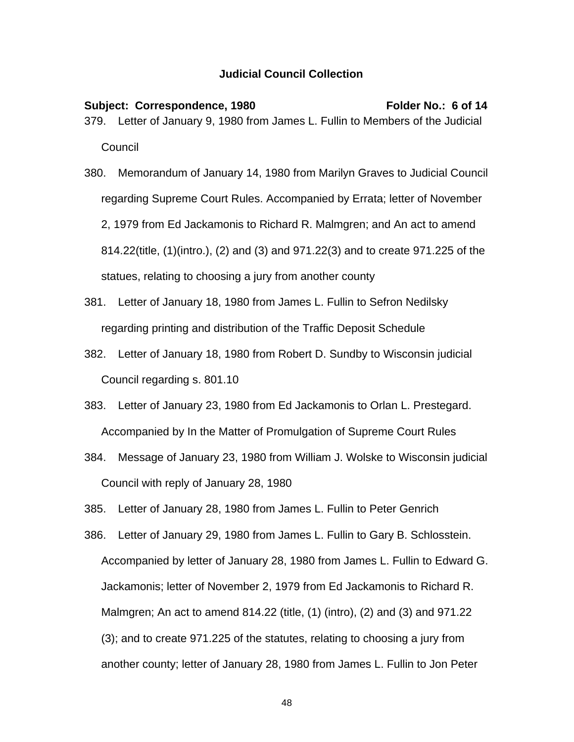**Judicial Council Collection**

**Subject: Correspondence, 1980** **Folder No.: 6 of 14**

379. Letter of January 9, 1980 from James L. Fullin to Members of the Judicial Council

380. Memorandum of January 14, 1980 from Marilyn Graves to Judicial Council regarding Supreme Court Rules. Accompanied by Errata; letter of November 2, 1979 from Ed Jackamonis to Richard R. Malmgren; and An act to amend 814.22(title, (1)(intro.), (2) and (3) and 971.22(3) and to create 971.225 of the statues, relating to choosing a jury from another county

381. Letter of January 18, 1980 from James L. Fullin to Sefron Nedilsky regarding printing and distribution of the Traffic Deposit Schedule

382. Letter of January 18, 1980 from Robert D. Sundby to Wisconsin judicial Council regarding s. 801.10

383. Letter of January 23, 1980 from Ed Jackamonis to Orlan L. Prestegard. Accompanied by In the Matter of Promulgation of Supreme Court Rules

384. Message of January 23, 1980 from William J. Wolske to Wisconsin judicial Council with reply of January 28, 1980

385. Letter of January 28, 1980 from James L. Fullin to Peter Genrich

386. Letter of January 29, 1980 from James L. Fullin to Gary B. Schlosstein. Accompanied by letter of January 28, 1980 from James L. Fullin to Edward G. Jackamonis; letter of November 2, 1979 from Ed Jackamonis to Richard R. Malmgren; An act to amend 814.22 (title, (1) (intro), (2) and (3) and 971.22 (3); and to create 971.225 of the statutes, relating to choosing a jury from another county; letter of January 28, 1980 from James L. Fullin to Jon Peter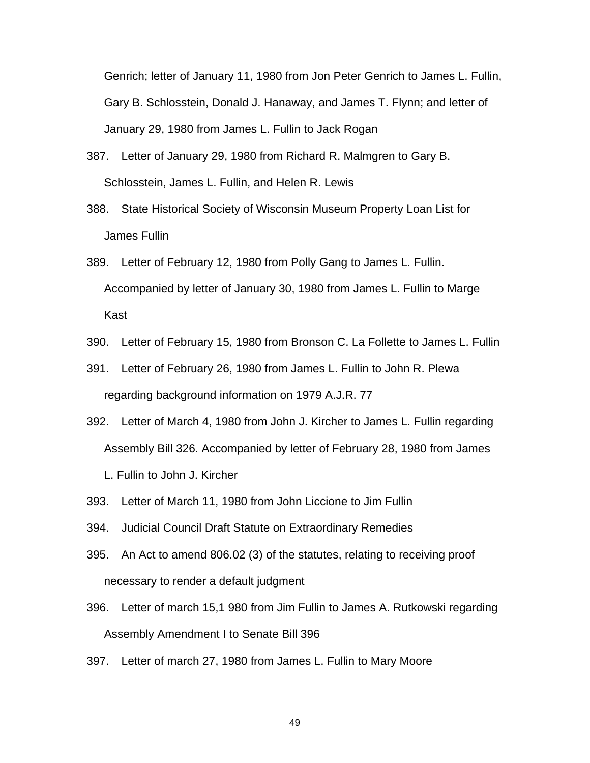Genrich; letter of January 11, 1980 from Jon Peter Genrich to James L. Fullin, Gary B. Schlosstein, Donald J. Hanaway, and James T. Flynn; and letter of January 29, 1980 from James L. Fullin to Jack Rogan

387. Letter of January 29, 1980 from Richard R. Malmgren to Gary B. Schlosstein, James L. Fullin, and Helen R. Lewis

388. State Historical Society of Wisconsin Museum Property Loan List for James Fullin

389. Letter of February 12, 1980 from Polly Gang to James L. Fullin. Accompanied by letter of January 30, 1980 from James L. Fullin to Marge Kast

390. Letter of February 15, 1980 from Bronson C. La Follette to James L. Fullin

391. Letter of February 26, 1980 from James L. Fullin to John R. Plewa regarding background information on 1979 A.J.R. 77

392. Letter of March 4, 1980 from John J. Kircher to James L. Fullin regarding Assembly Bill 326. Accompanied by letter of February 28, 1980 from James L. Fullin to John J. Kircher

393. Letter of March 11, 1980 from John Liccione to Jim Fullin

394. Judicial Council Draft Statute on Extraordinary Remedies

395. An Act to amend 806.02 (3) of the statutes, relating to receiving proof necessary to render a default judgment

396. Letter of march 15,1 980 from Jim Fullin to James A. Rutkowski regarding Assembly Amendment I to Senate Bill 396

397. Letter of march 27, 1980 from James L. Fullin to Mary Moore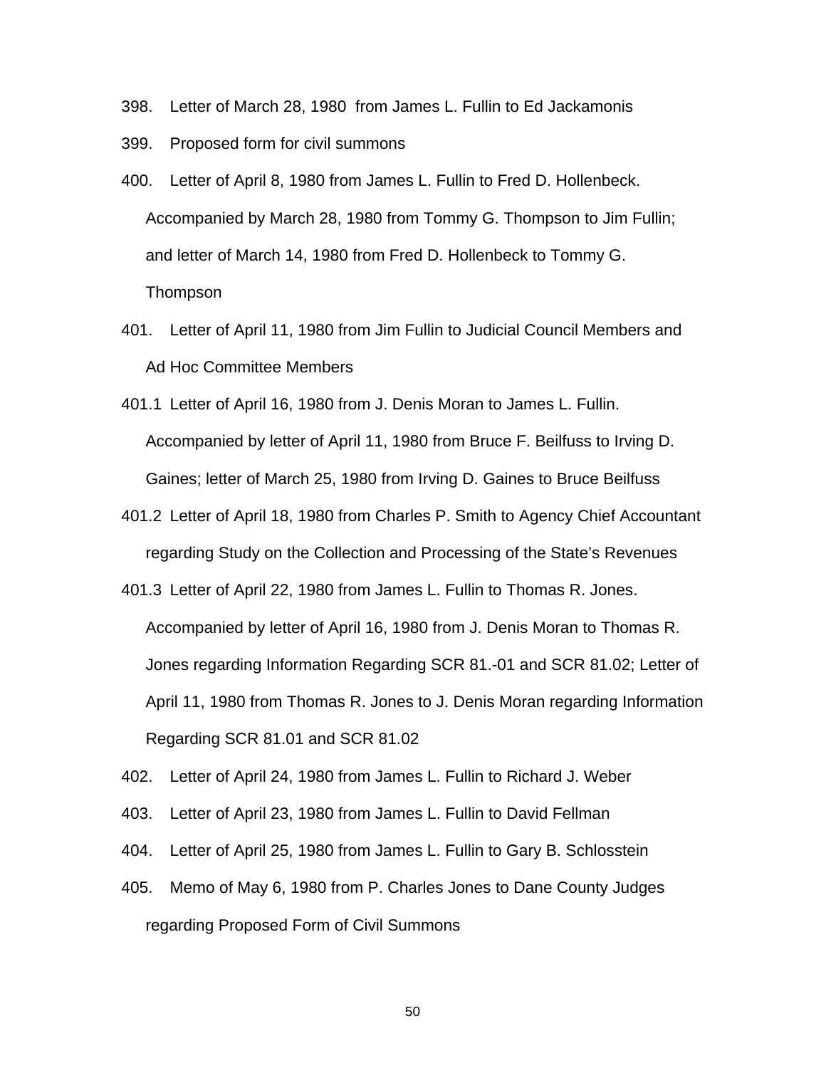398. Letter of March 28, 1980 from James L. Fullin to Ed Jackamonis

399. Proposed form for civil summons

400. Letter of April 8, 1980 from James L. Fullin to Fred D. Hollenbeck. Accompanied by March 28, 1980 from Tommy G. Thompson to Jim Fullin; and letter of March 14, 1980 from Fred D. Hollenbeck to Tommy G. Thompson

401. Letter of April 11, 1980 from Jim Fullin to Judicial Council Members and Ad Hoc Committee Members

401.1 Letter of April 16, 1980 from J. Denis Moran to James L. Fullin. Accompanied by letter of April 11, 1980 from Bruce F. Beilfuss to Irving D. Gaines; letter of March 25, 1980 from Irving D. Gaines to Bruce Beilfuss

401.2 Letter of April 18, 1980 from Charles P. Smith to Agency Chief Accountant regarding Study on the Collection and Processing of the State's Revenues

401.3 Letter of April 22, 1980 from James L. Fullin to Thomas R. Jones. Accompanied by letter of April 16, 1980 from J. Denis Moran to Thomas R. Jones regarding Information Regarding SCR 81.-01 and SCR 81.02; Letter of April 11, 1980 from Thomas R. Jones to J. Denis Moran regarding Information Regarding SCR 81.01 and SCR 81.02

402. Letter of April 24, 1980 from James L. Fullin to Richard J. Weber

403. Letter of April 23, 1980 from James L. Fullin to David Fellman

404. Letter of April 25, 1980 from James L. Fullin to Gary B. Schlosstein

405. Memo of May 6, 1980 from P. Charles Jones to Dane County Judges regarding Proposed Form of Civil Summons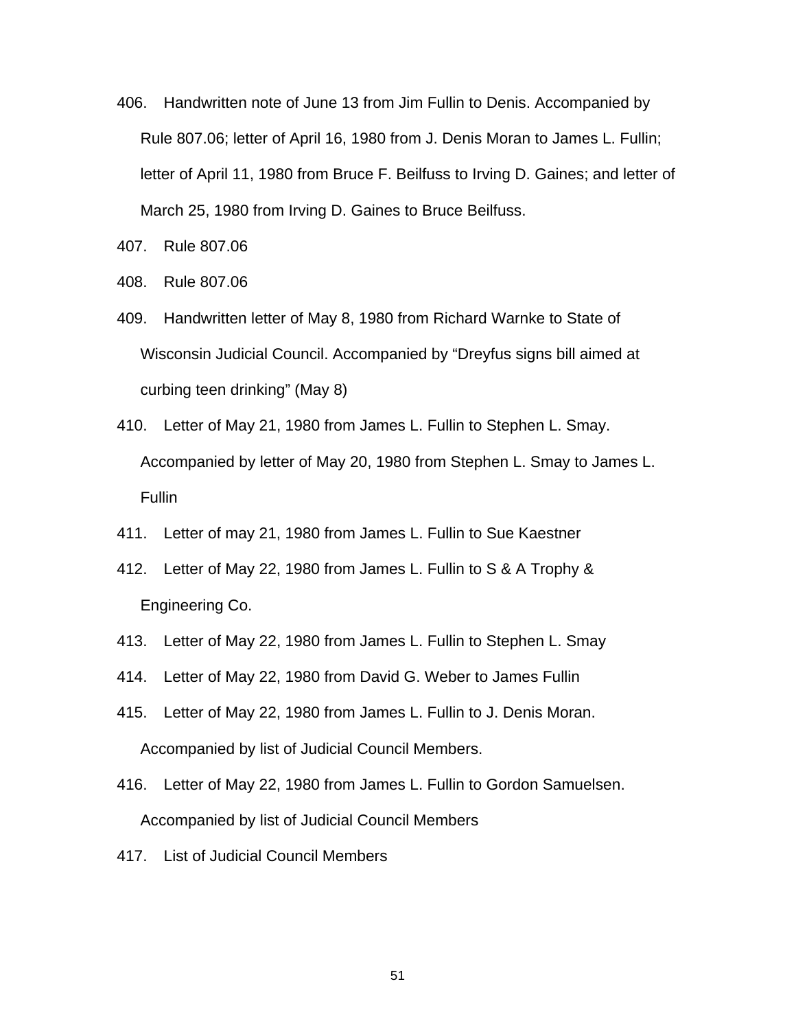406. Handwritten note of June 13 from Jim Fullin to Denis. Accompanied by Rule 807.06; letter of April 16, 1980 from J. Denis Moran to James L. Fullin; letter of April 11, 1980 from Bruce F. Beilfuss to Irving D. Gaines; and letter of March 25, 1980 from Irving D. Gaines to Bruce Beilfuss.

407. Rule 807.06

408. Rule 807.06

409. Handwritten letter of May 8, 1980 from Richard Warnke to State of Wisconsin Judicial Council. Accompanied by "Dreyfus signs bill aimed at curbing teen drinking" (May 8)

410. Letter of May 21, 1980 from James L. Fullin to Stephen L. Smay. Accompanied by letter of May 20, 1980 from Stephen L. Smay to James L. Fullin

411. Letter of may 21, 1980 from James L. Fullin to Sue Kaestner

412. Letter of May 22, 1980 from James L. Fullin to S & A Trophy & Engineering Co.

413. Letter of May 22, 1980 from James L. Fullin to Stephen L. Smay

414. Letter of May 22, 1980 from David G. Weber to James Fullin

415. Letter of May 22, 1980 from James L. Fullin to J. Denis Moran. Accompanied by list of Judicial Council Members.

416. Letter of May 22, 1980 from James L. Fullin to Gordon Samuelsen. Accompanied by list of Judicial Council Members

417. List of Judicial Council Members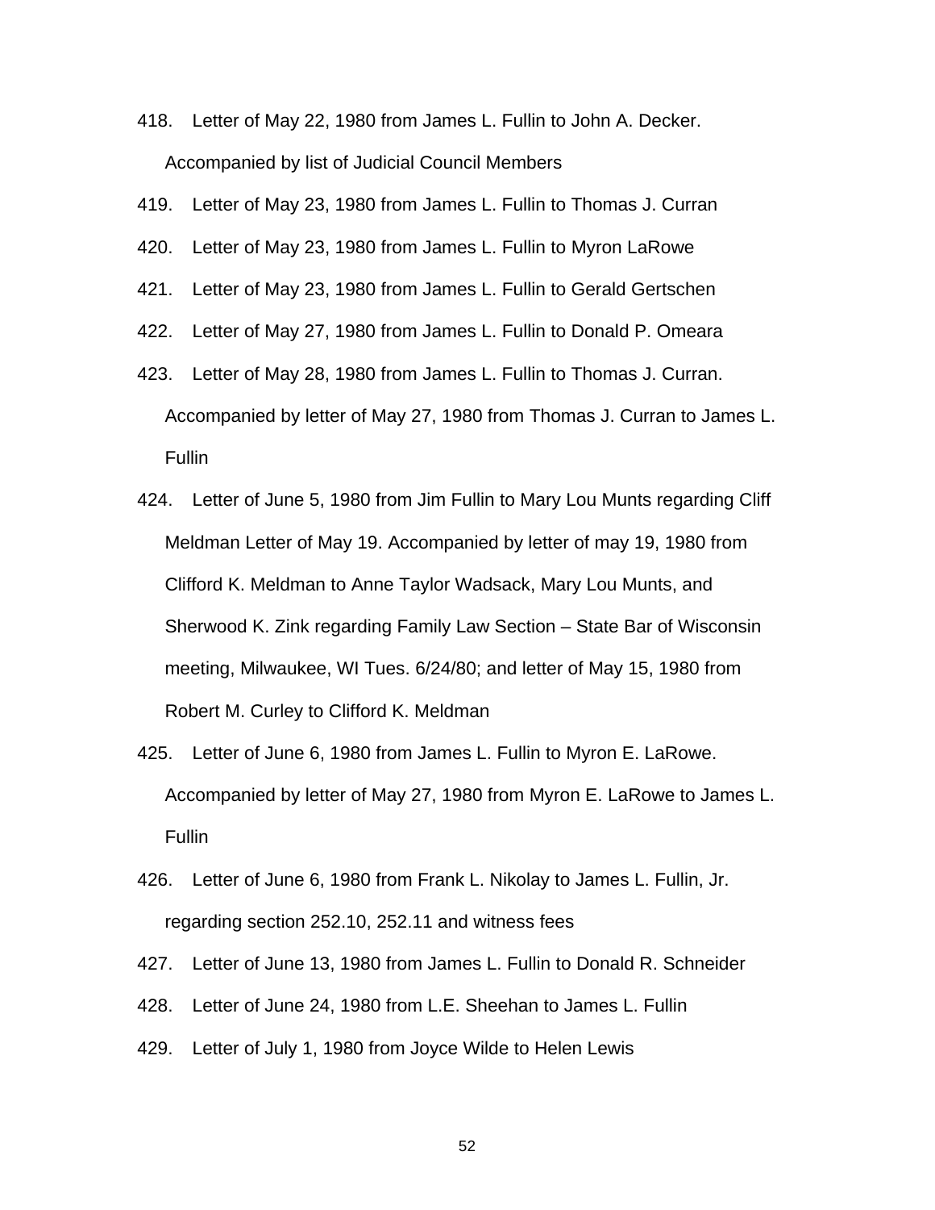418. Letter of May 22, 1980 from James L. Fullin to John A. Decker. Accompanied by list of Judicial Council Members

419. Letter of May 23, 1980 from James L. Fullin to Thomas J. Curran

420. Letter of May 23, 1980 from James L. Fullin to Myron LaRowe

421. Letter of May 23, 1980 from James L. Fullin to Gerald Gertschen

422. Letter of May 27, 1980 from James L. Fullin to Donald P. Omeara

423. Letter of May 28, 1980 from James L. Fullin to Thomas J. Curran. Accompanied by letter of May 27, 1980 from Thomas J. Curran to James L. Fullin

424. Letter of June 5, 1980 from Jim Fullin to Mary Lou Munts regarding Cliff Meldman Letter of May 19. Accompanied by letter of may 19, 1980 from Clifford K. Meldman to Anne Taylor Wadsack, Mary Lou Munts, and Sherwood K. Zink regarding Family Law Section – State Bar of Wisconsin meeting, Milwaukee, WI Tues. 6/24/80; and letter of May 15, 1980 from Robert M. Curley to Clifford K. Meldman

425. Letter of June 6, 1980 from James L. Fullin to Myron E. LaRowe. Accompanied by letter of May 27, 1980 from Myron E. LaRowe to James L. Fullin

426. Letter of June 6, 1980 from Frank L. Nikolay to James L. Fullin, Jr. regarding section 252.10, 252.11 and witness fees

427. Letter of June 13, 1980 from James L. Fullin to Donald R. Schneider

428. Letter of June 24, 1980 from L.E. Sheehan to James L. Fullin

429. Letter of July 1, 1980 from Joyce Wilde to Helen Lewis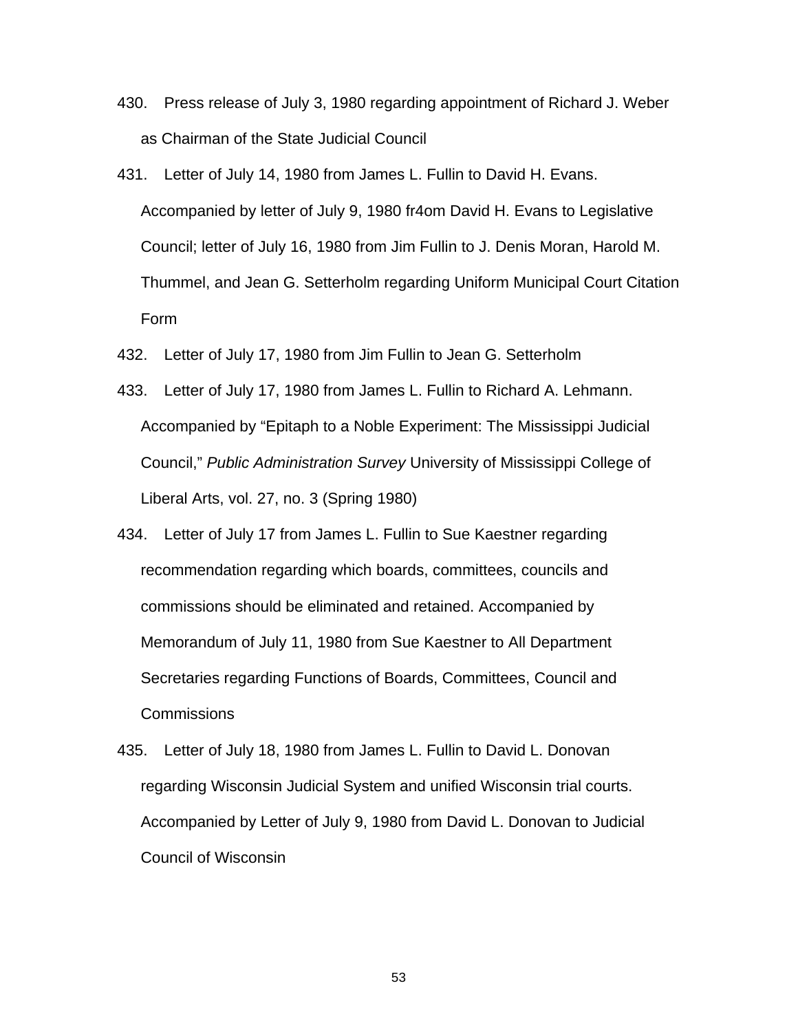430. Press release of July 3, 1980 regarding appointment of Richard J. Weber as Chairman of the State Judicial Council

431. Letter of July 14, 1980 from James L. Fullin to David H. Evans. Accompanied by letter of July 9, 1980 fr4om David H. Evans to Legislative Council; letter of July 16, 1980 from Jim Fullin to J. Denis Moran, Harold M. Thummel, and Jean G. Setterholm regarding Uniform Municipal Court Citation Form

432. Letter of July 17, 1980 from Jim Fullin to Jean G. Setterholm

433. Letter of July 17, 1980 from James L. Fullin to Richard A. Lehmann. Accompanied by "Epitaph to a Noble Experiment: The Mississippi Judicial Council," *Public Administration Survey* University of Mississippi College of Liberal Arts, vol. 27, no. 3 (Spring 1980)

434. Letter of July 17 from James L. Fullin to Sue Kaestner regarding recommendation regarding which boards, committees, councils and commissions should be eliminated and retained. Accompanied by Memorandum of July 11, 1980 from Sue Kaestner to All Department Secretaries regarding Functions of Boards, Committees, Council and Commissions

435. Letter of July 18, 1980 from James L. Fullin to David L. Donovan regarding Wisconsin Judicial System and unified Wisconsin trial courts. Accompanied by Letter of July 9, 1980 from David L. Donovan to Judicial Council of Wisconsin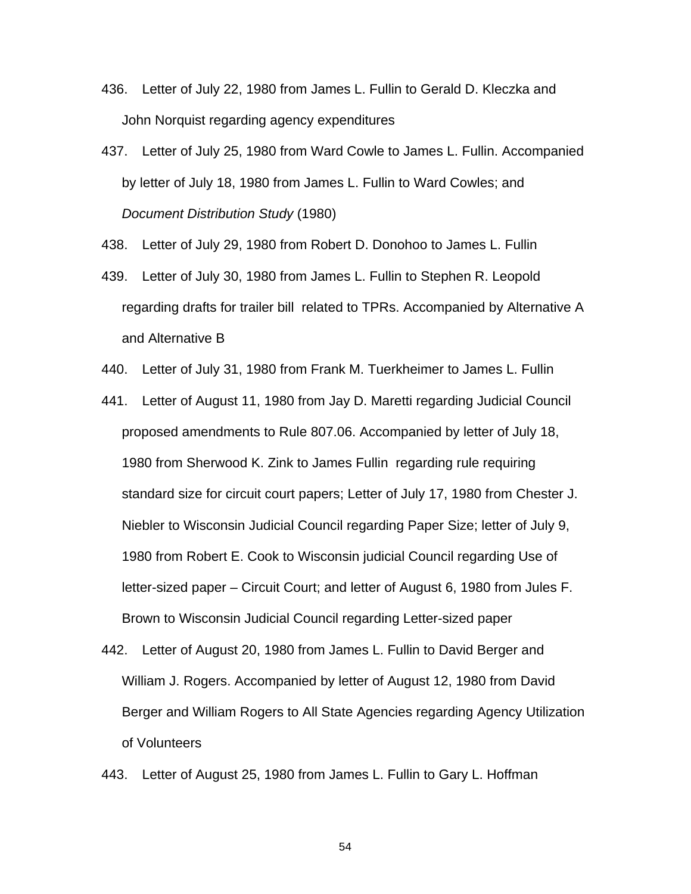436. Letter of July 22, 1980 from James L. Fullin to Gerald D. Kleczka and John Norquist regarding agency expenditures

437. Letter of July 25, 1980 from Ward Cowle to James L. Fullin. Accompanied by letter of July 18, 1980 from James L. Fullin to Ward Cowles; and *Document Distribution Study* (1980)

438. Letter of July 29, 1980 from Robert D. Donohoo to James L. Fullin

439. Letter of July 30, 1980 from James L. Fullin to Stephen R. Leopold regarding drafts for trailer bill related to TPRs. Accompanied by Alternative A and Alternative B

440. Letter of July 31, 1980 from Frank M. Tuerkheimer to James L. Fullin

441. Letter of August 11, 1980 from Jay D. Maretti regarding Judicial Council proposed amendments to Rule 807.06. Accompanied by letter of July 18, 1980 from Sherwood K. Zink to James Fullin regarding rule requiring standard size for circuit court papers; Letter of July 17, 1980 from Chester J. Niebler to Wisconsin Judicial Council regarding Paper Size; letter of July 9, 1980 from Robert E. Cook to Wisconsin judicial Council regarding Use of letter-sized paper – Circuit Court; and letter of August 6, 1980 from Jules F. Brown to Wisconsin Judicial Council regarding Letter-sized paper

442. Letter of August 20, 1980 from James L. Fullin to David Berger and William J. Rogers. Accompanied by letter of August 12, 1980 from David Berger and William Rogers to All State Agencies regarding Agency Utilization of Volunteers

443. Letter of August 25, 1980 from James L. Fullin to Gary L. Hoffman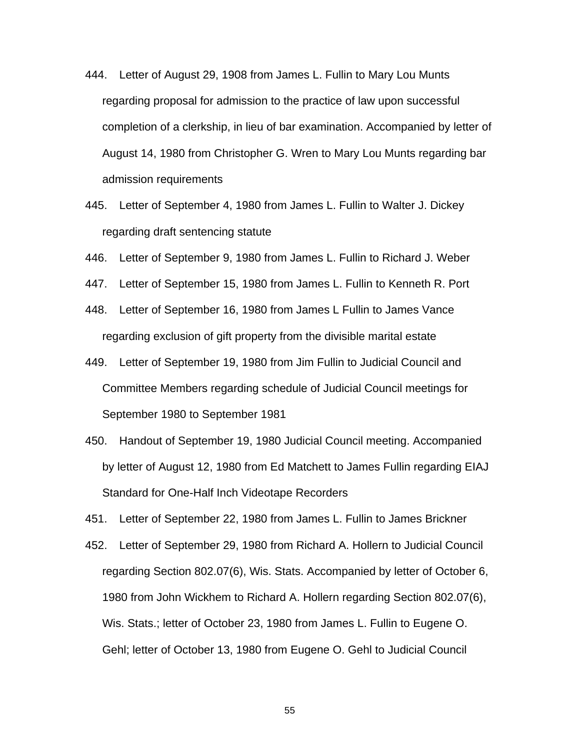444. Letter of August 29, 1908 from James L. Fullin to Mary Lou Munts regarding proposal for admission to the practice of law upon successful completion of a clerkship, in lieu of bar examination. Accompanied by letter of August 14, 1980 from Christopher G. Wren to Mary Lou Munts regarding bar admission requirements

445. Letter of September 4, 1980 from James L. Fullin to Walter J. Dickey regarding draft sentencing statute

446. Letter of September 9, 1980 from James L. Fullin to Richard J. Weber

447. Letter of September 15, 1980 from James L. Fullin to Kenneth R. Port

448. Letter of September 16, 1980 from James L Fullin to James Vance regarding exclusion of gift property from the divisible marital estate

449. Letter of September 19, 1980 from Jim Fullin to Judicial Council and Committee Members regarding schedule of Judicial Council meetings for September 1980 to September 1981

450. Handout of September 19, 1980 Judicial Council meeting. Accompanied by letter of August 12, 1980 from Ed Matchett to James Fullin regarding EIAJ Standard for One-Half Inch Videotape Recorders

451. Letter of September 22, 1980 from James L. Fullin to James Brickner

452. Letter of September 29, 1980 from Richard A. Hollern to Judicial Council regarding Section 802.07(6), Wis. Stats. Accompanied by letter of October 6, 1980 from John Wickhem to Richard A. Hollern regarding Section 802.07(6), Wis. Stats.; letter of October 23, 1980 from James L. Fullin to Eugene O. Gehl; letter of October 13, 1980 from Eugene O. Gehl to Judicial Council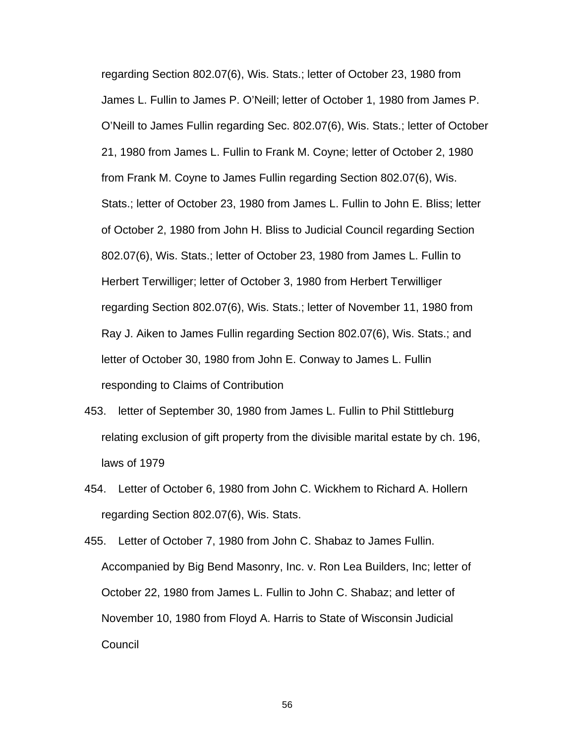regarding Section 802.07(6), Wis. Stats.; letter of October 23, 1980 from James L. Fullin to James P. O'Neill; letter of October 1, 1980 from James P. O'Neill to James Fullin regarding Sec. 802.07(6), Wis. Stats.; letter of October 21, 1980 from James L. Fullin to Frank M. Coyne; letter of October 2, 1980 from Frank M. Coyne to James Fullin regarding Section 802.07(6), Wis. Stats.; letter of October 23, 1980 from James L. Fullin to John E. Bliss; letter of October 2, 1980 from John H. Bliss to Judicial Council regarding Section 802.07(6), Wis. Stats.; letter of October 23, 1980 from James L. Fullin to Herbert Terwilliger; letter of October 3, 1980 from Herbert Terwilliger regarding Section 802.07(6), Wis. Stats.; letter of November 11, 1980 from Ray J. Aiken to James Fullin regarding Section 802.07(6), Wis. Stats.; and letter of October 30, 1980 from John E. Conway to James L. Fullin responding to Claims of Contribution

453. letter of September 30, 1980 from James L. Fullin to Phil Stittleburg relating exclusion of gift property from the divisible marital estate by ch. 196, laws of 1979

454. Letter of October 6, 1980 from John C. Wickhem to Richard A. Hollern regarding Section 802.07(6), Wis. Stats.

455. Letter of October 7, 1980 from John C. Shabaz to James Fullin. Accompanied by Big Bend Masonry, Inc. v. Ron Lea Builders, Inc; letter of October 22, 1980 from James L. Fullin to John C. Shabaz; and letter of November 10, 1980 from Floyd A. Harris to State of Wisconsin Judicial Council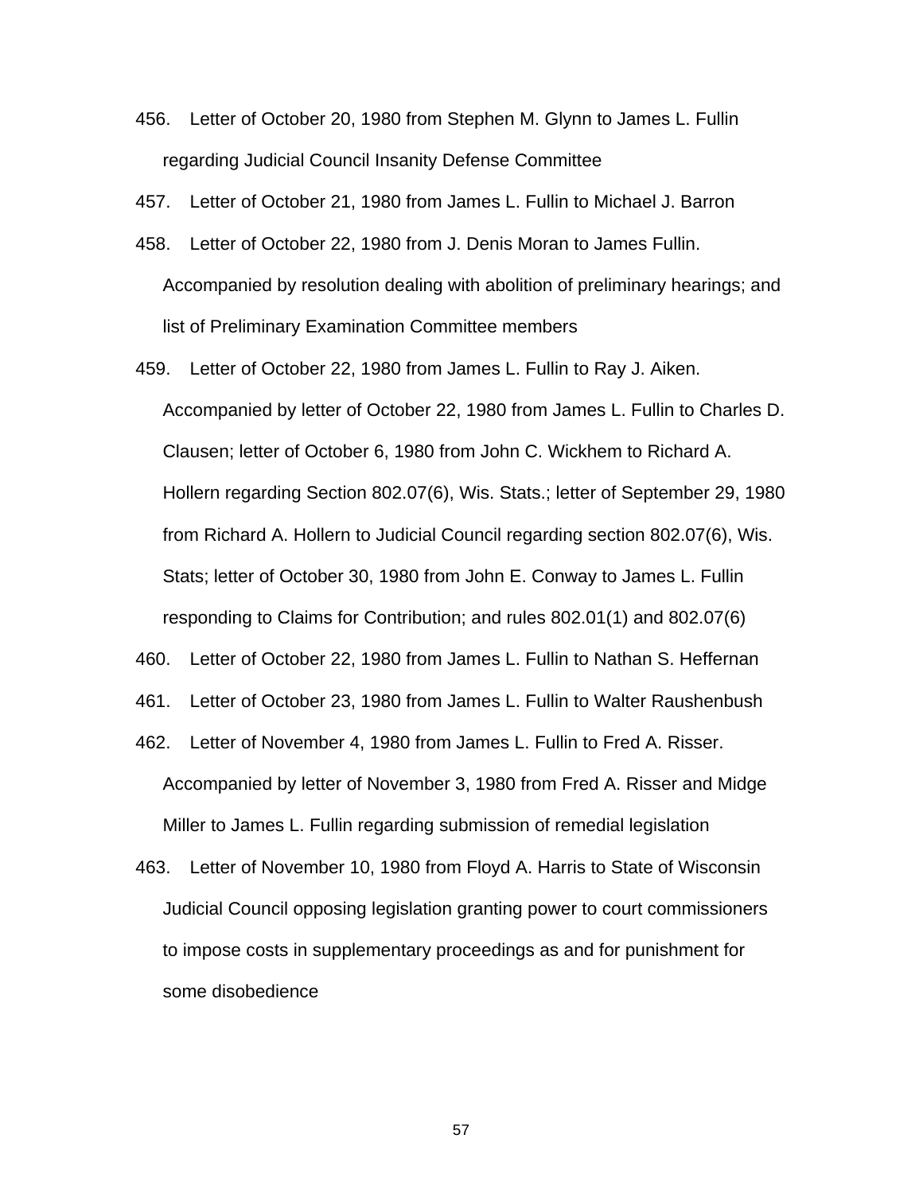456. Letter of October 20, 1980 from Stephen M. Glynn to James L. Fullin regarding Judicial Council Insanity Defense Committee

457. Letter of October 21, 1980 from James L. Fullin to Michael J. Barron

458. Letter of October 22, 1980 from J. Denis Moran to James Fullin. Accompanied by resolution dealing with abolition of preliminary hearings; and list of Preliminary Examination Committee members

459. Letter of October 22, 1980 from James L. Fullin to Ray J. Aiken. Accompanied by letter of October 22, 1980 from James L. Fullin to Charles D. Clausen; letter of October 6, 1980 from John C. Wickhem to Richard A. Hollern regarding Section 802.07(6), Wis. Stats.; letter of September 29, 1980 from Richard A. Hollern to Judicial Council regarding section 802.07(6), Wis. Stats; letter of October 30, 1980 from John E. Conway to James L. Fullin responding to Claims for Contribution; and rules 802.01(1) and 802.07(6)

460. Letter of October 22, 1980 from James L. Fullin to Nathan S. Heffernan

461. Letter of October 23, 1980 from James L. Fullin to Walter Raushenbush

462. Letter of November 4, 1980 from James L. Fullin to Fred A. Risser. Accompanied by letter of November 3, 1980 from Fred A. Risser and Midge Miller to James L. Fullin regarding submission of remedial legislation

463. Letter of November 10, 1980 from Floyd A. Harris to State of Wisconsin Judicial Council opposing legislation granting power to court commissioners to impose costs in supplementary proceedings as and for punishment for some disobedience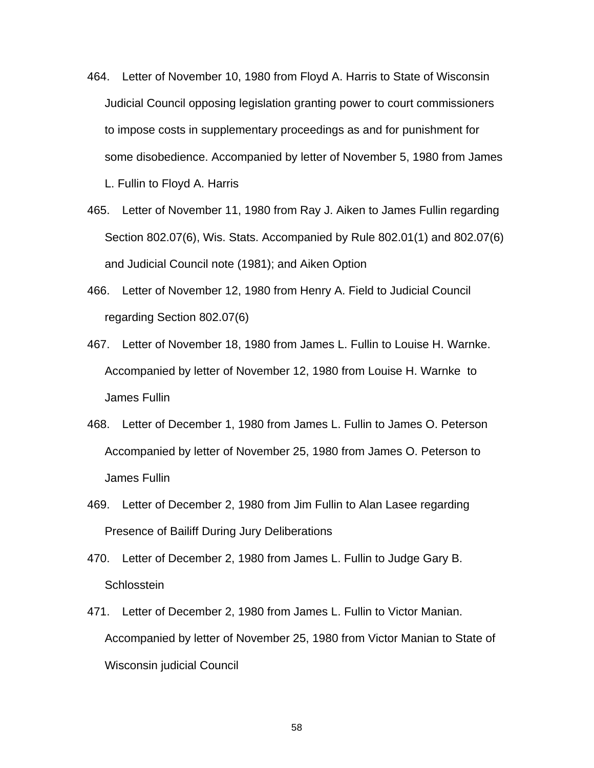464. Letter of November 10, 1980 from Floyd A. Harris to State of Wisconsin Judicial Council opposing legislation granting power to court commissioners to impose costs in supplementary proceedings as and for punishment for some disobedience. Accompanied by letter of November 5, 1980 from James L. Fullin to Floyd A. Harris

465. Letter of November 11, 1980 from Ray J. Aiken to James Fullin regarding Section 802.07(6), Wis. Stats. Accompanied by Rule 802.01(1) and 802.07(6) and Judicial Council note (1981); and Aiken Option

466. Letter of November 12, 1980 from Henry A. Field to Judicial Council regarding Section 802.07(6)

467. Letter of November 18, 1980 from James L. Fullin to Louise H. Warnke. Accompanied by letter of November 12, 1980 from Louise H. Warnke to James Fullin

468. Letter of December 1, 1980 from James L. Fullin to James O. Peterson Accompanied by letter of November 25, 1980 from James O. Peterson to James Fullin

469. Letter of December 2, 1980 from Jim Fullin to Alan Lasee regarding Presence of Bailiff During Jury Deliberations

470. Letter of December 2, 1980 from James L. Fullin to Judge Gary B. Schlosstein

471. Letter of December 2, 1980 from James L. Fullin to Victor Manian. Accompanied by letter of November 25, 1980 from Victor Manian to State of Wisconsin judicial Council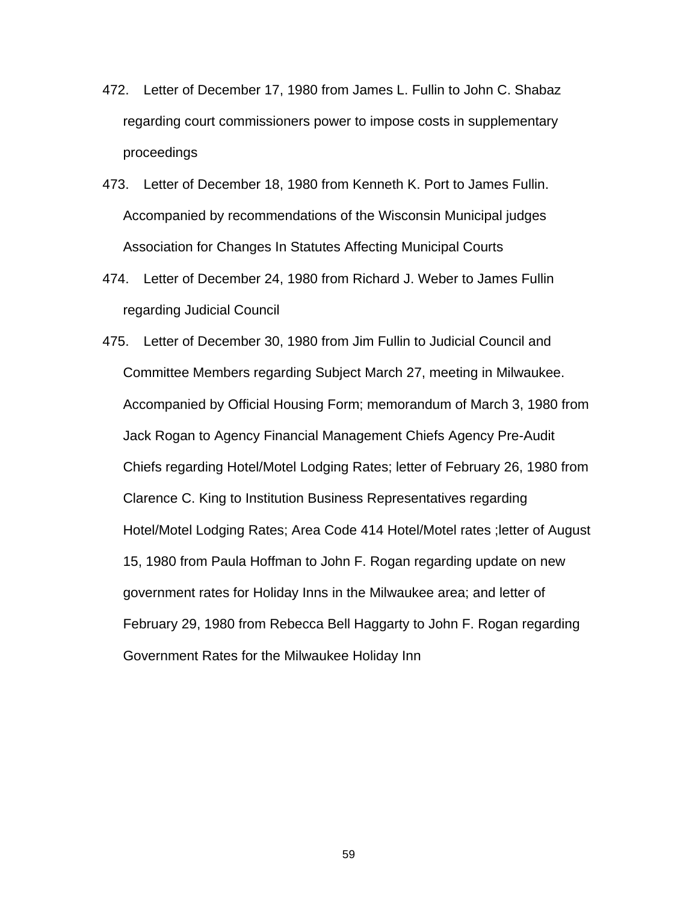472. Letter of December 17, 1980 from James L. Fullin to John C. Shabaz regarding court commissioners power to impose costs in supplementary proceedings

473. Letter of December 18, 1980 from Kenneth K. Port to James Fullin. Accompanied by recommendations of the Wisconsin Municipal judges Association for Changes In Statutes Affecting Municipal Courts

474. Letter of December 24, 1980 from Richard J. Weber to James Fullin regarding Judicial Council

475. Letter of December 30, 1980 from Jim Fullin to Judicial Council and Committee Members regarding Subject March 27, meeting in Milwaukee. Accompanied by Official Housing Form; memorandum of March 3, 1980 from Jack Rogan to Agency Financial Management Chiefs Agency Pre-Audit Chiefs regarding Hotel/Motel Lodging Rates; letter of February 26, 1980 from Clarence C. King to Institution Business Representatives regarding Hotel/Motel Lodging Rates; Area Code 414 Hotel/Motel rates ;letter of August 15, 1980 from Paula Hoffman to John F. Rogan regarding update on new government rates for Holiday Inns in the Milwaukee area; and letter of February 29, 1980 from Rebecca Bell Haggarty to John F. Rogan regarding Government Rates for the Milwaukee Holiday Inn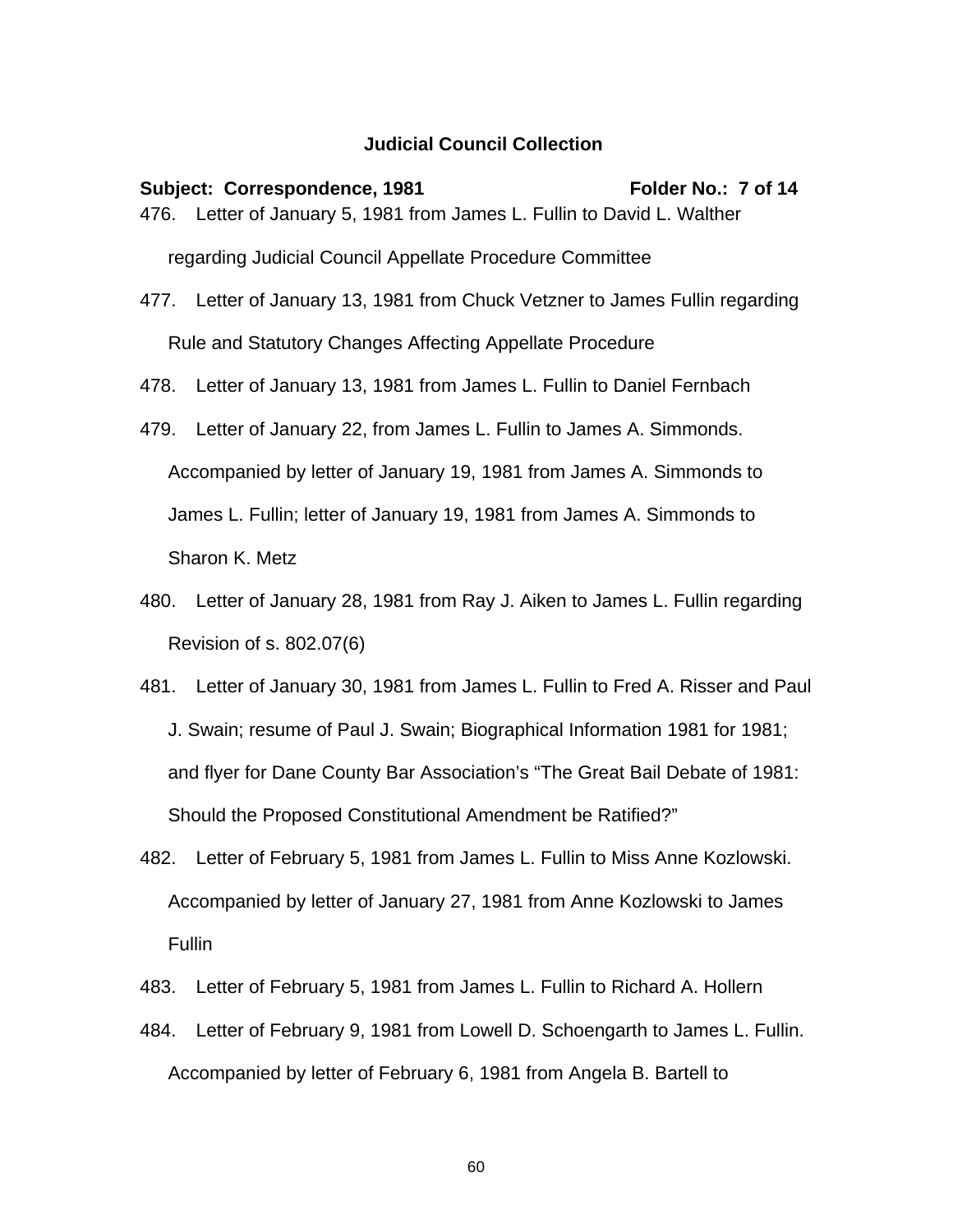**Judicial Council Collection**

**Subject: Correspondence, 1981** **Folder No.: 7 of 14**

476. Letter of January 5, 1981 from James L. Fullin to David L. Walther regarding Judicial Council Appellate Procedure Committee

477. Letter of January 13, 1981 from Chuck Vetzner to James Fullin regarding Rule and Statutory Changes Affecting Appellate Procedure

478. Letter of January 13, 1981 from James L. Fullin to Daniel Fernbach

479. Letter of January 22, from James L. Fullin to James A. Simmonds. Accompanied by letter of January 19, 1981 from James A. Simmonds to James L. Fullin; letter of January 19, 1981 from James A. Simmonds to Sharon K. Metz

480. Letter of January 28, 1981 from Ray J. Aiken to James L. Fullin regarding Revision of s. 802.07(6)

481. Letter of January 30, 1981 from James L. Fullin to Fred A. Risser and Paul J. Swain; resume of Paul J. Swain; Biographical Information 1981 for 1981; and flyer for Dane County Bar Association's "The Great Bail Debate of 1981: Should the Proposed Constitutional Amendment be Ratified?"

482. Letter of February 5, 1981 from James L. Fullin to Miss Anne Kozlowski. Accompanied by letter of January 27, 1981 from Anne Kozlowski to James Fullin

483. Letter of February 5, 1981 from James L. Fullin to Richard A. Hollern

484. Letter of February 9, 1981 from Lowell D. Schoengarth to James L. Fullin. Accompanied by letter of February 6, 1981 from Angela B. Bartell to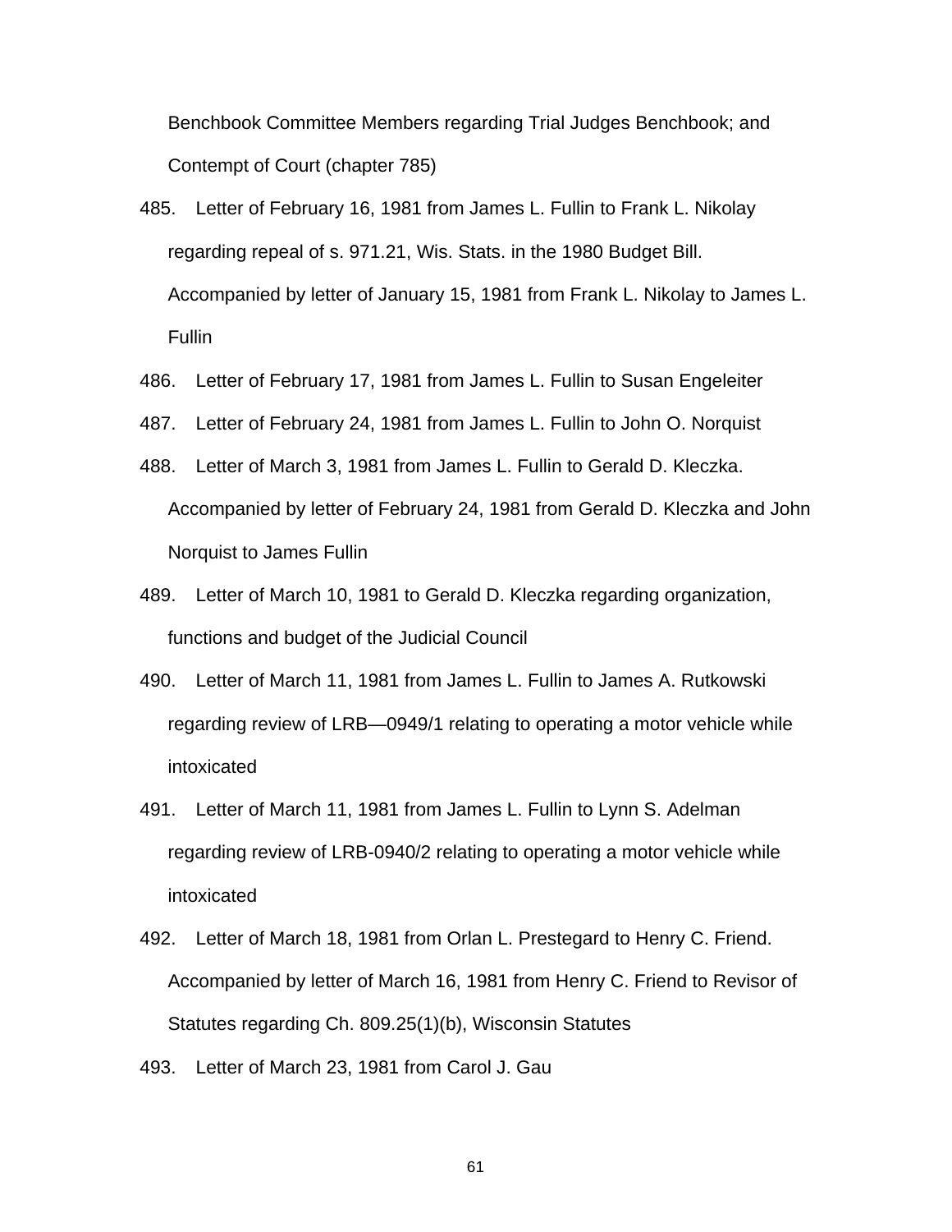Benchbook Committee Members regarding Trial Judges Benchbook; and Contempt of Court (chapter 785)

485. Letter of February 16, 1981 from James L. Fullin to Frank L. Nikolay regarding repeal of s. 971.21, Wis. Stats. in the 1980 Budget Bill. Accompanied by letter of January 15, 1981 from Frank L. Nikolay to James L. Fullin

486. Letter of February 17, 1981 from James L. Fullin to Susan Engeleiter

487. Letter of February 24, 1981 from James L. Fullin to John O. Norquist

488. Letter of March 3, 1981 from James L. Fullin to Gerald D. Kleczka. Accompanied by letter of February 24, 1981 from Gerald D. Kleczka and John Norquist to James Fullin

489. Letter of March 10, 1981 to Gerald D. Kleczka regarding organization, functions and budget of the Judicial Council

490. Letter of March 11, 1981 from James L. Fullin to James A. Rutkowski regarding review of LRB—0949/1 relating to operating a motor vehicle while intoxicated

491. Letter of March 11, 1981 from James L. Fullin to Lynn S. Adelman regarding review of LRB-0940/2 relating to operating a motor vehicle while intoxicated

492. Letter of March 18, 1981 from Orlan L. Prestegard to Henry C. Friend. Accompanied by letter of March 16, 1981 from Henry C. Friend to Revisor of Statutes regarding Ch. 809.25(1)(b), Wisconsin Statutes

493. Letter of March 23, 1981 from Carol J. Gau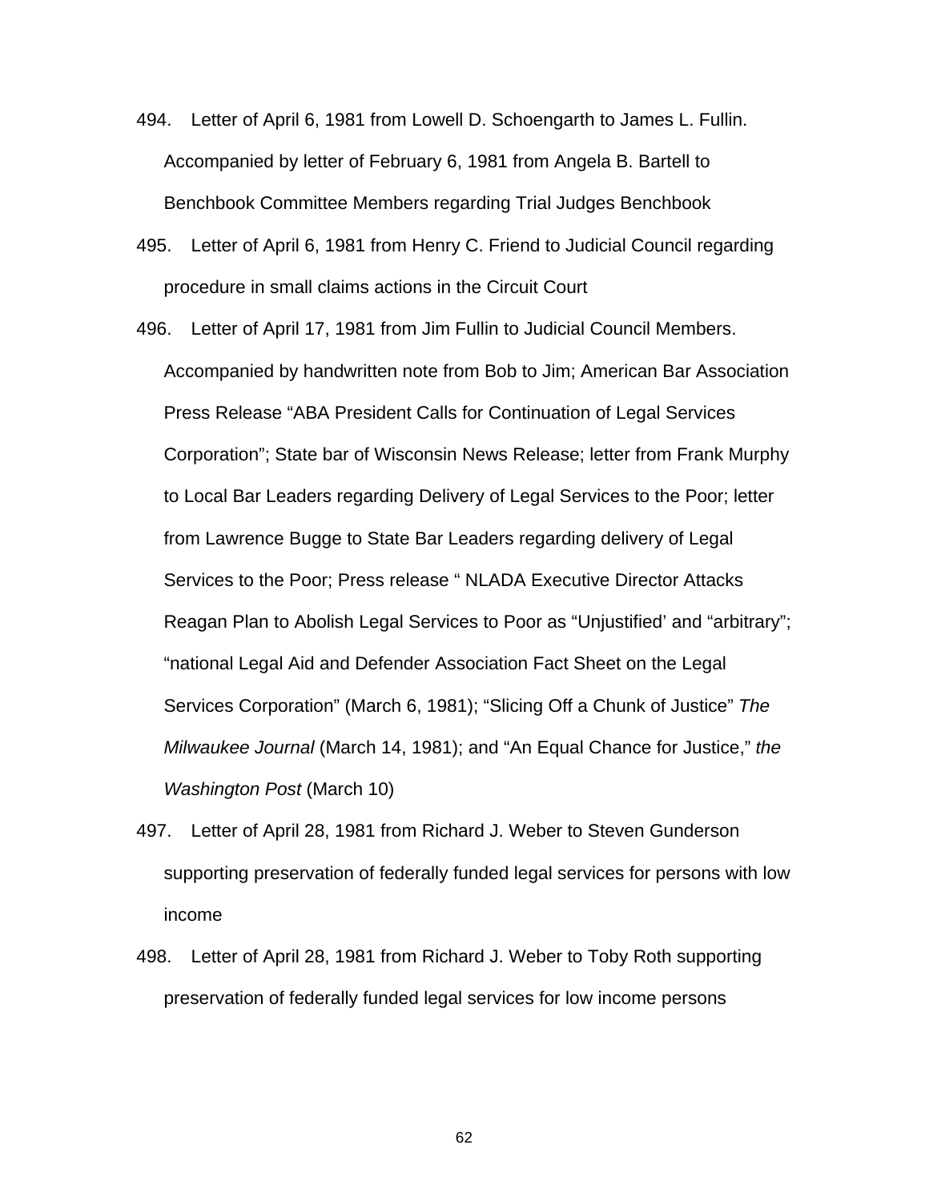494. Letter of April 6, 1981 from Lowell D. Schoengarth to James L. Fullin. Accompanied by letter of February 6, 1981 from Angela B. Bartell to Benchbook Committee Members regarding Trial Judges Benchbook

495. Letter of April 6, 1981 from Henry C. Friend to Judicial Council regarding procedure in small claims actions in the Circuit Court

496. Letter of April 17, 1981 from Jim Fullin to Judicial Council Members. Accompanied by handwritten note from Bob to Jim; American Bar Association Press Release “ABA President Calls for Continuation of Legal Services Corporation”; State bar of Wisconsin News Release; letter from Frank Murphy to Local Bar Leaders regarding Delivery of Legal Services to the Poor; letter from Lawrence Bugge to State Bar Leaders regarding delivery of Legal Services to the Poor; Press release “ NLADA Executive Director Attacks Reagan Plan to Abolish Legal Services to Poor as “Unjustified’ and “arbitrary”; “national Legal Aid and Defender Association Fact Sheet on the Legal Services Corporation” (March 6, 1981); “Slicing Off a Chunk of Justice” *The Milwaukee Journal* (March 14, 1981); and “An Equal Chance for Justice,” *the Washington Post* (March 10)

497. Letter of April 28, 1981 from Richard J. Weber to Steven Gunderson supporting preservation of federally funded legal services for persons with low income

498. Letter of April 28, 1981 from Richard J. Weber to Toby Roth supporting preservation of federally funded legal services for low income persons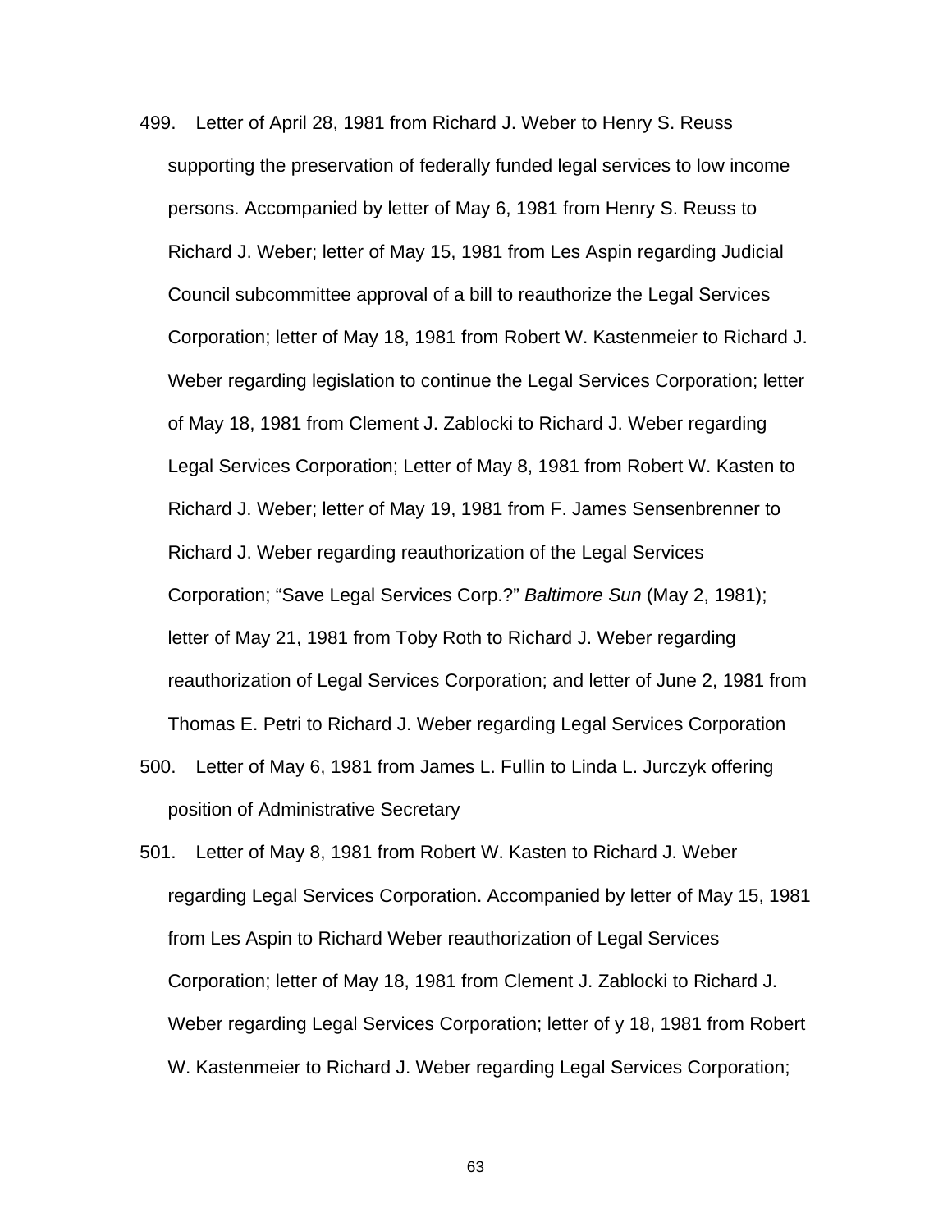499. Letter of April 28, 1981 from Richard J. Weber to Henry S. Reuss supporting the preservation of federally funded legal services to low income persons. Accompanied by letter of May 6, 1981 from Henry S. Reuss to Richard J. Weber; letter of May 15, 1981 from Les Aspin regarding Judicial Council subcommittee approval of a bill to reauthorize the Legal Services Corporation; letter of May 18, 1981 from Robert W. Kastenmeier to Richard J. Weber regarding legislation to continue the Legal Services Corporation; letter of May 18, 1981 from Clement J. Zablocki to Richard J. Weber regarding Legal Services Corporation; Letter of May 8, 1981 from Robert W. Kasten to Richard J. Weber; letter of May 19, 1981 from F. James Sensenbrenner to Richard J. Weber regarding reauthorization of the Legal Services Corporation; "Save Legal Services Corp.?" *Baltimore Sun* (May 2, 1981); letter of May 21, 1981 from Toby Roth to Richard J. Weber regarding reauthorization of Legal Services Corporation; and letter of June 2, 1981 from Thomas E. Petri to Richard J. Weber regarding Legal Services Corporation

500. Letter of May 6, 1981 from James L. Fullin to Linda L. Jurczyk offering position of Administrative Secretary

501. Letter of May 8, 1981 from Robert W. Kasten to Richard J. Weber regarding Legal Services Corporation. Accompanied by letter of May 15, 1981 from Les Aspin to Richard Weber reauthorization of Legal Services Corporation; letter of May 18, 1981 from Clement J. Zablocki to Richard J. Weber regarding Legal Services Corporation; letter of y 18, 1981 from Robert W. Kastenmeier to Richard J. Weber regarding Legal Services Corporation;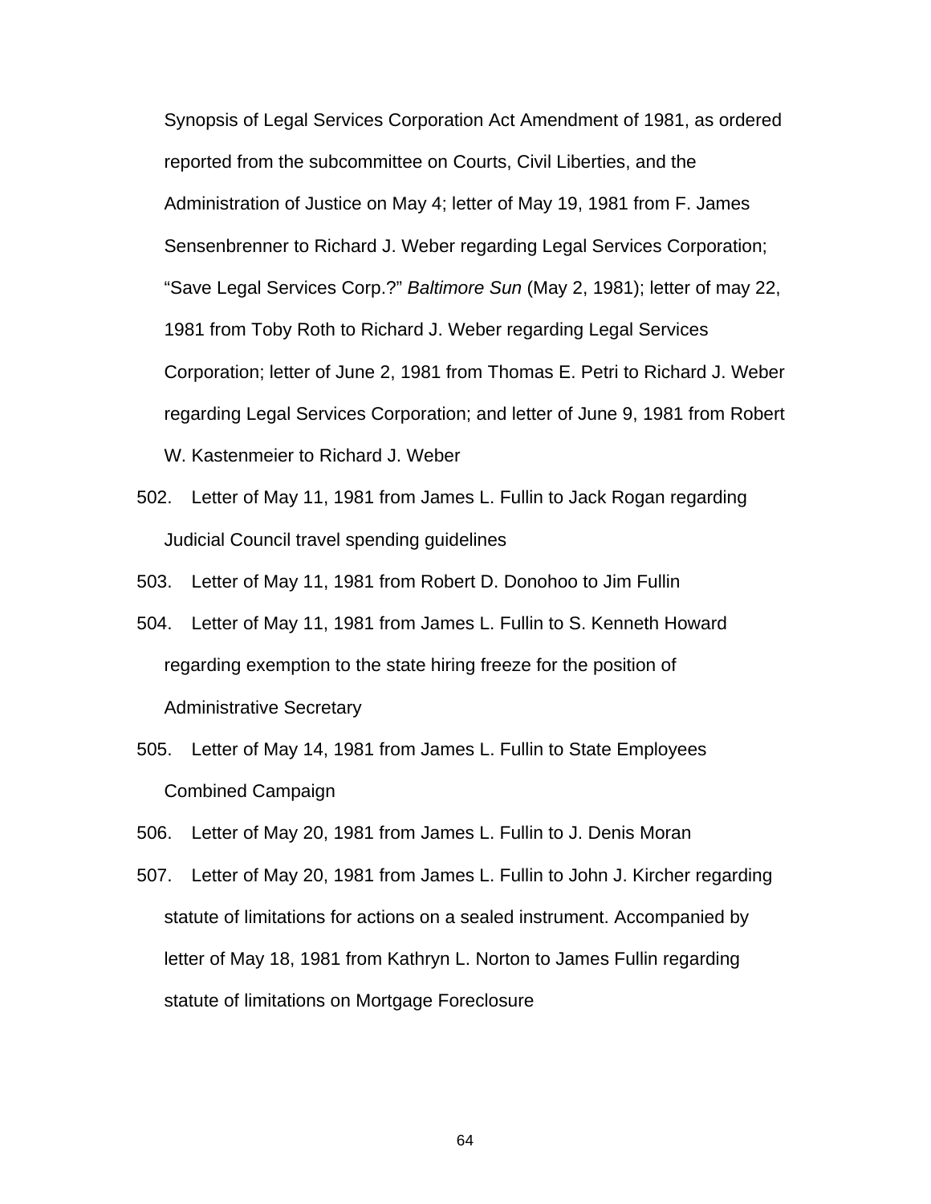Synopsis of Legal Services Corporation Act Amendment of 1981, as ordered reported from the subcommittee on Courts, Civil Liberties, and the Administration of Justice on May 4; letter of May 19, 1981 from F. James Sensenbrenner to Richard J. Weber regarding Legal Services Corporation; "Save Legal Services Corp.?" *Baltimore Sun* (May 2, 1981); letter of may 22, 1981 from Toby Roth to Richard J. Weber regarding Legal Services Corporation; letter of June 2, 1981 from Thomas E. Petri to Richard J. Weber regarding Legal Services Corporation; and letter of June 9, 1981 from Robert W. Kastenmeier to Richard J. Weber

502. Letter of May 11, 1981 from James L. Fullin to Jack Rogan regarding Judicial Council travel spending guidelines

503. Letter of May 11, 1981 from Robert D. Donohoo to Jim Fullin

504. Letter of May 11, 1981 from James L. Fullin to S. Kenneth Howard regarding exemption to the state hiring freeze for the position of Administrative Secretary

505. Letter of May 14, 1981 from James L. Fullin to State Employees Combined Campaign

506. Letter of May 20, 1981 from James L. Fullin to J. Denis Moran

507. Letter of May 20, 1981 from James L. Fullin to John J. Kircher regarding statute of limitations for actions on a sealed instrument. Accompanied by letter of May 18, 1981 from Kathryn L. Norton to James Fullin regarding statute of limitations on Mortgage Foreclosure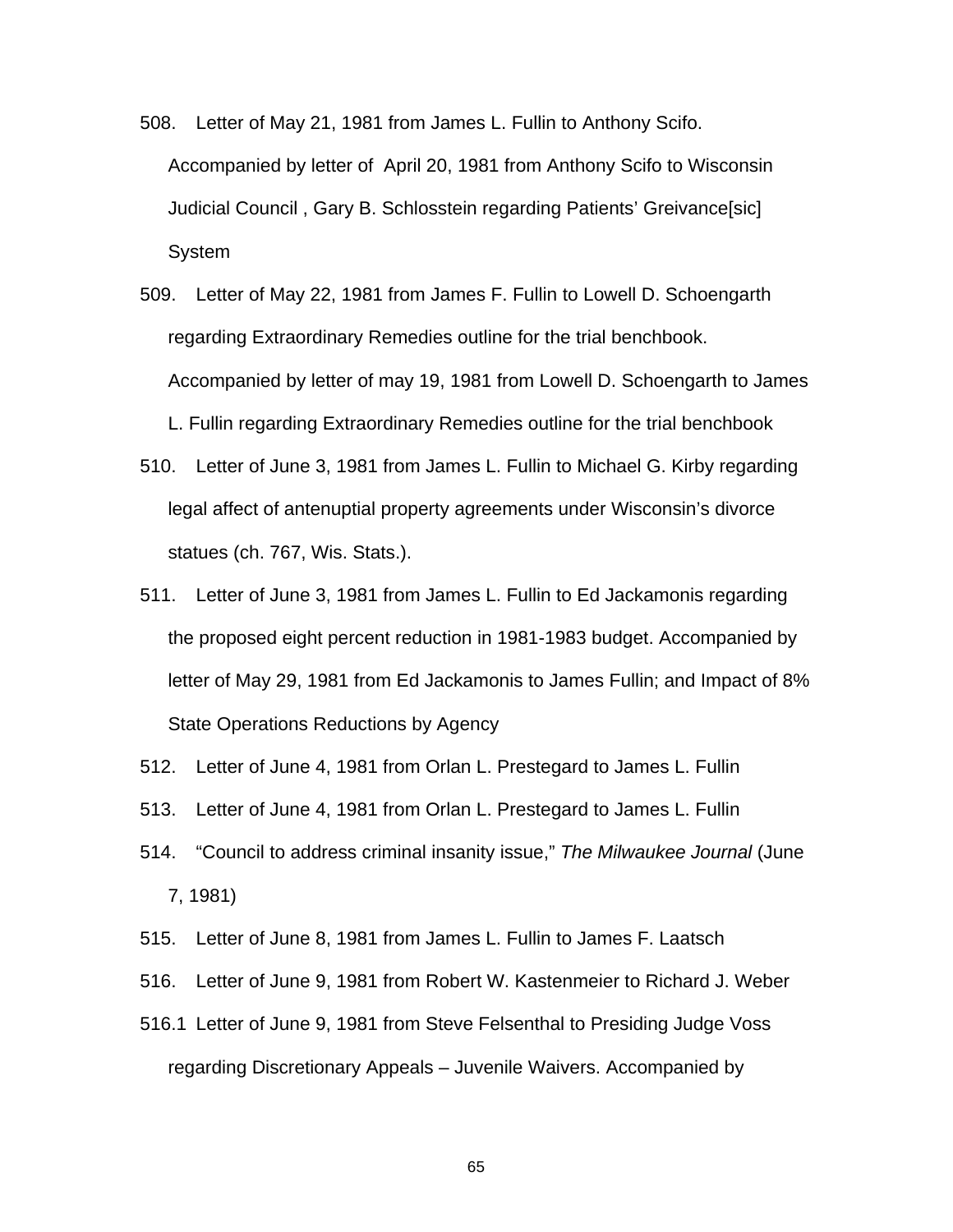508. Letter of May 21, 1981 from James L. Fullin to Anthony Scifo. Accompanied by letter of  April 20, 1981 from Anthony Scifo to Wisconsin Judicial Council , Gary B. Schlosstein regarding Patients' Greivance[sic] System

509. Letter of May 22, 1981 from James F. Fullin to Lowell D. Schoengarth regarding Extraordinary Remedies outline for the trial benchbook. Accompanied by letter of may 19, 1981 from Lowell D. Schoengarth to James L. Fullin regarding Extraordinary Remedies outline for the trial benchbook

510. Letter of June 3, 1981 from James L. Fullin to Michael G. Kirby regarding legal affect of antenuptial property agreements under Wisconsin's divorce statues (ch. 767, Wis. Stats.).

511. Letter of June 3, 1981 from James L. Fullin to Ed Jackamonis regarding the proposed eight percent reduction in 1981-1983 budget. Accompanied by letter of May 29, 1981 from Ed Jackamonis to James Fullin; and Impact of 8% State Operations Reductions by Agency

512. Letter of June 4, 1981 from Orlan L. Prestegard to James L. Fullin

513. Letter of June 4, 1981 from Orlan L. Prestegard to James L. Fullin

514. "Council to address criminal insanity issue," *The Milwaukee Journal* (June 7, 1981)

515. Letter of June 8, 1981 from James L. Fullin to James F. Laatsch

516. Letter of June 9, 1981 from Robert W. Kastenmeier to Richard J. Weber

516.1 Letter of June 9, 1981 from Steve Felsenthal to Presiding Judge Voss regarding Discretionary Appeals – Juvenile Waivers. Accompanied by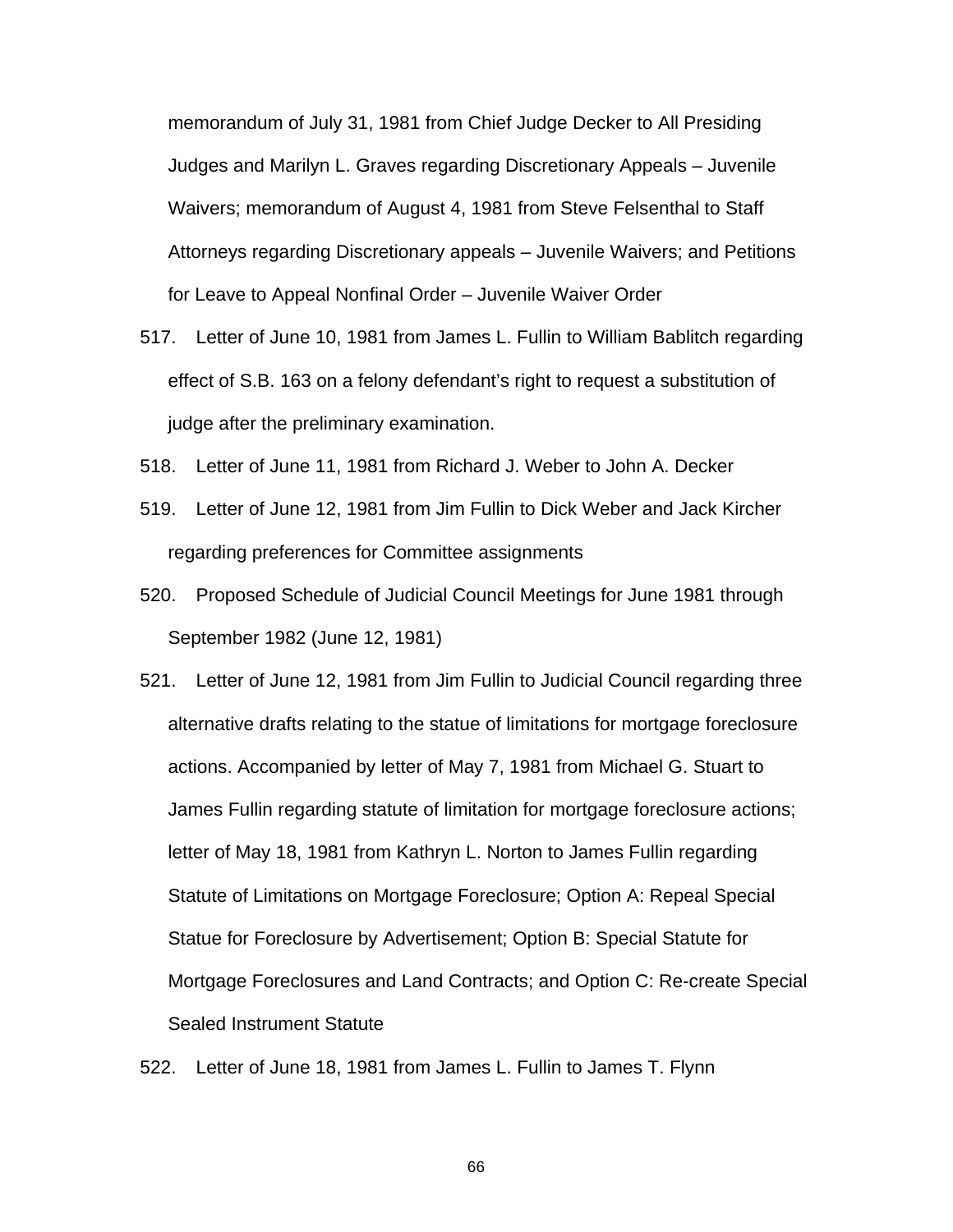memorandum of July 31, 1981 from Chief Judge Decker to All Presiding Judges and Marilyn L. Graves regarding Discretionary Appeals – Juvenile Waivers; memorandum of August 4, 1981 from Steve Felsenthal to Staff Attorneys regarding Discretionary appeals – Juvenile Waivers; and Petitions for Leave to Appeal Nonfinal Order – Juvenile Waiver Order

517. Letter of June 10, 1981 from James L. Fullin to William Bablitch regarding effect of S.B. 163 on a felony defendant's right to request a substitution of judge after the preliminary examination.

518. Letter of June 11, 1981 from Richard J. Weber to John A. Decker

519. Letter of June 12, 1981 from Jim Fullin to Dick Weber and Jack Kircher regarding preferences for Committee assignments

520. Proposed Schedule of Judicial Council Meetings for June 1981 through September 1982 (June 12, 1981)

521. Letter of June 12, 1981 from Jim Fullin to Judicial Council regarding three alternative drafts relating to the statue of limitations for mortgage foreclosure actions. Accompanied by letter of May 7, 1981 from Michael G. Stuart to James Fullin regarding statute of limitation for mortgage foreclosure actions; letter of May 18, 1981 from Kathryn L. Norton to James Fullin regarding Statute of Limitations on Mortgage Foreclosure; Option A: Repeal Special Statue for Foreclosure by Advertisement; Option B: Special Statute for Mortgage Foreclosures and Land Contracts; and Option C: Re-create Special Sealed Instrument Statute

522. Letter of June 18, 1981 from James L. Fullin to James T. Flynn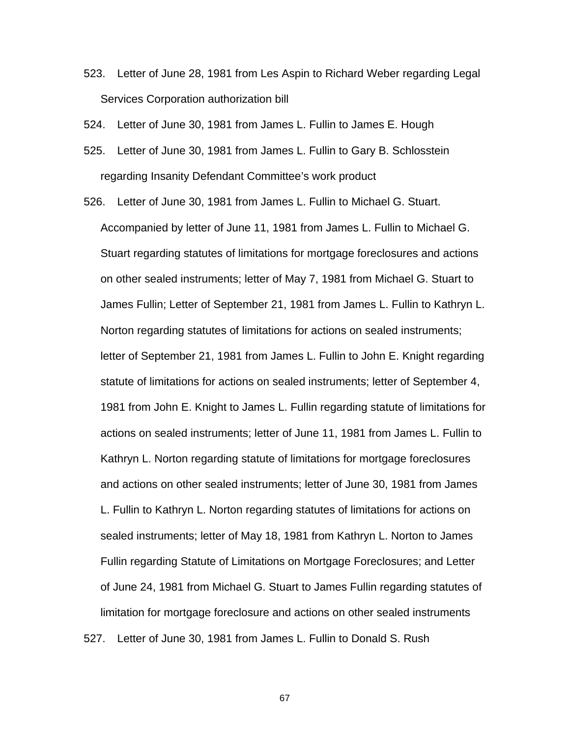523. Letter of June 28, 1981 from Les Aspin to Richard Weber regarding Legal Services Corporation authorization bill

524. Letter of June 30, 1981 from James L. Fullin to James E. Hough

525. Letter of June 30, 1981 from James L. Fullin to Gary B. Schlosstein regarding Insanity Defendant Committee's work product

526. Letter of June 30, 1981 from James L. Fullin to Michael G. Stuart. Accompanied by letter of June 11, 1981 from James L. Fullin to Michael G. Stuart regarding statutes of limitations for mortgage foreclosures and actions on other sealed instruments; letter of May 7, 1981 from Michael G. Stuart to James Fullin; Letter of September 21, 1981 from James L. Fullin to Kathryn L. Norton regarding statutes of limitations for actions on sealed instruments; letter of September 21, 1981 from James L. Fullin to John E. Knight regarding statute of limitations for actions on sealed instruments; letter of September 4, 1981 from John E. Knight to James L. Fullin regarding statute of limitations for actions on sealed instruments; letter of June 11, 1981 from James L. Fullin to Kathryn L. Norton regarding statute of limitations for mortgage foreclosures and actions on other sealed instruments; letter of June 30, 1981 from James L. Fullin to Kathryn L. Norton regarding statutes of limitations for actions on sealed instruments; letter of May 18, 1981 from Kathryn L. Norton to James Fullin regarding Statute of Limitations on Mortgage Foreclosures; and Letter of June 24, 1981 from Michael G. Stuart to James Fullin regarding statutes of limitation for mortgage foreclosure and actions on other sealed instruments

527. Letter of June 30, 1981 from James L. Fullin to Donald S. Rush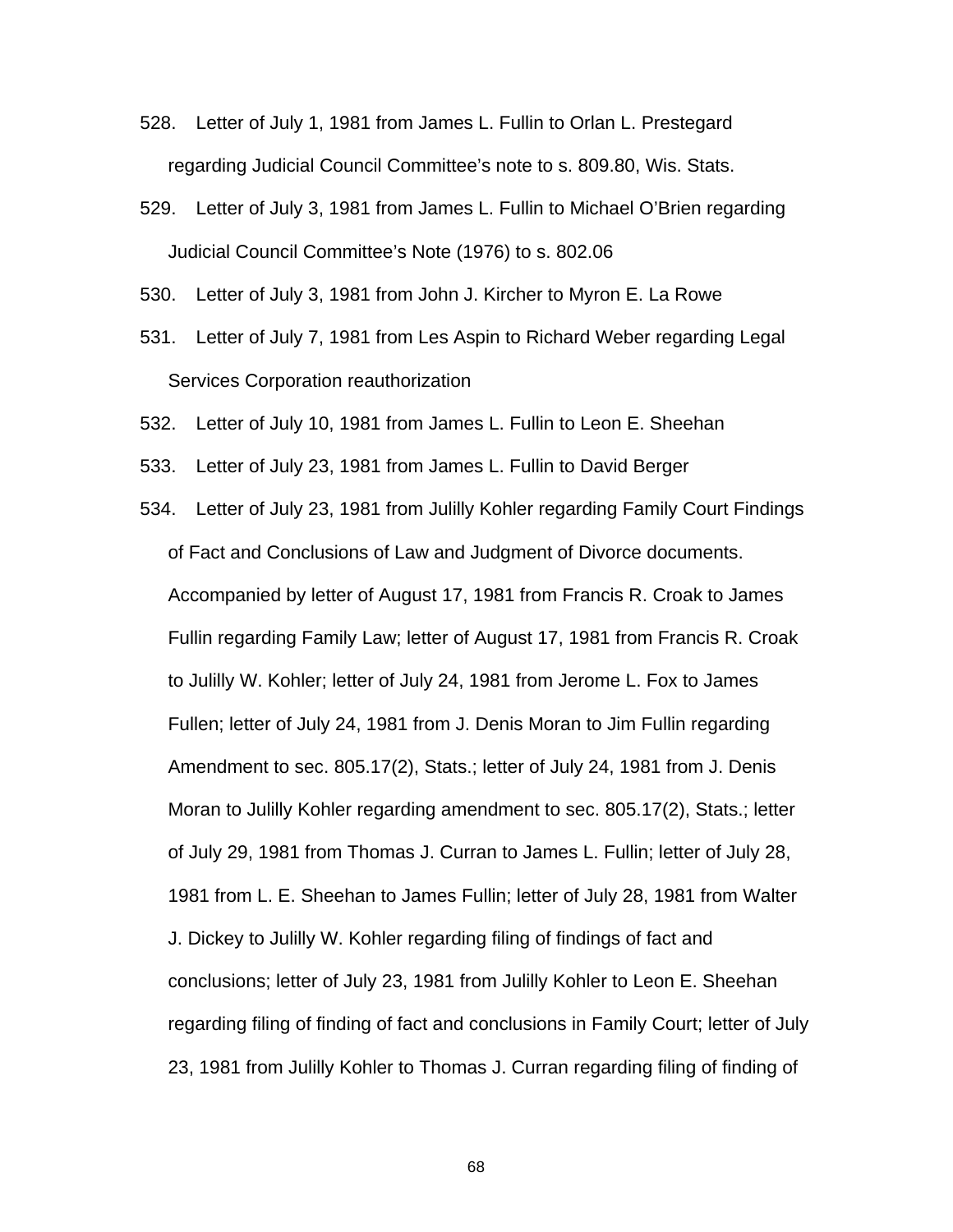528. Letter of July 1, 1981 from James L. Fullin to Orlan L. Prestegard regarding Judicial Council Committee’s note to s. 809.80, Wis. Stats.

529. Letter of July 3, 1981 from James L. Fullin to Michael O’Brien regarding Judicial Council Committee’s Note (1976) to s. 802.06

530. Letter of July 3, 1981 from John J. Kircher to Myron E. La Rowe

531. Letter of July 7, 1981 from Les Aspin to Richard Weber regarding Legal Services Corporation reauthorization

532. Letter of July 10, 1981 from James L. Fullin to Leon E. Sheehan

533. Letter of July 23, 1981 from James L. Fullin to David Berger

534. Letter of July 23, 1981 from Julilly Kohler regarding Family Court Findings of Fact and Conclusions of Law and Judgment of Divorce documents. Accompanied by letter of August 17, 1981 from Francis R. Croak to James Fullin regarding Family Law; letter of August 17, 1981 from Francis R. Croak to Julilly W. Kohler; letter of July 24, 1981 from Jerome L. Fox to James Fullen; letter of July 24, 1981 from J. Denis Moran to Jim Fullin regarding Amendment to sec. 805.17(2), Stats.; letter of July 24, 1981 from J. Denis Moran to Julilly Kohler regarding amendment to sec. 805.17(2), Stats.; letter of July 29, 1981 from Thomas J. Curran to James L. Fullin; letter of July 28, 1981 from L. E. Sheehan to James Fullin; letter of July 28, 1981 from Walter J. Dickey to Julilly W. Kohler regarding filing of findings of fact and conclusions; letter of July 23, 1981 from Julilly Kohler to Leon E. Sheehan regarding filing of finding of fact and conclusions in Family Court; letter of July 23, 1981 from Julilly Kohler to Thomas J. Curran regarding filing of finding of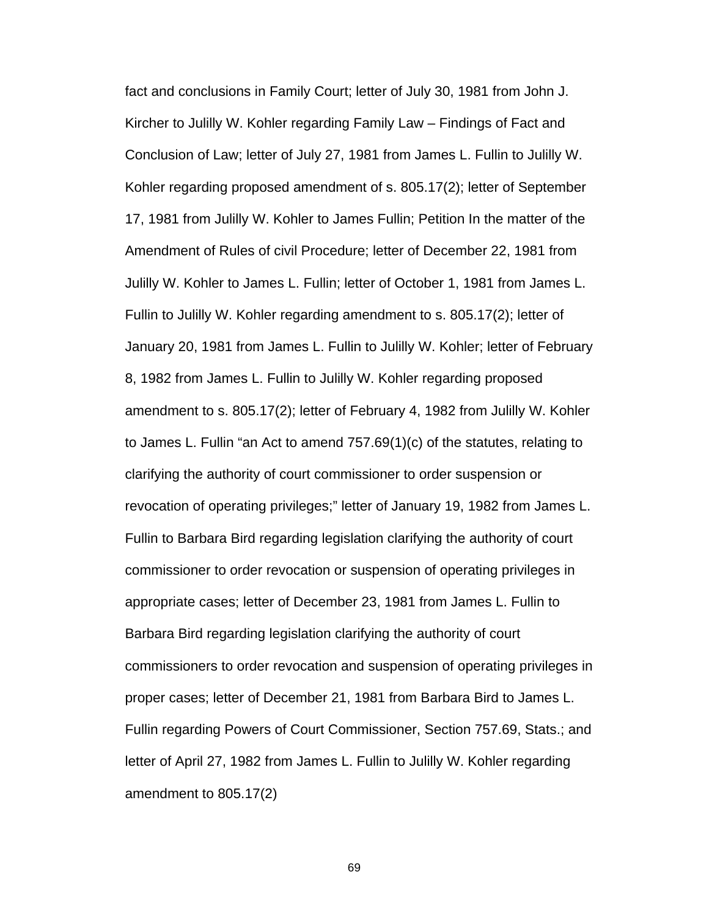fact and conclusions in Family Court; letter of July 30, 1981 from John J. Kircher to Julilly W. Kohler regarding Family Law – Findings of Fact and Conclusion of Law; letter of July 27, 1981 from James L. Fullin to Julilly W. Kohler regarding proposed amendment of s. 805.17(2); letter of September 17, 1981 from Julilly W. Kohler to James Fullin; Petition In the matter of the Amendment of Rules of civil Procedure; letter of December 22, 1981 from Julilly W. Kohler to James L. Fullin; letter of October 1, 1981 from James L. Fullin to Julilly W. Kohler regarding amendment to s. 805.17(2); letter of January 20, 1981 from James L. Fullin to Julilly W. Kohler; letter of February 8, 1982 from James L. Fullin to Julilly W. Kohler regarding proposed amendment to s. 805.17(2); letter of February 4, 1982 from Julilly W. Kohler to James L. Fullin "an Act to amend 757.69(1)(c) of the statutes, relating to clarifying the authority of court commissioner to order suspension or revocation of operating privileges;" letter of January 19, 1982 from James L. Fullin to Barbara Bird regarding legislation clarifying the authority of court commissioner to order revocation or suspension of operating privileges in appropriate cases; letter of December 23, 1981 from James L. Fullin to Barbara Bird regarding legislation clarifying the authority of court commissioners to order revocation and suspension of operating privileges in proper cases; letter of December 21, 1981 from Barbara Bird to James L. Fullin regarding Powers of Court Commissioner, Section 757.69, Stats.; and letter of April 27, 1982 from James L. Fullin to Julilly W. Kohler regarding amendment to 805.17(2)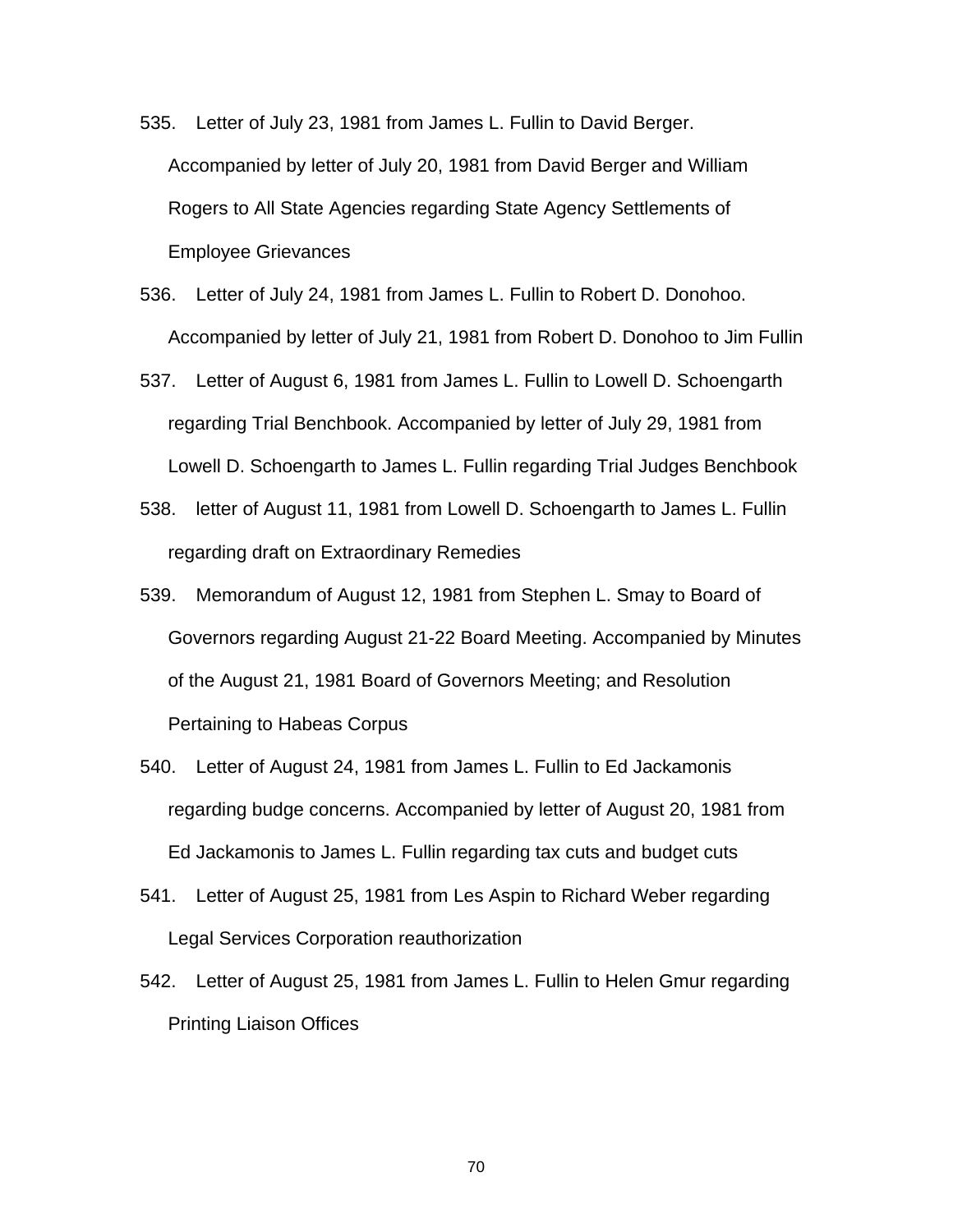535. Letter of July 23, 1981 from James L. Fullin to David Berger. Accompanied by letter of July 20, 1981 from David Berger and William Rogers to All State Agencies regarding State Agency Settlements of Employee Grievances

536. Letter of July 24, 1981 from James L. Fullin to Robert D. Donohoo. Accompanied by letter of July 21, 1981 from Robert D. Donohoo to Jim Fullin

537. Letter of August 6, 1981 from James L. Fullin to Lowell D. Schoengarth regarding Trial Benchbook. Accompanied by letter of July 29, 1981 from Lowell D. Schoengarth to James L. Fullin regarding Trial Judges Benchbook

538. letter of August 11, 1981 from Lowell D. Schoengarth to James L. Fullin regarding draft on Extraordinary Remedies

539. Memorandum of August 12, 1981 from Stephen L. Smay to Board of Governors regarding August 21-22 Board Meeting. Accompanied by Minutes of the August 21, 1981 Board of Governors Meeting; and Resolution Pertaining to Habeas Corpus

540. Letter of August 24, 1981 from James L. Fullin to Ed Jackamonis regarding budge concerns. Accompanied by letter of August 20, 1981 from Ed Jackamonis to James L. Fullin regarding tax cuts and budget cuts

541. Letter of August 25, 1981 from Les Aspin to Richard Weber regarding Legal Services Corporation reauthorization

542. Letter of August 25, 1981 from James L. Fullin to Helen Gmur regarding Printing Liaison Offices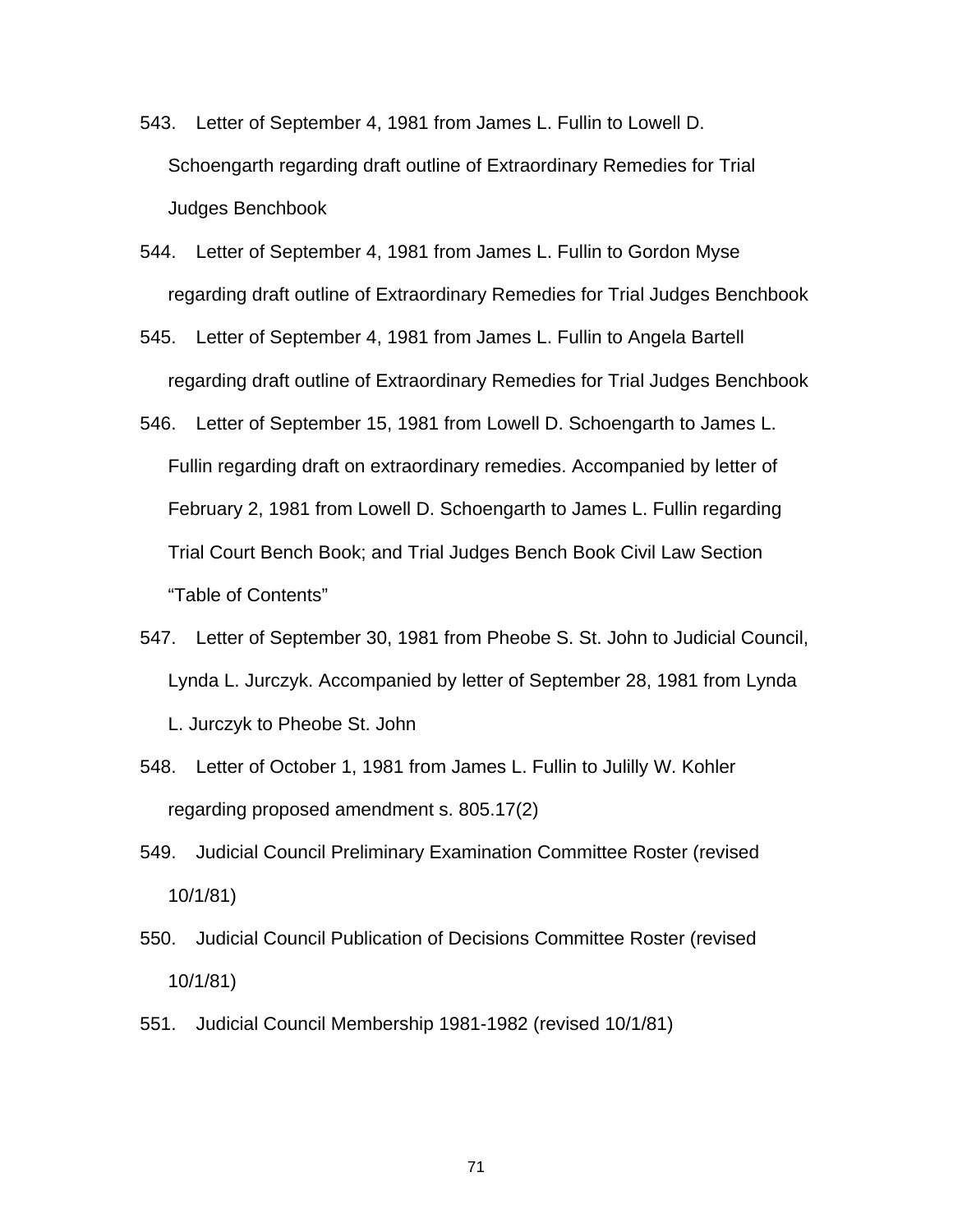543. Letter of September 4, 1981 from James L. Fullin to Lowell D. Schoengarth regarding draft outline of Extraordinary Remedies for Trial Judges Benchbook

544. Letter of September 4, 1981 from James L. Fullin to Gordon Myse regarding draft outline of Extraordinary Remedies for Trial Judges Benchbook

545. Letter of September 4, 1981 from James L. Fullin to Angela Bartell regarding draft outline of Extraordinary Remedies for Trial Judges Benchbook

546. Letter of September 15, 1981 from Lowell D. Schoengarth to James L. Fullin regarding draft on extraordinary remedies. Accompanied by letter of February 2, 1981 from Lowell D. Schoengarth to James L. Fullin regarding Trial Court Bench Book; and Trial Judges Bench Book Civil Law Section "Table of Contents"

547. Letter of September 30, 1981 from Pheobe S. St. John to Judicial Council, Lynda L. Jurczyk. Accompanied by letter of September 28, 1981 from Lynda L. Jurczyk to Pheobe St. John

548. Letter of October 1, 1981 from James L. Fullin to Julilly W. Kohler regarding proposed amendment s. 805.17(2)

549. Judicial Council Preliminary Examination Committee Roster (revised 10/1/81)

550. Judicial Council Publication of Decisions Committee Roster (revised 10/1/81)

551. Judicial Council Membership 1981-1982 (revised 10/1/81)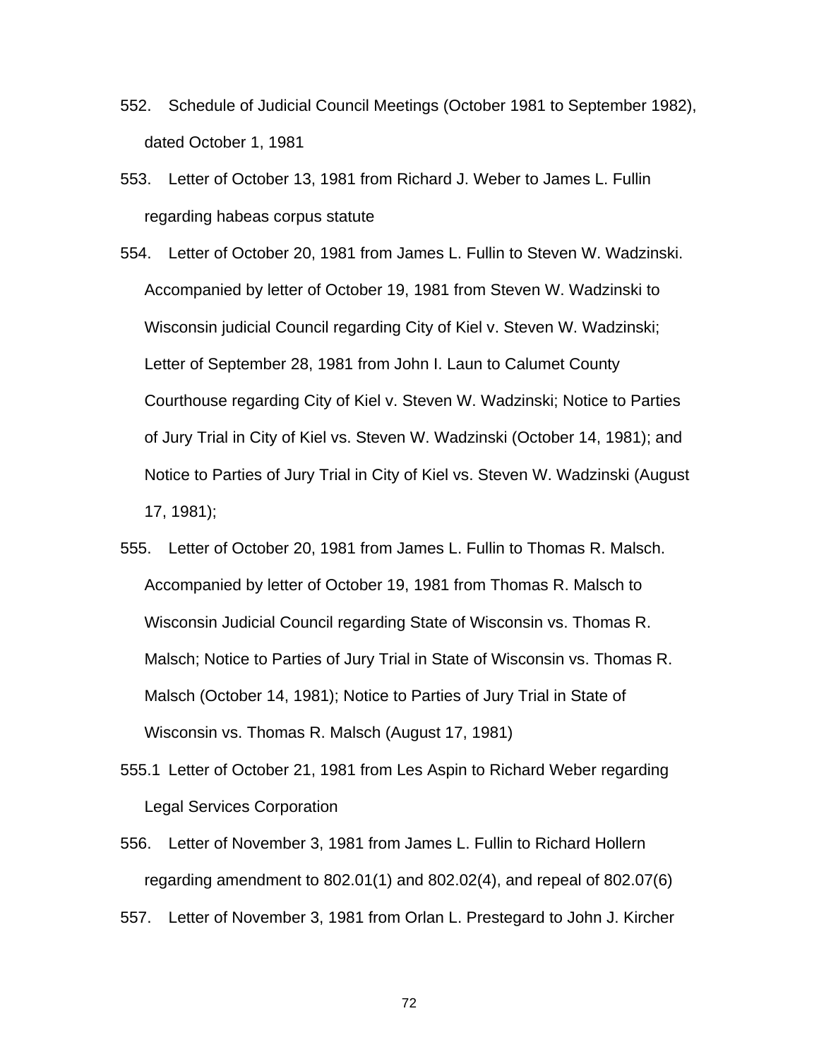552. Schedule of Judicial Council Meetings (October 1981 to September 1982), dated October 1, 1981

553. Letter of October 13, 1981 from Richard J. Weber to James L. Fullin regarding habeas corpus statute

554. Letter of October 20, 1981 from James L. Fullin to Steven W. Wadzinski. Accompanied by letter of October 19, 1981 from Steven W. Wadzinski to Wisconsin judicial Council regarding City of Kiel v. Steven W. Wadzinski; Letter of September 28, 1981 from John I. Laun to Calumet County Courthouse regarding City of Kiel v. Steven W. Wadzinski; Notice to Parties of Jury Trial in City of Kiel vs. Steven W. Wadzinski (October 14, 1981); and Notice to Parties of Jury Trial in City of Kiel vs. Steven W. Wadzinski (August 17, 1981);

555. Letter of October 20, 1981 from James L. Fullin to Thomas R. Malsch. Accompanied by letter of October 19, 1981 from Thomas R. Malsch to Wisconsin Judicial Council regarding State of Wisconsin vs. Thomas R. Malsch; Notice to Parties of Jury Trial in State of Wisconsin vs. Thomas R. Malsch (October 14, 1981); Notice to Parties of Jury Trial in State of Wisconsin vs. Thomas R. Malsch (August 17, 1981)

555.1 Letter of October 21, 1981 from Les Aspin to Richard Weber regarding Legal Services Corporation

556. Letter of November 3, 1981 from James L. Fullin to Richard Hollern regarding amendment to 802.01(1) and 802.02(4), and repeal of 802.07(6)

557. Letter of November 3, 1981 from Orlan L. Prestegard to John J. Kircher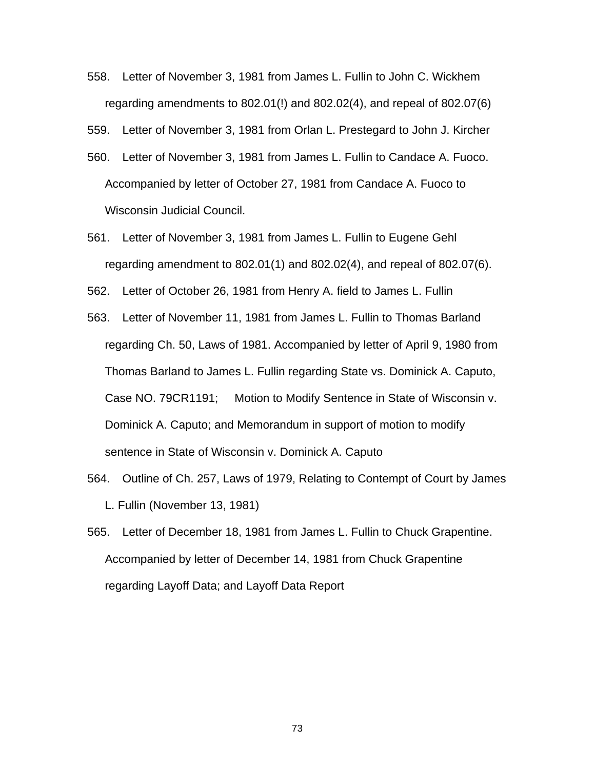558. Letter of November 3, 1981 from James L. Fullin to John C. Wickhem regarding amendments to 802.01(!) and 802.02(4), and repeal of 802.07(6)

559. Letter of November 3, 1981 from Orlan L. Prestegard to John J. Kircher

560. Letter of November 3, 1981 from James L. Fullin to Candace A. Fuoco. Accompanied by letter of October 27, 1981 from Candace A. Fuoco to Wisconsin Judicial Council.

561. Letter of November 3, 1981 from James L. Fullin to Eugene Gehl regarding amendment to 802.01(1) and 802.02(4), and repeal of 802.07(6).

562. Letter of October 26, 1981 from Henry A. field to James L. Fullin

563. Letter of November 11, 1981 from James L. Fullin to Thomas Barland regarding Ch. 50, Laws of 1981. Accompanied by letter of April 9, 1980 from Thomas Barland to James L. Fullin regarding State vs. Dominick A. Caputo, Case NO. 79CR1191; Motion to Modify Sentence in State of Wisconsin v. Dominick A. Caputo; and Memorandum in support of motion to modify sentence in State of Wisconsin v. Dominick A. Caputo

564. Outline of Ch. 257, Laws of 1979, Relating to Contempt of Court by James L. Fullin (November 13, 1981)

565. Letter of December 18, 1981 from James L. Fullin to Chuck Grapentine. Accompanied by letter of December 14, 1981 from Chuck Grapentine regarding Layoff Data; and Layoff Data Report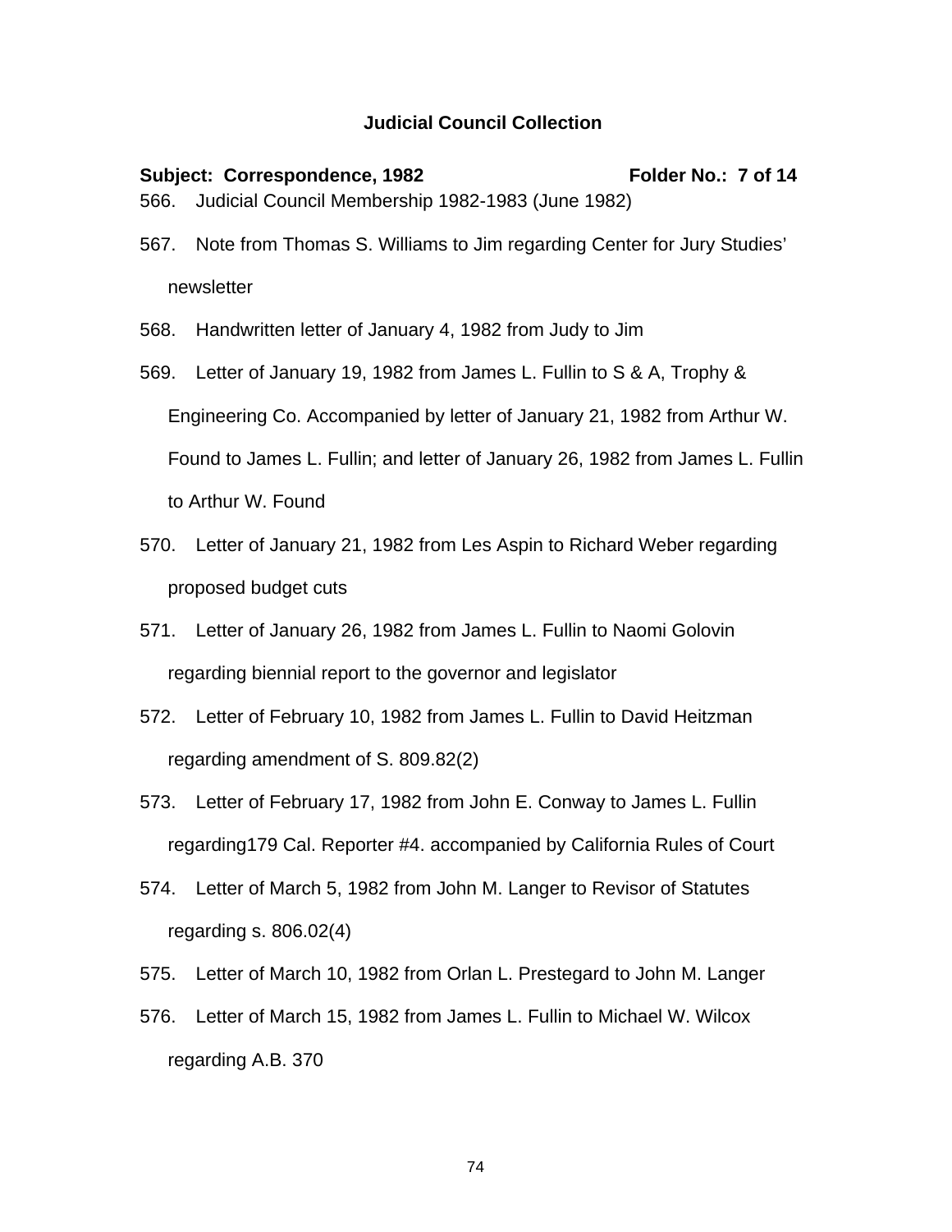**Judicial Council Collection**

**Subject: Correspondence, 1982** **Folder No.: 7 of 14**

566. Judicial Council Membership 1982-1983 (June 1982)

567. Note from Thomas S. Williams to Jim regarding Center for Jury Studies' newsletter

568. Handwritten letter of January 4, 1982 from Judy to Jim

569. Letter of January 19, 1982 from James L. Fullin to S & A, Trophy & Engineering Co. Accompanied by letter of January 21, 1982 from Arthur W. Found to James L. Fullin; and letter of January 26, 1982 from James L. Fullin to Arthur W. Found

570. Letter of January 21, 1982 from Les Aspin to Richard Weber regarding proposed budget cuts

571. Letter of January 26, 1982 from James L. Fullin to Naomi Golovin regarding biennial report to the governor and legislator

572. Letter of February 10, 1982 from James L. Fullin to David Heitzman regarding amendment of S. 809.82(2)

573. Letter of February 17, 1982 from John E. Conway to James L. Fullin regarding179 Cal. Reporter #4. accompanied by California Rules of Court

574. Letter of March 5, 1982 from John M. Langer to Revisor of Statutes regarding s. 806.02(4)

575. Letter of March 10, 1982 from Orlan L. Prestegard to John M. Langer

576. Letter of March 15, 1982 from James L. Fullin to Michael W. Wilcox regarding A.B. 370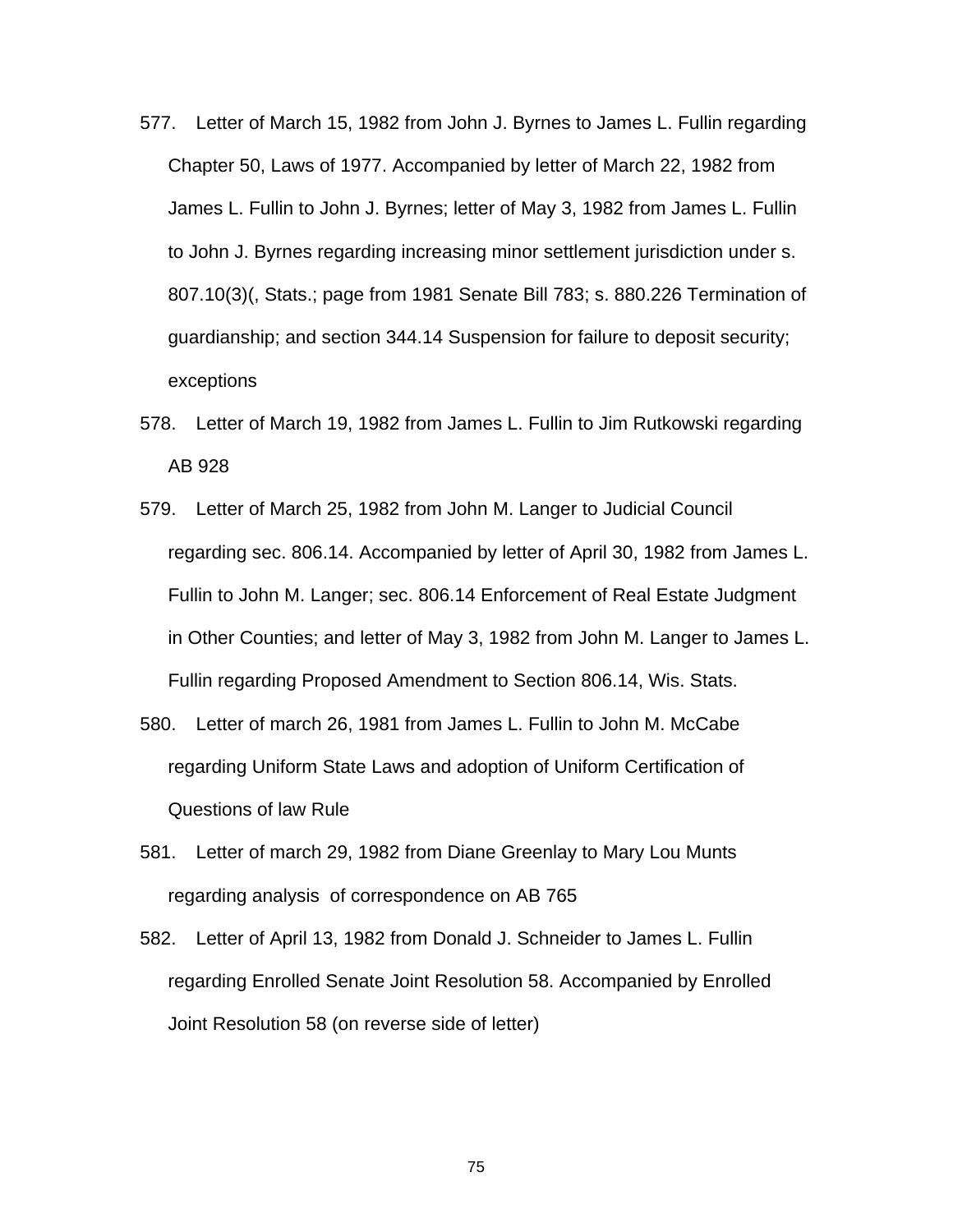577. Letter of March 15, 1982 from John J. Byrnes to James L. Fullin regarding Chapter 50, Laws of 1977. Accompanied by letter of March 22, 1982 from James L. Fullin to John J. Byrnes; letter of May 3, 1982 from James L. Fullin to John J. Byrnes regarding increasing minor settlement jurisdiction under s. 807.10(3)(, Stats.; page from 1981 Senate Bill 783; s. 880.226 Termination of guardianship; and section 344.14 Suspension for failure to deposit security; exceptions

578. Letter of March 19, 1982 from James L. Fullin to Jim Rutkowski regarding AB 928

579. Letter of March 25, 1982 from John M. Langer to Judicial Council regarding sec. 806.14. Accompanied by letter of April 30, 1982 from James L. Fullin to John M. Langer; sec. 806.14 Enforcement of Real Estate Judgment in Other Counties; and letter of May 3, 1982 from John M. Langer to James L. Fullin regarding Proposed Amendment to Section 806.14, Wis. Stats.

580. Letter of march 26, 1981 from James L. Fullin to John M. McCabe regarding Uniform State Laws and adoption of Uniform Certification of Questions of law Rule

581. Letter of march 29, 1982 from Diane Greenlay to Mary Lou Munts regarding analysis of correspondence on AB 765

582. Letter of April 13, 1982 from Donald J. Schneider to James L. Fullin regarding Enrolled Senate Joint Resolution 58. Accompanied by Enrolled Joint Resolution 58 (on reverse side of letter)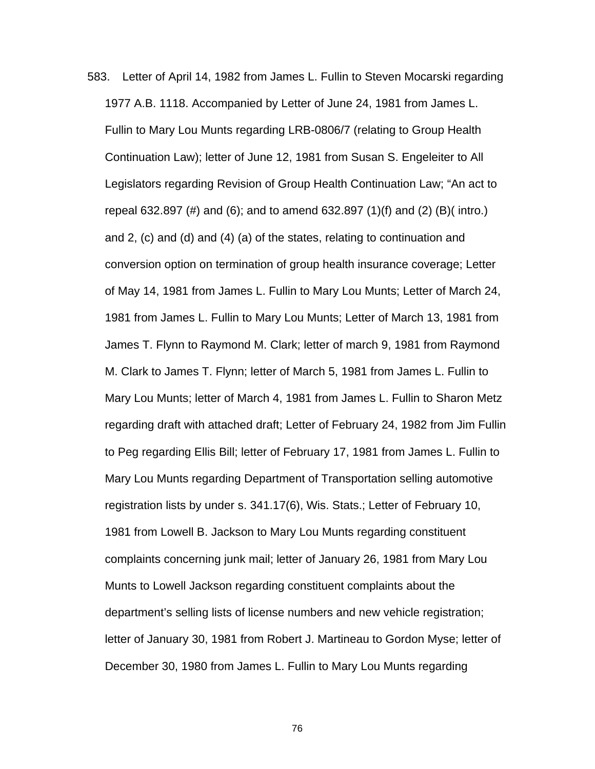583. Letter of April 14, 1982 from James L. Fullin to Steven Mocarski regarding 1977 A.B. 1118. Accompanied by Letter of June 24, 1981 from James L. Fullin to Mary Lou Munts regarding LRB-0806/7 (relating to Group Health Continuation Law); letter of June 12, 1981 from Susan S. Engeleiter to All Legislators regarding Revision of Group Health Continuation Law; "An act to repeal 632.897 (#) and (6); and to amend 632.897 (1)(f) and (2) (B)( intro.) and 2, (c) and (d) and (4) (a) of the states, relating to continuation and conversion option on termination of group health insurance coverage; Letter of May 14, 1981 from James L. Fullin to Mary Lou Munts; Letter of March 24, 1981 from James L. Fullin to Mary Lou Munts; Letter of March 13, 1981 from James T. Flynn to Raymond M. Clark; letter of march 9, 1981 from Raymond M. Clark to James T. Flynn; letter of March 5, 1981 from James L. Fullin to Mary Lou Munts; letter of March 4, 1981 from James L. Fullin to Sharon Metz regarding draft with attached draft; Letter of February 24, 1982 from Jim Fullin to Peg regarding Ellis Bill; letter of February 17, 1981 from James L. Fullin to Mary Lou Munts regarding Department of Transportation selling automotive registration lists by under s. 341.17(6), Wis. Stats.; Letter of February 10, 1981 from Lowell B. Jackson to Mary Lou Munts regarding constituent complaints concerning junk mail; letter of January 26, 1981 from Mary Lou Munts to Lowell Jackson regarding constituent complaints about the department's selling lists of license numbers and new vehicle registration; letter of January 30, 1981 from Robert J. Martineau to Gordon Myse; letter of December 30, 1980 from James L. Fullin to Mary Lou Munts regarding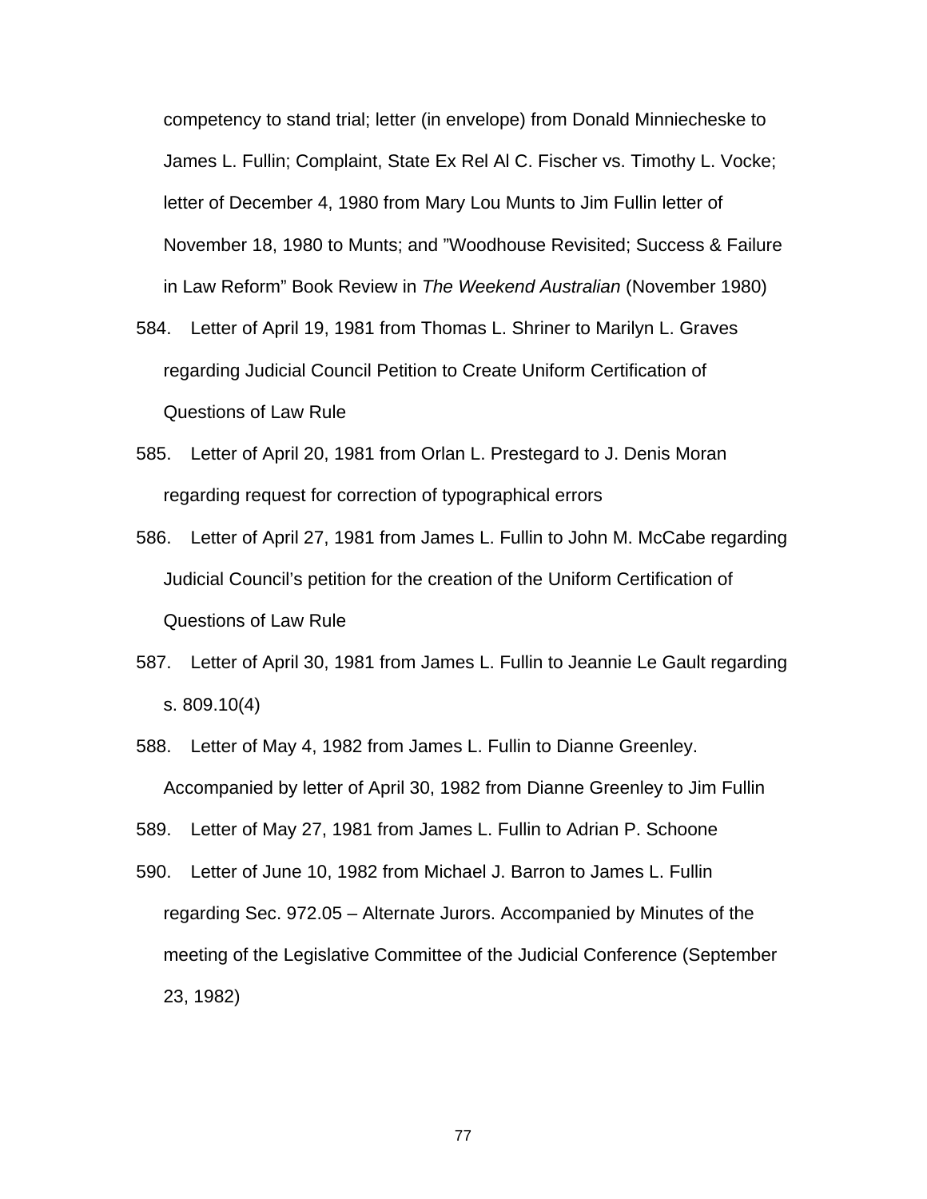competency to stand trial; letter (in envelope) from Donald Minniecheske to James L. Fullin; Complaint, State Ex Rel Al C. Fischer vs. Timothy L. Vocke; letter of December 4, 1980 from Mary Lou Munts to Jim Fullin letter of November 18, 1980 to Munts; and "Woodhouse Revisited; Success & Failure in Law Reform" Book Review in *The Weekend Australian* (November 1980)

584. Letter of April 19, 1981 from Thomas L. Shriner to Marilyn L. Graves regarding Judicial Council Petition to Create Uniform Certification of Questions of Law Rule

585. Letter of April 20, 1981 from Orlan L. Prestegard to J. Denis Moran regarding request for correction of typographical errors

586. Letter of April 27, 1981 from James L. Fullin to John M. McCabe regarding Judicial Council's petition for the creation of the Uniform Certification of Questions of Law Rule

587. Letter of April 30, 1981 from James L. Fullin to Jeannie Le Gault regarding s. 809.10(4)

588. Letter of May 4, 1982 from James L. Fullin to Dianne Greenley. Accompanied by letter of April 30, 1982 from Dianne Greenley to Jim Fullin

589. Letter of May 27, 1981 from James L. Fullin to Adrian P. Schoone

590. Letter of June 10, 1982 from Michael J. Barron to James L. Fullin regarding Sec. 972.05 – Alternate Jurors. Accompanied by Minutes of the meeting of the Legislative Committee of the Judicial Conference (September 23, 1982)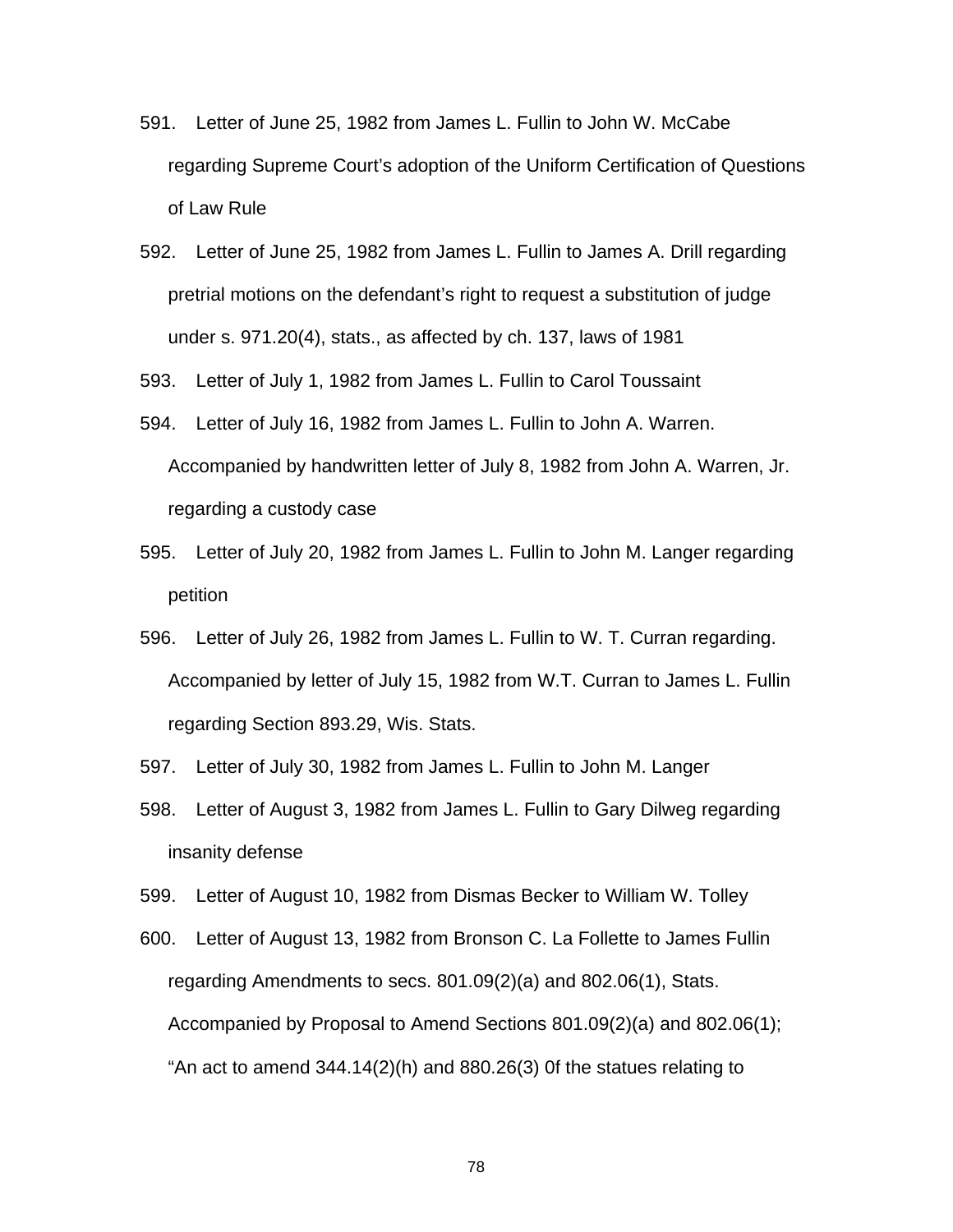591. Letter of June 25, 1982 from James L. Fullin to John W. McCabe regarding Supreme Court's adoption of the Uniform Certification of Questions of Law Rule

592. Letter of June 25, 1982 from James L. Fullin to James A. Drill regarding pretrial motions on the defendant's right to request a substitution of judge under s. 971.20(4), stats., as affected by ch. 137, laws of 1981

593. Letter of July 1, 1982 from James L. Fullin to Carol Toussaint

594. Letter of July 16, 1982 from James L. Fullin to John A. Warren. Accompanied by handwritten letter of July 8, 1982 from John A. Warren, Jr. regarding a custody case

595. Letter of July 20, 1982 from James L. Fullin to John M. Langer regarding petition

596. Letter of July 26, 1982 from James L. Fullin to W. T. Curran regarding. Accompanied by letter of July 15, 1982 from W.T. Curran to James L. Fullin regarding Section 893.29, Wis. Stats.

597. Letter of July 30, 1982 from James L. Fullin to John M. Langer

598. Letter of August 3, 1982 from James L. Fullin to Gary Dilweg regarding insanity defense

599. Letter of August 10, 1982 from Dismas Becker to William W. Tolley

600. Letter of August 13, 1982 from Bronson C. La Follette to James Fullin regarding Amendments to secs. 801.09(2)(a) and 802.06(1), Stats. Accompanied by Proposal to Amend Sections 801.09(2)(a) and 802.06(1); "An act to amend 344.14(2)(h) and 880.26(3) 0f the statues relating to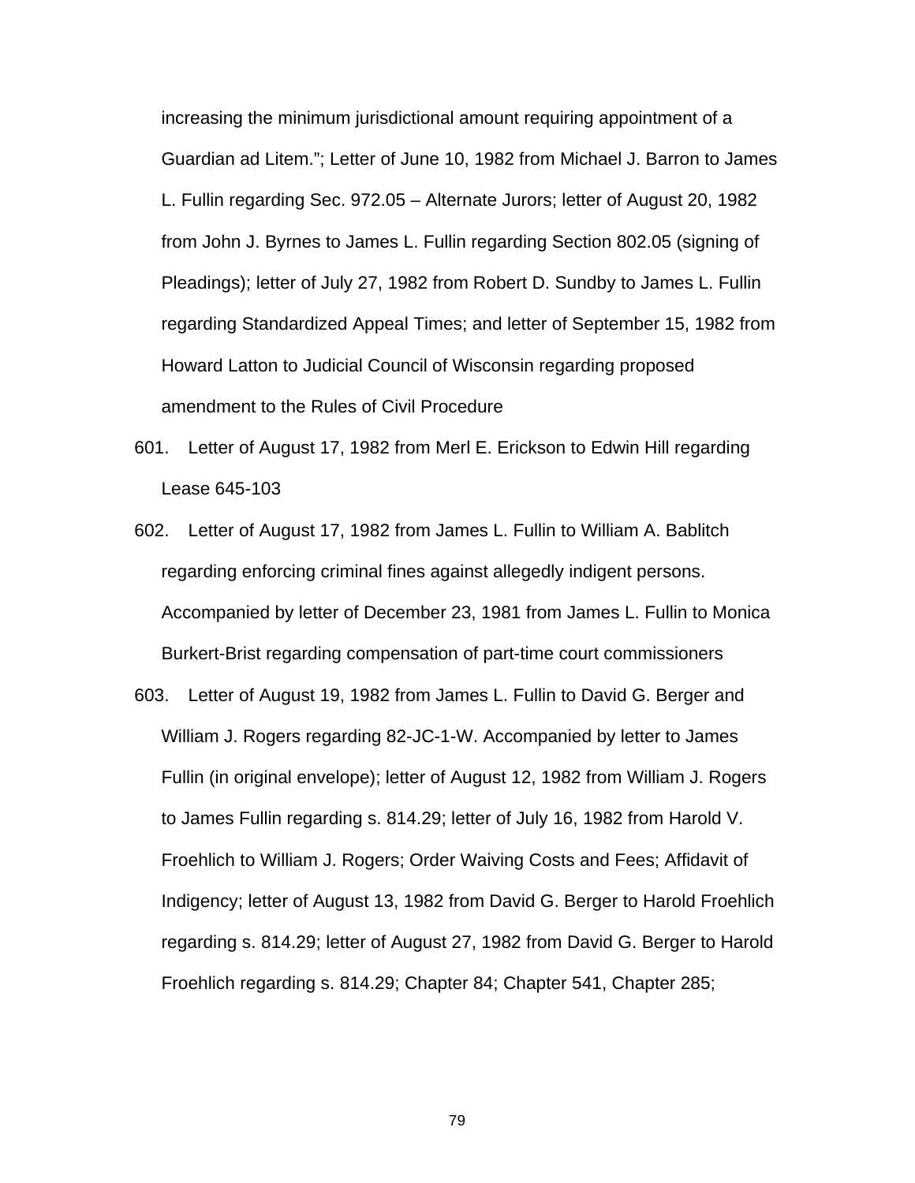increasing the minimum jurisdictional amount requiring appointment of a Guardian ad Litem."; Letter of June 10, 1982 from Michael J. Barron to James L. Fullin regarding Sec. 972.05 – Alternate Jurors; letter of August 20, 1982 from John J. Byrnes to James L. Fullin regarding Section 802.05 (signing of Pleadings); letter of July 27, 1982 from Robert D. Sundby to James L. Fullin regarding Standardized Appeal Times; and letter of September 15, 1982 from Howard Latton to Judicial Council of Wisconsin regarding proposed amendment to the Rules of Civil Procedure

601. Letter of August 17, 1982 from Merl E. Erickson to Edwin Hill regarding Lease 645-103

602. Letter of August 17, 1982 from James L. Fullin to William A. Bablitch regarding enforcing criminal fines against allegedly indigent persons. Accompanied by letter of December 23, 1981 from James L. Fullin to Monica Burkert-Brist regarding compensation of part-time court commissioners

603. Letter of August 19, 1982 from James L. Fullin to David G. Berger and William J. Rogers regarding 82-JC-1-W. Accompanied by letter to James Fullin (in original envelope); letter of August 12, 1982 from William J. Rogers to James Fullin regarding s. 814.29; letter of July 16, 1982 from Harold V. Froehlich to William J. Rogers; Order Waiving Costs and Fees; Affidavit of Indigency; letter of August 13, 1982 from David G. Berger to Harold Froehlich regarding s. 814.29; letter of August 27, 1982 from David G. Berger to Harold Froehlich regarding s. 814.29; Chapter 84; Chapter 541, Chapter 285;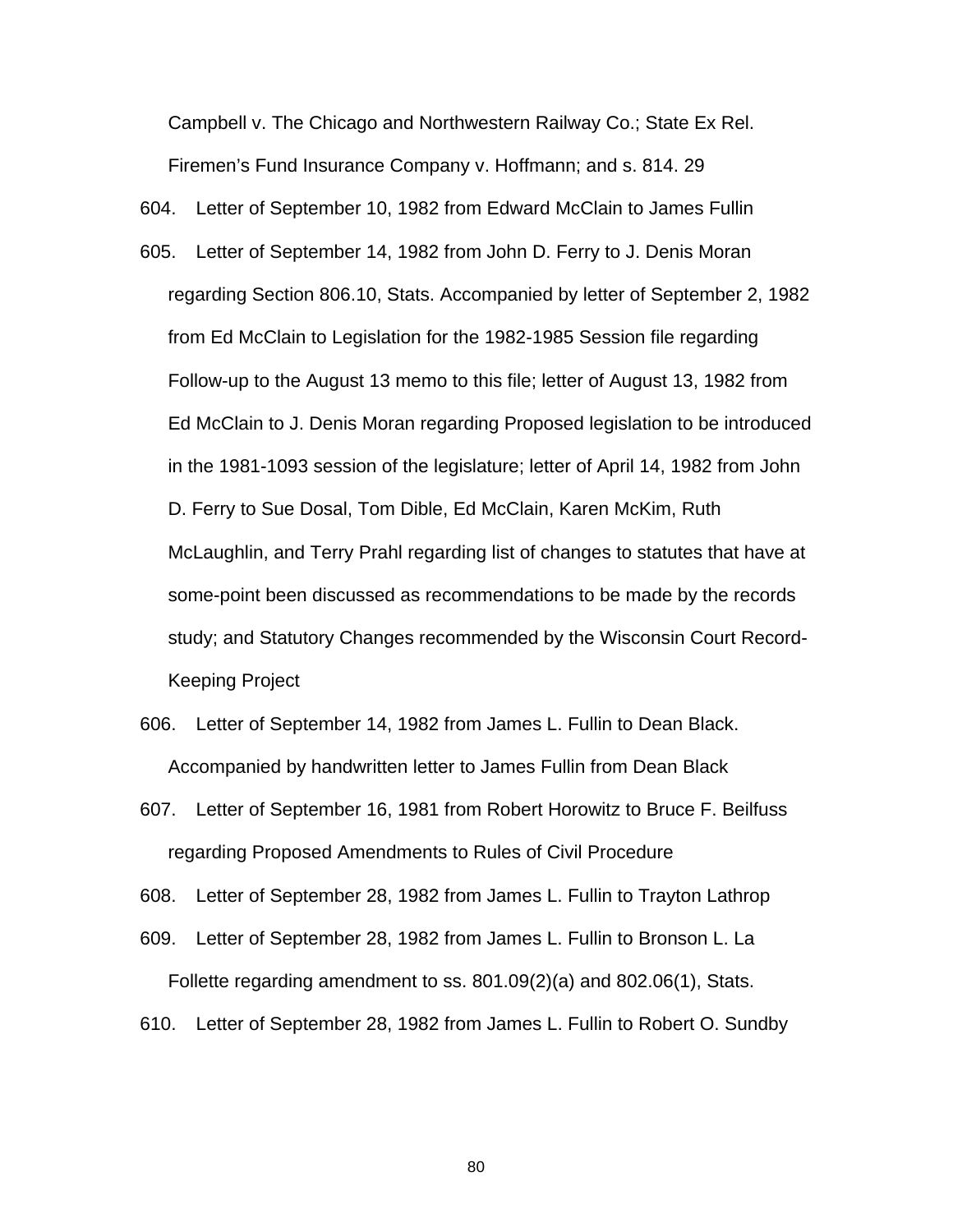Campbell v. The Chicago and Northwestern Railway Co.; State Ex Rel. Firemen's Fund Insurance Company v. Hoffmann; and s. 814. 29

604. Letter of September 10, 1982 from Edward McClain to James Fullin

605. Letter of September 14, 1982 from John D. Ferry to J. Denis Moran regarding Section 806.10, Stats. Accompanied by letter of September 2, 1982 from Ed McClain to Legislation for the 1982-1985 Session file regarding Follow-up to the August 13 memo to this file; letter of August 13, 1982 from Ed McClain to J. Denis Moran regarding Proposed legislation to be introduced in the 1981-1093 session of the legislature; letter of April 14, 1982 from John D. Ferry to Sue Dosal, Tom Dible, Ed McClain, Karen McKim, Ruth McLaughlin, and Terry Prahl regarding list of changes to statutes that have at some-point been discussed as recommendations to be made by the records study; and Statutory Changes recommended by the Wisconsin Court Record-Keeping Project

606. Letter of September 14, 1982 from James L. Fullin to Dean Black. Accompanied by handwritten letter to James Fullin from Dean Black

607. Letter of September 16, 1981 from Robert Horowitz to Bruce F. Beilfuss regarding Proposed Amendments to Rules of Civil Procedure

608. Letter of September 28, 1982 from James L. Fullin to Trayton Lathrop

609. Letter of September 28, 1982 from James L. Fullin to Bronson L. La Follette regarding amendment to ss. 801.09(2)(a) and 802.06(1), Stats.

610. Letter of September 28, 1982 from James L. Fullin to Robert O. Sundby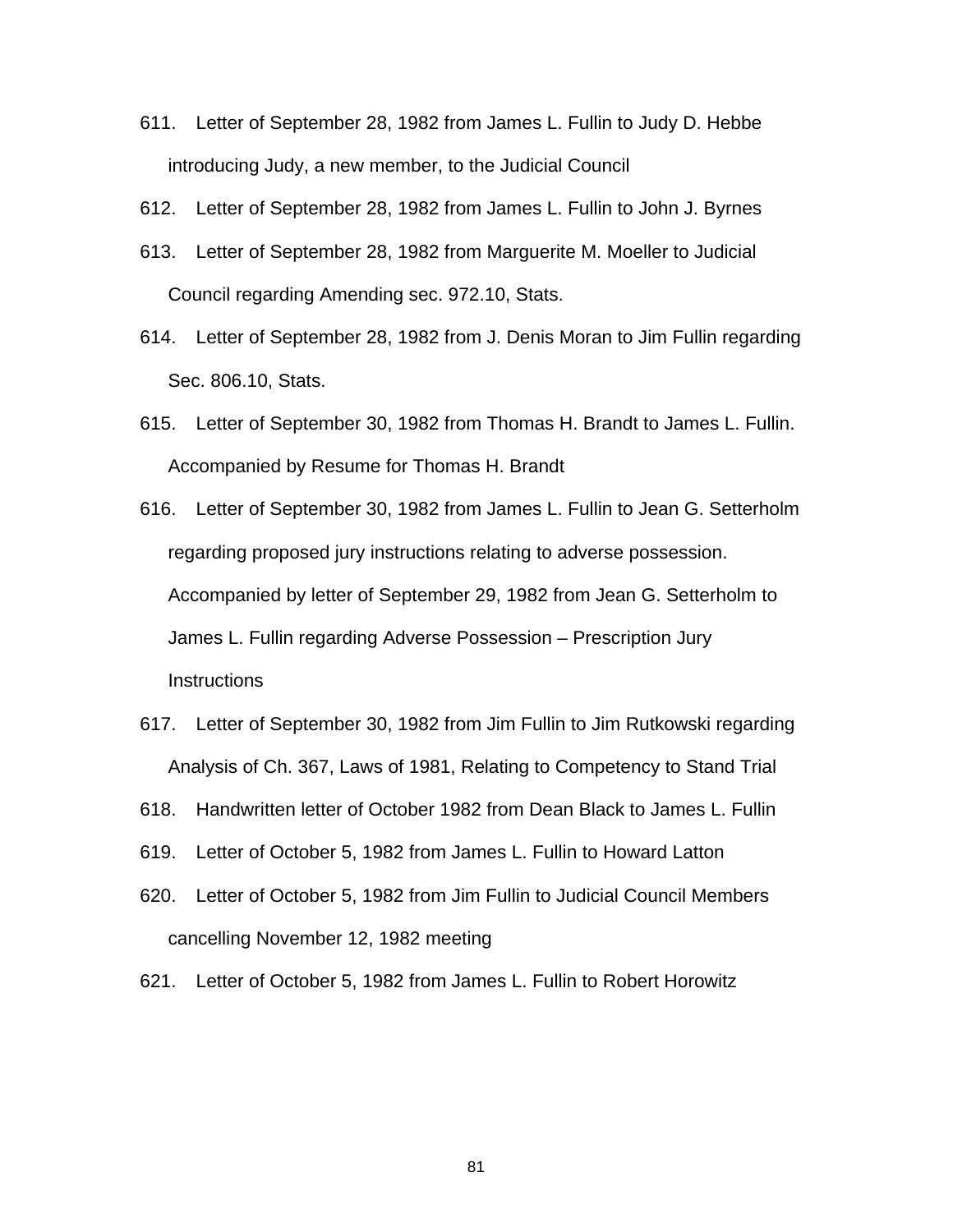611. Letter of September 28, 1982 from James L. Fullin to Judy D. Hebbe introducing Judy, a new member, to the Judicial Council

612. Letter of September 28, 1982 from James L. Fullin to John J. Byrnes

613. Letter of September 28, 1982 from Marguerite M. Moeller to Judicial Council regarding Amending sec. 972.10, Stats.

614. Letter of September 28, 1982 from J. Denis Moran to Jim Fullin regarding Sec. 806.10, Stats.

615. Letter of September 30, 1982 from Thomas H. Brandt to James L. Fullin. Accompanied by Resume for Thomas H. Brandt

616. Letter of September 30, 1982 from James L. Fullin to Jean G. Setterholm regarding proposed jury instructions relating to adverse possession. Accompanied by letter of September 29, 1982 from Jean G. Setterholm to James L. Fullin regarding Adverse Possession – Prescription Jury Instructions

617. Letter of September 30, 1982 from Jim Fullin to Jim Rutkowski regarding Analysis of Ch. 367, Laws of 1981, Relating to Competency to Stand Trial

618. Handwritten letter of October 1982 from Dean Black to James L. Fullin

619. Letter of October 5, 1982 from James L. Fullin to Howard Latton

620. Letter of October 5, 1982 from Jim Fullin to Judicial Council Members cancelling November 12, 1982 meeting

621. Letter of October 5, 1982 from James L. Fullin to Robert Horowitz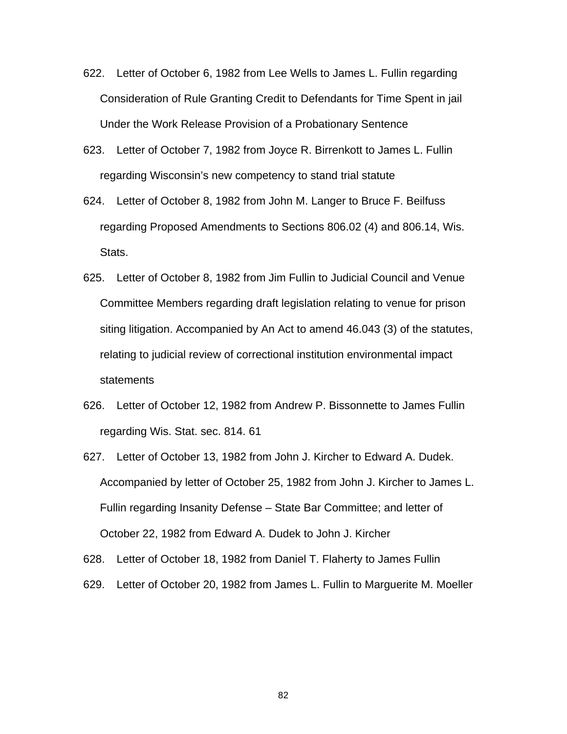622. Letter of October 6, 1982 from Lee Wells to James L. Fullin regarding Consideration of Rule Granting Credit to Defendants for Time Spent in jail Under the Work Release Provision of a Probationary Sentence

623. Letter of October 7, 1982 from Joyce R. Birrenkott to James L. Fullin regarding Wisconsin's new competency to stand trial statute

624. Letter of October 8, 1982 from John M. Langer to Bruce F. Beilfuss regarding Proposed Amendments to Sections 806.02 (4) and 806.14, Wis. Stats.

625. Letter of October 8, 1982 from Jim Fullin to Judicial Council and Venue Committee Members regarding draft legislation relating to venue for prison siting litigation. Accompanied by An Act to amend 46.043 (3) of the statutes, relating to judicial review of correctional institution environmental impact statements

626. Letter of October 12, 1982 from Andrew P. Bissonnette to James Fullin regarding Wis. Stat. sec. 814. 61

627. Letter of October 13, 1982 from John J. Kircher to Edward A. Dudek. Accompanied by letter of October 25, 1982 from John J. Kircher to James L. Fullin regarding Insanity Defense – State Bar Committee; and letter of October 22, 1982 from Edward A. Dudek to John J. Kircher

628. Letter of October 18, 1982 from Daniel T. Flaherty to James Fullin

629. Letter of October 20, 1982 from James L. Fullin to Marguerite M. Moeller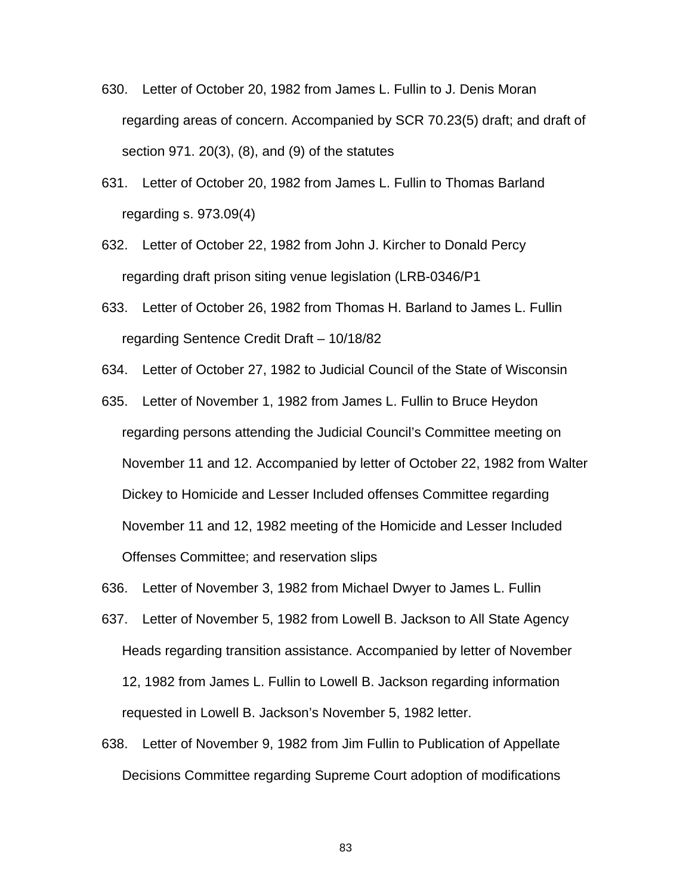630. Letter of October 20, 1982 from James L. Fullin to J. Denis Moran regarding areas of concern. Accompanied by SCR 70.23(5) draft; and draft of section 971. 20(3), (8), and (9) of the statutes

631. Letter of October 20, 1982 from James L. Fullin to Thomas Barland regarding s. 973.09(4)

632. Letter of October 22, 1982 from John J. Kircher to Donald Percy regarding draft prison siting venue legislation (LRB-0346/P1

633. Letter of October 26, 1982 from Thomas H. Barland to James L. Fullin regarding Sentence Credit Draft – 10/18/82

634. Letter of October 27, 1982 to Judicial Council of the State of Wisconsin

635. Letter of November 1, 1982 from James L. Fullin to Bruce Heydon regarding persons attending the Judicial Council's Committee meeting on November 11 and 12. Accompanied by letter of October 22, 1982 from Walter Dickey to Homicide and Lesser Included offenses Committee regarding November 11 and 12, 1982 meeting of the Homicide and Lesser Included Offenses Committee; and reservation slips

636. Letter of November 3, 1982 from Michael Dwyer to James L. Fullin

637. Letter of November 5, 1982 from Lowell B. Jackson to All State Agency Heads regarding transition assistance. Accompanied by letter of November 12, 1982 from James L. Fullin to Lowell B. Jackson regarding information requested in Lowell B. Jackson's November 5, 1982 letter.

638. Letter of November 9, 1982 from Jim Fullin to Publication of Appellate Decisions Committee regarding Supreme Court adoption of modifications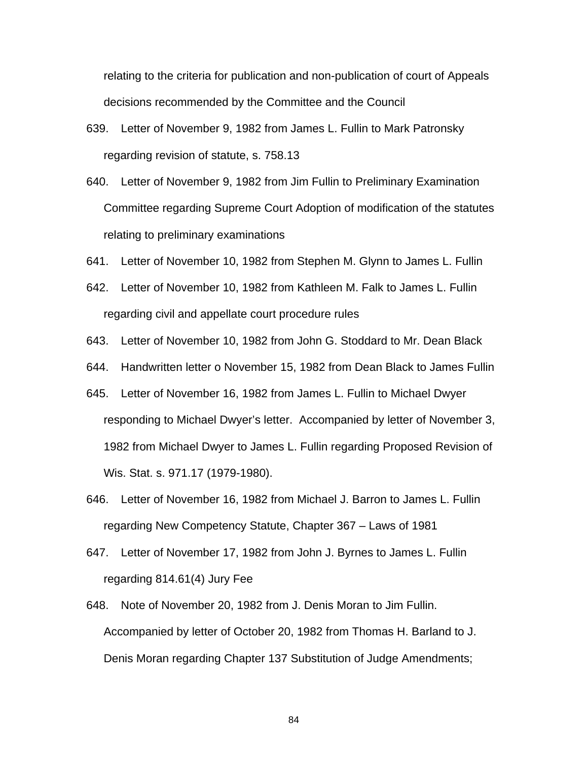relating to the criteria for publication and non-publication of court of Appeals decisions recommended by the Committee and the Council

639. Letter of November 9, 1982 from James L. Fullin to Mark Patronsky regarding revision of statute, s. 758.13

640. Letter of November 9, 1982 from Jim Fullin to Preliminary Examination Committee regarding Supreme Court Adoption of modification of the statutes relating to preliminary examinations

641. Letter of November 10, 1982 from Stephen M. Glynn to James L. Fullin

642. Letter of November 10, 1982 from Kathleen M. Falk to James L. Fullin regarding civil and appellate court procedure rules

643. Letter of November 10, 1982 from John G. Stoddard to Mr. Dean Black

644. Handwritten letter o November 15, 1982 from Dean Black to James Fullin

645. Letter of November 16, 1982 from James L. Fullin to Michael Dwyer responding to Michael Dwyer's letter. Accompanied by letter of November 3, 1982 from Michael Dwyer to James L. Fullin regarding Proposed Revision of Wis. Stat. s. 971.17 (1979-1980).

646. Letter of November 16, 1982 from Michael J. Barron to James L. Fullin regarding New Competency Statute, Chapter 367 – Laws of 1981

647. Letter of November 17, 1982 from John J. Byrnes to James L. Fullin regarding 814.61(4) Jury Fee

648. Note of November 20, 1982 from J. Denis Moran to Jim Fullin. Accompanied by letter of October 20, 1982 from Thomas H. Barland to J. Denis Moran regarding Chapter 137 Substitution of Judge Amendments;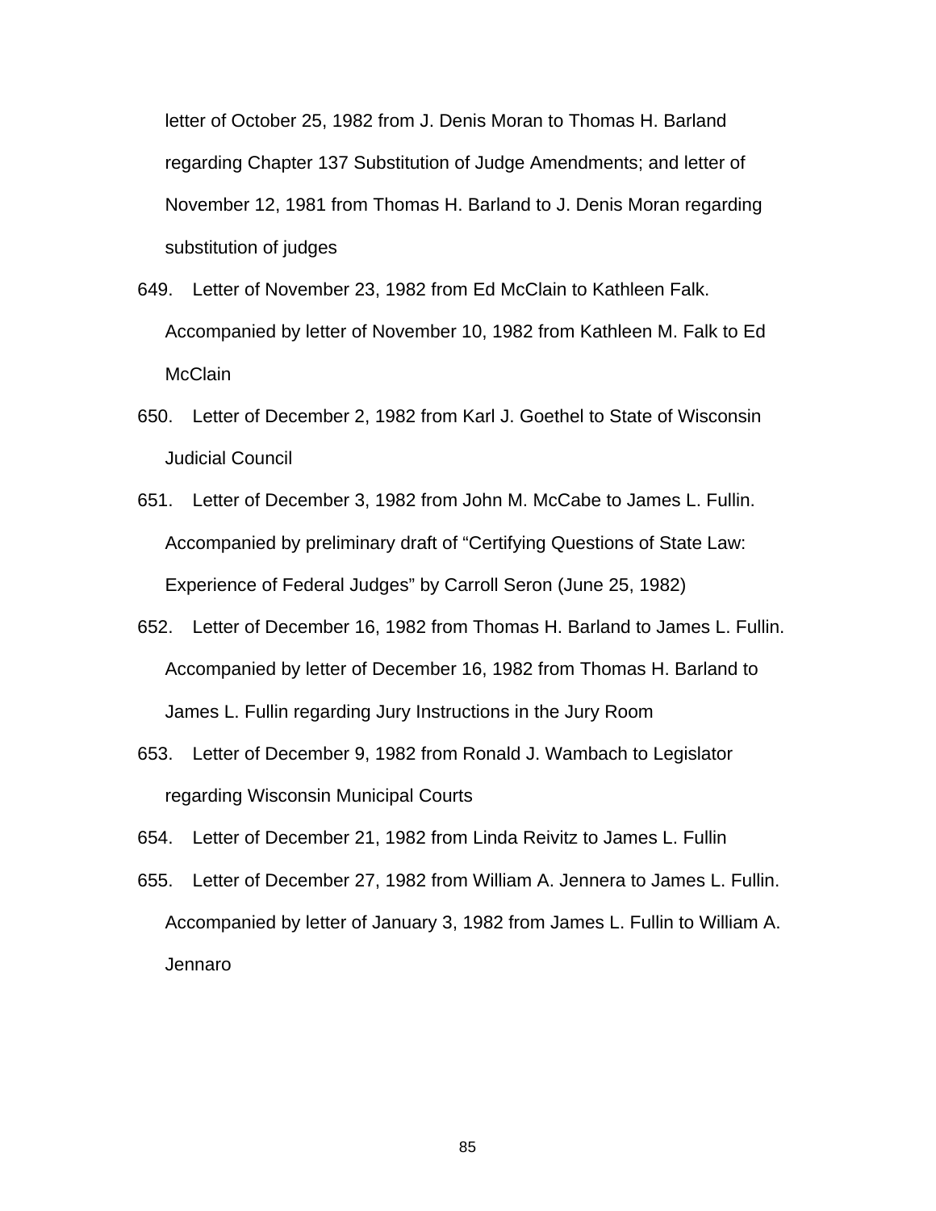letter of October 25, 1982 from J. Denis Moran to Thomas H. Barland regarding Chapter 137 Substitution of Judge Amendments; and letter of November 12, 1981 from Thomas H. Barland to J. Denis Moran regarding substitution of judges

649. Letter of November 23, 1982 from Ed McClain to Kathleen Falk. Accompanied by letter of November 10, 1982 from Kathleen M. Falk to Ed McClain

650. Letter of December 2, 1982 from Karl J. Goethel to State of Wisconsin Judicial Council

651. Letter of December 3, 1982 from John M. McCabe to James L. Fullin. Accompanied by preliminary draft of "Certifying Questions of State Law: Experience of Federal Judges" by Carroll Seron (June 25, 1982)

652. Letter of December 16, 1982 from Thomas H. Barland to James L. Fullin. Accompanied by letter of December 16, 1982 from Thomas H. Barland to James L. Fullin regarding Jury Instructions in the Jury Room

653. Letter of December 9, 1982 from Ronald J. Wambach to Legislator regarding Wisconsin Municipal Courts

654. Letter of December 21, 1982 from Linda Reivitz to James L. Fullin

655. Letter of December 27, 1982 from William A. Jennera to James L. Fullin. Accompanied by letter of January 3, 1982 from James L. Fullin to William A. Jennaro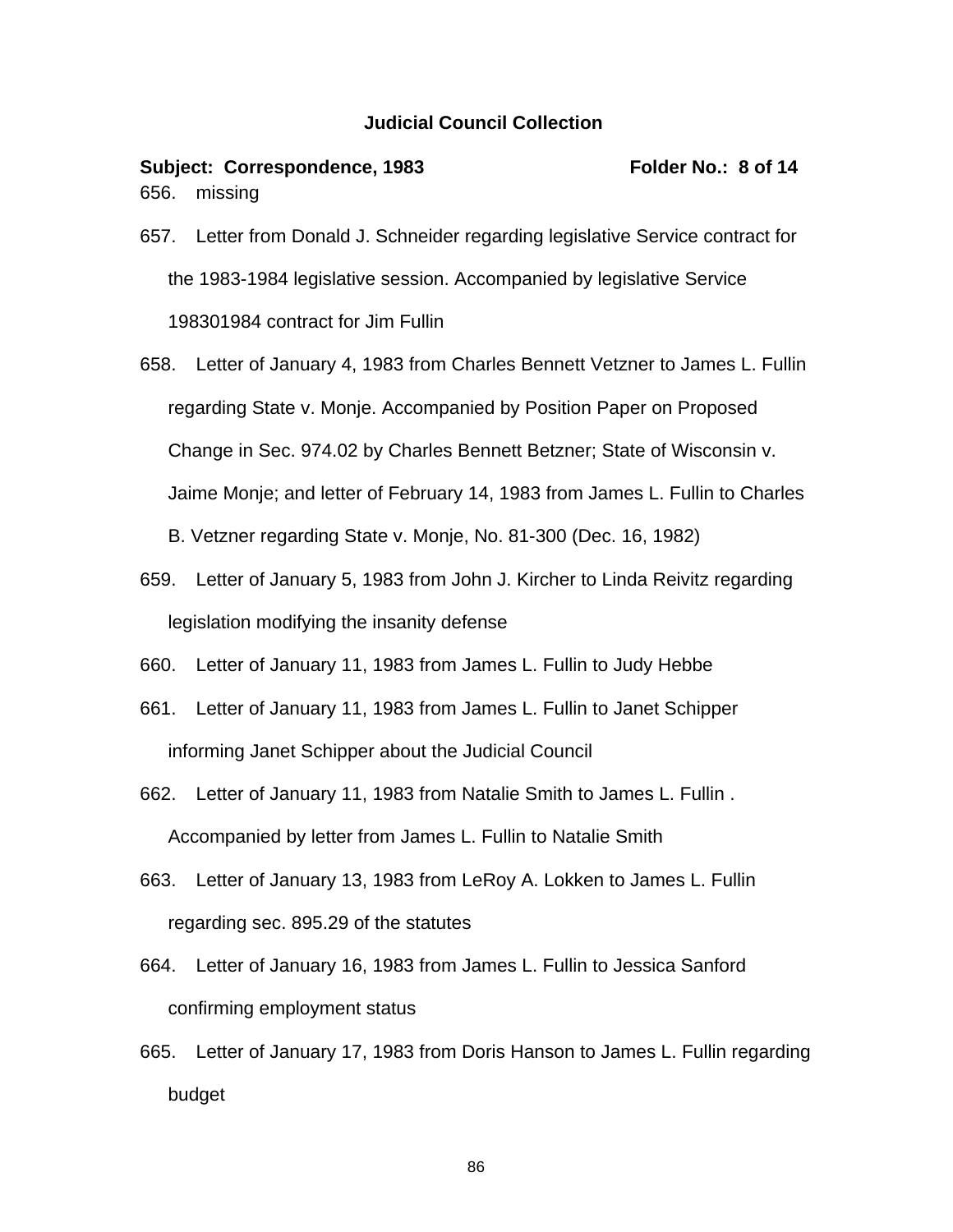**Judicial Council Collection**

**Subject: Correspondence, 1983** **Folder No.: 8 of 14**

656. missing

657. Letter from Donald J. Schneider regarding legislative Service contract for the 1983-1984 legislative session. Accompanied by legislative Service 198301984 contract for Jim Fullin

658. Letter of January 4, 1983 from Charles Bennett Vetzner to James L. Fullin regarding State v. Monje. Accompanied by Position Paper on Proposed Change in Sec. 974.02 by Charles Bennett Betzner; State of Wisconsin v. Jaime Monje; and letter of February 14, 1983 from James L. Fullin to Charles B. Vetzner regarding State v. Monje, No. 81-300 (Dec. 16, 1982)

659. Letter of January 5, 1983 from John J. Kircher to Linda Reivitz regarding legislation modifying the insanity defense

660. Letter of January 11, 1983 from James L. Fullin to Judy Hebbe

661. Letter of January 11, 1983 from James L. Fullin to Janet Schipper informing Janet Schipper about the Judicial Council

662. Letter of January 11, 1983 from Natalie Smith to James L. Fullin . Accompanied by letter from James L. Fullin to Natalie Smith

663. Letter of January 13, 1983 from LeRoy A. Lokken to James L. Fullin regarding sec. 895.29 of the statutes

664. Letter of January 16, 1983 from James L. Fullin to Jessica Sanford confirming employment status

665. Letter of January 17, 1983 from Doris Hanson to James L. Fullin regarding budget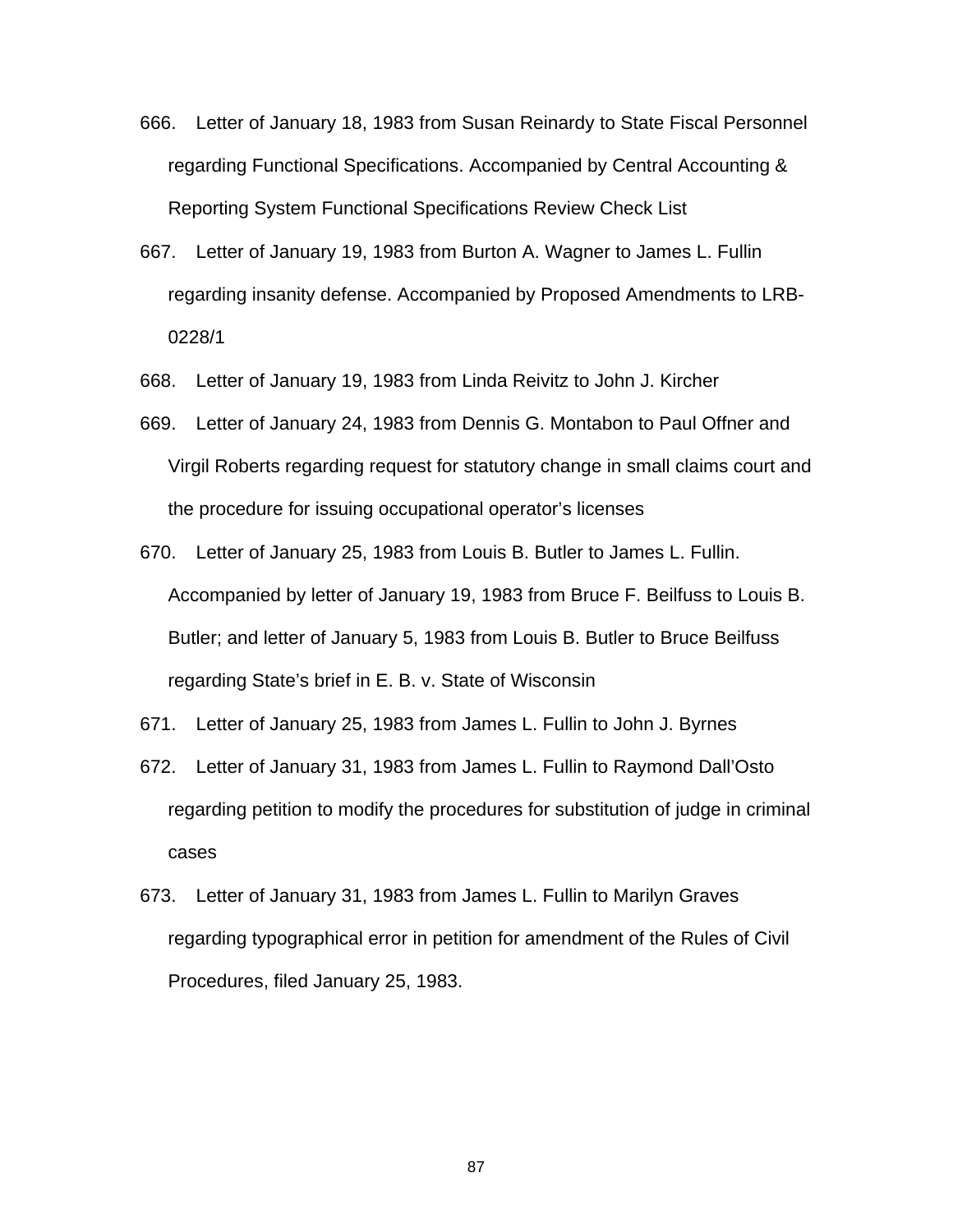666. Letter of January 18, 1983 from Susan Reinardy to State Fiscal Personnel regarding Functional Specifications. Accompanied by Central Accounting & Reporting System Functional Specifications Review Check List

667. Letter of January 19, 1983 from Burton A. Wagner to James L. Fullin regarding insanity defense. Accompanied by Proposed Amendments to LRB-0228/1

668. Letter of January 19, 1983 from Linda Reivitz to John J. Kircher

669. Letter of January 24, 1983 from Dennis G. Montabon to Paul Offner and Virgil Roberts regarding request for statutory change in small claims court and the procedure for issuing occupational operator's licenses

670. Letter of January 25, 1983 from Louis B. Butler to James L. Fullin. Accompanied by letter of January 19, 1983 from Bruce F. Beilfuss to Louis B. Butler; and letter of January 5, 1983 from Louis B. Butler to Bruce Beilfuss regarding State's brief in E. B. v. State of Wisconsin

671. Letter of January 25, 1983 from James L. Fullin to John J. Byrnes

672. Letter of January 31, 1983 from James L. Fullin to Raymond Dall'Osto regarding petition to modify the procedures for substitution of judge in criminal cases

673. Letter of January 31, 1983 from James L. Fullin to Marilyn Graves regarding typographical error in petition for amendment of the Rules of Civil Procedures, filed January 25, 1983.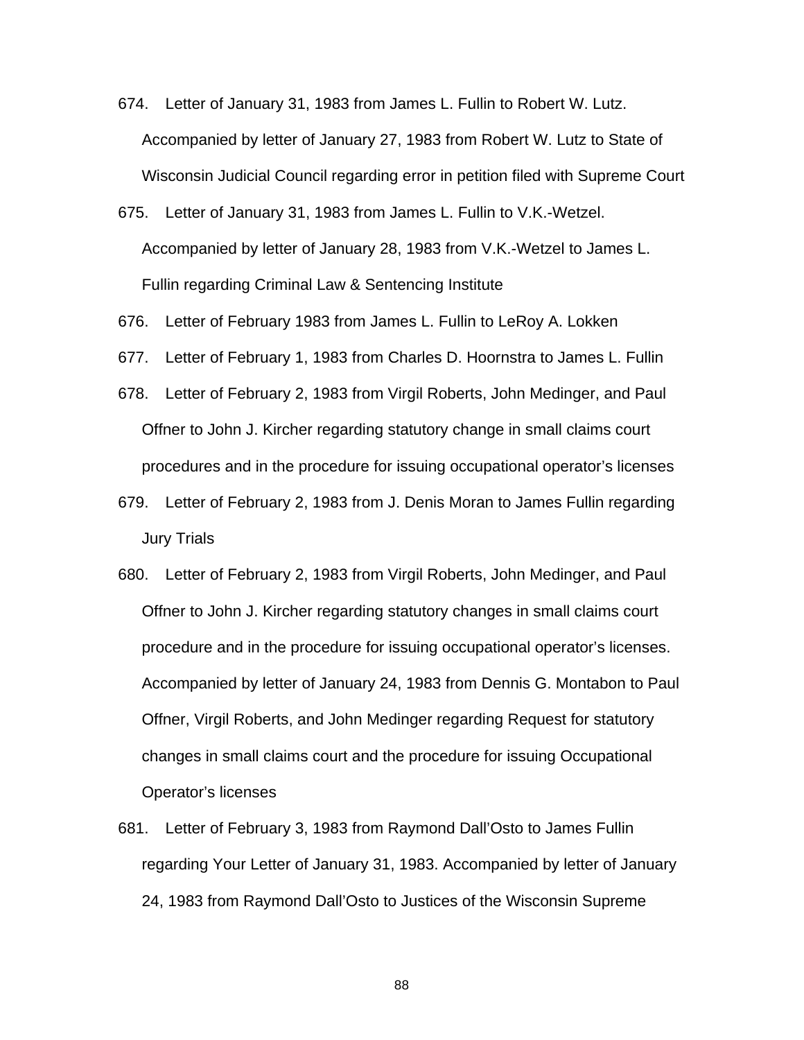674. Letter of January 31, 1983 from James L. Fullin to Robert W. Lutz. Accompanied by letter of January 27, 1983 from Robert W. Lutz to State of Wisconsin Judicial Council regarding error in petition filed with Supreme Court

675. Letter of January 31, 1983 from James L. Fullin to V.K.-Wetzel. Accompanied by letter of January 28, 1983 from V.K.-Wetzel to James L. Fullin regarding Criminal Law & Sentencing Institute

676. Letter of February 1983 from James L. Fullin to LeRoy A. Lokken

677. Letter of February 1, 1983 from Charles D. Hoornstra to James L. Fullin

678. Letter of February 2, 1983 from Virgil Roberts, John Medinger, and Paul Offner to John J. Kircher regarding statutory change in small claims court procedures and in the procedure for issuing occupational operator's licenses

679. Letter of February 2, 1983 from J. Denis Moran to James Fullin regarding Jury Trials

680. Letter of February 2, 1983 from Virgil Roberts, John Medinger, and Paul Offner to John J. Kircher regarding statutory changes in small claims court procedure and in the procedure for issuing occupational operator's licenses. Accompanied by letter of January 24, 1983 from Dennis G. Montabon to Paul Offner, Virgil Roberts, and John Medinger regarding Request for statutory changes in small claims court and the procedure for issuing Occupational Operator's licenses

681. Letter of February 3, 1983 from Raymond Dall'Osto to James Fullin regarding Your Letter of January 31, 1983. Accompanied by letter of January 24, 1983 from Raymond Dall'Osto to Justices of the Wisconsin Supreme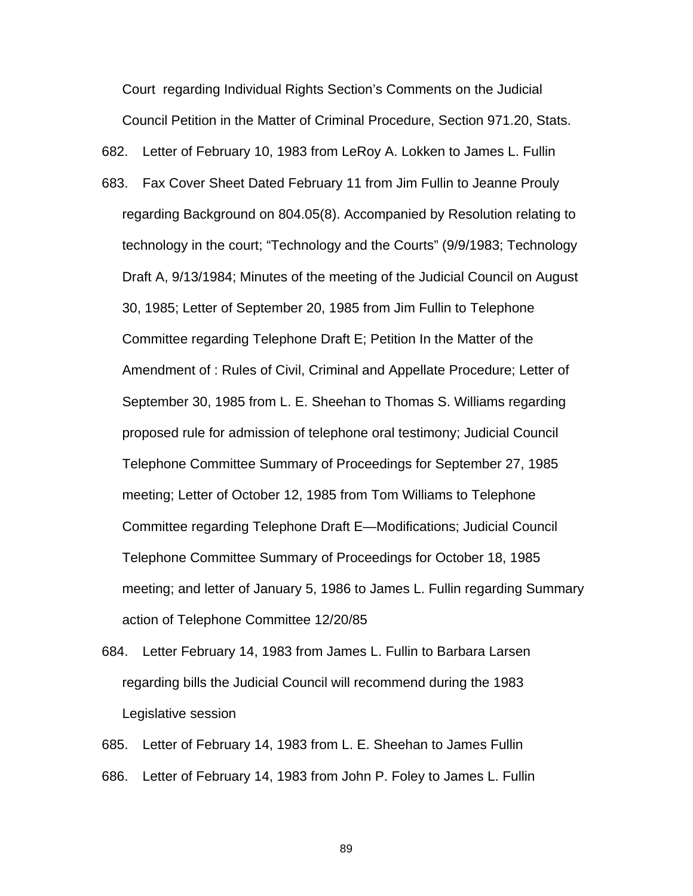Court regarding Individual Rights Section's Comments on the Judicial Council Petition in the Matter of Criminal Procedure, Section 971.20, Stats.

682. Letter of February 10, 1983 from LeRoy A. Lokken to James L. Fullin

683. Fax Cover Sheet Dated February 11 from Jim Fullin to Jeanne Prouly regarding Background on 804.05(8). Accompanied by Resolution relating to technology in the court; "Technology and the Courts" (9/9/1983; Technology Draft A, 9/13/1984; Minutes of the meeting of the Judicial Council on August 30, 1985; Letter of September 20, 1985 from Jim Fullin to Telephone Committee regarding Telephone Draft E; Petition In the Matter of the Amendment of : Rules of Civil, Criminal and Appellate Procedure; Letter of September 30, 1985 from L. E. Sheehan to Thomas S. Williams regarding proposed rule for admission of telephone oral testimony; Judicial Council Telephone Committee Summary of Proceedings for September 27, 1985 meeting; Letter of October 12, 1985 from Tom Williams to Telephone Committee regarding Telephone Draft E—Modifications; Judicial Council Telephone Committee Summary of Proceedings for October 18, 1985 meeting; and letter of January 5, 1986 to James L. Fullin regarding Summary action of Telephone Committee 12/20/85

684. Letter February 14, 1983 from James L. Fullin to Barbara Larsen regarding bills the Judicial Council will recommend during the 1983 Legislative session

685. Letter of February 14, 1983 from L. E. Sheehan to James Fullin

686. Letter of February 14, 1983 from John P. Foley to James L. Fullin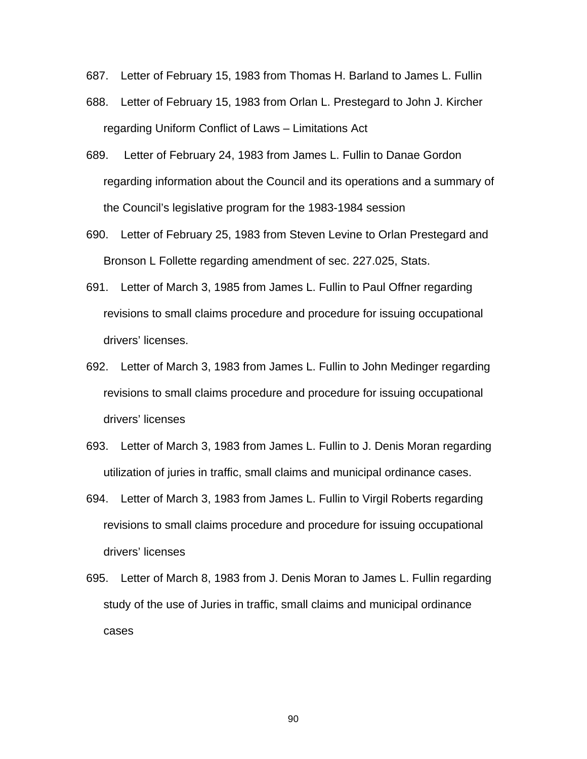687. Letter of February 15, 1983 from Thomas H. Barland to James L. Fullin

688. Letter of February 15, 1983 from Orlan L. Prestegard to John J. Kircher regarding Uniform Conflict of Laws – Limitations Act

689. Letter of February 24, 1983 from James L. Fullin to Danae Gordon regarding information about the Council and its operations and a summary of the Council's legislative program for the 1983-1984 session

690. Letter of February 25, 1983 from Steven Levine to Orlan Prestegard and Bronson L Follette regarding amendment of sec. 227.025, Stats.

691. Letter of March 3, 1985 from James L. Fullin to Paul Offner regarding revisions to small claims procedure and procedure for issuing occupational drivers' licenses.

692. Letter of March 3, 1983 from James L. Fullin to John Medinger regarding revisions to small claims procedure and procedure for issuing occupational drivers' licenses

693. Letter of March 3, 1983 from James L. Fullin to J. Denis Moran regarding utilization of juries in traffic, small claims and municipal ordinance cases.

694. Letter of March 3, 1983 from James L. Fullin to Virgil Roberts regarding revisions to small claims procedure and procedure for issuing occupational drivers' licenses

695. Letter of March 8, 1983 from J. Denis Moran to James L. Fullin regarding study of the use of Juries in traffic, small claims and municipal ordinance cases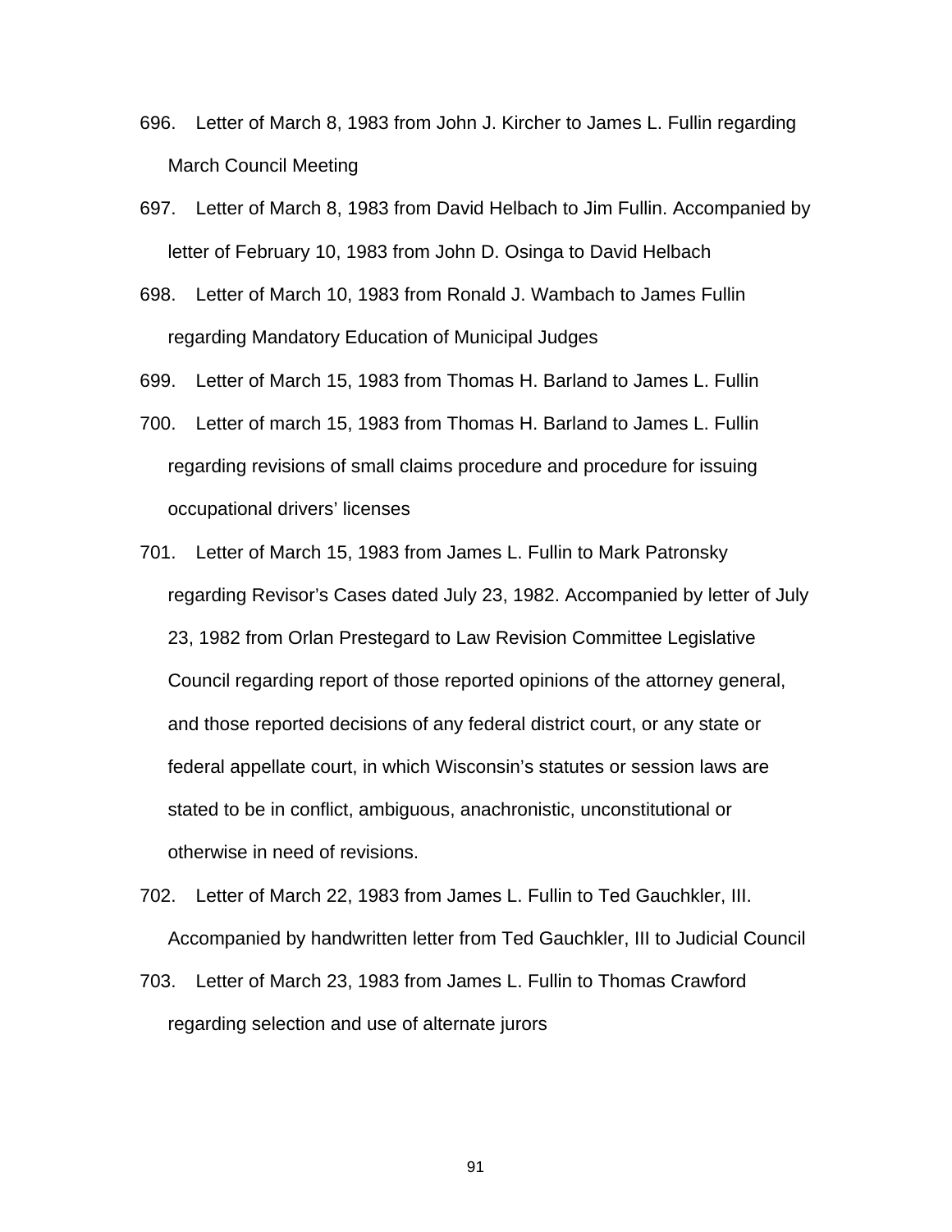696. Letter of March 8, 1983 from John J. Kircher to James L. Fullin regarding March Council Meeting

697. Letter of March 8, 1983 from David Helbach to Jim Fullin. Accompanied by letter of February 10, 1983 from John D. Osinga to David Helbach

698. Letter of March 10, 1983 from Ronald J. Wambach to James Fullin regarding Mandatory Education of Municipal Judges

699. Letter of March 15, 1983 from Thomas H. Barland to James L. Fullin

700. Letter of march 15, 1983 from Thomas H. Barland to James L. Fullin regarding revisions of small claims procedure and procedure for issuing occupational drivers' licenses

701. Letter of March 15, 1983 from James L. Fullin to Mark Patronsky regarding Revisor's Cases dated July 23, 1982. Accompanied by letter of July 23, 1982 from Orlan Prestegard to Law Revision Committee Legislative Council regarding report of those reported opinions of the attorney general, and those reported decisions of any federal district court, or any state or federal appellate court, in which Wisconsin's statutes or session laws are stated to be in conflict, ambiguous, anachronistic, unconstitutional or otherwise in need of revisions.

702. Letter of March 22, 1983 from James L. Fullin to Ted Gauchkler, III. Accompanied by handwritten letter from Ted Gauchkler, III to Judicial Council

703. Letter of March 23, 1983 from James L. Fullin to Thomas Crawford regarding selection and use of alternate jurors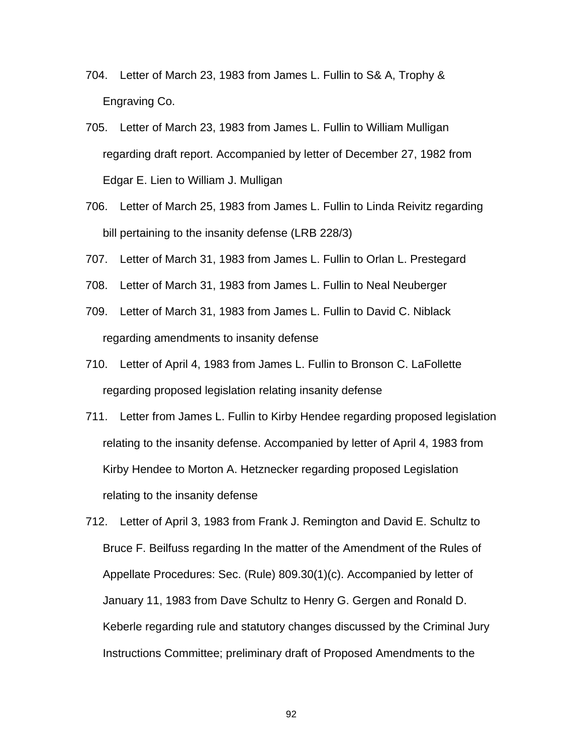704. Letter of March 23, 1983 from James L. Fullin to S& A, Trophy & Engraving Co.

705. Letter of March 23, 1983 from James L. Fullin to William Mulligan regarding draft report. Accompanied by letter of December 27, 1982 from Edgar E. Lien to William J. Mulligan

706. Letter of March 25, 1983 from James L. Fullin to Linda Reivitz regarding bill pertaining to the insanity defense (LRB 228/3)

707. Letter of March 31, 1983 from James L. Fullin to Orlan L. Prestegard

708. Letter of March 31, 1983 from James L. Fullin to Neal Neuberger

709. Letter of March 31, 1983 from James L. Fullin to David C. Niblack regarding amendments to insanity defense

710. Letter of April 4, 1983 from James L. Fullin to Bronson C. LaFollette regarding proposed legislation relating insanity defense

711. Letter from James L. Fullin to Kirby Hendee regarding proposed legislation relating to the insanity defense. Accompanied by letter of April 4, 1983 from Kirby Hendee to Morton A. Hetznecker regarding proposed Legislation relating to the insanity defense

712. Letter of April 3, 1983 from Frank J. Remington and David E. Schultz to Bruce F. Beilfuss regarding In the matter of the Amendment of the Rules of Appellate Procedures: Sec. (Rule) 809.30(1)(c). Accompanied by letter of January 11, 1983 from Dave Schultz to Henry G. Gergen and Ronald D. Keberle regarding rule and statutory changes discussed by the Criminal Jury Instructions Committee; preliminary draft of Proposed Amendments to the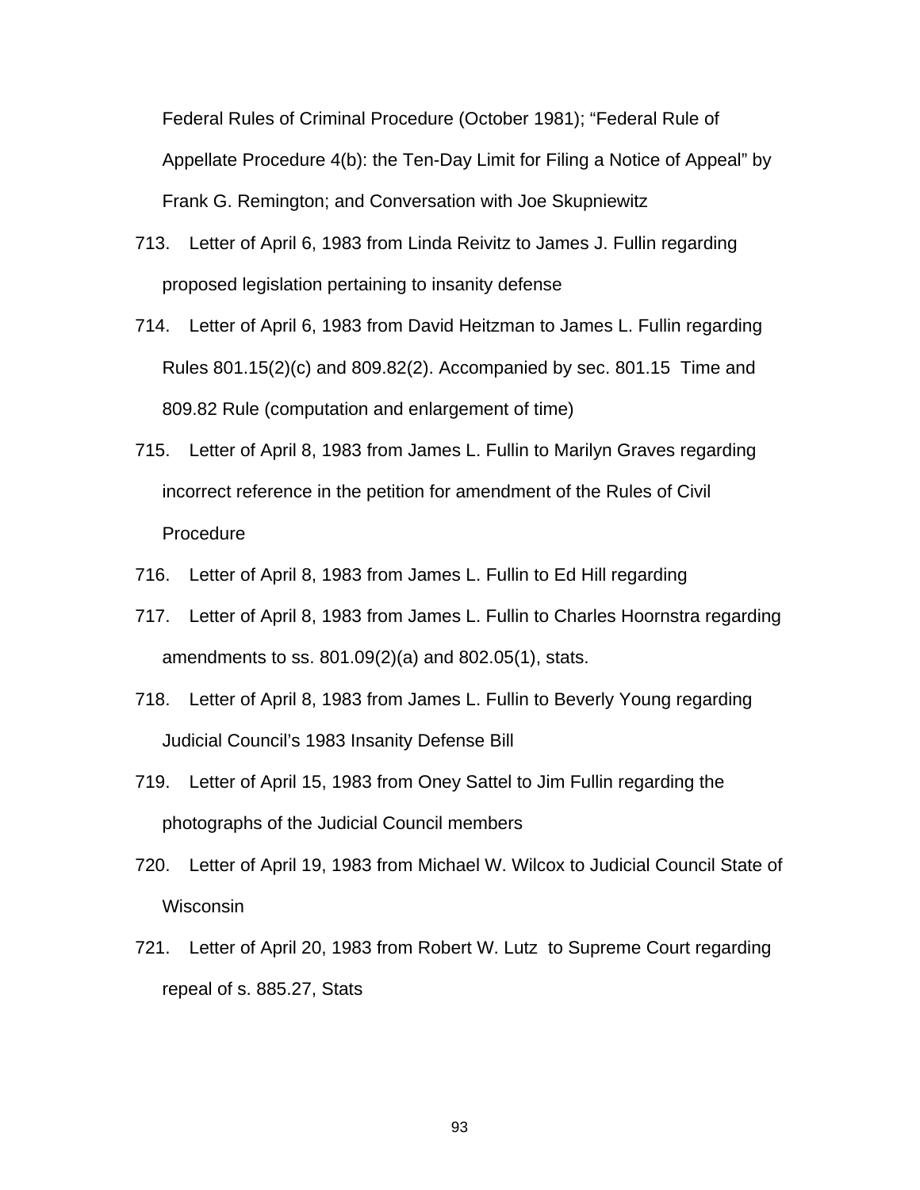Federal Rules of Criminal Procedure (October 1981); "Federal Rule of Appellate Procedure 4(b): the Ten-Day Limit for Filing a Notice of Appeal" by Frank G. Remington; and Conversation with Joe Skupniewitz

713. Letter of April 6, 1983 from Linda Reivitz to James J. Fullin regarding proposed legislation pertaining to insanity defense

714. Letter of April 6, 1983 from David Heitzman to James L. Fullin regarding Rules 801.15(2)(c) and 809.82(2). Accompanied by sec. 801.15 Time and 809.82 Rule (computation and enlargement of time)

715. Letter of April 8, 1983 from James L. Fullin to Marilyn Graves regarding incorrect reference in the petition for amendment of the Rules of Civil Procedure

716. Letter of April 8, 1983 from James L. Fullin to Ed Hill regarding

717. Letter of April 8, 1983 from James L. Fullin to Charles Hoornstra regarding amendments to ss. 801.09(2)(a) and 802.05(1), stats.

718. Letter of April 8, 1983 from James L. Fullin to Beverly Young regarding Judicial Council's 1983 Insanity Defense Bill

719. Letter of April 15, 1983 from Oney Sattel to Jim Fullin regarding the photographs of the Judicial Council members

720. Letter of April 19, 1983 from Michael W. Wilcox to Judicial Council State of Wisconsin

721. Letter of April 20, 1983 from Robert W. Lutz to Supreme Court regarding repeal of s. 885.27, Stats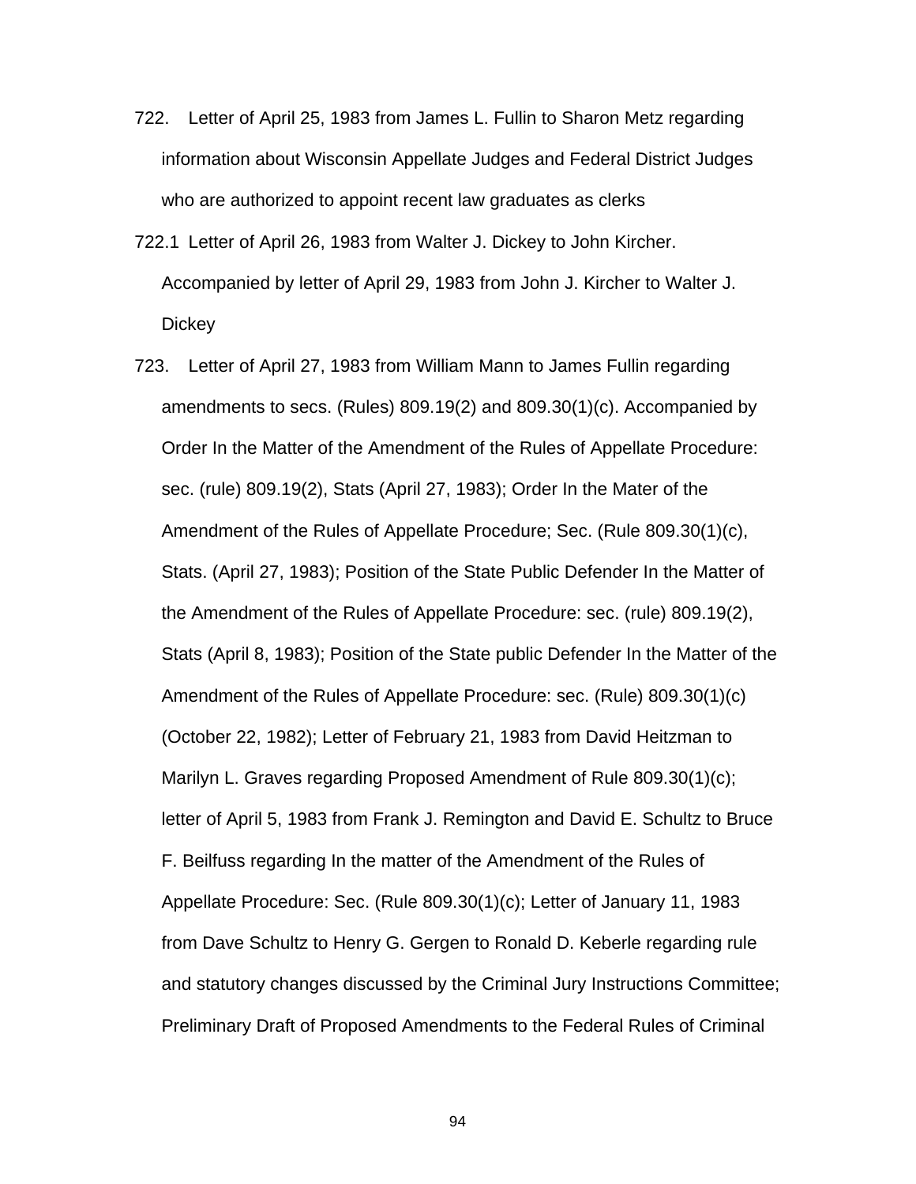722. Letter of April 25, 1983 from James L. Fullin to Sharon Metz regarding information about Wisconsin Appellate Judges and Federal District Judges who are authorized to appoint recent law graduates as clerks

722.1 Letter of April 26, 1983 from Walter J. Dickey to John Kircher. Accompanied by letter of April 29, 1983 from John J. Kircher to Walter J. Dickey

723. Letter of April 27, 1983 from William Mann to James Fullin regarding amendments to secs. (Rules) 809.19(2) and 809.30(1)(c). Accompanied by Order In the Matter of the Amendment of the Rules of Appellate Procedure: sec. (rule) 809.19(2), Stats (April 27, 1983); Order In the Mater of the Amendment of the Rules of Appellate Procedure; Sec. (Rule 809.30(1)(c), Stats. (April 27, 1983); Position of the State Public Defender In the Matter of the Amendment of the Rules of Appellate Procedure: sec. (rule) 809.19(2), Stats (April 8, 1983); Position of the State public Defender In the Matter of the Amendment of the Rules of Appellate Procedure: sec. (Rule) 809.30(1)(c) (October 22, 1982); Letter of February 21, 1983 from David Heitzman to Marilyn L. Graves regarding Proposed Amendment of Rule 809.30(1)(c); letter of April 5, 1983 from Frank J. Remington and David E. Schultz to Bruce F. Beilfuss regarding In the matter of the Amendment of the Rules of Appellate Procedure: Sec. (Rule 809.30(1)(c); Letter of January 11, 1983 from Dave Schultz to Henry G. Gergen to Ronald D. Keberle regarding rule and statutory changes discussed by the Criminal Jury Instructions Committee; Preliminary Draft of Proposed Amendments to the Federal Rules of Criminal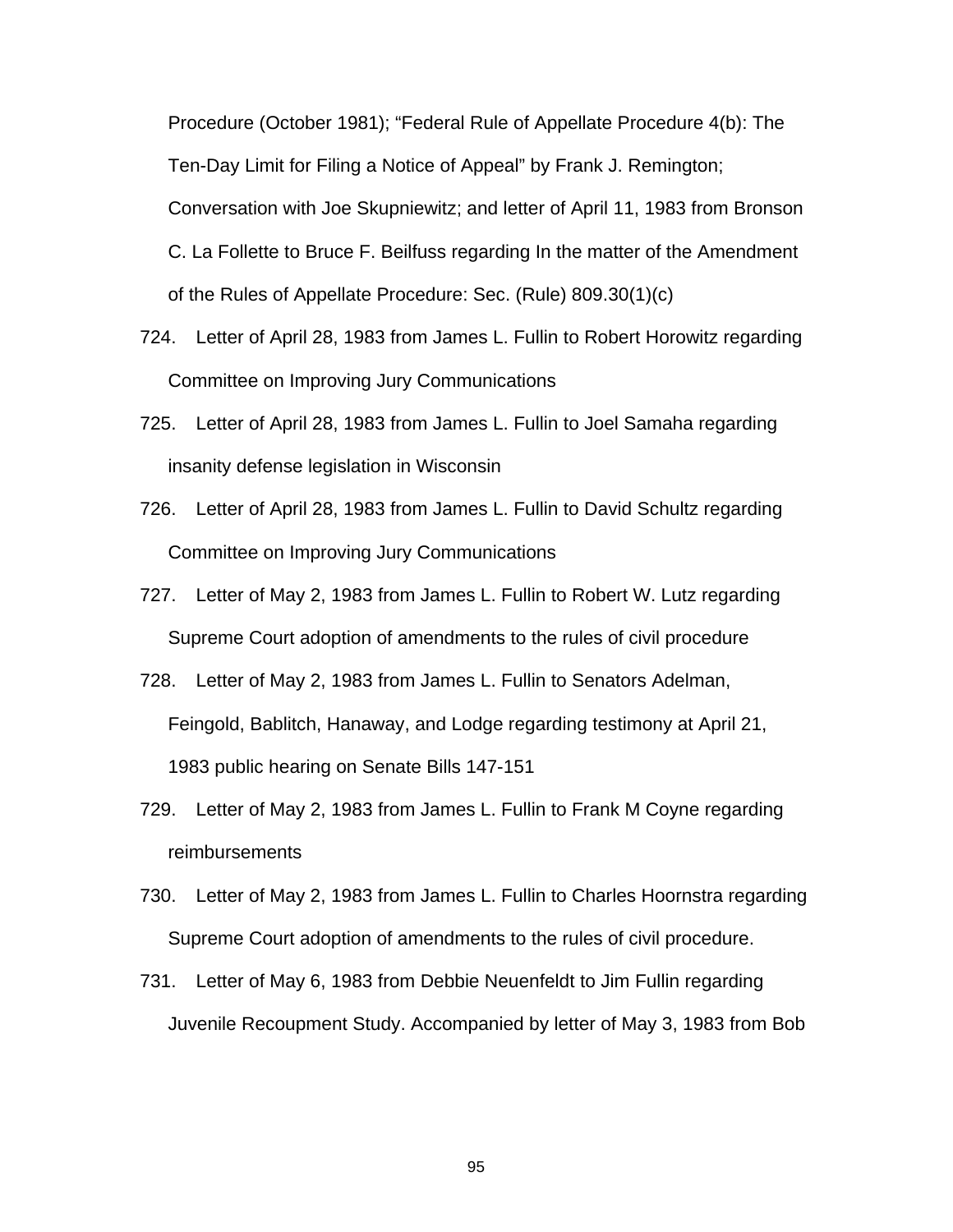Procedure (October 1981); "Federal Rule of Appellate Procedure 4(b): The Ten-Day Limit for Filing a Notice of Appeal" by Frank J. Remington; Conversation with Joe Skupniewitz; and letter of April 11, 1983 from Bronson C. La Follette to Bruce F. Beilfuss regarding In the matter of the Amendment of the Rules of Appellate Procedure: Sec. (Rule) 809.30(1)(c)

724. Letter of April 28, 1983 from James L. Fullin to Robert Horowitz regarding Committee on Improving Jury Communications

725. Letter of April 28, 1983 from James L. Fullin to Joel Samaha regarding insanity defense legislation in Wisconsin

726. Letter of April 28, 1983 from James L. Fullin to David Schultz regarding Committee on Improving Jury Communications

727. Letter of May 2, 1983 from James L. Fullin to Robert W. Lutz regarding Supreme Court adoption of amendments to the rules of civil procedure

728. Letter of May 2, 1983 from James L. Fullin to Senators Adelman, Feingold, Bablitch, Hanaway, and Lodge regarding testimony at April 21, 1983 public hearing on Senate Bills 147-151

729. Letter of May 2, 1983 from James L. Fullin to Frank M Coyne regarding reimbursements

730. Letter of May 2, 1983 from James L. Fullin to Charles Hoornstra regarding Supreme Court adoption of amendments to the rules of civil procedure.

731. Letter of May 6, 1983 from Debbie Neuenfeldt to Jim Fullin regarding Juvenile Recoupment Study. Accompanied by letter of May 3, 1983 from Bob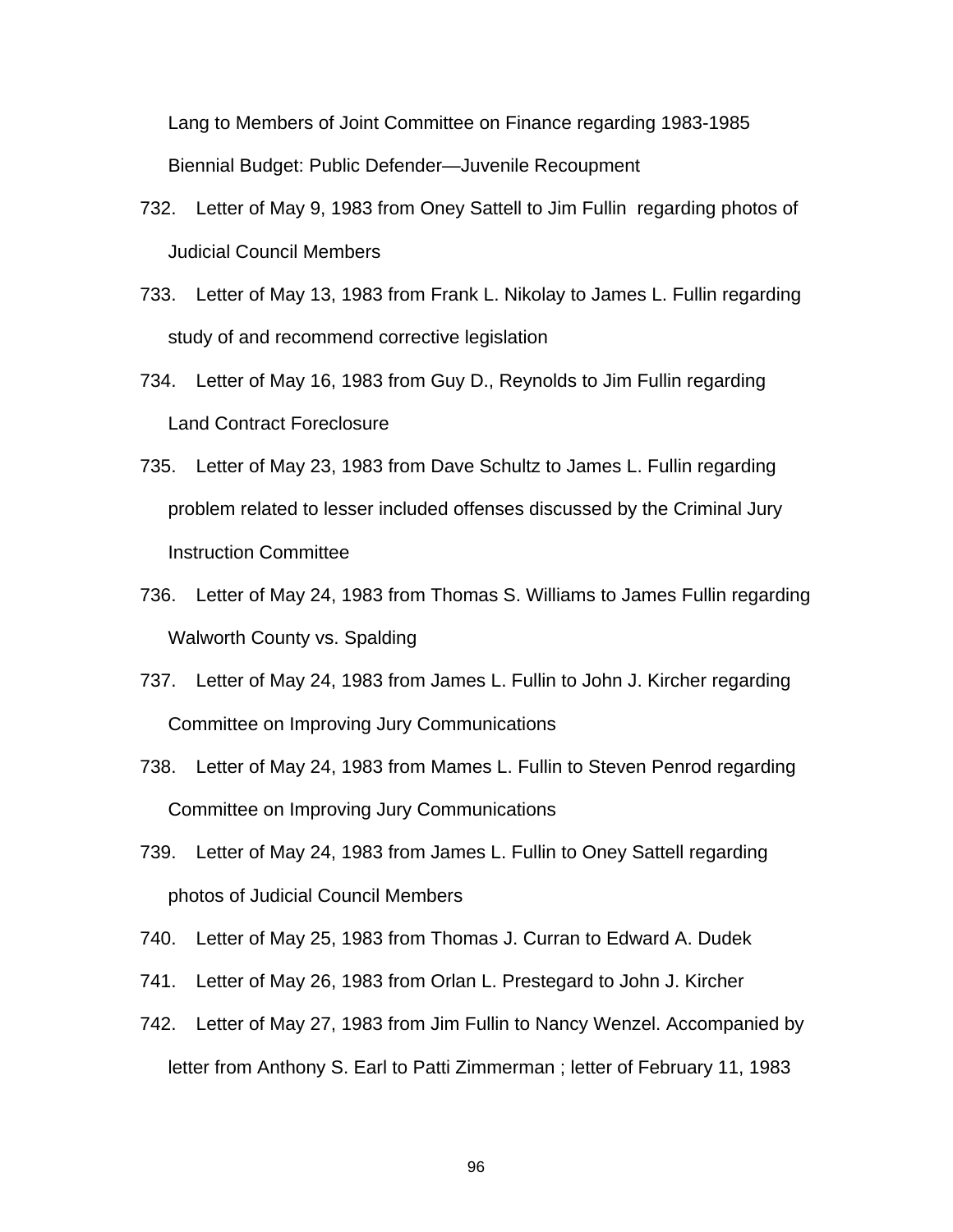Lang to Members of Joint Committee on Finance regarding 1983-1985 Biennial Budget: Public Defender—Juvenile Recoupment

732. Letter of May 9, 1983 from Oney Sattell to Jim Fullin regarding photos of Judicial Council Members

733. Letter of May 13, 1983 from Frank L. Nikolay to James L. Fullin regarding study of and recommend corrective legislation

734. Letter of May 16, 1983 from Guy D., Reynolds to Jim Fullin regarding Land Contract Foreclosure

735. Letter of May 23, 1983 from Dave Schultz to James L. Fullin regarding problem related to lesser included offenses discussed by the Criminal Jury Instruction Committee

736. Letter of May 24, 1983 from Thomas S. Williams to James Fullin regarding Walworth County vs. Spalding

737. Letter of May 24, 1983 from James L. Fullin to John J. Kircher regarding Committee on Improving Jury Communications

738. Letter of May 24, 1983 from Mames L. Fullin to Steven Penrod regarding Committee on Improving Jury Communications

739. Letter of May 24, 1983 from James L. Fullin to Oney Sattell regarding photos of Judicial Council Members

740. Letter of May 25, 1983 from Thomas J. Curran to Edward A. Dudek

741. Letter of May 26, 1983 from Orlan L. Prestegard to John J. Kircher

742. Letter of May 27, 1983 from Jim Fullin to Nancy Wenzel. Accompanied by letter from Anthony S. Earl to Patti Zimmerman ; letter of February 11, 1983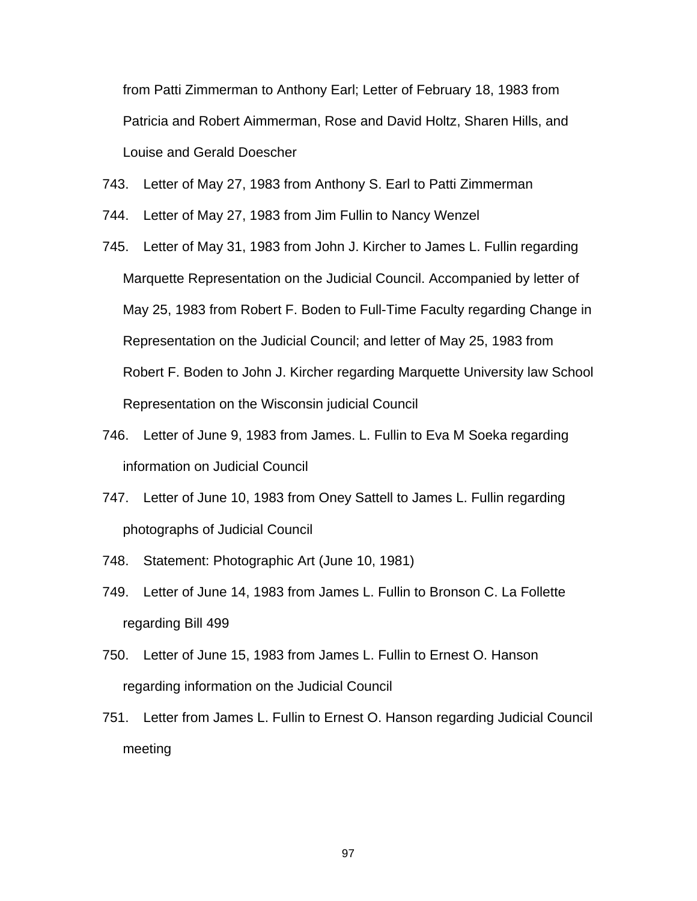from Patti Zimmerman to Anthony Earl; Letter of February 18, 1983 from Patricia and Robert Aimmerman, Rose and David Holtz, Sharen Hills, and Louise and Gerald Doescher

743. Letter of May 27, 1983 from Anthony S. Earl to Patti Zimmerman

744. Letter of May 27, 1983 from Jim Fullin to Nancy Wenzel

745. Letter of May 31, 1983 from John J. Kircher to James L. Fullin regarding Marquette Representation on the Judicial Council. Accompanied by letter of May 25, 1983 from Robert F. Boden to Full-Time Faculty regarding Change in Representation on the Judicial Council; and letter of May 25, 1983 from Robert F. Boden to John J. Kircher regarding Marquette University law School Representation on the Wisconsin judicial Council

746. Letter of June 9, 1983 from James. L. Fullin to Eva M Soeka regarding information on Judicial Council

747. Letter of June 10, 1983 from Oney Sattell to James L. Fullin regarding photographs of Judicial Council

748. Statement: Photographic Art (June 10, 1981)

749. Letter of June 14, 1983 from James L. Fullin to Bronson C. La Follette regarding Bill 499

750. Letter of June 15, 1983 from James L. Fullin to Ernest O. Hanson regarding information on the Judicial Council

751. Letter from James L. Fullin to Ernest O. Hanson regarding Judicial Council meeting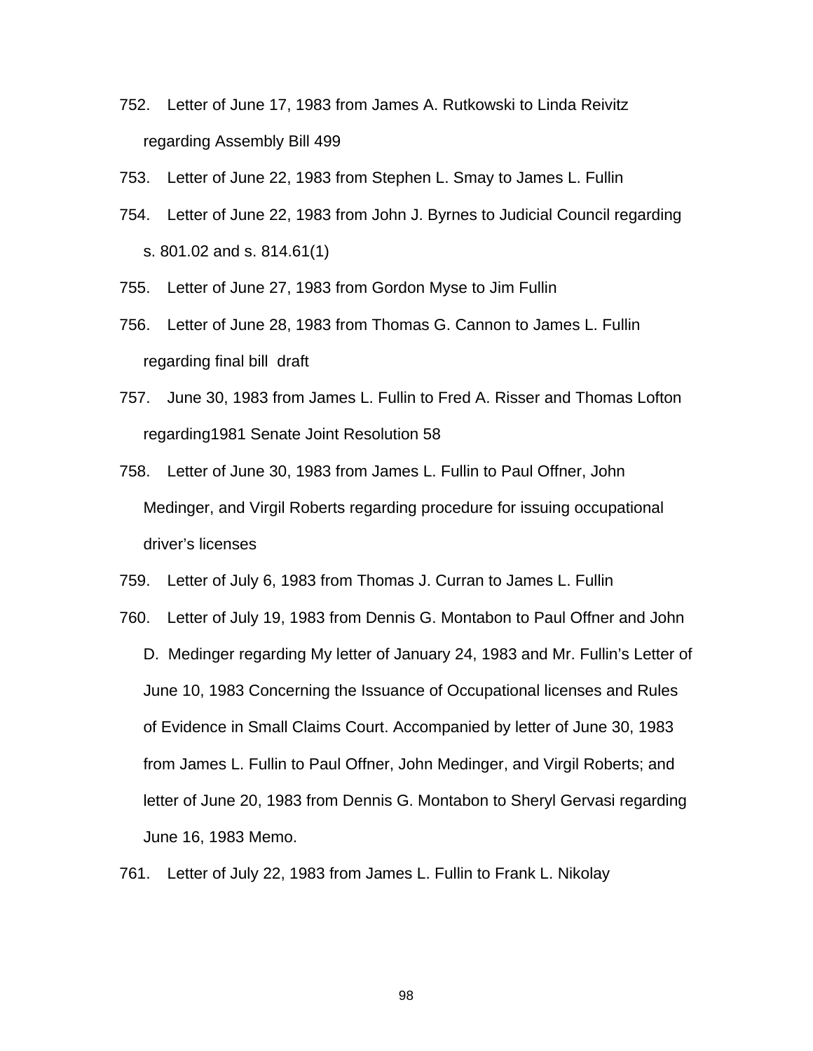752. Letter of June 17, 1983 from James A. Rutkowski to Linda Reivitz regarding Assembly Bill 499

753. Letter of June 22, 1983 from Stephen L. Smay to James L. Fullin

754. Letter of June 22, 1983 from John J. Byrnes to Judicial Council regarding s. 801.02 and s. 814.61(1)

755. Letter of June 27, 1983 from Gordon Myse to Jim Fullin

756. Letter of June 28, 1983 from Thomas G. Cannon to James L. Fullin regarding final bill draft

757. June 30, 1983 from James L. Fullin to Fred A. Risser and Thomas Lofton regarding1981 Senate Joint Resolution 58

758. Letter of June 30, 1983 from James L. Fullin to Paul Offner, John Medinger, and Virgil Roberts regarding procedure for issuing occupational driver's licenses

759. Letter of July 6, 1983 from Thomas J. Curran to James L. Fullin

760. Letter of July 19, 1983 from Dennis G. Montabon to Paul Offner and John D. Medinger regarding My letter of January 24, 1983 and Mr. Fullin's Letter of June 10, 1983 Concerning the Issuance of Occupational licenses and Rules of Evidence in Small Claims Court. Accompanied by letter of June 30, 1983 from James L. Fullin to Paul Offner, John Medinger, and Virgil Roberts; and letter of June 20, 1983 from Dennis G. Montabon to Sheryl Gervasi regarding June 16, 1983 Memo.

761. Letter of July 22, 1983 from James L. Fullin to Frank L. Nikolay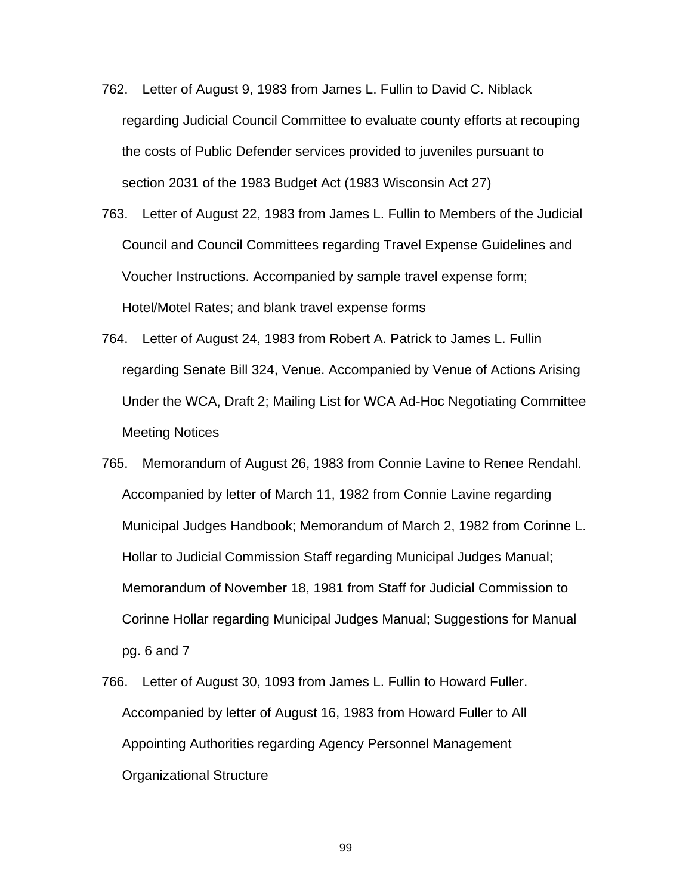762. Letter of August 9, 1983 from James L. Fullin to David C. Niblack regarding Judicial Council Committee to evaluate county efforts at recouping the costs of Public Defender services provided to juveniles pursuant to section 2031 of the 1983 Budget Act (1983 Wisconsin Act 27)

763. Letter of August 22, 1983 from James L. Fullin to Members of the Judicial Council and Council Committees regarding Travel Expense Guidelines and Voucher Instructions. Accompanied by sample travel expense form; Hotel/Motel Rates; and blank travel expense forms

764. Letter of August 24, 1983 from Robert A. Patrick to James L. Fullin regarding Senate Bill 324, Venue. Accompanied by Venue of Actions Arising Under the WCA, Draft 2; Mailing List for WCA Ad-Hoc Negotiating Committee Meeting Notices

765. Memorandum of August 26, 1983 from Connie Lavine to Renee Rendahl. Accompanied by letter of March 11, 1982 from Connie Lavine regarding Municipal Judges Handbook; Memorandum of March 2, 1982 from Corinne L. Hollar to Judicial Commission Staff regarding Municipal Judges Manual; Memorandum of November 18, 1981 from Staff for Judicial Commission to Corinne Hollar regarding Municipal Judges Manual; Suggestions for Manual pg. 6 and 7

766. Letter of August 30, 1093 from James L. Fullin to Howard Fuller. Accompanied by letter of August 16, 1983 from Howard Fuller to All Appointing Authorities regarding Agency Personnel Management Organizational Structure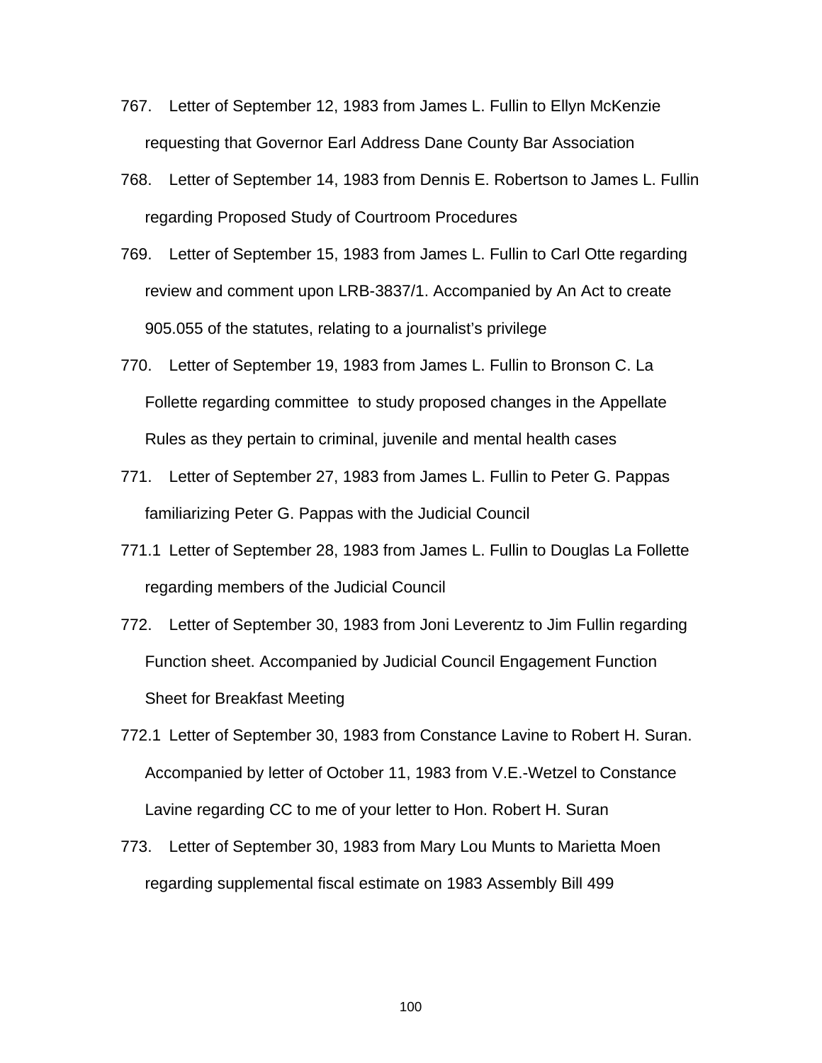767. Letter of September 12, 1983 from James L. Fullin to Ellyn McKenzie requesting that Governor Earl Address Dane County Bar Association

768. Letter of September 14, 1983 from Dennis E. Robertson to James L. Fullin regarding Proposed Study of Courtroom Procedures

769. Letter of September 15, 1983 from James L. Fullin to Carl Otte regarding review and comment upon LRB-3837/1. Accompanied by An Act to create 905.055 of the statutes, relating to a journalist's privilege

770. Letter of September 19, 1983 from James L. Fullin to Bronson C. La Follette regarding committee to study proposed changes in the Appellate Rules as they pertain to criminal, juvenile and mental health cases

771. Letter of September 27, 1983 from James L. Fullin to Peter G. Pappas familiarizing Peter G. Pappas with the Judicial Council

771.1 Letter of September 28, 1983 from James L. Fullin to Douglas La Follette regarding members of the Judicial Council

772. Letter of September 30, 1983 from Joni Leverentz to Jim Fullin regarding Function sheet. Accompanied by Judicial Council Engagement Function Sheet for Breakfast Meeting

772.1 Letter of September 30, 1983 from Constance Lavine to Robert H. Suran. Accompanied by letter of October 11, 1983 from V.E.-Wetzel to Constance Lavine regarding CC to me of your letter to Hon. Robert H. Suran

773. Letter of September 30, 1983 from Mary Lou Munts to Marietta Moen regarding supplemental fiscal estimate on 1983 Assembly Bill 499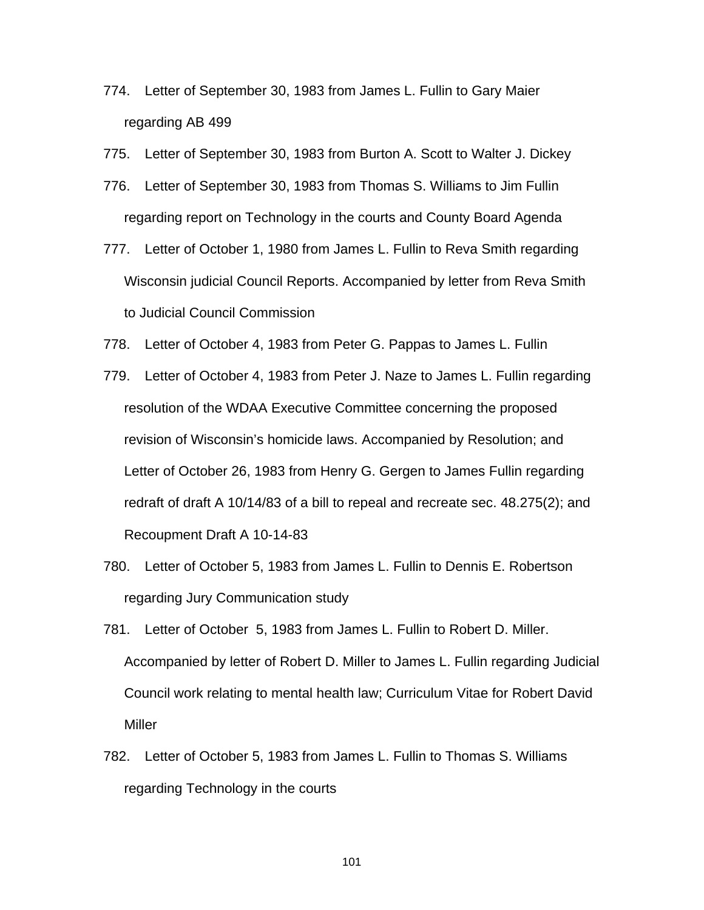774. Letter of September 30, 1983 from James L. Fullin to Gary Maier regarding AB 499

775. Letter of September 30, 1983 from Burton A. Scott to Walter J. Dickey

776. Letter of September 30, 1983 from Thomas S. Williams to Jim Fullin regarding report on Technology in the courts and County Board Agenda

777. Letter of October 1, 1980 from James L. Fullin to Reva Smith regarding Wisconsin judicial Council Reports. Accompanied by letter from Reva Smith to Judicial Council Commission

778. Letter of October 4, 1983 from Peter G. Pappas to James L. Fullin

779. Letter of October 4, 1983 from Peter J. Naze to James L. Fullin regarding resolution of the WDAA Executive Committee concerning the proposed revision of Wisconsin's homicide laws. Accompanied by Resolution; and Letter of October 26, 1983 from Henry G. Gergen to James Fullin regarding redraft of draft A 10/14/83 of a bill to repeal and recreate sec. 48.275(2); and Recoupment Draft A 10-14-83

780. Letter of October 5, 1983 from James L. Fullin to Dennis E. Robertson regarding Jury Communication study

781. Letter of October 5, 1983 from James L. Fullin to Robert D. Miller. Accompanied by letter of Robert D. Miller to James L. Fullin regarding Judicial Council work relating to mental health law; Curriculum Vitae for Robert David Miller

782. Letter of October 5, 1983 from James L. Fullin to Thomas S. Williams regarding Technology in the courts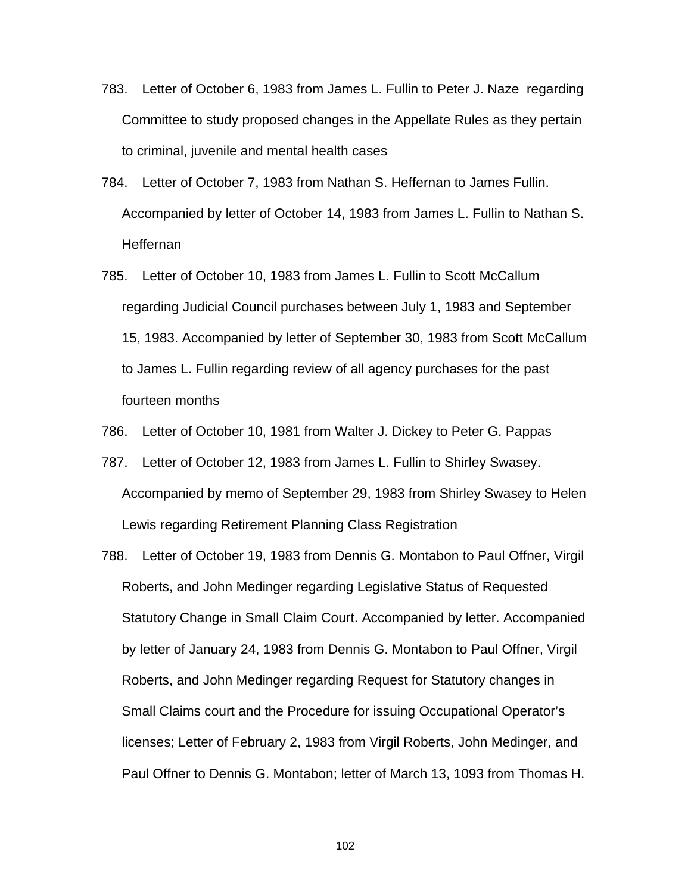783. Letter of October 6, 1983 from James L. Fullin to Peter J. Naze regarding Committee to study proposed changes in the Appellate Rules as they pertain to criminal, juvenile and mental health cases

784. Letter of October 7, 1983 from Nathan S. Heffernan to James Fullin. Accompanied by letter of October 14, 1983 from James L. Fullin to Nathan S. Heffernan

785. Letter of October 10, 1983 from James L. Fullin to Scott McCallum regarding Judicial Council purchases between July 1, 1983 and September 15, 1983. Accompanied by letter of September 30, 1983 from Scott McCallum to James L. Fullin regarding review of all agency purchases for the past fourteen months

786. Letter of October 10, 1981 from Walter J. Dickey to Peter G. Pappas

787. Letter of October 12, 1983 from James L. Fullin to Shirley Swasey. Accompanied by memo of September 29, 1983 from Shirley Swasey to Helen Lewis regarding Retirement Planning Class Registration

788. Letter of October 19, 1983 from Dennis G. Montabon to Paul Offner, Virgil Roberts, and John Medinger regarding Legislative Status of Requested Statutory Change in Small Claim Court. Accompanied by letter. Accompanied by letter of January 24, 1983 from Dennis G. Montabon to Paul Offner, Virgil Roberts, and John Medinger regarding Request for Statutory changes in Small Claims court and the Procedure for issuing Occupational Operator's licenses; Letter of February 2, 1983 from Virgil Roberts, John Medinger, and Paul Offner to Dennis G. Montabon; letter of March 13, 1093 from Thomas H.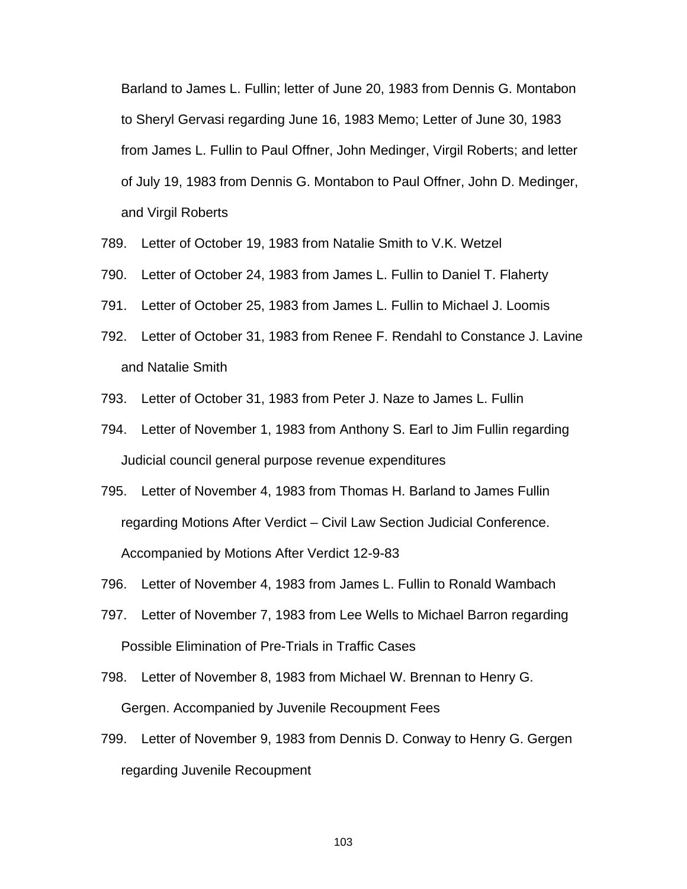Barland to James L. Fullin; letter of June 20, 1983 from Dennis G. Montabon to Sheryl Gervasi regarding June 16, 1983 Memo; Letter of June 30, 1983 from James L. Fullin to Paul Offner, John Medinger, Virgil Roberts; and letter of July 19, 1983 from Dennis G. Montabon to Paul Offner, John D. Medinger, and Virgil Roberts

789. Letter of October 19, 1983 from Natalie Smith to V.K. Wetzel

790. Letter of October 24, 1983 from James L. Fullin to Daniel T. Flaherty

791. Letter of October 25, 1983 from James L. Fullin to Michael J. Loomis

792. Letter of October 31, 1983 from Renee F. Rendahl to Constance J. Lavine and Natalie Smith

793. Letter of October 31, 1983 from Peter J. Naze to James L. Fullin

794. Letter of November 1, 1983 from Anthony S. Earl to Jim Fullin regarding Judicial council general purpose revenue expenditures

795. Letter of November 4, 1983 from Thomas H. Barland to James Fullin regarding Motions After Verdict – Civil Law Section Judicial Conference. Accompanied by Motions After Verdict 12-9-83

796. Letter of November 4, 1983 from James L. Fullin to Ronald Wambach

797. Letter of November 7, 1983 from Lee Wells to Michael Barron regarding Possible Elimination of Pre-Trials in Traffic Cases

798. Letter of November 8, 1983 from Michael W. Brennan to Henry G. Gergen. Accompanied by Juvenile Recoupment Fees

799. Letter of November 9, 1983 from Dennis D. Conway to Henry G. Gergen regarding Juvenile Recoupment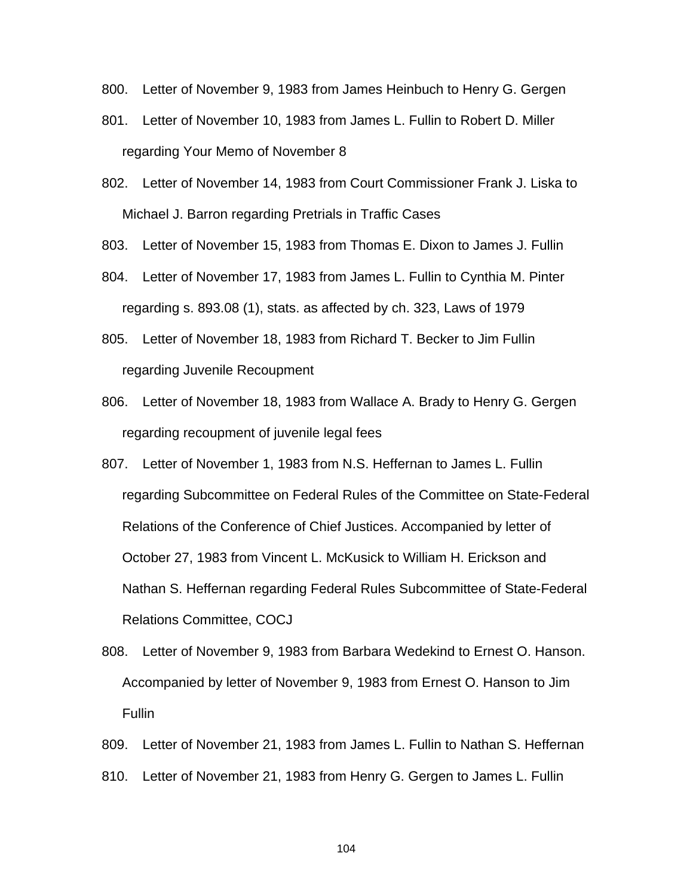800. Letter of November 9, 1983 from James Heinbuch to Henry G. Gergen

801. Letter of November 10, 1983 from James L. Fullin to Robert D. Miller regarding Your Memo of November 8

802. Letter of November 14, 1983 from Court Commissioner Frank J. Liska to Michael J. Barron regarding Pretrials in Traffic Cases

803. Letter of November 15, 1983 from Thomas E. Dixon to James J. Fullin

804. Letter of November 17, 1983 from James L. Fullin to Cynthia M. Pinter regarding s. 893.08 (1), stats. as affected by ch. 323, Laws of 1979

805. Letter of November 18, 1983 from Richard T. Becker to Jim Fullin regarding Juvenile Recoupment

806. Letter of November 18, 1983 from Wallace A. Brady to Henry G. Gergen regarding recoupment of juvenile legal fees

807. Letter of November 1, 1983 from N.S. Heffernan to James L. Fullin regarding Subcommittee on Federal Rules of the Committee on State-Federal Relations of the Conference of Chief Justices. Accompanied by letter of October 27, 1983 from Vincent L. McKusick to William H. Erickson and Nathan S. Heffernan regarding Federal Rules Subcommittee of State-Federal Relations Committee, COCJ

808. Letter of November 9, 1983 from Barbara Wedekind to Ernest O. Hanson. Accompanied by letter of November 9, 1983 from Ernest O. Hanson to Jim Fullin

809. Letter of November 21, 1983 from James L. Fullin to Nathan S. Heffernan

810. Letter of November 21, 1983 from Henry G. Gergen to James L. Fullin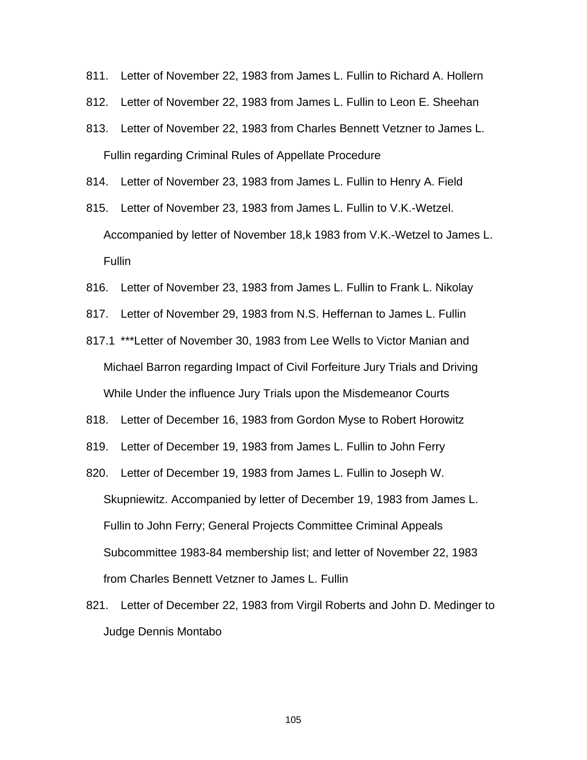811. Letter of November 22, 1983 from James L. Fullin to Richard A. Hollern

812. Letter of November 22, 1983 from James L. Fullin to Leon E. Sheehan

813. Letter of November 22, 1983 from Charles Bennett Vetzner to James L. Fullin regarding Criminal Rules of Appellate Procedure

814. Letter of November 23, 1983 from James L. Fullin to Henry A. Field

815. Letter of November 23, 1983 from James L. Fullin to V.K.-Wetzel. Accompanied by letter of November 18,k 1983 from V.K.-Wetzel to James L. Fullin

816. Letter of November 23, 1983 from James L. Fullin to Frank L. Nikolay

817. Letter of November 29, 1983 from N.S. Heffernan to James L. Fullin

817.1 ***Letter of November 30, 1983 from Lee Wells to Victor Manian and Michael Barron regarding Impact of Civil Forfeiture Jury Trials and Driving While Under the influence Jury Trials upon the Misdemeanor Courts

818. Letter of December 16, 1983 from Gordon Myse to Robert Horowitz

819. Letter of December 19, 1983 from James L. Fullin to John Ferry

820. Letter of December 19, 1983 from James L. Fullin to Joseph W. Skupniewitz. Accompanied by letter of December 19, 1983 from James L. Fullin to John Ferry; General Projects Committee Criminal Appeals Subcommittee 1983-84 membership list; and letter of November 22, 1983 from Charles Bennett Vetzner to James L. Fullin

821. Letter of December 22, 1983 from Virgil Roberts and John D. Medinger to Judge Dennis Montabo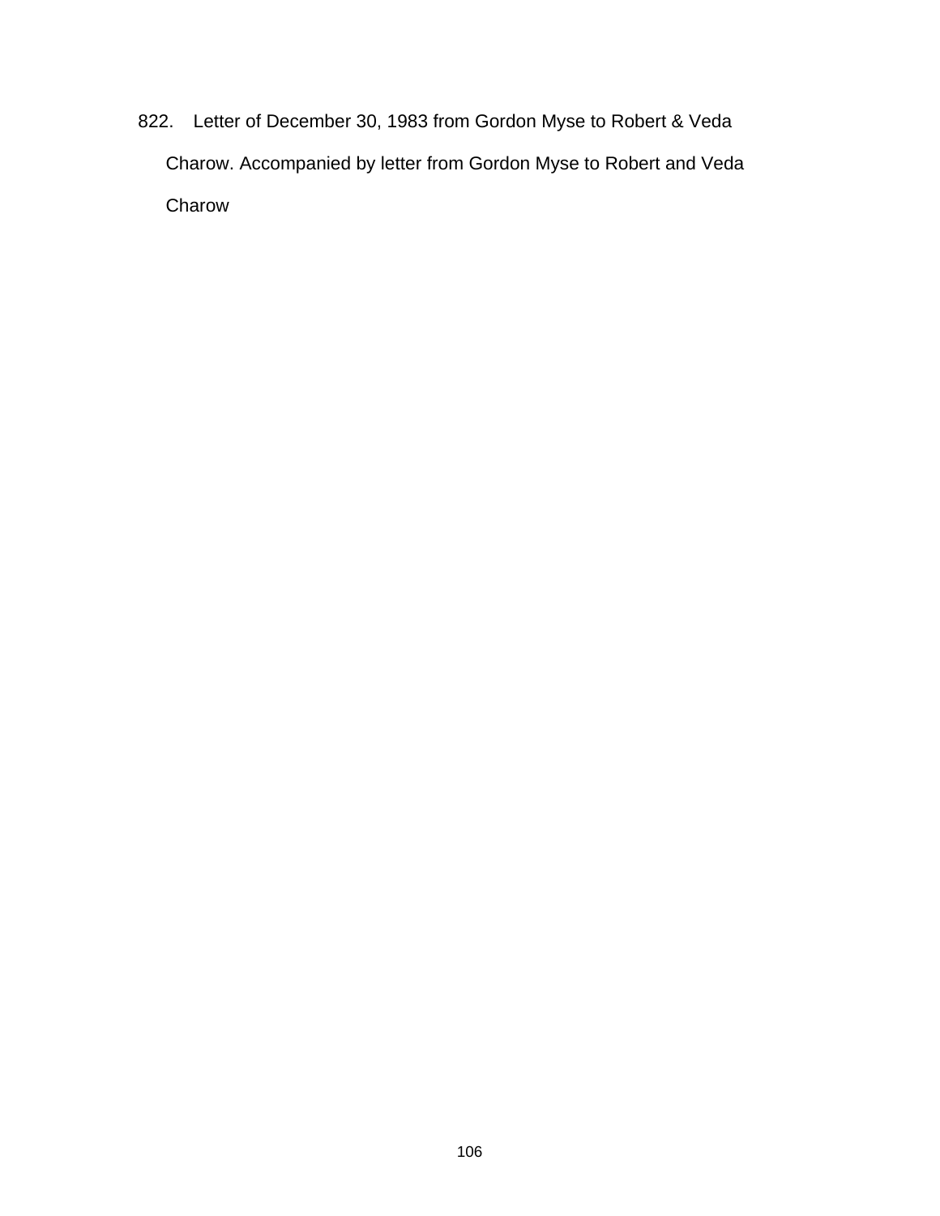822. Letter of December 30, 1983 from Gordon Myse to Robert & Veda Charow. Accompanied by letter from Gordon Myse to Robert and Veda Charow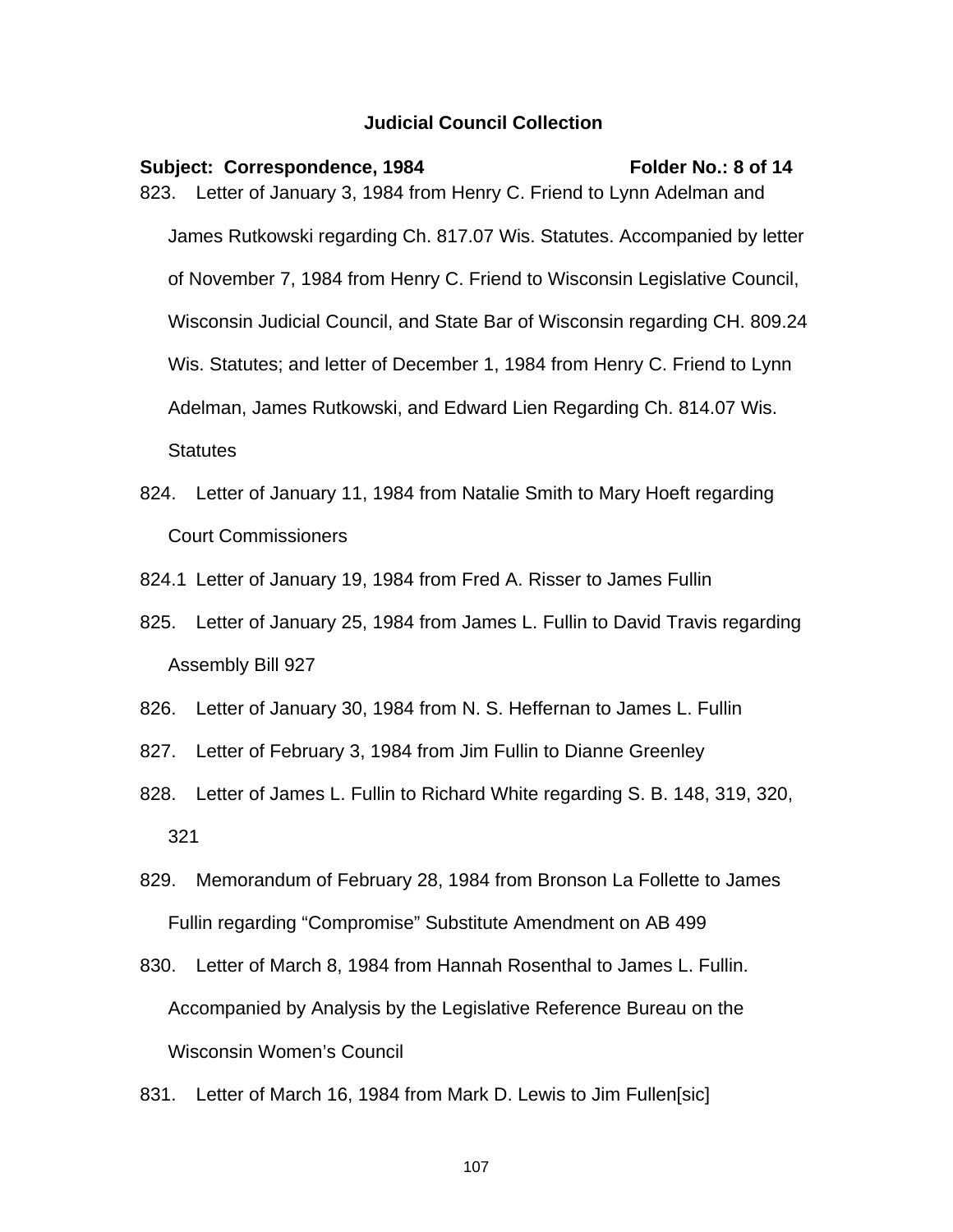**Judicial Council Collection**

**Subject: Correspondence, 1984** **Folder No.: 8 of 14**

823. Letter of January 3, 1984 from Henry C. Friend to Lynn Adelman and James Rutkowski regarding Ch. 817.07 Wis. Statutes. Accompanied by letter of November 7, 1984 from Henry C. Friend to Wisconsin Legislative Council, Wisconsin Judicial Council, and State Bar of Wisconsin regarding CH. 809.24 Wis. Statutes; and letter of December 1, 1984 from Henry C. Friend to Lynn Adelman, James Rutkowski, and Edward Lien Regarding Ch. 814.07 Wis. Statutes

824. Letter of January 11, 1984 from Natalie Smith to Mary Hoeft regarding Court Commissioners

824.1 Letter of January 19, 1984 from Fred A. Risser to James Fullin

825. Letter of January 25, 1984 from James L. Fullin to David Travis regarding Assembly Bill 927

826. Letter of January 30, 1984 from N. S. Heffernan to James L. Fullin

827. Letter of February 3, 1984 from Jim Fullin to Dianne Greenley

828. Letter of James L. Fullin to Richard White regarding S. B. 148, 319, 320, 321

829. Memorandum of February 28, 1984 from Bronson La Follette to James Fullin regarding "Compromise" Substitute Amendment on AB 499

830. Letter of March 8, 1984 from Hannah Rosenthal to James L. Fullin. Accompanied by Analysis by the Legislative Reference Bureau on the Wisconsin Women's Council

831. Letter of March 16, 1984 from Mark D. Lewis to Jim Fullen[sic]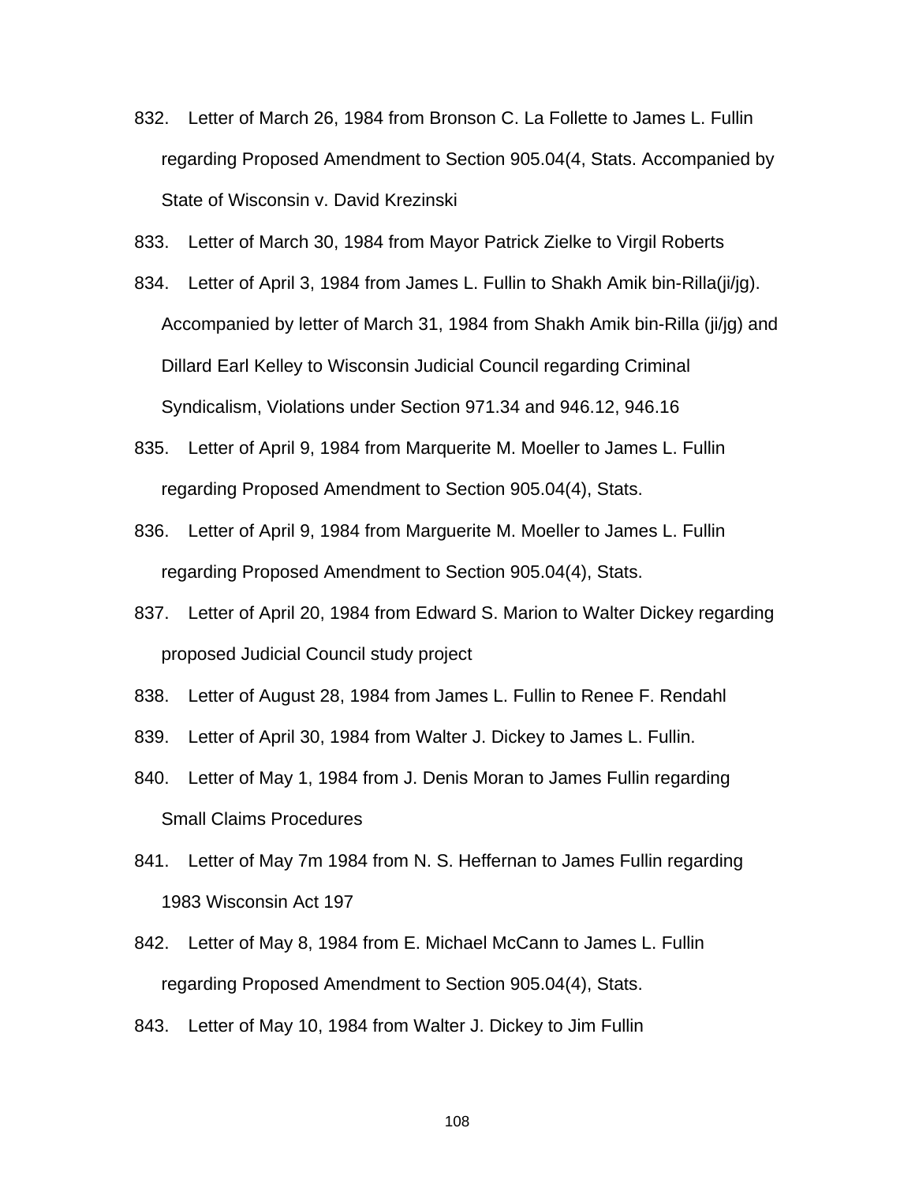832. Letter of March 26, 1984 from Bronson C. La Follette to James L. Fullin regarding Proposed Amendment to Section 905.04(4, Stats. Accompanied by State of Wisconsin v. David Krezinski

833. Letter of March 30, 1984 from Mayor Patrick Zielke to Virgil Roberts

834. Letter of April 3, 1984 from James L. Fullin to Shakh Amik bin-Rilla(ji/jg). Accompanied by letter of March 31, 1984 from Shakh Amik bin-Rilla (ji/jg) and Dillard Earl Kelley to Wisconsin Judicial Council regarding Criminal Syndicalism, Violations under Section 971.34 and 946.12, 946.16

835. Letter of April 9, 1984 from Marquerite M. Moeller to James L. Fullin regarding Proposed Amendment to Section 905.04(4), Stats.

836. Letter of April 9, 1984 from Marguerite M. Moeller to James L. Fullin regarding Proposed Amendment to Section 905.04(4), Stats.

837. Letter of April 20, 1984 from Edward S. Marion to Walter Dickey regarding proposed Judicial Council study project

838. Letter of August 28, 1984 from James L. Fullin to Renee F. Rendahl

839. Letter of April 30, 1984 from Walter J. Dickey to James L. Fullin.

840. Letter of May 1, 1984 from J. Denis Moran to James Fullin regarding Small Claims Procedures

841. Letter of May 7m 1984 from N. S. Heffernan to James Fullin regarding 1983 Wisconsin Act 197

842. Letter of May 8, 1984 from E. Michael McCann to James L. Fullin regarding Proposed Amendment to Section 905.04(4), Stats.

843. Letter of May 10, 1984 from Walter J. Dickey to Jim Fullin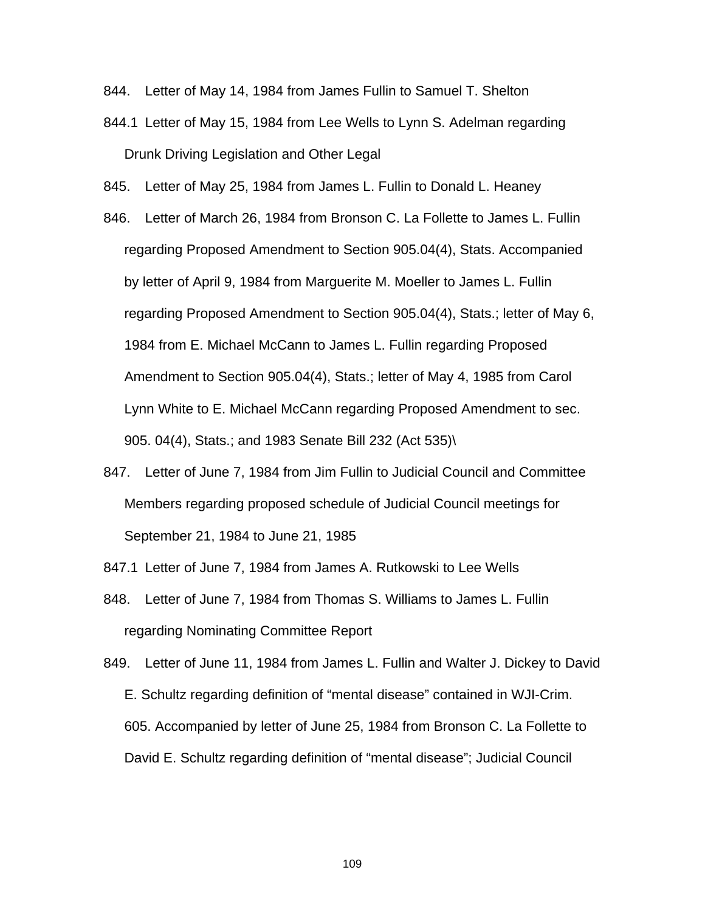844. Letter of May 14, 1984 from James Fullin to Samuel T. Shelton

844.1 Letter of May 15, 1984 from Lee Wells to Lynn S. Adelman regarding Drunk Driving Legislation and Other Legal

845. Letter of May 25, 1984 from James L. Fullin to Donald L. Heaney

846. Letter of March 26, 1984 from Bronson C. La Follette to James L. Fullin regarding Proposed Amendment to Section 905.04(4), Stats. Accompanied by letter of April 9, 1984 from Marguerite M. Moeller to James L. Fullin regarding Proposed Amendment to Section 905.04(4), Stats.; letter of May 6, 1984 from E. Michael McCann to James L. Fullin regarding Proposed Amendment to Section 905.04(4), Stats.; letter of May 4, 1985 from Carol Lynn White to E. Michael McCann regarding Proposed Amendment to sec. 905. 04(4), Stats.; and 1983 Senate Bill 232 (Act 535)\

847. Letter of June 7, 1984 from Jim Fullin to Judicial Council and Committee Members regarding proposed schedule of Judicial Council meetings for September 21, 1984 to June 21, 1985

847.1 Letter of June 7, 1984 from James A. Rutkowski to Lee Wells

848. Letter of June 7, 1984 from Thomas S. Williams to James L. Fullin regarding Nominating Committee Report

849. Letter of June 11, 1984 from James L. Fullin and Walter J. Dickey to David E. Schultz regarding definition of "mental disease" contained in WJI-Crim. 605. Accompanied by letter of June 25, 1984 from Bronson C. La Follette to David E. Schultz regarding definition of "mental disease"; Judicial Council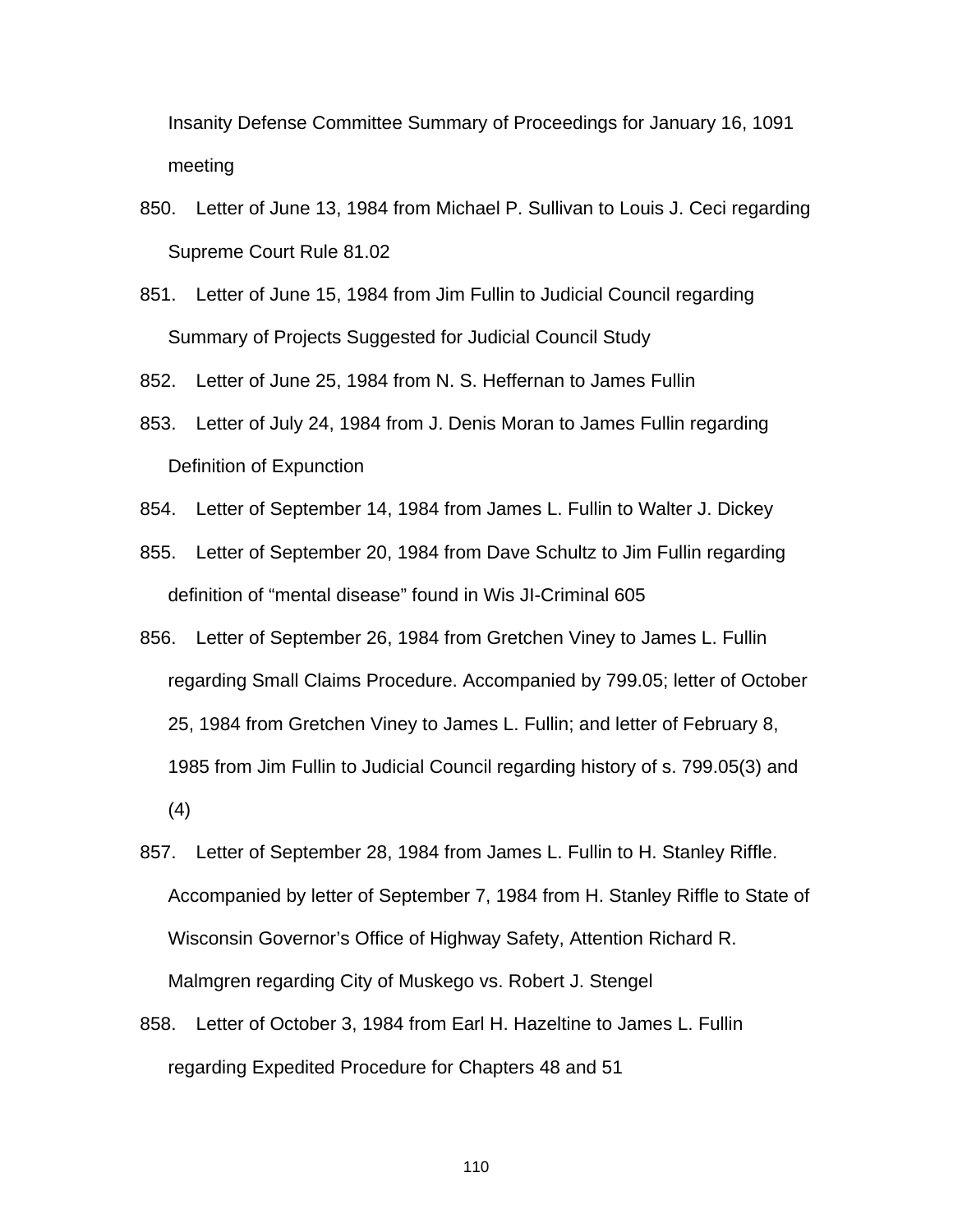Insanity Defense Committee Summary of Proceedings for January 16, 1091 meeting

850. Letter of June 13, 1984 from Michael P. Sullivan to Louis J. Ceci regarding Supreme Court Rule 81.02

851. Letter of June 15, 1984 from Jim Fullin to Judicial Council regarding Summary of Projects Suggested for Judicial Council Study

852. Letter of June 25, 1984 from N. S. Heffernan to James Fullin

853. Letter of July 24, 1984 from J. Denis Moran to James Fullin regarding Definition of Expunction

854. Letter of September 14, 1984 from James L. Fullin to Walter J. Dickey

855. Letter of September 20, 1984 from Dave Schultz to Jim Fullin regarding definition of "mental disease" found in Wis JI-Criminal 605

856. Letter of September 26, 1984 from Gretchen Viney to James L. Fullin regarding Small Claims Procedure. Accompanied by 799.05; letter of October 25, 1984 from Gretchen Viney to James L. Fullin; and letter of February 8, 1985 from Jim Fullin to Judicial Council regarding history of s. 799.05(3) and (4)

857. Letter of September 28, 1984 from James L. Fullin to H. Stanley Riffle. Accompanied by letter of September 7, 1984 from H. Stanley Riffle to State of Wisconsin Governor's Office of Highway Safety, Attention Richard R. Malmgren regarding City of Muskego vs. Robert J. Stengel

858. Letter of October 3, 1984 from Earl H. Hazeltine to James L. Fullin regarding Expedited Procedure for Chapters 48 and 51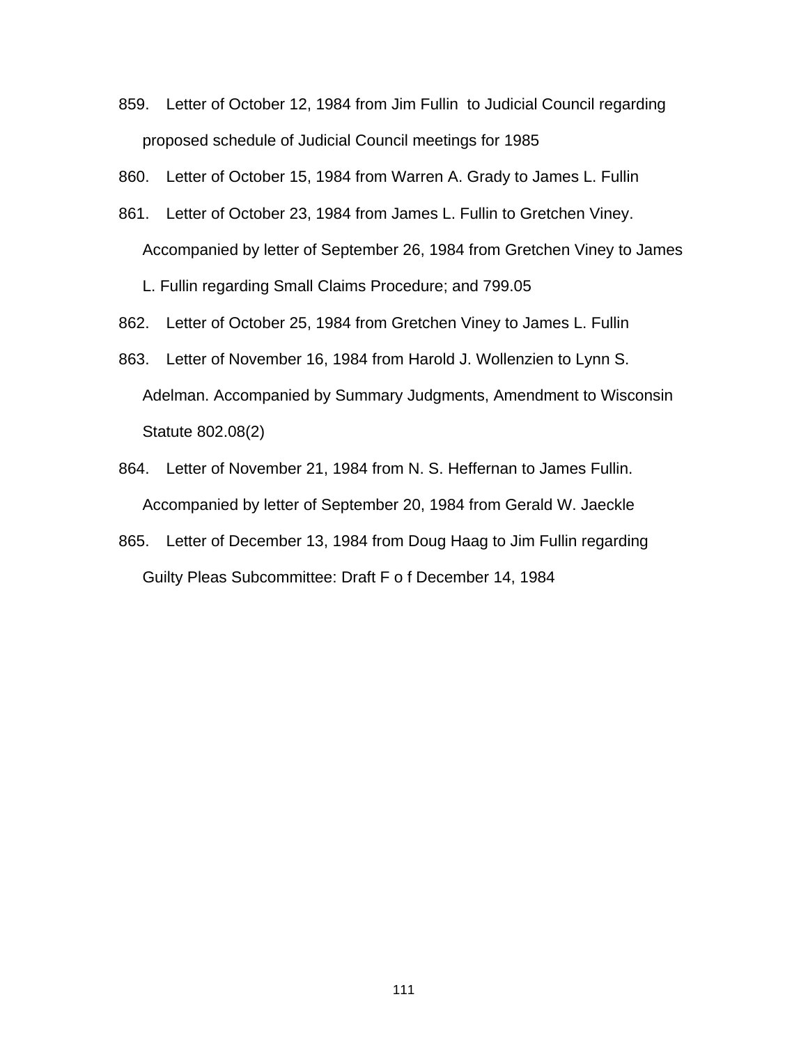859. Letter of October 12, 1984 from Jim Fullin to Judicial Council regarding proposed schedule of Judicial Council meetings for 1985

860. Letter of October 15, 1984 from Warren A. Grady to James L. Fullin

861. Letter of October 23, 1984 from James L. Fullin to Gretchen Viney. Accompanied by letter of September 26, 1984 from Gretchen Viney to James L. Fullin regarding Small Claims Procedure; and 799.05

862. Letter of October 25, 1984 from Gretchen Viney to James L. Fullin

863. Letter of November 16, 1984 from Harold J. Wollenzien to Lynn S. Adelman. Accompanied by Summary Judgments, Amendment to Wisconsin Statute 802.08(2)

864. Letter of November 21, 1984 from N. S. Heffernan to James Fullin. Accompanied by letter of September 20, 1984 from Gerald W. Jaeckle

865. Letter of December 13, 1984 from Doug Haag to Jim Fullin regarding Guilty Pleas Subcommittee: Draft F o f December 14, 1984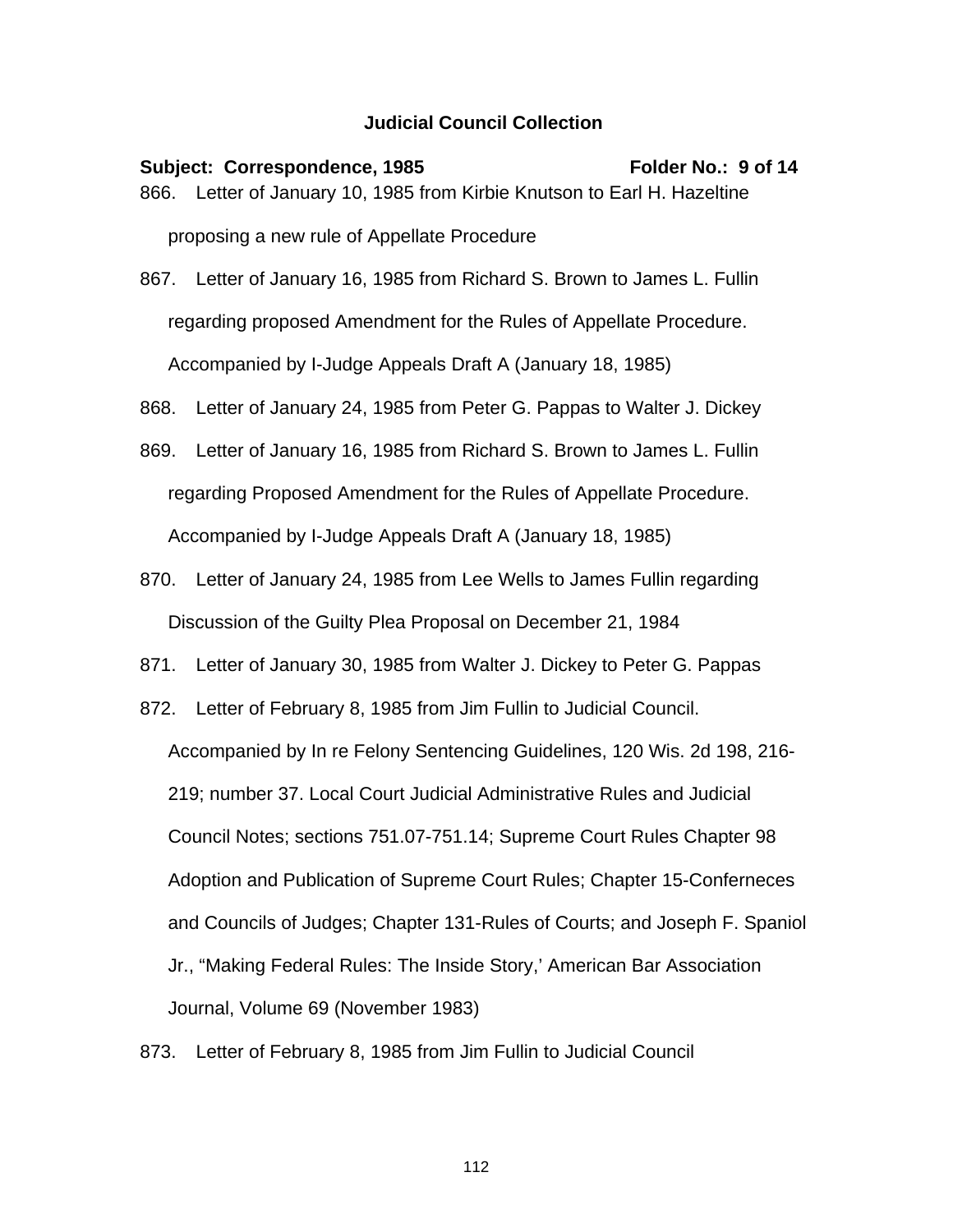**Judicial Council Collection**

**Subject: Correspondence, 1985** **Folder No.: 9 of 14**

866. Letter of January 10, 1985 from Kirbie Knutson to Earl H. Hazeltine proposing a new rule of Appellate Procedure

867. Letter of January 16, 1985 from Richard S. Brown to James L. Fullin regarding proposed Amendment for the Rules of Appellate Procedure. Accompanied by I-Judge Appeals Draft A (January 18, 1985)

868. Letter of January 24, 1985 from Peter G. Pappas to Walter J. Dickey

869. Letter of January 16, 1985 from Richard S. Brown to James L. Fullin regarding Proposed Amendment for the Rules of Appellate Procedure. Accompanied by I-Judge Appeals Draft A (January 18, 1985)

870. Letter of January 24, 1985 from Lee Wells to James Fullin regarding Discussion of the Guilty Plea Proposal on December 21, 1984

871. Letter of January 30, 1985 from Walter J. Dickey to Peter G. Pappas

872. Letter of February 8, 1985 from Jim Fullin to Judicial Council. Accompanied by In re Felony Sentencing Guidelines, 120 Wis. 2d 198, 216-219; number 37. Local Court Judicial Administrative Rules and Judicial Council Notes; sections 751.07-751.14; Supreme Court Rules Chapter 98 Adoption and Publication of Supreme Court Rules; Chapter 15-Conferneces and Councils of Judges; Chapter 131-Rules of Courts; and Joseph F. Spaniol Jr., "Making Federal Rules: The Inside Story,' American Bar Association Journal, Volume 69 (November 1983)

873. Letter of February 8, 1985 from Jim Fullin to Judicial Council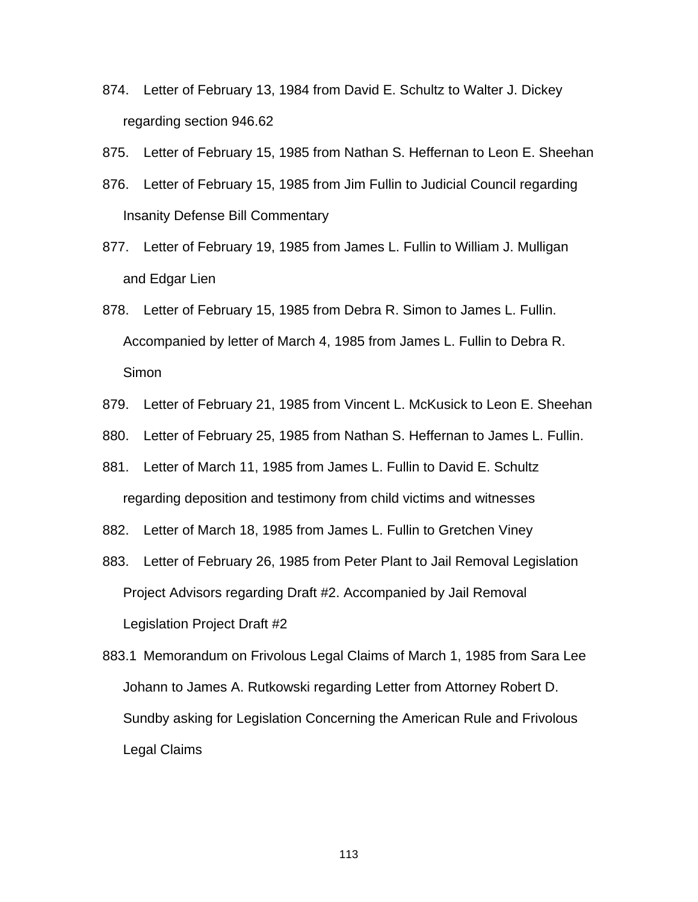874. Letter of February 13, 1984 from David E. Schultz to Walter J. Dickey regarding section 946.62

875. Letter of February 15, 1985 from Nathan S. Heffernan to Leon E. Sheehan

876. Letter of February 15, 1985 from Jim Fullin to Judicial Council regarding Insanity Defense Bill Commentary

877. Letter of February 19, 1985 from James L. Fullin to William J. Mulligan and Edgar Lien

878. Letter of February 15, 1985 from Debra R. Simon to James L. Fullin. Accompanied by letter of March 4, 1985 from James L. Fullin to Debra R. Simon

879. Letter of February 21, 1985 from Vincent L. McKusick to Leon E. Sheehan

880. Letter of February 25, 1985 from Nathan S. Heffernan to James L. Fullin.

881. Letter of March 11, 1985 from James L. Fullin to David E. Schultz regarding deposition and testimony from child victims and witnesses

882. Letter of March 18, 1985 from James L. Fullin to Gretchen Viney

883. Letter of February 26, 1985 from Peter Plant to Jail Removal Legislation Project Advisors regarding Draft #2. Accompanied by Jail Removal Legislation Project Draft #2

883.1 Memorandum on Frivolous Legal Claims of March 1, 1985 from Sara Lee Johann to James A. Rutkowski regarding Letter from Attorney Robert D. Sundby asking for Legislation Concerning the American Rule and Frivolous Legal Claims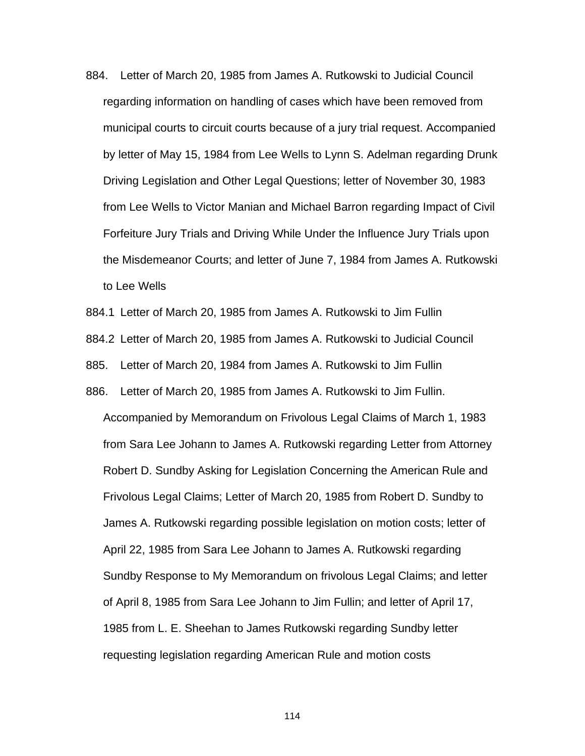884. Letter of March 20, 1985 from James A. Rutkowski to Judicial Council regarding information on handling of cases which have been removed from municipal courts to circuit courts because of a jury trial request. Accompanied by letter of May 15, 1984 from Lee Wells to Lynn S. Adelman regarding Drunk Driving Legislation and Other Legal Questions; letter of November 30, 1983 from Lee Wells to Victor Manian and Michael Barron regarding Impact of Civil Forfeiture Jury Trials and Driving While Under the Influence Jury Trials upon the Misdemeanor Courts; and letter of June 7, 1984 from James A. Rutkowski to Lee Wells

884.1 Letter of March 20, 1985 from James A. Rutkowski to Jim Fullin

884.2 Letter of March 20, 1985 from James A. Rutkowski to Judicial Council

885. Letter of March 20, 1984 from James A. Rutkowski to Jim Fullin

886. Letter of March 20, 1985 from James A. Rutkowski to Jim Fullin. Accompanied by Memorandum on Frivolous Legal Claims of March 1, 1983 from Sara Lee Johann to James A. Rutkowski regarding Letter from Attorney Robert D. Sundby Asking for Legislation Concerning the American Rule and Frivolous Legal Claims; Letter of March 20, 1985 from Robert D. Sundby to James A. Rutkowski regarding possible legislation on motion costs; letter of April 22, 1985 from Sara Lee Johann to James A. Rutkowski regarding Sundby Response to My Memorandum on frivolous Legal Claims; and letter of April 8, 1985 from Sara Lee Johann to Jim Fullin; and letter of April 17, 1985 from L. E. Sheehan to James Rutkowski regarding Sundby letter requesting legislation regarding American Rule and motion costs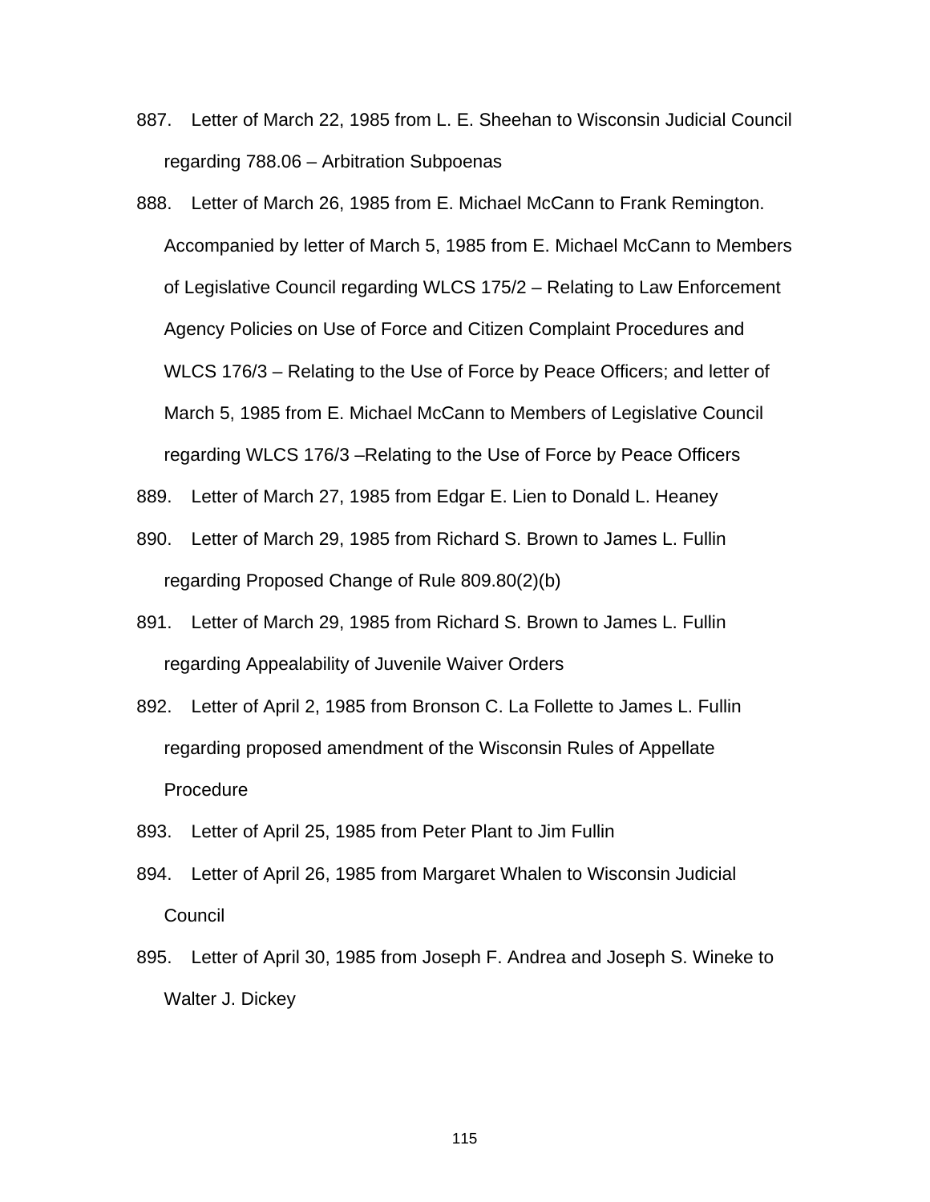887. Letter of March 22, 1985 from L. E. Sheehan to Wisconsin Judicial Council regarding 788.06 – Arbitration Subpoenas

888. Letter of March 26, 1985 from E. Michael McCann to Frank Remington. Accompanied by letter of March 5, 1985 from E. Michael McCann to Members of Legislative Council regarding WLCS 175/2 – Relating to Law Enforcement Agency Policies on Use of Force and Citizen Complaint Procedures and WLCS 176/3 – Relating to the Use of Force by Peace Officers; and letter of March 5, 1985 from E. Michael McCann to Members of Legislative Council regarding WLCS 176/3 –Relating to the Use of Force by Peace Officers

889. Letter of March 27, 1985 from Edgar E. Lien to Donald L. Heaney

890. Letter of March 29, 1985 from Richard S. Brown to James L. Fullin regarding Proposed Change of Rule 809.80(2)(b)

891. Letter of March 29, 1985 from Richard S. Brown to James L. Fullin regarding Appealability of Juvenile Waiver Orders

892. Letter of April 2, 1985 from Bronson C. La Follette to James L. Fullin regarding proposed amendment of the Wisconsin Rules of Appellate Procedure

893. Letter of April 25, 1985 from Peter Plant to Jim Fullin

894. Letter of April 26, 1985 from Margaret Whalen to Wisconsin Judicial Council

895. Letter of April 30, 1985 from Joseph F. Andrea and Joseph S. Wineke to Walter J. Dickey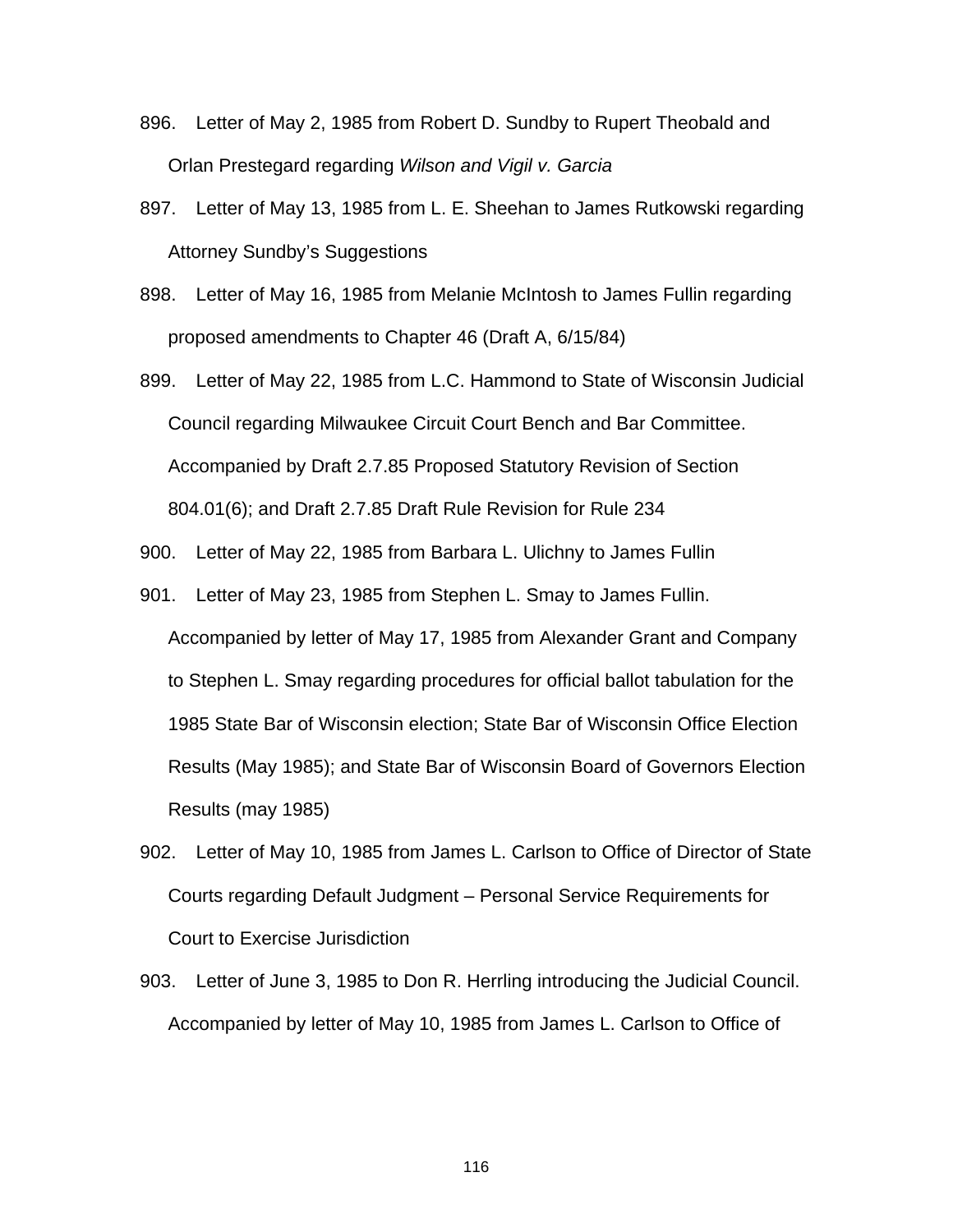896. Letter of May 2, 1985 from Robert D. Sundby to Rupert Theobald and Orlan Prestegard regarding *Wilson and Vigil v. Garcia*

897. Letter of May 13, 1985 from L. E. Sheehan to James Rutkowski regarding Attorney Sundby's Suggestions

898. Letter of May 16, 1985 from Melanie McIntosh to James Fullin regarding proposed amendments to Chapter 46 (Draft A, 6/15/84)

899. Letter of May 22, 1985 from L.C. Hammond to State of Wisconsin Judicial Council regarding Milwaukee Circuit Court Bench and Bar Committee. Accompanied by Draft 2.7.85 Proposed Statutory Revision of Section 804.01(6); and Draft 2.7.85 Draft Rule Revision for Rule 234

900. Letter of May 22, 1985 from Barbara L. Ulichny to James Fullin

901. Letter of May 23, 1985 from Stephen L. Smay to James Fullin. Accompanied by letter of May 17, 1985 from Alexander Grant and Company to Stephen L. Smay regarding procedures for official ballot tabulation for the 1985 State Bar of Wisconsin election; State Bar of Wisconsin Office Election Results (May 1985); and State Bar of Wisconsin Board of Governors Election Results (may 1985)

902. Letter of May 10, 1985 from James L. Carlson to Office of Director of State Courts regarding Default Judgment – Personal Service Requirements for Court to Exercise Jurisdiction

903. Letter of June 3, 1985 to Don R. Herrling introducing the Judicial Council. Accompanied by letter of May 10, 1985 from James L. Carlson to Office of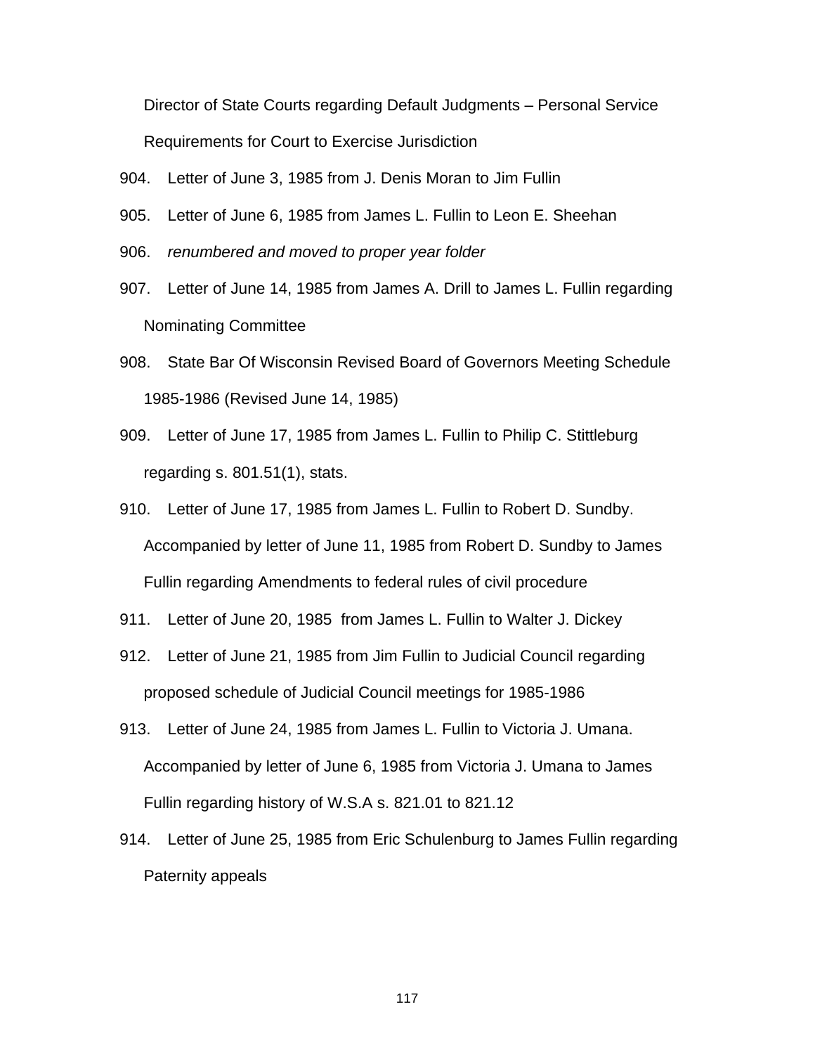Director of State Courts regarding Default Judgments – Personal Service Requirements for Court to Exercise Jurisdiction

904. Letter of June 3, 1985 from J. Denis Moran to Jim Fullin

905. Letter of June 6, 1985 from James L. Fullin to Leon E. Sheehan

906. *renumbered and moved to proper year folder*

907. Letter of June 14, 1985 from James A. Drill to James L. Fullin regarding Nominating Committee

908. State Bar Of Wisconsin Revised Board of Governors Meeting Schedule 1985-1986 (Revised June 14, 1985)

909. Letter of June 17, 1985 from James L. Fullin to Philip C. Stittleburg regarding s. 801.51(1), stats.

910. Letter of June 17, 1985 from James L. Fullin to Robert D. Sundby. Accompanied by letter of June 11, 1985 from Robert D. Sundby to James Fullin regarding Amendments to federal rules of civil procedure

911. Letter of June 20, 1985 from James L. Fullin to Walter J. Dickey

912. Letter of June 21, 1985 from Jim Fullin to Judicial Council regarding proposed schedule of Judicial Council meetings for 1985-1986

913. Letter of June 24, 1985 from James L. Fullin to Victoria J. Umana. Accompanied by letter of June 6, 1985 from Victoria J. Umana to James Fullin regarding history of W.S.A s. 821.01 to 821.12

914. Letter of June 25, 1985 from Eric Schulenburg to James Fullin regarding Paternity appeals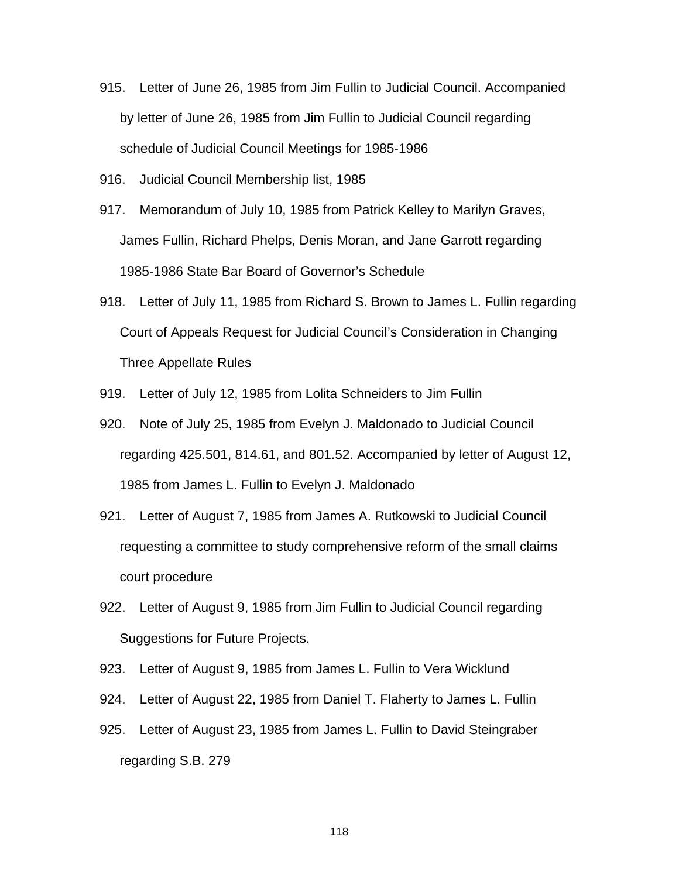915. Letter of June 26, 1985 from Jim Fullin to Judicial Council. Accompanied by letter of June 26, 1985 from Jim Fullin to Judicial Council regarding schedule of Judicial Council Meetings for 1985-1986

916. Judicial Council Membership list, 1985

917. Memorandum of July 10, 1985 from Patrick Kelley to Marilyn Graves, James Fullin, Richard Phelps, Denis Moran, and Jane Garrott regarding 1985-1986 State Bar Board of Governor's Schedule

918. Letter of July 11, 1985 from Richard S. Brown to James L. Fullin regarding Court of Appeals Request for Judicial Council's Consideration in Changing Three Appellate Rules

919. Letter of July 12, 1985 from Lolita Schneiders to Jim Fullin

920. Note of July 25, 1985 from Evelyn J. Maldonado to Judicial Council regarding 425.501, 814.61, and 801.52. Accompanied by letter of August 12, 1985 from James L. Fullin to Evelyn J. Maldonado

921. Letter of August 7, 1985 from James A. Rutkowski to Judicial Council requesting a committee to study comprehensive reform of the small claims court procedure

922. Letter of August 9, 1985 from Jim Fullin to Judicial Council regarding Suggestions for Future Projects.

923. Letter of August 9, 1985 from James L. Fullin to Vera Wicklund

924. Letter of August 22, 1985 from Daniel T. Flaherty to James L. Fullin

925. Letter of August 23, 1985 from James L. Fullin to David Steingraber regarding S.B. 279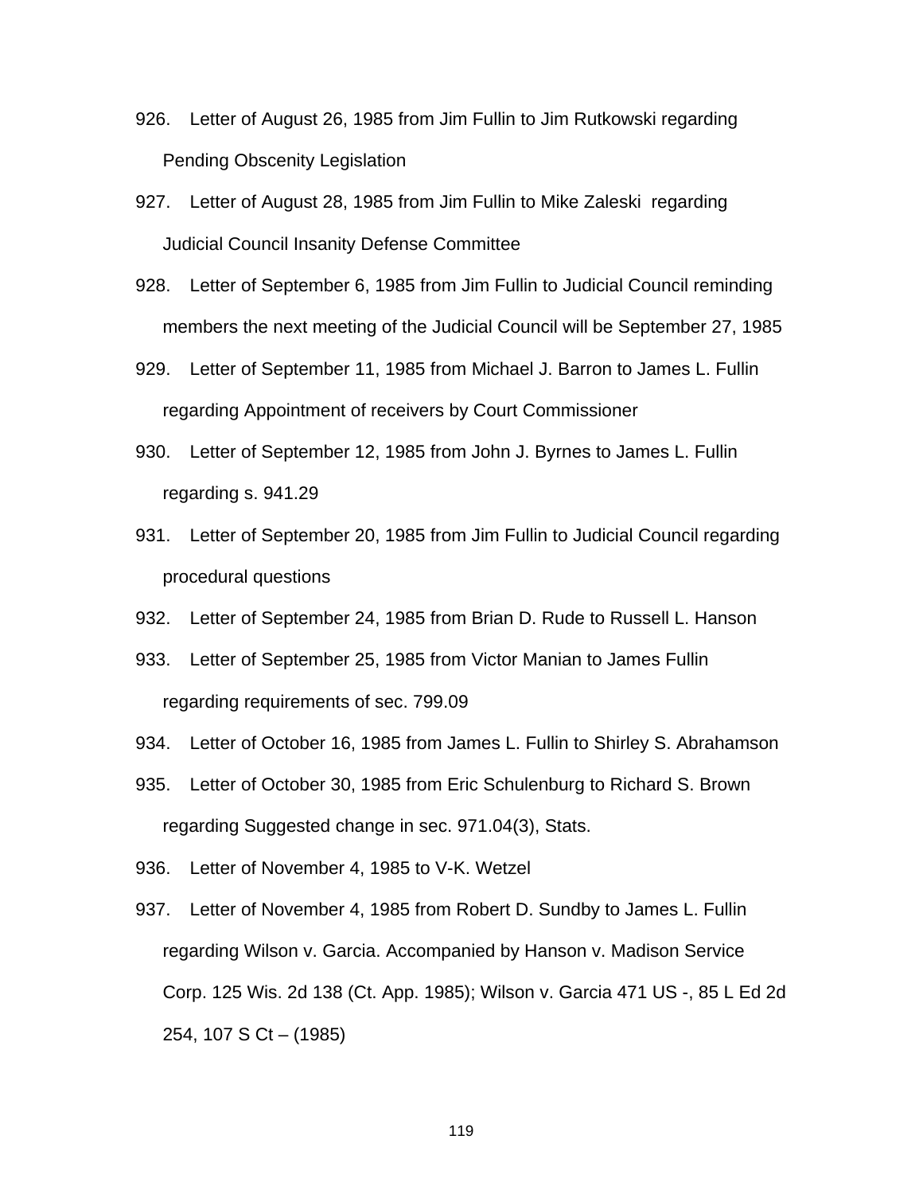926. Letter of August 26, 1985 from Jim Fullin to Jim Rutkowski regarding Pending Obscenity Legislation

927. Letter of August 28, 1985 from Jim Fullin to Mike Zaleski regarding Judicial Council Insanity Defense Committee

928. Letter of September 6, 1985 from Jim Fullin to Judicial Council reminding members the next meeting of the Judicial Council will be September 27, 1985

929. Letter of September 11, 1985 from Michael J. Barron to James L. Fullin regarding Appointment of receivers by Court Commissioner

930. Letter of September 12, 1985 from John J. Byrnes to James L. Fullin regarding s. 941.29

931. Letter of September 20, 1985 from Jim Fullin to Judicial Council regarding procedural questions

932. Letter of September 24, 1985 from Brian D. Rude to Russell L. Hanson

933. Letter of September 25, 1985 from Victor Manian to James Fullin regarding requirements of sec. 799.09

934. Letter of October 16, 1985 from James L. Fullin to Shirley S. Abrahamson

935. Letter of October 30, 1985 from Eric Schulenburg to Richard S. Brown regarding Suggested change in sec. 971.04(3), Stats.

936. Letter of November 4, 1985 to V-K. Wetzel

937. Letter of November 4, 1985 from Robert D. Sundby to James L. Fullin regarding Wilson v. Garcia. Accompanied by Hanson v. Madison Service Corp. 125 Wis. 2d 138 (Ct. App. 1985); Wilson v. Garcia 471 US -, 85 L Ed 2d 254, 107 S Ct – (1985)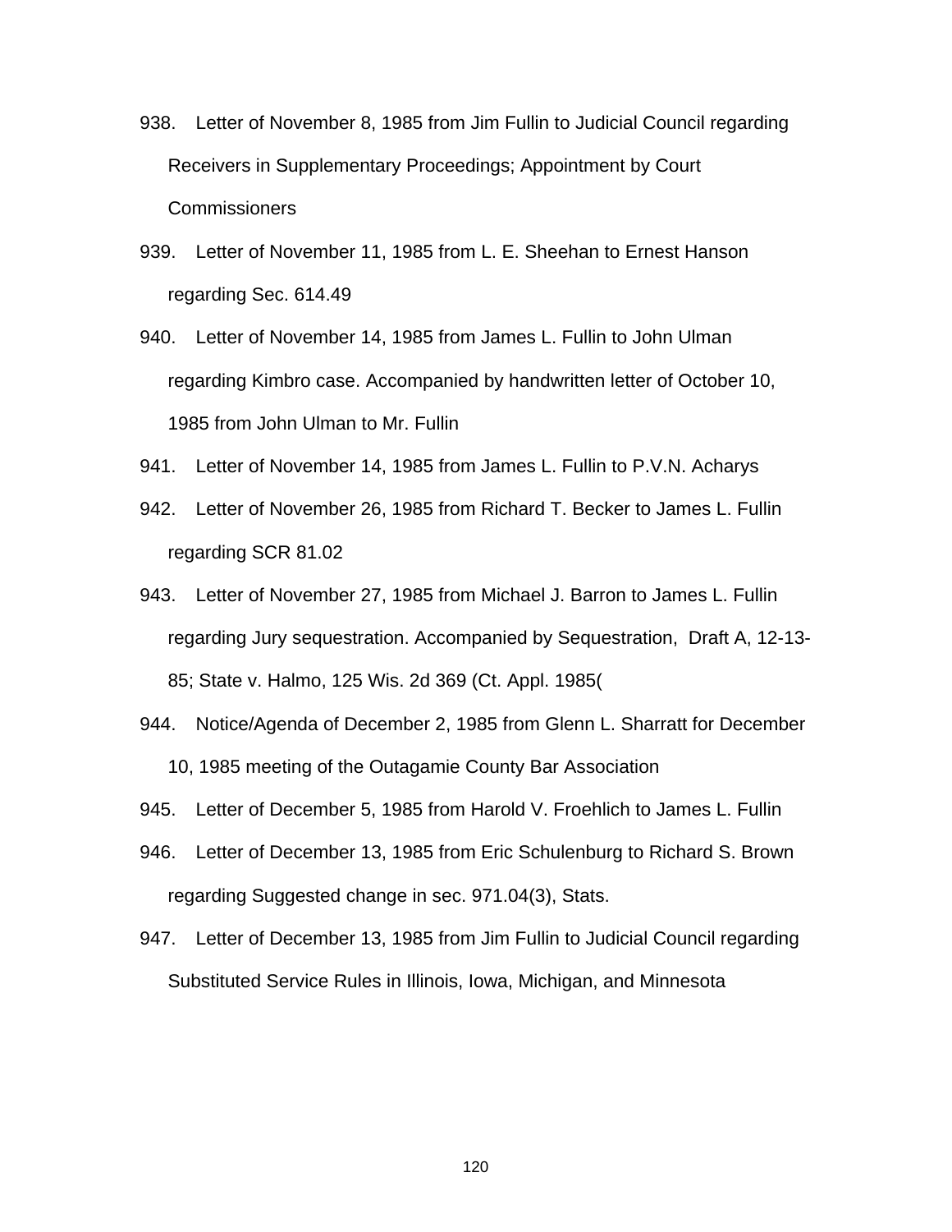938. Letter of November 8, 1985 from Jim Fullin to Judicial Council regarding Receivers in Supplementary Proceedings; Appointment by Court Commissioners

939. Letter of November 11, 1985 from L. E. Sheehan to Ernest Hanson regarding Sec. 614.49

940. Letter of November 14, 1985 from James L. Fullin to John Ulman regarding Kimbro case. Accompanied by handwritten letter of October 10, 1985 from John Ulman to Mr. Fullin

941. Letter of November 14, 1985 from James L. Fullin to P.V.N. Acharys

942. Letter of November 26, 1985 from Richard T. Becker to James L. Fullin regarding SCR 81.02

943. Letter of November 27, 1985 from Michael J. Barron to James L. Fullin regarding Jury sequestration. Accompanied by Sequestration, Draft A, 12-13-85; State v. Halmo, 125 Wis. 2d 369 (Ct. Appl. 1985(

944. Notice/Agenda of December 2, 1985 from Glenn L. Sharratt for December 10, 1985 meeting of the Outagamie County Bar Association

945. Letter of December 5, 1985 from Harold V. Froehlich to James L. Fullin

946. Letter of December 13, 1985 from Eric Schulenburg to Richard S. Brown regarding Suggested change in sec. 971.04(3), Stats.

947. Letter of December 13, 1985 from Jim Fullin to Judicial Council regarding Substituted Service Rules in Illinois, Iowa, Michigan, and Minnesota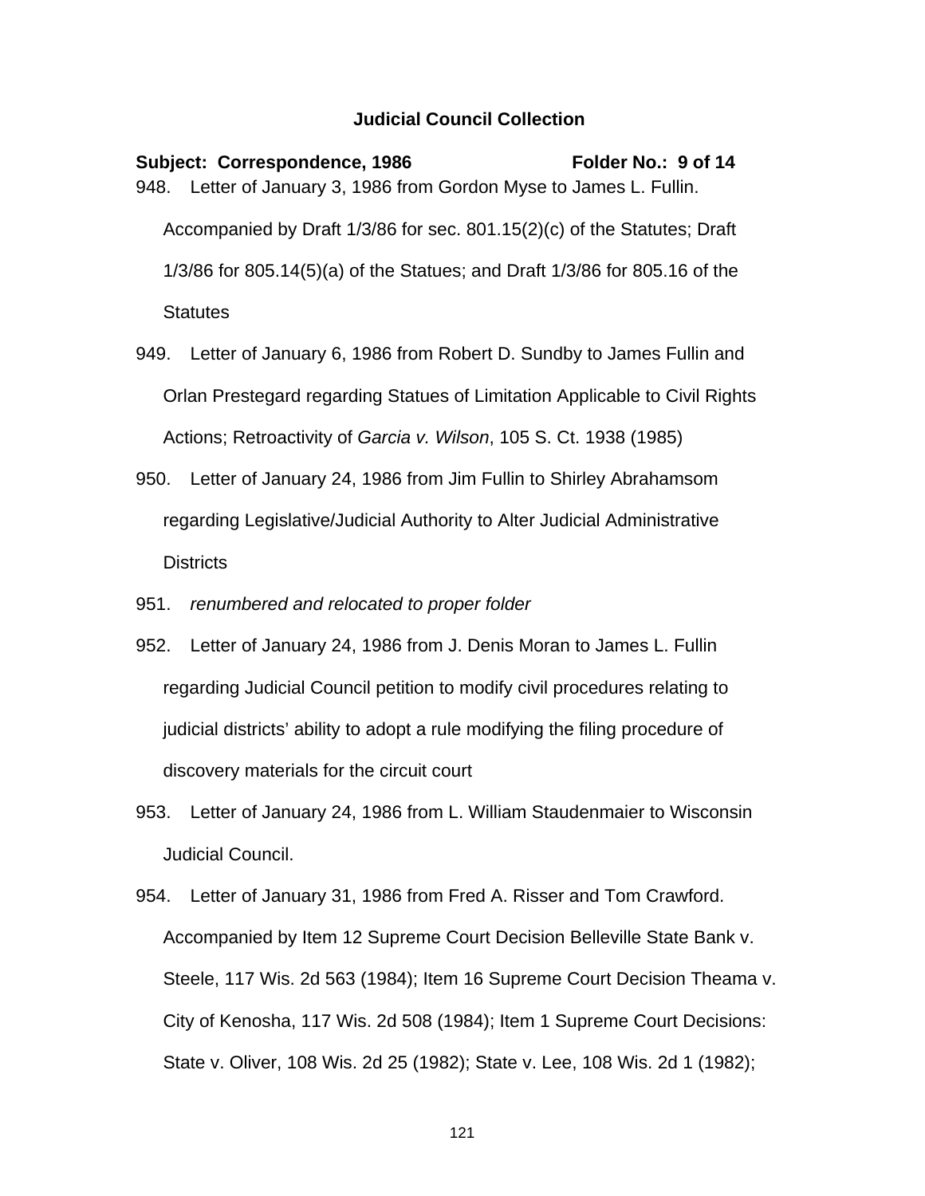**Judicial Council Collection**

**Subject: Correspondence, 1986** **Folder No.: 9 of 14**

948. Letter of January 3, 1986 from Gordon Myse to James L. Fullin. Accompanied by Draft 1/3/86 for sec. 801.15(2)(c) of the Statutes; Draft 1/3/86 for 805.14(5)(a) of the Statues; and Draft 1/3/86 for 805.16 of the Statutes

949. Letter of January 6, 1986 from Robert D. Sundby to James Fullin and Orlan Prestegard regarding Statues of Limitation Applicable to Civil Rights Actions; Retroactivity of *Garcia v. Wilson*, 105 S. Ct. 1938 (1985)

950. Letter of January 24, 1986 from Jim Fullin to Shirley Abrahamsom regarding Legislative/Judicial Authority to Alter Judicial Administrative Districts

951. *renumbered and relocated to proper folder*

952. Letter of January 24, 1986 from J. Denis Moran to James L. Fullin regarding Judicial Council petition to modify civil procedures relating to judicial districts' ability to adopt a rule modifying the filing procedure of discovery materials for the circuit court

953. Letter of January 24, 1986 from L. William Staudenmaier to Wisconsin Judicial Council.

954. Letter of January 31, 1986 from Fred A. Risser and Tom Crawford. Accompanied by Item 12 Supreme Court Decision Belleville State Bank v. Steele, 117 Wis. 2d 563 (1984); Item 16 Supreme Court Decision Theama v. City of Kenosha, 117 Wis. 2d 508 (1984); Item 1 Supreme Court Decisions: State v. Oliver, 108 Wis. 2d 25 (1982); State v. Lee, 108 Wis. 2d 1 (1982);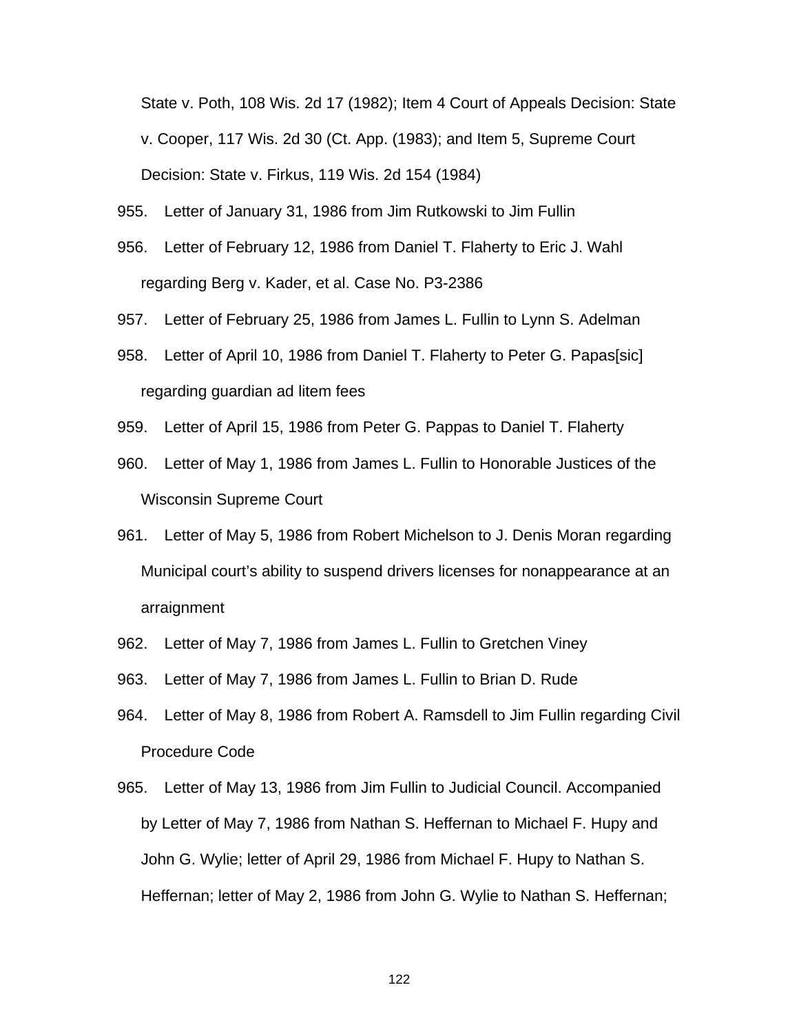State v. Poth, 108 Wis. 2d 17 (1982); Item 4 Court of Appeals Decision: State v. Cooper, 117 Wis. 2d 30 (Ct. App. (1983); and Item 5, Supreme Court Decision: State v. Firkus, 119 Wis. 2d 154 (1984)

955. Letter of January 31, 1986 from Jim Rutkowski to Jim Fullin

956. Letter of February 12, 1986 from Daniel T. Flaherty to Eric J. Wahl regarding Berg v. Kader, et al. Case No. P3-2386

957. Letter of February 25, 1986 from James L. Fullin to Lynn S. Adelman

958. Letter of April 10, 1986 from Daniel T. Flaherty to Peter G. Papas[sic] regarding guardian ad litem fees

959. Letter of April 15, 1986 from Peter G. Pappas to Daniel T. Flaherty

960. Letter of May 1, 1986 from James L. Fullin to Honorable Justices of the Wisconsin Supreme Court

961. Letter of May 5, 1986 from Robert Michelson to J. Denis Moran regarding Municipal court's ability to suspend drivers licenses for nonappearance at an arraignment

962. Letter of May 7, 1986 from James L. Fullin to Gretchen Viney

963. Letter of May 7, 1986 from James L. Fullin to Brian D. Rude

964. Letter of May 8, 1986 from Robert A. Ramsdell to Jim Fullin regarding Civil Procedure Code

965. Letter of May 13, 1986 from Jim Fullin to Judicial Council. Accompanied by Letter of May 7, 1986 from Nathan S. Heffernan to Michael F. Hupy and John G. Wylie; letter of April 29, 1986 from Michael F. Hupy to Nathan S. Heffernan; letter of May 2, 1986 from John G. Wylie to Nathan S. Heffernan;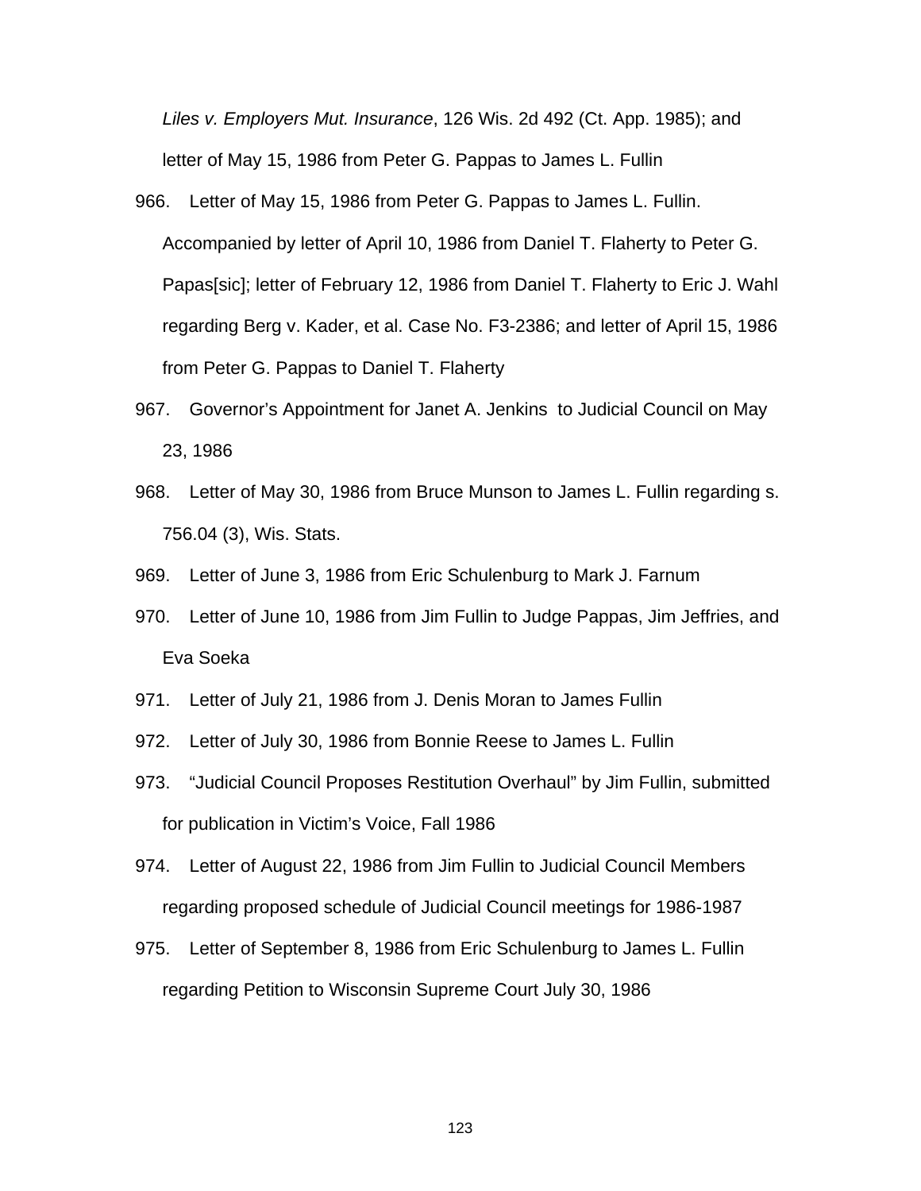*Liles v. Employers Mut. Insurance*, 126 Wis. 2d 492 (Ct. App. 1985); and letter of May 15, 1986 from Peter G. Pappas to James L. Fullin

966. Letter of May 15, 1986 from Peter G. Pappas to James L. Fullin. Accompanied by letter of April 10, 1986 from Daniel T. Flaherty to Peter G. Papas[sic]; letter of February 12, 1986 from Daniel T. Flaherty to Eric J. Wahl regarding Berg v. Kader, et al. Case No. F3-2386; and letter of April 15, 1986 from Peter G. Pappas to Daniel T. Flaherty

967. Governor's Appointment for Janet A. Jenkins to Judicial Council on May 23, 1986

968. Letter of May 30, 1986 from Bruce Munson to James L. Fullin regarding s. 756.04 (3), Wis. Stats.

969. Letter of June 3, 1986 from Eric Schulenburg to Mark J. Farnum

970. Letter of June 10, 1986 from Jim Fullin to Judge Pappas, Jim Jeffries, and Eva Soeka

971. Letter of July 21, 1986 from J. Denis Moran to James Fullin

972. Letter of July 30, 1986 from Bonnie Reese to James L. Fullin

973. "Judicial Council Proposes Restitution Overhaul" by Jim Fullin, submitted for publication in Victim's Voice, Fall 1986

974. Letter of August 22, 1986 from Jim Fullin to Judicial Council Members regarding proposed schedule of Judicial Council meetings for 1986-1987

975. Letter of September 8, 1986 from Eric Schulenburg to James L. Fullin regarding Petition to Wisconsin Supreme Court July 30, 1986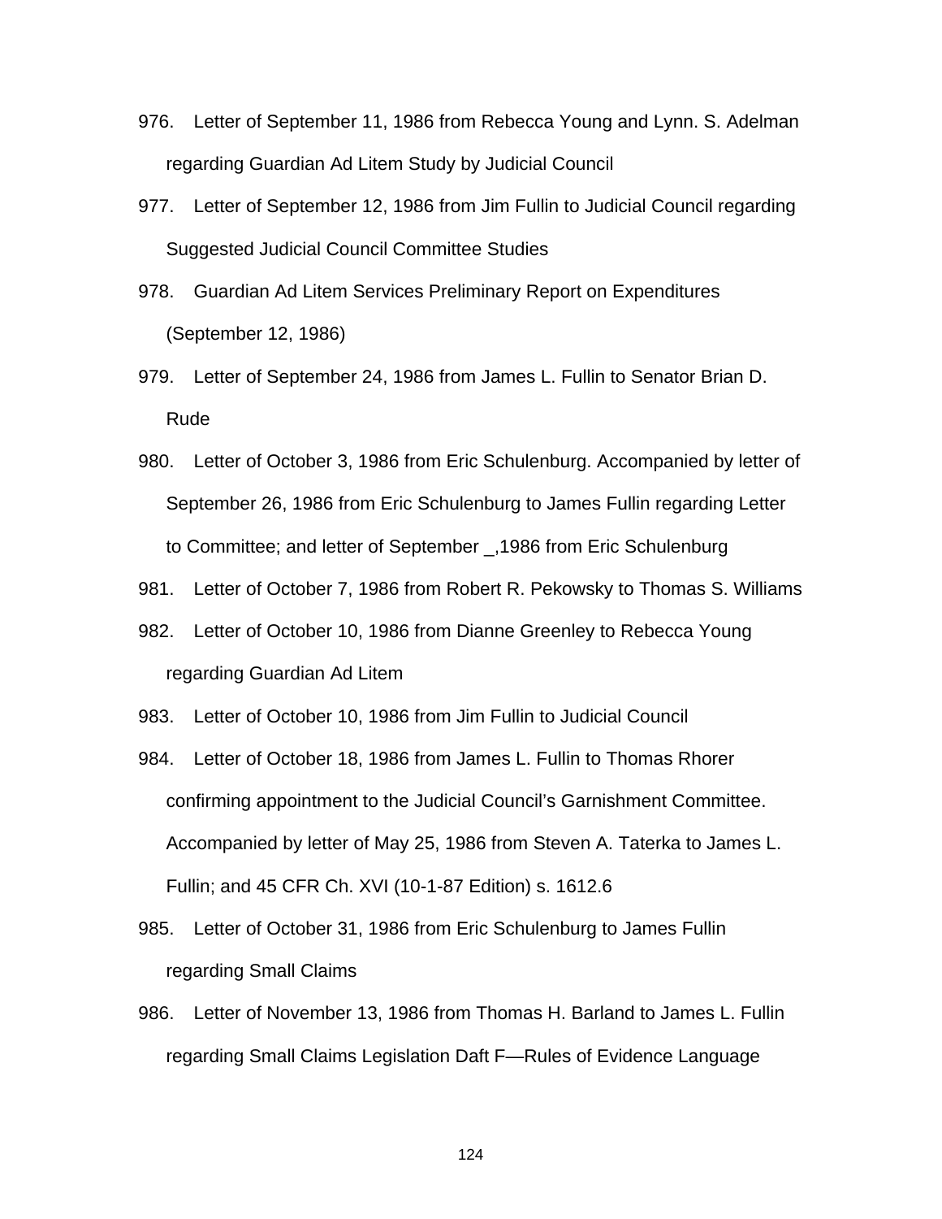976. Letter of September 11, 1986 from Rebecca Young and Lynn. S. Adelman regarding Guardian Ad Litem Study by Judicial Council

977. Letter of September 12, 1986 from Jim Fullin to Judicial Council regarding Suggested Judicial Council Committee Studies

978. Guardian Ad Litem Services Preliminary Report on Expenditures (September 12, 1986)

979. Letter of September 24, 1986 from James L. Fullin to Senator Brian D. Rude

980. Letter of October 3, 1986 from Eric Schulenburg. Accompanied by letter of September 26, 1986 from Eric Schulenburg to James Fullin regarding Letter to Committee; and letter of September _,1986 from Eric Schulenburg

981. Letter of October 7, 1986 from Robert R. Pekowsky to Thomas S. Williams

982. Letter of October 10, 1986 from Dianne Greenley to Rebecca Young regarding Guardian Ad Litem

983. Letter of October 10, 1986 from Jim Fullin to Judicial Council

984. Letter of October 18, 1986 from James L. Fullin to Thomas Rhorer confirming appointment to the Judicial Council's Garnishment Committee. Accompanied by letter of May 25, 1986 from Steven A. Taterka to James L. Fullin; and 45 CFR Ch. XVI (10-1-87 Edition) s. 1612.6

985. Letter of October 31, 1986 from Eric Schulenburg to James Fullin regarding Small Claims

986. Letter of November 13, 1986 from Thomas H. Barland to James L. Fullin regarding Small Claims Legislation Daft F—Rules of Evidence Language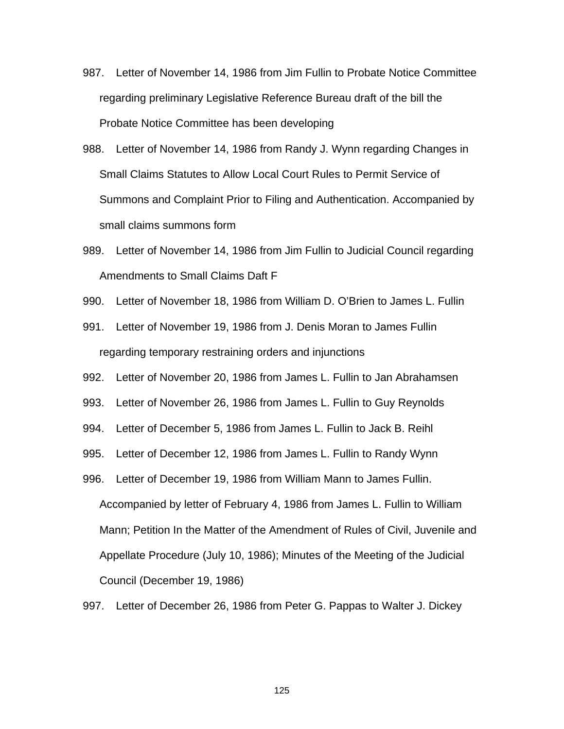987. Letter of November 14, 1986 from Jim Fullin to Probate Notice Committee regarding preliminary Legislative Reference Bureau draft of the bill the Probate Notice Committee has been developing

988. Letter of November 14, 1986 from Randy J. Wynn regarding Changes in Small Claims Statutes to Allow Local Court Rules to Permit Service of Summons and Complaint Prior to Filing and Authentication. Accompanied by small claims summons form

989. Letter of November 14, 1986 from Jim Fullin to Judicial Council regarding Amendments to Small Claims Daft F

990. Letter of November 18, 1986 from William D. O'Brien to James L. Fullin

991. Letter of November 19, 1986 from J. Denis Moran to James Fullin regarding temporary restraining orders and injunctions

992. Letter of November 20, 1986 from James L. Fullin to Jan Abrahamsen

993. Letter of November 26, 1986 from James L. Fullin to Guy Reynolds

994. Letter of December 5, 1986 from James L. Fullin to Jack B. Reihl

995. Letter of December 12, 1986 from James L. Fullin to Randy Wynn

996. Letter of December 19, 1986 from William Mann to James Fullin. Accompanied by letter of February 4, 1986 from James L. Fullin to William Mann; Petition In the Matter of the Amendment of Rules of Civil, Juvenile and Appellate Procedure (July 10, 1986); Minutes of the Meeting of the Judicial Council (December 19, 1986)

997. Letter of December 26, 1986 from Peter G. Pappas to Walter J. Dickey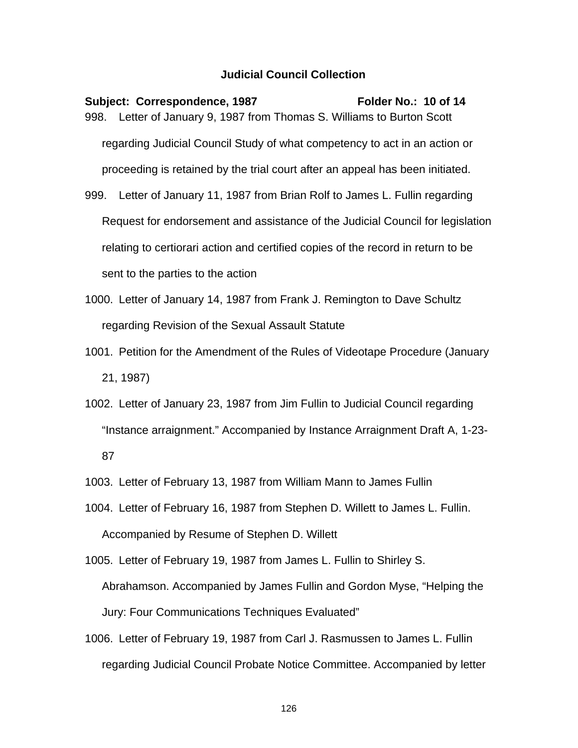**Judicial Council Collection**

**Subject: Correspondence, 1987** **Folder No.: 10 of 14**

998. Letter of January 9, 1987 from Thomas S. Williams to Burton Scott regarding Judicial Council Study of what competency to act in an action or proceeding is retained by the trial court after an appeal has been initiated.

999. Letter of January 11, 1987 from Brian Rolf to James L. Fullin regarding Request for endorsement and assistance of the Judicial Council for legislation relating to certiorari action and certified copies of the record in return to be sent to the parties to the action

1000. Letter of January 14, 1987 from Frank J. Remington to Dave Schultz regarding Revision of the Sexual Assault Statute

1001. Petition for the Amendment of the Rules of Videotape Procedure (January 21, 1987)

1002. Letter of January 23, 1987 from Jim Fullin to Judicial Council regarding "Instance arraignment." Accompanied by Instance Arraignment Draft A, 1-23-87

1003. Letter of February 13, 1987 from William Mann to James Fullin

1004. Letter of February 16, 1987 from Stephen D. Willett to James L. Fullin. Accompanied by Resume of Stephen D. Willett

1005. Letter of February 19, 1987 from James L. Fullin to Shirley S. Abrahamson. Accompanied by James Fullin and Gordon Myse, "Helping the Jury: Four Communications Techniques Evaluated"

1006. Letter of February 19, 1987 from Carl J. Rasmussen to James L. Fullin regarding Judicial Council Probate Notice Committee. Accompanied by letter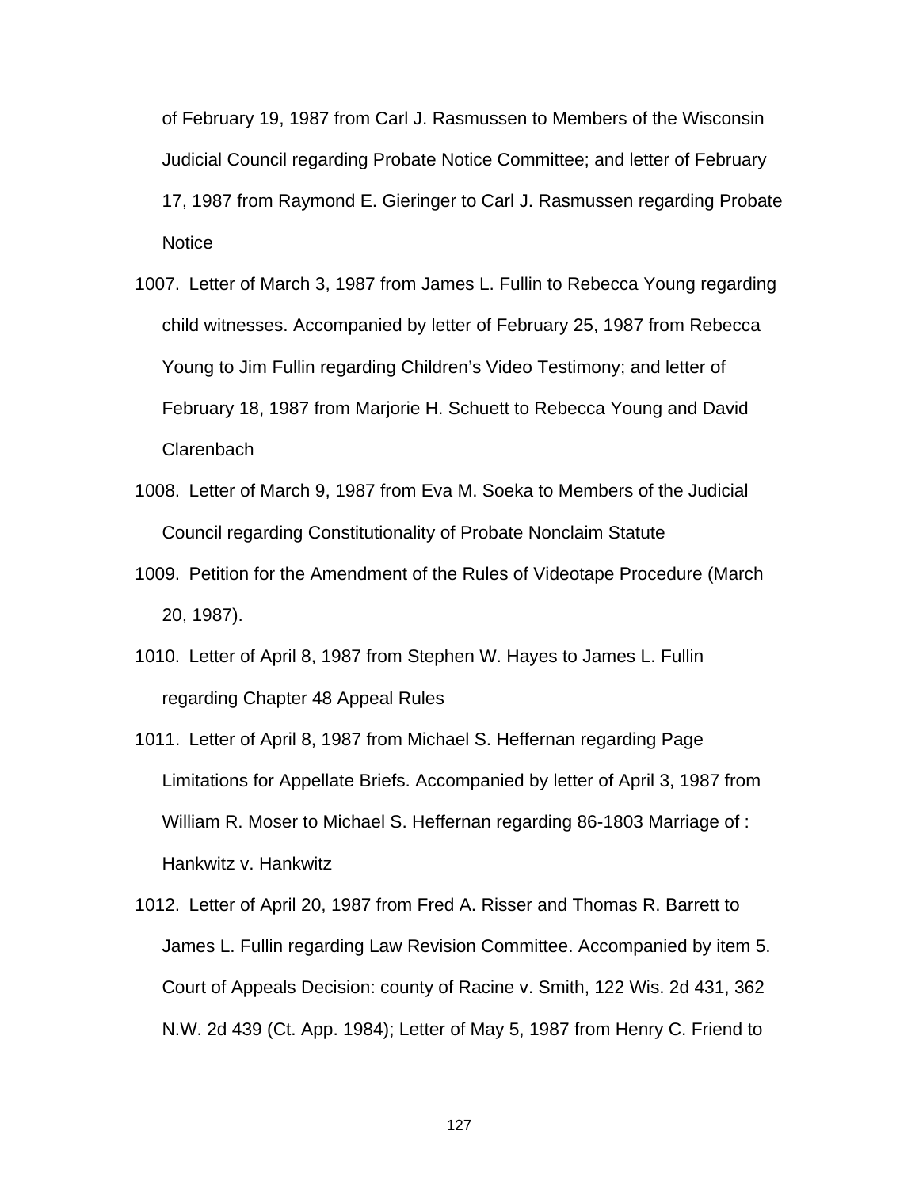of February 19, 1987 from Carl J. Rasmussen to Members of the Wisconsin Judicial Council regarding Probate Notice Committee; and letter of February 17, 1987 from Raymond E. Gieringer to Carl J. Rasmussen regarding Probate Notice

1007. Letter of March 3, 1987 from James L. Fullin to Rebecca Young regarding child witnesses. Accompanied by letter of February 25, 1987 from Rebecca Young to Jim Fullin regarding Children's Video Testimony; and letter of February 18, 1987 from Marjorie H. Schuett to Rebecca Young and David Clarenbach

1008. Letter of March 9, 1987 from Eva M. Soeka to Members of the Judicial Council regarding Constitutionality of Probate Nonclaim Statute

1009. Petition for the Amendment of the Rules of Videotape Procedure (March 20, 1987).

1010. Letter of April 8, 1987 from Stephen W. Hayes to James L. Fullin regarding Chapter 48 Appeal Rules

1011. Letter of April 8, 1987 from Michael S. Heffernan regarding Page Limitations for Appellate Briefs. Accompanied by letter of April 3, 1987 from William R. Moser to Michael S. Heffernan regarding 86-1803 Marriage of : Hankwitz v. Hankwitz

1012. Letter of April 20, 1987 from Fred A. Risser and Thomas R. Barrett to James L. Fullin regarding Law Revision Committee. Accompanied by item 5. Court of Appeals Decision: county of Racine v. Smith, 122 Wis. 2d 431, 362 N.W. 2d 439 (Ct. App. 1984); Letter of May 5, 1987 from Henry C. Friend to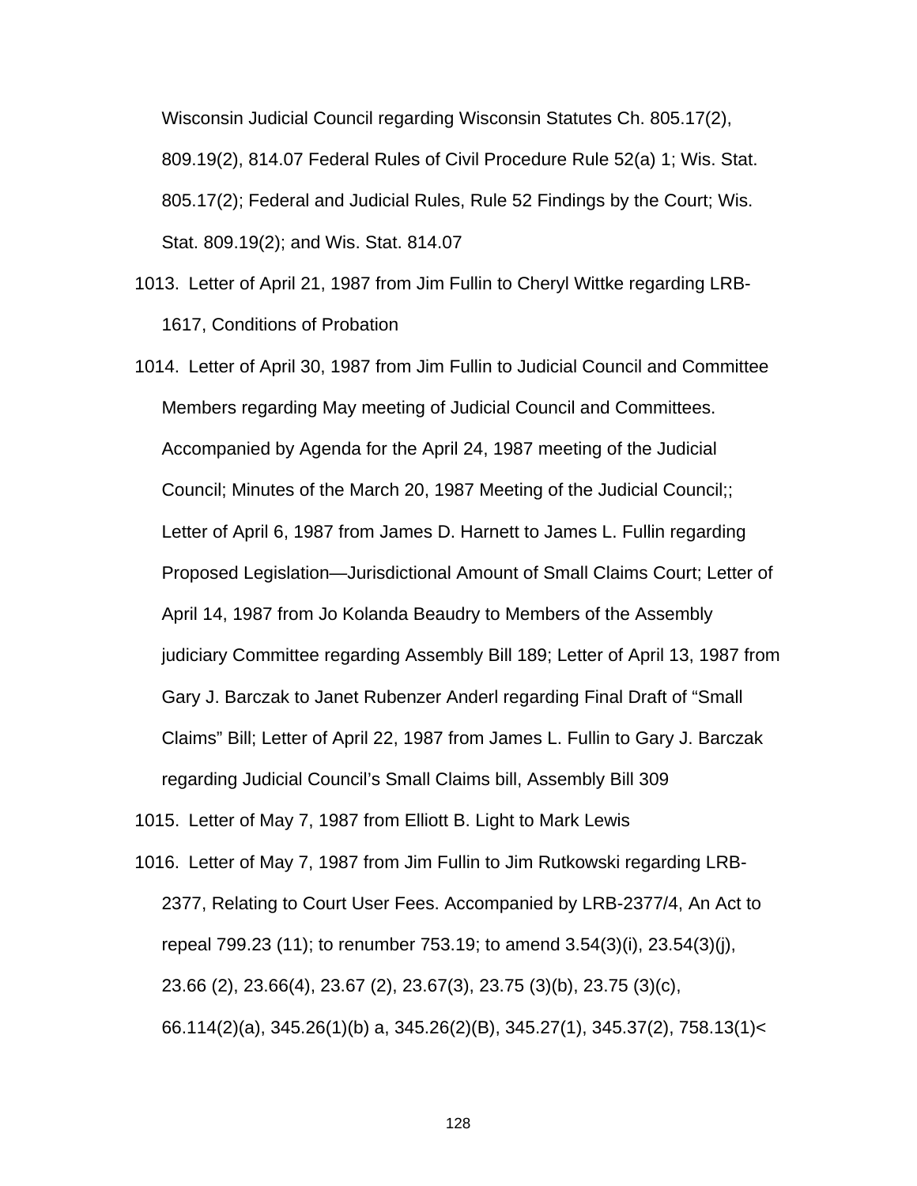Wisconsin Judicial Council regarding Wisconsin Statutes Ch. 805.17(2), 809.19(2), 814.07 Federal Rules of Civil Procedure Rule 52(a) 1; Wis. Stat. 805.17(2); Federal and Judicial Rules, Rule 52 Findings by the Court; Wis. Stat. 809.19(2); and Wis. Stat. 814.07

1013. Letter of April 21, 1987 from Jim Fullin to Cheryl Wittke regarding LRB-1617, Conditions of Probation

1014. Letter of April 30, 1987 from Jim Fullin to Judicial Council and Committee Members regarding May meeting of Judicial Council and Committees. Accompanied by Agenda for the April 24, 1987 meeting of the Judicial Council; Minutes of the March 20, 1987 Meeting of the Judicial Council;; Letter of April 6, 1987 from James D. Harnett to James L. Fullin regarding Proposed Legislation—Jurisdictional Amount of Small Claims Court; Letter of April 14, 1987 from Jo Kolanda Beaudry to Members of the Assembly judiciary Committee regarding Assembly Bill 189; Letter of April 13, 1987 from Gary J. Barczak to Janet Rubenzer Anderl regarding Final Draft of "Small Claims" Bill; Letter of April 22, 1987 from James L. Fullin to Gary J. Barczak regarding Judicial Council's Small Claims bill, Assembly Bill 309

1015. Letter of May 7, 1987 from Elliott B. Light to Mark Lewis

1016. Letter of May 7, 1987 from Jim Fullin to Jim Rutkowski regarding LRB-2377, Relating to Court User Fees. Accompanied by LRB-2377/4, An Act to repeal 799.23 (11); to renumber 753.19; to amend 3.54(3)(i), 23.54(3)(j), 23.66 (2), 23.66(4), 23.67 (2), 23.67(3), 23.75 (3)(b), 23.75 (3)(c), 66.114(2)(a), 345.26(1)(b) a, 345.26(2)(B), 345.27(1), 345.37(2), 758.13(1)<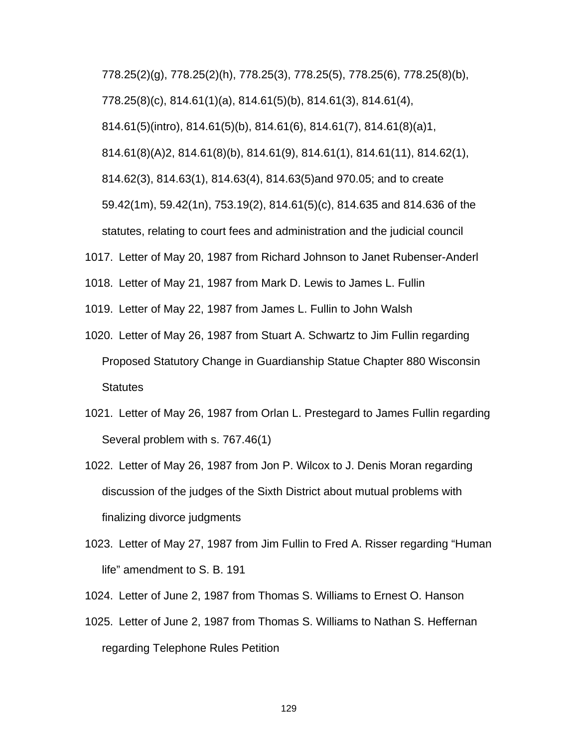778.25(2)(g), 778.25(2)(h), 778.25(3), 778.25(5), 778.25(6), 778.25(8)(b), 778.25(8)(c), 814.61(1)(a), 814.61(5)(b), 814.61(3), 814.61(4), 814.61(5)(intro), 814.61(5)(b), 814.61(6), 814.61(7), 814.61(8)(a)1, 814.61(8)(A)2, 814.61(8)(b), 814.61(9), 814.61(1), 814.61(11), 814.62(1), 814.62(3), 814.63(1), 814.63(4), 814.63(5)and 970.05; and to create 59.42(1m), 59.42(1n), 753.19(2), 814.61(5)(c), 814.635 and 814.636 of the statutes, relating to court fees and administration and the judicial council

1017. Letter of May 20, 1987 from Richard Johnson to Janet Rubenser-Anderl

1018. Letter of May 21, 1987 from Mark D. Lewis to James L. Fullin

1019. Letter of May 22, 1987 from James L. Fullin to John Walsh

1020. Letter of May 26, 1987 from Stuart A. Schwartz to Jim Fullin regarding Proposed Statutory Change in Guardianship Statue Chapter 880 Wisconsin Statutes

1021. Letter of May 26, 1987 from Orlan L. Prestegard to James Fullin regarding Several problem with s. 767.46(1)

1022. Letter of May 26, 1987 from Jon P. Wilcox to J. Denis Moran regarding discussion of the judges of the Sixth District about mutual problems with finalizing divorce judgments

1023. Letter of May 27, 1987 from Jim Fullin to Fred A. Risser regarding “Human life” amendment to S. B. 191

1024. Letter of June 2, 1987 from Thomas S. Williams to Ernest O. Hanson

1025. Letter of June 2, 1987 from Thomas S. Williams to Nathan S. Heffernan regarding Telephone Rules Petition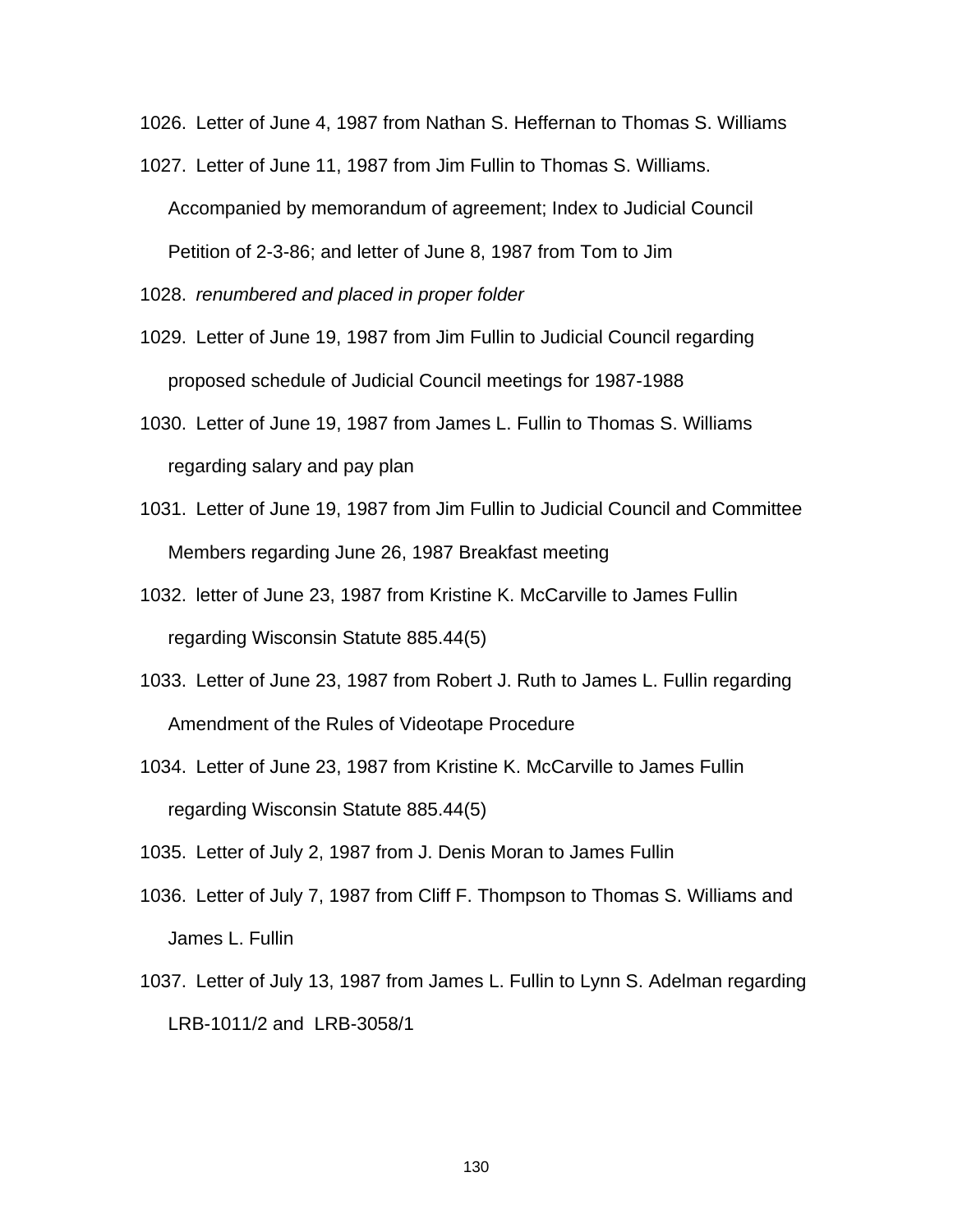1026. Letter of June 4, 1987 from Nathan S. Heffernan to Thomas S. Williams

1027. Letter of June 11, 1987 from Jim Fullin to Thomas S. Williams. Accompanied by memorandum of agreement; Index to Judicial Council Petition of 2-3-86; and letter of June 8, 1987 from Tom to Jim

1028. *renumbered and placed in proper folder*

1029. Letter of June 19, 1987 from Jim Fullin to Judicial Council regarding proposed schedule of Judicial Council meetings for 1987-1988

1030. Letter of June 19, 1987 from James L. Fullin to Thomas S. Williams regarding salary and pay plan

1031. Letter of June 19, 1987 from Jim Fullin to Judicial Council and Committee Members regarding June 26, 1987 Breakfast meeting

1032. letter of June 23, 1987 from Kristine K. McCarville to James Fullin regarding Wisconsin Statute 885.44(5)

1033. Letter of June 23, 1987 from Robert J. Ruth to James L. Fullin regarding Amendment of the Rules of Videotape Procedure

1034. Letter of June 23, 1987 from Kristine K. McCarville to James Fullin regarding Wisconsin Statute 885.44(5)

1035. Letter of July 2, 1987 from J. Denis Moran to James Fullin

1036. Letter of July 7, 1987 from Cliff F. Thompson to Thomas S. Williams and James L. Fullin

1037. Letter of July 13, 1987 from James L. Fullin to Lynn S. Adelman regarding LRB-1011/2 and LRB-3058/1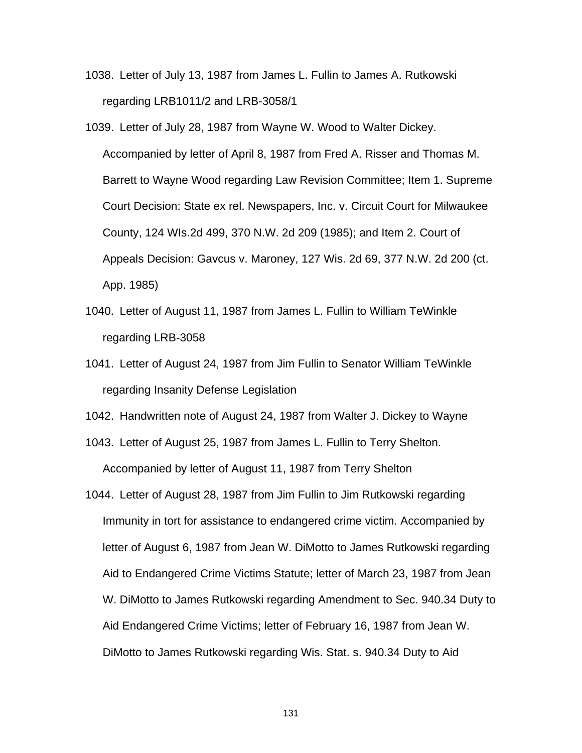1038. Letter of July 13, 1987 from James L. Fullin to James A. Rutkowski regarding LRB1011/2 and LRB-3058/1

1039. Letter of July 28, 1987 from Wayne W. Wood to Walter Dickey. Accompanied by letter of April 8, 1987 from Fred A. Risser and Thomas M. Barrett to Wayne Wood regarding Law Revision Committee; Item 1. Supreme Court Decision: State ex rel. Newspapers, Inc. v. Circuit Court for Milwaukee County, 124 WIs.2d 499, 370 N.W. 2d 209 (1985); and Item 2. Court of Appeals Decision: Gavcus v. Maroney, 127 Wis. 2d 69, 377 N.W. 2d 200 (ct. App. 1985)

1040. Letter of August 11, 1987 from James L. Fullin to William TeWinkle regarding LRB-3058

1041. Letter of August 24, 1987 from Jim Fullin to Senator William TeWinkle regarding Insanity Defense Legislation

1042. Handwritten note of August 24, 1987 from Walter J. Dickey to Wayne

1043. Letter of August 25, 1987 from James L. Fullin to Terry Shelton. Accompanied by letter of August 11, 1987 from Terry Shelton

1044. Letter of August 28, 1987 from Jim Fullin to Jim Rutkowski regarding Immunity in tort for assistance to endangered crime victim. Accompanied by letter of August 6, 1987 from Jean W. DiMotto to James Rutkowski regarding Aid to Endangered Crime Victims Statute; letter of March 23, 1987 from Jean W. DiMotto to James Rutkowski regarding Amendment to Sec. 940.34 Duty to Aid Endangered Crime Victims; letter of February 16, 1987 from Jean W. DiMotto to James Rutkowski regarding Wis. Stat. s. 940.34 Duty to Aid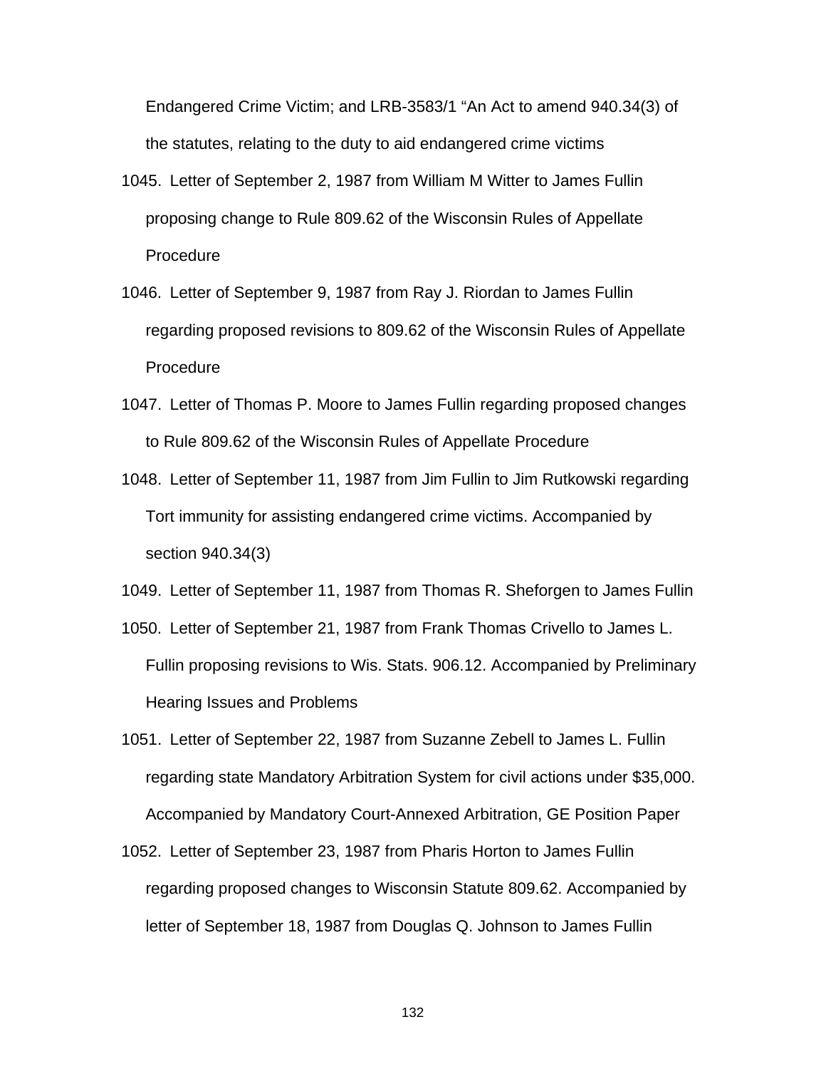Endangered Crime Victim; and LRB-3583/1 “An Act to amend 940.34(3) of the statutes, relating to the duty to aid endangered crime victims

1045. Letter of September 2, 1987 from William M Witter to James Fullin proposing change to Rule 809.62 of the Wisconsin Rules of Appellate Procedure

1046. Letter of September 9, 1987 from Ray J. Riordan to James Fullin regarding proposed revisions to 809.62 of the Wisconsin Rules of Appellate Procedure

1047. Letter of Thomas P. Moore to James Fullin regarding proposed changes to Rule 809.62 of the Wisconsin Rules of Appellate Procedure

1048. Letter of September 11, 1987 from Jim Fullin to Jim Rutkowski regarding Tort immunity for assisting endangered crime victims. Accompanied by section 940.34(3)

1049. Letter of September 11, 1987 from Thomas R. Sheforgen to James Fullin

1050. Letter of September 21, 1987 from Frank Thomas Crivello to James L. Fullin proposing revisions to Wis. Stats. 906.12. Accompanied by Preliminary Hearing Issues and Problems

1051. Letter of September 22, 1987 from Suzanne Zebell to James L. Fullin regarding state Mandatory Arbitration System for civil actions under $35,000. Accompanied by Mandatory Court-Annexed Arbitration, GE Position Paper

1052. Letter of September 23, 1987 from Pharis Horton to James Fullin regarding proposed changes to Wisconsin Statute 809.62. Accompanied by letter of September 18, 1987 from Douglas Q. Johnson to James Fullin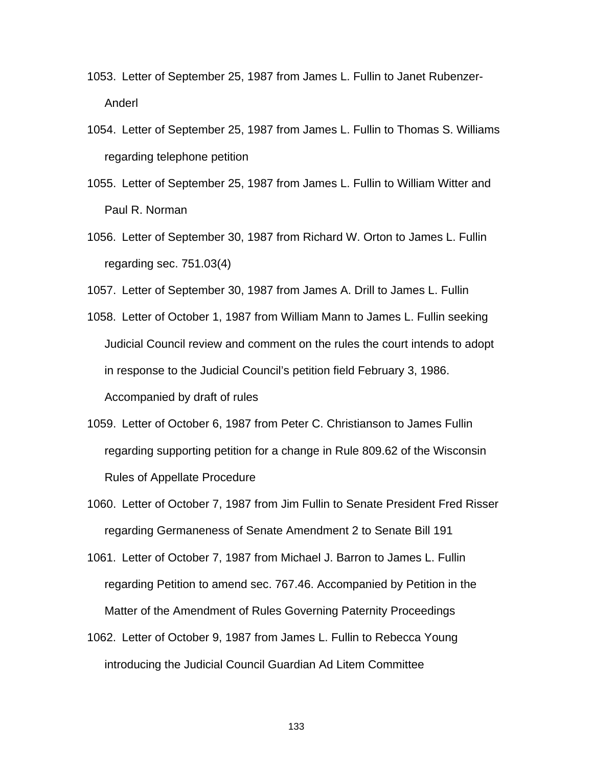1053. Letter of September 25, 1987 from James L. Fullin to Janet Rubenzer-Anderl

1054. Letter of September 25, 1987 from James L. Fullin to Thomas S. Williams regarding telephone petition

1055. Letter of September 25, 1987 from James L. Fullin to William Witter and Paul R. Norman

1056. Letter of September 30, 1987 from Richard W. Orton to James L. Fullin regarding sec. 751.03(4)

1057. Letter of September 30, 1987 from James A. Drill to James L. Fullin

1058. Letter of October 1, 1987 from William Mann to James L. Fullin seeking Judicial Council review and comment on the rules the court intends to adopt in response to the Judicial Council's petition field February 3, 1986. Accompanied by draft of rules

1059. Letter of October 6, 1987 from Peter C. Christianson to James Fullin regarding supporting petition for a change in Rule 809.62 of the Wisconsin Rules of Appellate Procedure

1060. Letter of October 7, 1987 from Jim Fullin to Senate President Fred Risser regarding Germaneness of Senate Amendment 2 to Senate Bill 191

1061. Letter of October 7, 1987 from Michael J. Barron to James L. Fullin regarding Petition to amend sec. 767.46. Accompanied by Petition in the Matter of the Amendment of Rules Governing Paternity Proceedings

1062. Letter of October 9, 1987 from James L. Fullin to Rebecca Young introducing the Judicial Council Guardian Ad Litem Committee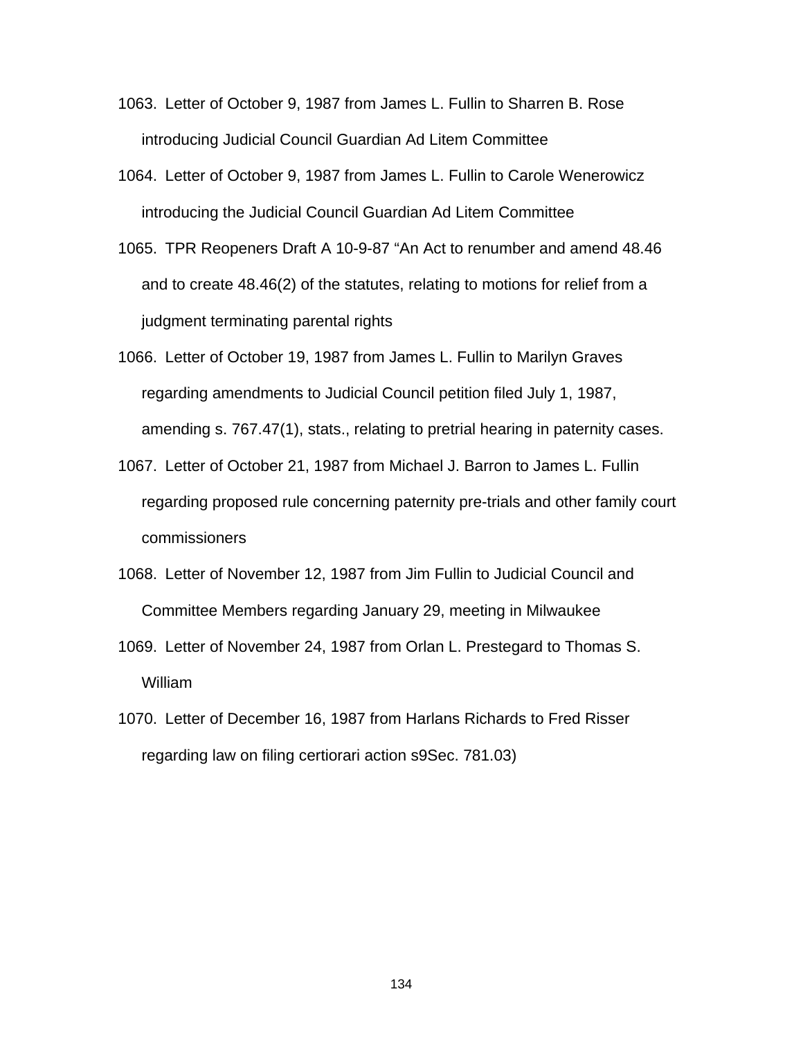1063. Letter of October 9, 1987 from James L. Fullin to Sharren B. Rose introducing Judicial Council Guardian Ad Litem Committee

1064. Letter of October 9, 1987 from James L. Fullin to Carole Wenerowicz introducing the Judicial Council Guardian Ad Litem Committee

1065. TPR Reopeners Draft A 10-9-87 "An Act to renumber and amend 48.46 and to create 48.46(2) of the statutes, relating to motions for relief from a judgment terminating parental rights

1066. Letter of October 19, 1987 from James L. Fullin to Marilyn Graves regarding amendments to Judicial Council petition filed July 1, 1987, amending s. 767.47(1), stats., relating to pretrial hearing in paternity cases.

1067. Letter of October 21, 1987 from Michael J. Barron to James L. Fullin regarding proposed rule concerning paternity pre-trials and other family court commissioners

1068. Letter of November 12, 1987 from Jim Fullin to Judicial Council and Committee Members regarding January 29, meeting in Milwaukee

1069. Letter of November 24, 1987 from Orlan L. Prestegard to Thomas S. William

1070. Letter of December 16, 1987 from Harlans Richards to Fred Risser regarding law on filing certiorari action s9Sec. 781.03)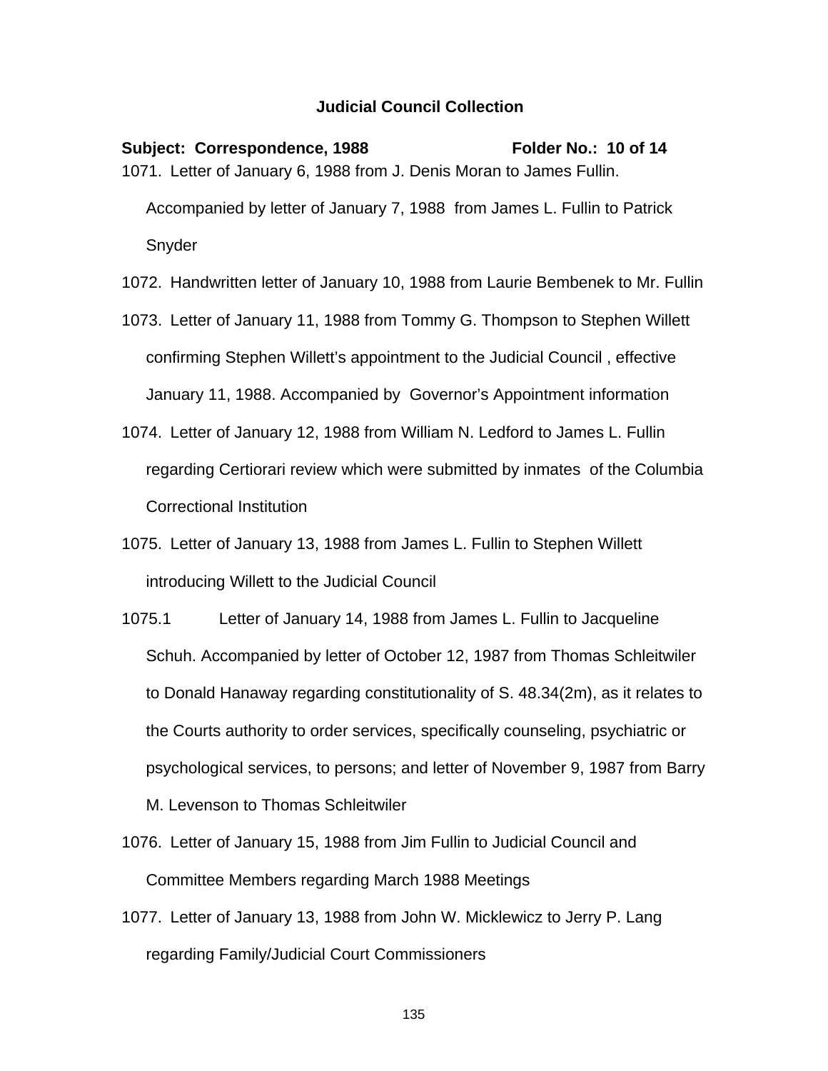**Judicial Council Collection**

**Subject: Correspondence, 1988** **Folder No.: 10 of 14**

1071. Letter of January 6, 1988 from J. Denis Moran to James Fullin. Accompanied by letter of January 7, 1988 from James L. Fullin to Patrick Snyder

1072. Handwritten letter of January 10, 1988 from Laurie Bembenek to Mr. Fullin

1073. Letter of January 11, 1988 from Tommy G. Thompson to Stephen Willett confirming Stephen Willett's appointment to the Judicial Council , effective January 11, 1988. Accompanied by Governor's Appointment information

1074. Letter of January 12, 1988 from William N. Ledford to James L. Fullin regarding Certiorari review which were submitted by inmates of the Columbia Correctional Institution

1075. Letter of January 13, 1988 from James L. Fullin to Stephen Willett introducing Willett to the Judicial Council

1075.1 Letter of January 14, 1988 from James L. Fullin to Jacqueline Schuh. Accompanied by letter of October 12, 1987 from Thomas Schleitwiler to Donald Hanaway regarding constitutionality of S. 48.34(2m), as it relates to the Courts authority to order services, specifically counseling, psychiatric or psychological services, to persons; and letter of November 9, 1987 from Barry M. Levenson to Thomas Schleitwiler

1076. Letter of January 15, 1988 from Jim Fullin to Judicial Council and Committee Members regarding March 1988 Meetings

1077. Letter of January 13, 1988 from John W. Micklewicz to Jerry P. Lang regarding Family/Judicial Court Commissioners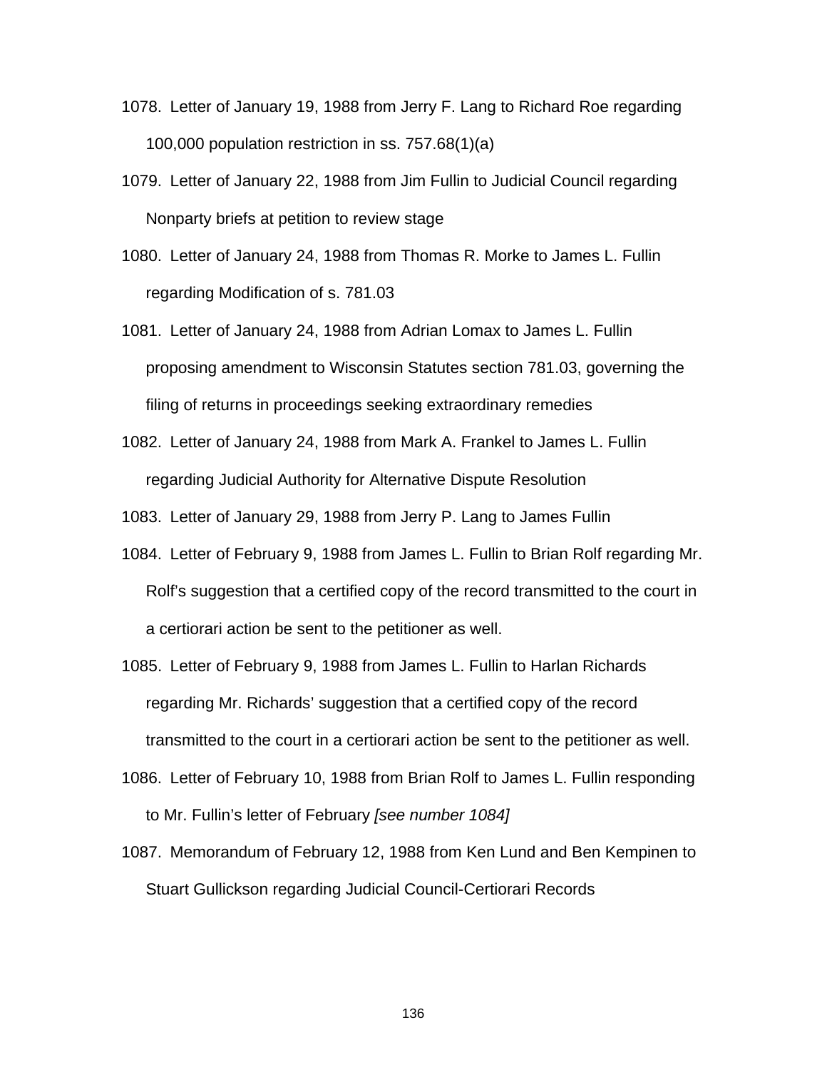1078. Letter of January 19, 1988 from Jerry F. Lang to Richard Roe regarding 100,000 population restriction in ss. 757.68(1)(a)

1079. Letter of January 22, 1988 from Jim Fullin to Judicial Council regarding Nonparty briefs at petition to review stage

1080. Letter of January 24, 1988 from Thomas R. Morke to James L. Fullin regarding Modification of s. 781.03

1081. Letter of January 24, 1988 from Adrian Lomax to James L. Fullin proposing amendment to Wisconsin Statutes section 781.03, governing the filing of returns in proceedings seeking extraordinary remedies

1082. Letter of January 24, 1988 from Mark A. Frankel to James L. Fullin regarding Judicial Authority for Alternative Dispute Resolution

1083. Letter of January 29, 1988 from Jerry P. Lang to James Fullin

1084. Letter of February 9, 1988 from James L. Fullin to Brian Rolf regarding Mr. Rolf's suggestion that a certified copy of the record transmitted to the court in a certiorari action be sent to the petitioner as well.

1085. Letter of February 9, 1988 from James L. Fullin to Harlan Richards regarding Mr. Richards' suggestion that a certified copy of the record transmitted to the court in a certiorari action be sent to the petitioner as well.

1086. Letter of February 10, 1988 from Brian Rolf to James L. Fullin responding to Mr. Fullin's letter of February *[see number 1084]*

1087. Memorandum of February 12, 1988 from Ken Lund and Ben Kempinen to Stuart Gullickson regarding Judicial Council-Certiorari Records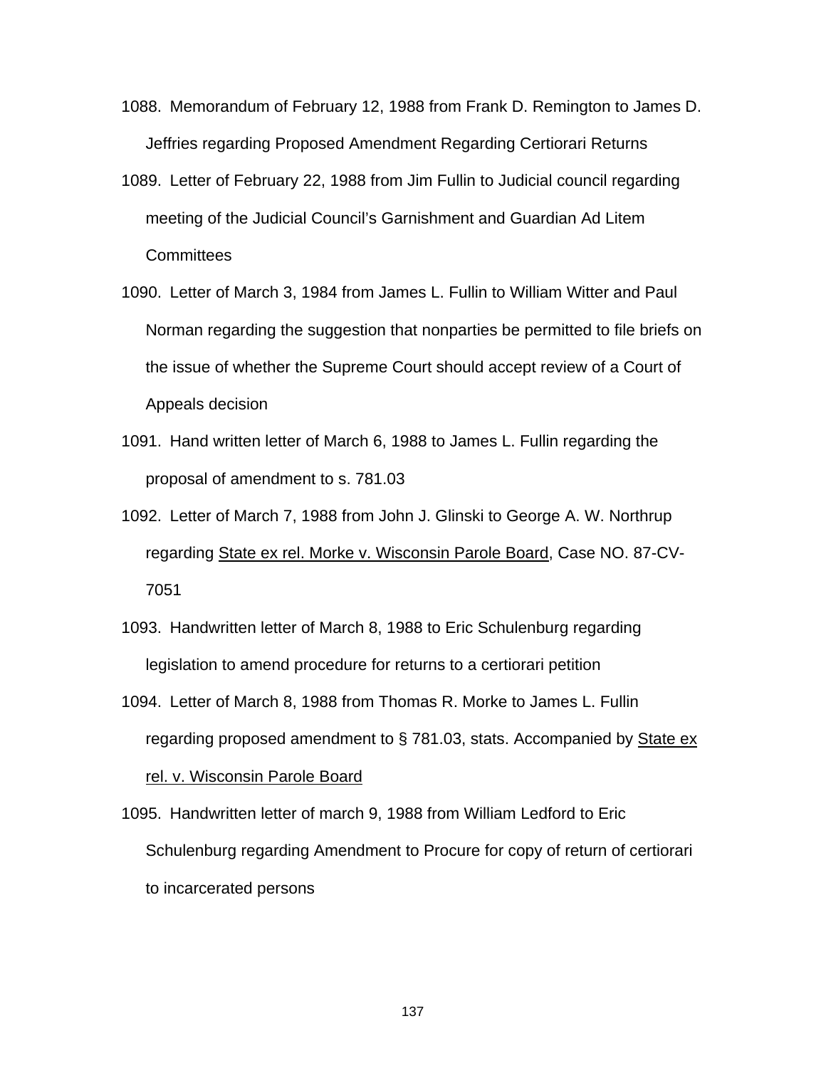1088. Memorandum of February 12, 1988 from Frank D. Remington to James D. Jeffries regarding Proposed Amendment Regarding Certiorari Returns

1089. Letter of February 22, 1988 from Jim Fullin to Judicial council regarding meeting of the Judicial Council's Garnishment and Guardian Ad Litem Committees

1090. Letter of March 3, 1984 from James L. Fullin to William Witter and Paul Norman regarding the suggestion that nonparties be permitted to file briefs on the issue of whether the Supreme Court should accept review of a Court of Appeals decision

1091. Hand written letter of March 6, 1988 to James L. Fullin regarding the proposal of amendment to s. 781.03

1092. Letter of March 7, 1988 from John J. Glinski to George A. W. Northrup regarding <u>State ex rel. Morke v. Wisconsin Parole Board</u>, Case NO. 87-CV-7051

1093. Handwritten letter of March 8, 1988 to Eric Schulenburg regarding legislation to amend procedure for returns to a certiorari petition

1094. Letter of March 8, 1988 from Thomas R. Morke to James L. Fullin regarding proposed amendment to § 781.03, stats. Accompanied by <u>State ex rel. v. Wisconsin Parole Board</u>

1095. Handwritten letter of march 9, 1988 from William Ledford to Eric Schulenburg regarding Amendment to Procure for copy of return of certiorari to incarcerated persons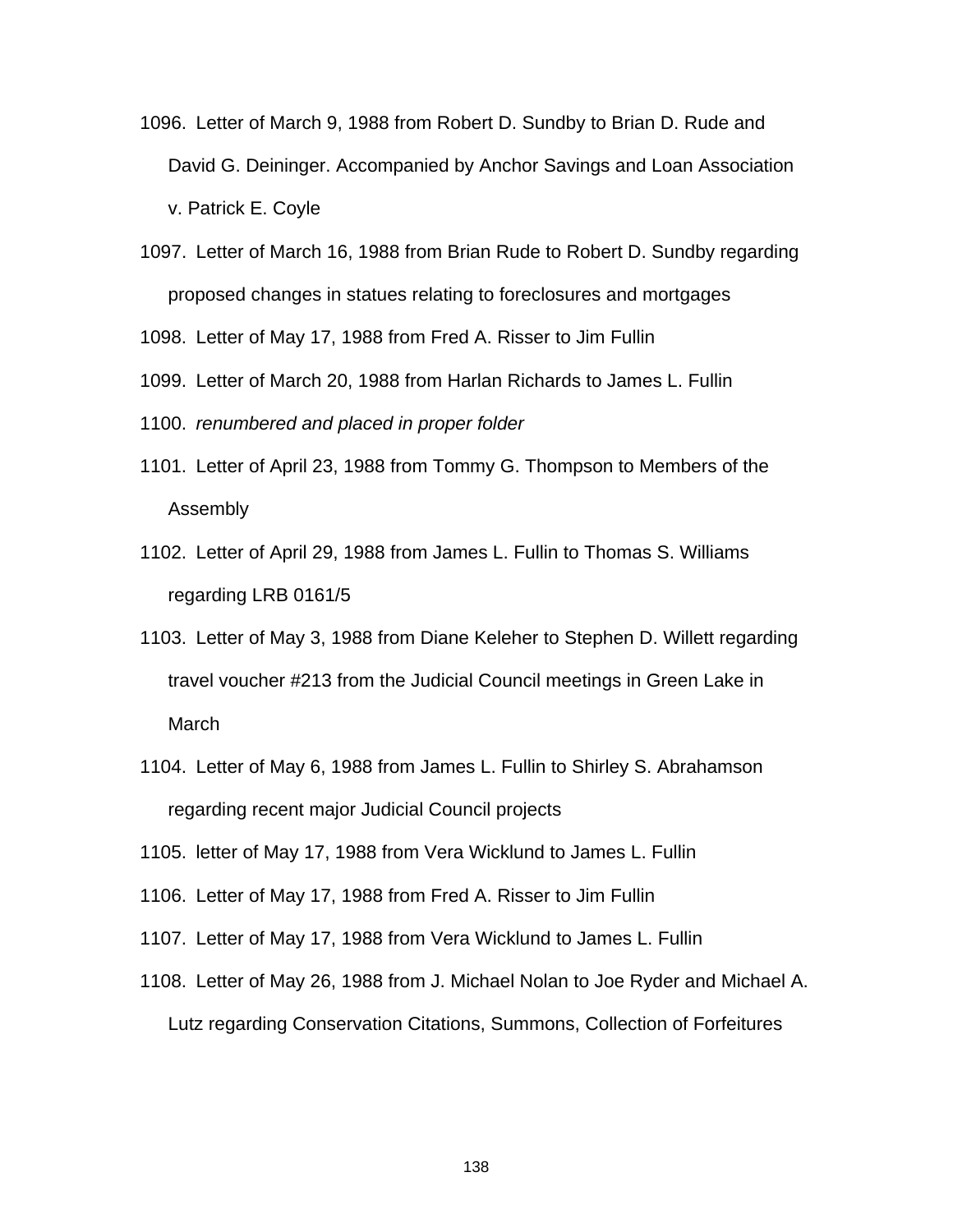1096. Letter of March 9, 1988 from Robert D. Sundby to Brian D. Rude and David G. Deininger. Accompanied by Anchor Savings and Loan Association v. Patrick E. Coyle

1097. Letter of March 16, 1988 from Brian Rude to Robert D. Sundby regarding proposed changes in statues relating to foreclosures and mortgages

1098. Letter of May 17, 1988 from Fred A. Risser to Jim Fullin

1099. Letter of March 20, 1988 from Harlan Richards to James L. Fullin

1100. *renumbered and placed in proper folder*

1101. Letter of April 23, 1988 from Tommy G. Thompson to Members of the Assembly

1102. Letter of April 29, 1988 from James L. Fullin to Thomas S. Williams regarding LRB 0161/5

1103. Letter of May 3, 1988 from Diane Keleher to Stephen D. Willett regarding travel voucher #213 from the Judicial Council meetings in Green Lake in March

1104. Letter of May 6, 1988 from James L. Fullin to Shirley S. Abrahamson regarding recent major Judicial Council projects

1105. letter of May 17, 1988 from Vera Wicklund to James L. Fullin

1106. Letter of May 17, 1988 from Fred A. Risser to Jim Fullin

1107. Letter of May 17, 1988 from Vera Wicklund to James L. Fullin

1108. Letter of May 26, 1988 from J. Michael Nolan to Joe Ryder and Michael A. Lutz regarding Conservation Citations, Summons, Collection of Forfeitures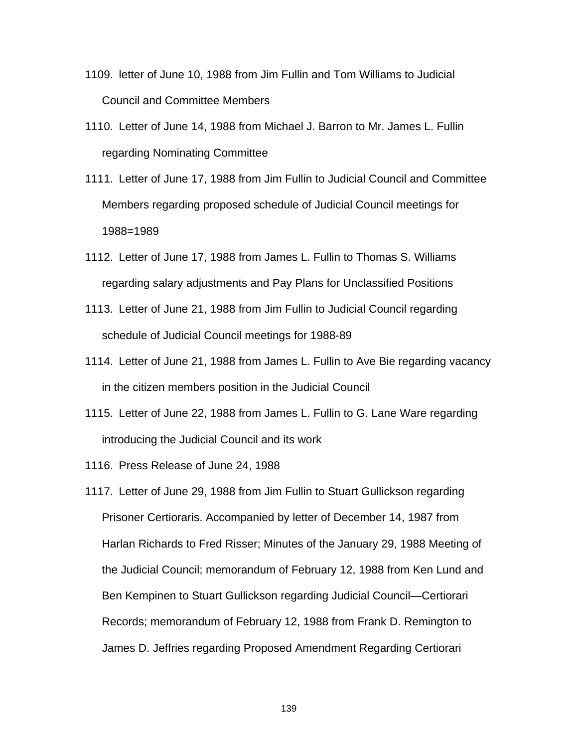1109. letter of June 10, 1988 from Jim Fullin and Tom Williams to Judicial Council and Committee Members

1110. Letter of June 14, 1988 from Michael J. Barron to Mr. James L. Fullin regarding Nominating Committee

1111. Letter of June 17, 1988 from Jim Fullin to Judicial Council and Committee Members regarding proposed schedule of Judicial Council meetings for 1988=1989

1112. Letter of June 17, 1988 from James L. Fullin to Thomas S. Williams regarding salary adjustments and Pay Plans for Unclassified Positions

1113. Letter of June 21, 1988 from Jim Fullin to Judicial Council regarding schedule of Judicial Council meetings for 1988-89

1114. Letter of June 21, 1988 from James L. Fullin to Ave Bie regarding vacancy in the citizen members position in the Judicial Council

1115. Letter of June 22, 1988 from James L. Fullin to G. Lane Ware regarding introducing the Judicial Council and its work

1116. Press Release of June 24, 1988

1117. Letter of June 29, 1988 from Jim Fullin to Stuart Gullickson regarding Prisoner Certioraris. Accompanied by letter of December 14, 1987 from Harlan Richards to Fred Risser; Minutes of the January 29, 1988 Meeting of the Judicial Council; memorandum of February 12, 1988 from Ken Lund and Ben Kempinen to Stuart Gullickson regarding Judicial Council—Certiorari Records; memorandum of February 12, 1988 from Frank D. Remington to James D. Jeffries regarding Proposed Amendment Regarding Certiorari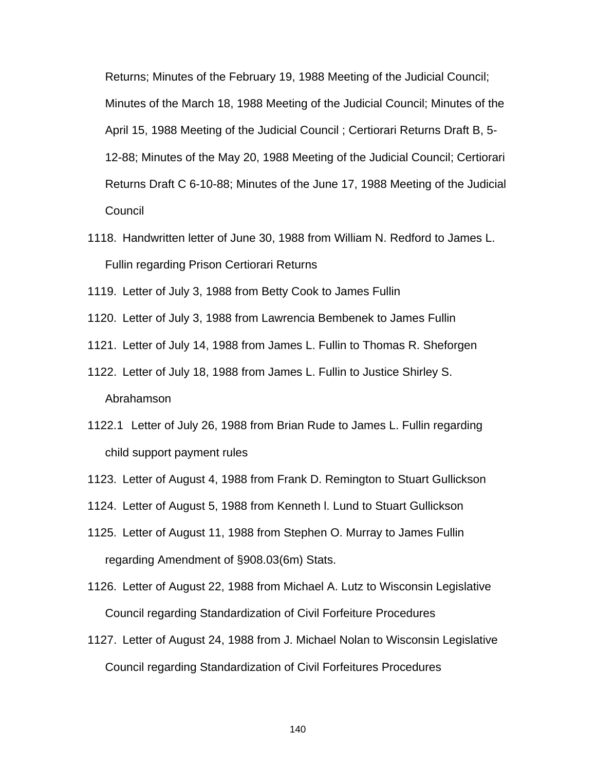Returns; Minutes of the February 19, 1988 Meeting of the Judicial Council; Minutes of the March 18, 1988 Meeting of the Judicial Council; Minutes of the April 15, 1988 Meeting of the Judicial Council ; Certiorari Returns Draft B, 5-12-88; Minutes of the May 20, 1988 Meeting of the Judicial Council; Certiorari Returns Draft C 6-10-88; Minutes of the June 17, 1988 Meeting of the Judicial Council

1118. Handwritten letter of June 30, 1988 from William N. Redford to James L. Fullin regarding Prison Certiorari Returns

1119. Letter of July 3, 1988 from Betty Cook to James Fullin

1120. Letter of July 3, 1988 from Lawrencia Bembenek to James Fullin

1121. Letter of July 14, 1988 from James L. Fullin to Thomas R. Sheforgen

1122. Letter of July 18, 1988 from James L. Fullin to Justice Shirley S. Abrahamson

1122.1 Letter of July 26, 1988 from Brian Rude to James L. Fullin regarding child support payment rules

1123. Letter of August 4, 1988 from Frank D. Remington to Stuart Gullickson

1124. Letter of August 5, 1988 from Kenneth l. Lund to Stuart Gullickson

1125. Letter of August 11, 1988 from Stephen O. Murray to James Fullin regarding Amendment of §908.03(6m) Stats.

1126. Letter of August 22, 1988 from Michael A. Lutz to Wisconsin Legislative Council regarding Standardization of Civil Forfeiture Procedures

1127. Letter of August 24, 1988 from J. Michael Nolan to Wisconsin Legislative Council regarding Standardization of Civil Forfeitures Procedures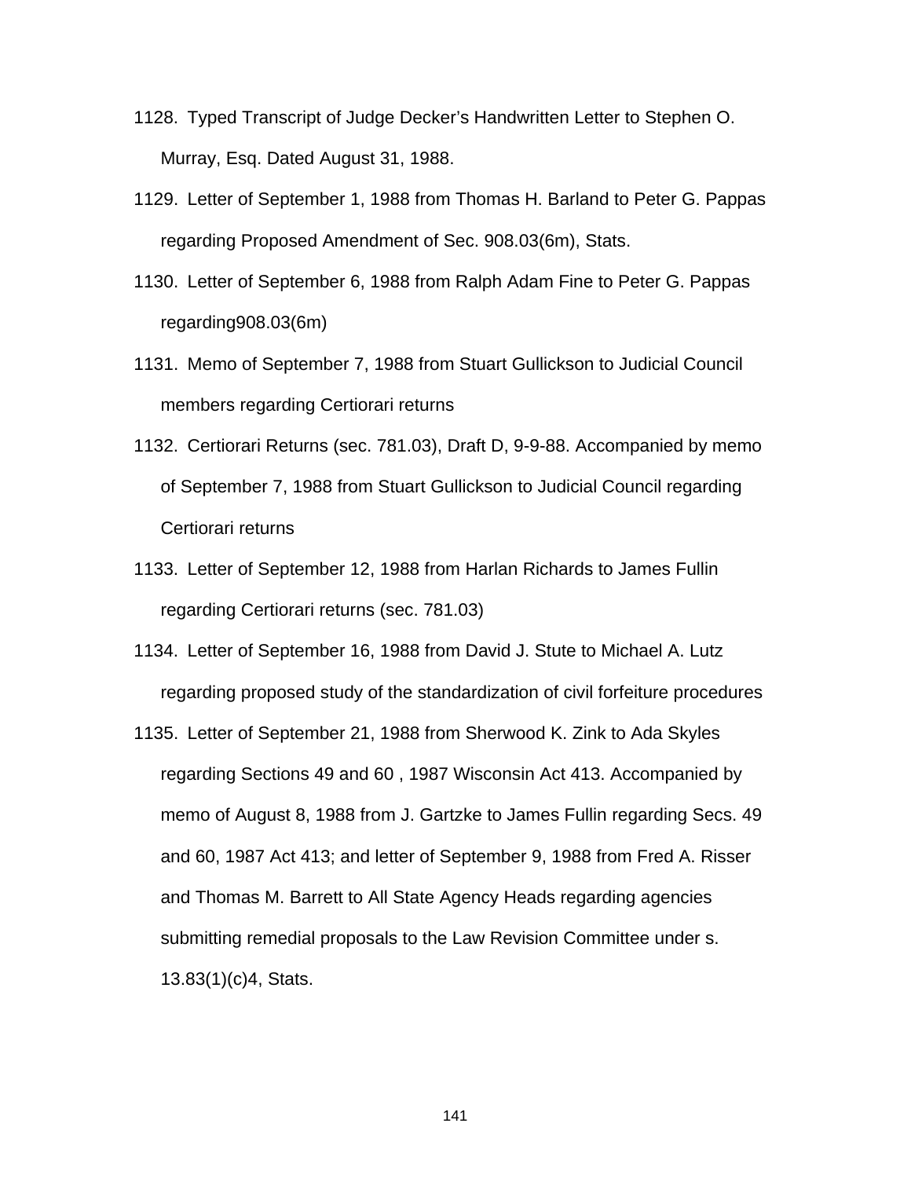1128. Typed Transcript of Judge Decker's Handwritten Letter to Stephen O. Murray, Esq. Dated August 31, 1988.

1129. Letter of September 1, 1988 from Thomas H. Barland to Peter G. Pappas regarding Proposed Amendment of Sec. 908.03(6m), Stats.

1130. Letter of September 6, 1988 from Ralph Adam Fine to Peter G. Pappas regarding908.03(6m)

1131. Memo of September 7, 1988 from Stuart Gullickson to Judicial Council members regarding Certiorari returns

1132. Certiorari Returns (sec. 781.03), Draft D, 9-9-88. Accompanied by memo of September 7, 1988 from Stuart Gullickson to Judicial Council regarding Certiorari returns

1133. Letter of September 12, 1988 from Harlan Richards to James Fullin regarding Certiorari returns (sec. 781.03)

1134. Letter of September 16, 1988 from David J. Stute to Michael A. Lutz regarding proposed study of the standardization of civil forfeiture procedures

1135. Letter of September 21, 1988 from Sherwood K. Zink to Ada Skyles regarding Sections 49 and 60 , 1987 Wisconsin Act 413. Accompanied by memo of August 8, 1988 from J. Gartzke to James Fullin regarding Secs. 49 and 60, 1987 Act 413; and letter of September 9, 1988 from Fred A. Risser and Thomas M. Barrett to All State Agency Heads regarding agencies submitting remedial proposals to the Law Revision Committee under s. 13.83(1)(c)4, Stats.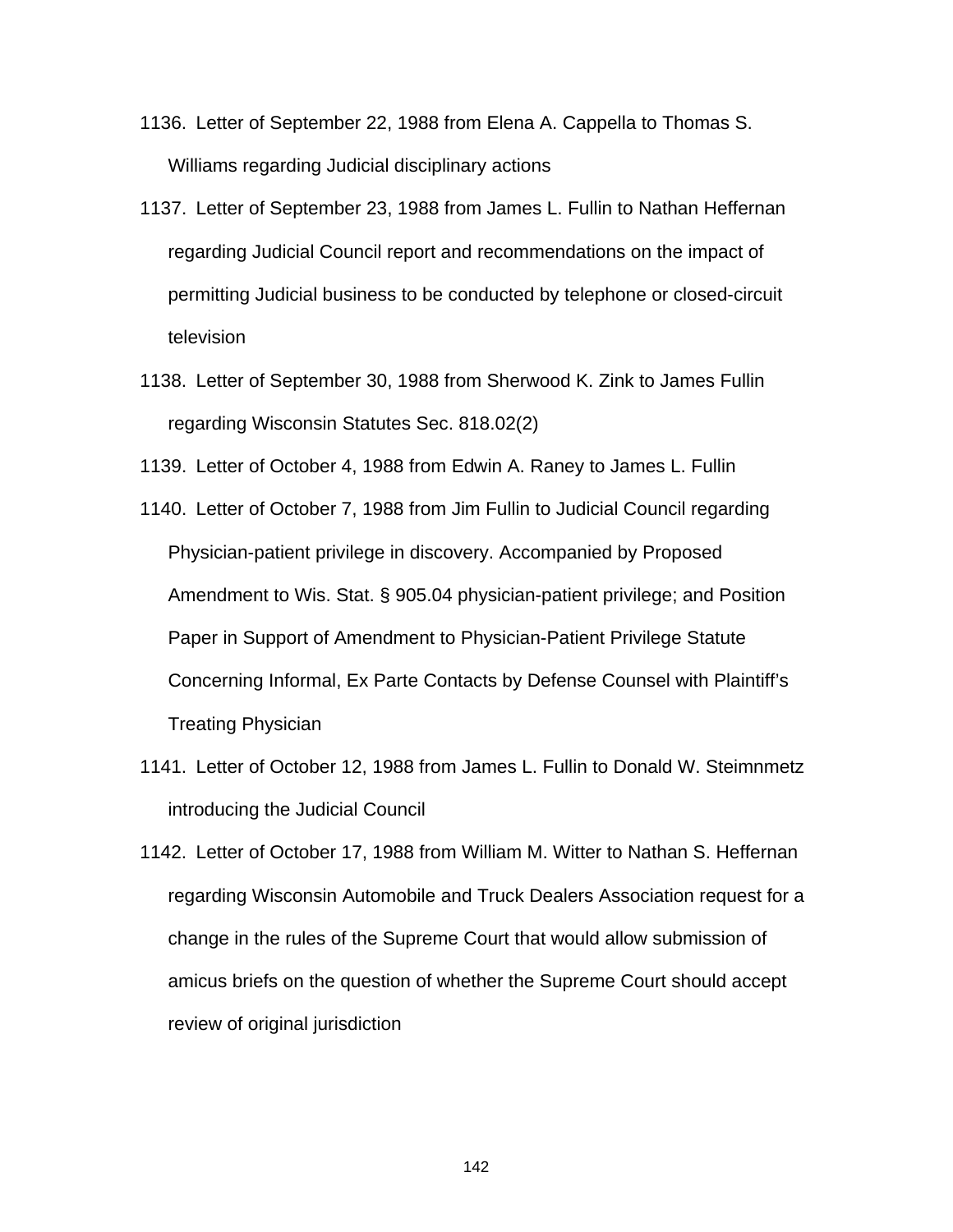1136. Letter of September 22, 1988 from Elena A. Cappella to Thomas S. Williams regarding Judicial disciplinary actions

1137. Letter of September 23, 1988 from James L. Fullin to Nathan Heffernan regarding Judicial Council report and recommendations on the impact of permitting Judicial business to be conducted by telephone or closed-circuit television

1138. Letter of September 30, 1988 from Sherwood K. Zink to James Fullin regarding Wisconsin Statutes Sec. 818.02(2)

1139. Letter of October 4, 1988 from Edwin A. Raney to James L. Fullin

1140. Letter of October 7, 1988 from Jim Fullin to Judicial Council regarding Physician-patient privilege in discovery. Accompanied by Proposed Amendment to Wis. Stat. § 905.04 physician-patient privilege; and Position Paper in Support of Amendment to Physician-Patient Privilege Statute Concerning Informal, Ex Parte Contacts by Defense Counsel with Plaintiff's Treating Physician

1141. Letter of October 12, 1988 from James L. Fullin to Donald W. Steimnmetz introducing the Judicial Council

1142. Letter of October 17, 1988 from William M. Witter to Nathan S. Heffernan regarding Wisconsin Automobile and Truck Dealers Association request for a change in the rules of the Supreme Court that would allow submission of amicus briefs on the question of whether the Supreme Court should accept review of original jurisdiction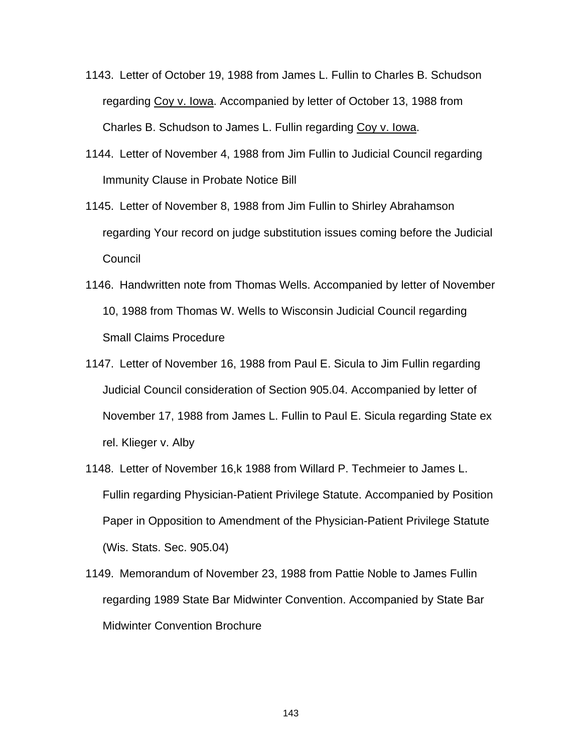1143. Letter of October 19, 1988 from James L. Fullin to Charles B. Schudson regarding Coy v. Iowa. Accompanied by letter of October 13, 1988 from Charles B. Schudson to James L. Fullin regarding Coy v. Iowa.

1144. Letter of November 4, 1988 from Jim Fullin to Judicial Council regarding Immunity Clause in Probate Notice Bill

1145. Letter of November 8, 1988 from Jim Fullin to Shirley Abrahamson regarding Your record on judge substitution issues coming before the Judicial Council

1146. Handwritten note from Thomas Wells. Accompanied by letter of November 10, 1988 from Thomas W. Wells to Wisconsin Judicial Council regarding Small Claims Procedure

1147. Letter of November 16, 1988 from Paul E. Sicula to Jim Fullin regarding Judicial Council consideration of Section 905.04. Accompanied by letter of November 17, 1988 from James L. Fullin to Paul E. Sicula regarding State ex rel. Klieger v. Alby

1148. Letter of November 16,k 1988 from Willard P. Techmeier to James L. Fullin regarding Physician-Patient Privilege Statute. Accompanied by Position Paper in Opposition to Amendment of the Physician-Patient Privilege Statute (Wis. Stats. Sec. 905.04)

1149. Memorandum of November 23, 1988 from Pattie Noble to James Fullin regarding 1989 State Bar Midwinter Convention. Accompanied by State Bar Midwinter Convention Brochure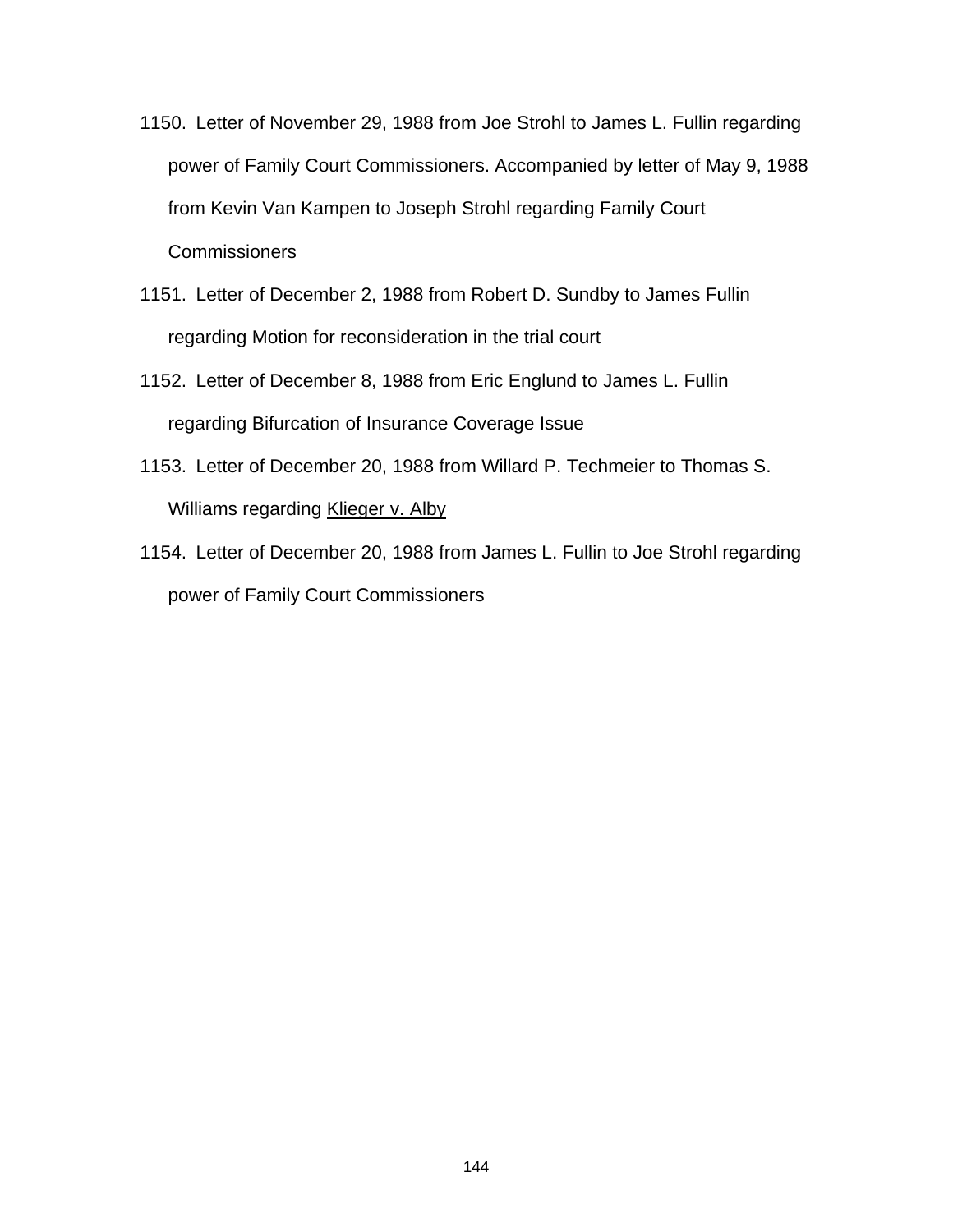1150. Letter of November 29, 1988 from Joe Strohl to James L. Fullin regarding power of Family Court Commissioners. Accompanied by letter of May 9, 1988 from Kevin Van Kampen to Joseph Strohl regarding Family Court Commissioners

1151. Letter of December 2, 1988 from Robert D. Sundby to James Fullin regarding Motion for reconsideration in the trial court

1152. Letter of December 8, 1988 from Eric Englund to James L. Fullin regarding Bifurcation of Insurance Coverage Issue

1153. Letter of December 20, 1988 from Willard P. Techmeier to Thomas S. Williams regarding <u>Klieger v. Alby</u>

1154. Letter of December 20, 1988 from James L. Fullin to Joe Strohl regarding power of Family Court Commissioners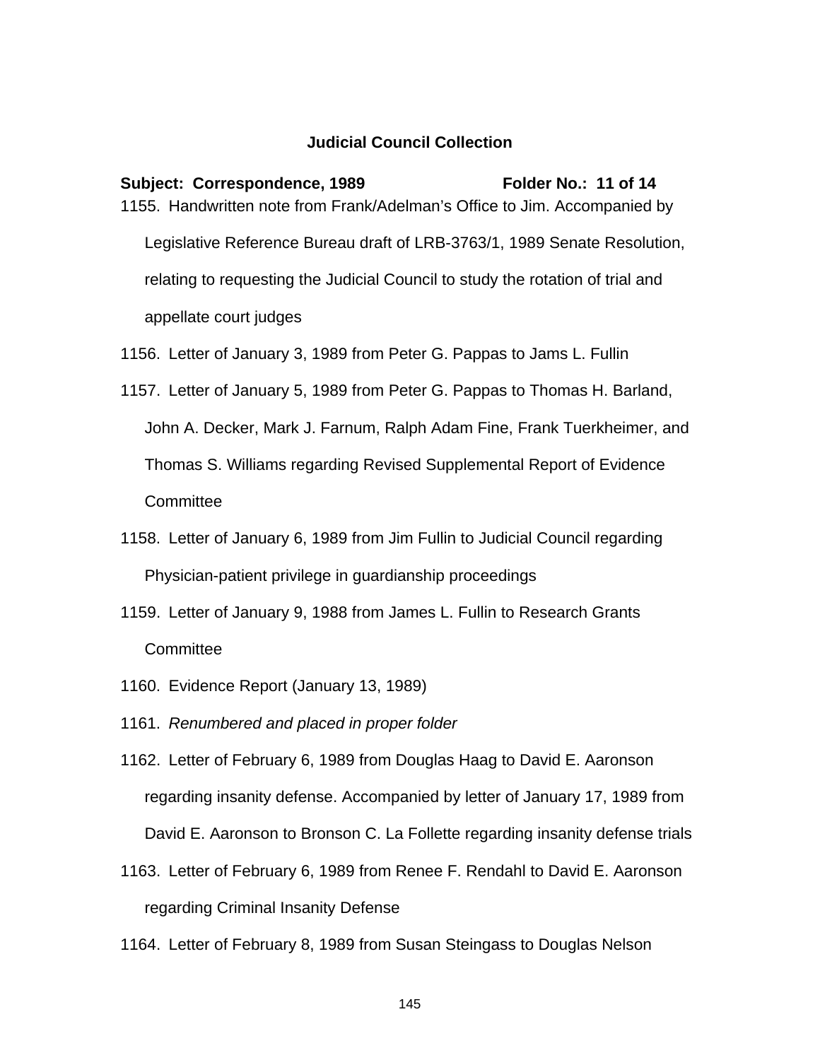**Judicial Council Collection**

**Subject: Correspondence, 1989 Folder No.: 11 of 14**

1155. Handwritten note from Frank/Adelman's Office to Jim. Accompanied by Legislative Reference Bureau draft of LRB-3763/1, 1989 Senate Resolution, relating to requesting the Judicial Council to study the rotation of trial and appellate court judges

1156. Letter of January 3, 1989 from Peter G. Pappas to Jams L. Fullin

1157. Letter of January 5, 1989 from Peter G. Pappas to Thomas H. Barland, John A. Decker, Mark J. Farnum, Ralph Adam Fine, Frank Tuerkheimer, and Thomas S. Williams regarding Revised Supplemental Report of Evidence Committee

1158. Letter of January 6, 1989 from Jim Fullin to Judicial Council regarding Physician-patient privilege in guardianship proceedings

1159. Letter of January 9, 1988 from James L. Fullin to Research Grants Committee

1160. Evidence Report (January 13, 1989)

1161. *Renumbered and placed in proper folder*

1162. Letter of February 6, 1989 from Douglas Haag to David E. Aaronson regarding insanity defense. Accompanied by letter of January 17, 1989 from David E. Aaronson to Bronson C. La Follette regarding insanity defense trials

1163. Letter of February 6, 1989 from Renee F. Rendahl to David E. Aaronson regarding Criminal Insanity Defense

1164. Letter of February 8, 1989 from Susan Steingass to Douglas Nelson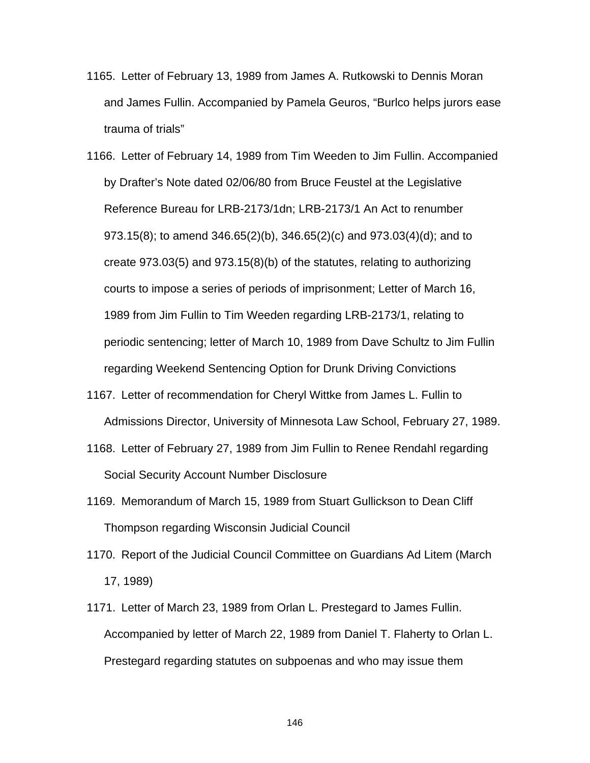1165. Letter of February 13, 1989 from James A. Rutkowski to Dennis Moran and James Fullin. Accompanied by Pamela Geuros, “Burlco helps jurors ease trauma of trials”

1166. Letter of February 14, 1989 from Tim Weeden to Jim Fullin. Accompanied by Drafter’s Note dated 02/06/80 from Bruce Feustel at the Legislative Reference Bureau for LRB-2173/1dn; LRB-2173/1 An Act to renumber 973.15(8); to amend 346.65(2)(b), 346.65(2)(c) and 973.03(4)(d); and to create 973.03(5) and 973.15(8)(b) of the statutes, relating to authorizing courts to impose a series of periods of imprisonment; Letter of March 16, 1989 from Jim Fullin to Tim Weeden regarding LRB-2173/1, relating to periodic sentencing; letter of March 10, 1989 from Dave Schultz to Jim Fullin regarding Weekend Sentencing Option for Drunk Driving Convictions

1167. Letter of recommendation for Cheryl Wittke from James L. Fullin to Admissions Director, University of Minnesota Law School, February 27, 1989.

1168. Letter of February 27, 1989 from Jim Fullin to Renee Rendahl regarding Social Security Account Number Disclosure

1169. Memorandum of March 15, 1989 from Stuart Gullickson to Dean Cliff Thompson regarding Wisconsin Judicial Council

1170. Report of the Judicial Council Committee on Guardians Ad Litem (March 17, 1989)

1171. Letter of March 23, 1989 from Orlan L. Prestegard to James Fullin. Accompanied by letter of March 22, 1989 from Daniel T. Flaherty to Orlan L. Prestegard regarding statutes on subpoenas and who may issue them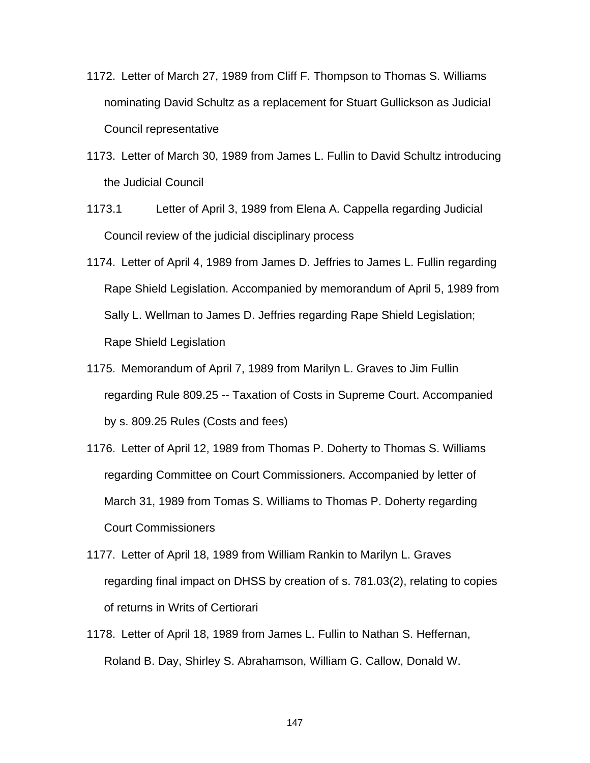1172. Letter of March 27, 1989 from Cliff F. Thompson to Thomas S. Williams nominating David Schultz as a replacement for Stuart Gullickson as Judicial Council representative

1173. Letter of March 30, 1989 from James L. Fullin to David Schultz introducing the Judicial Council

1173.1 Letter of April 3, 1989 from Elena A. Cappella regarding Judicial Council review of the judicial disciplinary process

1174. Letter of April 4, 1989 from James D. Jeffries to James L. Fullin regarding Rape Shield Legislation. Accompanied by memorandum of April 5, 1989 from Sally L. Wellman to James D. Jeffries regarding Rape Shield Legislation; Rape Shield Legislation

1175. Memorandum of April 7, 1989 from Marilyn L. Graves to Jim Fullin regarding Rule 809.25 -- Taxation of Costs in Supreme Court. Accompanied by s. 809.25 Rules (Costs and fees)

1176. Letter of April 12, 1989 from Thomas P. Doherty to Thomas S. Williams regarding Committee on Court Commissioners. Accompanied by letter of March 31, 1989 from Tomas S. Williams to Thomas P. Doherty regarding Court Commissioners

1177. Letter of April 18, 1989 from William Rankin to Marilyn L. Graves regarding final impact on DHSS by creation of s. 781.03(2), relating to copies of returns in Writs of Certiorari

1178. Letter of April 18, 1989 from James L. Fullin to Nathan S. Heffernan, Roland B. Day, Shirley S. Abrahamson, William G. Callow, Donald W.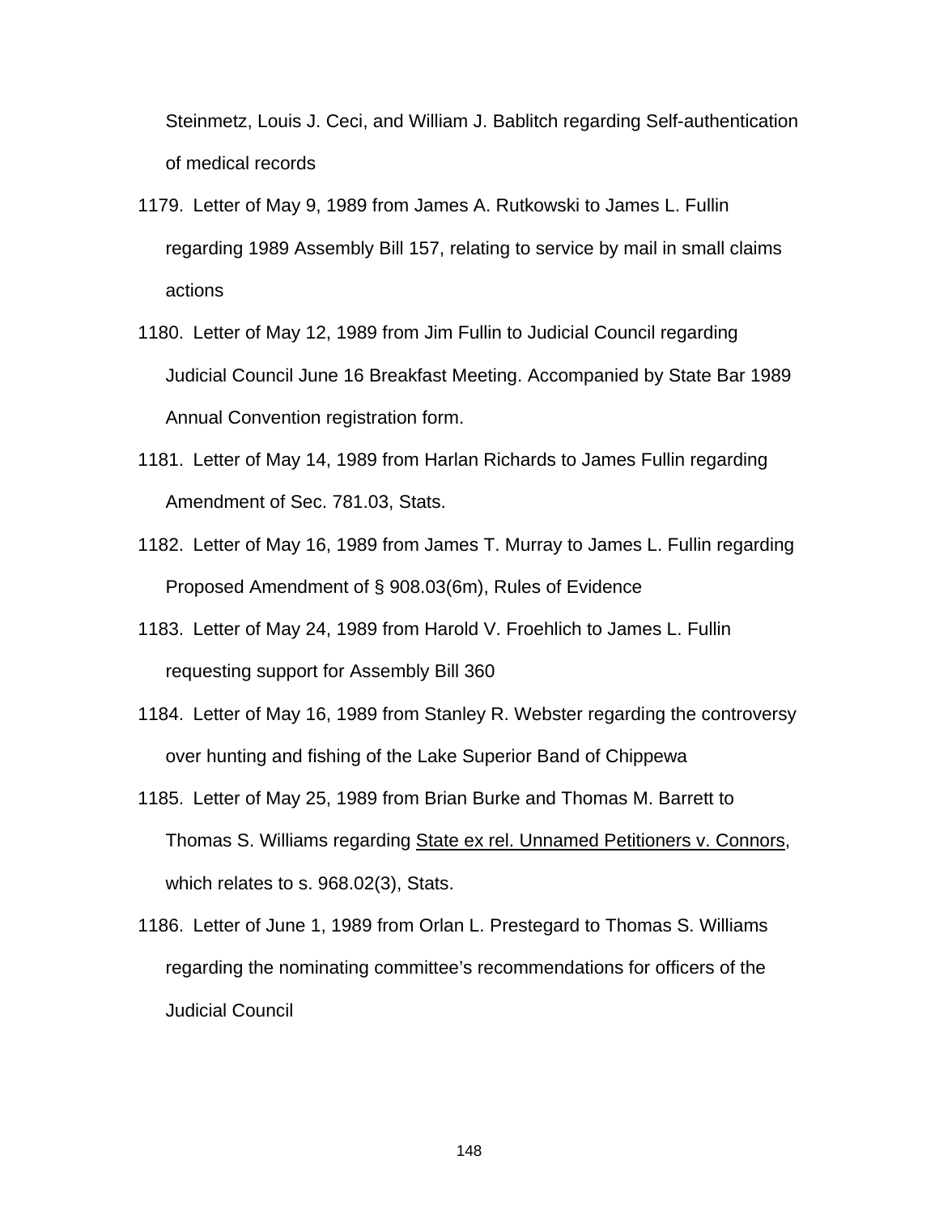Steinmetz, Louis J. Ceci, and William J. Bablitch regarding Self-authentication of medical records

1179. Letter of May 9, 1989 from James A. Rutkowski to James L. Fullin regarding 1989 Assembly Bill 157, relating to service by mail in small claims actions

1180. Letter of May 12, 1989 from Jim Fullin to Judicial Council regarding Judicial Council June 16 Breakfast Meeting. Accompanied by State Bar 1989 Annual Convention registration form.

1181. Letter of May 14, 1989 from Harlan Richards to James Fullin regarding Amendment of Sec. 781.03, Stats.

1182. Letter of May 16, 1989 from James T. Murray to James L. Fullin regarding Proposed Amendment of § 908.03(6m), Rules of Evidence

1183. Letter of May 24, 1989 from Harold V. Froehlich to James L. Fullin requesting support for Assembly Bill 360

1184. Letter of May 16, 1989 from Stanley R. Webster regarding the controversy over hunting and fishing of the Lake Superior Band of Chippewa

1185. Letter of May 25, 1989 from Brian Burke and Thomas M. Barrett to Thomas S. Williams regarding State ex rel. Unnamed Petitioners v. Connors, which relates to s. 968.02(3), Stats.

1186. Letter of June 1, 1989 from Orlan L. Prestegard to Thomas S. Williams regarding the nominating committee's recommendations for officers of the Judicial Council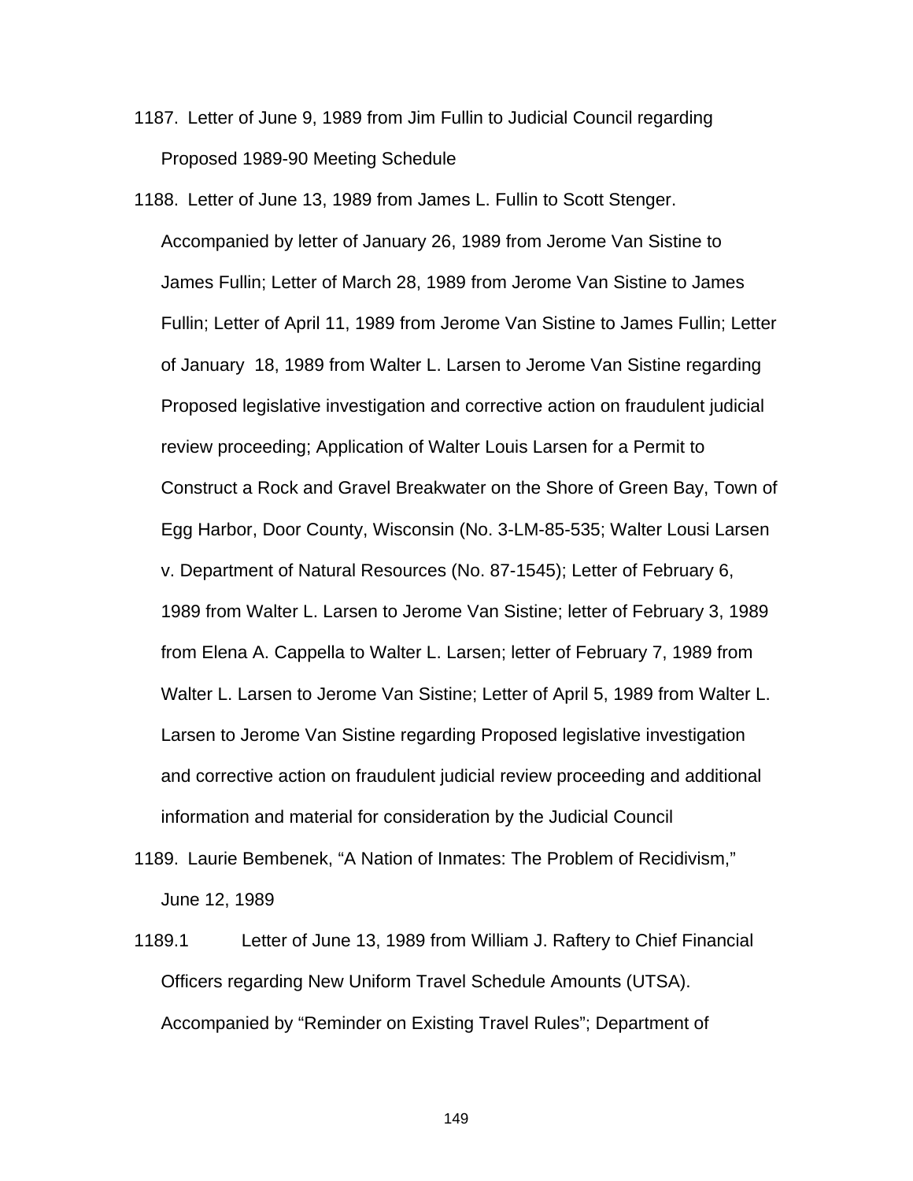1187. Letter of June 9, 1989 from Jim Fullin to Judicial Council regarding Proposed 1989-90 Meeting Schedule

1188. Letter of June 13, 1989 from James L. Fullin to Scott Stenger. Accompanied by letter of January 26, 1989 from Jerome Van Sistine to James Fullin; Letter of March 28, 1989 from Jerome Van Sistine to James Fullin; Letter of April 11, 1989 from Jerome Van Sistine to James Fullin; Letter of January 18, 1989 from Walter L. Larsen to Jerome Van Sistine regarding Proposed legislative investigation and corrective action on fraudulent judicial review proceeding; Application of Walter Louis Larsen for a Permit to Construct a Rock and Gravel Breakwater on the Shore of Green Bay, Town of Egg Harbor, Door County, Wisconsin (No. 3-LM-85-535; Walter Lousi Larsen v. Department of Natural Resources (No. 87-1545); Letter of February 6, 1989 from Walter L. Larsen to Jerome Van Sistine; letter of February 3, 1989 from Elena A. Cappella to Walter L. Larsen; letter of February 7, 1989 from Walter L. Larsen to Jerome Van Sistine; Letter of April 5, 1989 from Walter L. Larsen to Jerome Van Sistine regarding Proposed legislative investigation and corrective action on fraudulent judicial review proceeding and additional information and material for consideration by the Judicial Council

1189. Laurie Bembenek, "A Nation of Inmates: The Problem of Recidivism," June 12, 1989

1189.1 Letter of June 13, 1989 from William J. Raftery to Chief Financial Officers regarding New Uniform Travel Schedule Amounts (UTSA). Accompanied by "Reminder on Existing Travel Rules"; Department of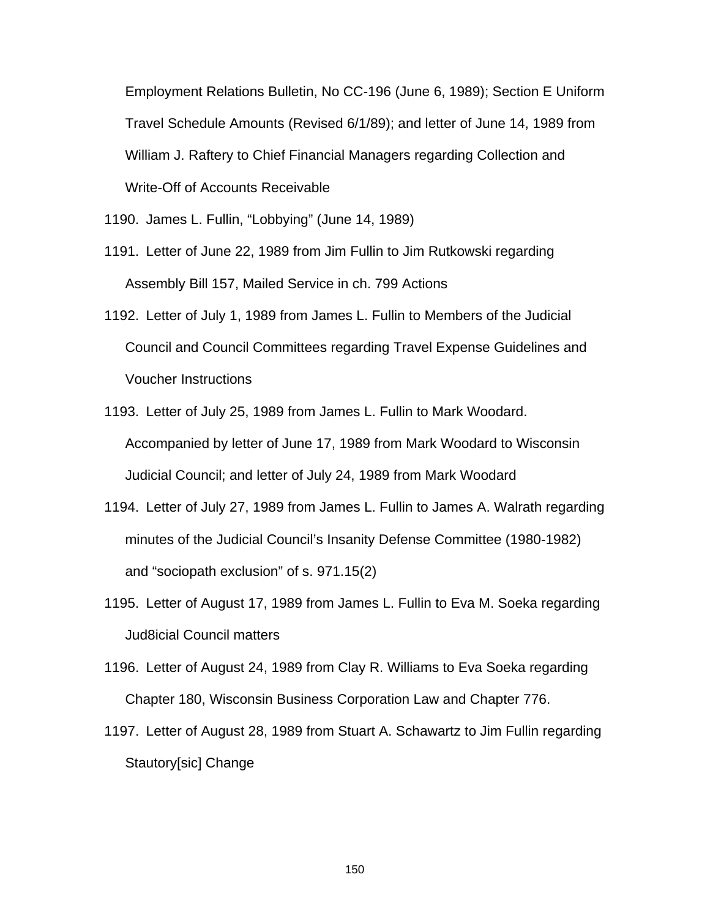Employment Relations Bulletin, No CC-196 (June 6, 1989); Section E Uniform Travel Schedule Amounts (Revised 6/1/89); and letter of June 14, 1989 from William J. Raftery to Chief Financial Managers regarding Collection and Write-Off of Accounts Receivable

1190. James L. Fullin, “Lobbying” (June 14, 1989)

1191. Letter of June 22, 1989 from Jim Fullin to Jim Rutkowski regarding Assembly Bill 157, Mailed Service in ch. 799 Actions

1192. Letter of July 1, 1989 from James L. Fullin to Members of the Judicial Council and Council Committees regarding Travel Expense Guidelines and Voucher Instructions

1193. Letter of July 25, 1989 from James L. Fullin to Mark Woodard. Accompanied by letter of June 17, 1989 from Mark Woodard to Wisconsin Judicial Council; and letter of July 24, 1989 from Mark Woodard

1194. Letter of July 27, 1989 from James L. Fullin to James A. Walrath regarding minutes of the Judicial Council’s Insanity Defense Committee (1980-1982) and “sociopath exclusion” of s. 971.15(2)

1195. Letter of August 17, 1989 from James L. Fullin to Eva M. Soeka regarding Jud8icial Council matters

1196. Letter of August 24, 1989 from Clay R. Williams to Eva Soeka regarding Chapter 180, Wisconsin Business Corporation Law and Chapter 776.

1197. Letter of August 28, 1989 from Stuart A. Schawartz to Jim Fullin regarding Stautory[sic] Change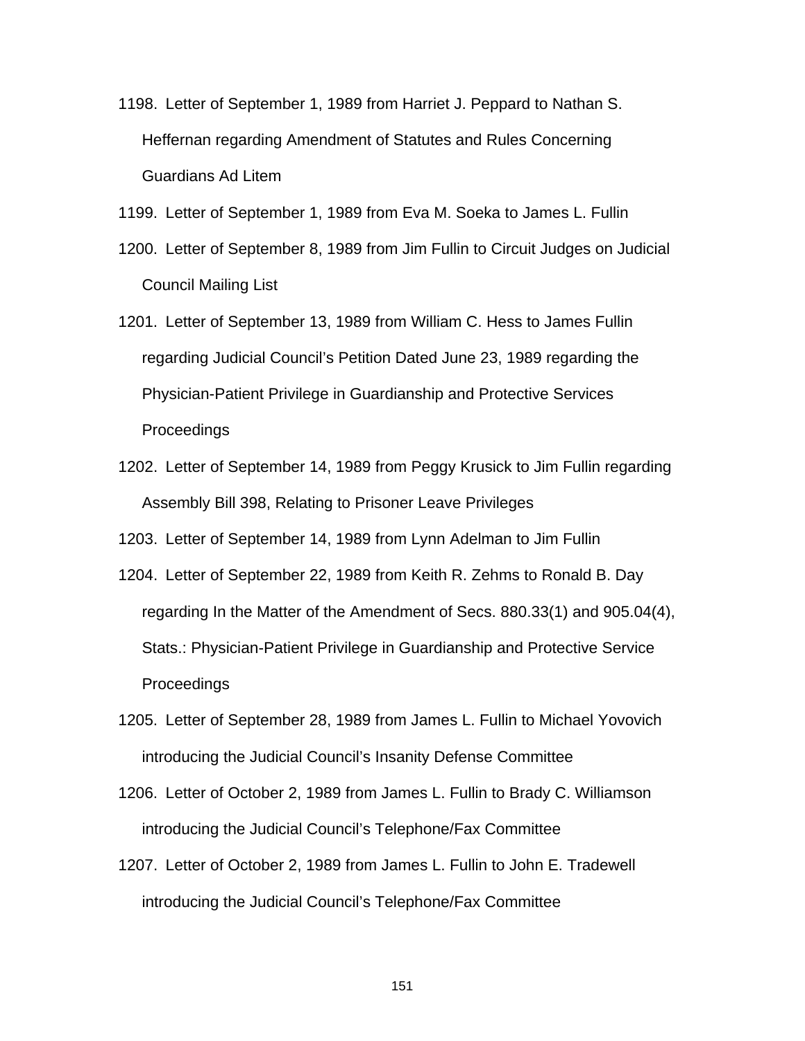1198. Letter of September 1, 1989 from Harriet J. Peppard to Nathan S. Heffernan regarding Amendment of Statutes and Rules Concerning Guardians Ad Litem

1199. Letter of September 1, 1989 from Eva M. Soeka to James L. Fullin

1200. Letter of September 8, 1989 from Jim Fullin to Circuit Judges on Judicial Council Mailing List

1201. Letter of September 13, 1989 from William C. Hess to James Fullin regarding Judicial Council's Petition Dated June 23, 1989 regarding the Physician-Patient Privilege in Guardianship and Protective Services Proceedings

1202. Letter of September 14, 1989 from Peggy Krusick to Jim Fullin regarding Assembly Bill 398, Relating to Prisoner Leave Privileges

1203. Letter of September 14, 1989 from Lynn Adelman to Jim Fullin

1204. Letter of September 22, 1989 from Keith R. Zehms to Ronald B. Day regarding In the Matter of the Amendment of Secs. 880.33(1) and 905.04(4), Stats.: Physician-Patient Privilege in Guardianship and Protective Service Proceedings

1205. Letter of September 28, 1989 from James L. Fullin to Michael Yovovich introducing the Judicial Council's Insanity Defense Committee

1206. Letter of October 2, 1989 from James L. Fullin to Brady C. Williamson introducing the Judicial Council's Telephone/Fax Committee

1207. Letter of October 2, 1989 from James L. Fullin to John E. Tradewell introducing the Judicial Council's Telephone/Fax Committee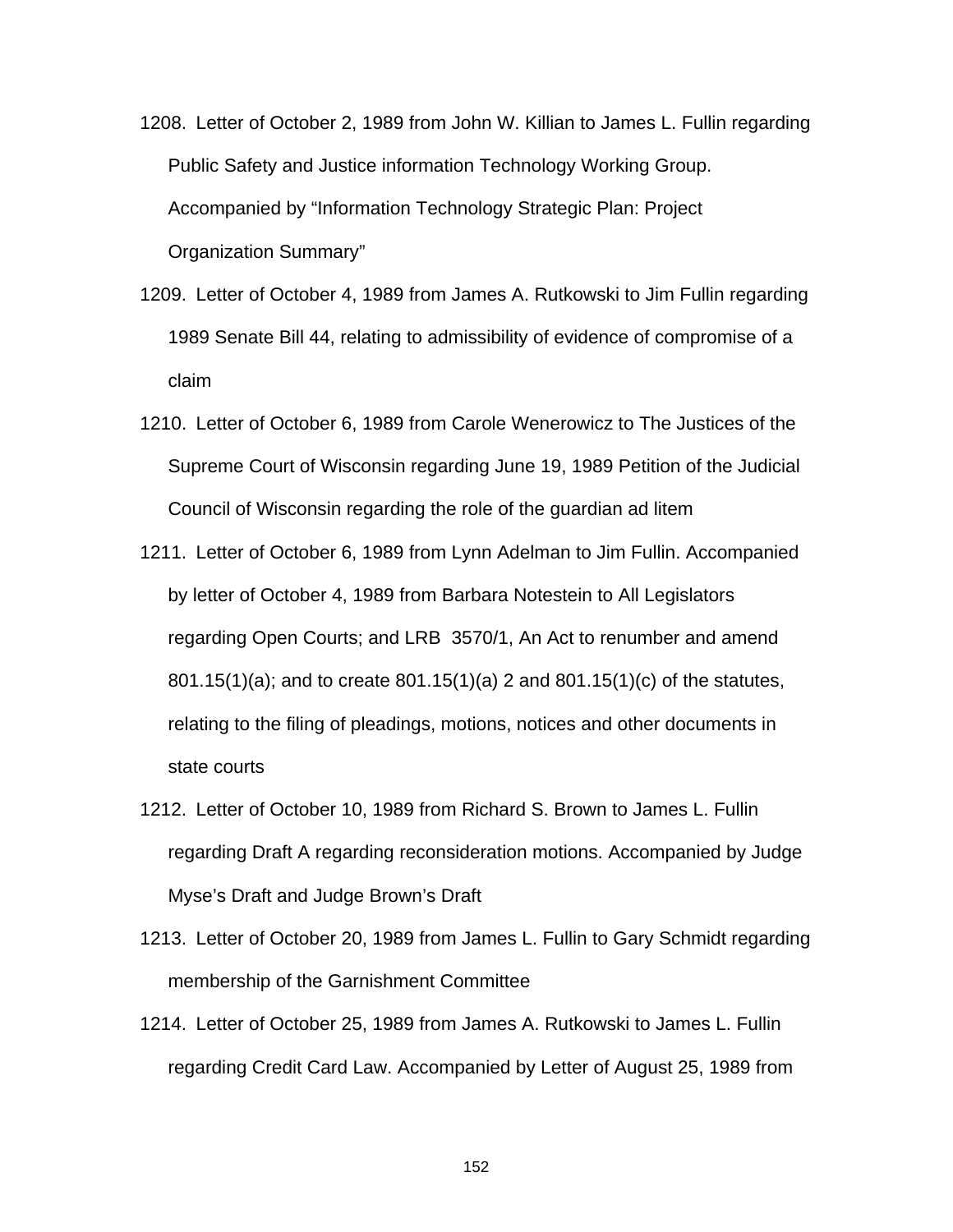1208. Letter of October 2, 1989 from John W. Killian to James L. Fullin regarding Public Safety and Justice information Technology Working Group. Accompanied by “Information Technology Strategic Plan: Project Organization Summary”

1209. Letter of October 4, 1989 from James A. Rutkowski to Jim Fullin regarding 1989 Senate Bill 44, relating to admissibility of evidence of compromise of a claim

1210. Letter of October 6, 1989 from Carole Wenerowicz to The Justices of the Supreme Court of Wisconsin regarding June 19, 1989 Petition of the Judicial Council of Wisconsin regarding the role of the guardian ad litem

1211. Letter of October 6, 1989 from Lynn Adelman to Jim Fullin. Accompanied by letter of October 4, 1989 from Barbara Notestein to All Legislators regarding Open Courts; and LRB 3570/1, An Act to renumber and amend 801.15(1)(a); and to create 801.15(1)(a) 2 and 801.15(1)(c) of the statutes, relating to the filing of pleadings, motions, notices and other documents in state courts

1212. Letter of October 10, 1989 from Richard S. Brown to James L. Fullin regarding Draft A regarding reconsideration motions. Accompanied by Judge Myse’s Draft and Judge Brown’s Draft

1213. Letter of October 20, 1989 from James L. Fullin to Gary Schmidt regarding membership of the Garnishment Committee

1214. Letter of October 25, 1989 from James A. Rutkowski to James L. Fullin regarding Credit Card Law. Accompanied by Letter of August 25, 1989 from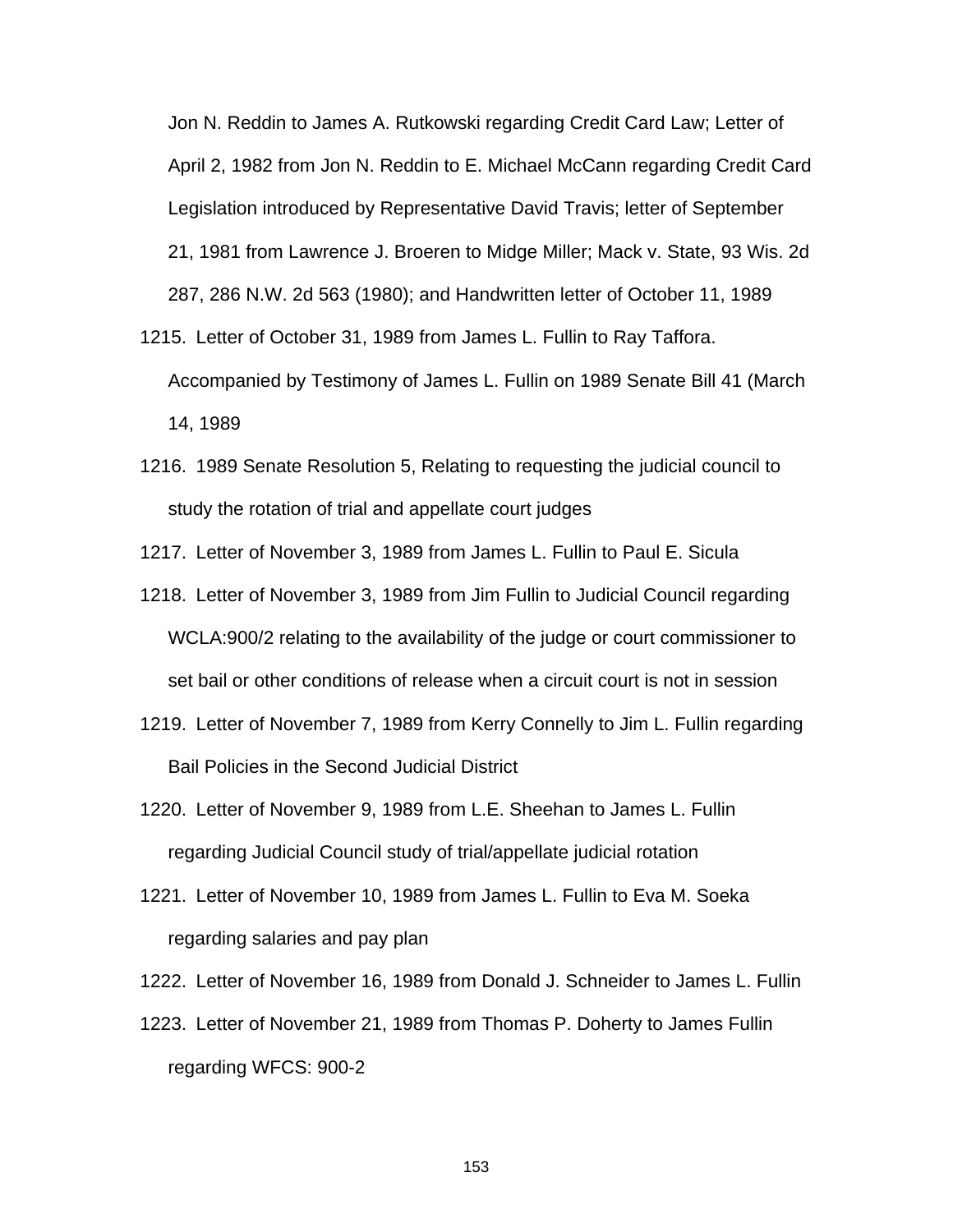Jon N. Reddin to James A. Rutkowski regarding Credit Card Law; Letter of April 2, 1982 from Jon N. Reddin to E. Michael McCann regarding Credit Card Legislation introduced by Representative David Travis; letter of September 21, 1981 from Lawrence J. Broeren to Midge Miller; Mack v. State, 93 Wis. 2d 287, 286 N.W. 2d 563 (1980); and Handwritten letter of October 11, 1989

1215. Letter of October 31, 1989 from James L. Fullin to Ray Taffora. Accompanied by Testimony of James L. Fullin on 1989 Senate Bill 41 (March 14, 1989

1216. 1989 Senate Resolution 5, Relating to requesting the judicial council to study the rotation of trial and appellate court judges

1217. Letter of November 3, 1989 from James L. Fullin to Paul E. Sicula

1218. Letter of November 3, 1989 from Jim Fullin to Judicial Council regarding WCLA:900/2 relating to the availability of the judge or court commissioner to set bail or other conditions of release when a circuit court is not in session

1219. Letter of November 7, 1989 from Kerry Connelly to Jim L. Fullin regarding Bail Policies in the Second Judicial District

1220. Letter of November 9, 1989 from L.E. Sheehan to James L. Fullin regarding Judicial Council study of trial/appellate judicial rotation

1221. Letter of November 10, 1989 from James L. Fullin to Eva M. Soeka regarding salaries and pay plan

1222. Letter of November 16, 1989 from Donald J. Schneider to James L. Fullin

1223. Letter of November 21, 1989 from Thomas P. Doherty to James Fullin regarding WFCS: 900-2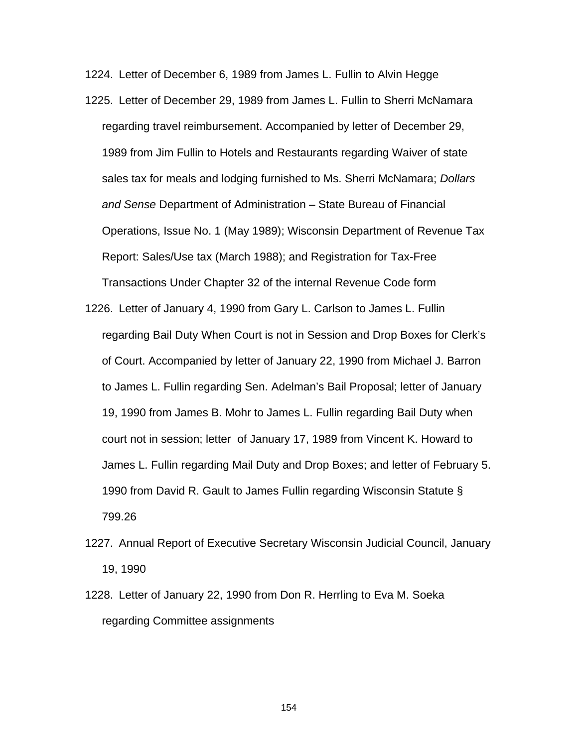1224. Letter of December 6, 1989 from James L. Fullin to Alvin Hegge

1225. Letter of December 29, 1989 from James L. Fullin to Sherri McNamara regarding travel reimbursement. Accompanied by letter of December 29, 1989 from Jim Fullin to Hotels and Restaurants regarding Waiver of state sales tax for meals and lodging furnished to Ms. Sherri McNamara; *Dollars and Sense* Department of Administration – State Bureau of Financial Operations, Issue No. 1 (May 1989); Wisconsin Department of Revenue Tax Report: Sales/Use tax (March 1988); and Registration for Tax-Free Transactions Under Chapter 32 of the internal Revenue Code form

1226. Letter of January 4, 1990 from Gary L. Carlson to James L. Fullin regarding Bail Duty When Court is not in Session and Drop Boxes for Clerk's of Court. Accompanied by letter of January 22, 1990 from Michael J. Barron to James L. Fullin regarding Sen. Adelman's Bail Proposal; letter of January 19, 1990 from James B. Mohr to James L. Fullin regarding Bail Duty when court not in session; letter of January 17, 1989 from Vincent K. Howard to James L. Fullin regarding Mail Duty and Drop Boxes; and letter of February 5. 1990 from David R. Gault to James Fullin regarding Wisconsin Statute § 799.26

1227. Annual Report of Executive Secretary Wisconsin Judicial Council, January 19, 1990

1228. Letter of January 22, 1990 from Don R. Herrling to Eva M. Soeka regarding Committee assignments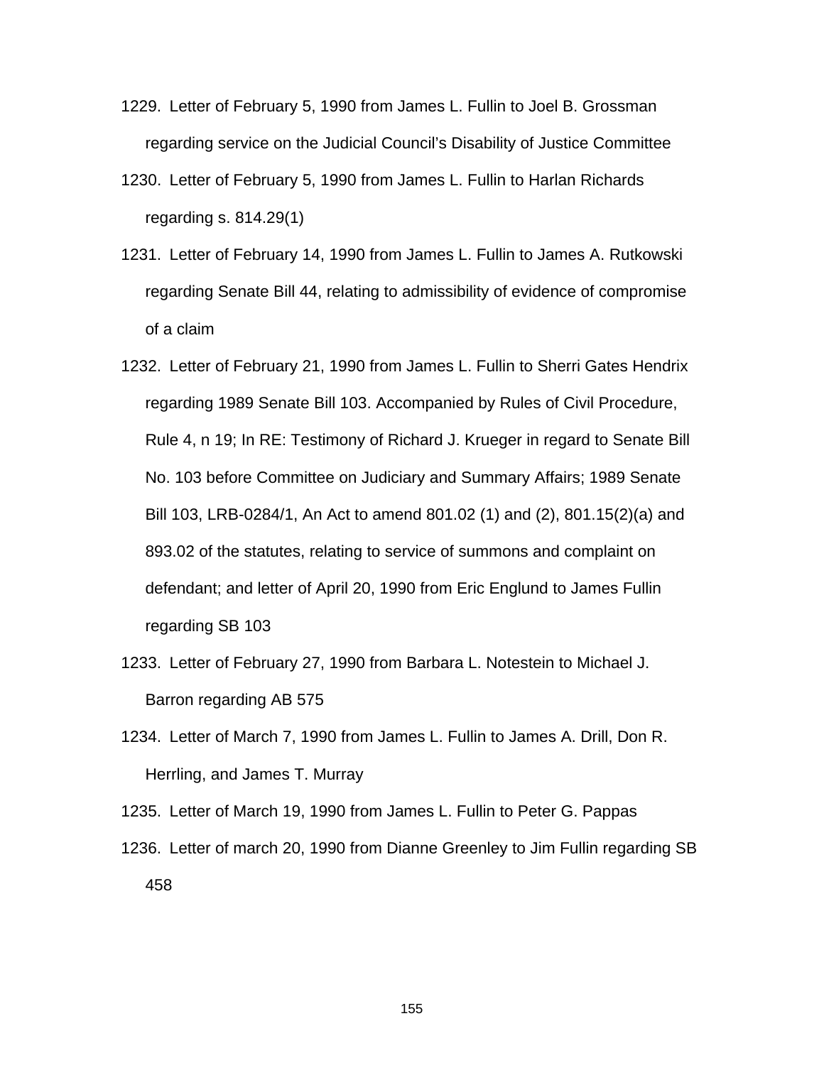1229. Letter of February 5, 1990 from James L. Fullin to Joel B. Grossman regarding service on the Judicial Council's Disability of Justice Committee

1230. Letter of February 5, 1990 from James L. Fullin to Harlan Richards regarding s. 814.29(1)

1231. Letter of February 14, 1990 from James L. Fullin to James A. Rutkowski regarding Senate Bill 44, relating to admissibility of evidence of compromise of a claim

1232. Letter of February 21, 1990 from James L. Fullin to Sherri Gates Hendrix regarding 1989 Senate Bill 103. Accompanied by Rules of Civil Procedure, Rule 4, n 19; In RE: Testimony of Richard J. Krueger in regard to Senate Bill No. 103 before Committee on Judiciary and Summary Affairs; 1989 Senate Bill 103, LRB-0284/1, An Act to amend 801.02 (1) and (2), 801.15(2)(a) and 893.02 of the statutes, relating to service of summons and complaint on defendant; and letter of April 20, 1990 from Eric Englund to James Fullin regarding SB 103

1233. Letter of February 27, 1990 from Barbara L. Notestein to Michael J. Barron regarding AB 575

1234. Letter of March 7, 1990 from James L. Fullin to James A. Drill, Don R. Herrling, and James T. Murray

1235. Letter of March 19, 1990 from James L. Fullin to Peter G. Pappas

1236. Letter of march 20, 1990 from Dianne Greenley to Jim Fullin regarding SB 458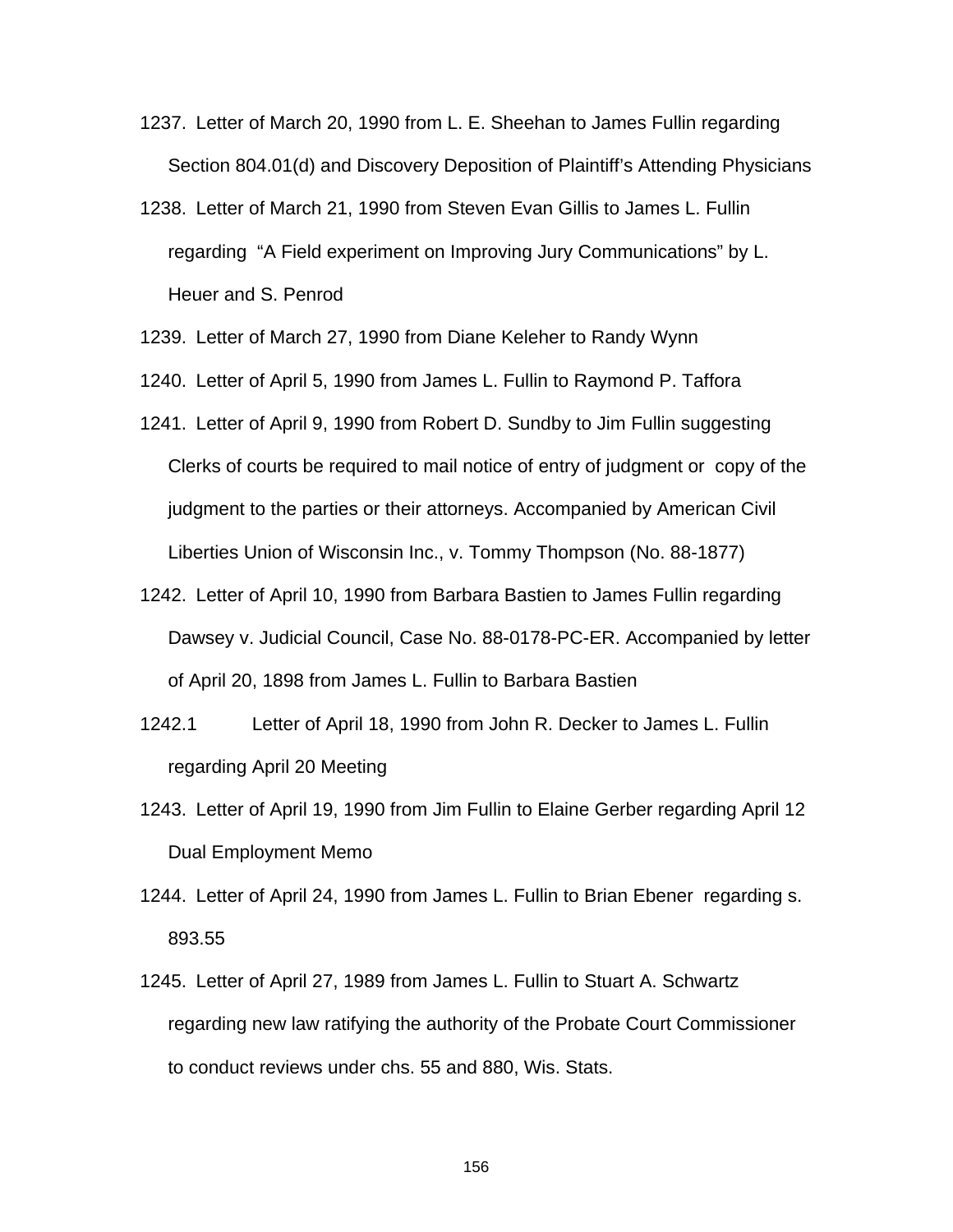1237. Letter of March 20, 1990 from L. E. Sheehan to James Fullin regarding Section 804.01(d) and Discovery Deposition of Plaintiff's Attending Physicians

1238. Letter of March 21, 1990 from Steven Evan Gillis to James L. Fullin regarding "A Field experiment on Improving Jury Communications" by L. Heuer and S. Penrod

1239. Letter of March 27, 1990 from Diane Keleher to Randy Wynn

1240. Letter of April 5, 1990 from James L. Fullin to Raymond P. Taffora

1241. Letter of April 9, 1990 from Robert D. Sundby to Jim Fullin suggesting Clerks of courts be required to mail notice of entry of judgment or copy of the judgment to the parties or their attorneys. Accompanied by American Civil Liberties Union of Wisconsin Inc., v. Tommy Thompson (No. 88-1877)

1242. Letter of April 10, 1990 from Barbara Bastien to James Fullin regarding Dawsey v. Judicial Council, Case No. 88-0178-PC-ER. Accompanied by letter of April 20, 1898 from James L. Fullin to Barbara Bastien

1242.1 Letter of April 18, 1990 from John R. Decker to James L. Fullin regarding April 20 Meeting

1243. Letter of April 19, 1990 from Jim Fullin to Elaine Gerber regarding April 12 Dual Employment Memo

1244. Letter of April 24, 1990 from James L. Fullin to Brian Ebener regarding s. 893.55

1245. Letter of April 27, 1989 from James L. Fullin to Stuart A. Schwartz regarding new law ratifying the authority of the Probate Court Commissioner to conduct reviews under chs. 55 and 880, Wis. Stats.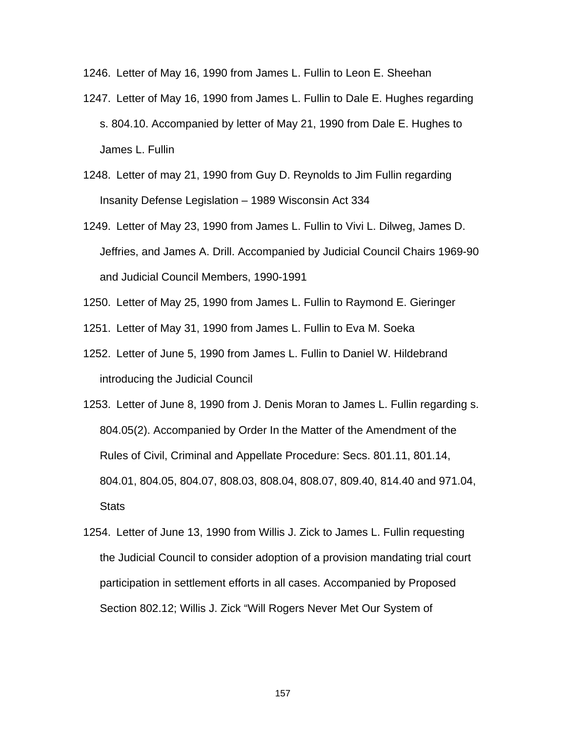1246. Letter of May 16, 1990 from James L. Fullin to Leon E. Sheehan

1247. Letter of May 16, 1990 from James L. Fullin to Dale E. Hughes regarding s. 804.10. Accompanied by letter of May 21, 1990 from Dale E. Hughes to James L. Fullin

1248. Letter of may 21, 1990 from Guy D. Reynolds to Jim Fullin regarding Insanity Defense Legislation – 1989 Wisconsin Act 334

1249. Letter of May 23, 1990 from James L. Fullin to Vivi L. Dilweg, James D. Jeffries, and James A. Drill. Accompanied by Judicial Council Chairs 1969-90 and Judicial Council Members, 1990-1991

1250. Letter of May 25, 1990 from James L. Fullin to Raymond E. Gieringer

1251. Letter of May 31, 1990 from James L. Fullin to Eva M. Soeka

1252. Letter of June 5, 1990 from James L. Fullin to Daniel W. Hildebrand introducing the Judicial Council

1253. Letter of June 8, 1990 from J. Denis Moran to James L. Fullin regarding s. 804.05(2). Accompanied by Order In the Matter of the Amendment of the Rules of Civil, Criminal and Appellate Procedure: Secs. 801.11, 801.14, 804.01, 804.05, 804.07, 808.03, 808.04, 808.07, 809.40, 814.40 and 971.04, Stats

1254. Letter of June 13, 1990 from Willis J. Zick to James L. Fullin requesting the Judicial Council to consider adoption of a provision mandating trial court participation in settlement efforts in all cases. Accompanied by Proposed Section 802.12; Willis J. Zick "Will Rogers Never Met Our System of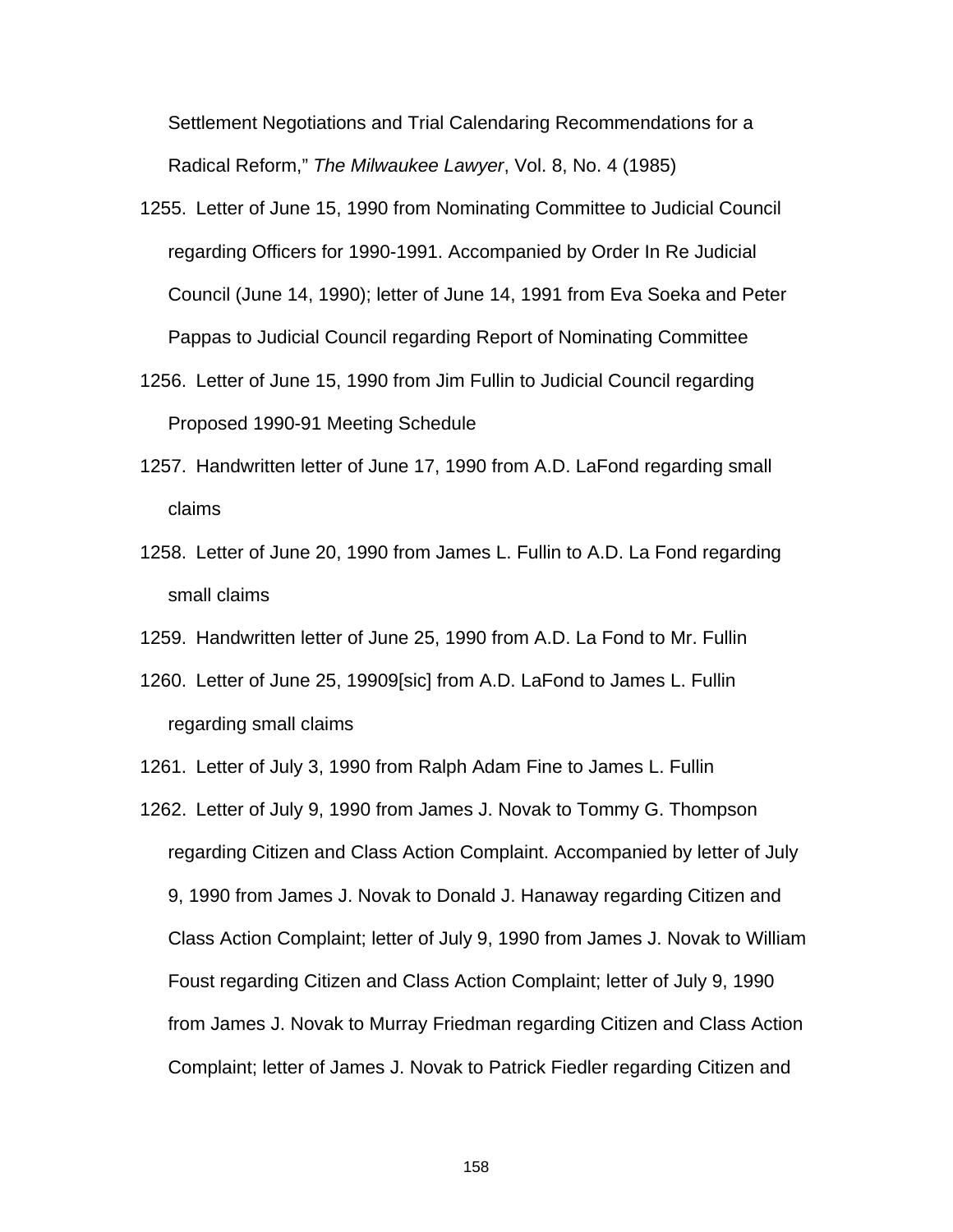Settlement Negotiations and Trial Calendaring Recommendations for a Radical Reform," *The Milwaukee Lawyer*, Vol. 8, No. 4 (1985)

1255. Letter of June 15, 1990 from Nominating Committee to Judicial Council regarding Officers for 1990-1991. Accompanied by Order In Re Judicial Council (June 14, 1990); letter of June 14, 1991 from Eva Soeka and Peter Pappas to Judicial Council regarding Report of Nominating Committee
1256. Letter of June 15, 1990 from Jim Fullin to Judicial Council regarding Proposed 1990-91 Meeting Schedule
1257. Handwritten letter of June 17, 1990 from A.D. LaFond regarding small claims
1258. Letter of June 20, 1990 from James L. Fullin to A.D. La Fond regarding small claims
1259. Handwritten letter of June 25, 1990 from A.D. La Fond to Mr. Fullin
1260. Letter of June 25, 19909[sic] from A.D. LaFond to James L. Fullin regarding small claims
1261. Letter of July 3, 1990 from Ralph Adam Fine to James L. Fullin
1262. Letter of July 9, 1990 from James J. Novak to Tommy G. Thompson regarding Citizen and Class Action Complaint. Accompanied by letter of July 9, 1990 from James J. Novak to Donald J. Hanaway regarding Citizen and Class Action Complaint; letter of July 9, 1990 from James J. Novak to William Foust regarding Citizen and Class Action Complaint; letter of July 9, 1990 from James J. Novak to Murray Friedman regarding Citizen and Class Action Complaint; letter of James J. Novak to Patrick Fiedler regarding Citizen and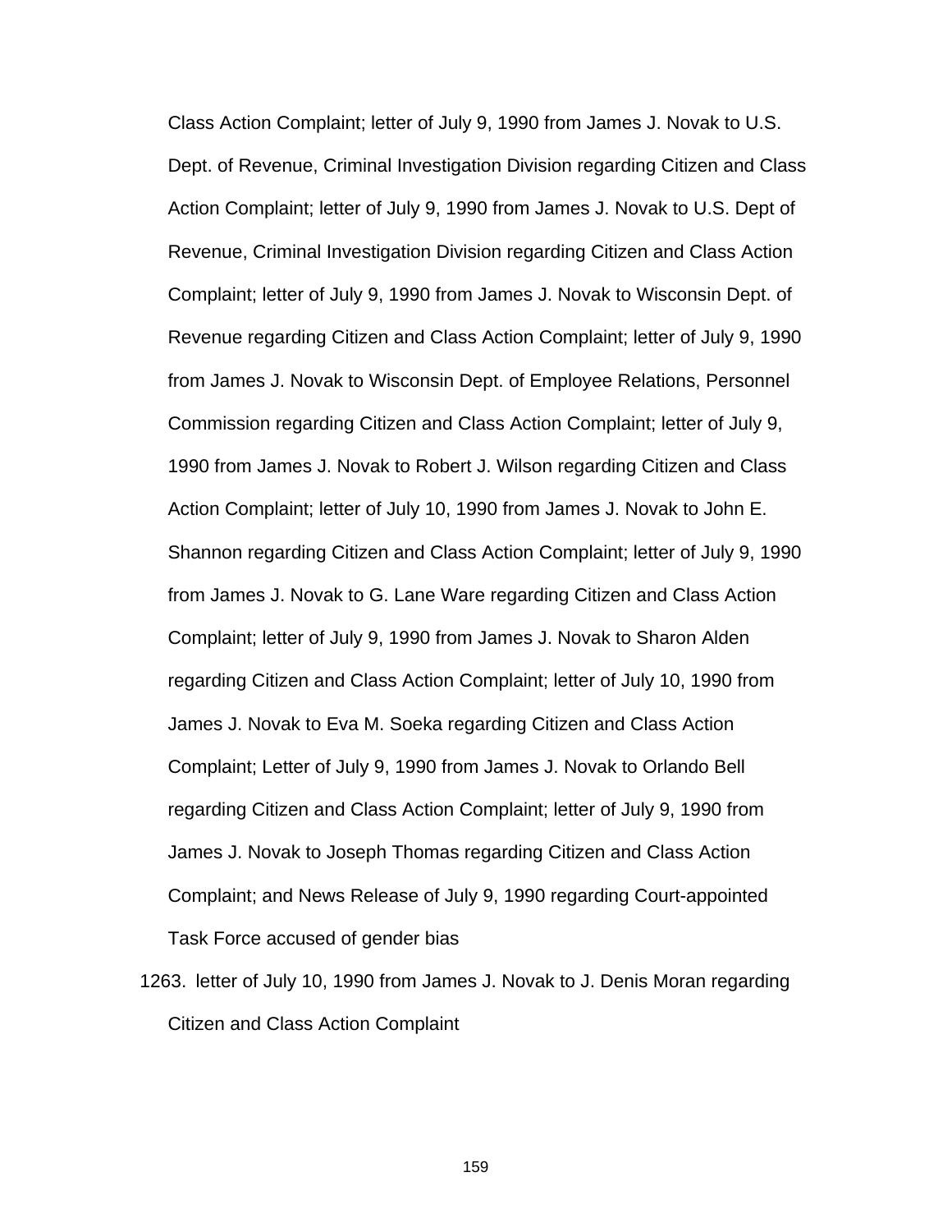Class Action Complaint; letter of July 9, 1990 from James J. Novak to U.S. Dept. of Revenue, Criminal Investigation Division regarding Citizen and Class Action Complaint; letter of July 9, 1990 from James J. Novak to U.S. Dept of Revenue, Criminal Investigation Division regarding Citizen and Class Action Complaint; letter of July 9, 1990 from James J. Novak to Wisconsin Dept. of Revenue regarding Citizen and Class Action Complaint; letter of July 9, 1990 from James J. Novak to Wisconsin Dept. of Employee Relations, Personnel Commission regarding Citizen and Class Action Complaint; letter of July 9, 1990 from James J. Novak to Robert J. Wilson regarding Citizen and Class Action Complaint; letter of July 10, 1990 from James J. Novak to John E. Shannon regarding Citizen and Class Action Complaint; letter of July 9, 1990 from James J. Novak to G. Lane Ware regarding Citizen and Class Action Complaint; letter of July 9, 1990 from James J. Novak to Sharon Alden regarding Citizen and Class Action Complaint; letter of July 10, 1990 from James J. Novak to Eva M. Soeka regarding Citizen and Class Action Complaint; Letter of July 9, 1990 from James J. Novak to Orlando Bell regarding Citizen and Class Action Complaint; letter of July 9, 1990 from James J. Novak to Joseph Thomas regarding Citizen and Class Action Complaint; and News Release of July 9, 1990 regarding Court-appointed Task Force accused of gender bias

1263. letter of July 10, 1990 from James J. Novak to J. Denis Moran regarding Citizen and Class Action Complaint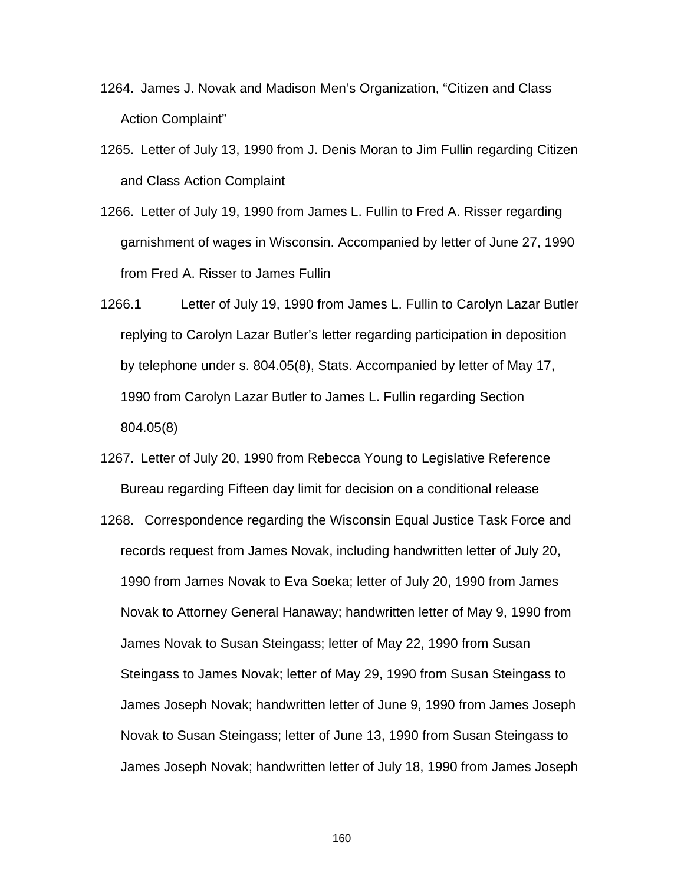1264. James J. Novak and Madison Men's Organization, "Citizen and Class Action Complaint"

1265. Letter of July 13, 1990 from J. Denis Moran to Jim Fullin regarding Citizen and Class Action Complaint

1266. Letter of July 19, 1990 from James L. Fullin to Fred A. Risser regarding garnishment of wages in Wisconsin. Accompanied by letter of June 27, 1990 from Fred A. Risser to James Fullin

1266.1 Letter of July 19, 1990 from James L. Fullin to Carolyn Lazar Butler replying to Carolyn Lazar Butler's letter regarding participation in deposition by telephone under s. 804.05(8), Stats. Accompanied by letter of May 17, 1990 from Carolyn Lazar Butler to James L. Fullin regarding Section 804.05(8)

1267. Letter of July 20, 1990 from Rebecca Young to Legislative Reference Bureau regarding Fifteen day limit for decision on a conditional release

1268. Correspondence regarding the Wisconsin Equal Justice Task Force and records request from James Novak, including handwritten letter of July 20, 1990 from James Novak to Eva Soeka; letter of July 20, 1990 from James Novak to Attorney General Hanaway; handwritten letter of May 9, 1990 from James Novak to Susan Steingass; letter of May 22, 1990 from Susan Steingass to James Novak; letter of May 29, 1990 from Susan Steingass to James Joseph Novak; handwritten letter of June 9, 1990 from James Joseph Novak to Susan Steingass; letter of June 13, 1990 from Susan Steingass to James Joseph Novak; handwritten letter of July 18, 1990 from James Joseph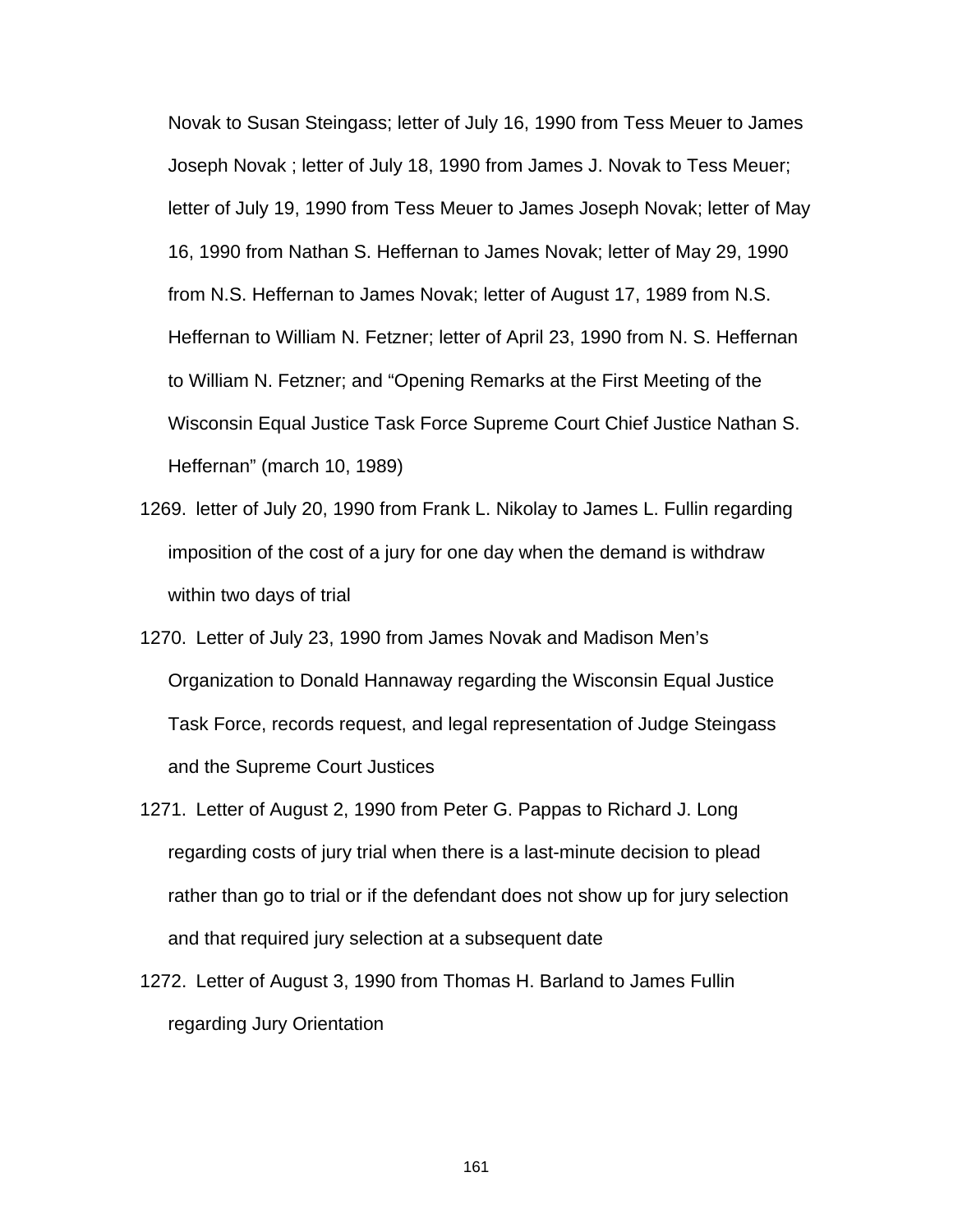Novak to Susan Steingass; letter of July 16, 1990 from Tess Meuer to James Joseph Novak ; letter of July 18, 1990 from James J. Novak to Tess Meuer; letter of July 19, 1990 from Tess Meuer to James Joseph Novak; letter of May 16, 1990 from Nathan S. Heffernan to James Novak; letter of May 29, 1990 from N.S. Heffernan to James Novak; letter of August 17, 1989 from N.S. Heffernan to William N. Fetzner; letter of April 23, 1990 from N. S. Heffernan to William N. Fetzner; and "Opening Remarks at the First Meeting of the Wisconsin Equal Justice Task Force Supreme Court Chief Justice Nathan S. Heffernan" (march 10, 1989)

1269. letter of July 20, 1990 from Frank L. Nikolay to James L. Fullin regarding imposition of the cost of a jury for one day when the demand is withdraw within two days of trial

1270. Letter of July 23, 1990 from James Novak and Madison Men's Organization to Donald Hannaway regarding the Wisconsin Equal Justice Task Force, records request, and legal representation of Judge Steingass and the Supreme Court Justices

1271. Letter of August 2, 1990 from Peter G. Pappas to Richard J. Long regarding costs of jury trial when there is a last-minute decision to plead rather than go to trial or if the defendant does not show up for jury selection and that required jury selection at a subsequent date

1272. Letter of August 3, 1990 from Thomas H. Barland to James Fullin regarding Jury Orientation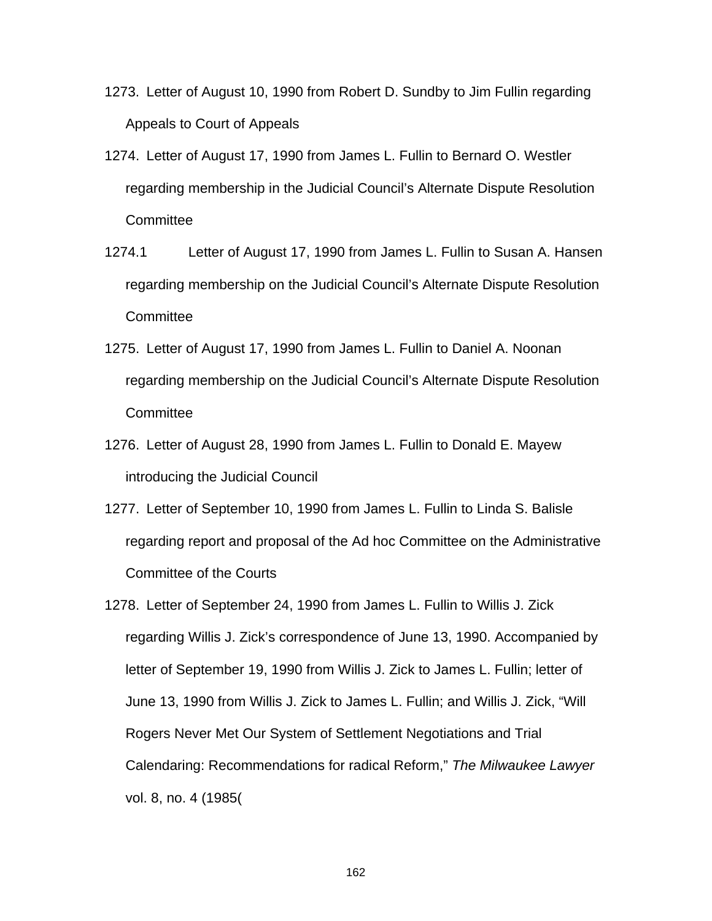1273. Letter of August 10, 1990 from Robert D. Sundby to Jim Fullin regarding Appeals to Court of Appeals

1274. Letter of August 17, 1990 from James L. Fullin to Bernard O. Westler regarding membership in the Judicial Council's Alternate Dispute Resolution Committee

1274.1 Letter of August 17, 1990 from James L. Fullin to Susan A. Hansen regarding membership on the Judicial Council's Alternate Dispute Resolution Committee

1275. Letter of August 17, 1990 from James L. Fullin to Daniel A. Noonan regarding membership on the Judicial Council's Alternate Dispute Resolution Committee

1276. Letter of August 28, 1990 from James L. Fullin to Donald E. Mayew introducing the Judicial Council

1277. Letter of September 10, 1990 from James L. Fullin to Linda S. Balisle regarding report and proposal of the Ad hoc Committee on the Administrative Committee of the Courts

1278. Letter of September 24, 1990 from James L. Fullin to Willis J. Zick regarding Willis J. Zick's correspondence of June 13, 1990. Accompanied by letter of September 19, 1990 from Willis J. Zick to James L. Fullin; letter of June 13, 1990 from Willis J. Zick to James L. Fullin; and Willis J. Zick, "Will Rogers Never Met Our System of Settlement Negotiations and Trial Calendaring: Recommendations for radical Reform," *The Milwaukee Lawyer* vol. 8, no. 4 (1985(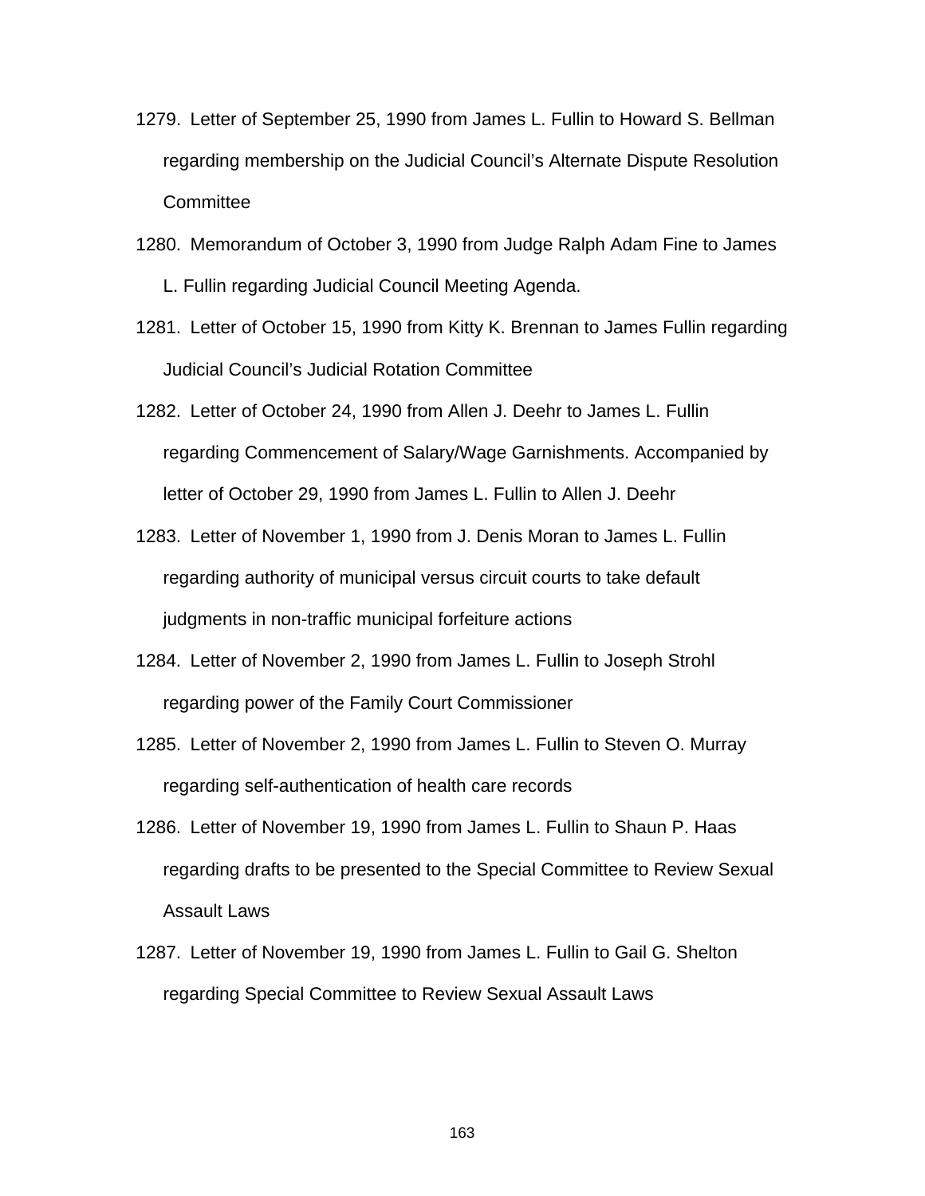1279. Letter of September 25, 1990 from James L. Fullin to Howard S. Bellman regarding membership on the Judicial Council's Alternate Dispute Resolution Committee

1280. Memorandum of October 3, 1990 from Judge Ralph Adam Fine to James L. Fullin regarding Judicial Council Meeting Agenda.

1281. Letter of October 15, 1990 from Kitty K. Brennan to James Fullin regarding Judicial Council's Judicial Rotation Committee

1282. Letter of October 24, 1990 from Allen J. Deehr to James L. Fullin regarding Commencement of Salary/Wage Garnishments. Accompanied by letter of October 29, 1990 from James L. Fullin to Allen J. Deehr

1283. Letter of November 1, 1990 from J. Denis Moran to James L. Fullin regarding authority of municipal versus circuit courts to take default judgments in non-traffic municipal forfeiture actions

1284. Letter of November 2, 1990 from James L. Fullin to Joseph Strohl regarding power of the Family Court Commissioner

1285. Letter of November 2, 1990 from James L. Fullin to Steven O. Murray regarding self-authentication of health care records

1286. Letter of November 19, 1990 from James L. Fullin to Shaun P. Haas regarding drafts to be presented to the Special Committee to Review Sexual Assault Laws

1287. Letter of November 19, 1990 from James L. Fullin to Gail G. Shelton regarding Special Committee to Review Sexual Assault Laws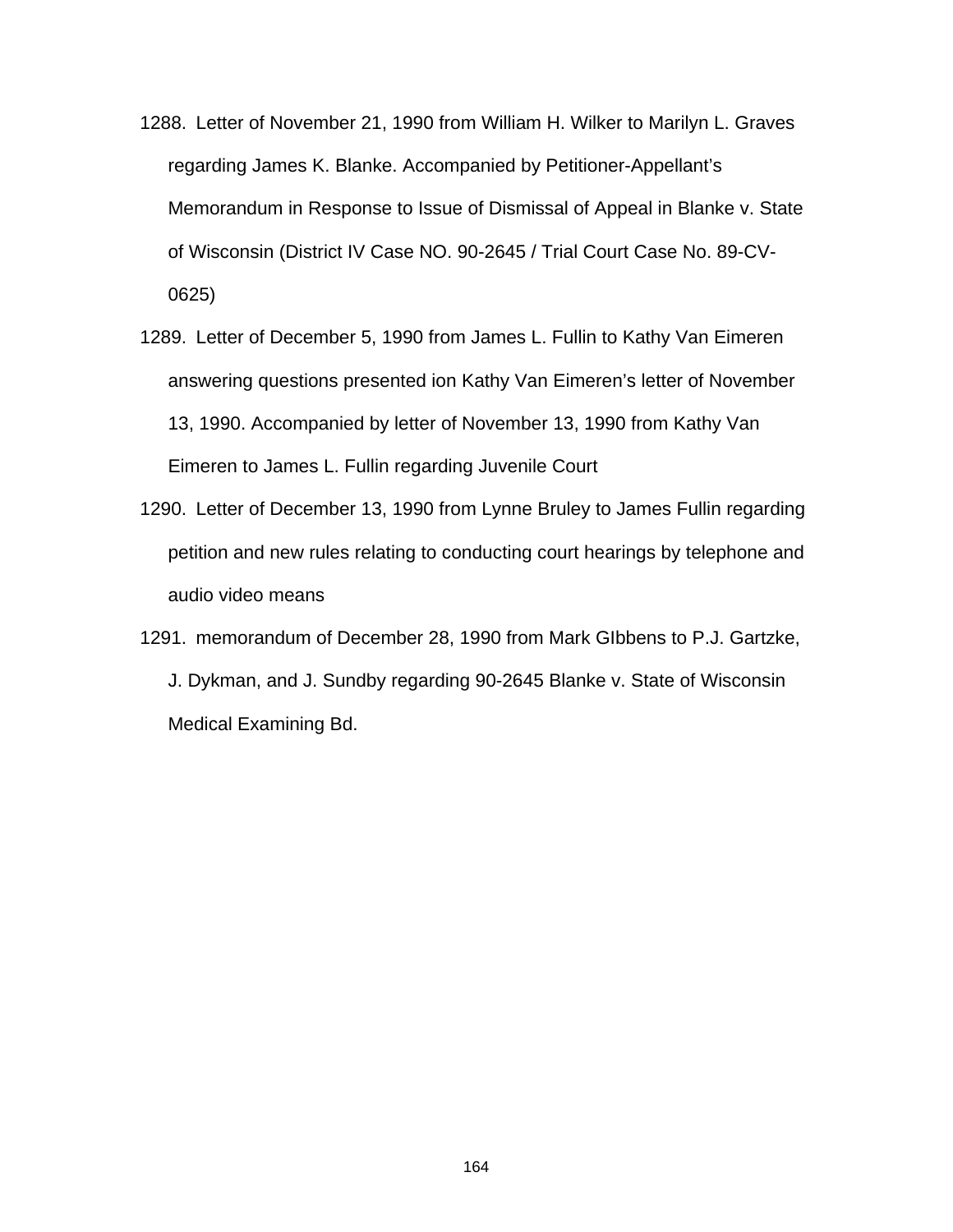1288. Letter of November 21, 1990 from William H. Wilker to Marilyn L. Graves regarding James K. Blanke. Accompanied by Petitioner-Appellant's Memorandum in Response to Issue of Dismissal of Appeal in Blanke v. State of Wisconsin (District IV Case NO. 90-2645 / Trial Court Case No. 89-CV-0625)

1289. Letter of December 5, 1990 from James L. Fullin to Kathy Van Eimeren answering questions presented ion Kathy Van Eimeren's letter of November 13, 1990. Accompanied by letter of November 13, 1990 from Kathy Van Eimeren to James L. Fullin regarding Juvenile Court

1290. Letter of December 13, 1990 from Lynne Bruley to James Fullin regarding petition and new rules relating to conducting court hearings by telephone and audio video means

1291. memorandum of December 28, 1990 from Mark GIbbens to P.J. Gartzke, J. Dykman, and J. Sundby regarding 90-2645 Blanke v. State of Wisconsin Medical Examining Bd.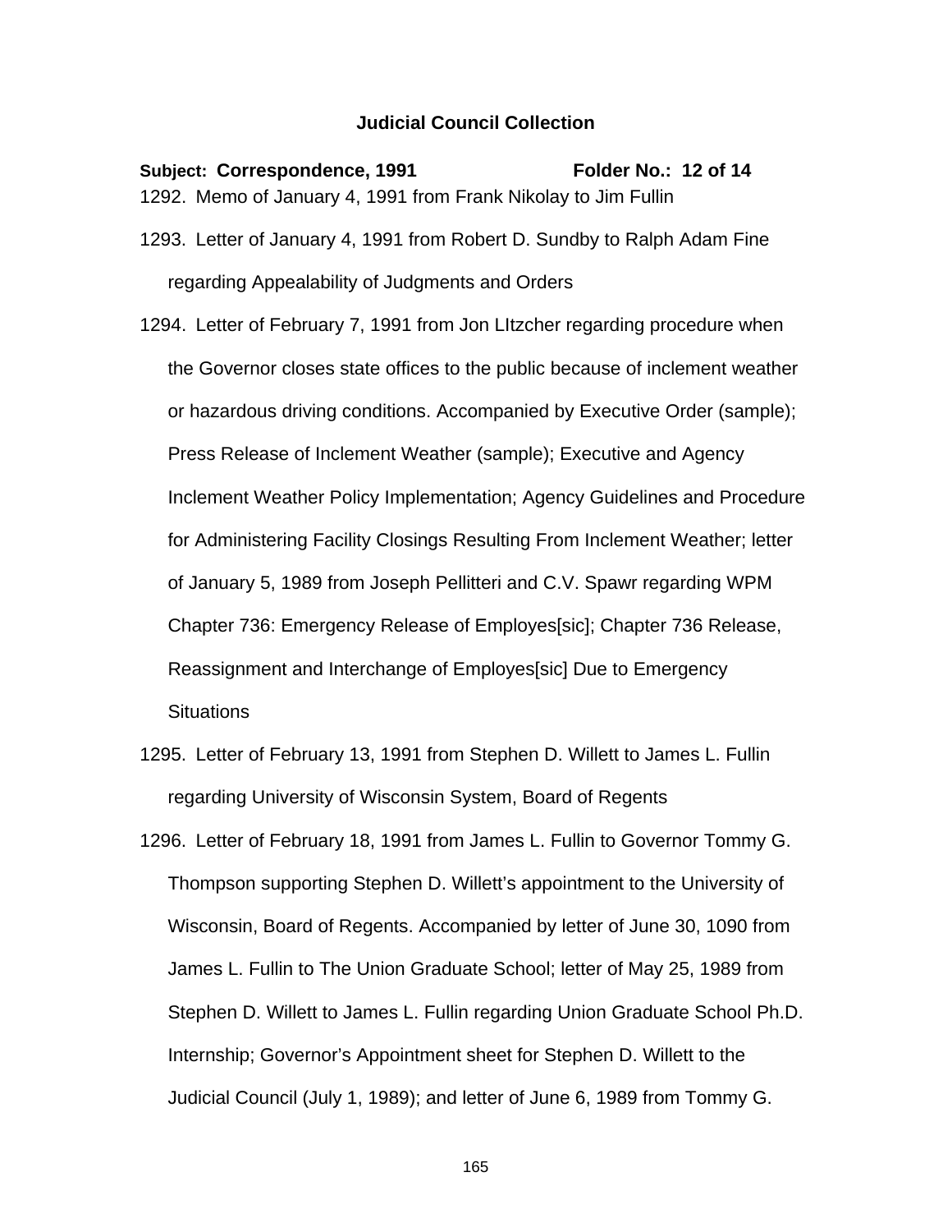**Judicial Council Collection**

**Subject: Correspondence, 1991** **Folder No.: 12 of 14**

1292. Memo of January 4, 1991 from Frank Nikolay to Jim Fullin

1293. Letter of January 4, 1991 from Robert D. Sundby to Ralph Adam Fine regarding Appealability of Judgments and Orders

1294. Letter of February 7, 1991 from Jon LItzcher regarding procedure when the Governor closes state offices to the public because of inclement weather or hazardous driving conditions. Accompanied by Executive Order (sample); Press Release of Inclement Weather (sample); Executive and Agency Inclement Weather Policy Implementation; Agency Guidelines and Procedure for Administering Facility Closings Resulting From Inclement Weather; letter of January 5, 1989 from Joseph Pellitteri and C.V. Spawr regarding WPM Chapter 736: Emergency Release of Employes[sic]; Chapter 736 Release, Reassignment and Interchange of Employes[sic] Due to Emergency Situations

1295. Letter of February 13, 1991 from Stephen D. Willett to James L. Fullin regarding University of Wisconsin System, Board of Regents

1296. Letter of February 18, 1991 from James L. Fullin to Governor Tommy G. Thompson supporting Stephen D. Willett's appointment to the University of Wisconsin, Board of Regents. Accompanied by letter of June 30, 1090 from James L. Fullin to The Union Graduate School; letter of May 25, 1989 from Stephen D. Willett to James L. Fullin regarding Union Graduate School Ph.D. Internship; Governor's Appointment sheet for Stephen D. Willett to the Judicial Council (July 1, 1989); and letter of June 6, 1989 from Tommy G.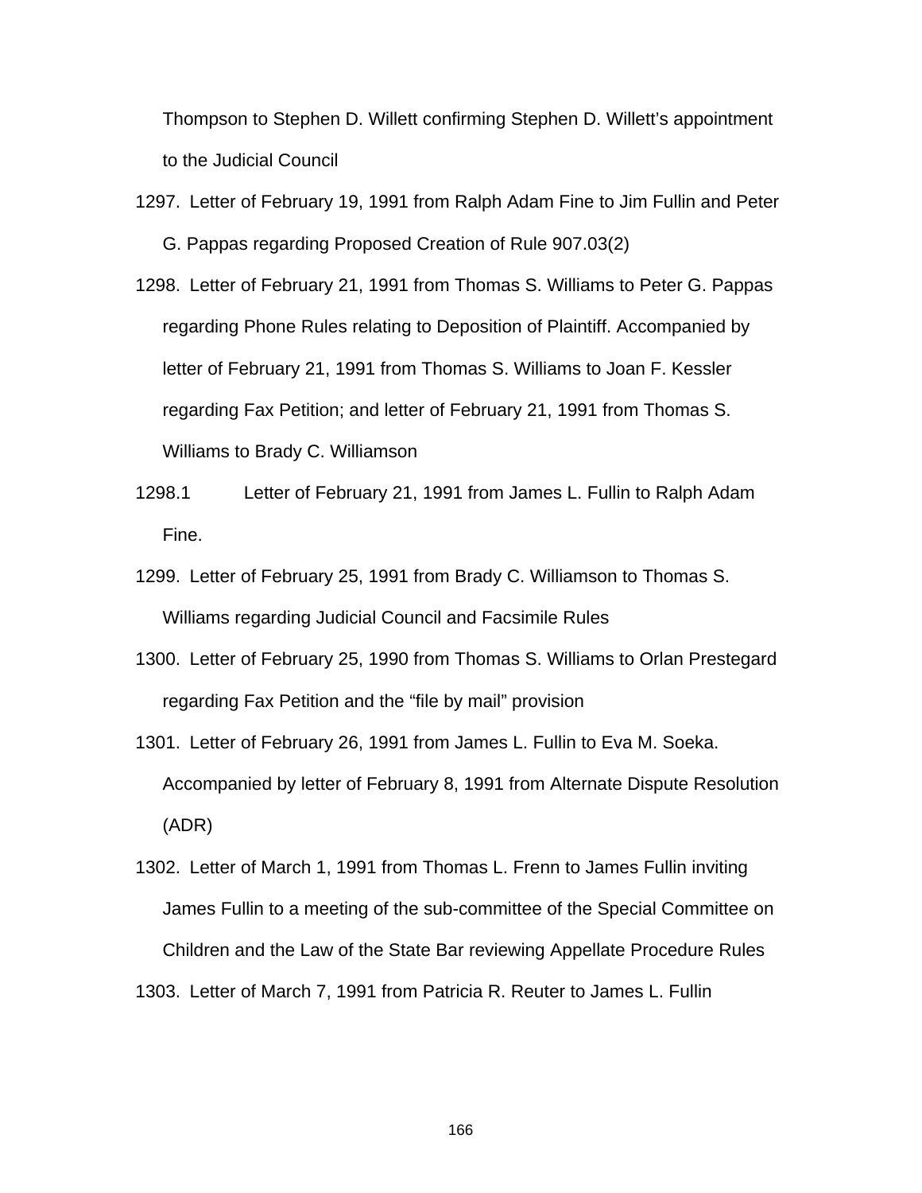Thompson to Stephen D. Willett confirming Stephen D. Willett's appointment to the Judicial Council

1297. Letter of February 19, 1991 from Ralph Adam Fine to Jim Fullin and Peter G. Pappas regarding Proposed Creation of Rule 907.03(2)

1298. Letter of February 21, 1991 from Thomas S. Williams to Peter G. Pappas regarding Phone Rules relating to Deposition of Plaintiff. Accompanied by letter of February 21, 1991 from Thomas S. Williams to Joan F. Kessler regarding Fax Petition; and letter of February 21, 1991 from Thomas S. Williams to Brady C. Williamson

1298.1 Letter of February 21, 1991 from James L. Fullin to Ralph Adam Fine.

1299. Letter of February 25, 1991 from Brady C. Williamson to Thomas S. Williams regarding Judicial Council and Facsimile Rules

1300. Letter of February 25, 1990 from Thomas S. Williams to Orlan Prestegard regarding Fax Petition and the "file by mail" provision

1301. Letter of February 26, 1991 from James L. Fullin to Eva M. Soeka. Accompanied by letter of February 8, 1991 from Alternate Dispute Resolution (ADR)

1302. Letter of March 1, 1991 from Thomas L. Frenn to James Fullin inviting James Fullin to a meeting of the sub-committee of the Special Committee on Children and the Law of the State Bar reviewing Appellate Procedure Rules

1303. Letter of March 7, 1991 from Patricia R. Reuter to James L. Fullin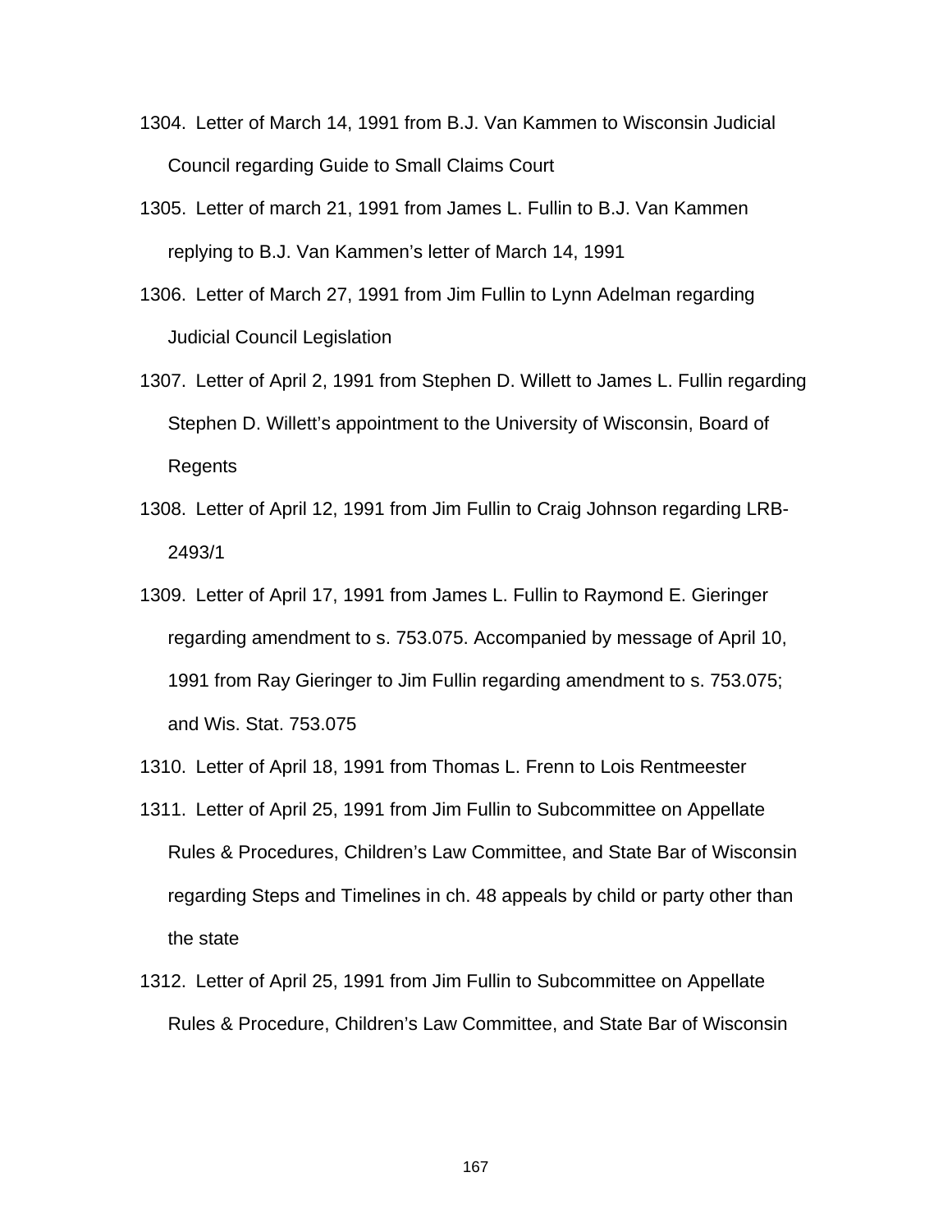1304. Letter of March 14, 1991 from B.J. Van Kammen to Wisconsin Judicial Council regarding Guide to Small Claims Court

1305. Letter of march 21, 1991 from James L. Fullin to B.J. Van Kammen replying to B.J. Van Kammen's letter of March 14, 1991

1306. Letter of March 27, 1991 from Jim Fullin to Lynn Adelman regarding Judicial Council Legislation

1307. Letter of April 2, 1991 from Stephen D. Willett to James L. Fullin regarding Stephen D. Willett's appointment to the University of Wisconsin, Board of Regents

1308. Letter of April 12, 1991 from Jim Fullin to Craig Johnson regarding LRB-2493/1

1309. Letter of April 17, 1991 from James L. Fullin to Raymond E. Gieringer regarding amendment to s. 753.075. Accompanied by message of April 10, 1991 from Ray Gieringer to Jim Fullin regarding amendment to s. 753.075; and Wis. Stat. 753.075

1310. Letter of April 18, 1991 from Thomas L. Frenn to Lois Rentmeester

1311. Letter of April 25, 1991 from Jim Fullin to Subcommittee on Appellate Rules & Procedures, Children's Law Committee, and State Bar of Wisconsin regarding Steps and Timelines in ch. 48 appeals by child or party other than the state

1312. Letter of April 25, 1991 from Jim Fullin to Subcommittee on Appellate Rules & Procedure, Children's Law Committee, and State Bar of Wisconsin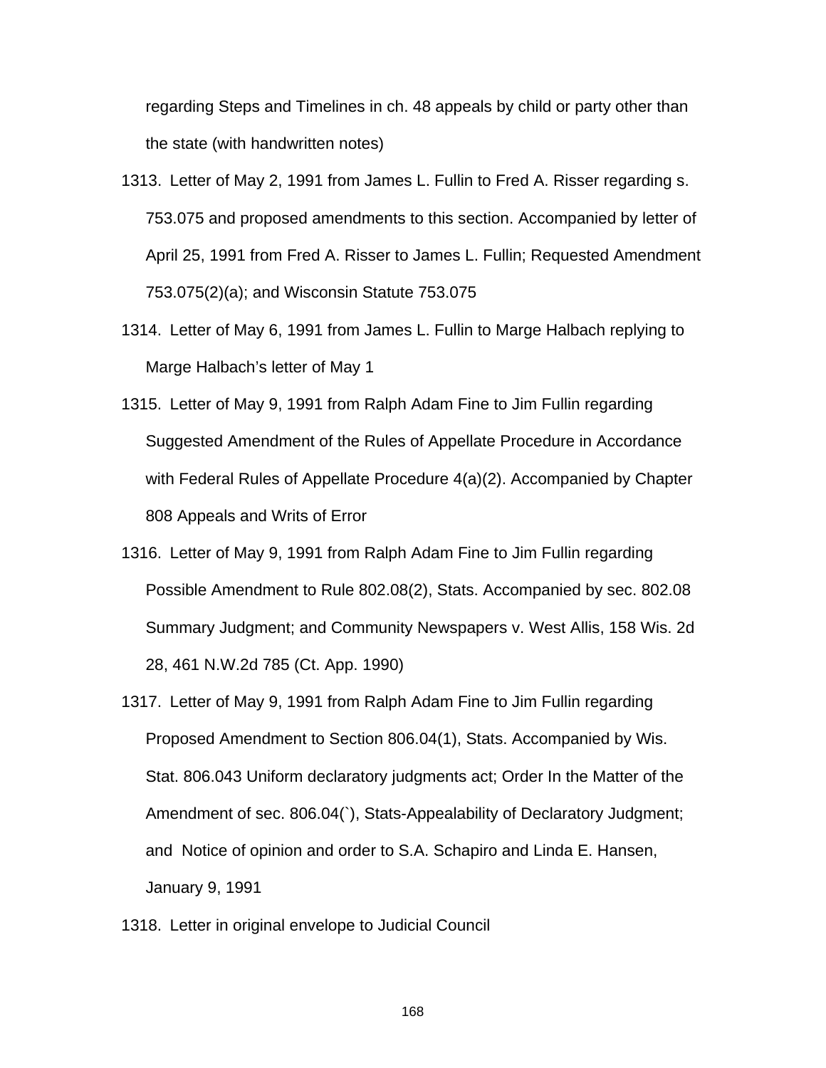regarding Steps and Timelines in ch. 48 appeals by child or party other than the state (with handwritten notes)

1313. Letter of May 2, 1991 from James L. Fullin to Fred A. Risser regarding s. 753.075 and proposed amendments to this section. Accompanied by letter of April 25, 1991 from Fred A. Risser to James L. Fullin; Requested Amendment 753.075(2)(a); and Wisconsin Statute 753.075

1314. Letter of May 6, 1991 from James L. Fullin to Marge Halbach replying to Marge Halbach's letter of May 1

1315. Letter of May 9, 1991 from Ralph Adam Fine to Jim Fullin regarding Suggested Amendment of the Rules of Appellate Procedure in Accordance with Federal Rules of Appellate Procedure 4(a)(2). Accompanied by Chapter 808 Appeals and Writs of Error

1316. Letter of May 9, 1991 from Ralph Adam Fine to Jim Fullin regarding Possible Amendment to Rule 802.08(2), Stats. Accompanied by sec. 802.08 Summary Judgment; and Community Newspapers v. West Allis, 158 Wis. 2d 28, 461 N.W.2d 785 (Ct. App. 1990)

1317. Letter of May 9, 1991 from Ralph Adam Fine to Jim Fullin regarding Proposed Amendment to Section 806.04(1), Stats. Accompanied by Wis. Stat. 806.043 Uniform declaratory judgments act; Order In the Matter of the Amendment of sec. 806.04(`), Stats-Appealability of Declaratory Judgment; and Notice of opinion and order to S.A. Schapiro and Linda E. Hansen, January 9, 1991

1318. Letter in original envelope to Judicial Council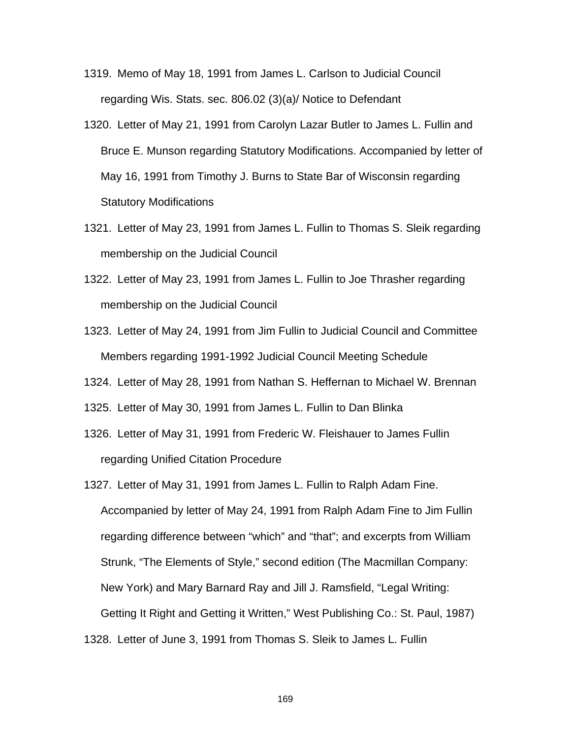1319. Memo of May 18, 1991 from James L. Carlson to Judicial Council regarding Wis. Stats. sec. 806.02 (3)(a)/ Notice to Defendant

1320. Letter of May 21, 1991 from Carolyn Lazar Butler to James L. Fullin and Bruce E. Munson regarding Statutory Modifications. Accompanied by letter of May 16, 1991 from Timothy J. Burns to State Bar of Wisconsin regarding Statutory Modifications

1321. Letter of May 23, 1991 from James L. Fullin to Thomas S. Sleik regarding membership on the Judicial Council

1322. Letter of May 23, 1991 from James L. Fullin to Joe Thrasher regarding membership on the Judicial Council

1323. Letter of May 24, 1991 from Jim Fullin to Judicial Council and Committee Members regarding 1991-1992 Judicial Council Meeting Schedule

1324. Letter of May 28, 1991 from Nathan S. Heffernan to Michael W. Brennan

1325. Letter of May 30, 1991 from James L. Fullin to Dan Blinka

1326. Letter of May 31, 1991 from Frederic W. Fleishauer to James Fullin regarding Unified Citation Procedure

1327. Letter of May 31, 1991 from James L. Fullin to Ralph Adam Fine. Accompanied by letter of May 24, 1991 from Ralph Adam Fine to Jim Fullin regarding difference between “which” and “that”; and excerpts from William Strunk, “The Elements of Style,” second edition (The Macmillan Company: New York) and Mary Barnard Ray and Jill J. Ramsfield, “Legal Writing: Getting It Right and Getting it Written,” West Publishing Co.: St. Paul, 1987)

1328. Letter of June 3, 1991 from Thomas S. Sleik to James L. Fullin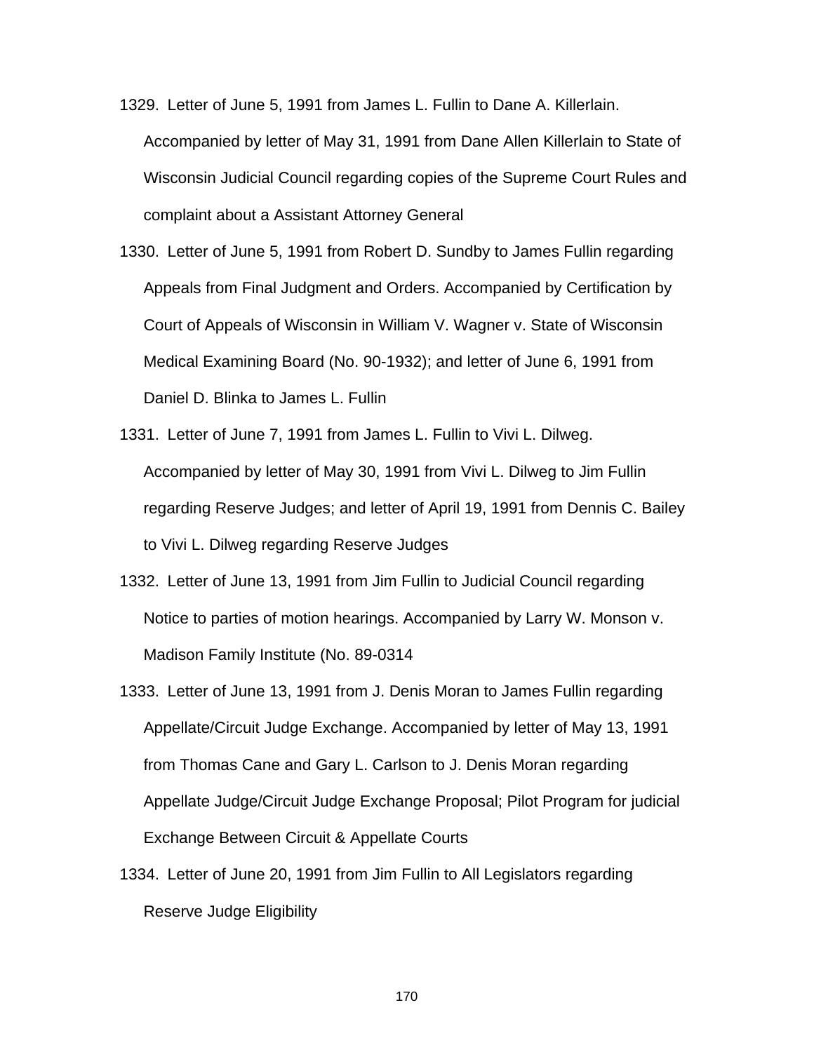1329. Letter of June 5, 1991 from James L. Fullin to Dane A. Killerlain. Accompanied by letter of May 31, 1991 from Dane Allen Killerlain to State of Wisconsin Judicial Council regarding copies of the Supreme Court Rules and complaint about a Assistant Attorney General

1330. Letter of June 5, 1991 from Robert D. Sundby to James Fullin regarding Appeals from Final Judgment and Orders. Accompanied by Certification by Court of Appeals of Wisconsin in William V. Wagner v. State of Wisconsin Medical Examining Board (No. 90-1932); and letter of June 6, 1991 from Daniel D. Blinka to James L. Fullin

1331. Letter of June 7, 1991 from James L. Fullin to Vivi L. Dilweg. Accompanied by letter of May 30, 1991 from Vivi L. Dilweg to Jim Fullin regarding Reserve Judges; and letter of April 19, 1991 from Dennis C. Bailey to Vivi L. Dilweg regarding Reserve Judges

1332. Letter of June 13, 1991 from Jim Fullin to Judicial Council regarding Notice to parties of motion hearings. Accompanied by Larry W. Monson v. Madison Family Institute (No. 89-0314

1333. Letter of June 13, 1991 from J. Denis Moran to James Fullin regarding Appellate/Circuit Judge Exchange. Accompanied by letter of May 13, 1991 from Thomas Cane and Gary L. Carlson to J. Denis Moran regarding Appellate Judge/Circuit Judge Exchange Proposal; Pilot Program for judicial Exchange Between Circuit & Appellate Courts

1334. Letter of June 20, 1991 from Jim Fullin to All Legislators regarding Reserve Judge Eligibility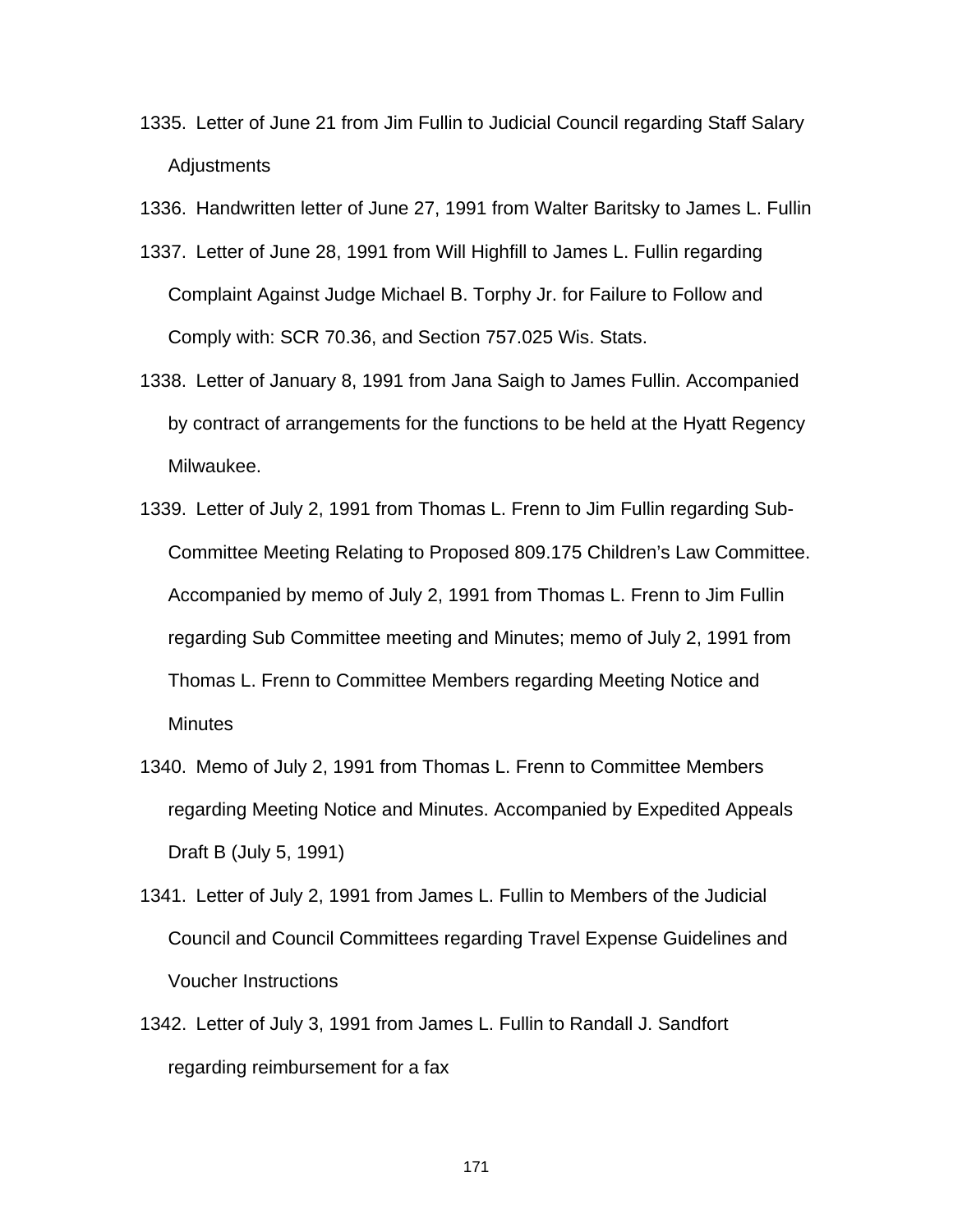1335. Letter of June 21 from Jim Fullin to Judicial Council regarding Staff Salary Adjustments

1336. Handwritten letter of June 27, 1991 from Walter Baritsky to James L. Fullin

1337. Letter of June 28, 1991 from Will Highfill to James L. Fullin regarding Complaint Against Judge Michael B. Torphy Jr. for Failure to Follow and Comply with: SCR 70.36, and Section 757.025 Wis. Stats.

1338. Letter of January 8, 1991 from Jana Saigh to James Fullin. Accompanied by contract of arrangements for the functions to be held at the Hyatt Regency Milwaukee.

1339. Letter of July 2, 1991 from Thomas L. Frenn to Jim Fullin regarding Sub-Committee Meeting Relating to Proposed 809.175 Children's Law Committee. Accompanied by memo of July 2, 1991 from Thomas L. Frenn to Jim Fullin regarding Sub Committee meeting and Minutes; memo of July 2, 1991 from Thomas L. Frenn to Committee Members regarding Meeting Notice and Minutes

1340. Memo of July 2, 1991 from Thomas L. Frenn to Committee Members regarding Meeting Notice and Minutes. Accompanied by Expedited Appeals Draft B (July 5, 1991)

1341. Letter of July 2, 1991 from James L. Fullin to Members of the Judicial Council and Council Committees regarding Travel Expense Guidelines and Voucher Instructions

1342. Letter of July 3, 1991 from James L. Fullin to Randall J. Sandfort regarding reimbursement for a fax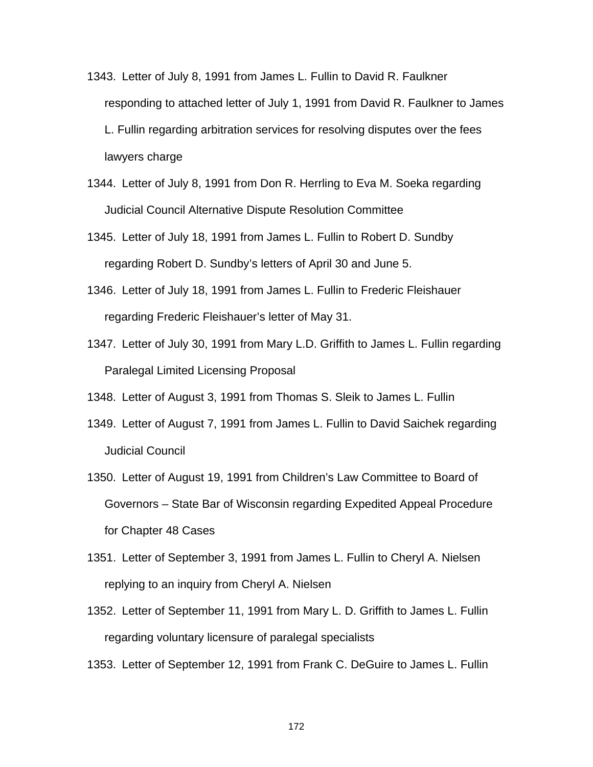1343. Letter of July 8, 1991 from James L. Fullin to David R. Faulkner responding to attached letter of July 1, 1991 from David R. Faulkner to James L. Fullin regarding arbitration services for resolving disputes over the fees lawyers charge

1344. Letter of July 8, 1991 from Don R. Herrling to Eva M. Soeka regarding Judicial Council Alternative Dispute Resolution Committee

1345. Letter of July 18, 1991 from James L. Fullin to Robert D. Sundby regarding Robert D. Sundby's letters of April 30 and June 5.

1346. Letter of July 18, 1991 from James L. Fullin to Frederic Fleishauer regarding Frederic Fleishauer's letter of May 31.

1347. Letter of July 30, 1991 from Mary L.D. Griffith to James L. Fullin regarding Paralegal Limited Licensing Proposal

1348. Letter of August 3, 1991 from Thomas S. Sleik to James L. Fullin

1349. Letter of August 7, 1991 from James L. Fullin to David Saichek regarding Judicial Council

1350. Letter of August 19, 1991 from Children's Law Committee to Board of Governors – State Bar of Wisconsin regarding Expedited Appeal Procedure for Chapter 48 Cases

1351. Letter of September 3, 1991 from James L. Fullin to Cheryl A. Nielsen replying to an inquiry from Cheryl A. Nielsen

1352. Letter of September 11, 1991 from Mary L. D. Griffith to James L. Fullin regarding voluntary licensure of paralegal specialists

1353. Letter of September 12, 1991 from Frank C. DeGuire to James L. Fullin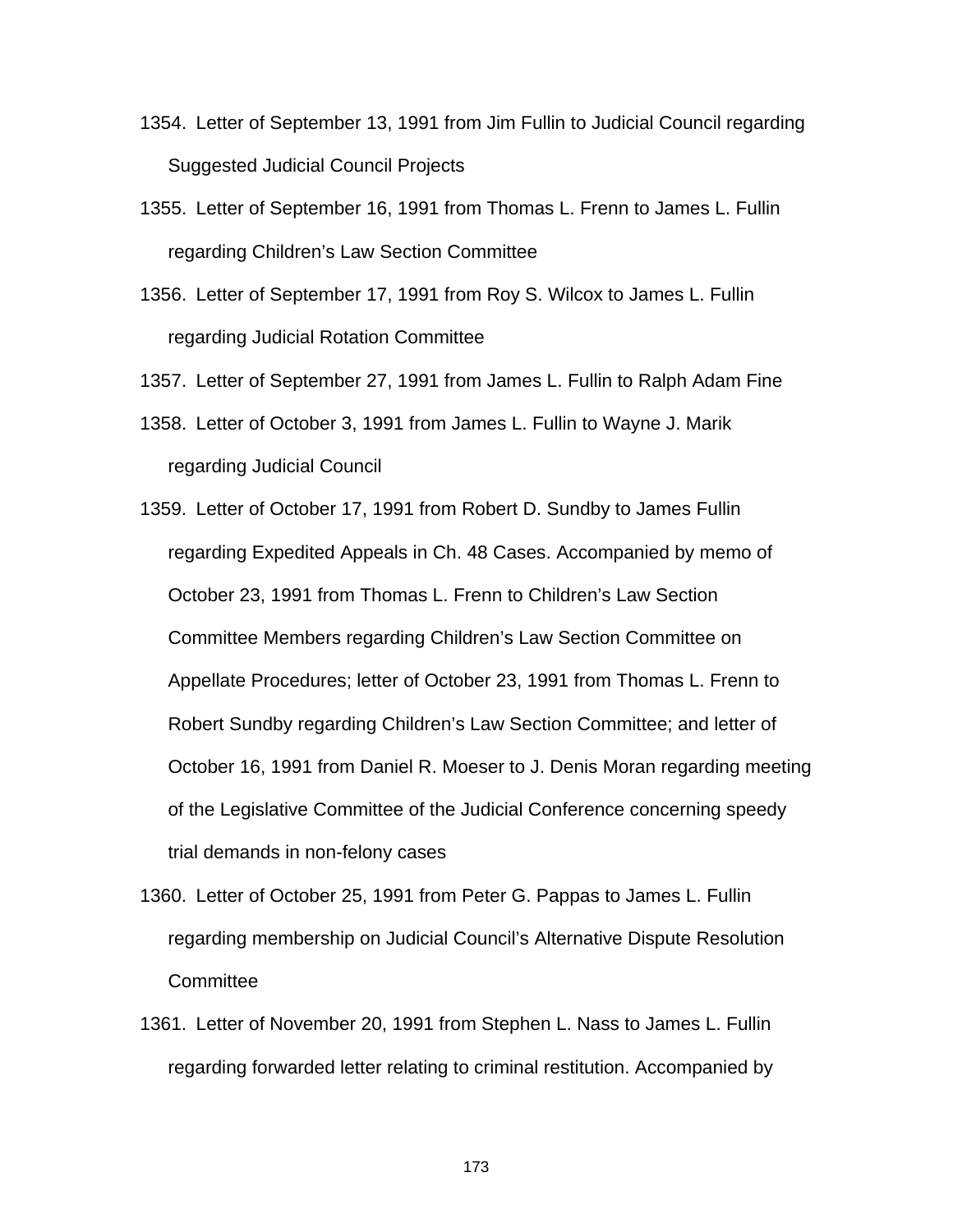1354. Letter of September 13, 1991 from Jim Fullin to Judicial Council regarding Suggested Judicial Council Projects

1355. Letter of September 16, 1991 from Thomas L. Frenn to James L. Fullin regarding Children's Law Section Committee

1356. Letter of September 17, 1991 from Roy S. Wilcox to James L. Fullin regarding Judicial Rotation Committee

1357. Letter of September 27, 1991 from James L. Fullin to Ralph Adam Fine

1358. Letter of October 3, 1991 from James L. Fullin to Wayne J. Marik regarding Judicial Council

1359. Letter of October 17, 1991 from Robert D. Sundby to James Fullin regarding Expedited Appeals in Ch. 48 Cases. Accompanied by memo of October 23, 1991 from Thomas L. Frenn to Children's Law Section Committee Members regarding Children's Law Section Committee on Appellate Procedures; letter of October 23, 1991 from Thomas L. Frenn to Robert Sundby regarding Children's Law Section Committee; and letter of October 16, 1991 from Daniel R. Moeser to J. Denis Moran regarding meeting of the Legislative Committee of the Judicial Conference concerning speedy trial demands in non-felony cases

1360. Letter of October 25, 1991 from Peter G. Pappas to James L. Fullin regarding membership on Judicial Council's Alternative Dispute Resolution Committee

1361. Letter of November 20, 1991 from Stephen L. Nass to James L. Fullin regarding forwarded letter relating to criminal restitution. Accompanied by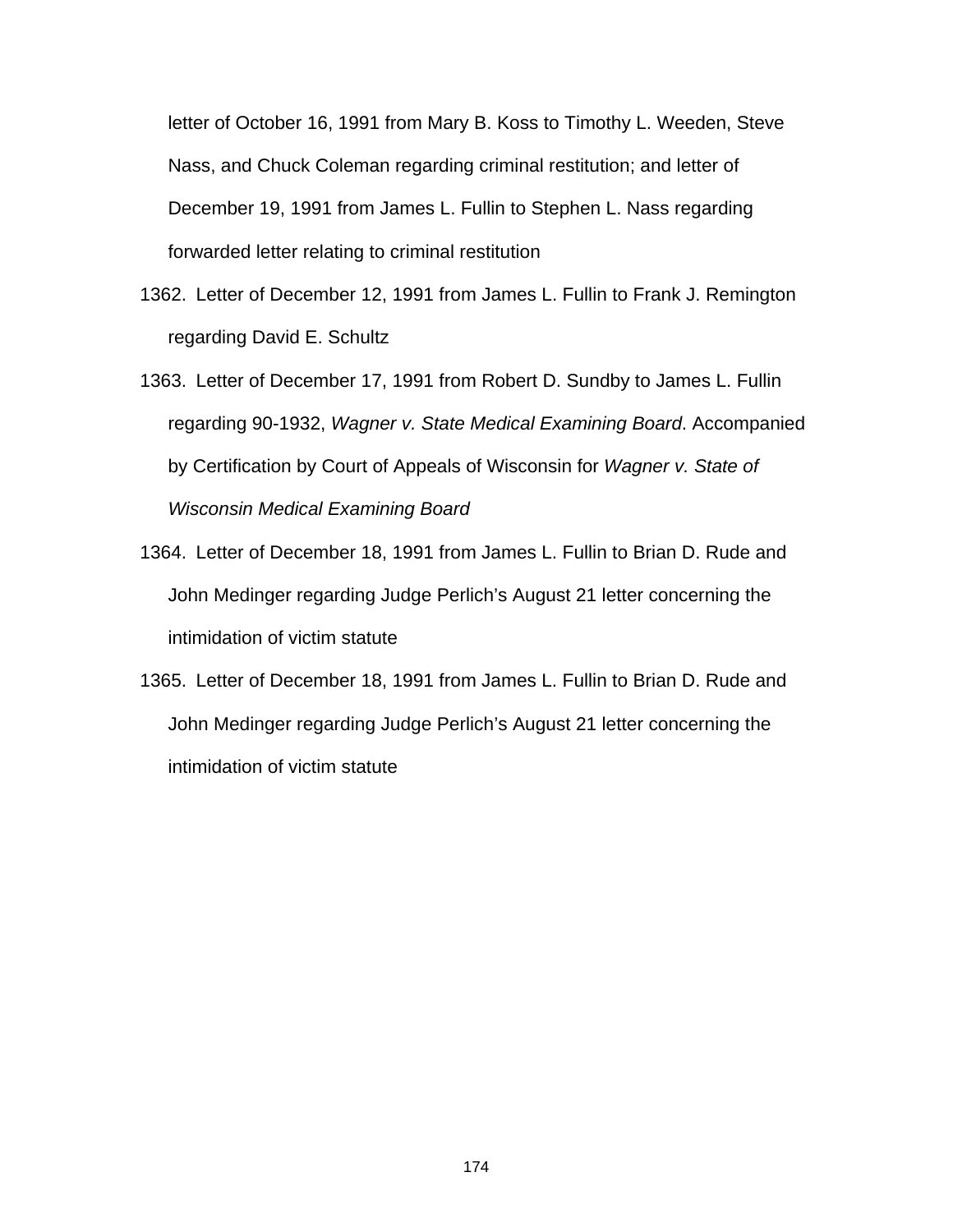letter of October 16, 1991 from Mary B. Koss to Timothy L. Weeden, Steve Nass, and Chuck Coleman regarding criminal restitution; and letter of December 19, 1991 from James L. Fullin to Stephen L. Nass regarding forwarded letter relating to criminal restitution

1362. Letter of December 12, 1991 from James L. Fullin to Frank J. Remington regarding David E. Schultz

1363. Letter of December 17, 1991 from Robert D. Sundby to James L. Fullin regarding 90-1932, *Wagner v. State Medical Examining Board*. Accompanied by Certification by Court of Appeals of Wisconsin for *Wagner v. State of Wisconsin Medical Examining Board*

1364. Letter of December 18, 1991 from James L. Fullin to Brian D. Rude and John Medinger regarding Judge Perlich's August 21 letter concerning the intimidation of victim statute

1365. Letter of December 18, 1991 from James L. Fullin to Brian D. Rude and John Medinger regarding Judge Perlich's August 21 letter concerning the intimidation of victim statute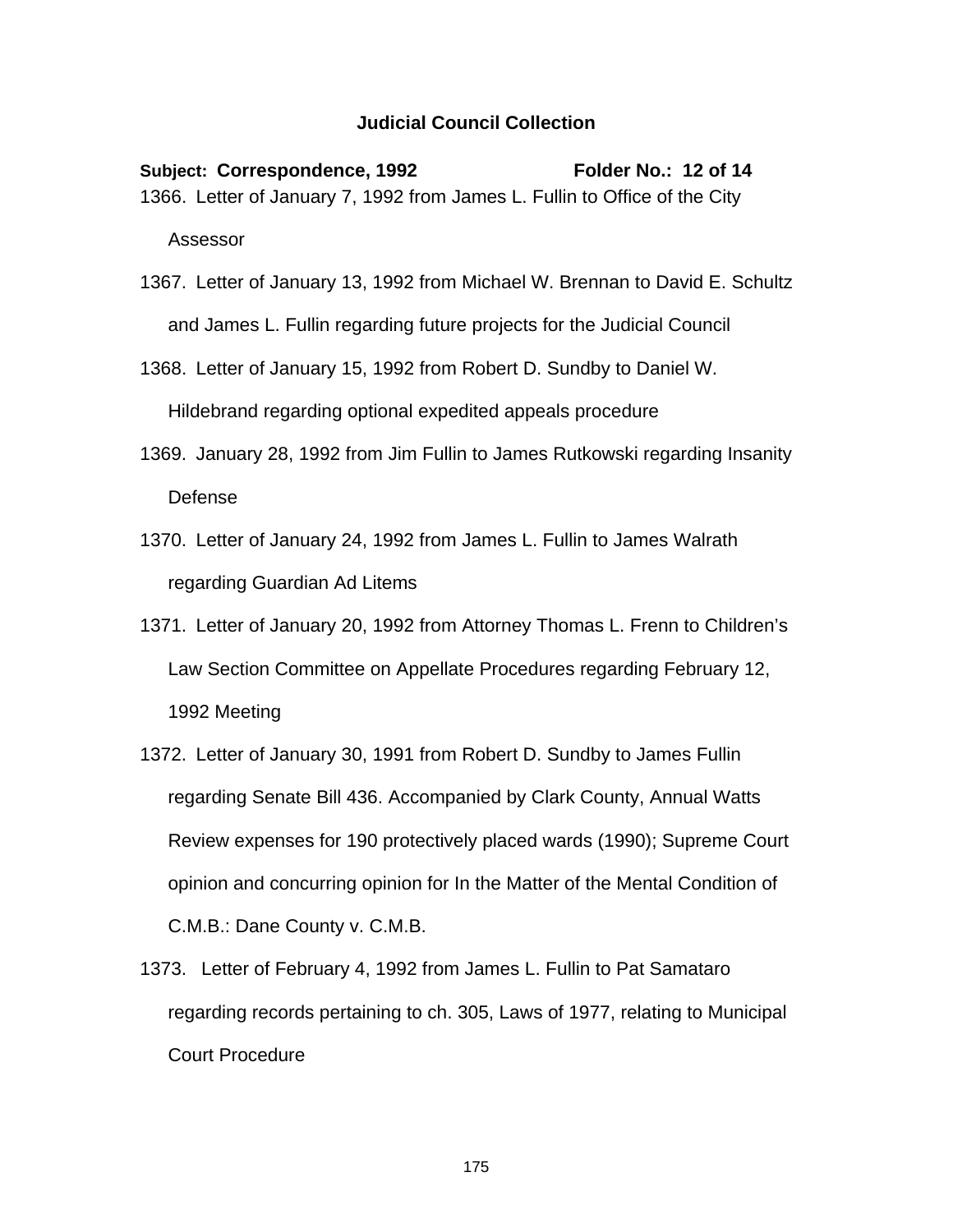# Judicial Council Collection

**Subject: Correspondence, 1992** **Folder No.: 12 of 14**

1366. Letter of January 7, 1992 from James L. Fullin to Office of the City Assessor

1367. Letter of January 13, 1992 from Michael W. Brennan to David E. Schultz and James L. Fullin regarding future projects for the Judicial Council

1368. Letter of January 15, 1992 from Robert D. Sundby to Daniel W. Hildebrand regarding optional expedited appeals procedure

1369. January 28, 1992 from Jim Fullin to James Rutkowski regarding Insanity Defense

1370. Letter of January 24, 1992 from James L. Fullin to James Walrath regarding Guardian Ad Litems

1371. Letter of January 20, 1992 from Attorney Thomas L. Frenn to Children's Law Section Committee on Appellate Procedures regarding February 12, 1992 Meeting

1372. Letter of January 30, 1991 from Robert D. Sundby to James Fullin regarding Senate Bill 436. Accompanied by Clark County, Annual Watts Review expenses for 190 protectively placed wards (1990); Supreme Court opinion and concurring opinion for In the Matter of the Mental Condition of C.M.B.: Dane County v. C.M.B.

1373. Letter of February 4, 1992 from James L. Fullin to Pat Samataro regarding records pertaining to ch. 305, Laws of 1977, relating to Municipal Court Procedure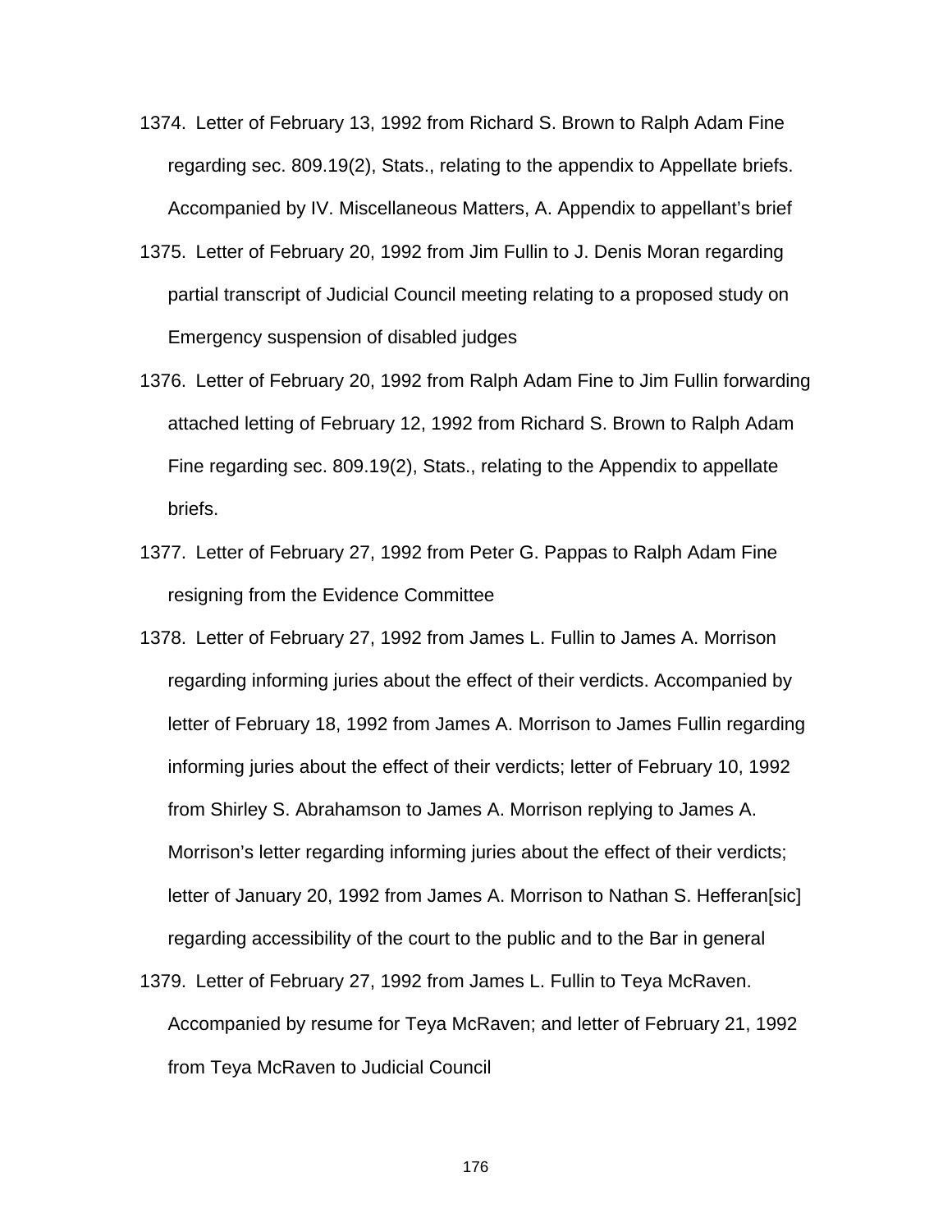1374. Letter of February 13, 1992 from Richard S. Brown to Ralph Adam Fine regarding sec. 809.19(2), Stats., relating to the appendix to Appellate briefs. Accompanied by IV. Miscellaneous Matters, A. Appendix to appellant's brief

1375. Letter of February 20, 1992 from Jim Fullin to J. Denis Moran regarding partial transcript of Judicial Council meeting relating to a proposed study on Emergency suspension of disabled judges

1376. Letter of February 20, 1992 from Ralph Adam Fine to Jim Fullin forwarding attached letting of February 12, 1992 from Richard S. Brown to Ralph Adam Fine regarding sec. 809.19(2), Stats., relating to the Appendix to appellate briefs.

1377. Letter of February 27, 1992 from Peter G. Pappas to Ralph Adam Fine resigning from the Evidence Committee

1378. Letter of February 27, 1992 from James L. Fullin to James A. Morrison regarding informing juries about the effect of their verdicts. Accompanied by letter of February 18, 1992 from James A. Morrison to James Fullin regarding informing juries about the effect of their verdicts; letter of February 10, 1992 from Shirley S. Abrahamson to James A. Morrison replying to James A. Morrison's letter regarding informing juries about the effect of their verdicts; letter of January 20, 1992 from James A. Morrison to Nathan S. Hefferan[sic] regarding accessibility of the court to the public and to the Bar in general

1379. Letter of February 27, 1992 from James L. Fullin to Teya McRaven. Accompanied by resume for Teya McRaven; and letter of February 21, 1992 from Teya McRaven to Judicial Council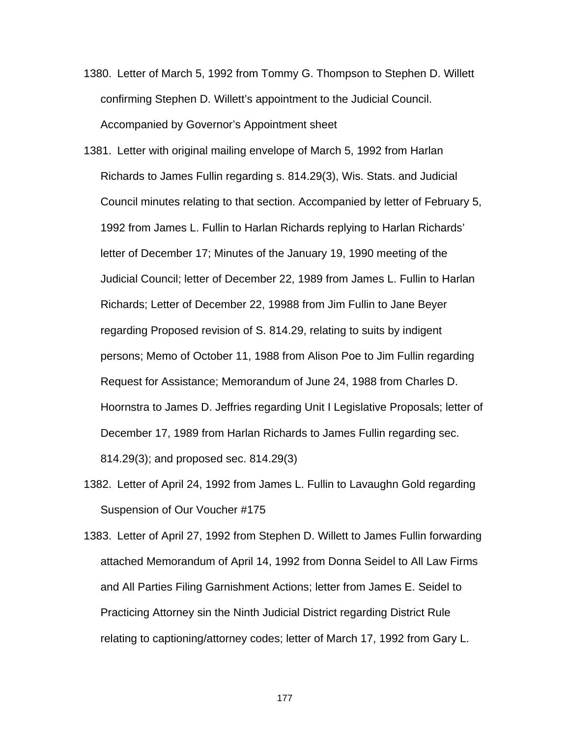1380. Letter of March 5, 1992 from Tommy G. Thompson to Stephen D. Willett confirming Stephen D. Willett's appointment to the Judicial Council. Accompanied by Governor's Appointment sheet

1381. Letter with original mailing envelope of March 5, 1992 from Harlan Richards to James Fullin regarding s. 814.29(3), Wis. Stats. and Judicial Council minutes relating to that section. Accompanied by letter of February 5, 1992 from James L. Fullin to Harlan Richards replying to Harlan Richards' letter of December 17; Minutes of the January 19, 1990 meeting of the Judicial Council; letter of December 22, 1989 from James L. Fullin to Harlan Richards; Letter of December 22, 19988 from Jim Fullin to Jane Beyer regarding Proposed revision of S. 814.29, relating to suits by indigent persons; Memo of October 11, 1988 from Alison Poe to Jim Fullin regarding Request for Assistance; Memorandum of June 24, 1988 from Charles D. Hoornstra to James D. Jeffries regarding Unit I Legislative Proposals; letter of December 17, 1989 from Harlan Richards to James Fullin regarding sec. 814.29(3); and proposed sec. 814.29(3)

1382. Letter of April 24, 1992 from James L. Fullin to Lavaughn Gold regarding Suspension of Our Voucher #175

1383. Letter of April 27, 1992 from Stephen D. Willett to James Fullin forwarding attached Memorandum of April 14, 1992 from Donna Seidel to All Law Firms and All Parties Filing Garnishment Actions; letter from James E. Seidel to Practicing Attorney sin the Ninth Judicial District regarding District Rule relating to captioning/attorney codes; letter of March 17, 1992 from Gary L.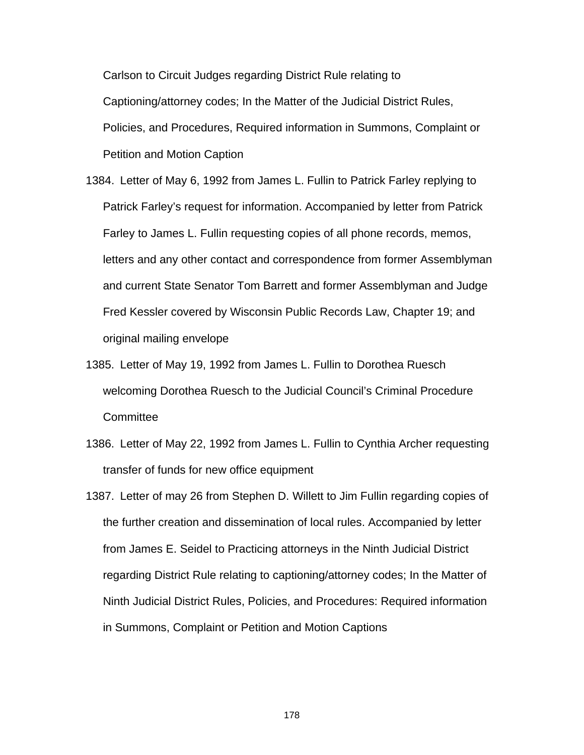Carlson to Circuit Judges regarding District Rule relating to Captioning/attorney codes; In the Matter of the Judicial District Rules, Policies, and Procedures, Required information in Summons, Complaint or Petition and Motion Caption

1384. Letter of May 6, 1992 from James L. Fullin to Patrick Farley replying to Patrick Farley's request for information. Accompanied by letter from Patrick Farley to James L. Fullin requesting copies of all phone records, memos, letters and any other contact and correspondence from former Assemblyman and current State Senator Tom Barrett and former Assemblyman and Judge Fred Kessler covered by Wisconsin Public Records Law, Chapter 19; and original mailing envelope

1385. Letter of May 19, 1992 from James L. Fullin to Dorothea Ruesch welcoming Dorothea Ruesch to the Judicial Council's Criminal Procedure Committee

1386. Letter of May 22, 1992 from James L. Fullin to Cynthia Archer requesting transfer of funds for new office equipment

1387. Letter of may 26 from Stephen D. Willett to Jim Fullin regarding copies of the further creation and dissemination of local rules. Accompanied by letter from James E. Seidel to Practicing attorneys in the Ninth Judicial District regarding District Rule relating to captioning/attorney codes; In the Matter of Ninth Judicial District Rules, Policies, and Procedures: Required information in Summons, Complaint or Petition and Motion Captions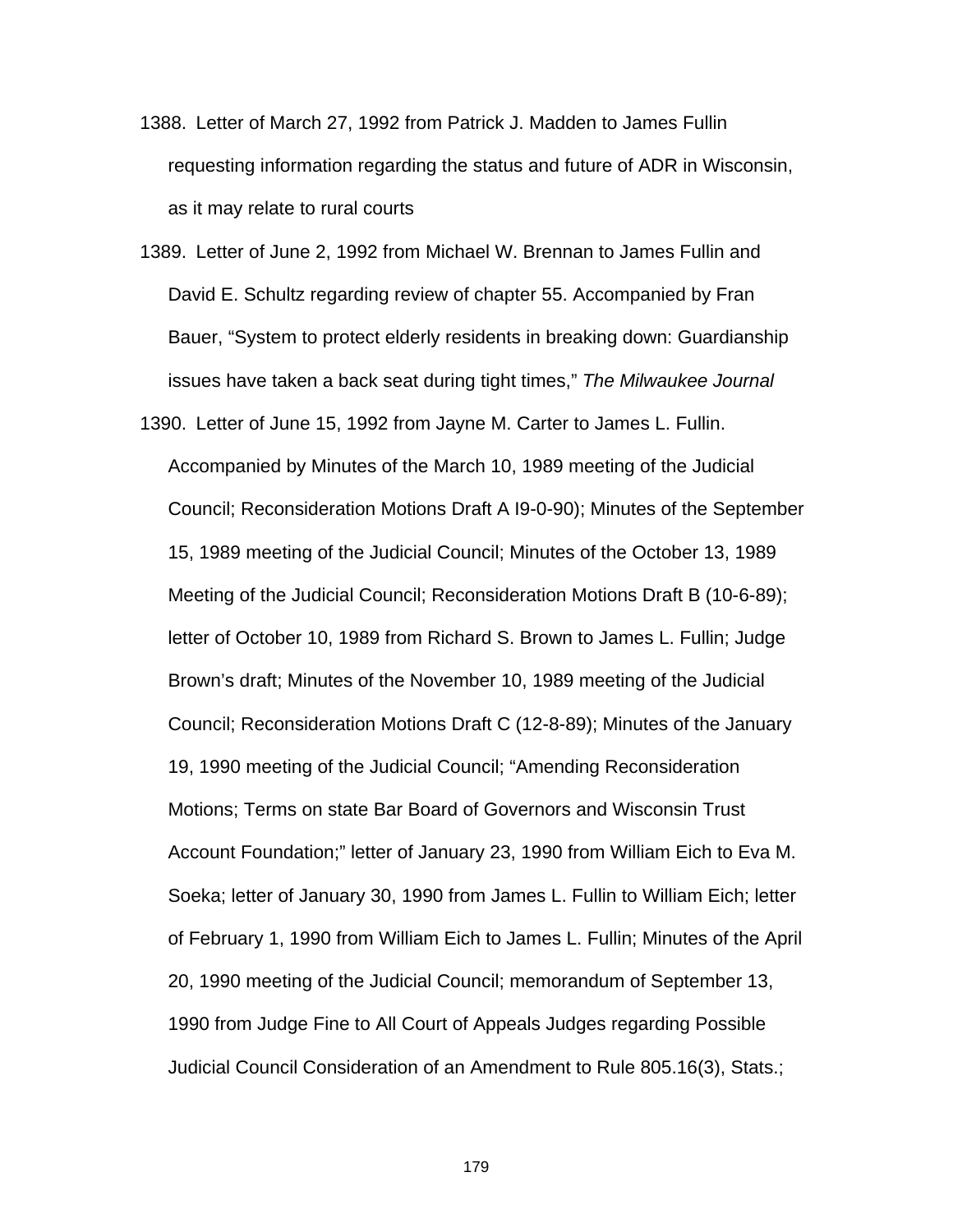1388. Letter of March 27, 1992 from Patrick J. Madden to James Fullin requesting information regarding the status and future of ADR in Wisconsin, as it may relate to rural courts

1389. Letter of June 2, 1992 from Michael W. Brennan to James Fullin and David E. Schultz regarding review of chapter 55. Accompanied by Fran Bauer, "System to protect elderly residents in breaking down: Guardianship issues have taken a back seat during tight times," *The Milwaukee Journal*

1390. Letter of June 15, 1992 from Jayne M. Carter to James L. Fullin. Accompanied by Minutes of the March 10, 1989 meeting of the Judicial Council; Reconsideration Motions Draft A I9-0-90); Minutes of the September 15, 1989 meeting of the Judicial Council; Minutes of the October 13, 1989 Meeting of the Judicial Council; Reconsideration Motions Draft B (10-6-89); letter of October 10, 1989 from Richard S. Brown to James L. Fullin; Judge Brown's draft; Minutes of the November 10, 1989 meeting of the Judicial Council; Reconsideration Motions Draft C (12-8-89); Minutes of the January 19, 1990 meeting of the Judicial Council; "Amending Reconsideration Motions; Terms on state Bar Board of Governors and Wisconsin Trust Account Foundation;" letter of January 23, 1990 from William Eich to Eva M. Soeka; letter of January 30, 1990 from James L. Fullin to William Eich; letter of February 1, 1990 from William Eich to James L. Fullin; Minutes of the April 20, 1990 meeting of the Judicial Council; memorandum of September 13, 1990 from Judge Fine to All Court of Appeals Judges regarding Possible Judicial Council Consideration of an Amendment to Rule 805.16(3), Stats.;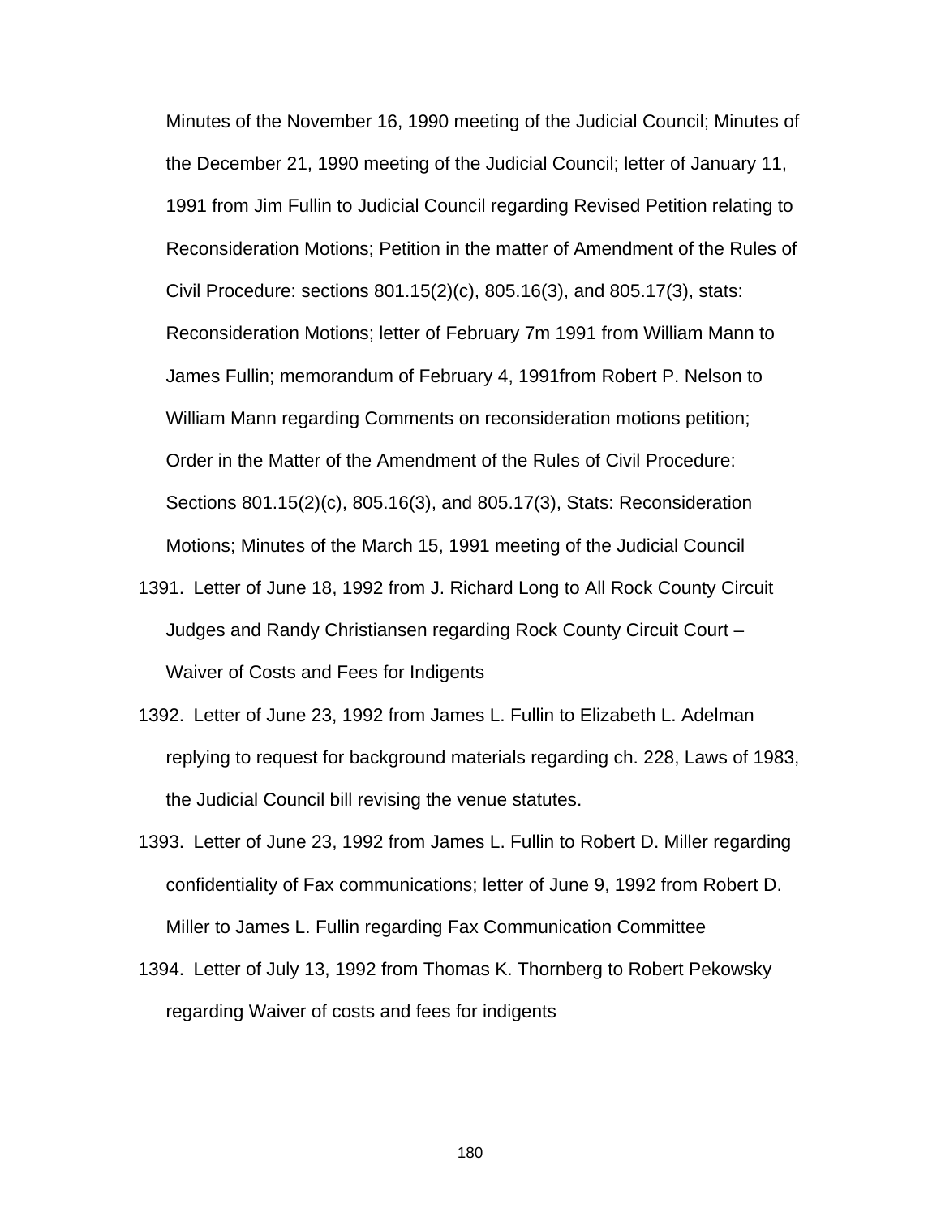Minutes of the November 16, 1990 meeting of the Judicial Council; Minutes of the December 21, 1990 meeting of the Judicial Council; letter of January 11, 1991 from Jim Fullin to Judicial Council regarding Revised Petition relating to Reconsideration Motions; Petition in the matter of Amendment of the Rules of Civil Procedure: sections 801.15(2)(c), 805.16(3), and 805.17(3), stats: Reconsideration Motions; letter of February 7m 1991 from William Mann to James Fullin; memorandum of February 4, 1991from Robert P. Nelson to William Mann regarding Comments on reconsideration motions petition; Order in the Matter of the Amendment of the Rules of Civil Procedure: Sections 801.15(2)(c), 805.16(3), and 805.17(3), Stats: Reconsideration Motions; Minutes of the March 15, 1991 meeting of the Judicial Council

1391. Letter of June 18, 1992 from J. Richard Long to All Rock County Circuit Judges and Randy Christiansen regarding Rock County Circuit Court – Waiver of Costs and Fees for Indigents

1392. Letter of June 23, 1992 from James L. Fullin to Elizabeth L. Adelman replying to request for background materials regarding ch. 228, Laws of 1983, the Judicial Council bill revising the venue statutes.

1393. Letter of June 23, 1992 from James L. Fullin to Robert D. Miller regarding confidentiality of Fax communications; letter of June 9, 1992 from Robert D. Miller to James L. Fullin regarding Fax Communication Committee

1394. Letter of July 13, 1992 from Thomas K. Thornberg to Robert Pekowsky regarding Waiver of costs and fees for indigents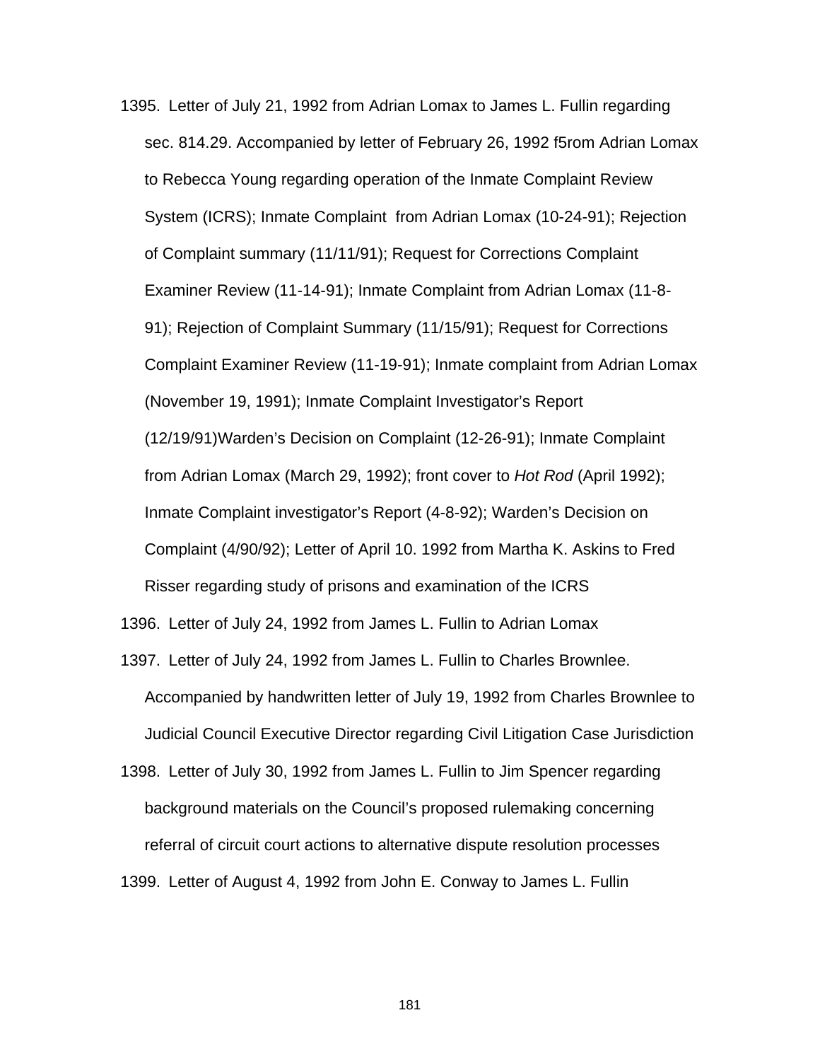1395. Letter of July 21, 1992 from Adrian Lomax to James L. Fullin regarding sec. 814.29. Accompanied by letter of February 26, 1992 f5rom Adrian Lomax to Rebecca Young regarding operation of the Inmate Complaint Review System (ICRS); Inmate Complaint from Adrian Lomax (10-24-91); Rejection of Complaint summary (11/11/91); Request for Corrections Complaint Examiner Review (11-14-91); Inmate Complaint from Adrian Lomax (11-8-91); Rejection of Complaint Summary (11/15/91); Request for Corrections Complaint Examiner Review (11-19-91); Inmate complaint from Adrian Lomax (November 19, 1991); Inmate Complaint Investigator's Report (12/19/91)Warden's Decision on Complaint (12-26-91); Inmate Complaint from Adrian Lomax (March 29, 1992); front cover to *Hot Rod* (April 1992); Inmate Complaint investigator's Report (4-8-92); Warden's Decision on Complaint (4/90/92); Letter of April 10. 1992 from Martha K. Askins to Fred Risser regarding study of prisons and examination of the ICRS

1396. Letter of July 24, 1992 from James L. Fullin to Adrian Lomax

1397. Letter of July 24, 1992 from James L. Fullin to Charles Brownlee. Accompanied by handwritten letter of July 19, 1992 from Charles Brownlee to Judicial Council Executive Director regarding Civil Litigation Case Jurisdiction

1398. Letter of July 30, 1992 from James L. Fullin to Jim Spencer regarding background materials on the Council's proposed rulemaking concerning referral of circuit court actions to alternative dispute resolution processes

1399. Letter of August 4, 1992 from John E. Conway to James L. Fullin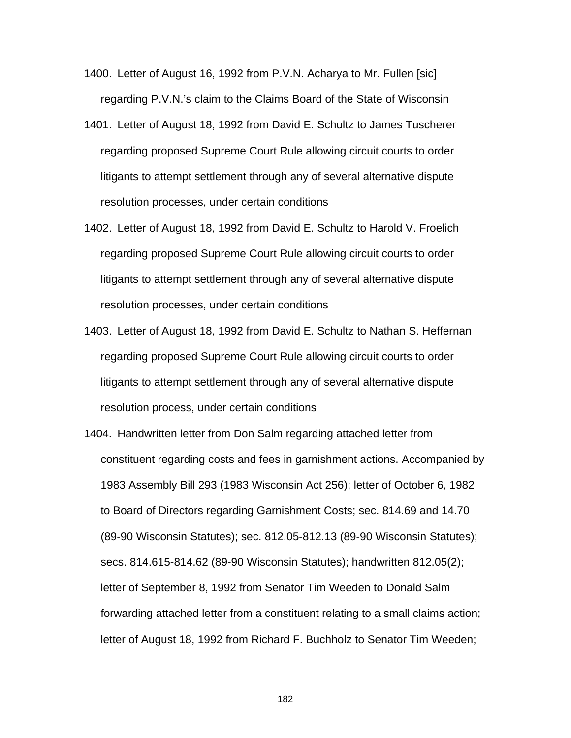1400. Letter of August 16, 1992 from P.V.N. Acharya to Mr. Fullen [sic] regarding P.V.N.'s claim to the Claims Board of the State of Wisconsin

1401. Letter of August 18, 1992 from David E. Schultz to James Tuscherer regarding proposed Supreme Court Rule allowing circuit courts to order litigants to attempt settlement through any of several alternative dispute resolution processes, under certain conditions

1402. Letter of August 18, 1992 from David E. Schultz to Harold V. Froelich regarding proposed Supreme Court Rule allowing circuit courts to order litigants to attempt settlement through any of several alternative dispute resolution processes, under certain conditions

1403. Letter of August 18, 1992 from David E. Schultz to Nathan S. Heffernan regarding proposed Supreme Court Rule allowing circuit courts to order litigants to attempt settlement through any of several alternative dispute resolution process, under certain conditions

1404. Handwritten letter from Don Salm regarding attached letter from constituent regarding costs and fees in garnishment actions. Accompanied by 1983 Assembly Bill 293 (1983 Wisconsin Act 256); letter of October 6, 1982 to Board of Directors regarding Garnishment Costs; sec. 814.69 and 14.70 (89-90 Wisconsin Statutes); sec. 812.05-812.13 (89-90 Wisconsin Statutes); secs. 814.615-814.62 (89-90 Wisconsin Statutes); handwritten 812.05(2); letter of September 8, 1992 from Senator Tim Weeden to Donald Salm forwarding attached letter from a constituent relating to a small claims action; letter of August 18, 1992 from Richard F. Buchholz to Senator Tim Weeden;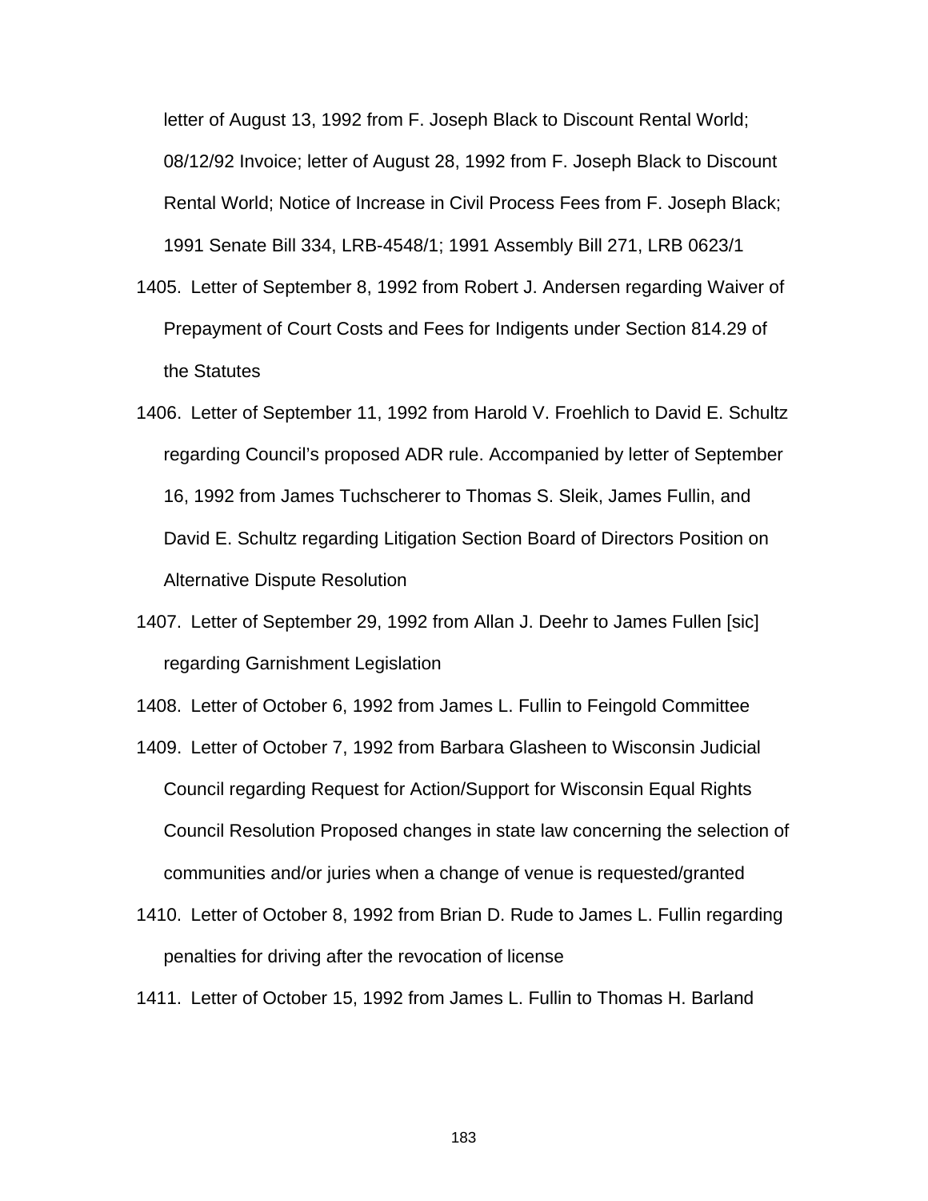letter of August 13, 1992 from F. Joseph Black to Discount Rental World; 08/12/92 Invoice; letter of August 28, 1992 from F. Joseph Black to Discount Rental World; Notice of Increase in Civil Process Fees from F. Joseph Black; 1991 Senate Bill 334, LRB-4548/1; 1991 Assembly Bill 271, LRB 0623/1

1405. Letter of September 8, 1992 from Robert J. Andersen regarding Waiver of Prepayment of Court Costs and Fees for Indigents under Section 814.29 of the Statutes

1406. Letter of September 11, 1992 from Harold V. Froehlich to David E. Schultz regarding Council's proposed ADR rule. Accompanied by letter of September 16, 1992 from James Tuchscherer to Thomas S. Sleik, James Fullin, and David E. Schultz regarding Litigation Section Board of Directors Position on Alternative Dispute Resolution

1407. Letter of September 29, 1992 from Allan J. Deehr to James Fullen [sic] regarding Garnishment Legislation

1408. Letter of October 6, 1992 from James L. Fullin to Feingold Committee

1409. Letter of October 7, 1992 from Barbara Glasheen to Wisconsin Judicial Council regarding Request for Action/Support for Wisconsin Equal Rights Council Resolution Proposed changes in state law concerning the selection of communities and/or juries when a change of venue is requested/granted

1410. Letter of October 8, 1992 from Brian D. Rude to James L. Fullin regarding penalties for driving after the revocation of license

1411. Letter of October 15, 1992 from James L. Fullin to Thomas H. Barland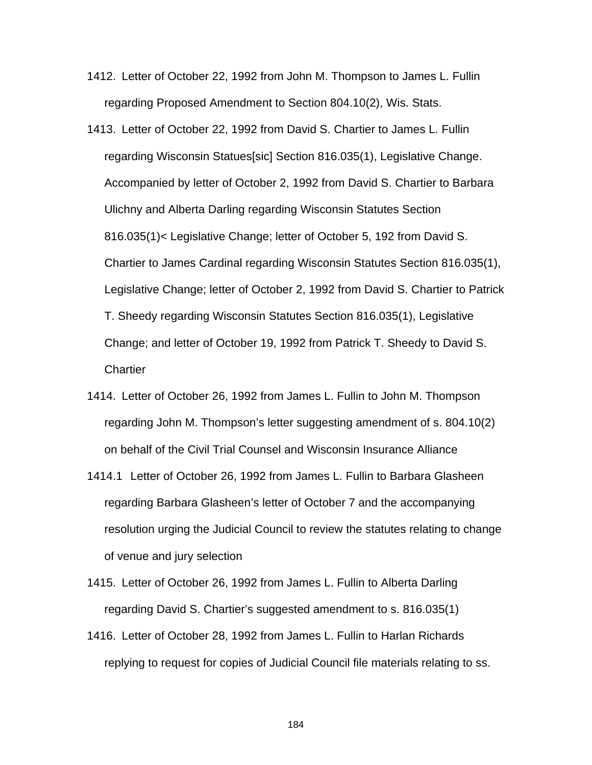1412. Letter of October 22, 1992 from John M. Thompson to James L. Fullin regarding Proposed Amendment to Section 804.10(2), Wis. Stats.

1413. Letter of October 22, 1992 from David S. Chartier to James L. Fullin regarding Wisconsin Statues[sic] Section 816.035(1), Legislative Change. Accompanied by letter of October 2, 1992 from David S. Chartier to Barbara Ulichny and Alberta Darling regarding Wisconsin Statutes Section 816.035(1)< Legislative Change; letter of October 5, 192 from David S. Chartier to James Cardinal regarding Wisconsin Statutes Section 816.035(1), Legislative Change; letter of October 2, 1992 from David S. Chartier to Patrick T. Sheedy regarding Wisconsin Statutes Section 816.035(1), Legislative Change; and letter of October 19, 1992 from Patrick T. Sheedy to David S. Chartier

1414. Letter of October 26, 1992 from James L. Fullin to John M. Thompson regarding John M. Thompson's letter suggesting amendment of s. 804.10(2) on behalf of the Civil Trial Counsel and Wisconsin Insurance Alliance

1414.1 Letter of October 26, 1992 from James L. Fullin to Barbara Glasheen regarding Barbara Glasheen's letter of October 7 and the accompanying resolution urging the Judicial Council to review the statutes relating to change of venue and jury selection

1415. Letter of October 26, 1992 from James L. Fullin to Alberta Darling regarding David S. Chartier's suggested amendment to s. 816.035(1)

1416. Letter of October 28, 1992 from James L. Fullin to Harlan Richards replying to request for copies of Judicial Council file materials relating to ss.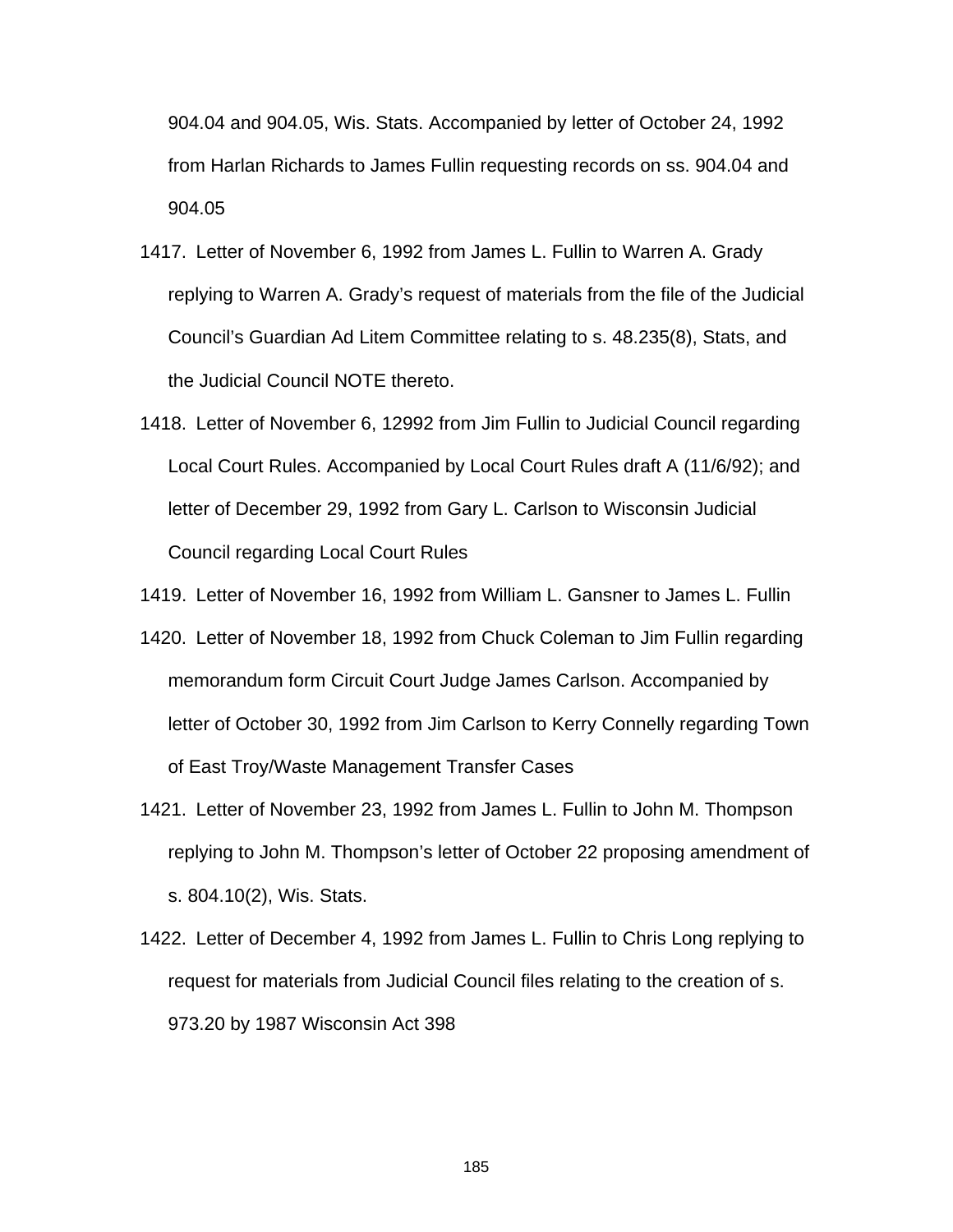904.04 and 904.05, Wis. Stats. Accompanied by letter of October 24, 1992 from Harlan Richards to James Fullin requesting records on ss. 904.04 and 904.05

1417. Letter of November 6, 1992 from James L. Fullin to Warren A. Grady replying to Warren A. Grady's request of materials from the file of the Judicial Council's Guardian Ad Litem Committee relating to s. 48.235(8), Stats, and the Judicial Council NOTE thereto.

1418. Letter of November 6, 12992 from Jim Fullin to Judicial Council regarding Local Court Rules. Accompanied by Local Court Rules draft A (11/6/92); and letter of December 29, 1992 from Gary L. Carlson to Wisconsin Judicial Council regarding Local Court Rules

1419. Letter of November 16, 1992 from William L. Gansner to James L. Fullin

1420. Letter of November 18, 1992 from Chuck Coleman to Jim Fullin regarding memorandum form Circuit Court Judge James Carlson. Accompanied by letter of October 30, 1992 from Jim Carlson to Kerry Connelly regarding Town of East Troy/Waste Management Transfer Cases

1421. Letter of November 23, 1992 from James L. Fullin to John M. Thompson replying to John M. Thompson's letter of October 22 proposing amendment of s. 804.10(2), Wis. Stats.

1422. Letter of December 4, 1992 from James L. Fullin to Chris Long replying to request for materials from Judicial Council files relating to the creation of s. 973.20 by 1987 Wisconsin Act 398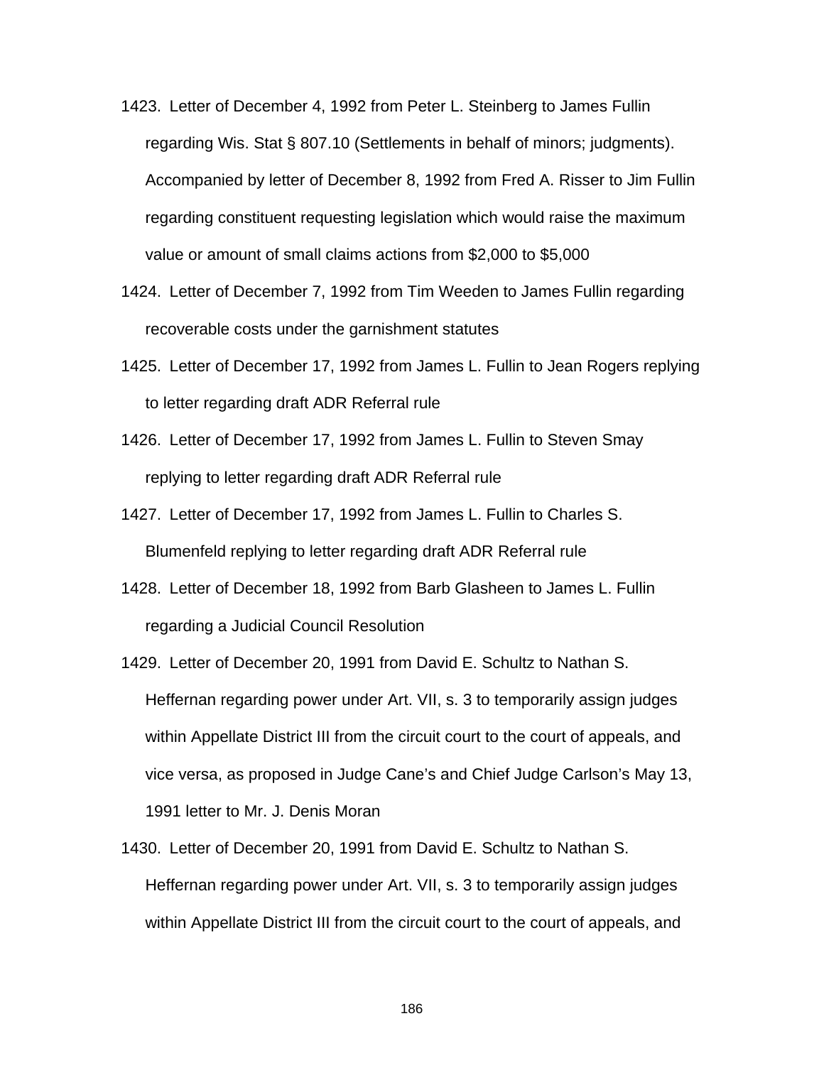1423. Letter of December 4, 1992 from Peter L. Steinberg to James Fullin regarding Wis. Stat § 807.10 (Settlements in behalf of minors; judgments). Accompanied by letter of December 8, 1992 from Fred A. Risser to Jim Fullin regarding constituent requesting legislation which would raise the maximum value or amount of small claims actions from $2,000 to $5,000

1424. Letter of December 7, 1992 from Tim Weeden to James Fullin regarding recoverable costs under the garnishment statutes

1425. Letter of December 17, 1992 from James L. Fullin to Jean Rogers replying to letter regarding draft ADR Referral rule

1426. Letter of December 17, 1992 from James L. Fullin to Steven Smay replying to letter regarding draft ADR Referral rule

1427. Letter of December 17, 1992 from James L. Fullin to Charles S. Blumenfeld replying to letter regarding draft ADR Referral rule

1428. Letter of December 18, 1992 from Barb Glasheen to James L. Fullin regarding a Judicial Council Resolution

1429. Letter of December 20, 1991 from David E. Schultz to Nathan S. Heffernan regarding power under Art. VII, s. 3 to temporarily assign judges within Appellate District III from the circuit court to the court of appeals, and vice versa, as proposed in Judge Cane's and Chief Judge Carlson's May 13, 1991 letter to Mr. J. Denis Moran

1430. Letter of December 20, 1991 from David E. Schultz to Nathan S. Heffernan regarding power under Art. VII, s. 3 to temporarily assign judges within Appellate District III from the circuit court to the court of appeals, and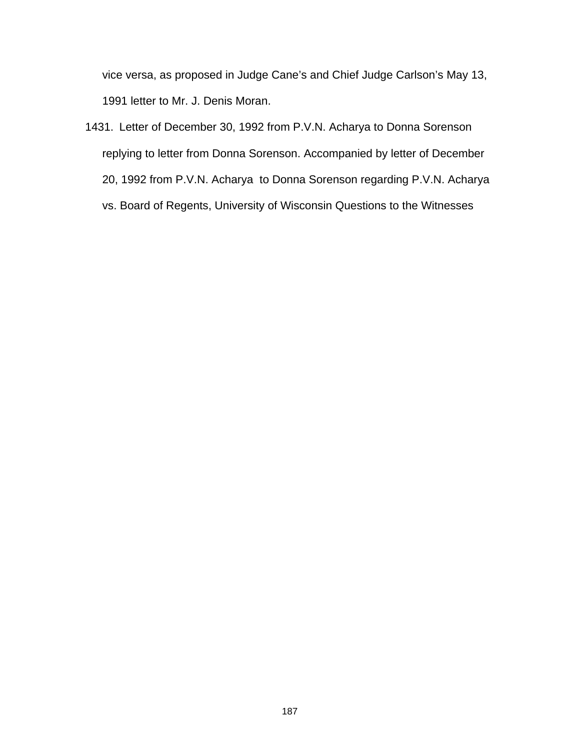vice versa, as proposed in Judge Cane's and Chief Judge Carlson's May 13, 1991 letter to Mr. J. Denis Moran.

1431. Letter of December 30, 1992 from P.V.N. Acharya to Donna Sorenson replying to letter from Donna Sorenson. Accompanied by letter of December 20, 1992 from P.V.N. Acharya to Donna Sorenson regarding P.V.N. Acharya vs. Board of Regents, University of Wisconsin Questions to the Witnesses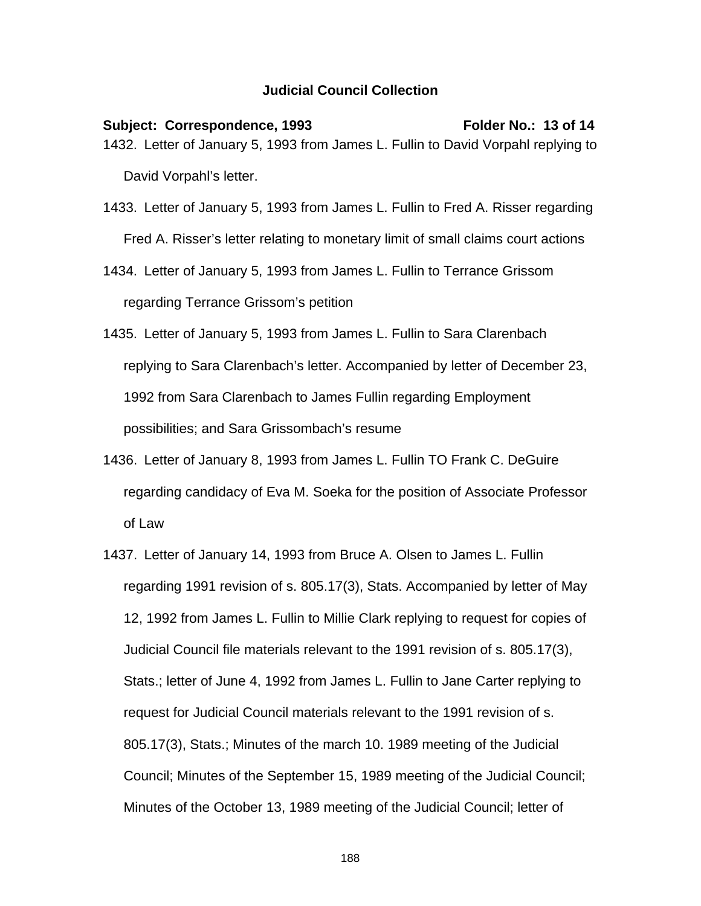## Judicial Council Collection

**Subject: Correspondence, 1993** **Folder No.: 13 of 14**

1432. Letter of January 5, 1993 from James L. Fullin to David Vorpahl replying to David Vorpahl's letter.

1433. Letter of January 5, 1993 from James L. Fullin to Fred A. Risser regarding Fred A. Risser's letter relating to monetary limit of small claims court actions

1434. Letter of January 5, 1993 from James L. Fullin to Terrance Grissom regarding Terrance Grissom's petition

1435. Letter of January 5, 1993 from James L. Fullin to Sara Clarenbach replying to Sara Clarenbach's letter. Accompanied by letter of December 23, 1992 from Sara Clarenbach to James Fullin regarding Employment possibilities; and Sara Grissombach's resume

1436. Letter of January 8, 1993 from James L. Fullin TO Frank C. DeGuire regarding candidacy of Eva M. Soeka for the position of Associate Professor of Law

1437. Letter of January 14, 1993 from Bruce A. Olsen to James L. Fullin regarding 1991 revision of s. 805.17(3), Stats. Accompanied by letter of May 12, 1992 from James L. Fullin to Millie Clark replying to request for copies of Judicial Council file materials relevant to the 1991 revision of s. 805.17(3), Stats.; letter of June 4, 1992 from James L. Fullin to Jane Carter replying to request for Judicial Council materials relevant to the 1991 revision of s. 805.17(3), Stats.; Minutes of the march 10. 1989 meeting of the Judicial Council; Minutes of the September 15, 1989 meeting of the Judicial Council; Minutes of the October 13, 1989 meeting of the Judicial Council; letter of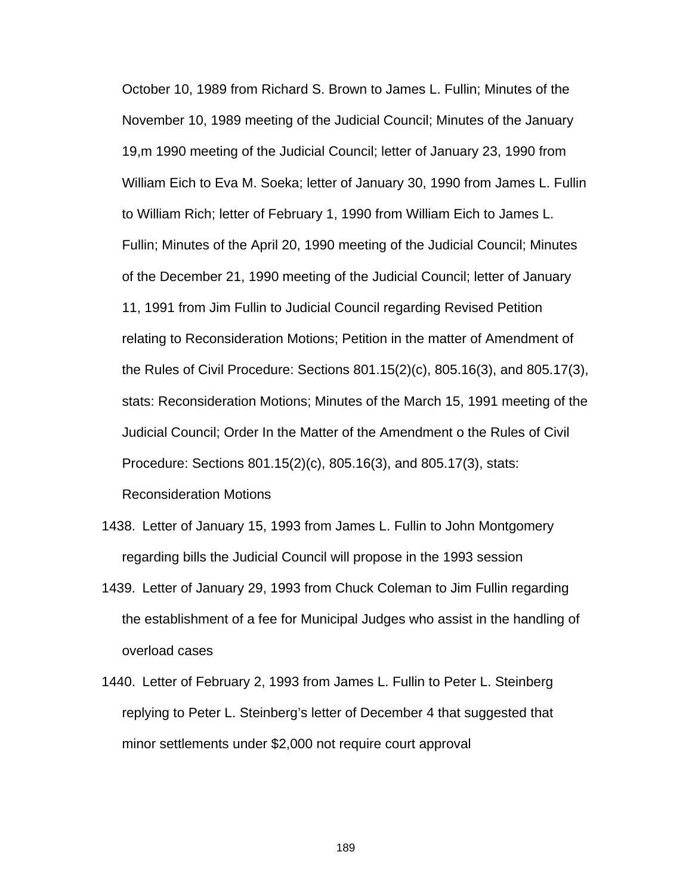October 10, 1989 from Richard S. Brown to James L. Fullin; Minutes of the November 10, 1989 meeting of the Judicial Council; Minutes of the January 19,m 1990 meeting of the Judicial Council; letter of January 23, 1990 from William Eich to Eva M. Soeka; letter of January 30, 1990 from James L. Fullin to William Rich; letter of February 1, 1990 from William Eich to James L. Fullin; Minutes of the April 20, 1990 meeting of the Judicial Council; Minutes of the December 21, 1990 meeting of the Judicial Council; letter of January 11, 1991 from Jim Fullin to Judicial Council regarding Revised Petition relating to Reconsideration Motions; Petition in the matter of Amendment of the Rules of Civil Procedure: Sections 801.15(2)(c), 805.16(3), and 805.17(3), stats: Reconsideration Motions; Minutes of the March 15, 1991 meeting of the Judicial Council; Order In the Matter of the Amendment o the Rules of Civil Procedure: Sections 801.15(2)(c), 805.16(3), and 805.17(3), stats: Reconsideration Motions

1438. Letter of January 15, 1993 from James L. Fullin to John Montgomery regarding bills the Judicial Council will propose in the 1993 session

1439. Letter of January 29, 1993 from Chuck Coleman to Jim Fullin regarding the establishment of a fee for Municipal Judges who assist in the handling of overload cases

1440. Letter of February 2, 1993 from James L. Fullin to Peter L. Steinberg replying to Peter L. Steinberg's letter of December 4 that suggested that minor settlements under $2,000 not require court approval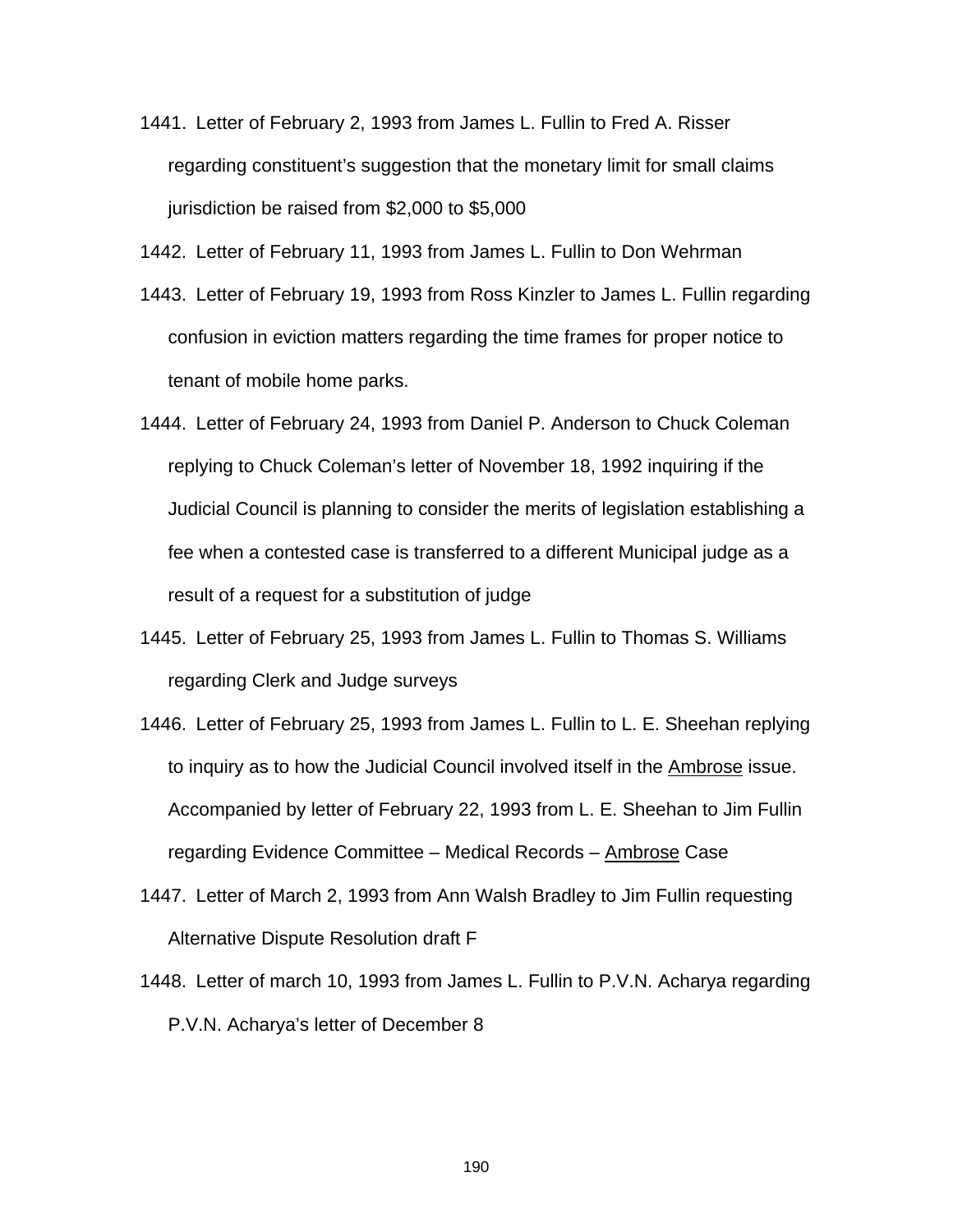1441. Letter of February 2, 1993 from James L. Fullin to Fred A. Risser regarding constituent's suggestion that the monetary limit for small claims jurisdiction be raised from $2,000 to $5,000

1442. Letter of February 11, 1993 from James L. Fullin to Don Wehrman

1443. Letter of February 19, 1993 from Ross Kinzler to James L. Fullin regarding confusion in eviction matters regarding the time frames for proper notice to tenant of mobile home parks.

1444. Letter of February 24, 1993 from Daniel P. Anderson to Chuck Coleman replying to Chuck Coleman's letter of November 18, 1992 inquiring if the Judicial Council is planning to consider the merits of legislation establishing a fee when a contested case is transferred to a different Municipal judge as a result of a request for a substitution of judge

1445. Letter of February 25, 1993 from James L. Fullin to Thomas S. Williams regarding Clerk and Judge surveys

1446. Letter of February 25, 1993 from James L. Fullin to L. E. Sheehan replying to inquiry as to how the Judicial Council involved itself in the <u>Ambrose</u> issue. Accompanied by letter of February 22, 1993 from L. E. Sheehan to Jim Fullin regarding Evidence Committee – Medical Records – <u>Ambrose</u> Case

1447. Letter of March 2, 1993 from Ann Walsh Bradley to Jim Fullin requesting Alternative Dispute Resolution draft F

1448. Letter of march 10, 1993 from James L. Fullin to P.V.N. Acharya regarding P.V.N. Acharya's letter of December 8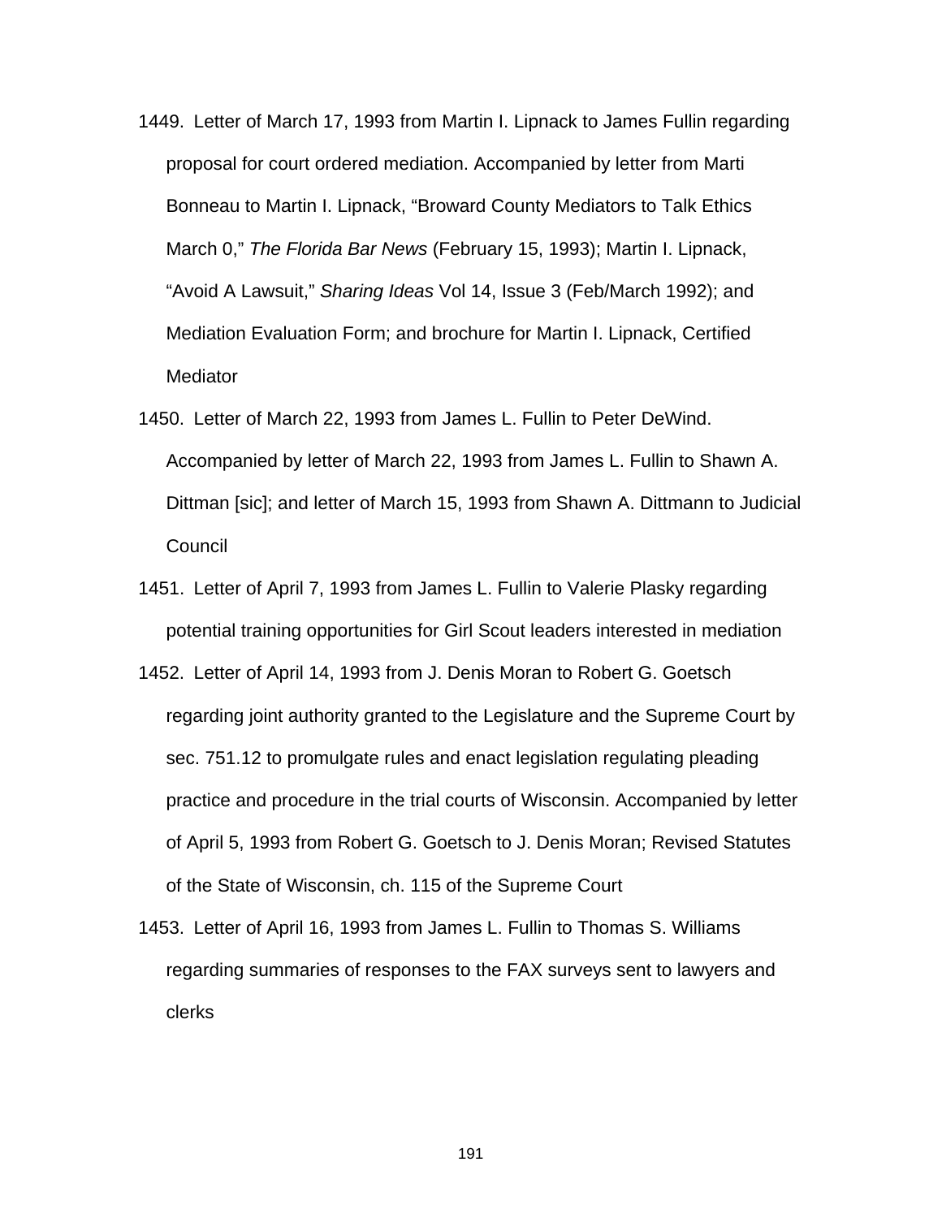1449. Letter of March 17, 1993 from Martin I. Lipnack to James Fullin regarding proposal for court ordered mediation. Accompanied by letter from Marti Bonneau to Martin I. Lipnack, “Broward County Mediators to Talk Ethics March 0,” *The Florida Bar News* (February 15, 1993); Martin I. Lipnack, “Avoid A Lawsuit,” *Sharing Ideas* Vol 14, Issue 3 (Feb/March 1992); and Mediation Evaluation Form; and brochure for Martin I. Lipnack, Certified Mediator

1450. Letter of March 22, 1993 from James L. Fullin to Peter DeWind. Accompanied by letter of March 22, 1993 from James L. Fullin to Shawn A. Dittman [sic]; and letter of March 15, 1993 from Shawn A. Dittmann to Judicial Council

1451. Letter of April 7, 1993 from James L. Fullin to Valerie Plasky regarding potential training opportunities for Girl Scout leaders interested in mediation

1452. Letter of April 14, 1993 from J. Denis Moran to Robert G. Goetsch regarding joint authority granted to the Legislature and the Supreme Court by sec. 751.12 to promulgate rules and enact legislation regulating pleading practice and procedure in the trial courts of Wisconsin. Accompanied by letter of April 5, 1993 from Robert G. Goetsch to J. Denis Moran; Revised Statutes of the State of Wisconsin, ch. 115 of the Supreme Court

1453. Letter of April 16, 1993 from James L. Fullin to Thomas S. Williams regarding summaries of responses to the FAX surveys sent to lawyers and clerks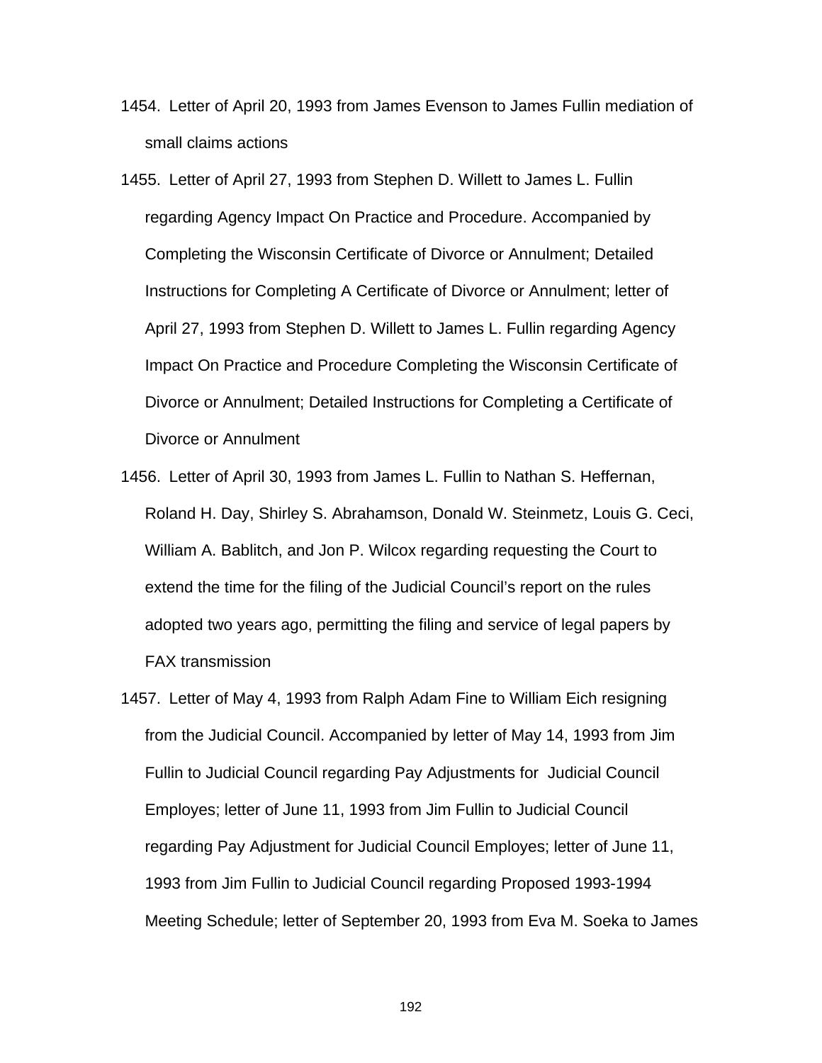1454. Letter of April 20, 1993 from James Evenson to James Fullin mediation of small claims actions

1455. Letter of April 27, 1993 from Stephen D. Willett to James L. Fullin regarding Agency Impact On Practice and Procedure. Accompanied by Completing the Wisconsin Certificate of Divorce or Annulment; Detailed Instructions for Completing A Certificate of Divorce or Annulment; letter of April 27, 1993 from Stephen D. Willett to James L. Fullin regarding Agency Impact On Practice and Procedure Completing the Wisconsin Certificate of Divorce or Annulment; Detailed Instructions for Completing a Certificate of Divorce or Annulment

1456. Letter of April 30, 1993 from James L. Fullin to Nathan S. Heffernan, Roland H. Day, Shirley S. Abrahamson, Donald W. Steinmetz, Louis G. Ceci, William A. Bablitch, and Jon P. Wilcox regarding requesting the Court to extend the time for the filing of the Judicial Council's report on the rules adopted two years ago, permitting the filing and service of legal papers by FAX transmission

1457. Letter of May 4, 1993 from Ralph Adam Fine to William Eich resigning from the Judicial Council. Accompanied by letter of May 14, 1993 from Jim Fullin to Judicial Council regarding Pay Adjustments for Judicial Council Employes; letter of June 11, 1993 from Jim Fullin to Judicial Council regarding Pay Adjustment for Judicial Council Employes; letter of June 11, 1993 from Jim Fullin to Judicial Council regarding Proposed 1993-1994 Meeting Schedule; letter of September 20, 1993 from Eva M. Soeka to James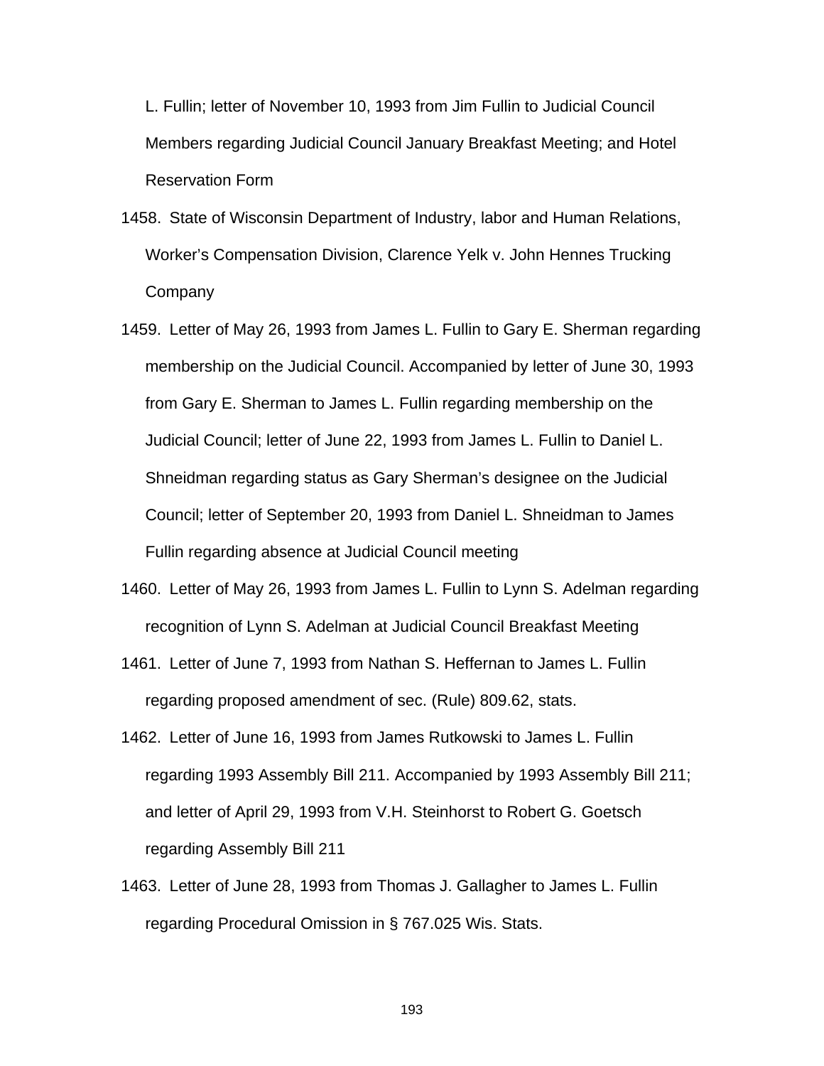L. Fullin; letter of November 10, 1993 from Jim Fullin to Judicial Council Members regarding Judicial Council January Breakfast Meeting; and Hotel Reservation Form

1458. State of Wisconsin Department of Industry, labor and Human Relations, Worker's Compensation Division, Clarence Yelk v. John Hennes Trucking Company

1459. Letter of May 26, 1993 from James L. Fullin to Gary E. Sherman regarding membership on the Judicial Council. Accompanied by letter of June 30, 1993 from Gary E. Sherman to James L. Fullin regarding membership on the Judicial Council; letter of June 22, 1993 from James L. Fullin to Daniel L. Shneidman regarding status as Gary Sherman's designee on the Judicial Council; letter of September 20, 1993 from Daniel L. Shneidman to James Fullin regarding absence at Judicial Council meeting

1460. Letter of May 26, 1993 from James L. Fullin to Lynn S. Adelman regarding recognition of Lynn S. Adelman at Judicial Council Breakfast Meeting

1461. Letter of June 7, 1993 from Nathan S. Heffernan to James L. Fullin regarding proposed amendment of sec. (Rule) 809.62, stats.

1462. Letter of June 16, 1993 from James Rutkowski to James L. Fullin regarding 1993 Assembly Bill 211. Accompanied by 1993 Assembly Bill 211; and letter of April 29, 1993 from V.H. Steinhorst to Robert G. Goetsch regarding Assembly Bill 211

1463. Letter of June 28, 1993 from Thomas J. Gallagher to James L. Fullin regarding Procedural Omission in § 767.025 Wis. Stats.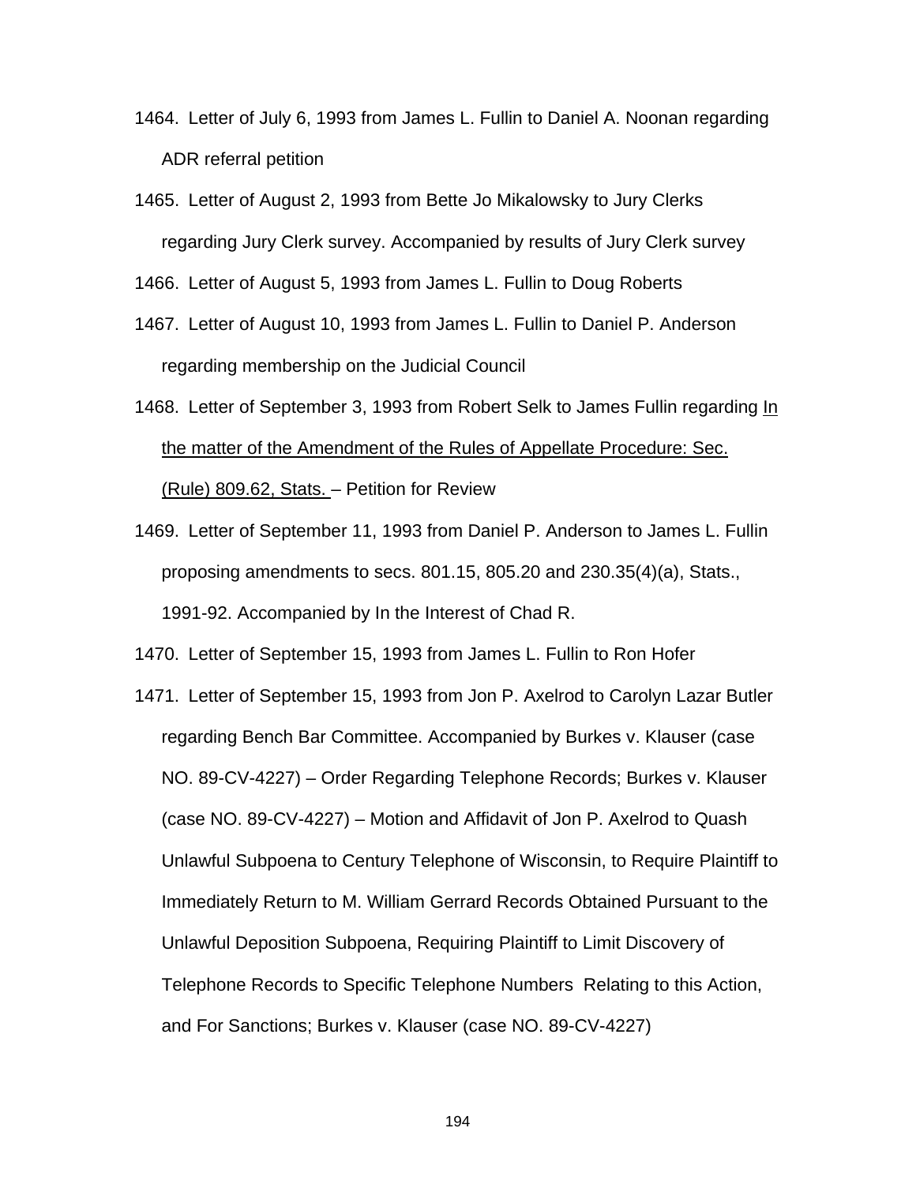1464. Letter of July 6, 1993 from James L. Fullin to Daniel A. Noonan regarding ADR referral petition

1465. Letter of August 2, 1993 from Bette Jo Mikalowsky to Jury Clerks regarding Jury Clerk survey. Accompanied by results of Jury Clerk survey

1466. Letter of August 5, 1993 from James L. Fullin to Doug Roberts

1467. Letter of August 10, 1993 from James L. Fullin to Daniel P. Anderson regarding membership on the Judicial Council

1468. Letter of September 3, 1993 from Robert Selk to James Fullin regarding <u>In the matter of the Amendment of the Rules of Appellate Procedure: Sec. (Rule) 809.62, Stats.</u> – Petition for Review

1469. Letter of September 11, 1993 from Daniel P. Anderson to James L. Fullin proposing amendments to secs. 801.15, 805.20 and 230.35(4)(a), Stats., 1991-92. Accompanied by In the Interest of Chad R.

1470. Letter of September 15, 1993 from James L. Fullin to Ron Hofer

1471. Letter of September 15, 1993 from Jon P. Axelrod to Carolyn Lazar Butler regarding Bench Bar Committee. Accompanied by Burkes v. Klauser (case NO. 89-CV-4227) – Order Regarding Telephone Records; Burkes v. Klauser (case NO. 89-CV-4227) – Motion and Affidavit of Jon P. Axelrod to Quash Unlawful Subpoena to Century Telephone of Wisconsin, to Require Plaintiff to Immediately Return to M. William Gerrard Records Obtained Pursuant to the Unlawful Deposition Subpoena, Requiring Plaintiff to Limit Discovery of Telephone Records to Specific Telephone Numbers Relating to this Action, and For Sanctions; Burkes v. Klauser (case NO. 89-CV-4227)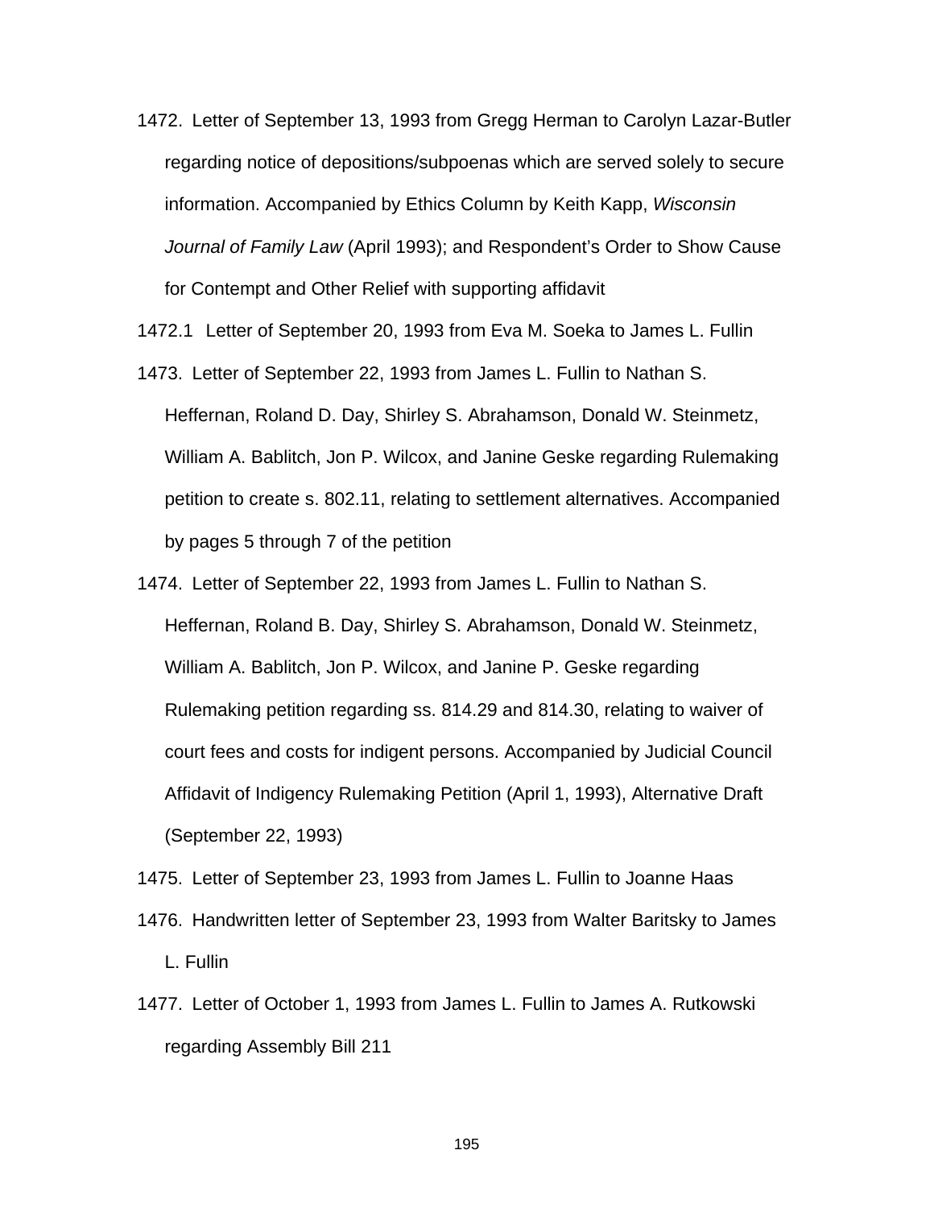1472. Letter of September 13, 1993 from Gregg Herman to Carolyn Lazar-Butler regarding notice of depositions/subpoenas which are served solely to secure information. Accompanied by Ethics Column by Keith Kapp, *Wisconsin Journal of Family Law* (April 1993); and Respondent's Order to Show Cause for Contempt and Other Relief with supporting affidavit

1472.1 Letter of September 20, 1993 from Eva M. Soeka to James L. Fullin

1473. Letter of September 22, 1993 from James L. Fullin to Nathan S. Heffernan, Roland D. Day, Shirley S. Abrahamson, Donald W. Steinmetz, William A. Bablitch, Jon P. Wilcox, and Janine Geske regarding Rulemaking petition to create s. 802.11, relating to settlement alternatives. Accompanied by pages 5 through 7 of the petition

1474. Letter of September 22, 1993 from James L. Fullin to Nathan S. Heffernan, Roland B. Day, Shirley S. Abrahamson, Donald W. Steinmetz, William A. Bablitch, Jon P. Wilcox, and Janine P. Geske regarding Rulemaking petition regarding ss. 814.29 and 814.30, relating to waiver of court fees and costs for indigent persons. Accompanied by Judicial Council Affidavit of Indigency Rulemaking Petition (April 1, 1993), Alternative Draft (September 22, 1993)

1475. Letter of September 23, 1993 from James L. Fullin to Joanne Haas

1476. Handwritten letter of September 23, 1993 from Walter Baritsky to James L. Fullin

1477. Letter of October 1, 1993 from James L. Fullin to James A. Rutkowski regarding Assembly Bill 211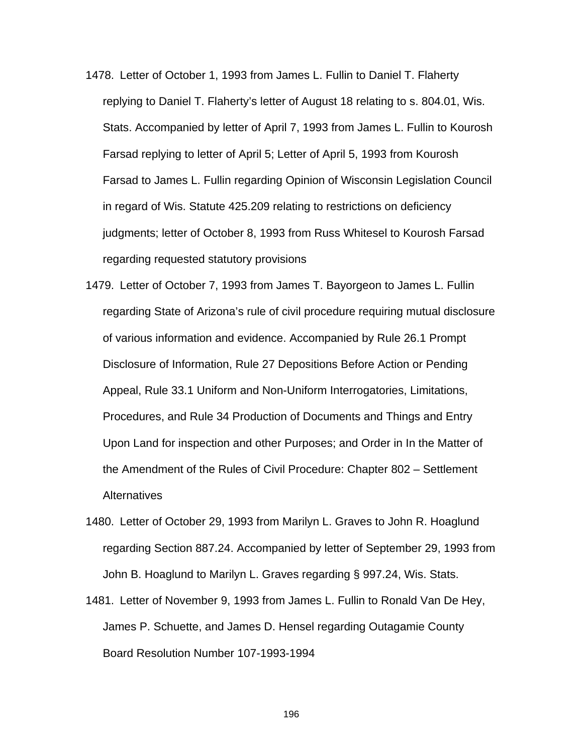1478. Letter of October 1, 1993 from James L. Fullin to Daniel T. Flaherty replying to Daniel T. Flaherty's letter of August 18 relating to s. 804.01, Wis. Stats. Accompanied by letter of April 7, 1993 from James L. Fullin to Kourosh Farsad replying to letter of April 5; Letter of April 5, 1993 from Kourosh Farsad to James L. Fullin regarding Opinion of Wisconsin Legislation Council in regard of Wis. Statute 425.209 relating to restrictions on deficiency judgments; letter of October 8, 1993 from Russ Whitesel to Kourosh Farsad regarding requested statutory provisions

1479. Letter of October 7, 1993 from James T. Bayorgeon to James L. Fullin regarding State of Arizona's rule of civil procedure requiring mutual disclosure of various information and evidence. Accompanied by Rule 26.1 Prompt Disclosure of Information, Rule 27 Depositions Before Action or Pending Appeal, Rule 33.1 Uniform and Non-Uniform Interrogatories, Limitations, Procedures, and Rule 34 Production of Documents and Things and Entry Upon Land for inspection and other Purposes; and Order in In the Matter of the Amendment of the Rules of Civil Procedure: Chapter 802 – Settlement Alternatives

1480. Letter of October 29, 1993 from Marilyn L. Graves to John R. Hoaglund regarding Section 887.24. Accompanied by letter of September 29, 1993 from John B. Hoaglund to Marilyn L. Graves regarding § 997.24, Wis. Stats.

1481. Letter of November 9, 1993 from James L. Fullin to Ronald Van De Hey, James P. Schuette, and James D. Hensel regarding Outagamie County Board Resolution Number 107-1993-1994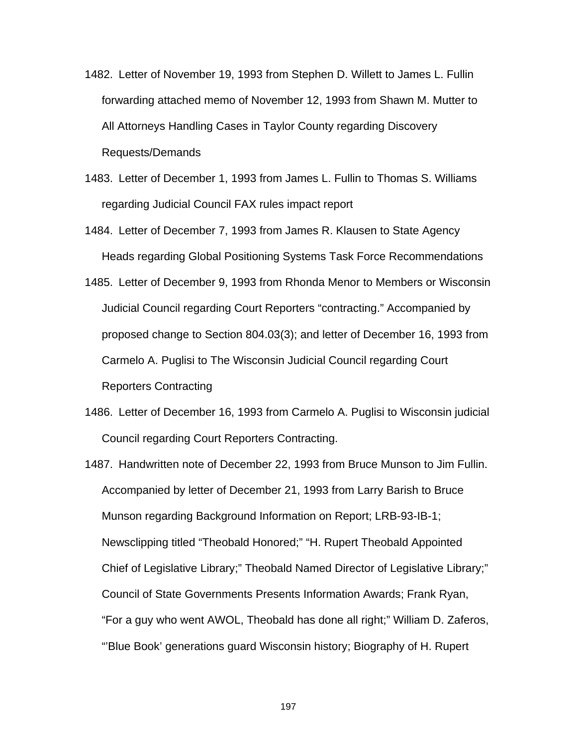1482. Letter of November 19, 1993 from Stephen D. Willett to James L. Fullin forwarding attached memo of November 12, 1993 from Shawn M. Mutter to All Attorneys Handling Cases in Taylor County regarding Discovery Requests/Demands

1483. Letter of December 1, 1993 from James L. Fullin to Thomas S. Williams regarding Judicial Council FAX rules impact report

1484. Letter of December 7, 1993 from James R. Klausen to State Agency Heads regarding Global Positioning Systems Task Force Recommendations

1485. Letter of December 9, 1993 from Rhonda Menor to Members or Wisconsin Judicial Council regarding Court Reporters "contracting." Accompanied by proposed change to Section 804.03(3); and letter of December 16, 1993 from Carmelo A. Puglisi to The Wisconsin Judicial Council regarding Court Reporters Contracting

1486. Letter of December 16, 1993 from Carmelo A. Puglisi to Wisconsin judicial Council regarding Court Reporters Contracting.

1487. Handwritten note of December 22, 1993 from Bruce Munson to Jim Fullin. Accompanied by letter of December 21, 1993 from Larry Barish to Bruce Munson regarding Background Information on Report; LRB-93-IB-1; Newsclipping titled "Theobald Honored;" "H. Rupert Theobald Appointed Chief of Legislative Library;" Theobald Named Director of Legislative Library;" Council of State Governments Presents Information Awards; Frank Ryan, "For a guy who went AWOL, Theobald has done all right;" William D. Zaferos, "'Blue Book' generations guard Wisconsin history; Biography of H. Rupert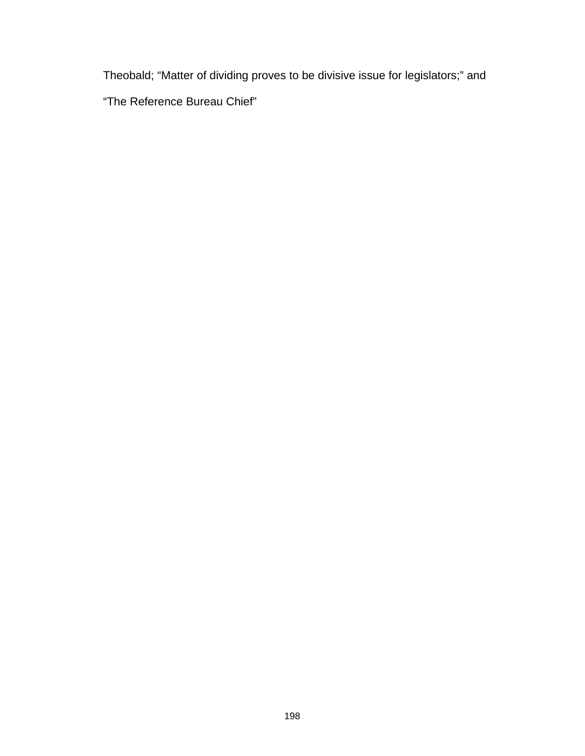Theobald; “Matter of dividing proves to be divisive issue for legislators;” and “The Reference Bureau Chief”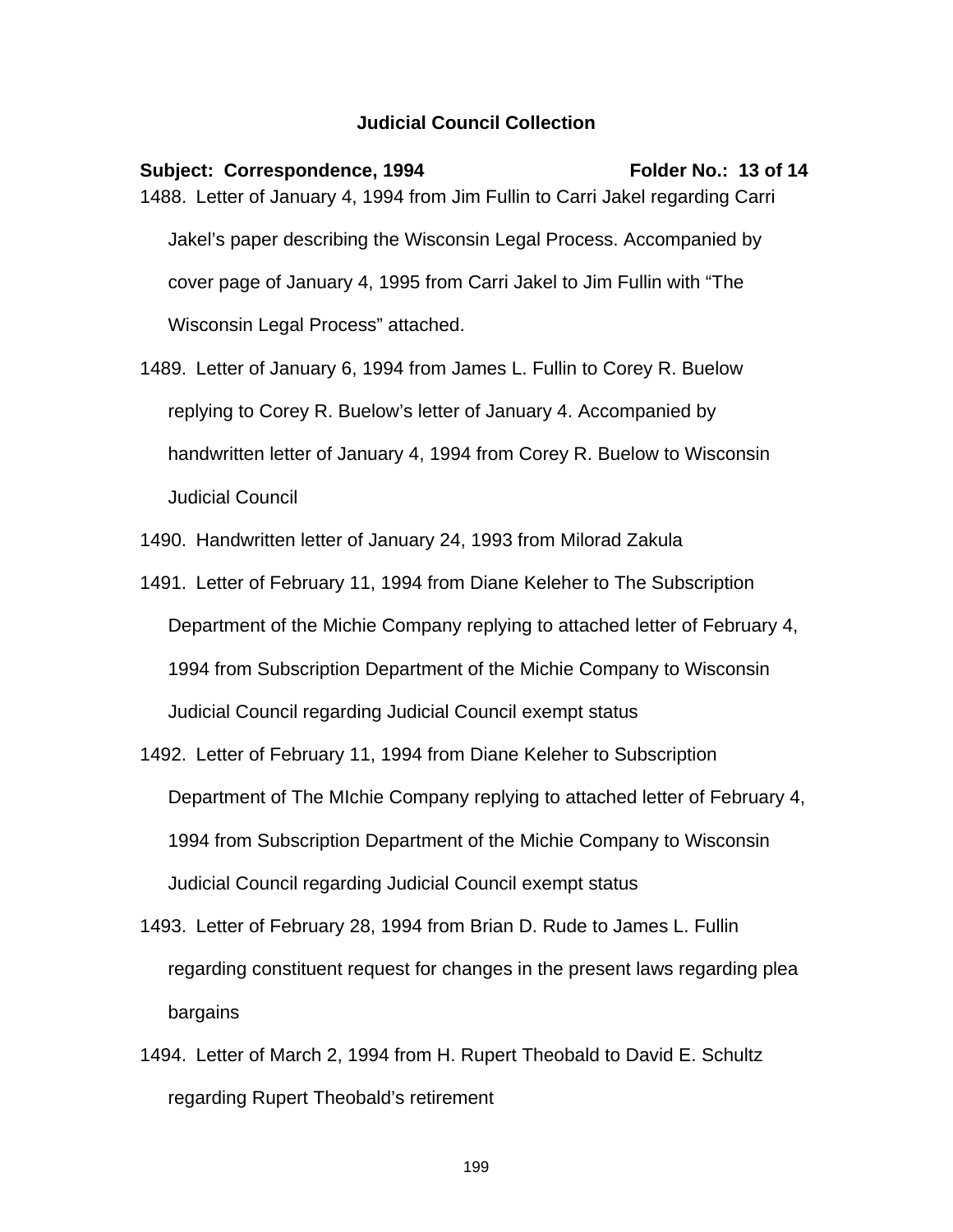**Judicial Council Collection**

**Subject: Correspondence, 1994** **Folder No.: 13 of 14**

1488. Letter of January 4, 1994 from Jim Fullin to Carri Jakel regarding Carri Jakel's paper describing the Wisconsin Legal Process. Accompanied by cover page of January 4, 1995 from Carri Jakel to Jim Fullin with "The Wisconsin Legal Process" attached.

1489. Letter of January 6, 1994 from James L. Fullin to Corey R. Buelow replying to Corey R. Buelow's letter of January 4. Accompanied by handwritten letter of January 4, 1994 from Corey R. Buelow to Wisconsin Judicial Council

1490. Handwritten letter of January 24, 1993 from Milorad Zakula

1491. Letter of February 11, 1994 from Diane Keleher to The Subscription Department of the Michie Company replying to attached letter of February 4, 1994 from Subscription Department of the Michie Company to Wisconsin Judicial Council regarding Judicial Council exempt status

1492. Letter of February 11, 1994 from Diane Keleher to Subscription Department of The MIchie Company replying to attached letter of February 4, 1994 from Subscription Department of the Michie Company to Wisconsin Judicial Council regarding Judicial Council exempt status

1493. Letter of February 28, 1994 from Brian D. Rude to James L. Fullin regarding constituent request for changes in the present laws regarding plea bargains

1494. Letter of March 2, 1994 from H. Rupert Theobald to David E. Schultz regarding Rupert Theobald's retirement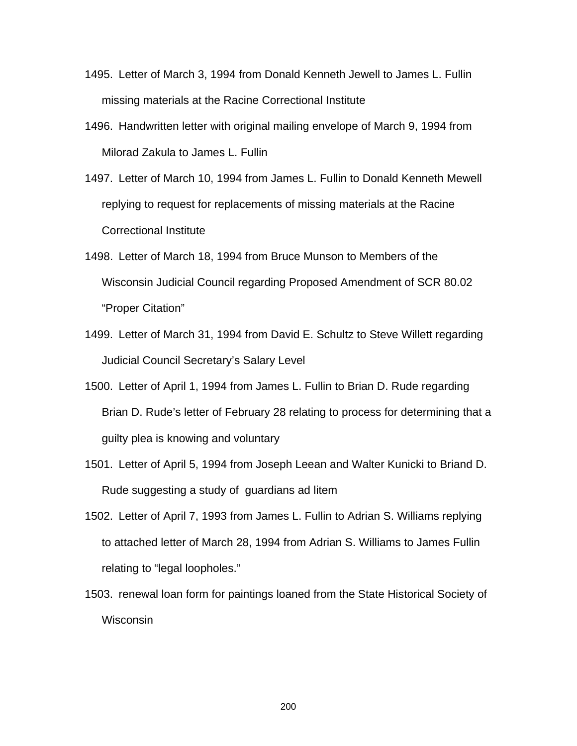1495. Letter of March 3, 1994 from Donald Kenneth Jewell to James L. Fullin missing materials at the Racine Correctional Institute

1496. Handwritten letter with original mailing envelope of March 9, 1994 from Milorad Zakula to James L. Fullin

1497. Letter of March 10, 1994 from James L. Fullin to Donald Kenneth Mewell replying to request for replacements of missing materials at the Racine Correctional Institute

1498. Letter of March 18, 1994 from Bruce Munson to Members of the Wisconsin Judicial Council regarding Proposed Amendment of SCR 80.02 "Proper Citation"

1499. Letter of March 31, 1994 from David E. Schultz to Steve Willett regarding Judicial Council Secretary's Salary Level

1500. Letter of April 1, 1994 from James L. Fullin to Brian D. Rude regarding Brian D. Rude's letter of February 28 relating to process for determining that a guilty plea is knowing and voluntary

1501. Letter of April 5, 1994 from Joseph Leean and Walter Kunicki to Briand D. Rude suggesting a study of guardians ad litem

1502. Letter of April 7, 1993 from James L. Fullin to Adrian S. Williams replying to attached letter of March 28, 1994 from Adrian S. Williams to James Fullin relating to "legal loopholes."

1503. renewal loan form for paintings loaned from the State Historical Society of Wisconsin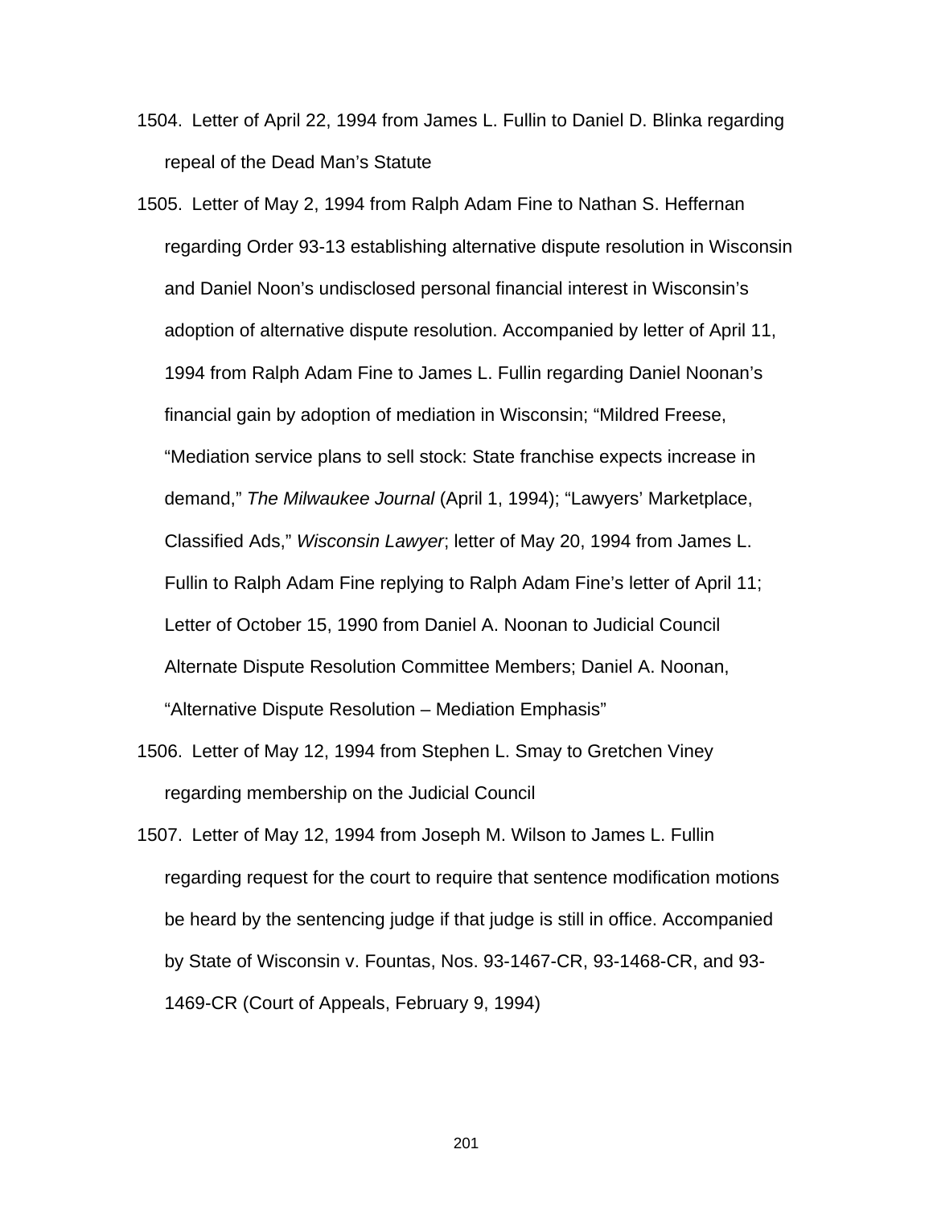1504. Letter of April 22, 1994 from James L. Fullin to Daniel D. Blinka regarding repeal of the Dead Man's Statute

1505. Letter of May 2, 1994 from Ralph Adam Fine to Nathan S. Heffernan regarding Order 93-13 establishing alternative dispute resolution in Wisconsin and Daniel Noon's undisclosed personal financial interest in Wisconsin's adoption of alternative dispute resolution. Accompanied by letter of April 11, 1994 from Ralph Adam Fine to James L. Fullin regarding Daniel Noonan's financial gain by adoption of mediation in Wisconsin; "Mildred Freese, "Mediation service plans to sell stock: State franchise expects increase in demand," *The Milwaukee Journal* (April 1, 1994); "Lawyers' Marketplace, Classified Ads," *Wisconsin Lawyer*; letter of May 20, 1994 from James L. Fullin to Ralph Adam Fine replying to Ralph Adam Fine's letter of April 11; Letter of October 15, 1990 from Daniel A. Noonan to Judicial Council Alternate Dispute Resolution Committee Members; Daniel A. Noonan, "Alternative Dispute Resolution – Mediation Emphasis"

1506. Letter of May 12, 1994 from Stephen L. Smay to Gretchen Viney regarding membership on the Judicial Council

1507. Letter of May 12, 1994 from Joseph M. Wilson to James L. Fullin regarding request for the court to require that sentence modification motions be heard by the sentencing judge if that judge is still in office. Accompanied by State of Wisconsin v. Fountas, Nos. 93-1467-CR, 93-1468-CR, and 93-1469-CR (Court of Appeals, February 9, 1994)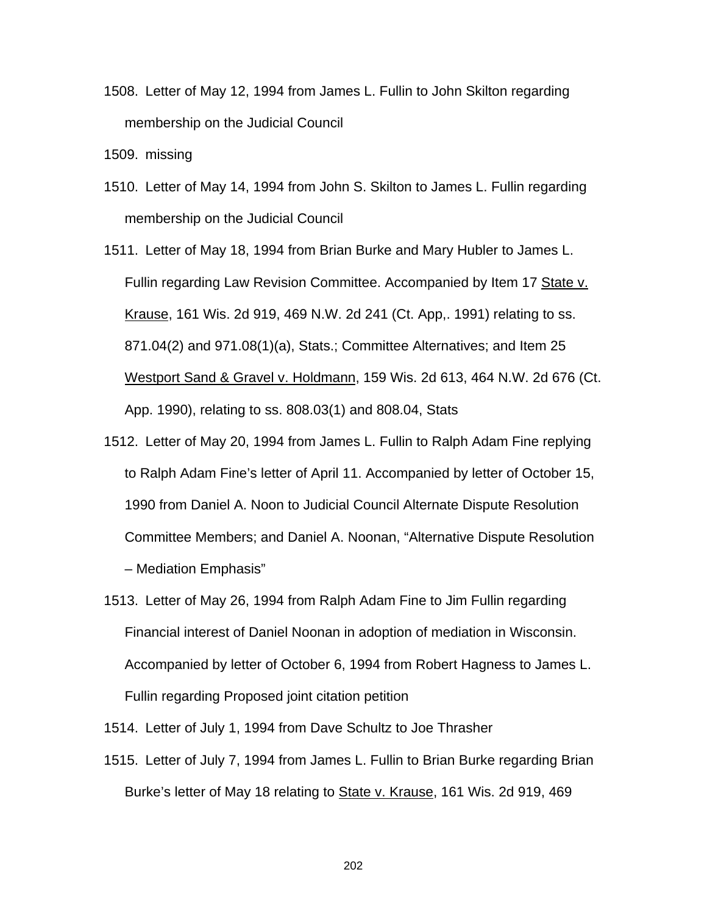1508. Letter of May 12, 1994 from James L. Fullin to John Skilton regarding membership on the Judicial Council

1509. missing

1510. Letter of May 14, 1994 from John S. Skilton to James L. Fullin regarding membership on the Judicial Council

1511. Letter of May 18, 1994 from Brian Burke and Mary Hubler to James L. Fullin regarding Law Revision Committee. Accompanied by Item 17 <u>State v. Krause</u>, 161 Wis. 2d 919, 469 N.W. 2d 241 (Ct. App,. 1991) relating to ss. 871.04(2) and 971.08(1)(a), Stats.; Committee Alternatives; and Item 25 <u>Westport Sand & Gravel v. Holdmann</u>, 159 Wis. 2d 613, 464 N.W. 2d 676 (Ct. App. 1990), relating to ss. 808.03(1) and 808.04, Stats

1512. Letter of May 20, 1994 from James L. Fullin to Ralph Adam Fine replying to Ralph Adam Fine's letter of April 11. Accompanied by letter of October 15, 1990 from Daniel A. Noon to Judicial Council Alternate Dispute Resolution Committee Members; and Daniel A. Noonan, "Alternative Dispute Resolution – Mediation Emphasis"

1513. Letter of May 26, 1994 from Ralph Adam Fine to Jim Fullin regarding Financial interest of Daniel Noonan in adoption of mediation in Wisconsin. Accompanied by letter of October 6, 1994 from Robert Hagness to James L. Fullin regarding Proposed joint citation petition

1514. Letter of July 1, 1994 from Dave Schultz to Joe Thrasher

1515. Letter of July 7, 1994 from James L. Fullin to Brian Burke regarding Brian Burke's letter of May 18 relating to <u>State v. Krause</u>, 161 Wis. 2d 919, 469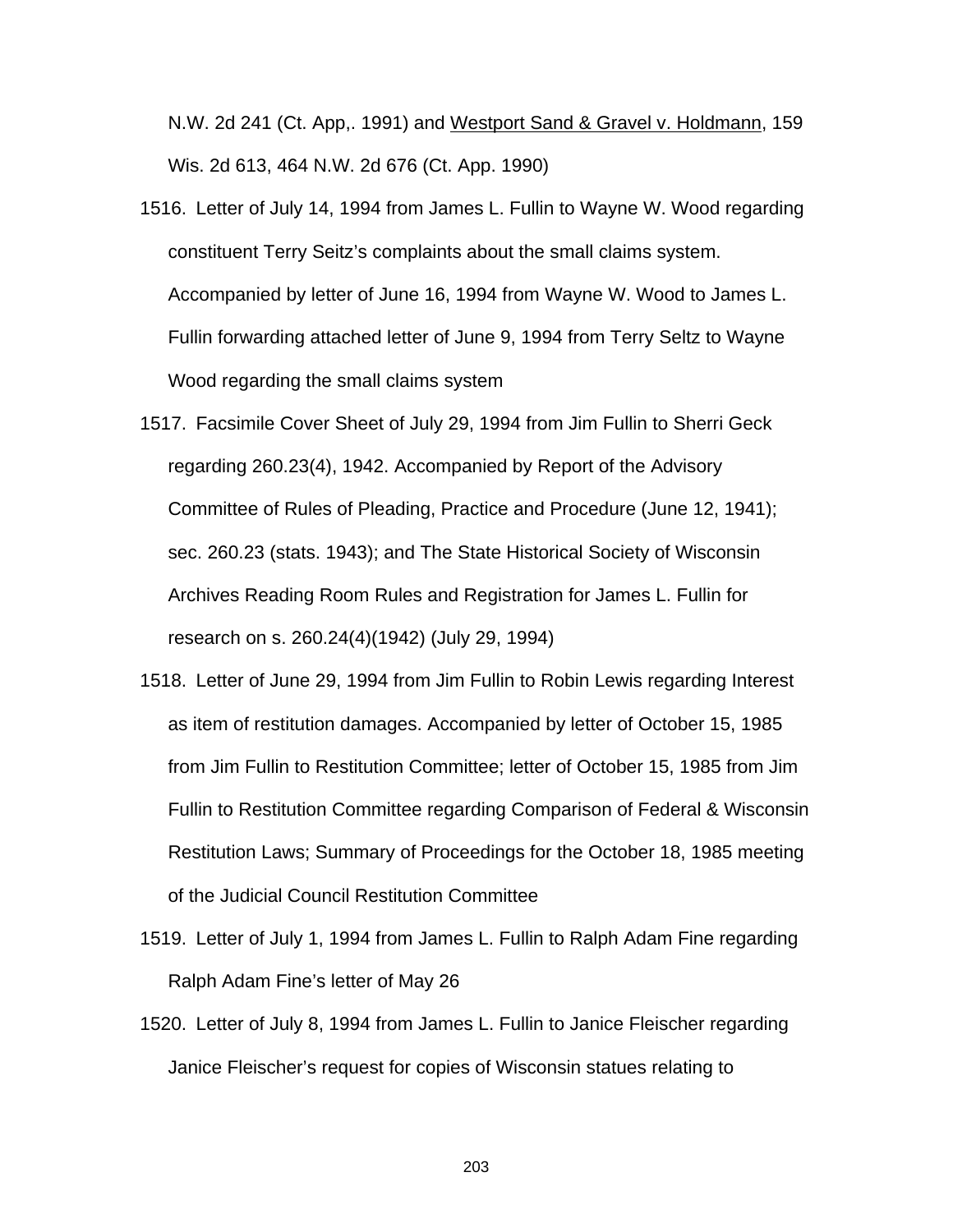N.W. 2d 241 (Ct. App,. 1991) and Westport Sand & Gravel v. Holdmann, 159 Wis. 2d 613, 464 N.W. 2d 676 (Ct. App. 1990)

1516. Letter of July 14, 1994 from James L. Fullin to Wayne W. Wood regarding constituent Terry Seitz's complaints about the small claims system. Accompanied by letter of June 16, 1994 from Wayne W. Wood to James L. Fullin forwarding attached letter of June 9, 1994 from Terry Seltz to Wayne Wood regarding the small claims system

1517. Facsimile Cover Sheet of July 29, 1994 from Jim Fullin to Sherri Geck regarding 260.23(4), 1942. Accompanied by Report of the Advisory Committee of Rules of Pleading, Practice and Procedure (June 12, 1941); sec. 260.23 (stats. 1943); and The State Historical Society of Wisconsin Archives Reading Room Rules and Registration for James L. Fullin for research on s. 260.24(4)(1942) (July 29, 1994)

1518. Letter of June 29, 1994 from Jim Fullin to Robin Lewis regarding Interest as item of restitution damages. Accompanied by letter of October 15, 1985 from Jim Fullin to Restitution Committee; letter of October 15, 1985 from Jim Fullin to Restitution Committee regarding Comparison of Federal & Wisconsin Restitution Laws; Summary of Proceedings for the October 18, 1985 meeting of the Judicial Council Restitution Committee

1519. Letter of July 1, 1994 from James L. Fullin to Ralph Adam Fine regarding Ralph Adam Fine's letter of May 26

1520. Letter of July 8, 1994 from James L. Fullin to Janice Fleischer regarding Janice Fleischer's request for copies of Wisconsin statues relating to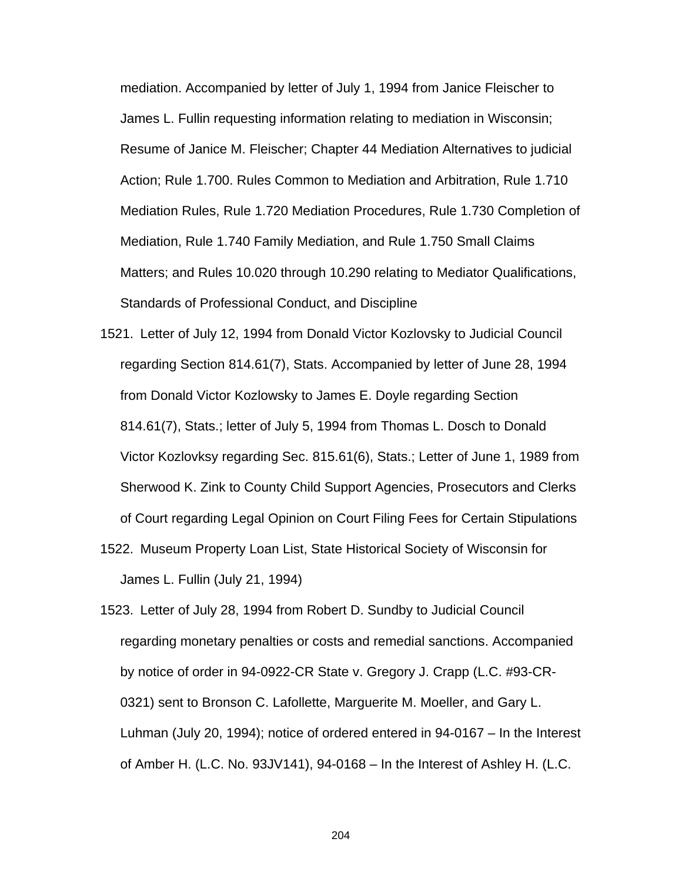mediation. Accompanied by letter of July 1, 1994 from Janice Fleischer to James L. Fullin requesting information relating to mediation in Wisconsin; Resume of Janice M. Fleischer; Chapter 44 Mediation Alternatives to judicial Action; Rule 1.700. Rules Common to Mediation and Arbitration, Rule 1.710 Mediation Rules, Rule 1.720 Mediation Procedures, Rule 1.730 Completion of Mediation, Rule 1.740 Family Mediation, and Rule 1.750 Small Claims Matters; and Rules 10.020 through 10.290 relating to Mediator Qualifications, Standards of Professional Conduct, and Discipline

1521. Letter of July 12, 1994 from Donald Victor Kozlovsky to Judicial Council regarding Section 814.61(7), Stats. Accompanied by letter of June 28, 1994 from Donald Victor Kozlowsky to James E. Doyle regarding Section 814.61(7), Stats.; letter of July 5, 1994 from Thomas L. Dosch to Donald Victor Kozlovksy regarding Sec. 815.61(6), Stats.; Letter of June 1, 1989 from Sherwood K. Zink to County Child Support Agencies, Prosecutors and Clerks of Court regarding Legal Opinion on Court Filing Fees for Certain Stipulations

1522. Museum Property Loan List, State Historical Society of Wisconsin for James L. Fullin (July 21, 1994)

1523. Letter of July 28, 1994 from Robert D. Sundby to Judicial Council regarding monetary penalties or costs and remedial sanctions. Accompanied by notice of order in 94-0922-CR State v. Gregory J. Crapp (L.C. #93-CR-0321) sent to Bronson C. Lafollette, Marguerite M. Moeller, and Gary L. Luhman (July 20, 1994); notice of ordered entered in 94-0167 – In the Interest of Amber H. (L.C. No. 93JV141), 94-0168 – In the Interest of Ashley H. (L.C.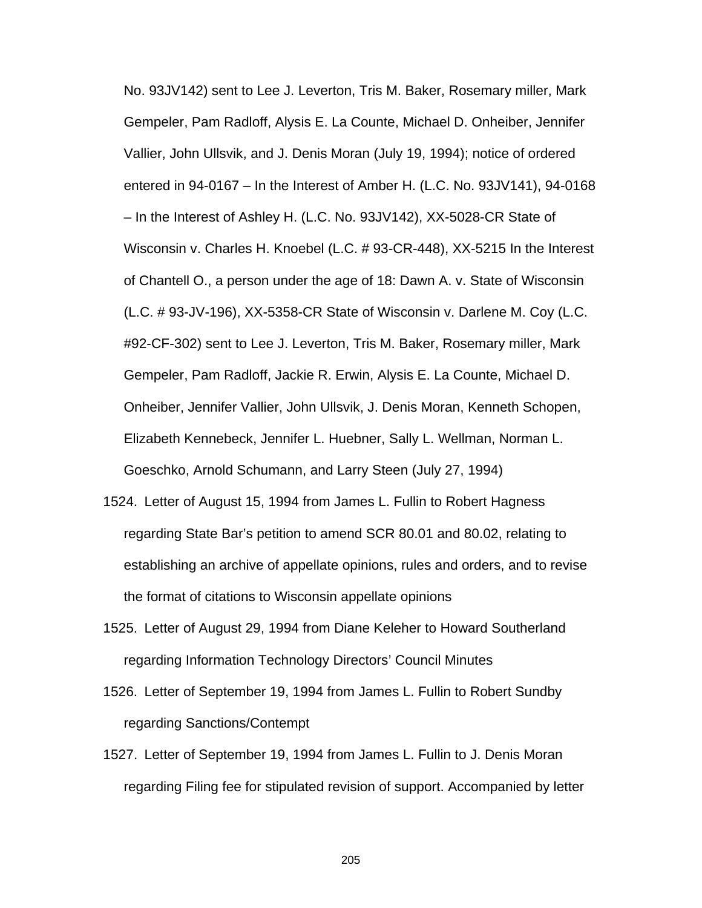No. 93JV142) sent to Lee J. Leverton, Tris M. Baker, Rosemary miller, Mark Gempeler, Pam Radloff, Alysis E. La Counte, Michael D. Onheiber, Jennifer Vallier, John Ullsvik, and J. Denis Moran (July 19, 1994); notice of ordered entered in 94-0167 – In the Interest of Amber H. (L.C. No. 93JV141), 94-0168 – In the Interest of Ashley H. (L.C. No. 93JV142), XX-5028-CR State of Wisconsin v. Charles H. Knoebel (L.C. # 93-CR-448), XX-5215 In the Interest of Chantell O., a person under the age of 18: Dawn A. v. State of Wisconsin (L.C. # 93-JV-196), XX-5358-CR State of Wisconsin v. Darlene M. Coy (L.C. #92-CF-302) sent to Lee J. Leverton, Tris M. Baker, Rosemary miller, Mark Gempeler, Pam Radloff, Jackie R. Erwin, Alysis E. La Counte, Michael D. Onheiber, Jennifer Vallier, John Ullsvik, J. Denis Moran, Kenneth Schopen, Elizabeth Kennebeck, Jennifer L. Huebner, Sally L. Wellman, Norman L. Goeschko, Arnold Schumann, and Larry Steen (July 27, 1994)

1524. Letter of August 15, 1994 from James L. Fullin to Robert Hagness regarding State Bar's petition to amend SCR 80.01 and 80.02, relating to establishing an archive of appellate opinions, rules and orders, and to revise the format of citations to Wisconsin appellate opinions

1525. Letter of August 29, 1994 from Diane Keleher to Howard Southerland regarding Information Technology Directors' Council Minutes

1526. Letter of September 19, 1994 from James L. Fullin to Robert Sundby regarding Sanctions/Contempt

1527. Letter of September 19, 1994 from James L. Fullin to J. Denis Moran regarding Filing fee for stipulated revision of support. Accompanied by letter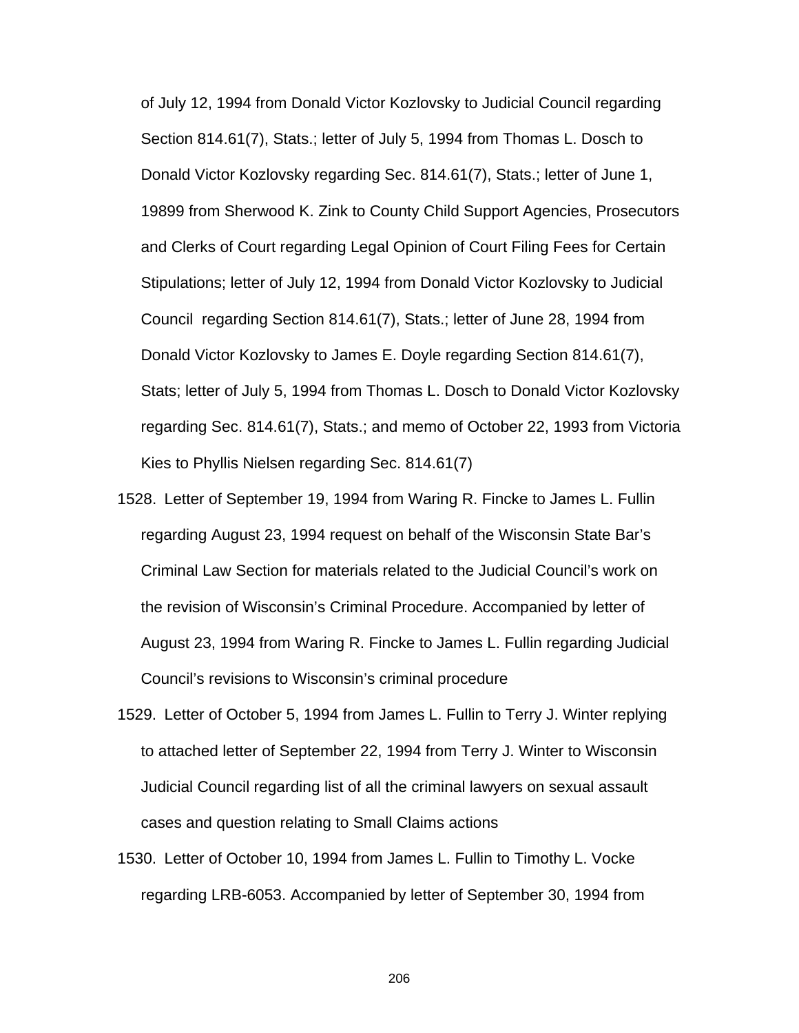of July 12, 1994 from Donald Victor Kozlovsky to Judicial Council regarding Section 814.61(7), Stats.; letter of July 5, 1994 from Thomas L. Dosch to Donald Victor Kozlovsky regarding Sec. 814.61(7), Stats.; letter of June 1, 19899 from Sherwood K. Zink to County Child Support Agencies, Prosecutors and Clerks of Court regarding Legal Opinion of Court Filing Fees for Certain Stipulations; letter of July 12, 1994 from Donald Victor Kozlovsky to Judicial Council regarding Section 814.61(7), Stats.; letter of June 28, 1994 from Donald Victor Kozlovsky to James E. Doyle regarding Section 814.61(7), Stats; letter of July 5, 1994 from Thomas L. Dosch to Donald Victor Kozlovsky regarding Sec. 814.61(7), Stats.; and memo of October 22, 1993 from Victoria Kies to Phyllis Nielsen regarding Sec. 814.61(7)

1528. Letter of September 19, 1994 from Waring R. Fincke to James L. Fullin regarding August 23, 1994 request on behalf of the Wisconsin State Bar's Criminal Law Section for materials related to the Judicial Council's work on the revision of Wisconsin's Criminal Procedure. Accompanied by letter of August 23, 1994 from Waring R. Fincke to James L. Fullin regarding Judicial Council's revisions to Wisconsin's criminal procedure

1529. Letter of October 5, 1994 from James L. Fullin to Terry J. Winter replying to attached letter of September 22, 1994 from Terry J. Winter to Wisconsin Judicial Council regarding list of all the criminal lawyers on sexual assault cases and question relating to Small Claims actions

1530. Letter of October 10, 1994 from James L. Fullin to Timothy L. Vocke regarding LRB-6053. Accompanied by letter of September 30, 1994 from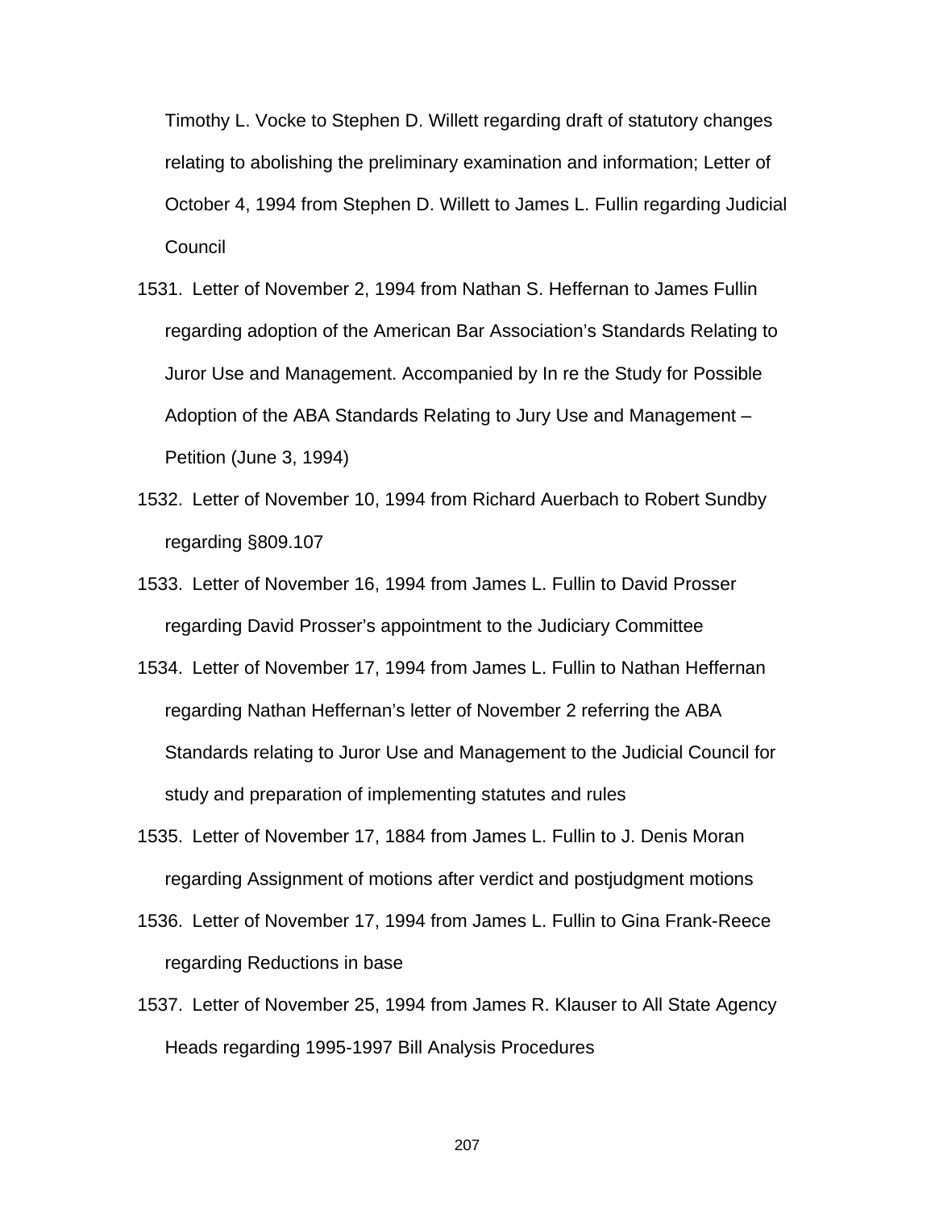Timothy L. Vocke to Stephen D. Willett regarding draft of statutory changes relating to abolishing the preliminary examination and information; Letter of October 4, 1994 from Stephen D. Willett to James L. Fullin regarding Judicial Council

1531. Letter of November 2, 1994 from Nathan S. Heffernan to James Fullin regarding adoption of the American Bar Association's Standards Relating to Juror Use and Management. Accompanied by In re the Study for Possible Adoption of the ABA Standards Relating to Jury Use and Management – Petition (June 3, 1994)

1532. Letter of November 10, 1994 from Richard Auerbach to Robert Sundby regarding §809.107

1533. Letter of November 16, 1994 from James L. Fullin to David Prosser regarding David Prosser's appointment to the Judiciary Committee

1534. Letter of November 17, 1994 from James L. Fullin to Nathan Heffernan regarding Nathan Heffernan's letter of November 2 referring the ABA Standards relating to Juror Use and Management to the Judicial Council for study and preparation of implementing statutes and rules

1535. Letter of November 17, 1884 from James L. Fullin to J. Denis Moran regarding Assignment of motions after verdict and postjudgment motions

1536. Letter of November 17, 1994 from James L. Fullin to Gina Frank-Reece regarding Reductions in base

1537. Letter of November 25, 1994 from James R. Klauser to All State Agency Heads regarding 1995-1997 Bill Analysis Procedures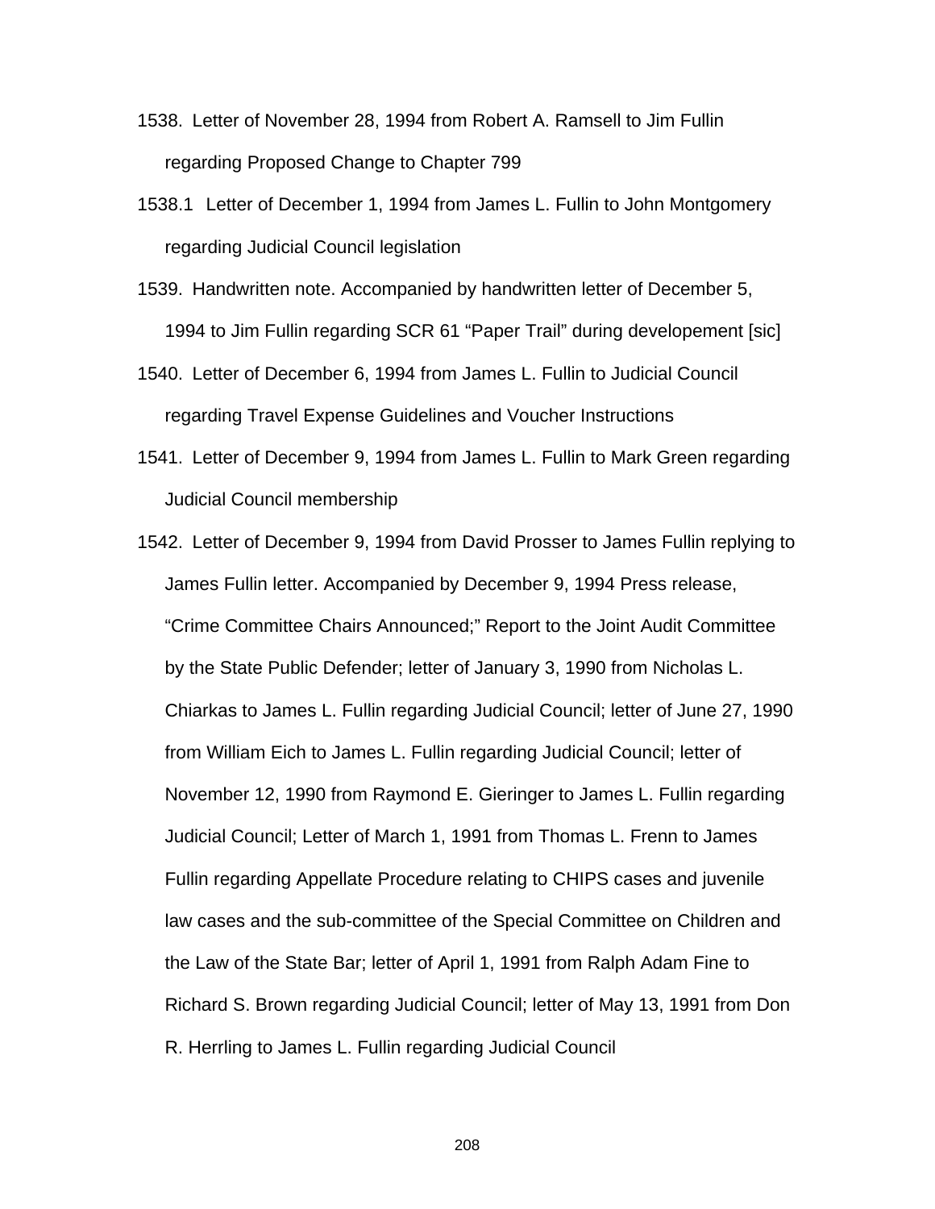1538. Letter of November 28, 1994 from Robert A. Ramsell to Jim Fullin regarding Proposed Change to Chapter 799

1538.1 Letter of December 1, 1994 from James L. Fullin to John Montgomery regarding Judicial Council legislation

1539. Handwritten note. Accompanied by handwritten letter of December 5, 1994 to Jim Fullin regarding SCR 61 "Paper Trail" during developement [sic]

1540. Letter of December 6, 1994 from James L. Fullin to Judicial Council regarding Travel Expense Guidelines and Voucher Instructions

1541. Letter of December 9, 1994 from James L. Fullin to Mark Green regarding Judicial Council membership

1542. Letter of December 9, 1994 from David Prosser to James Fullin replying to James Fullin letter. Accompanied by December 9, 1994 Press release, "Crime Committee Chairs Announced;" Report to the Joint Audit Committee by the State Public Defender; letter of January 3, 1990 from Nicholas L. Chiarkas to James L. Fullin regarding Judicial Council; letter of June 27, 1990 from William Eich to James L. Fullin regarding Judicial Council; letter of November 12, 1990 from Raymond E. Gieringer to James L. Fullin regarding Judicial Council; Letter of March 1, 1991 from Thomas L. Frenn to James Fullin regarding Appellate Procedure relating to CHIPS cases and juvenile law cases and the sub-committee of the Special Committee on Children and the Law of the State Bar; letter of April 1, 1991 from Ralph Adam Fine to Richard S. Brown regarding Judicial Council; letter of May 13, 1991 from Don R. Herrling to James L. Fullin regarding Judicial Council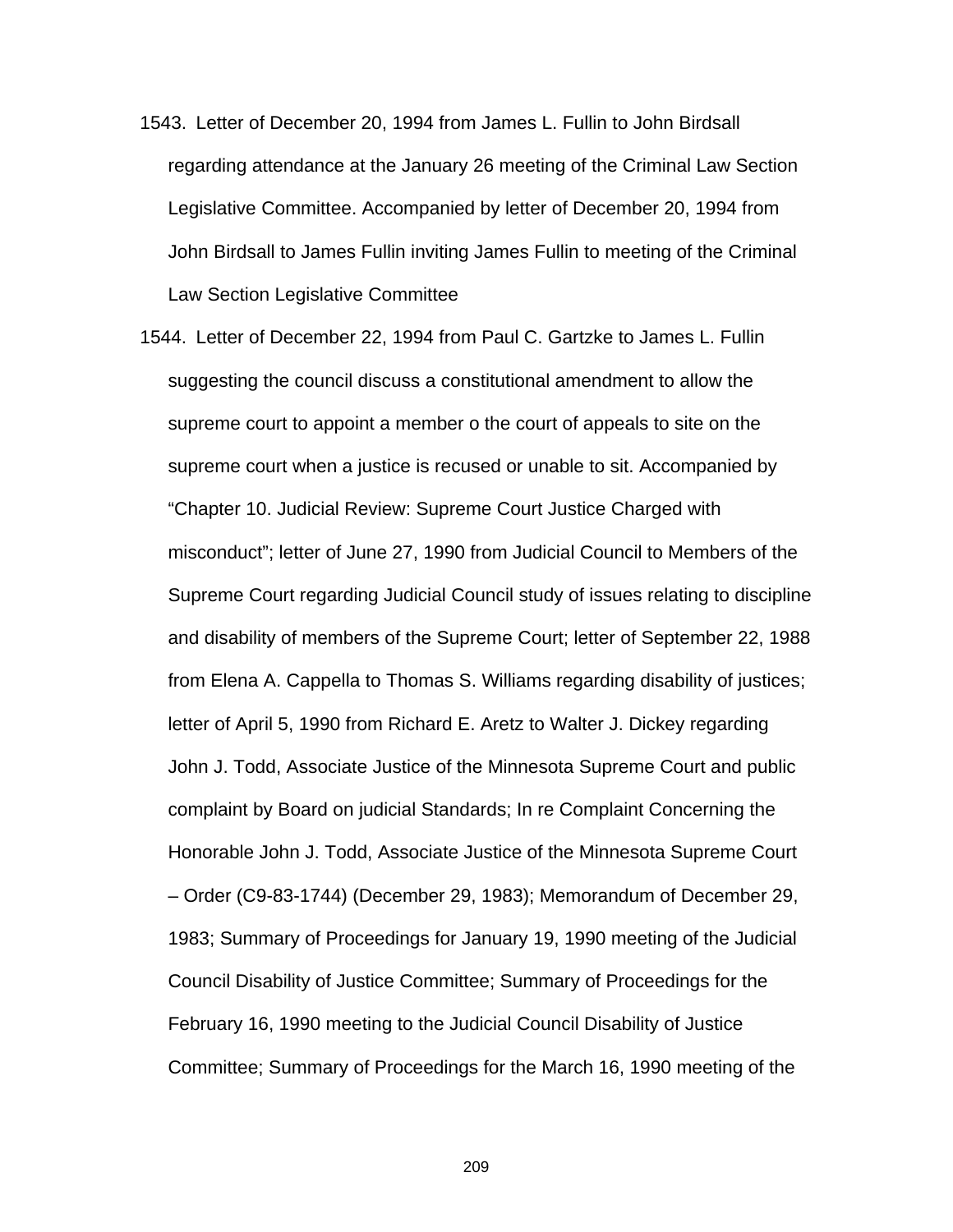1543. Letter of December 20, 1994 from James L. Fullin to John Birdsall regarding attendance at the January 26 meeting of the Criminal Law Section Legislative Committee. Accompanied by letter of December 20, 1994 from John Birdsall to James Fullin inviting James Fullin to meeting of the Criminal Law Section Legislative Committee

1544. Letter of December 22, 1994 from Paul C. Gartzke to James L. Fullin suggesting the council discuss a constitutional amendment to allow the supreme court to appoint a member o the court of appeals to site on the supreme court when a justice is recused or unable to sit. Accompanied by "Chapter 10. Judicial Review: Supreme Court Justice Charged with misconduct"; letter of June 27, 1990 from Judicial Council to Members of the Supreme Court regarding Judicial Council study of issues relating to discipline and disability of members of the Supreme Court; letter of September 22, 1988 from Elena A. Cappella to Thomas S. Williams regarding disability of justices; letter of April 5, 1990 from Richard E. Aretz to Walter J. Dickey regarding John J. Todd, Associate Justice of the Minnesota Supreme Court and public complaint by Board on judicial Standards; In re Complaint Concerning the Honorable John J. Todd, Associate Justice of the Minnesota Supreme Court – Order (C9-83-1744) (December 29, 1983); Memorandum of December 29, 1983; Summary of Proceedings for January 19, 1990 meeting of the Judicial Council Disability of Justice Committee; Summary of Proceedings for the February 16, 1990 meeting to the Judicial Council Disability of Justice Committee; Summary of Proceedings for the March 16, 1990 meeting of the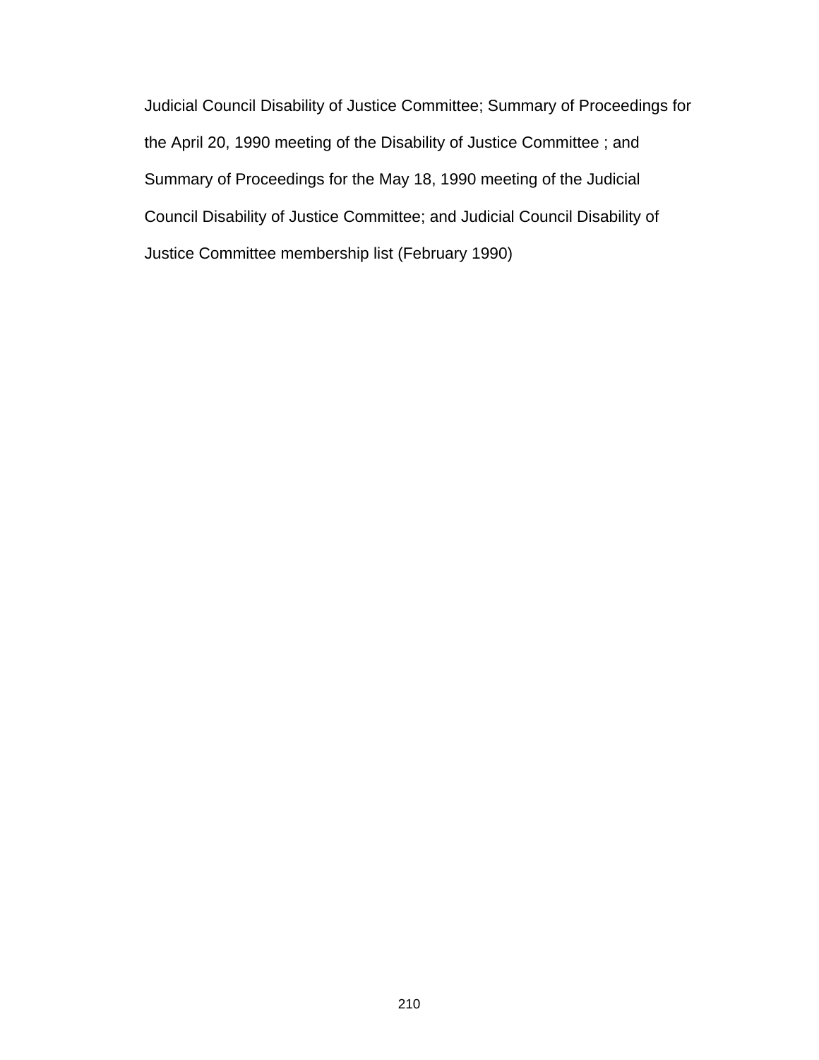Judicial Council Disability of Justice Committee; Summary of Proceedings for the April 20, 1990 meeting of the Disability of Justice Committee ; and Summary of Proceedings for the May 18, 1990 meeting of the Judicial Council Disability of Justice Committee; and Judicial Council Disability of Justice Committee membership list (February 1990)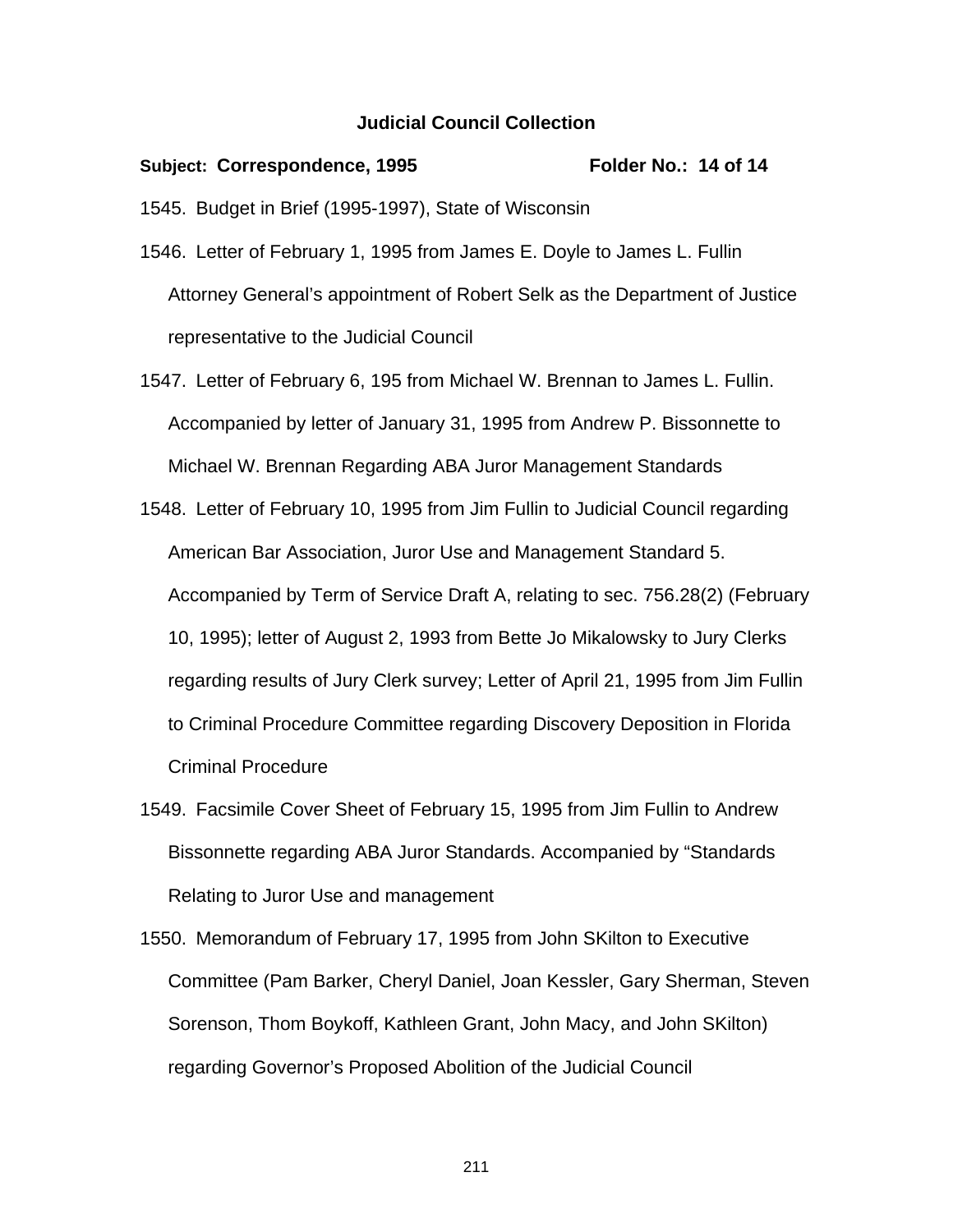**Judicial Council Collection**

**Subject: Correspondence, 1995** **Folder No.: 14 of 14**

1545. Budget in Brief (1995-1997), State of Wisconsin

1546. Letter of February 1, 1995 from James E. Doyle to James L. Fullin Attorney General's appointment of Robert Selk as the Department of Justice representative to the Judicial Council

1547. Letter of February 6, 195 from Michael W. Brennan to James L. Fullin. Accompanied by letter of January 31, 1995 from Andrew P. Bissonnette to Michael W. Brennan Regarding ABA Juror Management Standards

1548. Letter of February 10, 1995 from Jim Fullin to Judicial Council regarding American Bar Association, Juror Use and Management Standard 5. Accompanied by Term of Service Draft A, relating to sec. 756.28(2) (February 10, 1995); letter of August 2, 1993 from Bette Jo Mikalowsky to Jury Clerks regarding results of Jury Clerk survey; Letter of April 21, 1995 from Jim Fullin to Criminal Procedure Committee regarding Discovery Deposition in Florida Criminal Procedure

1549. Facsimile Cover Sheet of February 15, 1995 from Jim Fullin to Andrew Bissonnette regarding ABA Juror Standards. Accompanied by "Standards Relating to Juror Use and management

1550. Memorandum of February 17, 1995 from John SKilton to Executive Committee (Pam Barker, Cheryl Daniel, Joan Kessler, Gary Sherman, Steven Sorenson, Thom Boykoff, Kathleen Grant, John Macy, and John SKilton) regarding Governor's Proposed Abolition of the Judicial Council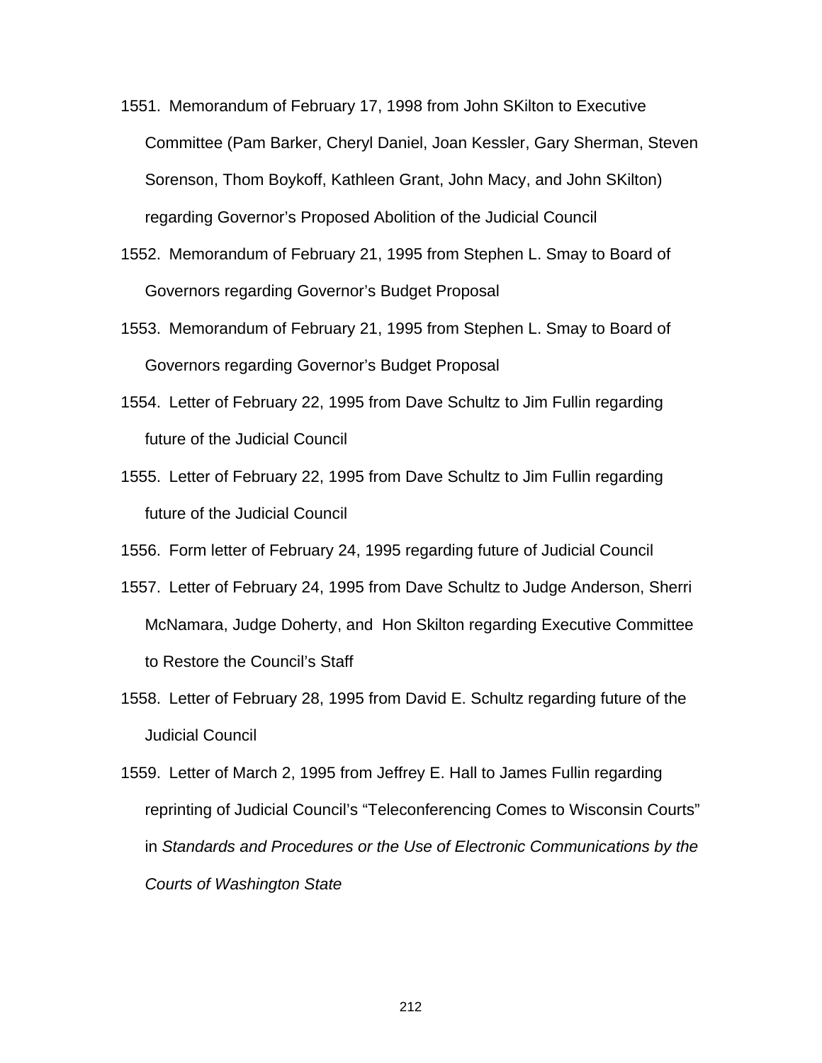1551. Memorandum of February 17, 1998 from John SKilton to Executive Committee (Pam Barker, Cheryl Daniel, Joan Kessler, Gary Sherman, Steven Sorenson, Thom Boykoff, Kathleen Grant, John Macy, and John SKilton) regarding Governor's Proposed Abolition of the Judicial Council

1552. Memorandum of February 21, 1995 from Stephen L. Smay to Board of Governors regarding Governor's Budget Proposal

1553. Memorandum of February 21, 1995 from Stephen L. Smay to Board of Governors regarding Governor's Budget Proposal

1554. Letter of February 22, 1995 from Dave Schultz to Jim Fullin regarding future of the Judicial Council

1555. Letter of February 22, 1995 from Dave Schultz to Jim Fullin regarding future of the Judicial Council

1556. Form letter of February 24, 1995 regarding future of Judicial Council

1557. Letter of February 24, 1995 from Dave Schultz to Judge Anderson, Sherri McNamara, Judge Doherty, and Hon Skilton regarding Executive Committee to Restore the Council's Staff

1558. Letter of February 28, 1995 from David E. Schultz regarding future of the Judicial Council

1559. Letter of March 2, 1995 from Jeffrey E. Hall to James Fullin regarding reprinting of Judicial Council's "Teleconferencing Comes to Wisconsin Courts" in *Standards and Procedures or the Use of Electronic Communications by the Courts of Washington State*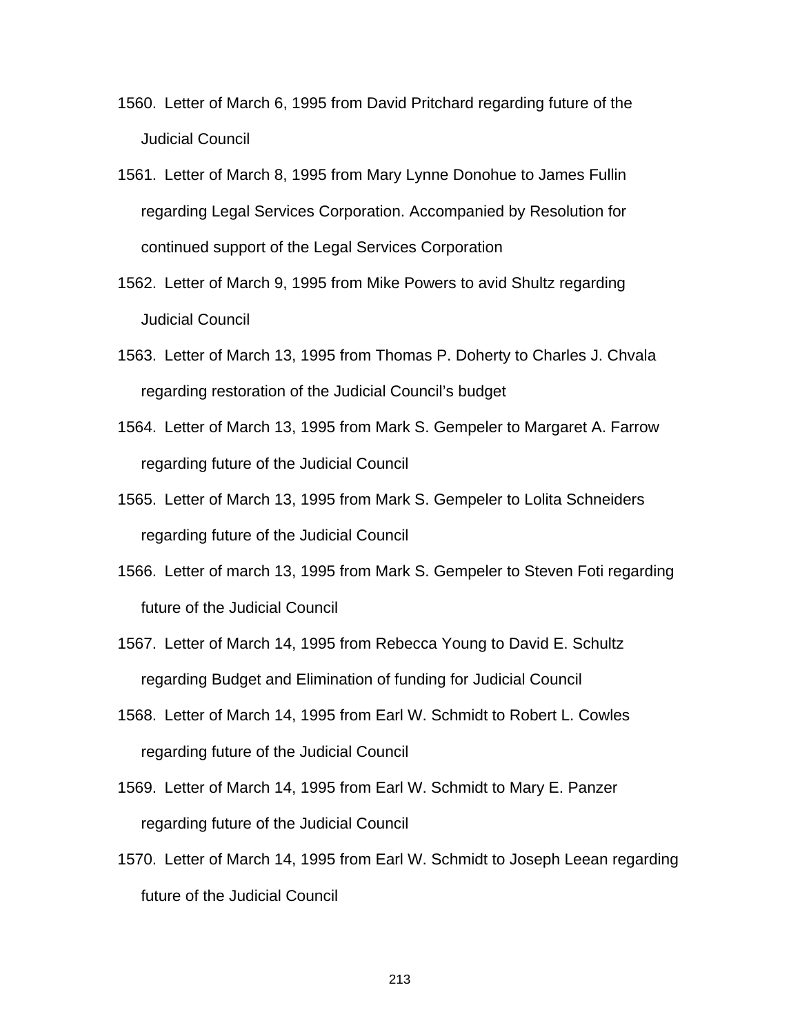1560. Letter of March 6, 1995 from David Pritchard regarding future of the Judicial Council

1561. Letter of March 8, 1995 from Mary Lynne Donohue to James Fullin regarding Legal Services Corporation. Accompanied by Resolution for continued support of the Legal Services Corporation

1562. Letter of March 9, 1995 from Mike Powers to avid Shultz regarding Judicial Council

1563. Letter of March 13, 1995 from Thomas P. Doherty to Charles J. Chvala regarding restoration of the Judicial Council's budget

1564. Letter of March 13, 1995 from Mark S. Gempeler to Margaret A. Farrow regarding future of the Judicial Council

1565. Letter of March 13, 1995 from Mark S. Gempeler to Lolita Schneiders regarding future of the Judicial Council

1566. Letter of march 13, 1995 from Mark S. Gempeler to Steven Foti regarding future of the Judicial Council

1567. Letter of March 14, 1995 from Rebecca Young to David E. Schultz regarding Budget and Elimination of funding for Judicial Council

1568. Letter of March 14, 1995 from Earl W. Schmidt to Robert L. Cowles regarding future of the Judicial Council

1569. Letter of March 14, 1995 from Earl W. Schmidt to Mary E. Panzer regarding future of the Judicial Council

1570. Letter of March 14, 1995 from Earl W. Schmidt to Joseph Leean regarding future of the Judicial Council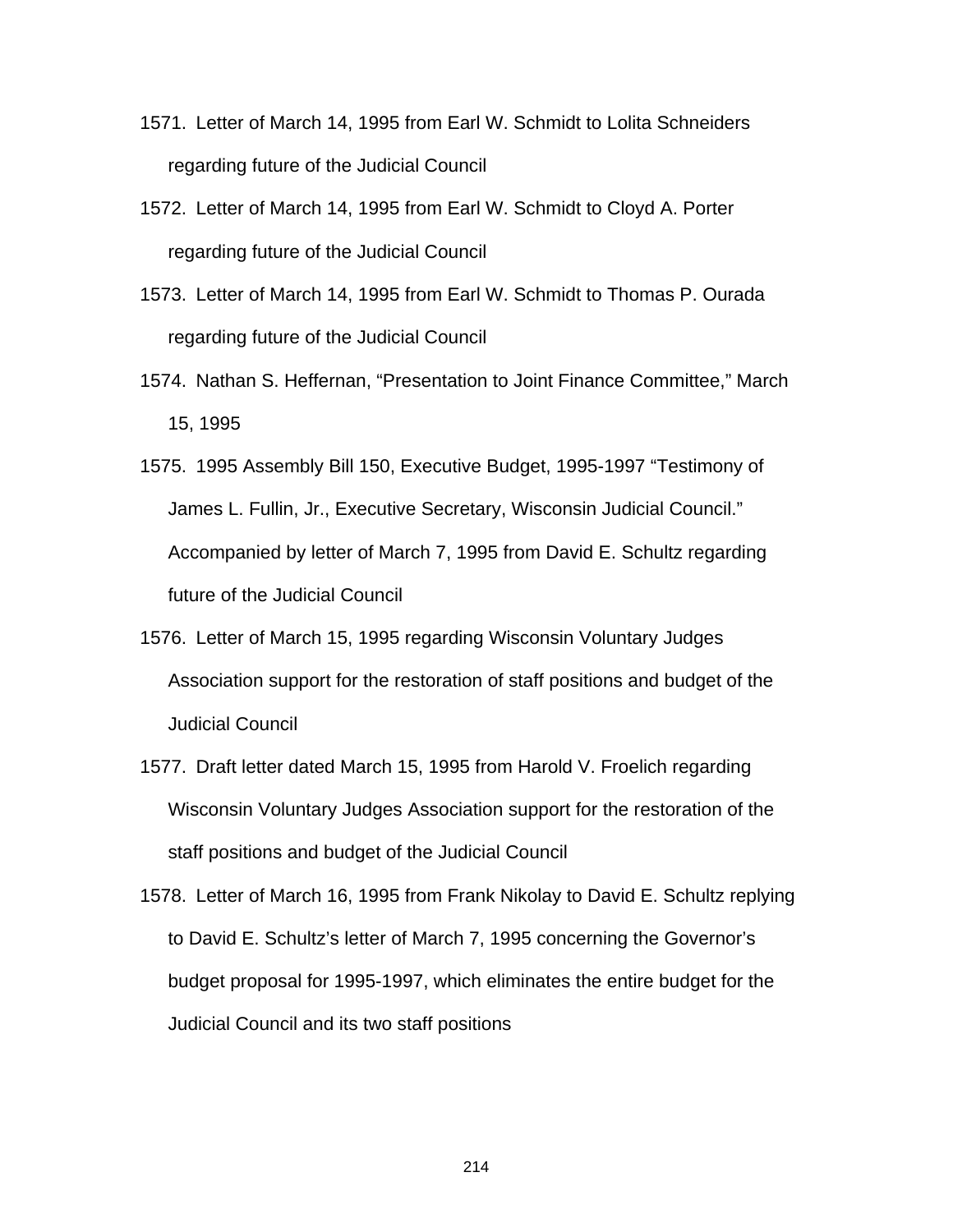1571. Letter of March 14, 1995 from Earl W. Schmidt to Lolita Schneiders regarding future of the Judicial Council

1572. Letter of March 14, 1995 from Earl W. Schmidt to Cloyd A. Porter regarding future of the Judicial Council

1573. Letter of March 14, 1995 from Earl W. Schmidt to Thomas P. Ourada regarding future of the Judicial Council

1574. Nathan S. Heffernan, “Presentation to Joint Finance Committee,” March 15, 1995

1575. 1995 Assembly Bill 150, Executive Budget, 1995-1997 “Testimony of James L. Fullin, Jr., Executive Secretary, Wisconsin Judicial Council.” Accompanied by letter of March 7, 1995 from David E. Schultz regarding future of the Judicial Council

1576. Letter of March 15, 1995 regarding Wisconsin Voluntary Judges Association support for the restoration of staff positions and budget of the Judicial Council

1577. Draft letter dated March 15, 1995 from Harold V. Froelich regarding Wisconsin Voluntary Judges Association support for the restoration of the staff positions and budget of the Judicial Council

1578. Letter of March 16, 1995 from Frank Nikolay to David E. Schultz replying to David E. Schultz’s letter of March 7, 1995 concerning the Governor’s budget proposal for 1995-1997, which eliminates the entire budget for the Judicial Council and its two staff positions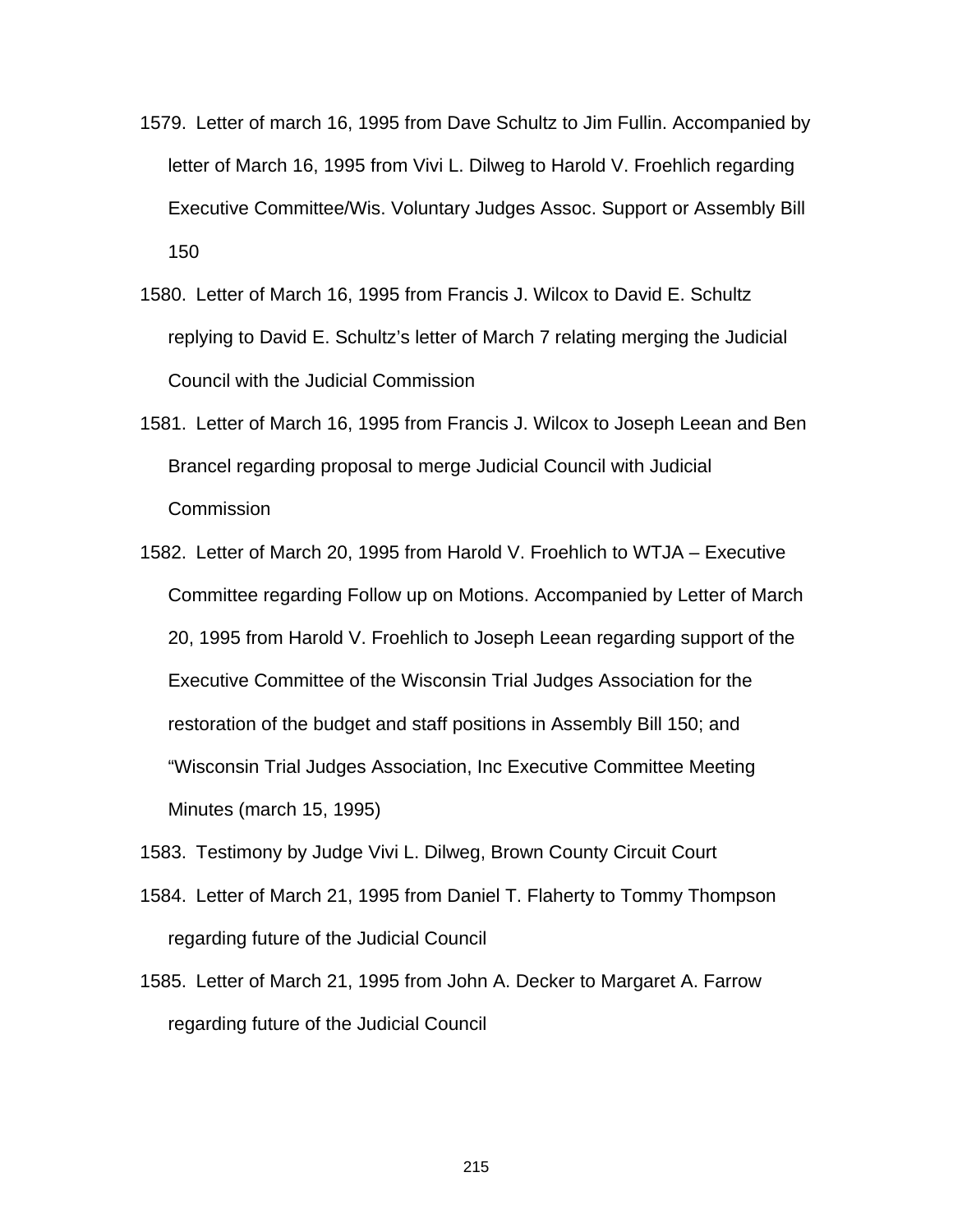1579. Letter of march 16, 1995 from Dave Schultz to Jim Fullin. Accompanied by letter of March 16, 1995 from Vivi L. Dilweg to Harold V. Froehlich regarding Executive Committee/Wis. Voluntary Judges Assoc. Support or Assembly Bill 150

1580. Letter of March 16, 1995 from Francis J. Wilcox to David E. Schultz replying to David E. Schultz's letter of March 7 relating merging the Judicial Council with the Judicial Commission

1581. Letter of March 16, 1995 from Francis J. Wilcox to Joseph Leean and Ben Brancel regarding proposal to merge Judicial Council with Judicial Commission

1582. Letter of March 20, 1995 from Harold V. Froehlich to WTJA – Executive Committee regarding Follow up on Motions. Accompanied by Letter of March 20, 1995 from Harold V. Froehlich to Joseph Leean regarding support of the Executive Committee of the Wisconsin Trial Judges Association for the restoration of the budget and staff positions in Assembly Bill 150; and "Wisconsin Trial Judges Association, Inc Executive Committee Meeting Minutes (march 15, 1995)

1583. Testimony by Judge Vivi L. Dilweg, Brown County Circuit Court

1584. Letter of March 21, 1995 from Daniel T. Flaherty to Tommy Thompson regarding future of the Judicial Council

1585. Letter of March 21, 1995 from John A. Decker to Margaret A. Farrow regarding future of the Judicial Council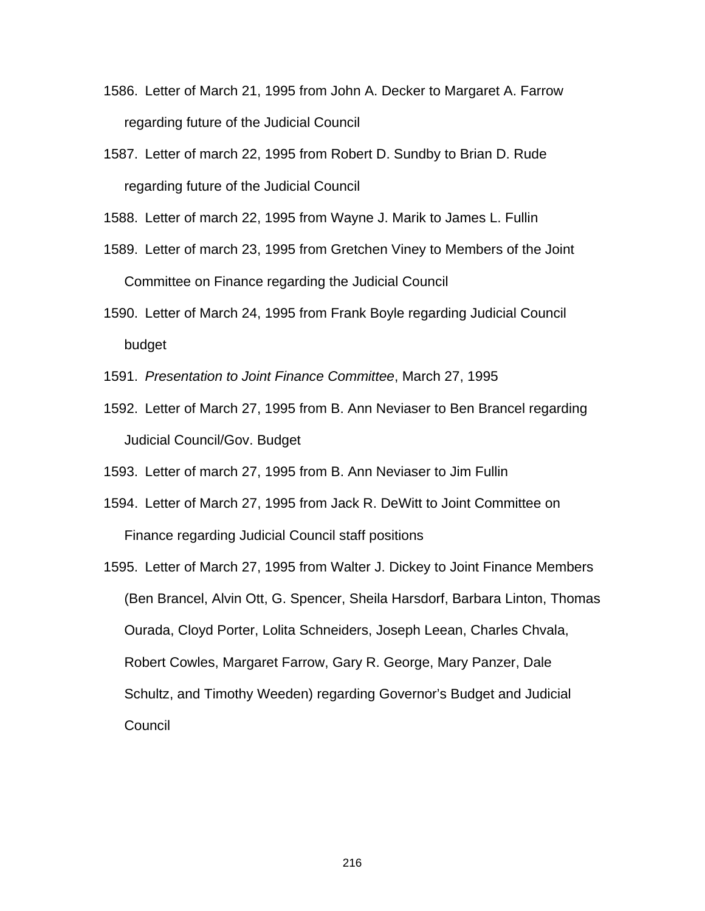1586. Letter of March 21, 1995 from John A. Decker to Margaret A. Farrow regarding future of the Judicial Council

1587. Letter of march 22, 1995 from Robert D. Sundby to Brian D. Rude regarding future of the Judicial Council

1588. Letter of march 22, 1995 from Wayne J. Marik to James L. Fullin

1589. Letter of march 23, 1995 from Gretchen Viney to Members of the Joint Committee on Finance regarding the Judicial Council

1590. Letter of March 24, 1995 from Frank Boyle regarding Judicial Council budget

1591. *Presentation to Joint Finance Committee*, March 27, 1995

1592. Letter of March 27, 1995 from B. Ann Neviaser to Ben Brancel regarding Judicial Council/Gov. Budget

1593. Letter of march 27, 1995 from B. Ann Neviaser to Jim Fullin

1594. Letter of March 27, 1995 from Jack R. DeWitt to Joint Committee on Finance regarding Judicial Council staff positions

1595. Letter of March 27, 1995 from Walter J. Dickey to Joint Finance Members (Ben Brancel, Alvin Ott, G. Spencer, Sheila Harsdorf, Barbara Linton, Thomas Ourada, Cloyd Porter, Lolita Schneiders, Joseph Leean, Charles Chvala, Robert Cowles, Margaret Farrow, Gary R. George, Mary Panzer, Dale Schultz, and Timothy Weeden) regarding Governor's Budget and Judicial Council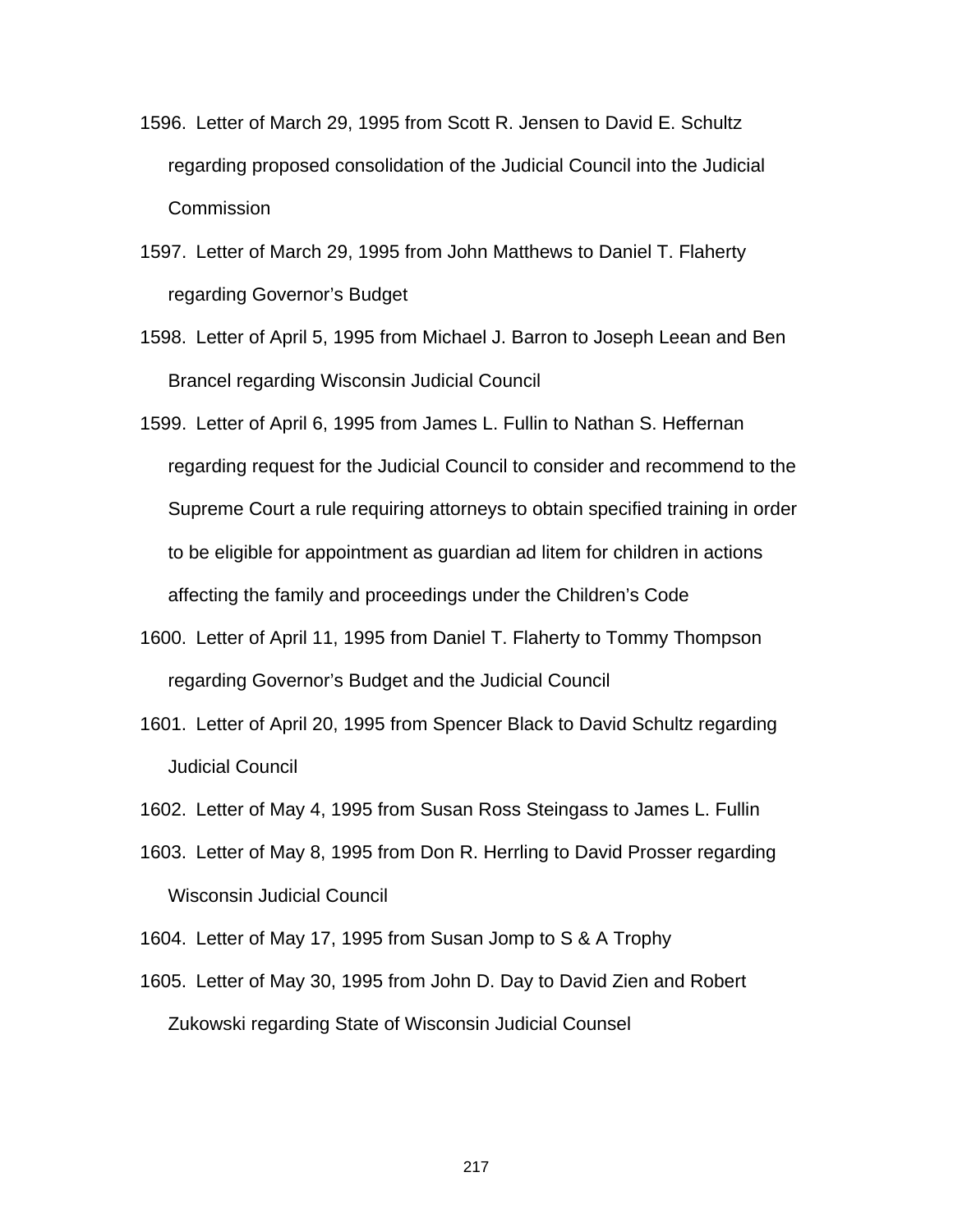1596. Letter of March 29, 1995 from Scott R. Jensen to David E. Schultz regarding proposed consolidation of the Judicial Council into the Judicial Commission

1597. Letter of March 29, 1995 from John Matthews to Daniel T. Flaherty regarding Governor's Budget

1598. Letter of April 5, 1995 from Michael J. Barron to Joseph Leean and Ben Brancel regarding Wisconsin Judicial Council

1599. Letter of April 6, 1995 from James L. Fullin to Nathan S. Heffernan regarding request for the Judicial Council to consider and recommend to the Supreme Court a rule requiring attorneys to obtain specified training in order to be eligible for appointment as guardian ad litem for children in actions affecting the family and proceedings under the Children's Code

1600. Letter of April 11, 1995 from Daniel T. Flaherty to Tommy Thompson regarding Governor's Budget and the Judicial Council

1601. Letter of April 20, 1995 from Spencer Black to David Schultz regarding Judicial Council

1602. Letter of May 4, 1995 from Susan Ross Steingass to James L. Fullin

1603. Letter of May 8, 1995 from Don R. Herrling to David Prosser regarding Wisconsin Judicial Council

1604. Letter of May 17, 1995 from Susan Jomp to S & A Trophy

1605. Letter of May 30, 1995 from John D. Day to David Zien and Robert Zukowski regarding State of Wisconsin Judicial Counsel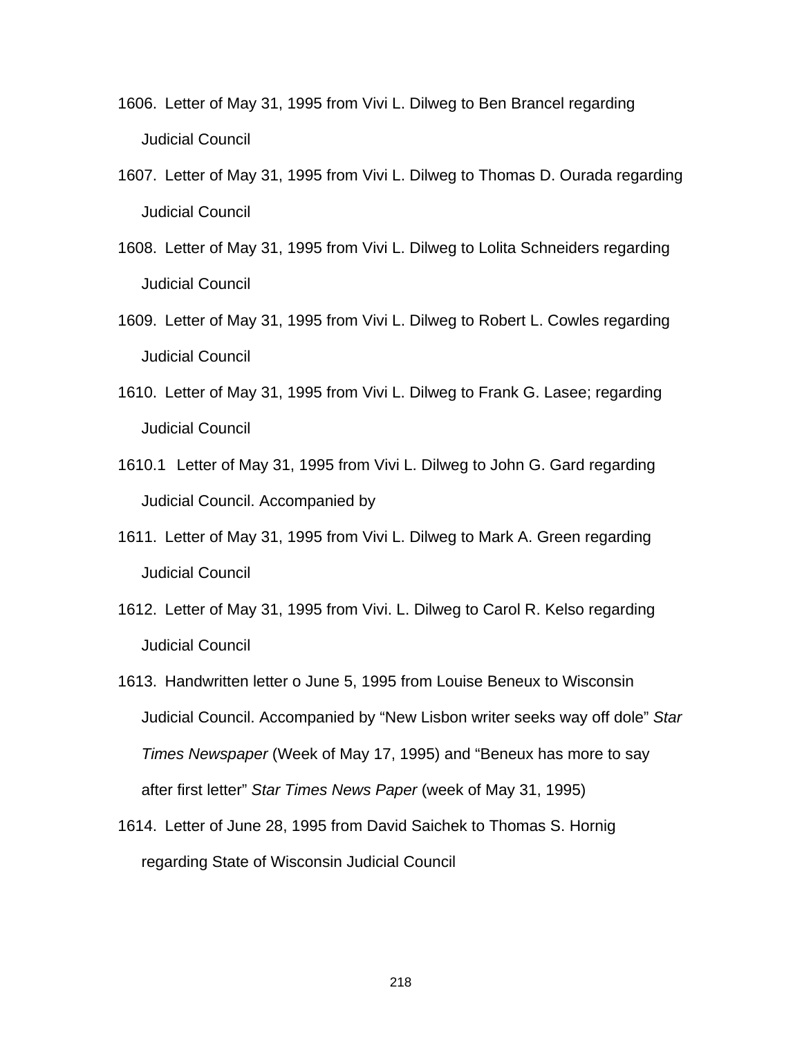1606. Letter of May 31, 1995 from Vivi L. Dilweg to Ben Brancel regarding Judicial Council

1607. Letter of May 31, 1995 from Vivi L. Dilweg to Thomas D. Ourada regarding Judicial Council

1608. Letter of May 31, 1995 from Vivi L. Dilweg to Lolita Schneiders regarding Judicial Council

1609. Letter of May 31, 1995 from Vivi L. Dilweg to Robert L. Cowles regarding Judicial Council

1610. Letter of May 31, 1995 from Vivi L. Dilweg to Frank G. Lasee; regarding Judicial Council

1610.1 Letter of May 31, 1995 from Vivi L. Dilweg to John G. Gard regarding Judicial Council. Accompanied by

1611. Letter of May 31, 1995 from Vivi L. Dilweg to Mark A. Green regarding Judicial Council

1612. Letter of May 31, 1995 from Vivi. L. Dilweg to Carol R. Kelso regarding Judicial Council

1613. Handwritten letter o June 5, 1995 from Louise Beneux to Wisconsin Judicial Council. Accompanied by "New Lisbon writer seeks way off dole" *Star Times Newspaper* (Week of May 17, 1995) and "Beneux has more to say after first letter" *Star Times News Paper* (week of May 31, 1995)

1614. Letter of June 28, 1995 from David Saichek to Thomas S. Hornig regarding State of Wisconsin Judicial Council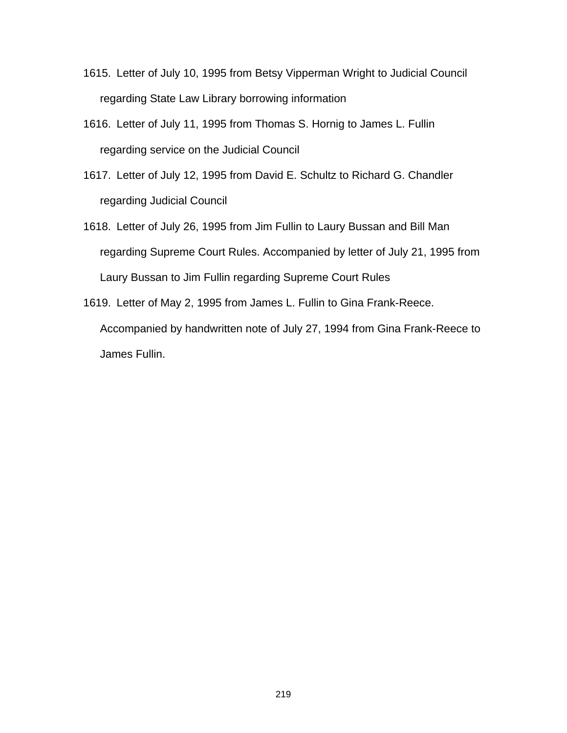1615. Letter of July 10, 1995 from Betsy Vipperman Wright to Judicial Council regarding State Law Library borrowing information

1616. Letter of July 11, 1995 from Thomas S. Hornig to James L. Fullin regarding service on the Judicial Council

1617. Letter of July 12, 1995 from David E. Schultz to Richard G. Chandler regarding Judicial Council

1618. Letter of July 26, 1995 from Jim Fullin to Laury Bussan and Bill Man regarding Supreme Court Rules. Accompanied by letter of July 21, 1995 from Laury Bussan to Jim Fullin regarding Supreme Court Rules

1619. Letter of May 2, 1995 from James L. Fullin to Gina Frank-Reece. Accompanied by handwritten note of July 27, 1994 from Gina Frank-Reece to James Fullin.